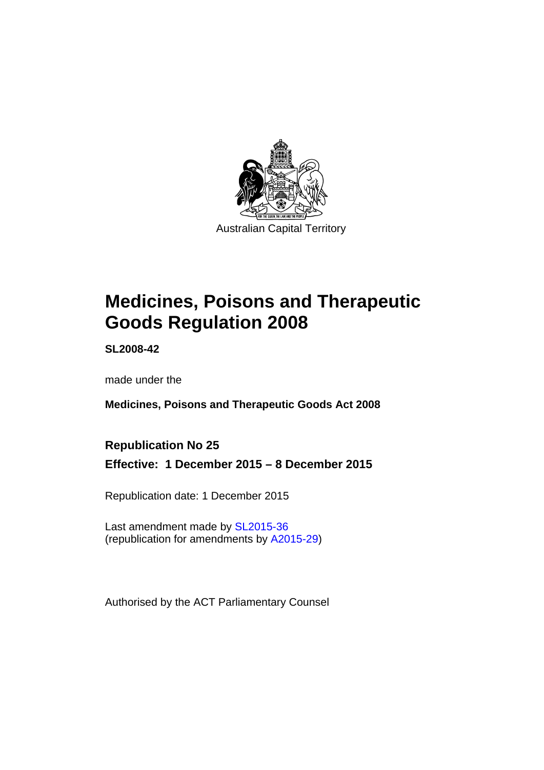Australian Capital Territory

# Medicines, Poisons and Therapeutic Goods Regulation 2008

**SL2008-42**

made under the

**Medicines, Poisons and Therapeutic Goods Act 2008**

**Republication No 25**

**Effective: 1 December 2015 – 8 December 2015**

Republication date: 1 December 2015

Last amendment made by SL2015-36
(republication for amendments by A2015-29)

Authorised by the ACT Parliamentary Counsel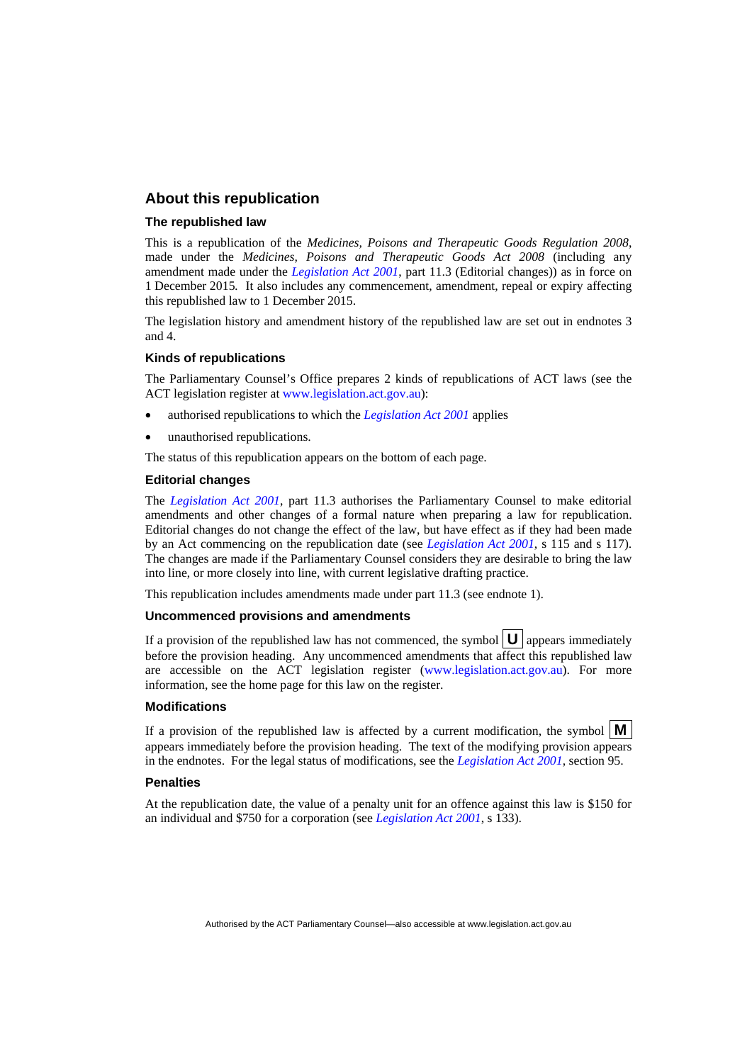## About this republication

### The republished law

This is a republication of the *Medicines, Poisons and Therapeutic Goods Regulation 2008*, made under the *Medicines, Poisons and Therapeutic Goods Act 2008* (including any amendment made under the *Legislation Act 2001*, part 11.3 (Editorial changes)) as in force on 1 December 2015*.* It also includes any commencement, amendment, repeal or expiry affecting this republished law to 1 December 2015.

The legislation history and amendment history of the republished law are set out in endnotes 3 and 4.

### Kinds of republications

The Parliamentary Counsel's Office prepares 2 kinds of republications of ACT laws (see the ACT legislation register at www.legislation.act.gov.au):

- authorised republications to which the *Legislation Act 2001* applies
- unauthorised republications.

The status of this republication appears on the bottom of each page.

### Editorial changes

The *Legislation Act 2001*, part 11.3 authorises the Parliamentary Counsel to make editorial amendments and other changes of a formal nature when preparing a law for republication. Editorial changes do not change the effect of the law, but have effect as if they had been made by an Act commencing on the republication date (see *Legislation Act 2001*, s 115 and s 117). The changes are made if the Parliamentary Counsel considers they are desirable to bring the law into line, or more closely into line, with current legislative drafting practice.

This republication includes amendments made under part 11.3 (see endnote 1).

### Uncommenced provisions and amendments

If a provision of the republished law has not commenced, the symbol **U** appears immediately before the provision heading. Any uncommenced amendments that affect this republished law are accessible on the ACT legislation register (www.legislation.act.gov.au). For more information, see the home page for this law on the register.

### Modifications

If a provision of the republished law is affected by a current modification, the symbol **M** appears immediately before the provision heading. The text of the modifying provision appears in the endnotes. For the legal status of modifications, see the *Legislation Act 2001*, section 95.

### Penalties

At the republication date, the value of a penalty unit for an offence against this law is $150 for an individual and $750 for a corporation (see *Legislation Act 2001*, s 133).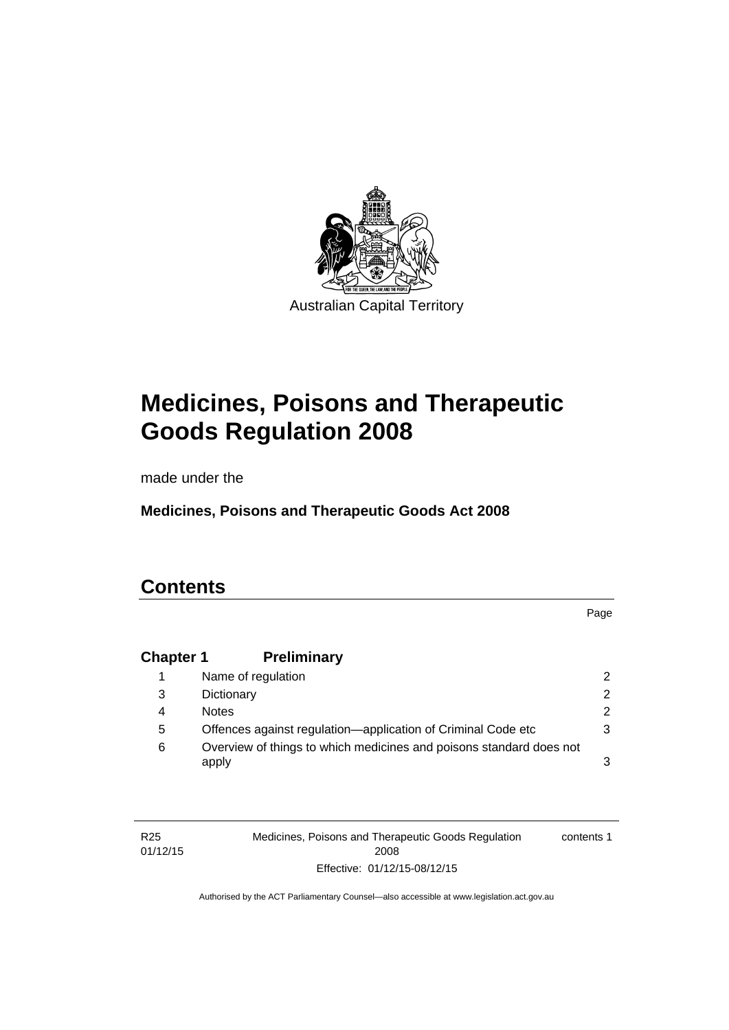Australian Capital Territory

# Medicines, Poisons and Therapeutic Goods Regulation 2008

made under the

**Medicines, Poisons and Therapeutic Goods Act 2008**

# Contents

| | | Page |
|---|---|---|
| **Chapter 1** | **Preliminary** | |
| 1 | Name of regulation | 2 |
| 3 | Dictionary | 2 |
| 4 | Notes | 2 |
| 5 | Offences against regulation—application of Criminal Code etc | 3 |
| 6 | Overview of things to which medicines and poisons standard does not apply | 3 |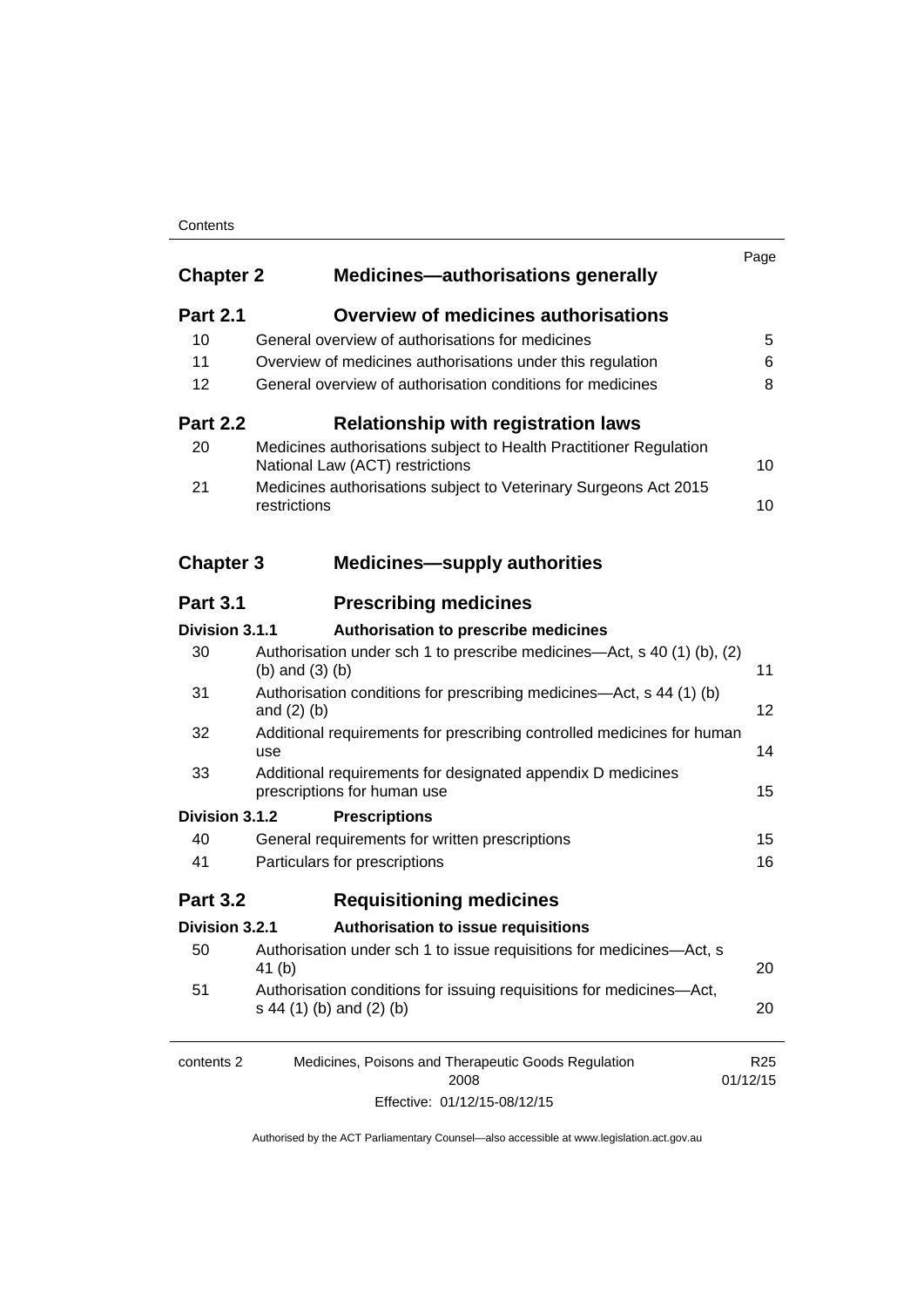| | | Page |
|---|---|---|
| **Chapter 2** | **Medicines—authorisations generally** | |
| **Part 2.1** | **Overview of medicines authorisations** | |
| 10 | General overview of authorisations for medicines | 5 |
| 11 | Overview of medicines authorisations under this regulation | 6 |
| 12 | General overview of authorisation conditions for medicines | 8 |
| **Part 2.2** | **Relationship with registration laws** | |
| 20 | Medicines authorisations subject to Health Practitioner Regulation National Law (ACT) restrictions | 10 |
| 21 | Medicines authorisations subject to Veterinary Surgeons Act 2015 restrictions | 10 |
| **Chapter 3** | **Medicines—supply authorities** | |
| **Part 3.1** | **Prescribing medicines** | |
| **Division 3.1.1** | **Authorisation to prescribe medicines** | |
| 30 | Authorisation under sch 1 to prescribe medicines—Act, s 40 (1) (b), (2) (b) and (3) (b) | 11 |
| 31 | Authorisation conditions for prescribing medicines—Act, s 44 (1) (b) and (2) (b) | 12 |
| 32 | Additional requirements for prescribing controlled medicines for human use | 14 |
| 33 | Additional requirements for designated appendix D medicines prescriptions for human use | 15 |
| **Division 3.1.2** | **Prescriptions** | |
| 40 | General requirements for written prescriptions | 15 |
| 41 | Particulars for prescriptions | 16 |
| **Part 3.2** | **Requisitioning medicines** | |
| **Division 3.2.1** | **Authorisation to issue requisitions** | |
| 50 | Authorisation under sch 1 to issue requisitions for medicines—Act, s 41 (b) | 20 |
| 51 | Authorisation conditions for issuing requisitions for medicines—Act, s 44 (1) (b) and (2) (b) | 20 |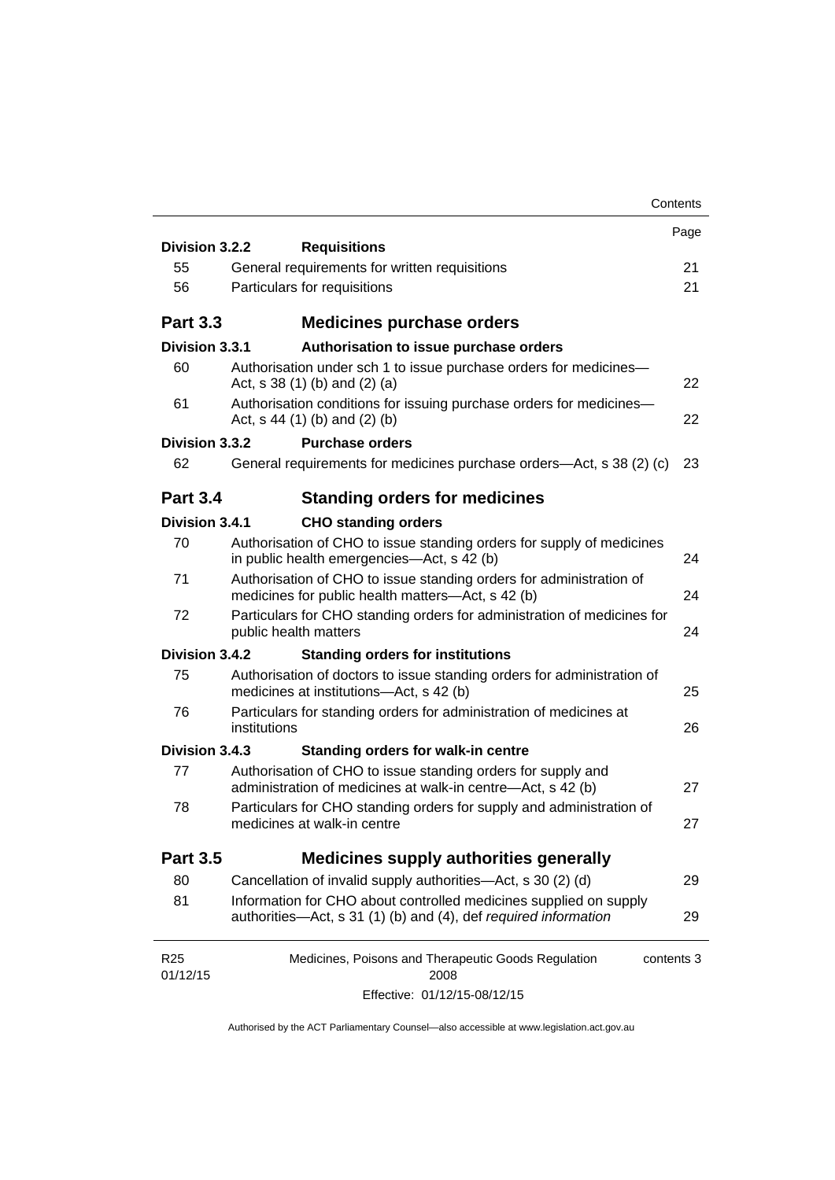| | | Page |
|---|---|---|
| **Division 3.2.2** | **Requisitions** | |
| 55 | General requirements for written requisitions | 21 |
| 56 | Particulars for requisitions | 21 |
| **Part 3.3** | **Medicines purchase orders** | |
| **Division 3.3.1** | **Authorisation to issue purchase orders** | |
| 60 | Authorisation under sch 1 to issue purchase orders for medicines—Act, s 38 (1) (b) and (2) (a) | 22 |
| 61 | Authorisation conditions for issuing purchase orders for medicines—Act, s 44 (1) (b) and (2) (b) | 22 |
| **Division 3.3.2** | **Purchase orders** | |
| 62 | General requirements for medicines purchase orders—Act, s 38 (2) (c) | 23 |
| **Part 3.4** | **Standing orders for medicines** | |
| **Division 3.4.1** | **CHO standing orders** | |
| 70 | Authorisation of CHO to issue standing orders for supply of medicines in public health emergencies—Act, s 42 (b) | 24 |
| 71 | Authorisation of CHO to issue standing orders for administration of medicines for public health matters—Act, s 42 (b) | 24 |
| 72 | Particulars for CHO standing orders for administration of medicines for public health matters | 24 |
| **Division 3.4.2** | **Standing orders for institutions** | |
| 75 | Authorisation of doctors to issue standing orders for administration of medicines at institutions—Act, s 42 (b) | 25 |
| 76 | Particulars for standing orders for administration of medicines at institutions | 26 |
| **Division 3.4.3** | **Standing orders for walk-in centre** | |
| 77 | Authorisation of CHO to issue standing orders for supply and administration of medicines at walk-in centre—Act, s 42 (b) | 27 |
| 78 | Particulars for CHO standing orders for supply and administration of medicines at walk-in centre | 27 |
| **Part 3.5** | **Medicines supply authorities generally** | |
| 80 | Cancellation of invalid supply authorities—Act, s 30 (2) (d) | 29 |
| 81 | Information for CHO about controlled medicines supplied on supply authorities—Act, s 31 (1) (b) and (4), def *required information* | 29 |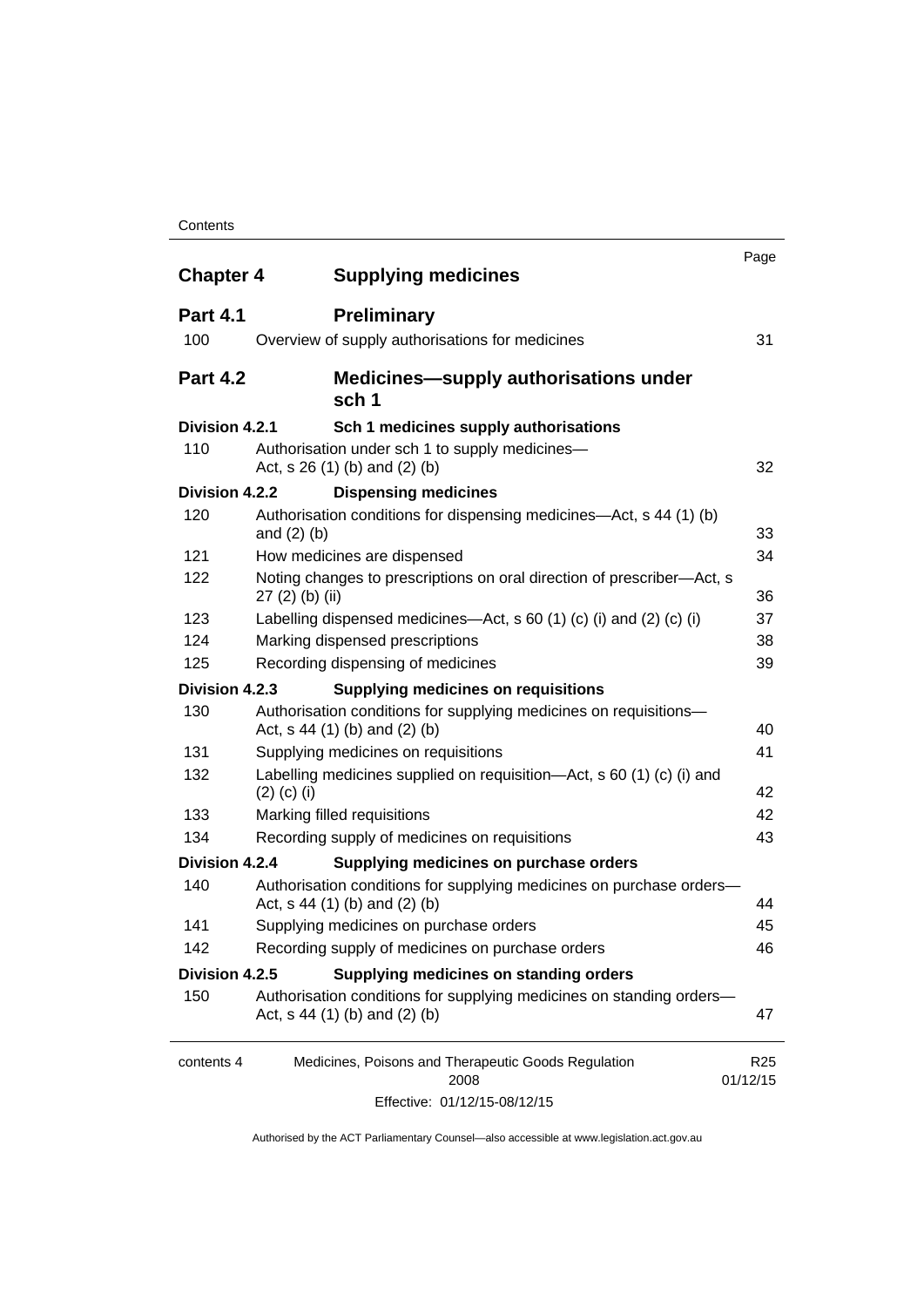| | | Page |
|---|---|---|
| **Chapter 4** | **Supplying medicines** | |
| **Part 4.1** | **Preliminary** | |
| 100 | Overview of supply authorisations for medicines | 31 |
| **Part 4.2** | **Medicines—supply authorisations under sch 1** | |
| **Division 4.2.1** | **Sch 1 medicines supply authorisations** | |
| 110 | Authorisation under sch 1 to supply medicines—Act, s 26 (1) (b) and (2) (b) | 32 |
| **Division 4.2.2** | **Dispensing medicines** | |
| 120 | Authorisation conditions for dispensing medicines—Act, s 44 (1) (b) and (2) (b) | 33 |
| 121 | How medicines are dispensed | 34 |
| 122 | Noting changes to prescriptions on oral direction of prescriber—Act, s 27 (2) (b) (ii) | 36 |
| 123 | Labelling dispensed medicines—Act, s 60 (1) (c) (i) and (2) (c) (i) | 37 |
| 124 | Marking dispensed prescriptions | 38 |
| 125 | Recording dispensing of medicines | 39 |
| **Division 4.2.3** | **Supplying medicines on requisitions** | |
| 130 | Authorisation conditions for supplying medicines on requisitions—Act, s 44 (1) (b) and (2) (b) | 40 |
| 131 | Supplying medicines on requisitions | 41 |
| 132 | Labelling medicines supplied on requisition—Act, s 60 (1) (c) (i) and (2) (c) (i) | 42 |
| 133 | Marking filled requisitions | 42 |
| 134 | Recording supply of medicines on requisitions | 43 |
| **Division 4.2.4** | **Supplying medicines on purchase orders** | |
| 140 | Authorisation conditions for supplying medicines on purchase orders—Act, s 44 (1) (b) and (2) (b) | 44 |
| 141 | Supplying medicines on purchase orders | 45 |
| 142 | Recording supply of medicines on purchase orders | 46 |
| **Division 4.2.5** | **Supplying medicines on standing orders** | |
| 150 | Authorisation conditions for supplying medicines on standing orders—Act, s 44 (1) (b) and (2) (b) | 47 |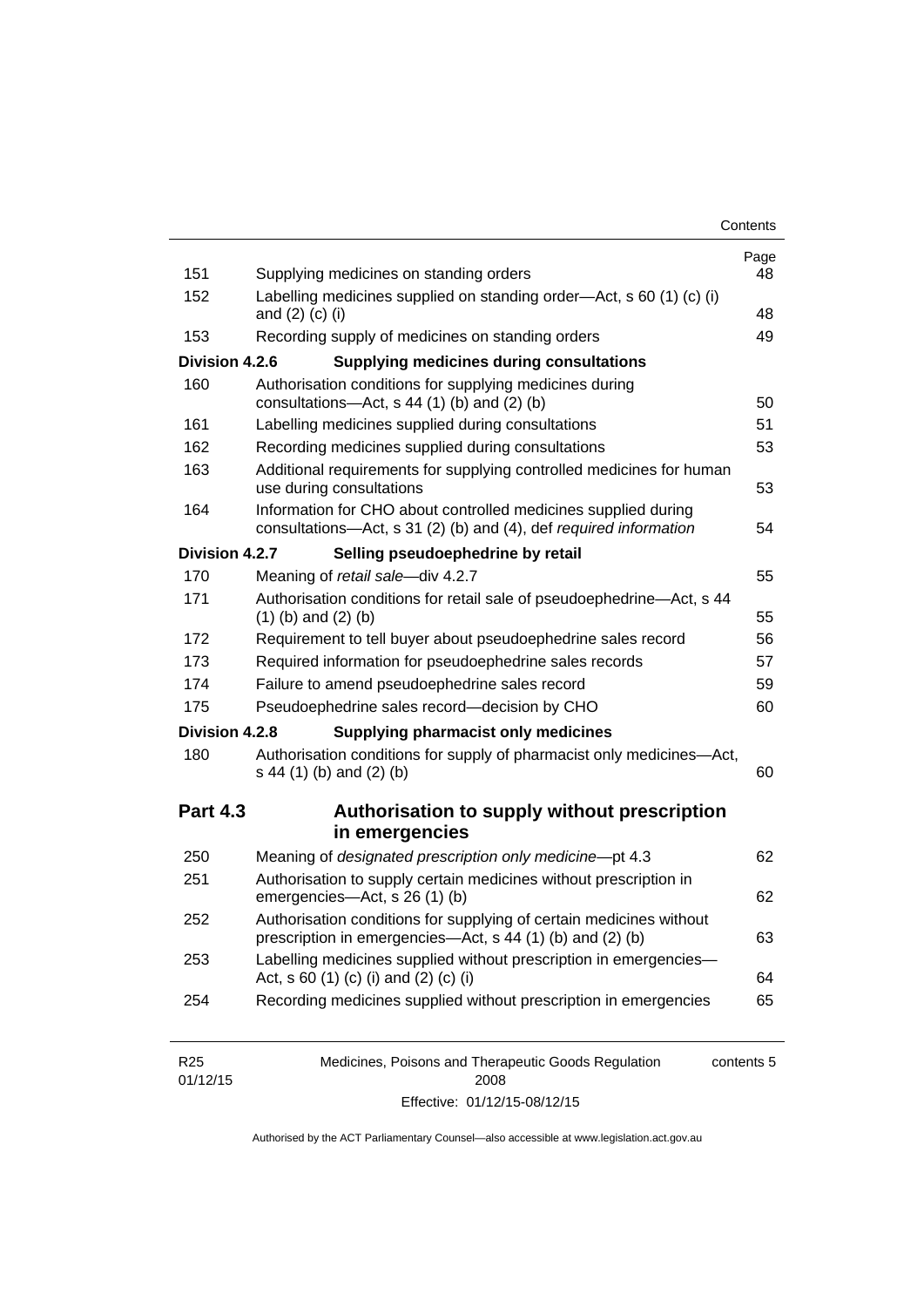| | | Page |
|---|---|---|
| 151 | Supplying medicines on standing orders | 48 |
| 152 | Labelling medicines supplied on standing order—Act, s 60 (1) (c) (i) and (2) (c) (i) | 48 |
| 153 | Recording supply of medicines on standing orders | 49 |
| **Division 4.2.6** | **Supplying medicines during consultations** | |
| 160 | Authorisation conditions for supplying medicines during consultations—Act, s 44 (1) (b) and (2) (b) | 50 |
| 161 | Labelling medicines supplied during consultations | 51 |
| 162 | Recording medicines supplied during consultations | 53 |
| 163 | Additional requirements for supplying controlled medicines for human use during consultations | 53 |
| 164 | Information for CHO about controlled medicines supplied during consultations—Act, s 31 (2) (b) and (4), def *required information* | 54 |
| **Division 4.2.7** | **Selling pseudoephedrine by retail** | |
| 170 | Meaning of *retail sale*—div 4.2.7 | 55 |
| 171 | Authorisation conditions for retail sale of pseudoephedrine—Act, s 44 (1) (b) and (2) (b) | 55 |
| 172 | Requirement to tell buyer about pseudoephedrine sales record | 56 |
| 173 | Required information for pseudoephedrine sales records | 57 |
| 174 | Failure to amend pseudoephedrine sales record | 59 |
| 175 | Pseudoephedrine sales record—decision by CHO | 60 |
| **Division 4.2.8** | **Supplying pharmacist only medicines** | |
| 180 | Authorisation conditions for supply of pharmacist only medicines—Act, s 44 (1) (b) and (2) (b) | 60 |

## Part 4.3 Authorisation to supply without prescription in emergencies

| | | |
|---|---|---|
| 250 | Meaning of *designated prescription only medicine*—pt 4.3 | 62 |
| 251 | Authorisation to supply certain medicines without prescription in emergencies—Act, s 26 (1) (b) | 62 |
| 252 | Authorisation conditions for supplying of certain medicines without prescription in emergencies—Act, s 44 (1) (b) and (2) (b) | 63 |
| 253 | Labelling medicines supplied without prescription in emergencies—Act, s 60 (1) (c) (i) and (2) (c) (i) | 64 |
| 254 | Recording medicines supplied without prescription in emergencies | 65 |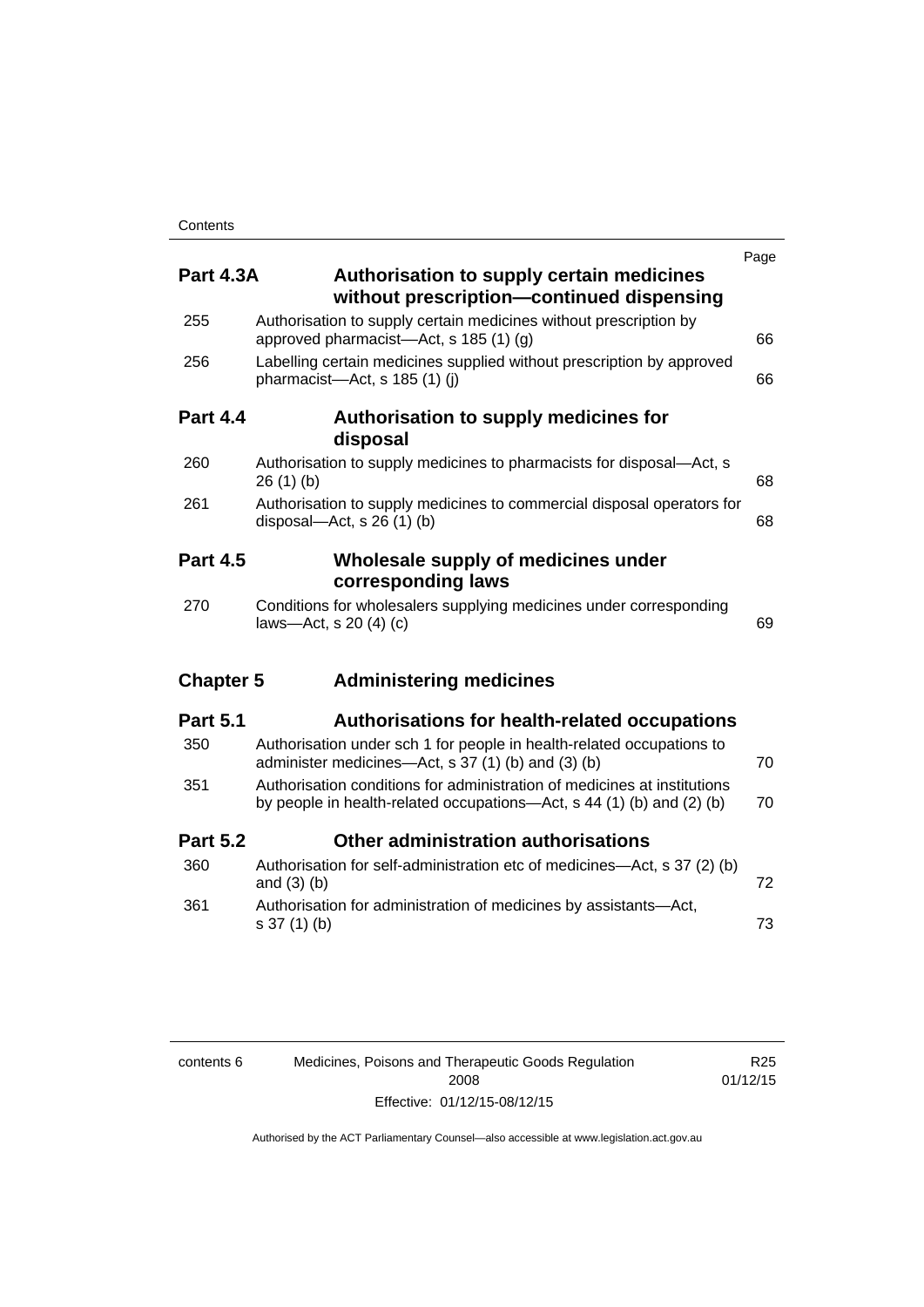| | | Page |
|---|---|---|
| **Part 4.3A** | **Authorisation to supply certain medicines without prescription—continued dispensing** | |
| 255 | Authorisation to supply certain medicines without prescription by approved pharmacist—Act, s 185 (1) (g) | 66 |
| 256 | Labelling certain medicines supplied without prescription by approved pharmacist—Act, s 185 (1) (j) | 66 |
| **Part 4.4** | **Authorisation to supply medicines for disposal** | |
| 260 | Authorisation to supply medicines to pharmacists for disposal—Act, s 26 (1) (b) | 68 |
| 261 | Authorisation to supply medicines to commercial disposal operators for disposal—Act, s 26 (1) (b) | 68 |
| **Part 4.5** | **Wholesale supply of medicines under corresponding laws** | |
| 270 | Conditions for wholesalers supplying medicines under corresponding laws—Act, s 20 (4) (c) | 69 |
| **Chapter 5** | **Administering medicines** | |
| **Part 5.1** | **Authorisations for health-related occupations** | |
| 350 | Authorisation under sch 1 for people in health-related occupations to administer medicines—Act, s 37 (1) (b) and (3) (b) | 70 |
| 351 | Authorisation conditions for administration of medicines at institutions by people in health-related occupations—Act, s 44 (1) (b) and (2) (b) | 70 |
| **Part 5.2** | **Other administration authorisations** | |
| 360 | Authorisation for self-administration etc of medicines—Act, s 37 (2) (b) and (3) (b) | 72 |
| 361 | Authorisation for administration of medicines by assistants—Act, s 37 (1) (b) | 73 |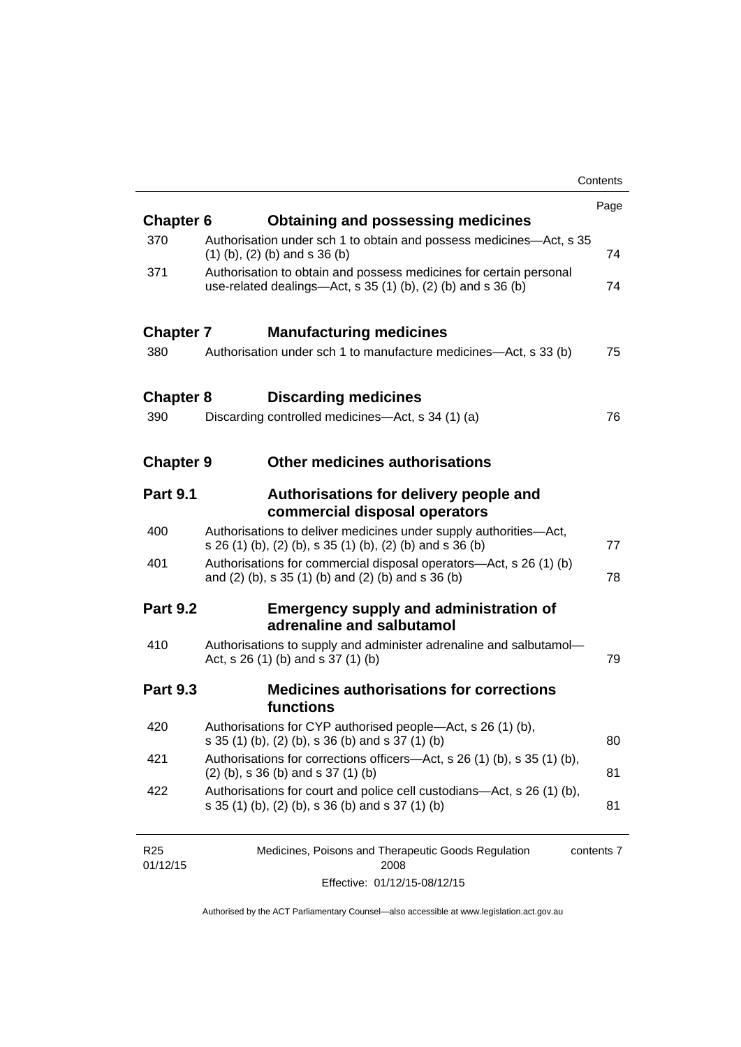| | | Page |
|---|---|---|
| **Chapter 6** | **Obtaining and possessing medicines** | |
| 370 | Authorisation under sch 1 to obtain and possess medicines—Act, s 35 (1) (b), (2) (b) and s 36 (b) | 74 |
| 371 | Authorisation to obtain and possess medicines for certain personal use-related dealings—Act, s 35 (1) (b), (2) (b) and s 36 (b) | 74 |
| **Chapter 7** | **Manufacturing medicines** | |
| 380 | Authorisation under sch 1 to manufacture medicines—Act, s 33 (b) | 75 |
| **Chapter 8** | **Discarding medicines** | |
| 390 | Discarding controlled medicines—Act, s 34 (1) (a) | 76 |
| **Chapter 9** | **Other medicines authorisations** | |
| **Part 9.1** | **Authorisations for delivery people and commercial disposal operators** | |
| 400 | Authorisations to deliver medicines under supply authorities—Act, s 26 (1) (b), (2) (b), s 35 (1) (b), (2) (b) and s 36 (b) | 77 |
| 401 | Authorisations for commercial disposal operators—Act, s 26 (1) (b) and (2) (b), s 35 (1) (b) and (2) (b) and s 36 (b) | 78 |
| **Part 9.2** | **Emergency supply and administration of adrenaline and salbutamol** | |
| 410 | Authorisations to supply and administer adrenaline and salbutamol—Act, s 26 (1) (b) and s 37 (1) (b) | 79 |
| **Part 9.3** | **Medicines authorisations for corrections functions** | |
| 420 | Authorisations for CYP authorised people—Act, s 26 (1) (b), s 35 (1) (b), (2) (b), s 36 (b) and s 37 (1) (b) | 80 |
| 421 | Authorisations for corrections officers—Act, s 26 (1) (b), s 35 (1) (b), (2) (b), s 36 (b) and s 37 (1) (b) | 81 |
| 422 | Authorisations for court and police cell custodians—Act, s 26 (1) (b), s 35 (1) (b), (2) (b), s 36 (b) and s 37 (1) (b) | 81 |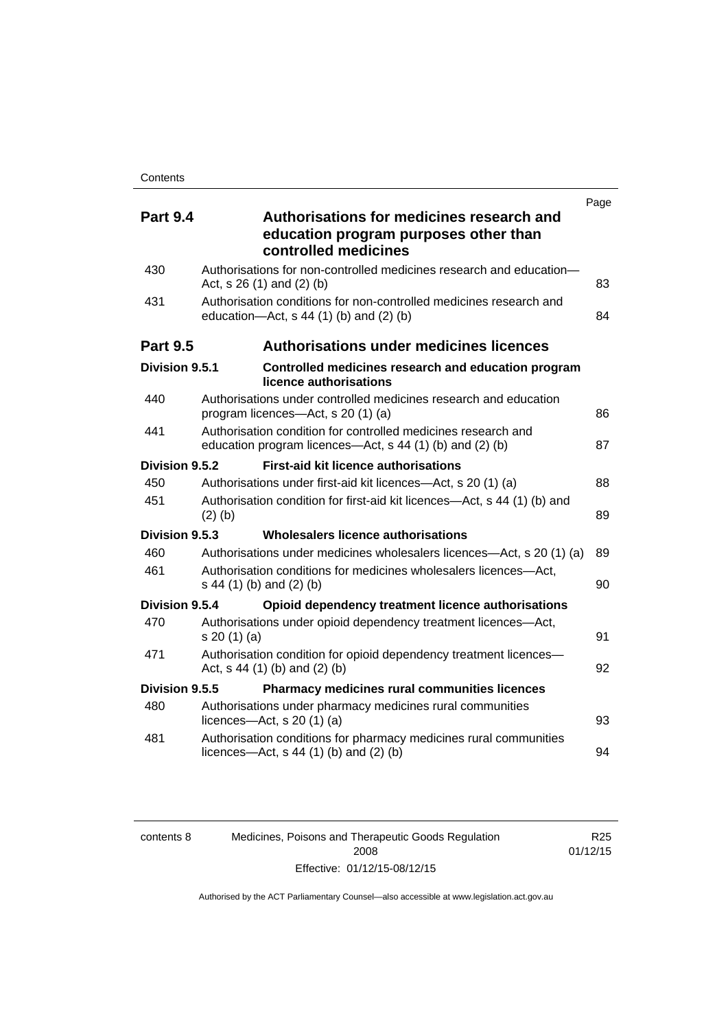| | | Page |
|---|---|---|
| **Part 9.4** | **Authorisations for medicines research and education program purposes other than controlled medicines** | |
| 430 | Authorisations for non-controlled medicines research and education—Act, s 26 (1) and (2) (b) | 83 |
| 431 | Authorisation conditions for non-controlled medicines research and education—Act, s 44 (1) (b) and (2) (b) | 84 |
| **Part 9.5** | **Authorisations under medicines licences** | |
| **Division 9.5.1** | **Controlled medicines research and education program licence authorisations** | |
| 440 | Authorisations under controlled medicines research and education program licences—Act, s 20 (1) (a) | 86 |
| 441 | Authorisation condition for controlled medicines research and education program licences—Act, s 44 (1) (b) and (2) (b) | 87 |
| **Division 9.5.2** | **First-aid kit licence authorisations** | |
| 450 | Authorisations under first-aid kit licences—Act, s 20 (1) (a) | 88 |
| 451 | Authorisation condition for first-aid kit licences—Act, s 44 (1) (b) and (2) (b) | 89 |
| **Division 9.5.3** | **Wholesalers licence authorisations** | |
| 460 | Authorisations under medicines wholesalers licences—Act, s 20 (1) (a) | 89 |
| 461 | Authorisation conditions for medicines wholesalers licences—Act, s 44 (1) (b) and (2) (b) | 90 |
| **Division 9.5.4** | **Opioid dependency treatment licence authorisations** | |
| 470 | Authorisations under opioid dependency treatment licences—Act, s 20 (1) (a) | 91 |
| 471 | Authorisation condition for opioid dependency treatment licences—Act, s 44 (1) (b) and (2) (b) | 92 |
| **Division 9.5.5** | **Pharmacy medicines rural communities licences** | |
| 480 | Authorisations under pharmacy medicines rural communities licences—Act, s 20 (1) (a) | 93 |
| 481 | Authorisation conditions for pharmacy medicines rural communities licences—Act, s 44 (1) (b) and (2) (b) | 94 |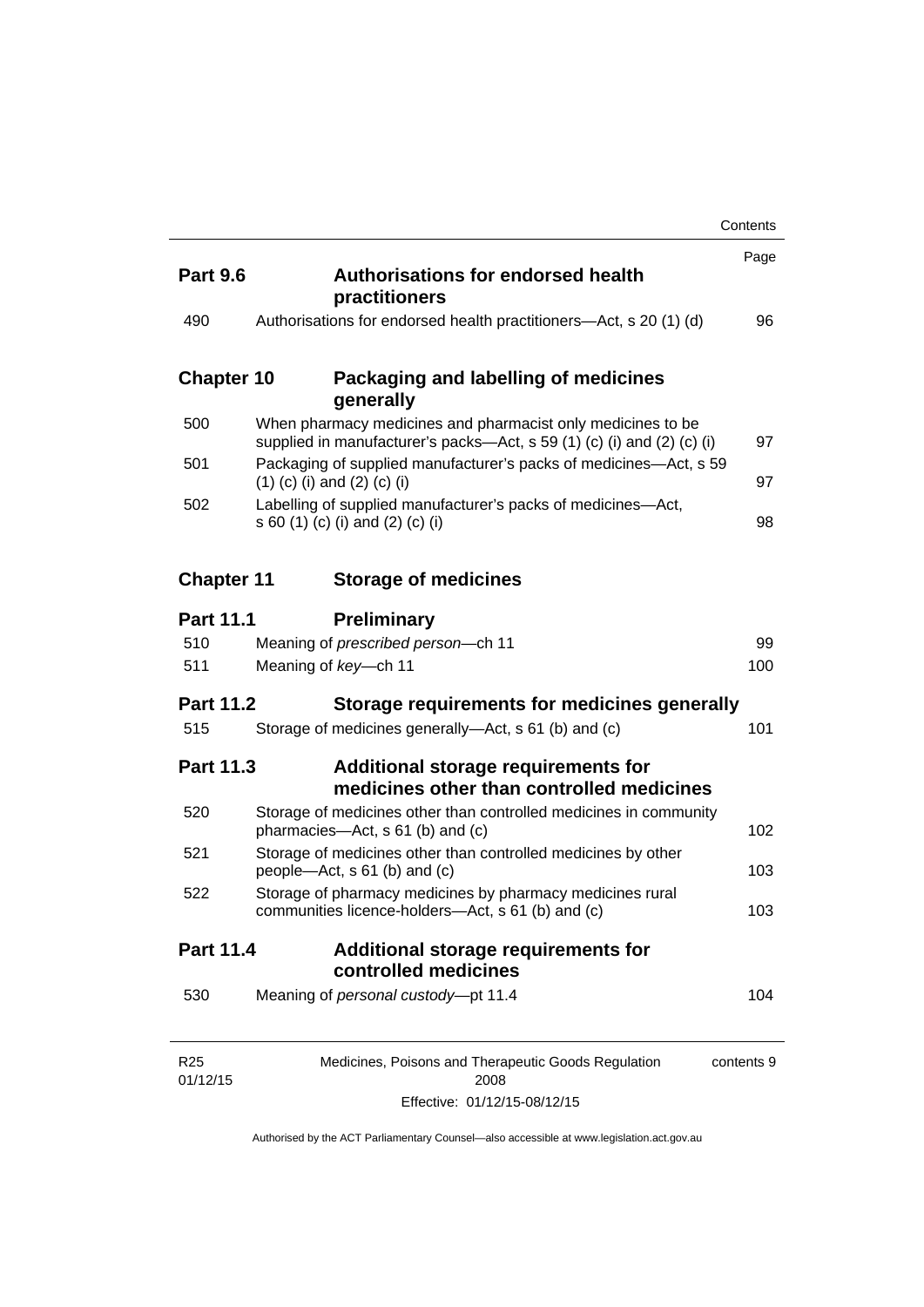| | | Page |
|---|---|---|
| **Part 9.6** | **Authorisations for endorsed health practitioners** | |
| 490 | Authorisations for endorsed health practitioners—Act, s 20 (1) (d) | 96 |
| **Chapter 10** | **Packaging and labelling of medicines generally** | |
| 500 | When pharmacy medicines and pharmacist only medicines to be supplied in manufacturer's packs—Act, s 59 (1) (c) (i) and (2) (c) (i) | 97 |
| 501 | Packaging of supplied manufacturer's packs of medicines—Act, s 59 (1) (c) (i) and (2) (c) (i) | 97 |
| 502 | Labelling of supplied manufacturer's packs of medicines—Act, s 60 (1) (c) (i) and (2) (c) (i) | 98 |
| **Chapter 11** | **Storage of medicines** | |
| **Part 11.1** | **Preliminary** | |
| 510 | Meaning of *prescribed person*—ch 11 | 99 |
| 511 | Meaning of *key*—ch 11 | 100 |
| **Part 11.2** | **Storage requirements for medicines generally** | |
| 515 | Storage of medicines generally—Act, s 61 (b) and (c) | 101 |
| **Part 11.3** | **Additional storage requirements for medicines other than controlled medicines** | |
| 520 | Storage of medicines other than controlled medicines in community pharmacies—Act, s 61 (b) and (c) | 102 |
| 521 | Storage of medicines other than controlled medicines by other people—Act, s 61 (b) and (c) | 103 |
| 522 | Storage of pharmacy medicines by pharmacy medicines rural communities licence-holders—Act, s 61 (b) and (c) | 103 |
| **Part 11.4** | **Additional storage requirements for controlled medicines** | |
| 530 | Meaning of *personal custody*—pt 11.4 | 104 |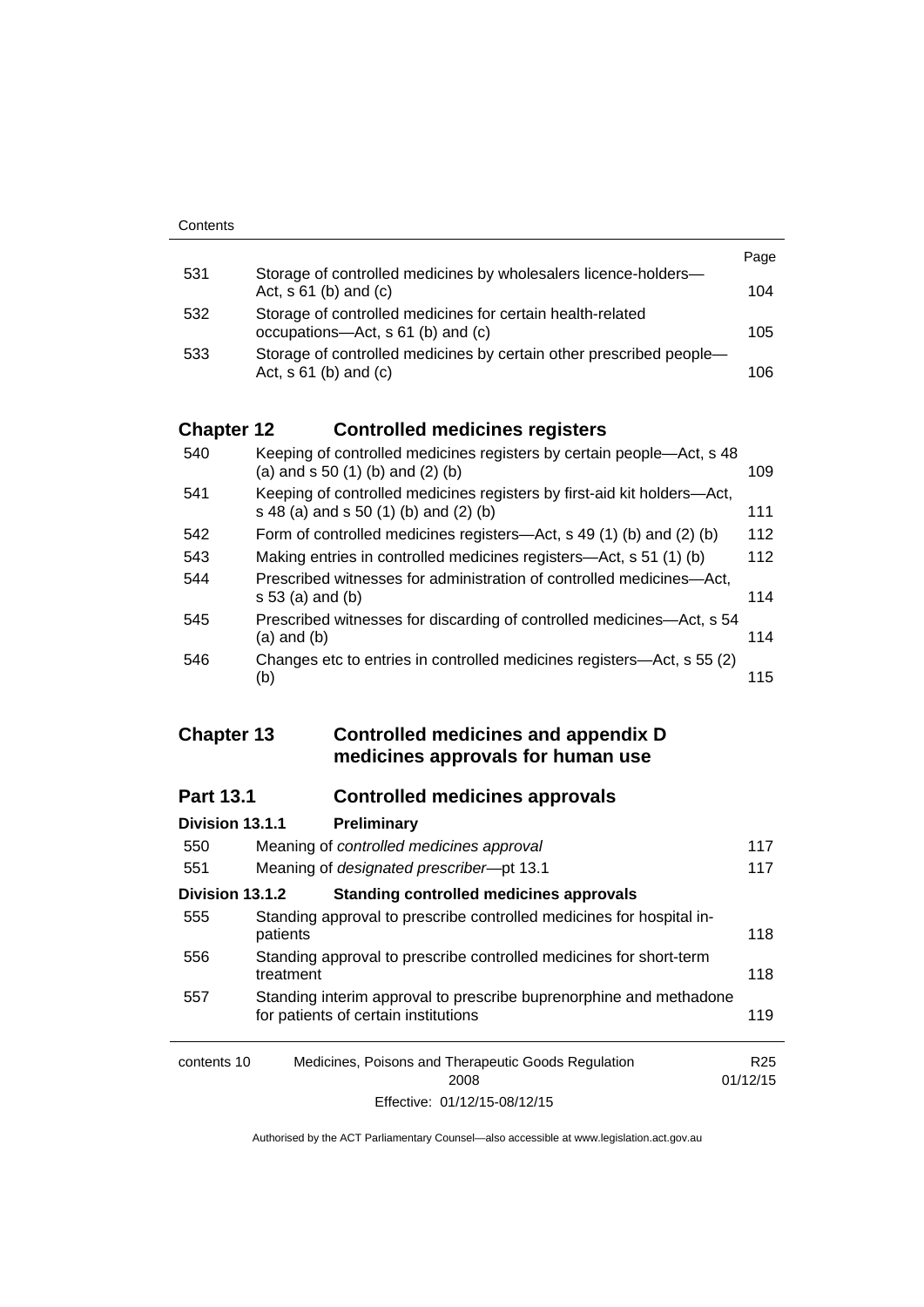| | | Page |
|---|---|---|
| 531 | Storage of controlled medicines by wholesalers licence-holders—Act, s 61 (b) and (c) | 104 |
| 532 | Storage of controlled medicines for certain health-related occupations—Act, s 61 (b) and (c) | 105 |
| 533 | Storage of controlled medicines by certain other prescribed people—Act, s 61 (b) and (c) | 106 |

## Chapter 12 Controlled medicines registers

| | | |
|---|---|---|
| 540 | Keeping of controlled medicines registers by certain people—Act, s 48 (a) and s 50 (1) (b) and (2) (b) | 109 |
| 541 | Keeping of controlled medicines registers by first-aid kit holders—Act, s 48 (a) and s 50 (1) (b) and (2) (b) | 111 |
| 542 | Form of controlled medicines registers—Act, s 49 (1) (b) and (2) (b) | 112 |
| 543 | Making entries in controlled medicines registers—Act, s 51 (1) (b) | 112 |
| 544 | Prescribed witnesses for administration of controlled medicines—Act, s 53 (a) and (b) | 114 |
| 545 | Prescribed witnesses for discarding of controlled medicines—Act, s 54 (a) and (b) | 114 |
| 546 | Changes etc to entries in controlled medicines registers—Act, s 55 (2) (b) | 115 |

## Chapter 13 Controlled medicines and appendix D medicines approvals for human use

### Part 13.1 Controlled medicines approvals

#### Division 13.1.1 Preliminary

| | | |
|---|---|---|
| 550 | Meaning of *controlled medicines approval* | 117 |
| 551 | Meaning of *designated prescriber*—pt 13.1 | 117 |

#### Division 13.1.2 Standing controlled medicines approvals

| | | |
|---|---|---|
| 555 | Standing approval to prescribe controlled medicines for hospital in-patients | 118 |
| 556 | Standing approval to prescribe controlled medicines for short-term treatment | 118 |
| 557 | Standing interim approval to prescribe buprenorphine and methadone for patients of certain institutions | 119 |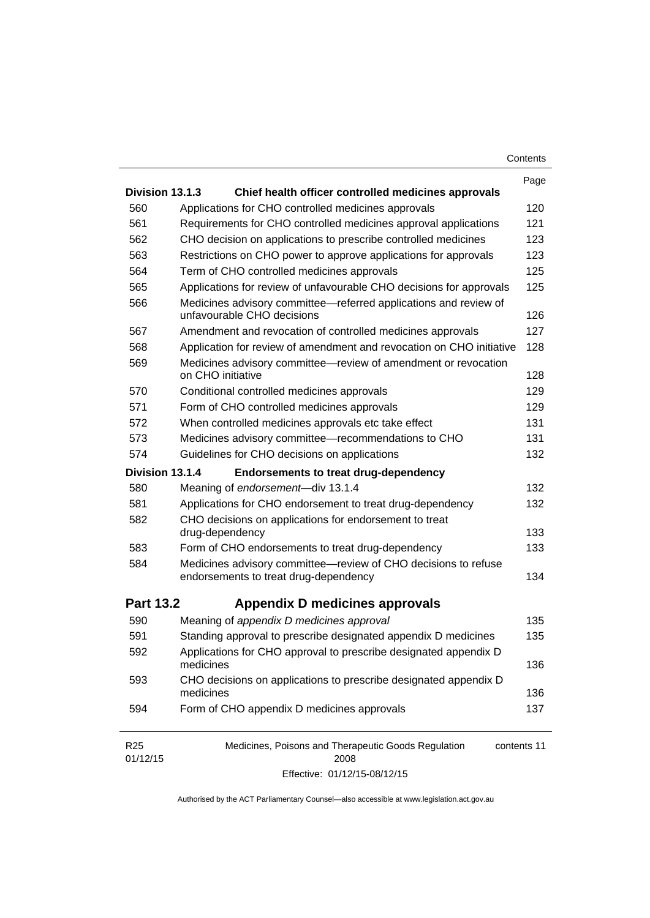| | | Page |
|---|---|---|
| **Division 13.1.3** | **Chief health officer controlled medicines approvals** | |
| 560 | Applications for CHO controlled medicines approvals | 120 |
| 561 | Requirements for CHO controlled medicines approval applications | 121 |
| 562 | CHO decision on applications to prescribe controlled medicines | 123 |
| 563 | Restrictions on CHO power to approve applications for approvals | 123 |
| 564 | Term of CHO controlled medicines approvals | 125 |
| 565 | Applications for review of unfavourable CHO decisions for approvals | 125 |
| 566 | Medicines advisory committee—referred applications and review of unfavourable CHO decisions | 126 |
| 567 | Amendment and revocation of controlled medicines approvals | 127 |
| 568 | Application for review of amendment and revocation on CHO initiative | 128 |
| 569 | Medicines advisory committee—review of amendment or revocation on CHO initiative | 128 |
| 570 | Conditional controlled medicines approvals | 129 |
| 571 | Form of CHO controlled medicines approvals | 129 |
| 572 | When controlled medicines approvals etc take effect | 131 |
| 573 | Medicines advisory committee—recommendations to CHO | 131 |
| 574 | Guidelines for CHO decisions on applications | 132 |
| **Division 13.1.4** | **Endorsements to treat drug-dependency** | |
| 580 | Meaning of *endorsement*—div 13.1.4 | 132 |
| 581 | Applications for CHO endorsement to treat drug-dependency | 132 |
| 582 | CHO decisions on applications for endorsement to treat drug-dependency | 133 |
| 583 | Form of CHO endorsements to treat drug-dependency | 133 |
| 584 | Medicines advisory committee—review of CHO decisions to refuse endorsements to treat drug-dependency | 134 |
| **Part 13.2** | **Appendix D medicines approvals** | |
| 590 | Meaning of *appendix D medicines approval* | 135 |
| 591 | Standing approval to prescribe designated appendix D medicines | 135 |
| 592 | Applications for CHO approval to prescribe designated appendix D medicines | 136 |
| 593 | CHO decisions on applications to prescribe designated appendix D medicines | 136 |
| 594 | Form of CHO appendix D medicines approvals | 137 |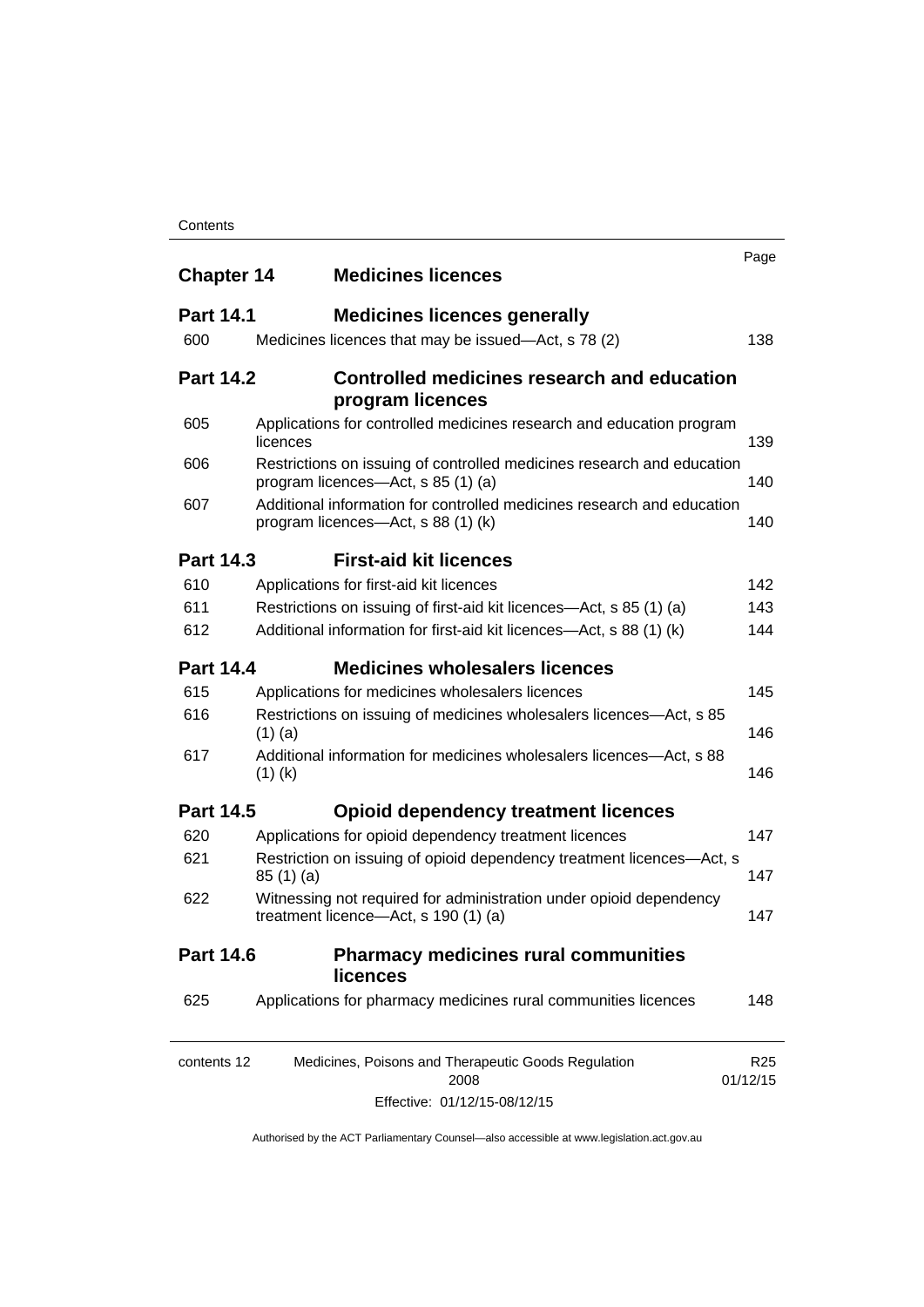| | | Page |
|---|---|---|
| **Chapter 14** | **Medicines licences** | |
| **Part 14.1** | **Medicines licences generally** | |
| 600 | Medicines licences that may be issued—Act, s 78 (2) | 138 |
| **Part 14.2** | **Controlled medicines research and education program licences** | |
| 605 | Applications for controlled medicines research and education program licences | 139 |
| 606 | Restrictions on issuing of controlled medicines research and education program licences—Act, s 85 (1) (a) | 140 |
| 607 | Additional information for controlled medicines research and education program licences—Act, s 88 (1) (k) | 140 |
| **Part 14.3** | **First-aid kit licences** | |
| 610 | Applications for first-aid kit licences | 142 |
| 611 | Restrictions on issuing of first-aid kit licences—Act, s 85 (1) (a) | 143 |
| 612 | Additional information for first-aid kit licences—Act, s 88 (1) (k) | 144 |
| **Part 14.4** | **Medicines wholesalers licences** | |
| 615 | Applications for medicines wholesalers licences | 145 |
| 616 | Restrictions on issuing of medicines wholesalers licences—Act, s 85 (1) (a) | 146 |
| 617 | Additional information for medicines wholesalers licences—Act, s 88 (1) (k) | 146 |
| **Part 14.5** | **Opioid dependency treatment licences** | |
| 620 | Applications for opioid dependency treatment licences | 147 |
| 621 | Restriction on issuing of opioid dependency treatment licences—Act, s 85 (1) (a) | 147 |
| 622 | Witnessing not required for administration under opioid dependency treatment licence—Act, s 190 (1) (a) | 147 |
| **Part 14.6** | **Pharmacy medicines rural communities licences** | |
| 625 | Applications for pharmacy medicines rural communities licences | 148 |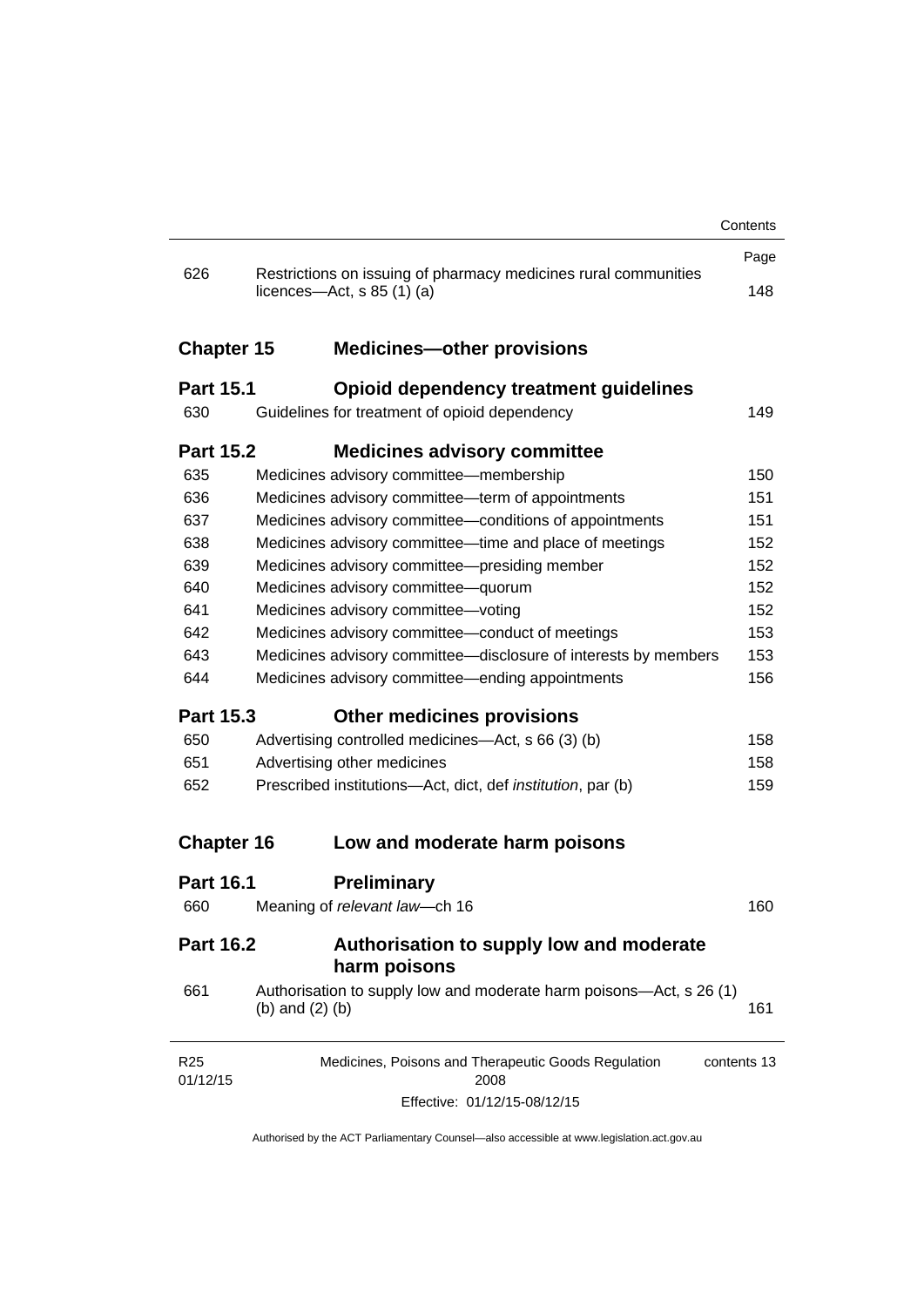| | | Page |
|---|---|---|
| 626 | Restrictions on issuing of pharmacy medicines rural communities licences—Act, s 85 (1) (a) | 148 |

**Chapter 15 Medicines—other provisions**

**Part 15.1 Opioid dependency treatment guidelines**

| | | |
|---|---|---|
| 630 | Guidelines for treatment of opioid dependency | 149 |

**Part 15.2 Medicines advisory committee**

| | | |
|---|---|---|
| 635 | Medicines advisory committee—membership | 150 |
| 636 | Medicines advisory committee—term of appointments | 151 |
| 637 | Medicines advisory committee—conditions of appointments | 151 |
| 638 | Medicines advisory committee—time and place of meetings | 152 |
| 639 | Medicines advisory committee—presiding member | 152 |
| 640 | Medicines advisory committee—quorum | 152 |
| 641 | Medicines advisory committee—voting | 152 |
| 642 | Medicines advisory committee—conduct of meetings | 153 |
| 643 | Medicines advisory committee—disclosure of interests by members | 153 |
| 644 | Medicines advisory committee—ending appointments | 156 |

**Part 15.3 Other medicines provisions**

| | | |
|---|---|---|
| 650 | Advertising controlled medicines—Act, s 66 (3) (b) | 158 |
| 651 | Advertising other medicines | 158 |
| 652 | Prescribed institutions—Act, dict, def *institution*, par (b) | 159 |

**Chapter 16 Low and moderate harm poisons**

**Part 16.1 Preliminary**

| | | |
|---|---|---|
| 660 | Meaning of *relevant law*—ch 16 | 160 |

**Part 16.2 Authorisation to supply low and moderate harm poisons**

| | | |
|---|---|---|
| 661 | Authorisation to supply low and moderate harm poisons—Act, s 26 (1) (b) and (2) (b) | 161 |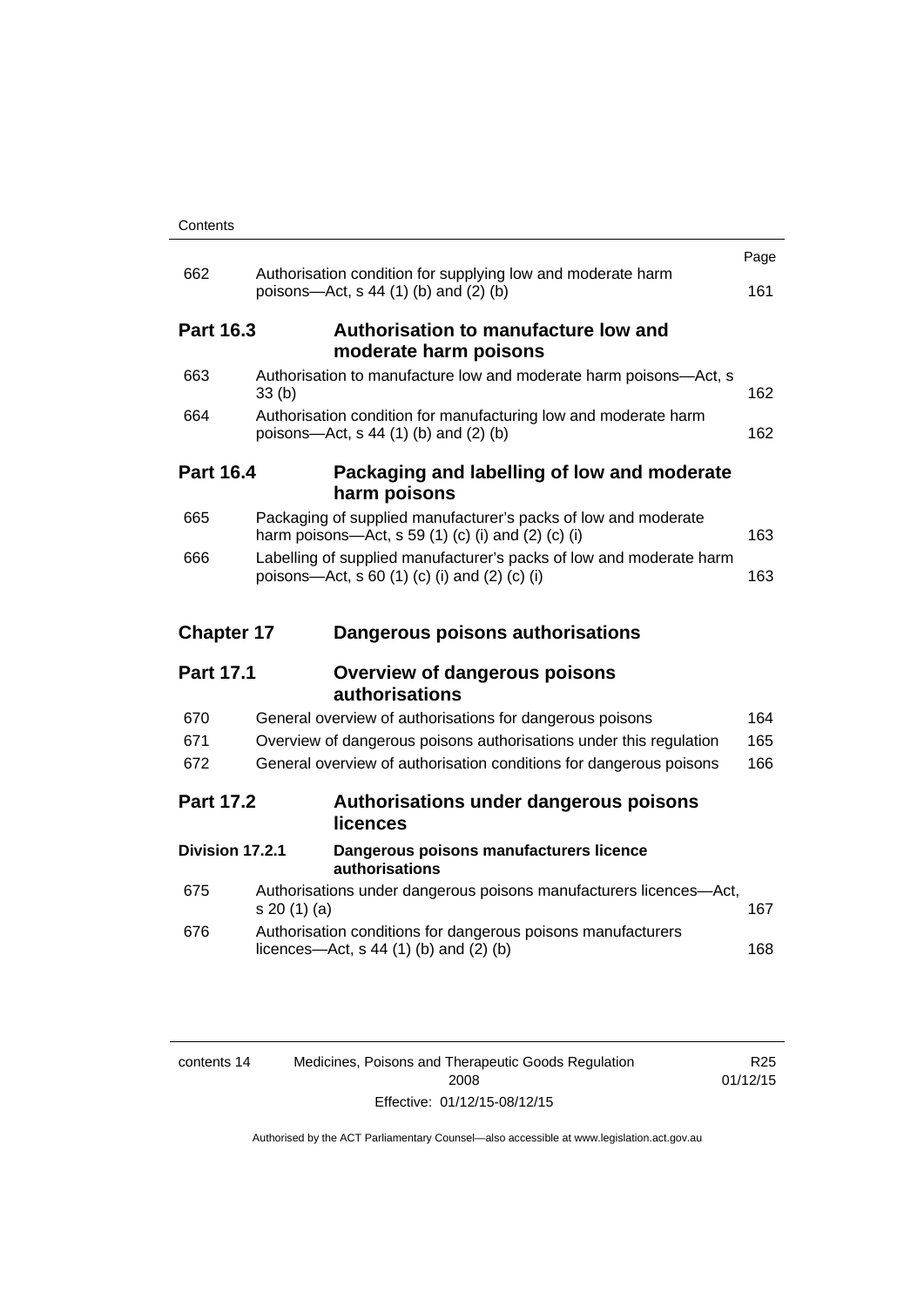| | | Page |
|---|---|---|
| 662 | Authorisation condition for supplying low and moderate harm poisons—Act, s 44 (1) (b) and (2) (b) | 161 |
| **Part 16.3** | **Authorisation to manufacture low and moderate harm poisons** | |
| 663 | Authorisation to manufacture low and moderate harm poisons—Act, s 33 (b) | 162 |
| 664 | Authorisation condition for manufacturing low and moderate harm poisons—Act, s 44 (1) (b) and (2) (b) | 162 |
| **Part 16.4** | **Packaging and labelling of low and moderate harm poisons** | |
| 665 | Packaging of supplied manufacturer's packs of low and moderate harm poisons—Act, s 59 (1) (c) (i) and (2) (c) (i) | 163 |
| 666 | Labelling of supplied manufacturer's packs of low and moderate harm poisons—Act, s 60 (1) (c) (i) and (2) (c) (i) | 163 |
| **Chapter 17** | **Dangerous poisons authorisations** | |
| **Part 17.1** | **Overview of dangerous poisons authorisations** | |
| 670 | General overview of authorisations for dangerous poisons | 164 |
| 671 | Overview of dangerous poisons authorisations under this regulation | 165 |
| 672 | General overview of authorisation conditions for dangerous poisons | 166 |
| **Part 17.2** | **Authorisations under dangerous poisons licences** | |
| **Division 17.2.1** | **Dangerous poisons manufacturers licence authorisations** | |
| 675 | Authorisations under dangerous poisons manufacturers licences—Act, s 20 (1) (a) | 167 |
| 676 | Authorisation conditions for dangerous poisons manufacturers licences—Act, s 44 (1) (b) and (2) (b) | 168 |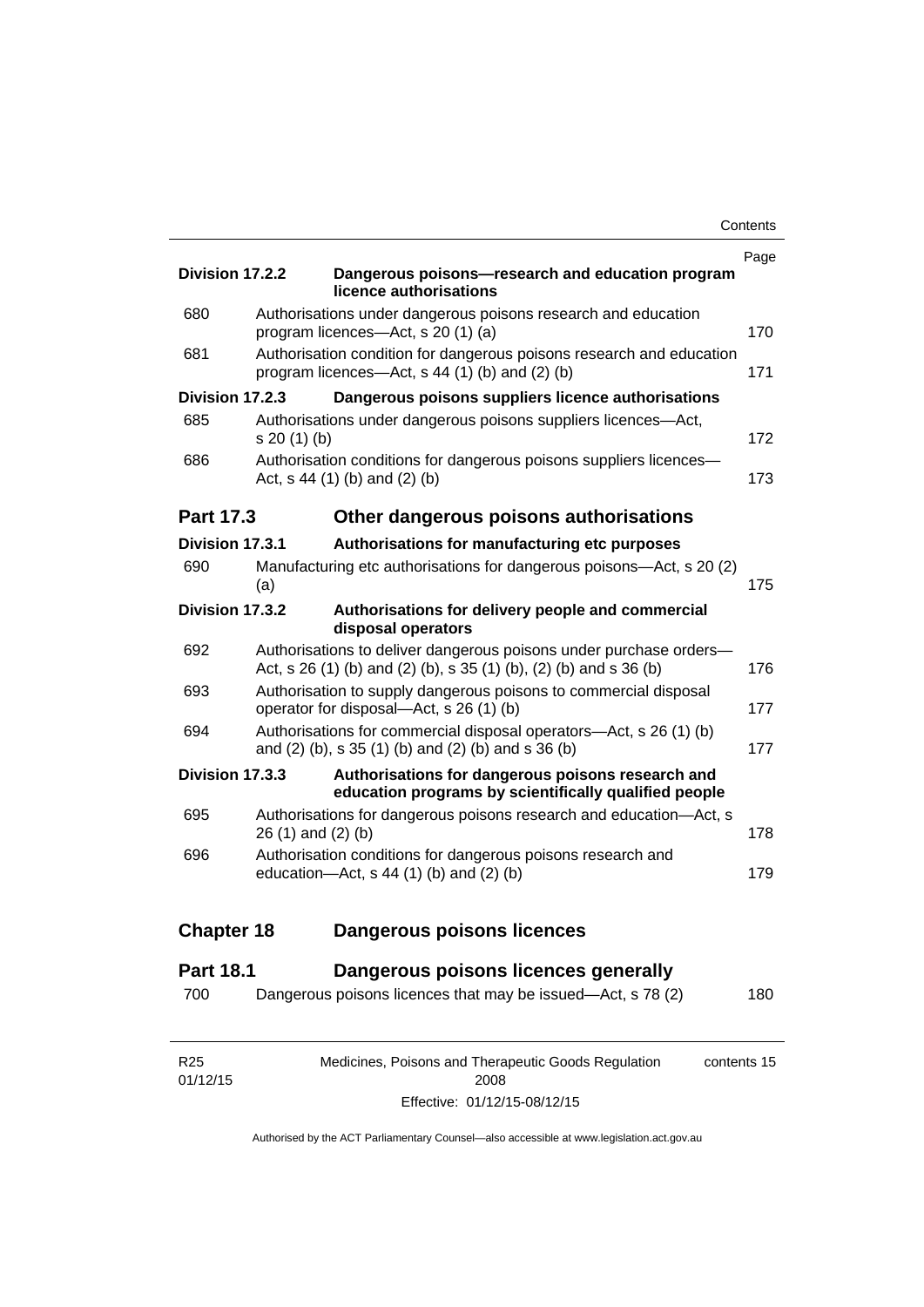| | | Page |
|---|---|---|
| **Division 17.2.2** | **Dangerous poisons—research and education program licence authorisations** | |
| 680 | Authorisations under dangerous poisons research and education program licences—Act, s 20 (1) (a) | 170 |
| 681 | Authorisation condition for dangerous poisons research and education program licences—Act, s 44 (1) (b) and (2) (b) | 171 |
| **Division 17.2.3** | **Dangerous poisons suppliers licence authorisations** | |
| 685 | Authorisations under dangerous poisons suppliers licences—Act, s 20 (1) (b) | 172 |
| 686 | Authorisation conditions for dangerous poisons suppliers licences—Act, s 44 (1) (b) and (2) (b) | 173 |
| **Part 17.3** | **Other dangerous poisons authorisations** | |
| **Division 17.3.1** | **Authorisations for manufacturing etc purposes** | |
| 690 | Manufacturing etc authorisations for dangerous poisons—Act, s 20 (2) (a) | 175 |
| **Division 17.3.2** | **Authorisations for delivery people and commercial disposal operators** | |
| 692 | Authorisations to deliver dangerous poisons under purchase orders—Act, s 26 (1) (b) and (2) (b), s 35 (1) (b), (2) (b) and s 36 (b) | 176 |
| 693 | Authorisation to supply dangerous poisons to commercial disposal operator for disposal—Act, s 26 (1) (b) | 177 |
| 694 | Authorisations for commercial disposal operators—Act, s 26 (1) (b) and (2) (b), s 35 (1) (b) and (2) (b) and s 36 (b) | 177 |
| **Division 17.3.3** | **Authorisations for dangerous poisons research and education programs by scientifically qualified people** | |
| 695 | Authorisations for dangerous poisons research and education—Act, s 26 (1) and (2) (b) | 178 |
| 696 | Authorisation conditions for dangerous poisons research and education—Act, s 44 (1) (b) and (2) (b) | 179 |
| **Chapter 18** | **Dangerous poisons licences** | |
| **Part 18.1** | **Dangerous poisons licences generally** | |
| 700 | Dangerous poisons licences that may be issued—Act, s 78 (2) | 180 |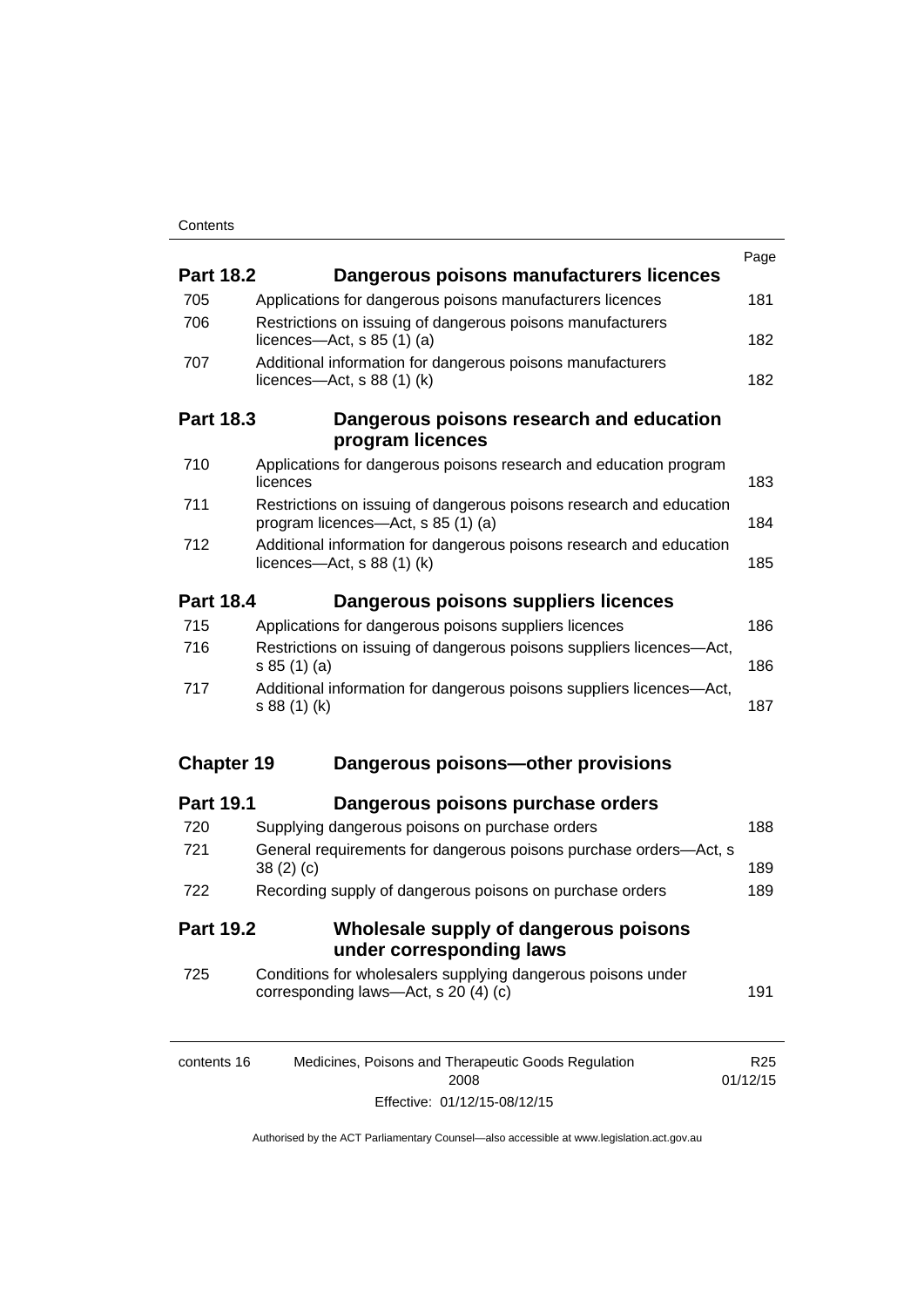| | | Page |
|---|---|---|
| **Part 18.2** | **Dangerous poisons manufacturers licences** | |
| 705 | Applications for dangerous poisons manufacturers licences | 181 |
| 706 | Restrictions on issuing of dangerous poisons manufacturers licences—Act, s 85 (1) (a) | 182 |
| 707 | Additional information for dangerous poisons manufacturers licences—Act, s 88 (1) (k) | 182 |
| **Part 18.3** | **Dangerous poisons research and education program licences** | |
| 710 | Applications for dangerous poisons research and education program licences | 183 |
| 711 | Restrictions on issuing of dangerous poisons research and education program licences—Act, s 85 (1) (a) | 184 |
| 712 | Additional information for dangerous poisons research and education licences—Act, s 88 (1) (k) | 185 |
| **Part 18.4** | **Dangerous poisons suppliers licences** | |
| 715 | Applications for dangerous poisons suppliers licences | 186 |
| 716 | Restrictions on issuing of dangerous poisons suppliers licences—Act, s 85 (1) (a) | 186 |
| 717 | Additional information for dangerous poisons suppliers licences—Act, s 88 (1) (k) | 187 |
| **Chapter 19** | **Dangerous poisons—other provisions** | |
| **Part 19.1** | **Dangerous poisons purchase orders** | |
| 720 | Supplying dangerous poisons on purchase orders | 188 |
| 721 | General requirements for dangerous poisons purchase orders—Act, s 38 (2) (c) | 189 |
| 722 | Recording supply of dangerous poisons on purchase orders | 189 |
| **Part 19.2** | **Wholesale supply of dangerous poisons under corresponding laws** | |
| 725 | Conditions for wholesalers supplying dangerous poisons under corresponding laws—Act, s 20 (4) (c) | 191 |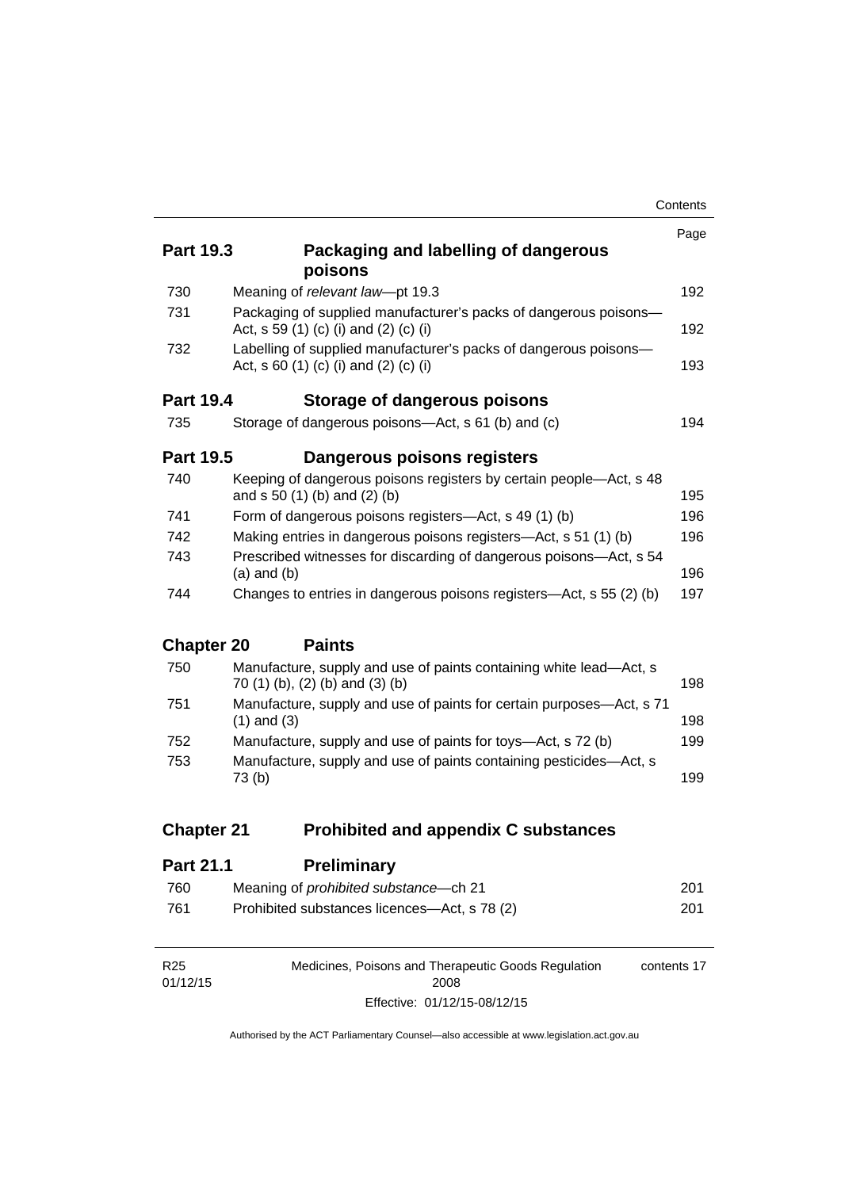| | | Page |
|---|---|---|
| **Part 19.3** | **Packaging and labelling of dangerous poisons** | |
| 730 | Meaning of *relevant law*—pt 19.3 | 192 |
| 731 | Packaging of supplied manufacturer's packs of dangerous poisons—Act, s 59 (1) (c) (i) and (2) (c) (i) | 192 |
| 732 | Labelling of supplied manufacturer's packs of dangerous poisons—Act, s 60 (1) (c) (i) and (2) (c) (i) | 193 |
| **Part 19.4** | **Storage of dangerous poisons** | |
| 735 | Storage of dangerous poisons—Act, s 61 (b) and (c) | 194 |
| **Part 19.5** | **Dangerous poisons registers** | |
| 740 | Keeping of dangerous poisons registers by certain people—Act, s 48 and s 50 (1) (b) and (2) (b) | 195 |
| 741 | Form of dangerous poisons registers—Act, s 49 (1) (b) | 196 |
| 742 | Making entries in dangerous poisons registers—Act, s 51 (1) (b) | 196 |
| 743 | Prescribed witnesses for discarding of dangerous poisons—Act, s 54 (a) and (b) | 196 |
| 744 | Changes to entries in dangerous poisons registers—Act, s 55 (2) (b) | 197 |
| **Chapter 20** | **Paints** | |
| 750 | Manufacture, supply and use of paints containing white lead—Act, s 70 (1) (b), (2) (b) and (3) (b) | 198 |
| 751 | Manufacture, supply and use of paints for certain purposes—Act, s 71 (1) and (3) | 198 |
| 752 | Manufacture, supply and use of paints for toys—Act, s 72 (b) | 199 |
| 753 | Manufacture, supply and use of paints containing pesticides—Act, s 73 (b) | 199 |
| **Chapter 21** | **Prohibited and appendix C substances** | |
| **Part 21.1** | **Preliminary** | |
| 760 | Meaning of *prohibited substance*—ch 21 | 201 |
| 761 | Prohibited substances licences—Act, s 78 (2) | 201 |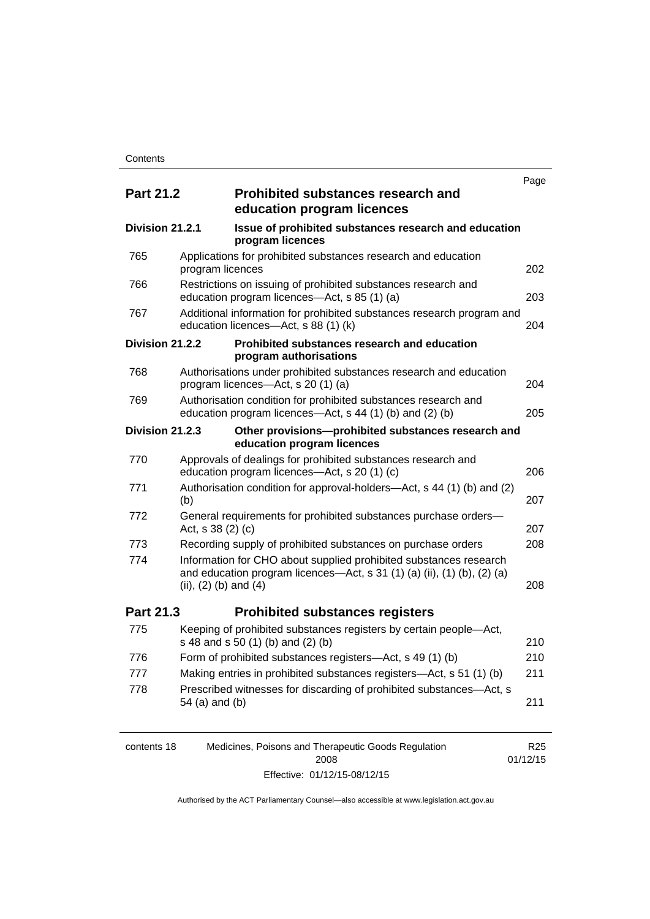| | | Page |
|---|---|---|
| **Part 21.2** | **Prohibited substances research and education program licences** | |
| **Division 21.2.1** | **Issue of prohibited substances research and education program licences** | |
| 765 | Applications for prohibited substances research and education program licences | 202 |
| 766 | Restrictions on issuing of prohibited substances research and education program licences—Act, s 85 (1) (a) | 203 |
| 767 | Additional information for prohibited substances research program and education licences—Act, s 88 (1) (k) | 204 |
| **Division 21.2.2** | **Prohibited substances research and education program authorisations** | |
| 768 | Authorisations under prohibited substances research and education program licences—Act, s 20 (1) (a) | 204 |
| 769 | Authorisation condition for prohibited substances research and education program licences—Act, s 44 (1) (b) and (2) (b) | 205 |
| **Division 21.2.3** | **Other provisions—prohibited substances research and education program licences** | |
| 770 | Approvals of dealings for prohibited substances research and education program licences—Act, s 20 (1) (c) | 206 |
| 771 | Authorisation condition for approval-holders—Act, s 44 (1) (b) and (2) (b) | 207 |
| 772 | General requirements for prohibited substances purchase orders—Act, s 38 (2) (c) | 207 |
| 773 | Recording supply of prohibited substances on purchase orders | 208 |
| 774 | Information for CHO about supplied prohibited substances research and education program licences—Act, s 31 (1) (a) (ii), (1) (b), (2) (a) (ii), (2) (b) and (4) | 208 |
| **Part 21.3** | **Prohibited substances registers** | |
| 775 | Keeping of prohibited substances registers by certain people—Act, s 48 and s 50 (1) (b) and (2) (b) | 210 |
| 776 | Form of prohibited substances registers—Act, s 49 (1) (b) | 210 |
| 777 | Making entries in prohibited substances registers—Act, s 51 (1) (b) | 211 |
| 778 | Prescribed witnesses for discarding of prohibited substances—Act, s 54 (a) and (b) | 211 |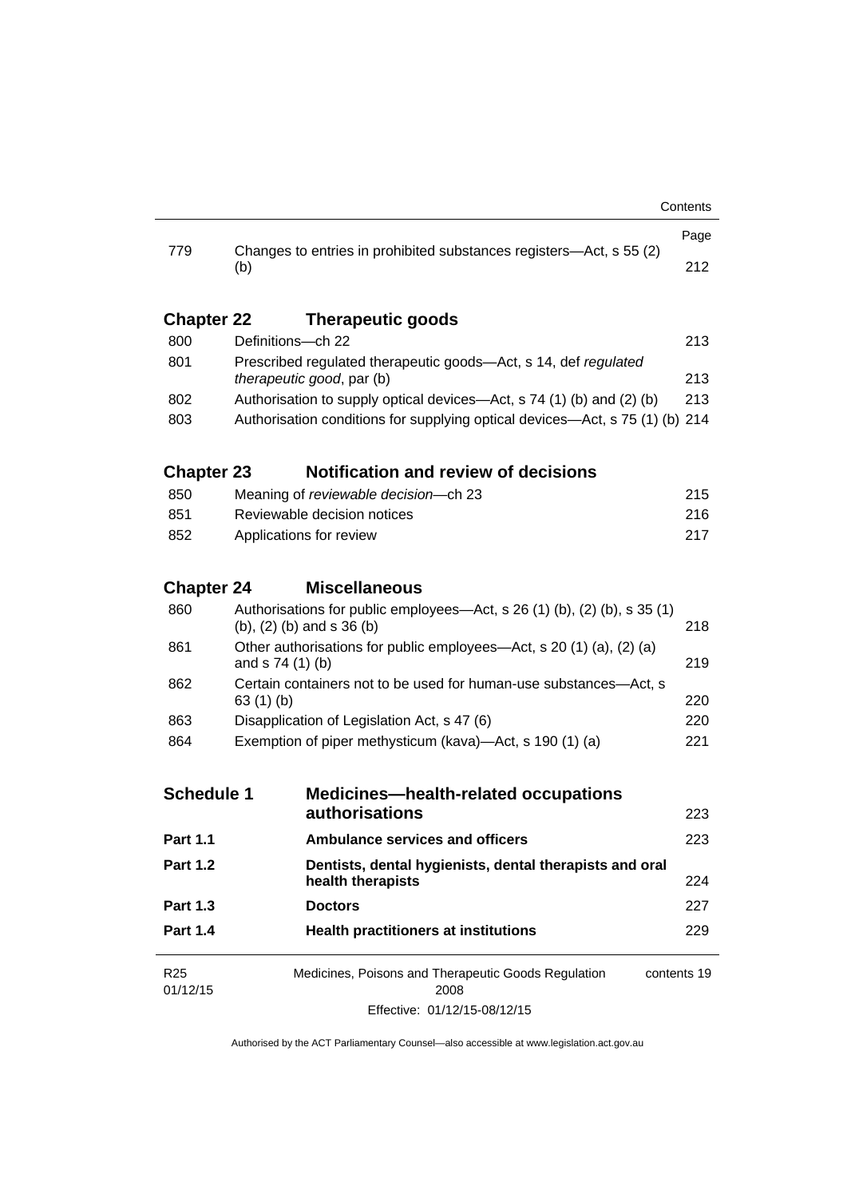| | | Page |
|---|---|---|
| 779 | Changes to entries in prohibited substances registers—Act, s 55 (2) (b) | 212 |

## Chapter 22 Therapeutic goods

| | | |
|---|---|---|
| 800 | Definitions—ch 22 | 213 |
| 801 | Prescribed regulated therapeutic goods—Act, s 14, def *regulated therapeutic good*, par (b) | 213 |
| 802 | Authorisation to supply optical devices—Act, s 74 (1) (b) and (2) (b) | 213 |
| 803 | Authorisation conditions for supplying optical devices—Act, s 75 (1) (b) | 214 |

## Chapter 23 Notification and review of decisions

| | | |
|---|---|---|
| 850 | Meaning of *reviewable decision*—ch 23 | 215 |
| 851 | Reviewable decision notices | 216 |
| 852 | Applications for review | 217 |

## Chapter 24 Miscellaneous

| | | |
|---|---|---|
| 860 | Authorisations for public employees—Act, s 26 (1) (b), (2) (b), s 35 (1) (b), (2) (b) and s 36 (b) | 218 |
| 861 | Other authorisations for public employees—Act, s 20 (1) (a), (2) (a) and s 74 (1) (b) | 219 |
| 862 | Certain containers not to be used for human-use substances—Act, s 63 (1) (b) | 220 |
| 863 | Disapplication of Legislation Act, s 47 (6) | 220 |
| 864 | Exemption of piper methysticum (kava)—Act, s 190 (1) (a) | 221 |

| | | |
|---|---|---|
| **Schedule 1** | **Medicines—health-related occupations authorisations** | 223 |
| **Part 1.1** | **Ambulance services and officers** | 223 |
| **Part 1.2** | **Dentists, dental hygienists, dental therapists and oral health therapists** | 224 |
| **Part 1.3** | **Doctors** | 227 |
| **Part 1.4** | **Health practitioners at institutions** | 229 |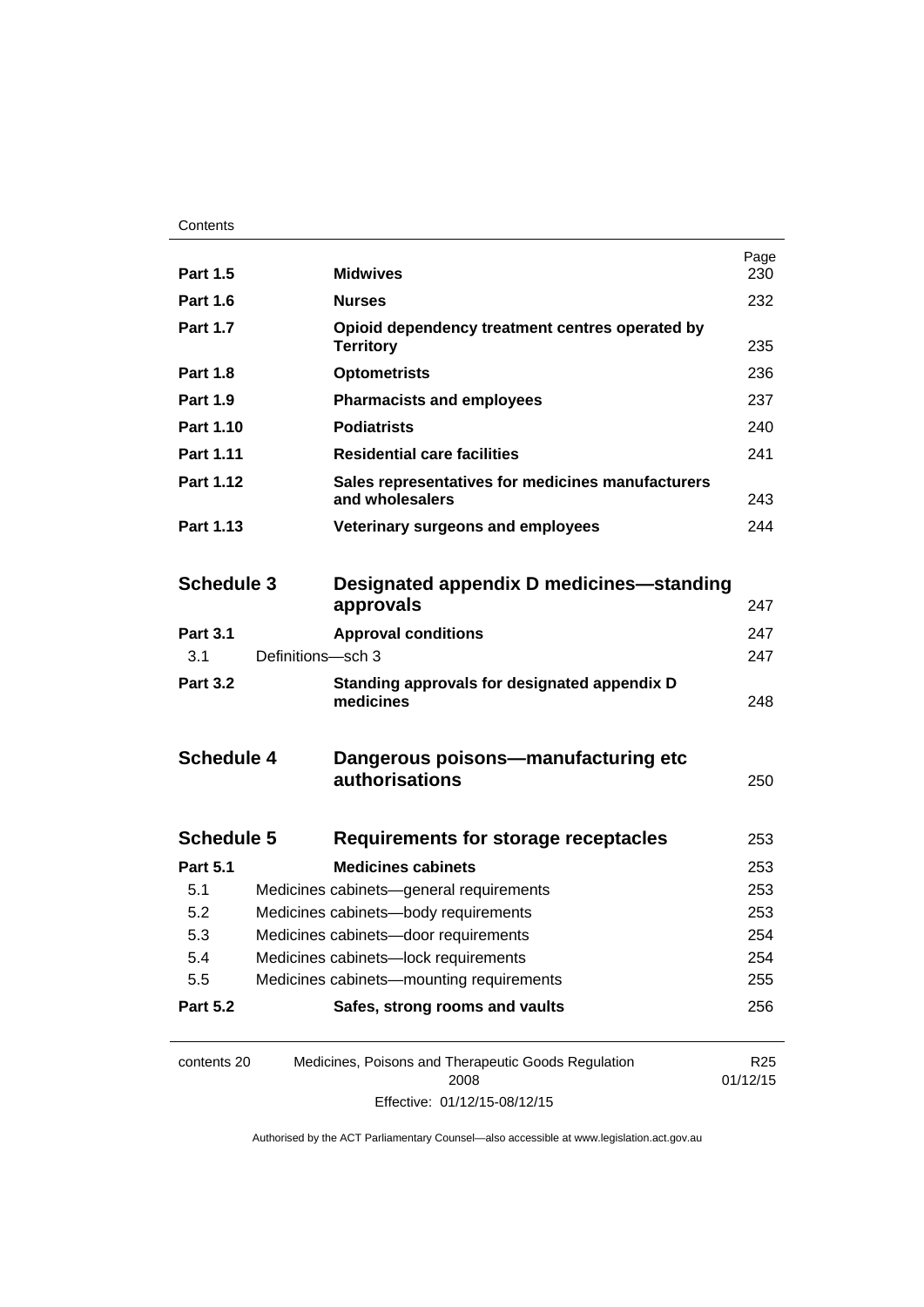| | | Page |
|---|---|---|
| **Part 1.5** | **Midwives** | 230 |
| **Part 1.6** | **Nurses** | 232 |
| **Part 1.7** | **Opioid dependency treatment centres operated by Territory** | 235 |
| **Part 1.8** | **Optometrists** | 236 |
| **Part 1.9** | **Pharmacists and employees** | 237 |
| **Part 1.10** | **Podiatrists** | 240 |
| **Part 1.11** | **Residential care facilities** | 241 |
| **Part 1.12** | **Sales representatives for medicines manufacturers and wholesalers** | 243 |
| **Part 1.13** | **Veterinary surgeons and employees** | 244 |
| **Schedule 3** | **Designated appendix D medicines—standing approvals** | 247 |
| **Part 3.1** | **Approval conditions** | 247 |
| 3.1 | Definitions—sch 3 | 247 |
| **Part 3.2** | **Standing approvals for designated appendix D medicines** | 248 |
| **Schedule 4** | **Dangerous poisons—manufacturing etc authorisations** | 250 |
| **Schedule 5** | **Requirements for storage receptacles** | 253 |
| **Part 5.1** | **Medicines cabinets** | 253 |
| 5.1 | Medicines cabinets—general requirements | 253 |
| 5.2 | Medicines cabinets—body requirements | 253 |
| 5.3 | Medicines cabinets—door requirements | 254 |
| 5.4 | Medicines cabinets—lock requirements | 254 |
| 5.5 | Medicines cabinets—mounting requirements | 255 |
| **Part 5.2** | **Safes, strong rooms and vaults** | 256 |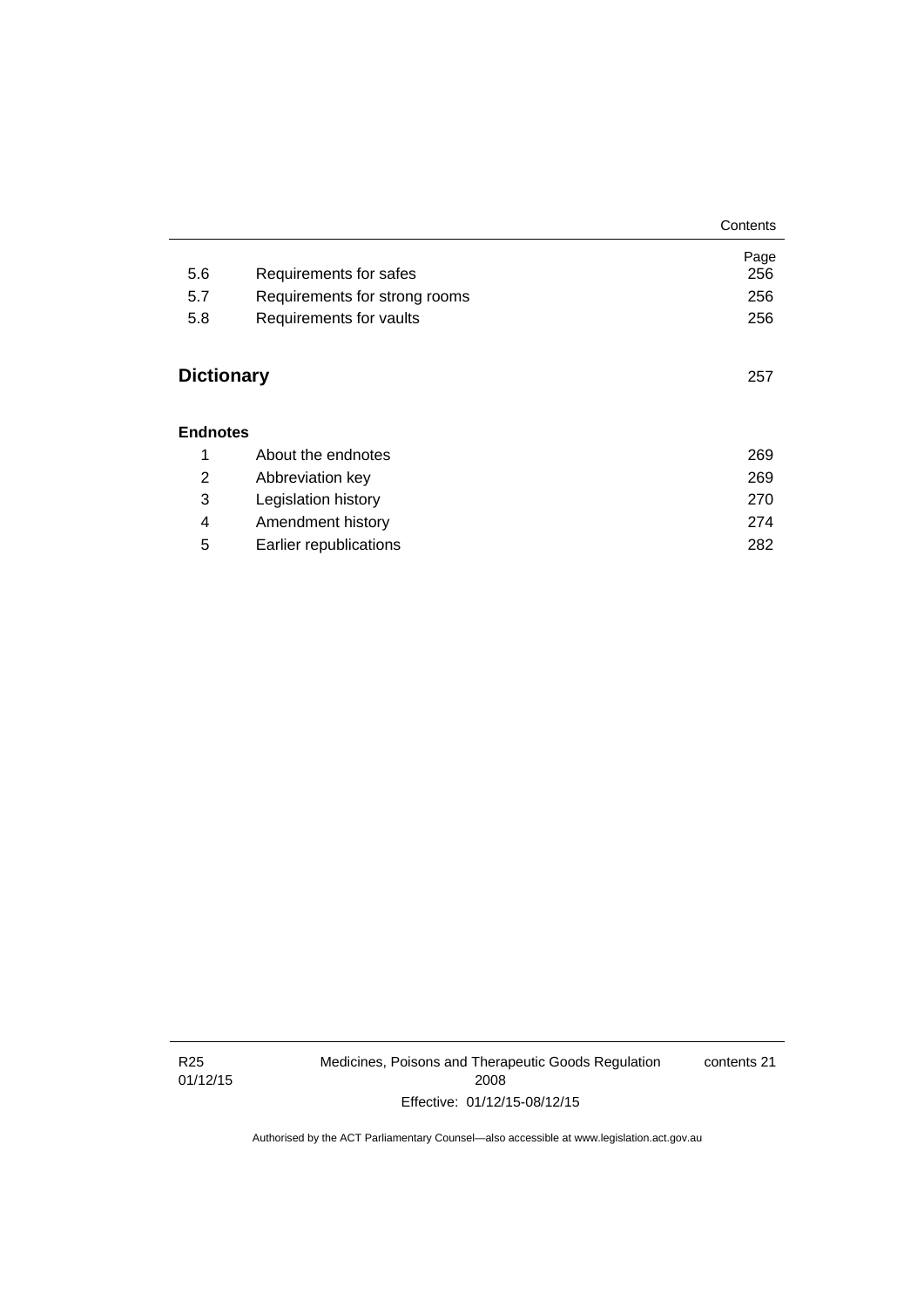| | | Page |
|---|---|---|
| 5.6 | Requirements for safes | 256 |
| 5.7 | Requirements for strong rooms | 256 |
| 5.8 | Requirements for vaults | 256 |

## Dictionary 257

**Endnotes**

| | | |
|---|---|---|
| 1 | About the endnotes | 269 |
| 2 | Abbreviation key | 269 |
| 3 | Legislation history | 270 |
| 4 | Amendment history | 274 |
| 5 | Earlier republications | 282 |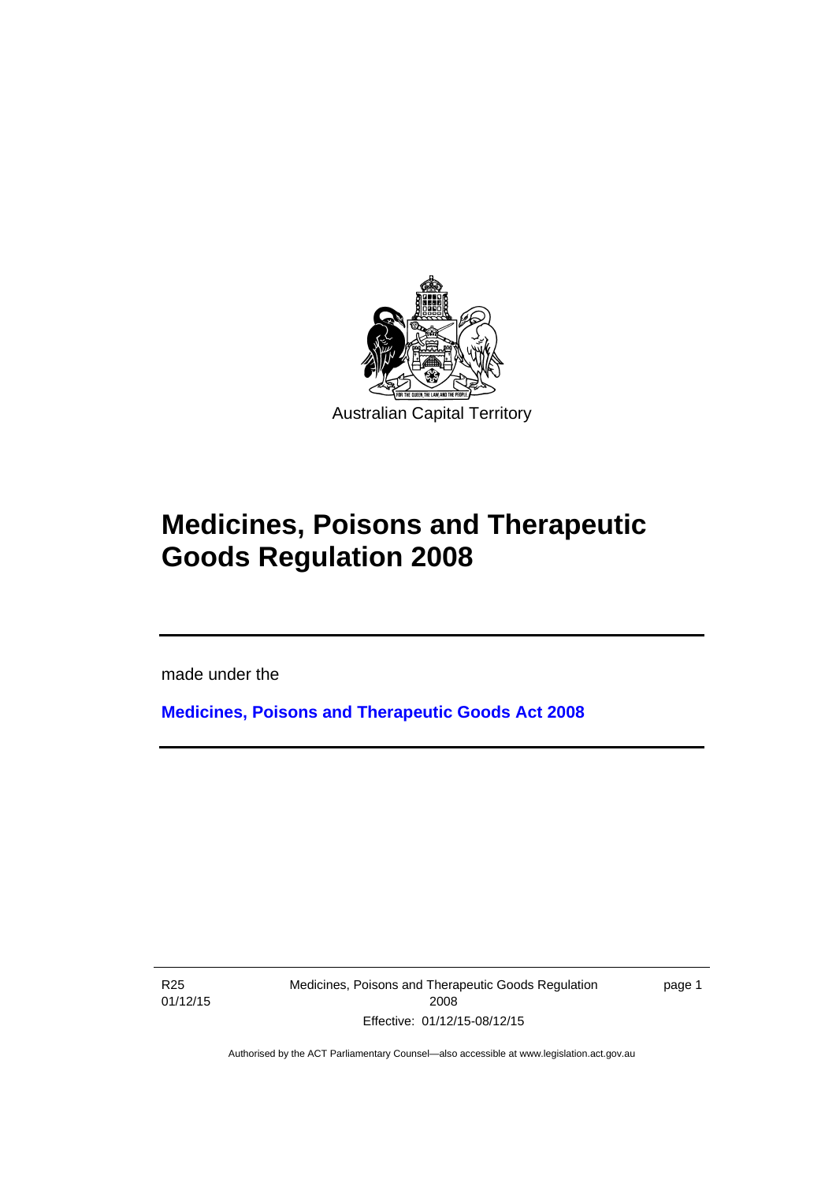Australian Capital Territory

# Medicines, Poisons and Therapeutic Goods Regulation 2008

made under the

**Medicines, Poisons and Therapeutic Goods Act 2008**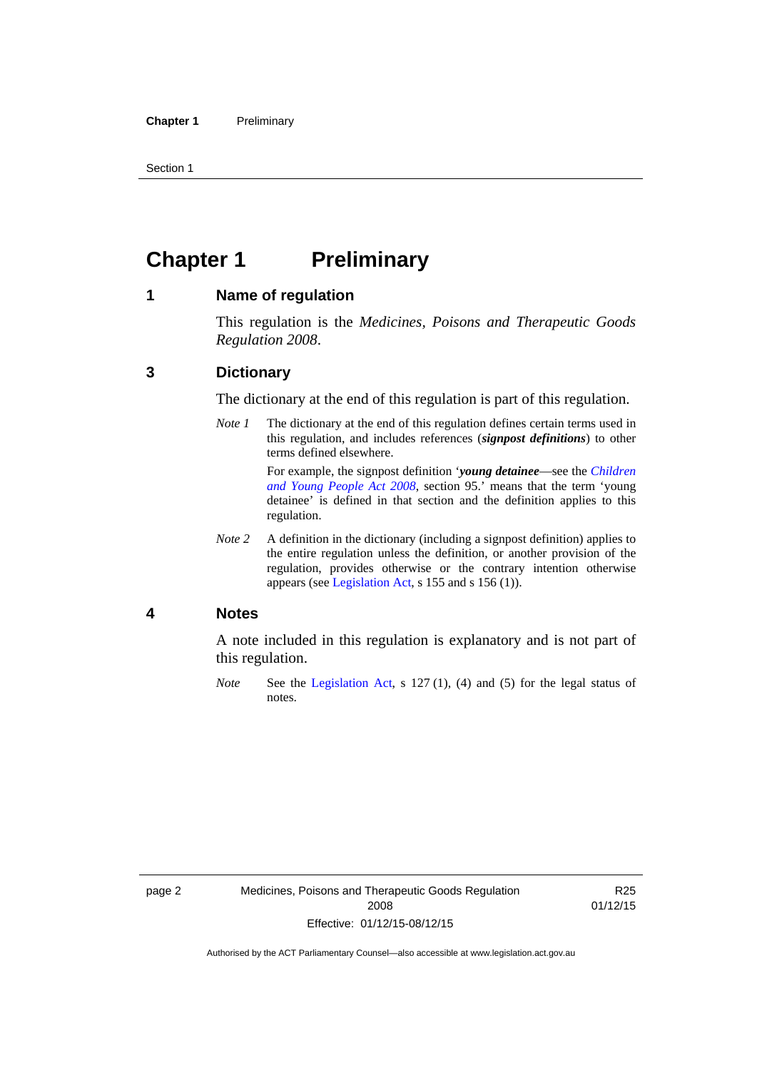# Chapter 1 Preliminary

## 1 Name of regulation

This regulation is the *Medicines, Poisons and Therapeutic Goods Regulation 2008*.

## 3 Dictionary

The dictionary at the end of this regulation is part of this regulation.

*Note 1* The dictionary at the end of this regulation defines certain terms used in this regulation, and includes references (***signpost definitions***) to other terms defined elsewhere.

For example, the signpost definition '***young detainee***—see the *Children and Young People Act 2008*, section 95.' means that the term 'young detainee' is defined in that section and the definition applies to this regulation.

*Note 2* A definition in the dictionary (including a signpost definition) applies to the entire regulation unless the definition, or another provision of the regulation, provides otherwise or the contrary intention otherwise appears (see Legislation Act, s 155 and s 156 (1)).

## 4 Notes

A note included in this regulation is explanatory and is not part of this regulation.

*Note* See the Legislation Act, s 127 (1), (4) and (5) for the legal status of notes.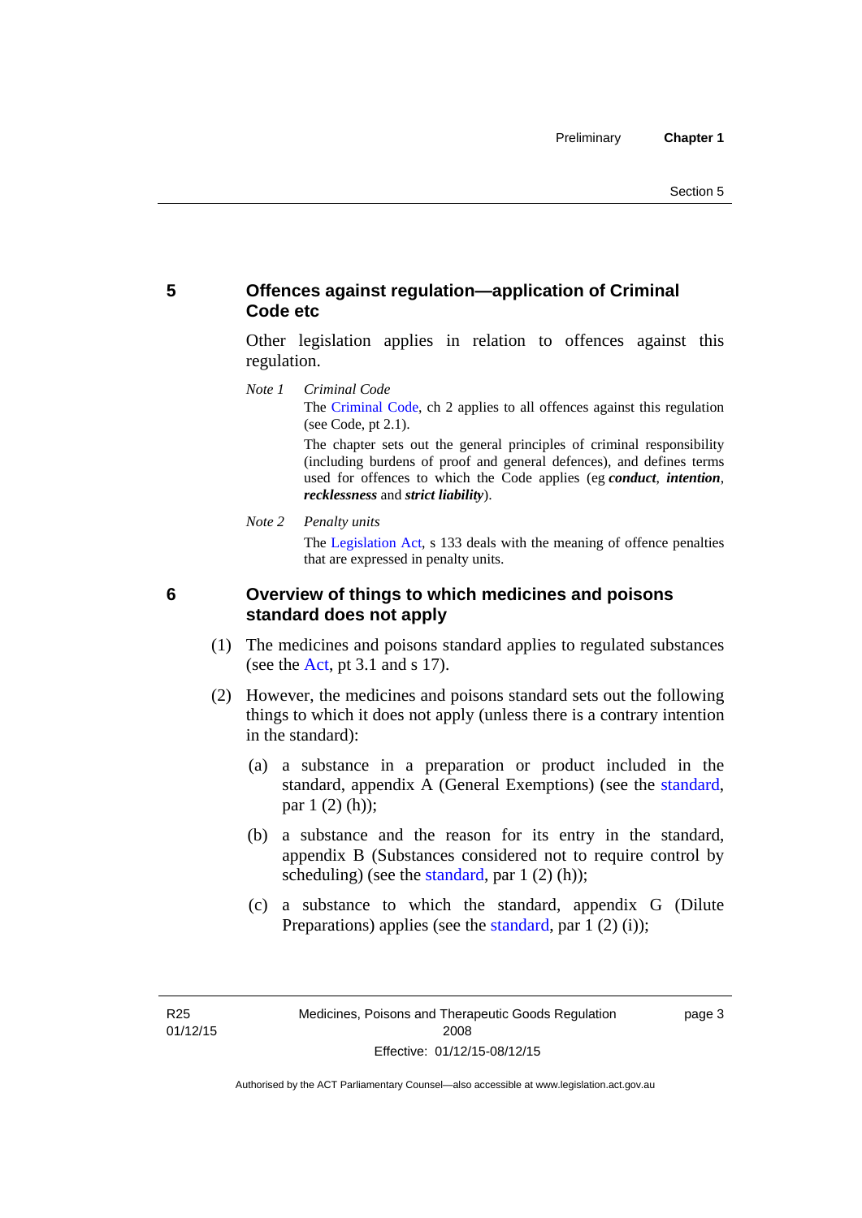## 5 Offences against regulation—application of Criminal Code etc

Other legislation applies in relation to offences against this regulation.

*Note 1* *Criminal Code*

The Criminal Code, ch 2 applies to all offences against this regulation (see Code, pt 2.1).

The chapter sets out the general principles of criminal responsibility (including burdens of proof and general defences), and defines terms used for offences to which the Code applies (eg ***conduct***, ***intention***, ***recklessness*** and ***strict liability***).

*Note 2* *Penalty units*

The Legislation Act, s 133 deals with the meaning of offence penalties that are expressed in penalty units.

## 6 Overview of things to which medicines and poisons standard does not apply

(1) The medicines and poisons standard applies to regulated substances (see the Act, pt 3.1 and s 17).

(2) However, the medicines and poisons standard sets out the following things to which it does not apply (unless there is a contrary intention in the standard):

(a) a substance in a preparation or product included in the standard, appendix A (General Exemptions) (see the standard, par 1 (2) (h));

(b) a substance and the reason for its entry in the standard, appendix B (Substances considered not to require control by scheduling) (see the standard, par 1 (2) (h));

(c) a substance to which the standard, appendix G (Dilute Preparations) applies (see the standard, par 1 (2) (i));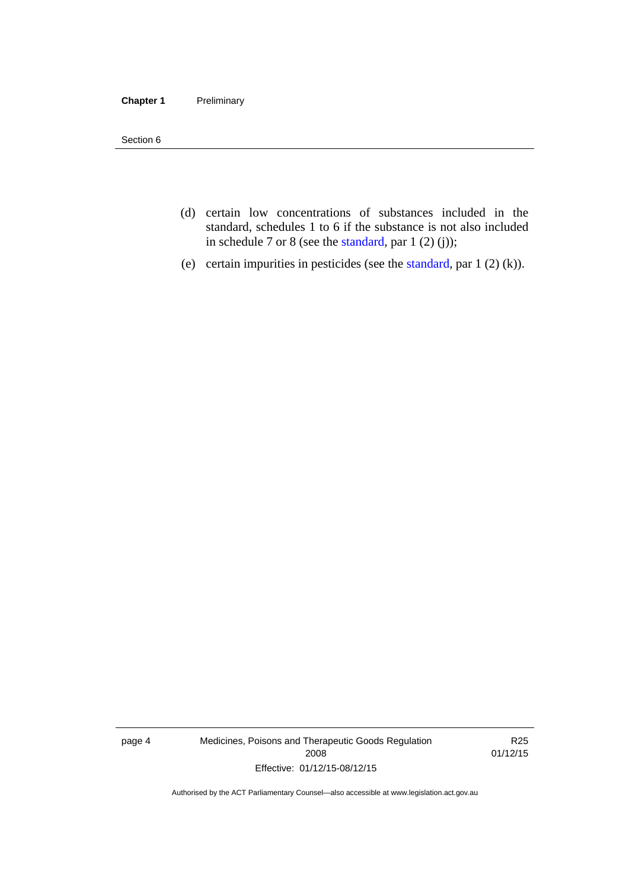(d) certain low concentrations of substances included in the standard, schedules 1 to 6 if the substance is not also included in schedule 7 or 8 (see the standard, par 1 (2) (j));

(e) certain impurities in pesticides (see the standard, par 1 (2) (k)).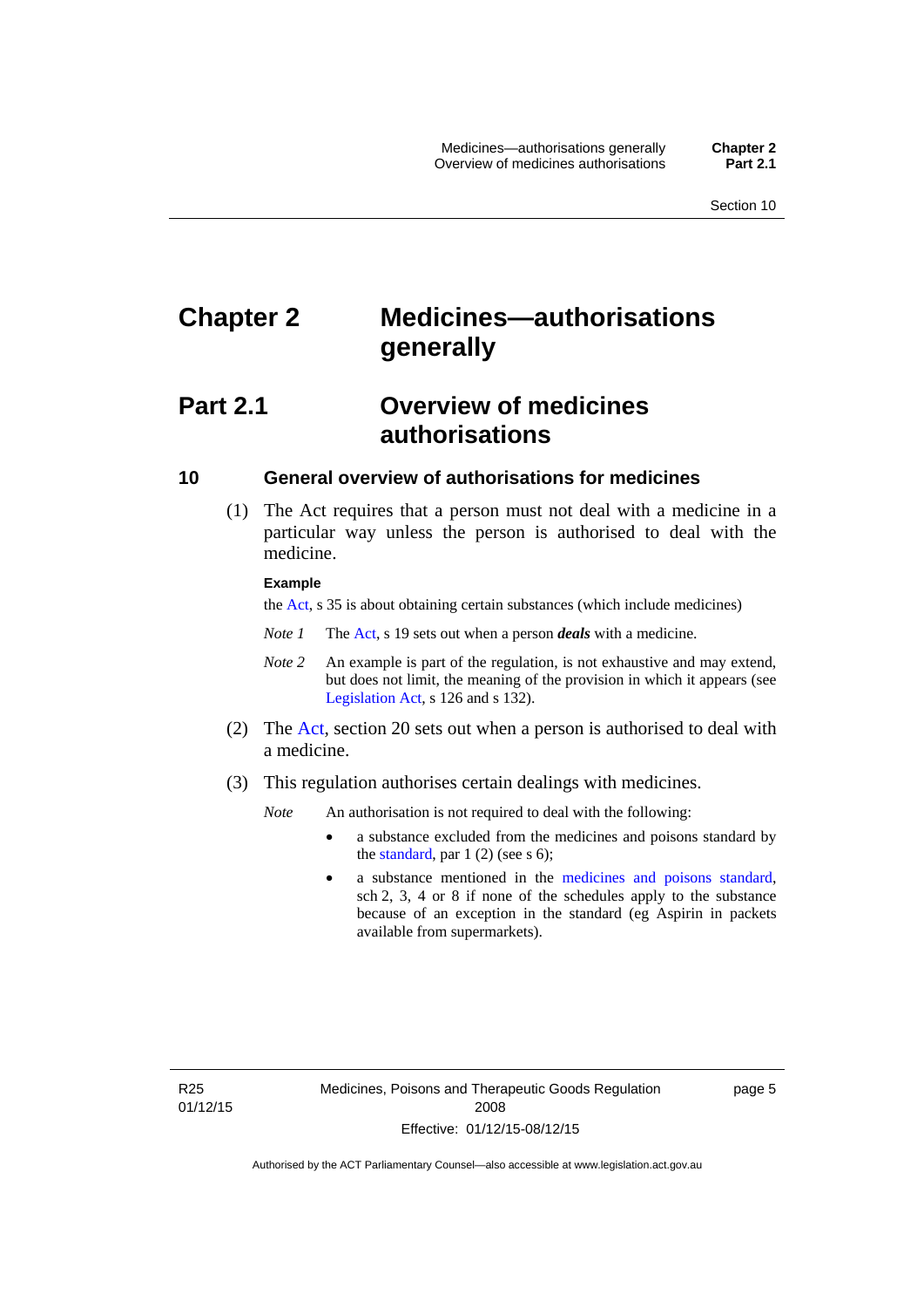# Chapter 2 Medicines—authorisations generally

## Part 2.1 Overview of medicines authorisations

### 10 General overview of authorisations for medicines

(1) The Act requires that a person must not deal with a medicine in a particular way unless the person is authorised to deal with the medicine.

**Example**

the Act, s 35 is about obtaining certain substances (which include medicines)

*Note 1* The Act, s 19 sets out when a person ***deals*** with a medicine.

*Note 2* An example is part of the regulation, is not exhaustive and may extend, but does not limit, the meaning of the provision in which it appears (see Legislation Act, s 126 and s 132).

(2) The Act, section 20 sets out when a person is authorised to deal with a medicine.

(3) This regulation authorises certain dealings with medicines.

*Note* An authorisation is not required to deal with the following:

- a substance excluded from the medicines and poisons standard by the standard, par 1 (2) (see s 6);
- a substance mentioned in the medicines and poisons standard, sch 2, 3, 4 or 8 if none of the schedules apply to the substance because of an exception in the standard (eg Aspirin in packets available from supermarkets).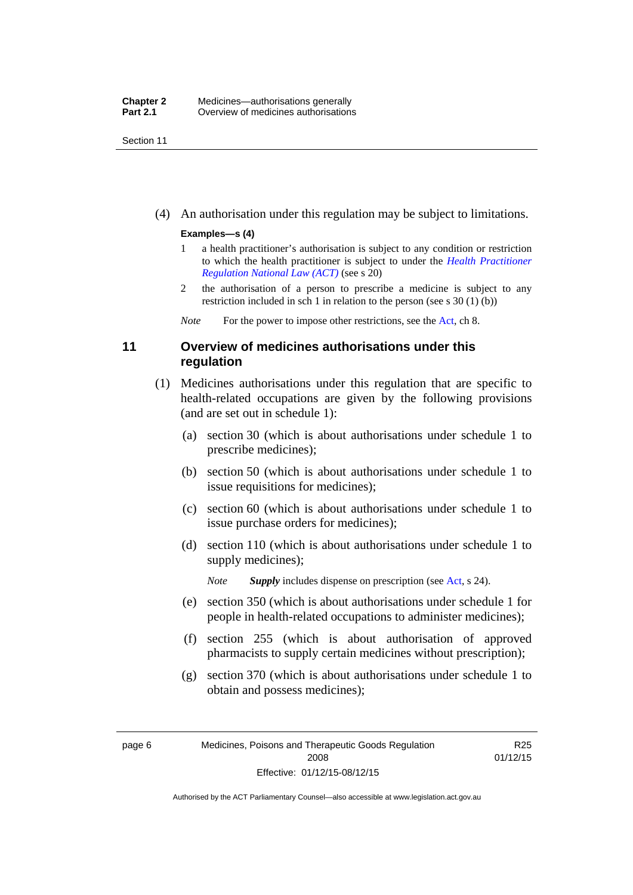(4) An authorisation under this regulation may be subject to limitations.

**Examples—s (4)**

1 a health practitioner's authorisation is subject to any condition or restriction to which the health practitioner is subject to under the *Health Practitioner Regulation National Law (ACT)* (see s 20)

2 the authorisation of a person to prescribe a medicine is subject to any restriction included in sch 1 in relation to the person (see s 30 (1) (b))

*Note* For the power to impose other restrictions, see the Act, ch 8.

## 11 Overview of medicines authorisations under this regulation

(1) Medicines authorisations under this regulation that are specific to health-related occupations are given by the following provisions (and are set out in schedule 1):

(a) section 30 (which is about authorisations under schedule 1 to prescribe medicines);

(b) section 50 (which is about authorisations under schedule 1 to issue requisitions for medicines);

(c) section 60 (which is about authorisations under schedule 1 to issue purchase orders for medicines);

(d) section 110 (which is about authorisations under schedule 1 to supply medicines);

*Note* ***Supply*** includes dispense on prescription (see Act, s 24).

(e) section 350 (which is about authorisations under schedule 1 for people in health-related occupations to administer medicines);

(f) section 255 (which is about authorisation of approved pharmacists to supply certain medicines without prescription);

(g) section 370 (which is about authorisations under schedule 1 to obtain and possess medicines);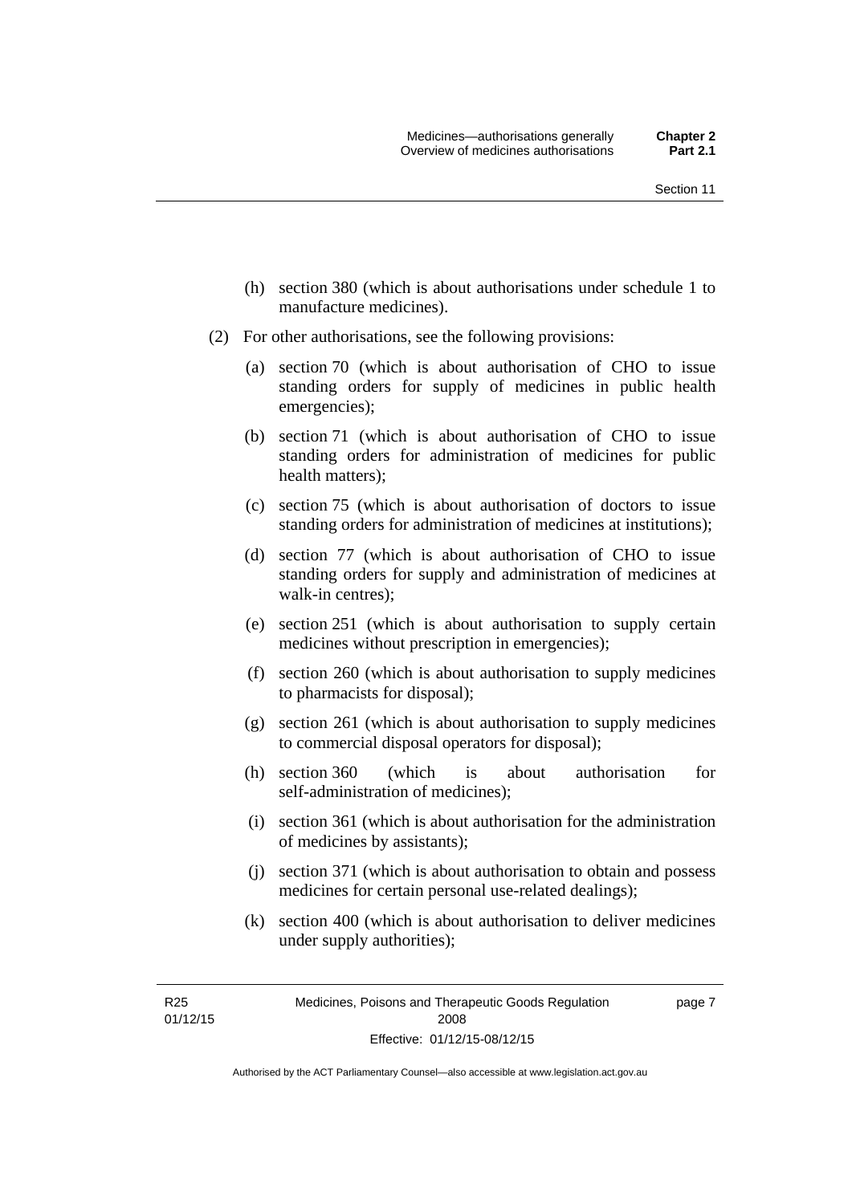(h) section 380 (which is about authorisations under schedule 1 to manufacture medicines).

(2) For other authorisations, see the following provisions:

(a) section 70 (which is about authorisation of CHO to issue standing orders for supply of medicines in public health emergencies);

(b) section 71 (which is about authorisation of CHO to issue standing orders for administration of medicines for public health matters);

(c) section 75 (which is about authorisation of doctors to issue standing orders for administration of medicines at institutions);

(d) section 77 (which is about authorisation of CHO to issue standing orders for supply and administration of medicines at walk-in centres);

(e) section 251 (which is about authorisation to supply certain medicines without prescription in emergencies);

(f) section 260 (which is about authorisation to supply medicines to pharmacists for disposal);

(g) section 261 (which is about authorisation to supply medicines to commercial disposal operators for disposal);

(h) section 360 (which is about authorisation for self-administration of medicines);

(i) section 361 (which is about authorisation for the administration of medicines by assistants);

(j) section 371 (which is about authorisation to obtain and possess medicines for certain personal use-related dealings);

(k) section 400 (which is about authorisation to deliver medicines under supply authorities);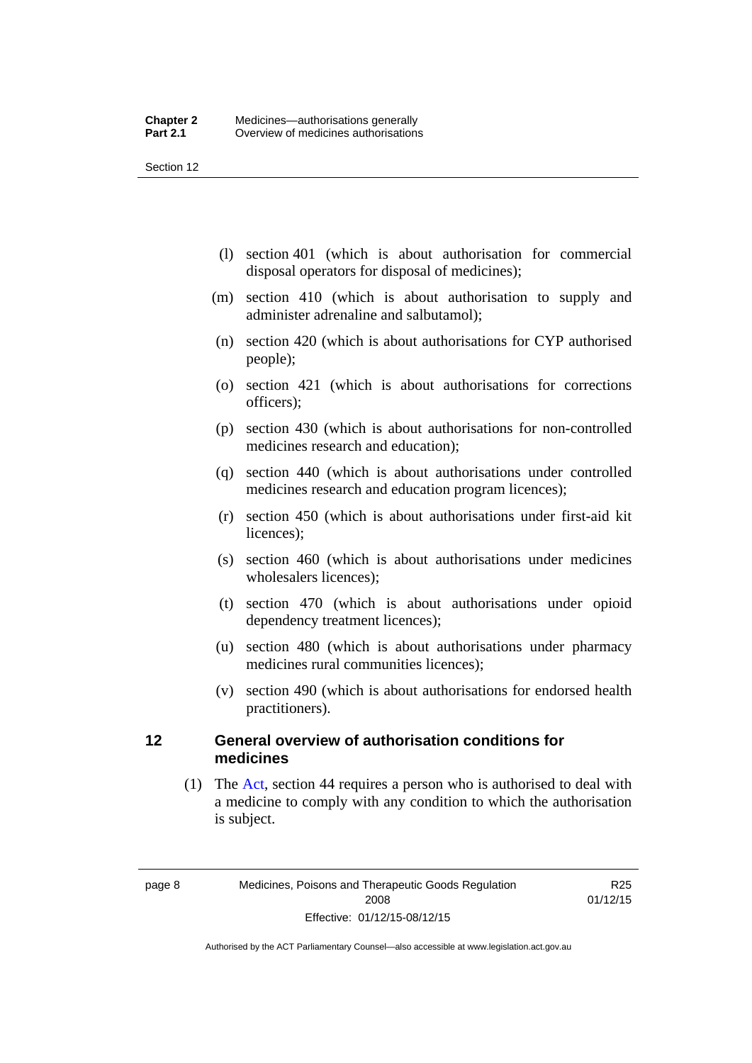(l) section 401 (which is about authorisation for commercial disposal operators for disposal of medicines);

(m) section 410 (which is about authorisation to supply and administer adrenaline and salbutamol);

(n) section 420 (which is about authorisations for CYP authorised people);

(o) section 421 (which is about authorisations for corrections officers);

(p) section 430 (which is about authorisations for non-controlled medicines research and education);

(q) section 440 (which is about authorisations under controlled medicines research and education program licences);

(r) section 450 (which is about authorisations under first-aid kit licences);

(s) section 460 (which is about authorisations under medicines wholesalers licences);

(t) section 470 (which is about authorisations under opioid dependency treatment licences);

(u) section 480 (which is about authorisations under pharmacy medicines rural communities licences);

(v) section 490 (which is about authorisations for endorsed health practitioners).

## 12 General overview of authorisation conditions for medicines

(1) The Act, section 44 requires a person who is authorised to deal with a medicine to comply with any condition to which the authorisation is subject.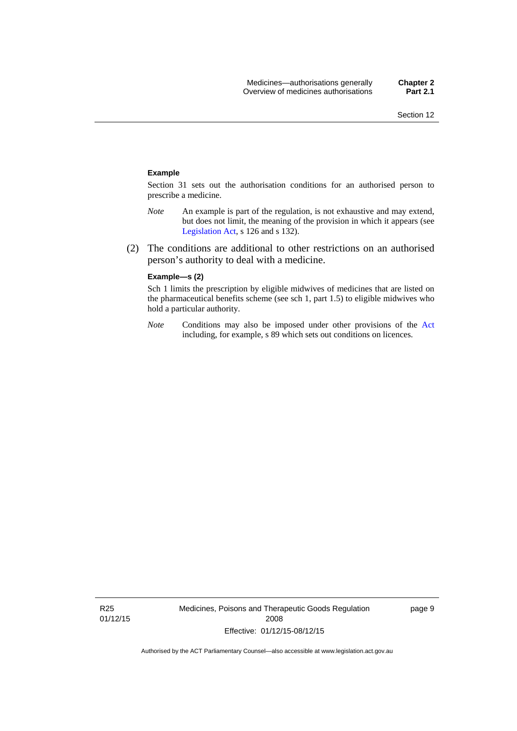**Example**

Section 31 sets out the authorisation conditions for an authorised person to prescribe a medicine.

*Note* An example is part of the regulation, is not exhaustive and may extend, but does not limit, the meaning of the provision in which it appears (see Legislation Act, s 126 and s 132).

(2) The conditions are additional to other restrictions on an authorised person's authority to deal with a medicine.

**Example—s (2)**

Sch 1 limits the prescription by eligible midwives of medicines that are listed on the pharmaceutical benefits scheme (see sch 1, part 1.5) to eligible midwives who hold a particular authority.

*Note* Conditions may also be imposed under other provisions of the Act including, for example, s 89 which sets out conditions on licences.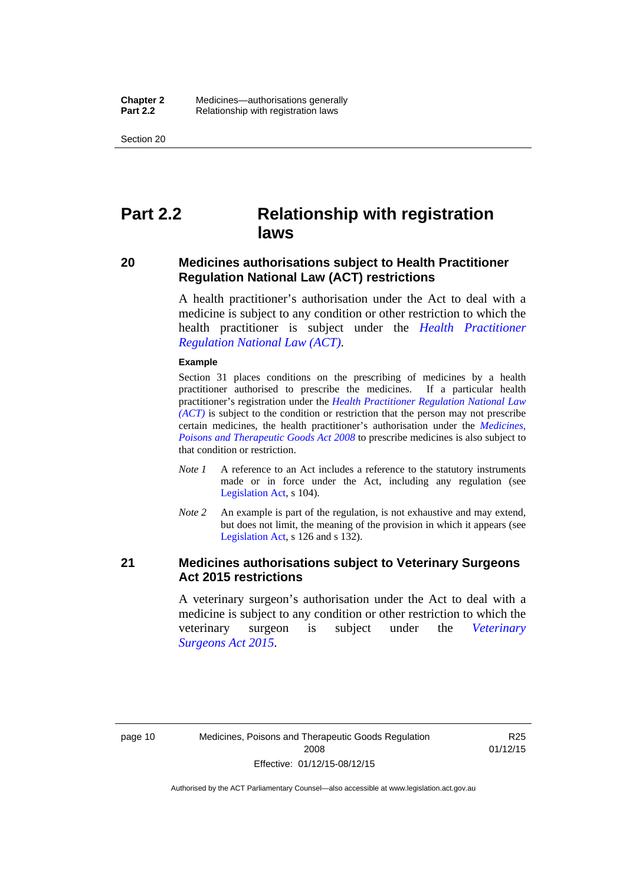# Part 2.2 Relationship with registration laws

## 20 Medicines authorisations subject to Health Practitioner Regulation National Law (ACT) restrictions

A health practitioner's authorisation under the Act to deal with a medicine is subject to any condition or other restriction to which the health practitioner is subject under the *Health Practitioner Regulation National Law (ACT)*.

**Example**

Section 31 places conditions on the prescribing of medicines by a health practitioner authorised to prescribe the medicines. If a particular health practitioner's registration under the *Health Practitioner Regulation National Law (ACT)* is subject to the condition or restriction that the person may not prescribe certain medicines, the health practitioner's authorisation under the *Medicines, Poisons and Therapeutic Goods Act 2008* to prescribe medicines is also subject to that condition or restriction.

*Note 1* A reference to an Act includes a reference to the statutory instruments made or in force under the Act, including any regulation (see Legislation Act, s 104).

*Note 2* An example is part of the regulation, is not exhaustive and may extend, but does not limit, the meaning of the provision in which it appears (see Legislation Act, s 126 and s 132).

## 21 Medicines authorisations subject to Veterinary Surgeons Act 2015 restrictions

A veterinary surgeon's authorisation under the Act to deal with a medicine is subject to any condition or other restriction to which the veterinary surgeon is subject under the *Veterinary Surgeons Act 2015*.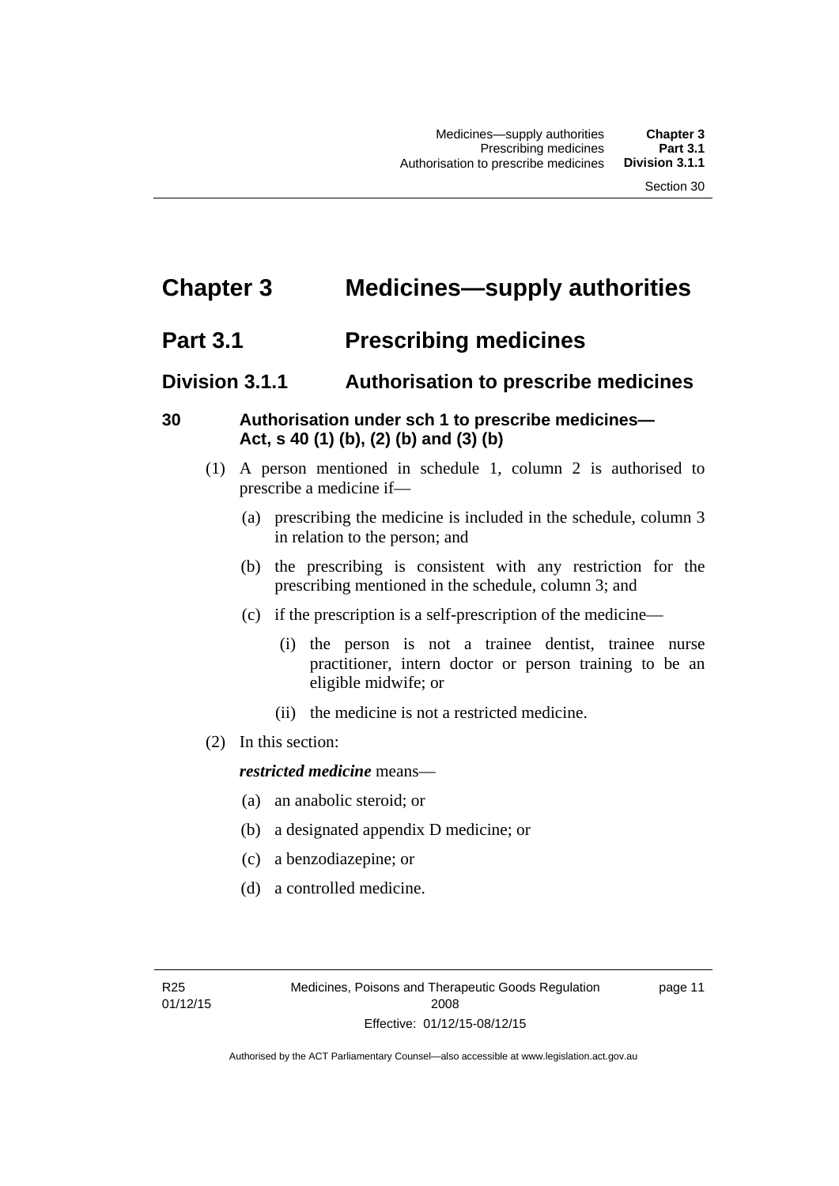# Chapter 3 Medicines—supply authorities

## Part 3.1 Prescribing medicines

### Division 3.1.1 Authorisation to prescribe medicines

#### 30 Authorisation under sch 1 to prescribe medicines—Act, s 40 (1) (b), (2) (b) and (3) (b)

(1) A person mentioned in schedule 1, column 2 is authorised to prescribe a medicine if—

(a) prescribing the medicine is included in the schedule, column 3 in relation to the person; and

(b) the prescribing is consistent with any restriction for the prescribing mentioned in the schedule, column 3; and

(c) if the prescription is a self-prescription of the medicine—

(i) the person is not a trainee dentist, trainee nurse practitioner, intern doctor or person training to be an eligible midwife; or

(ii) the medicine is not a restricted medicine.

(2) In this section:

***restricted medicine*** means—

(a) an anabolic steroid; or

(b) a designated appendix D medicine; or

(c) a benzodiazepine; or

(d) a controlled medicine.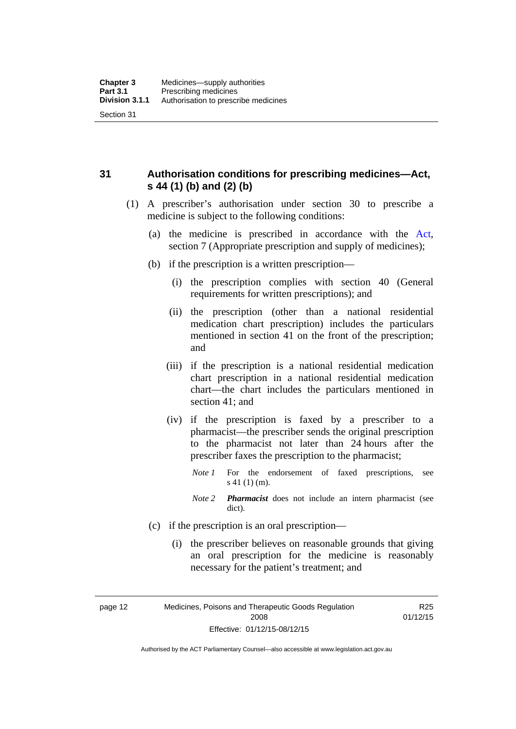## 31 Authorisation conditions for prescribing medicines—Act, s 44 (1) (b) and (2) (b)

(1) A prescriber's authorisation under section 30 to prescribe a medicine is subject to the following conditions:

(a) the medicine is prescribed in accordance with the Act, section 7 (Appropriate prescription and supply of medicines);

(b) if the prescription is a written prescription—

(i) the prescription complies with section 40 (General requirements for written prescriptions); and

(ii) the prescription (other than a national residential medication chart prescription) includes the particulars mentioned in section 41 on the front of the prescription; and

(iii) if the prescription is a national residential medication chart prescription in a national residential medication chart—the chart includes the particulars mentioned in section 41; and

(iv) if the prescription is faxed by a prescriber to a pharmacist—the prescriber sends the original prescription to the pharmacist not later than 24 hours after the prescriber faxes the prescription to the pharmacist;

*Note 1* For the endorsement of faxed prescriptions, see s 41 (1) (m).

*Note 2* ***Pharmacist*** does not include an intern pharmacist (see dict).

(c) if the prescription is an oral prescription—

(i) the prescriber believes on reasonable grounds that giving an oral prescription for the medicine is reasonably necessary for the patient's treatment; and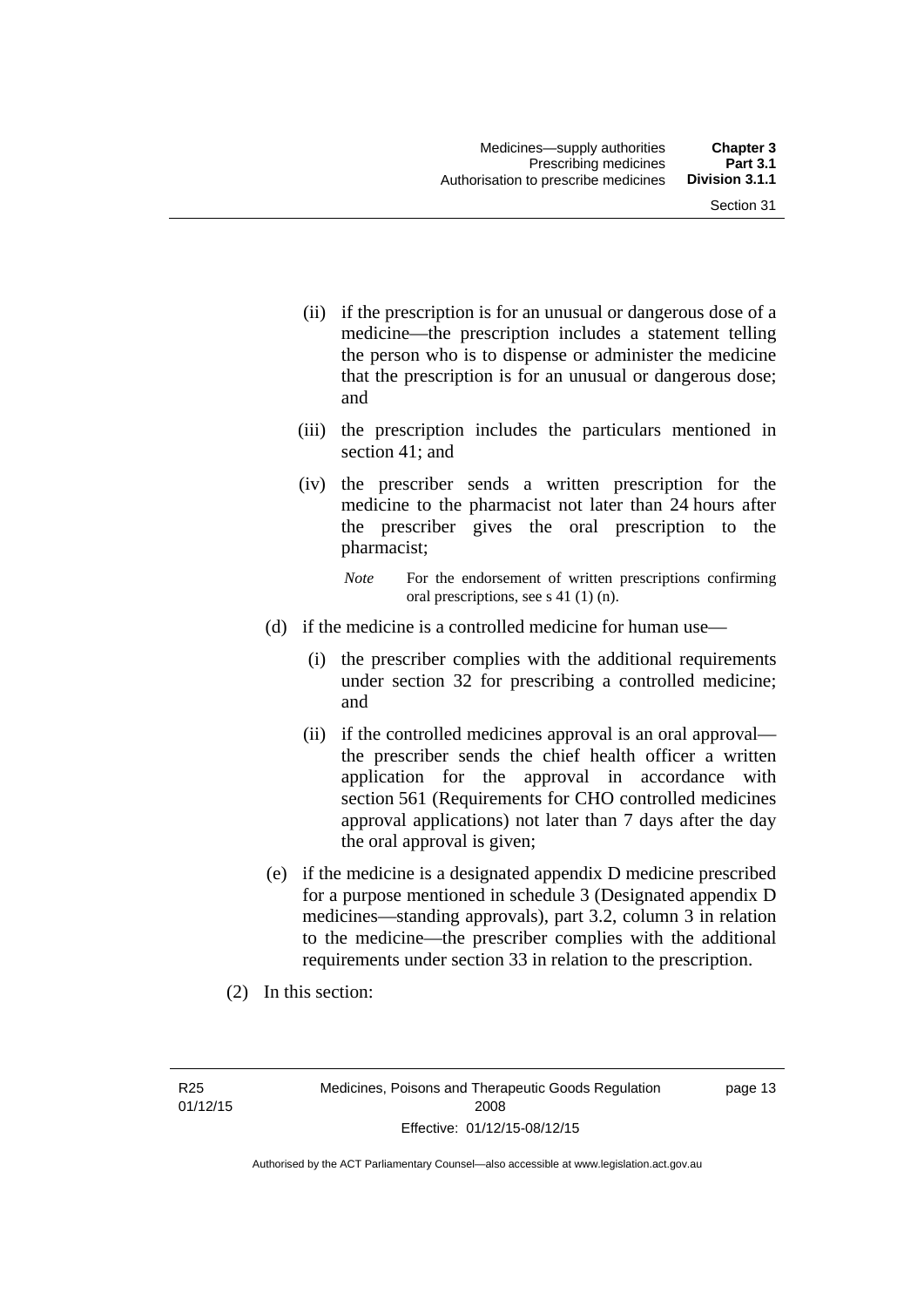(ii) if the prescription is for an unusual or dangerous dose of a medicine—the prescription includes a statement telling the person who is to dispense or administer the medicine that the prescription is for an unusual or dangerous dose; and

(iii) the prescription includes the particulars mentioned in section 41; and

(iv) the prescriber sends a written prescription for the medicine to the pharmacist not later than 24 hours after the prescriber gives the oral prescription to the pharmacist;

*Note* For the endorsement of written prescriptions confirming oral prescriptions, see s 41 (1) (n).

(d) if the medicine is a controlled medicine for human use—

(i) the prescriber complies with the additional requirements under section 32 for prescribing a controlled medicine; and

(ii) if the controlled medicines approval is an oral approval—the prescriber sends the chief health officer a written application for the approval in accordance with section 561 (Requirements for CHO controlled medicines approval applications) not later than 7 days after the day the oral approval is given;

(e) if the medicine is a designated appendix D medicine prescribed for a purpose mentioned in schedule 3 (Designated appendix D medicines—standing approvals), part 3.2, column 3 in relation to the medicine—the prescriber complies with the additional requirements under section 33 in relation to the prescription.

(2) In this section: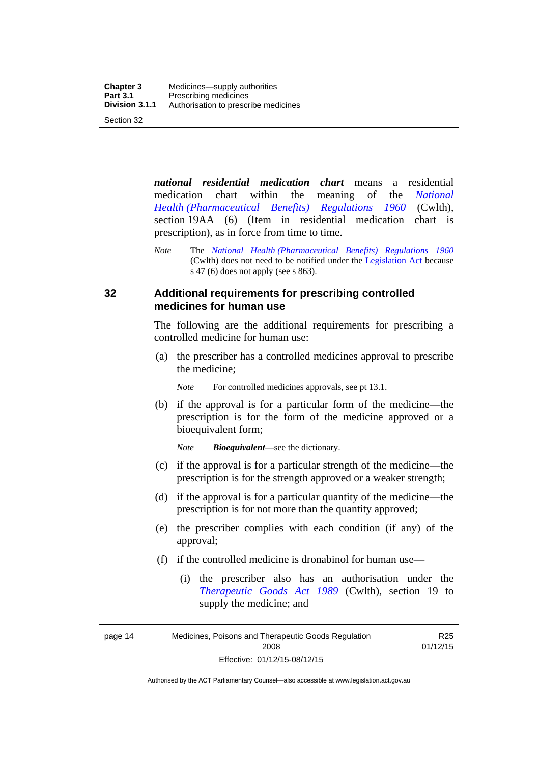***national residential medication chart*** means a residential medication chart within the meaning of the *National Health (Pharmaceutical Benefits) Regulations 1960* (Cwlth), section 19AA (6) (Item in residential medication chart is prescription), as in force from time to time.

*Note* The *National Health (Pharmaceutical Benefits) Regulations 1960* (Cwlth) does not need to be notified under the Legislation Act because s 47 (6) does not apply (see s 863).

## 32 Additional requirements for prescribing controlled medicines for human use

The following are the additional requirements for prescribing a controlled medicine for human use:

(a) the prescriber has a controlled medicines approval to prescribe the medicine;

*Note* For controlled medicines approvals, see pt 13.1.

(b) if the approval is for a particular form of the medicine—the prescription is for the form of the medicine approved or a bioequivalent form;

*Note* ***Bioequivalent***—see the dictionary.

(c) if the approval is for a particular strength of the medicine—the prescription is for the strength approved or a weaker strength;

(d) if the approval is for a particular quantity of the medicine—the prescription is for not more than the quantity approved;

(e) the prescriber complies with each condition (if any) of the approval;

(f) if the controlled medicine is dronabinol for human use—

(i) the prescriber also has an authorisation under the *Therapeutic Goods Act 1989* (Cwlth), section 19 to supply the medicine; and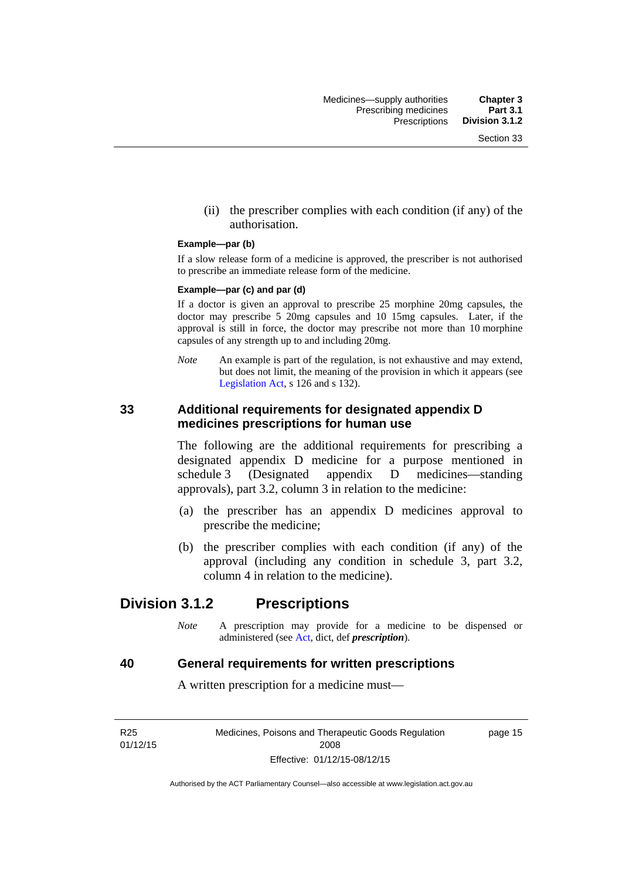(ii) the prescriber complies with each condition (if any) of the authorisation.

**Example—par (b)**

If a slow release form of a medicine is approved, the prescriber is not authorised to prescribe an immediate release form of the medicine.

**Example—par (c) and par (d)**

If a doctor is given an approval to prescribe 25 morphine 20mg capsules, the doctor may prescribe 5 20mg capsules and 10 15mg capsules. Later, if the approval is still in force, the doctor may prescribe not more than 10 morphine capsules of any strength up to and including 20mg.

*Note* An example is part of the regulation, is not exhaustive and may extend, but does not limit, the meaning of the provision in which it appears (see Legislation Act, s 126 and s 132).

### 33 Additional requirements for designated appendix D medicines prescriptions for human use

The following are the additional requirements for prescribing a designated appendix D medicine for a purpose mentioned in schedule 3 (Designated appendix D medicines—standing approvals), part 3.2, column 3 in relation to the medicine:

(a) the prescriber has an appendix D medicines approval to prescribe the medicine;

(b) the prescriber complies with each condition (if any) of the approval (including any condition in schedule 3, part 3.2, column 4 in relation to the medicine).

## Division 3.1.2 Prescriptions

*Note* A prescription may provide for a medicine to be dispensed or administered (see Act, dict, def ***prescription***).

### 40 General requirements for written prescriptions

A written prescription for a medicine must—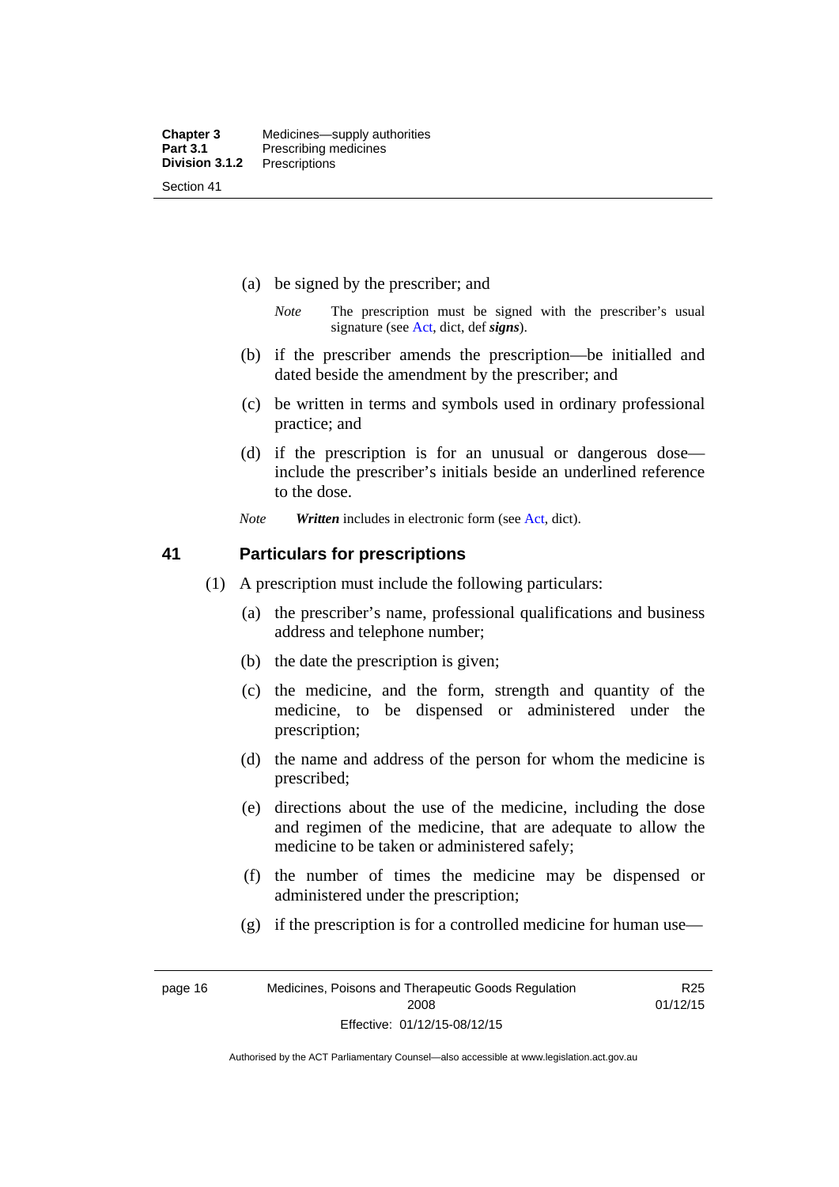(a) be signed by the prescriber; and

*Note* The prescription must be signed with the prescriber's usual signature (see Act, dict, def ***signs***).

(b) if the prescriber amends the prescription—be initialled and dated beside the amendment by the prescriber; and

(c) be written in terms and symbols used in ordinary professional practice; and

(d) if the prescription is for an unusual or dangerous dose—include the prescriber's initials beside an underlined reference to the dose.

*Note* ***Written*** includes in electronic form (see Act, dict).

## 41 Particulars for prescriptions

(1) A prescription must include the following particulars:

(a) the prescriber's name, professional qualifications and business address and telephone number;

(b) the date the prescription is given;

(c) the medicine, and the form, strength and quantity of the medicine, to be dispensed or administered under the prescription;

(d) the name and address of the person for whom the medicine is prescribed;

(e) directions about the use of the medicine, including the dose and regimen of the medicine, that are adequate to allow the medicine to be taken or administered safely;

(f) the number of times the medicine may be dispensed or administered under the prescription;

(g) if the prescription is for a controlled medicine for human use—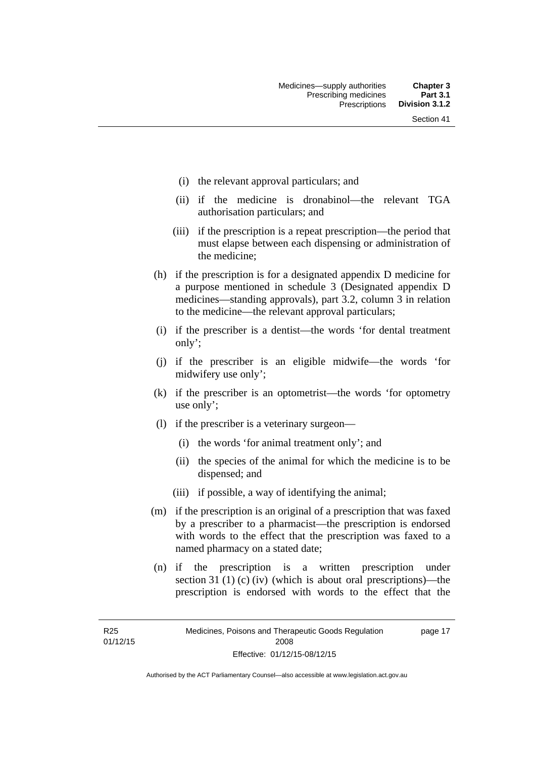(i) the relevant approval particulars; and

(ii) if the medicine is dronabinol—the relevant TGA authorisation particulars; and

(iii) if the prescription is a repeat prescription—the period that must elapse between each dispensing or administration of the medicine;

(h) if the prescription is for a designated appendix D medicine for a purpose mentioned in schedule 3 (Designated appendix D medicines—standing approvals), part 3.2, column 3 in relation to the medicine—the relevant approval particulars;

(i) if the prescriber is a dentist—the words 'for dental treatment only';

(j) if the prescriber is an eligible midwife—the words 'for midwifery use only';

(k) if the prescriber is an optometrist—the words 'for optometry use only';

(l) if the prescriber is a veterinary surgeon—

(i) the words 'for animal treatment only'; and

(ii) the species of the animal for which the medicine is to be dispensed; and

(iii) if possible, a way of identifying the animal;

(m) if the prescription is an original of a prescription that was faxed by a prescriber to a pharmacist—the prescription is endorsed with words to the effect that the prescription was faxed to a named pharmacy on a stated date;

(n) if the prescription is a written prescription under section 31 (1) (c) (iv) (which is about oral prescriptions)—the prescription is endorsed with words to the effect that the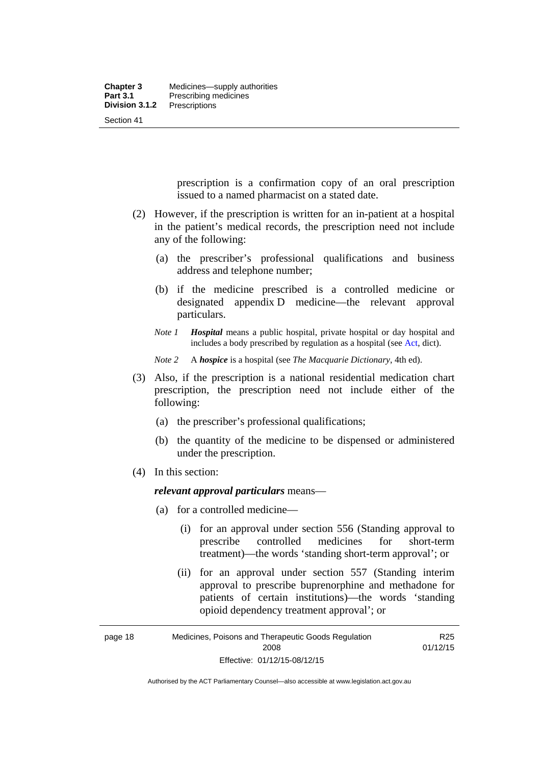prescription is a confirmation copy of an oral prescription issued to a named pharmacist on a stated date.

(2) However, if the prescription is written for an in-patient at a hospital in the patient's medical records, the prescription need not include any of the following:

(a) the prescriber's professional qualifications and business address and telephone number;

(b) if the medicine prescribed is a controlled medicine or designated appendix D medicine—the relevant approval particulars.

*Note 1* ***Hospital*** means a public hospital, private hospital or day hospital and includes a body prescribed by regulation as a hospital (see Act, dict).

*Note 2* A ***hospice*** is a hospital (see *The Macquarie Dictionary*, 4th ed).

(3) Also, if the prescription is a national residential medication chart prescription, the prescription need not include either of the following:

(a) the prescriber's professional qualifications;

(b) the quantity of the medicine to be dispensed or administered under the prescription.

(4) In this section:

***relevant approval particulars*** means—

(a) for a controlled medicine—

(i) for an approval under section 556 (Standing approval to prescribe controlled medicines for short-term treatment)—the words 'standing short-term approval'; or

(ii) for an approval under section 557 (Standing interim approval to prescribe buprenorphine and methadone for patients of certain institutions)—the words 'standing opioid dependency treatment approval'; or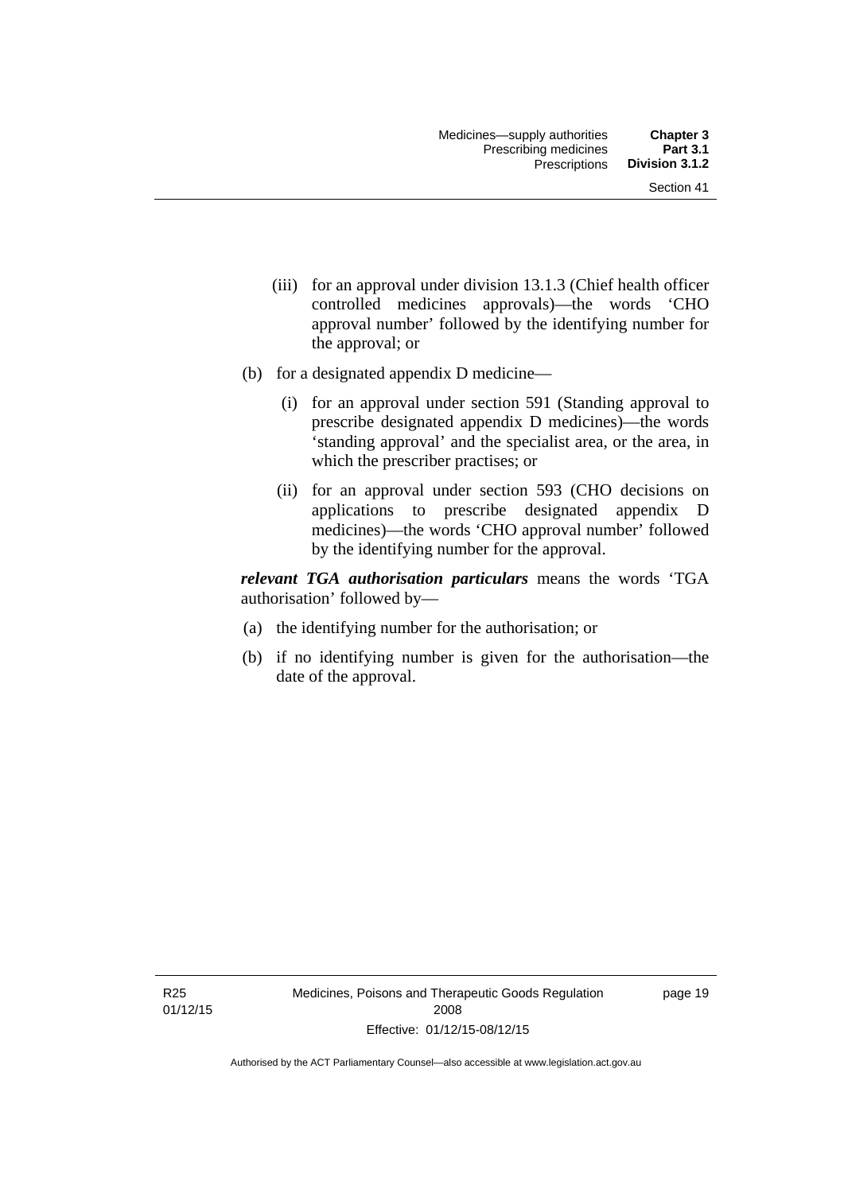(iii) for an approval under division 13.1.3 (Chief health officer controlled medicines approvals)—the words 'CHO approval number' followed by the identifying number for the approval; or

(b) for a designated appendix D medicine—

(i) for an approval under section 591 (Standing approval to prescribe designated appendix D medicines)—the words 'standing approval' and the specialist area, or the area, in which the prescriber practises; or

(ii) for an approval under section 593 (CHO decisions on applications to prescribe designated appendix D medicines)—the words 'CHO approval number' followed by the identifying number for the approval.

***relevant TGA authorisation particulars*** means the words 'TGA authorisation' followed by—

(a) the identifying number for the authorisation; or

(b) if no identifying number is given for the authorisation—the date of the approval.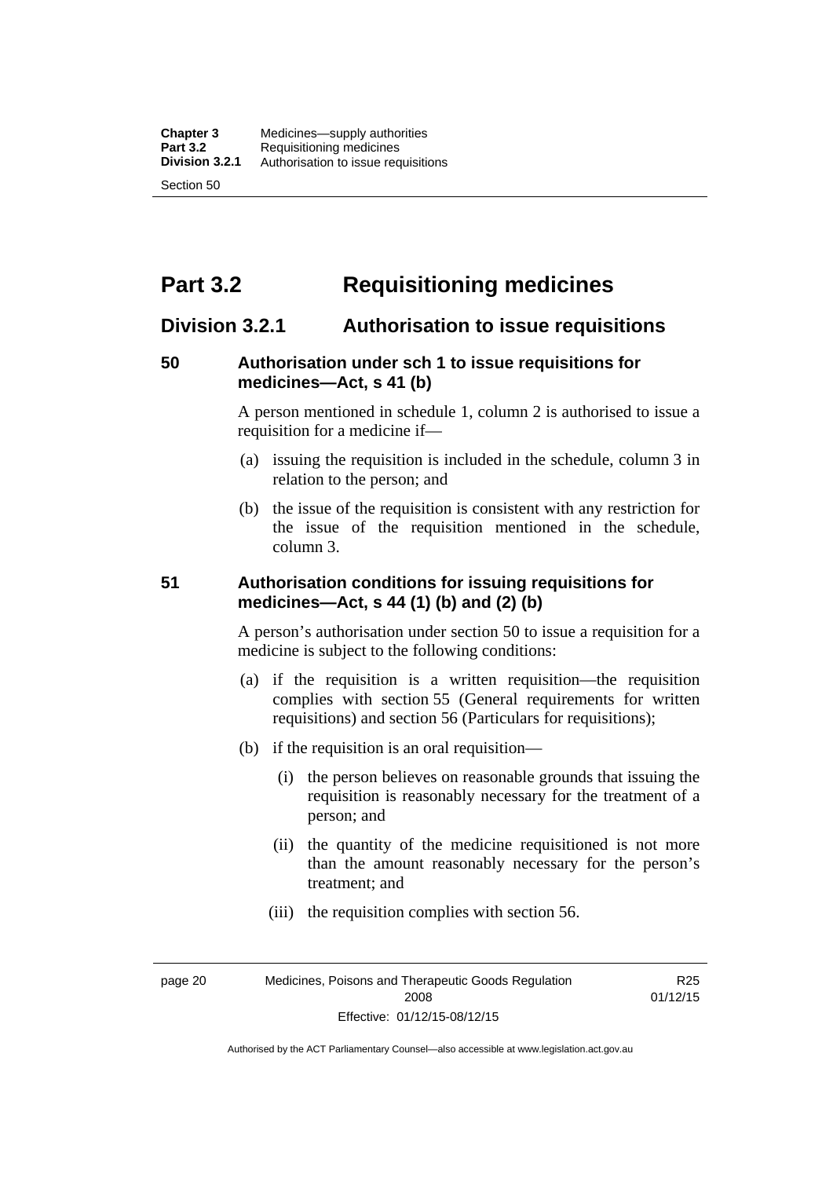# Part 3.2 Requisitioning medicines

## Division 3.2.1 Authorisation to issue requisitions

### 50 Authorisation under sch 1 to issue requisitions for medicines—Act, s 41 (b)

A person mentioned in schedule 1, column 2 is authorised to issue a requisition for a medicine if—

(a) issuing the requisition is included in the schedule, column 3 in relation to the person; and

(b) the issue of the requisition is consistent with any restriction for the issue of the requisition mentioned in the schedule, column 3.

### 51 Authorisation conditions for issuing requisitions for medicines—Act, s 44 (1) (b) and (2) (b)

A person's authorisation under section 50 to issue a requisition for a medicine is subject to the following conditions:

(a) if the requisition is a written requisition—the requisition complies with section 55 (General requirements for written requisitions) and section 56 (Particulars for requisitions);

(b) if the requisition is an oral requisition—

(i) the person believes on reasonable grounds that issuing the requisition is reasonably necessary for the treatment of a person; and

(ii) the quantity of the medicine requisitioned is not more than the amount reasonably necessary for the person's treatment; and

(iii) the requisition complies with section 56.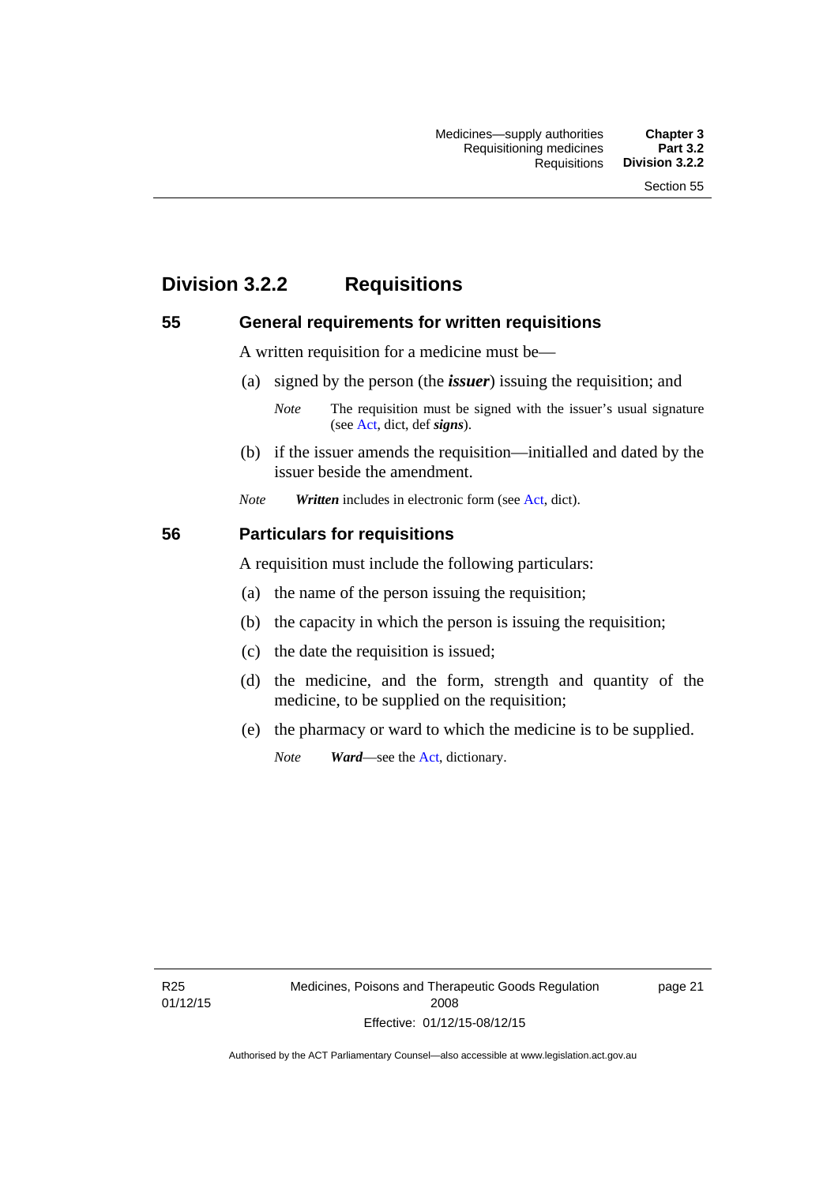## Division 3.2.2 Requisitions

### 55 General requirements for written requisitions

A written requisition for a medicine must be—

(a) signed by the person (the ***issuer***) issuing the requisition; and

*Note* The requisition must be signed with the issuer's usual signature (see Act, dict, def ***signs***).

(b) if the issuer amends the requisition—initialled and dated by the issuer beside the amendment.

*Note* ***Written*** includes in electronic form (see Act, dict).

### 56 Particulars for requisitions

A requisition must include the following particulars:

(a) the name of the person issuing the requisition;

(b) the capacity in which the person is issuing the requisition;

(c) the date the requisition is issued;

(d) the medicine, and the form, strength and quantity of the medicine, to be supplied on the requisition;

(e) the pharmacy or ward to which the medicine is to be supplied.

*Note* ***Ward***—see the Act, dictionary.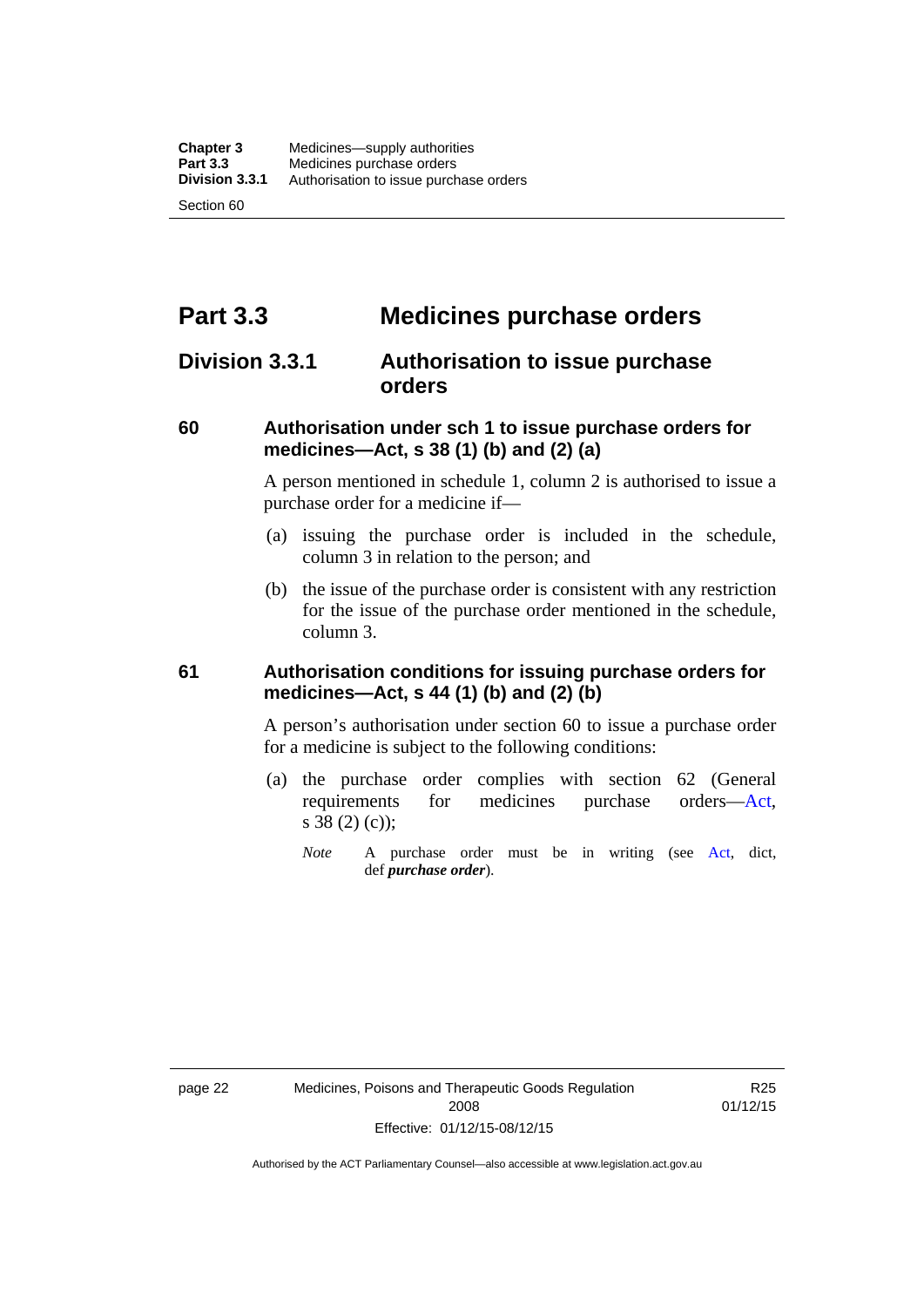# Part 3.3 Medicines purchase orders

## Division 3.3.1 Authorisation to issue purchase orders

### 60 Authorisation under sch 1 to issue purchase orders for medicines—Act, s 38 (1) (b) and (2) (a)

A person mentioned in schedule 1, column 2 is authorised to issue a purchase order for a medicine if—

(a) issuing the purchase order is included in the schedule, column 3 in relation to the person; and

(b) the issue of the purchase order is consistent with any restriction for the issue of the purchase order mentioned in the schedule, column 3.

### 61 Authorisation conditions for issuing purchase orders for medicines—Act, s 44 (1) (b) and (2) (b)

A person's authorisation under section 60 to issue a purchase order for a medicine is subject to the following conditions:

(a) the purchase order complies with section 62 (General requirements for medicines purchase orders—Act, s 38 (2) (c));

*Note* A purchase order must be in writing (see Act, dict, def ***purchase order***).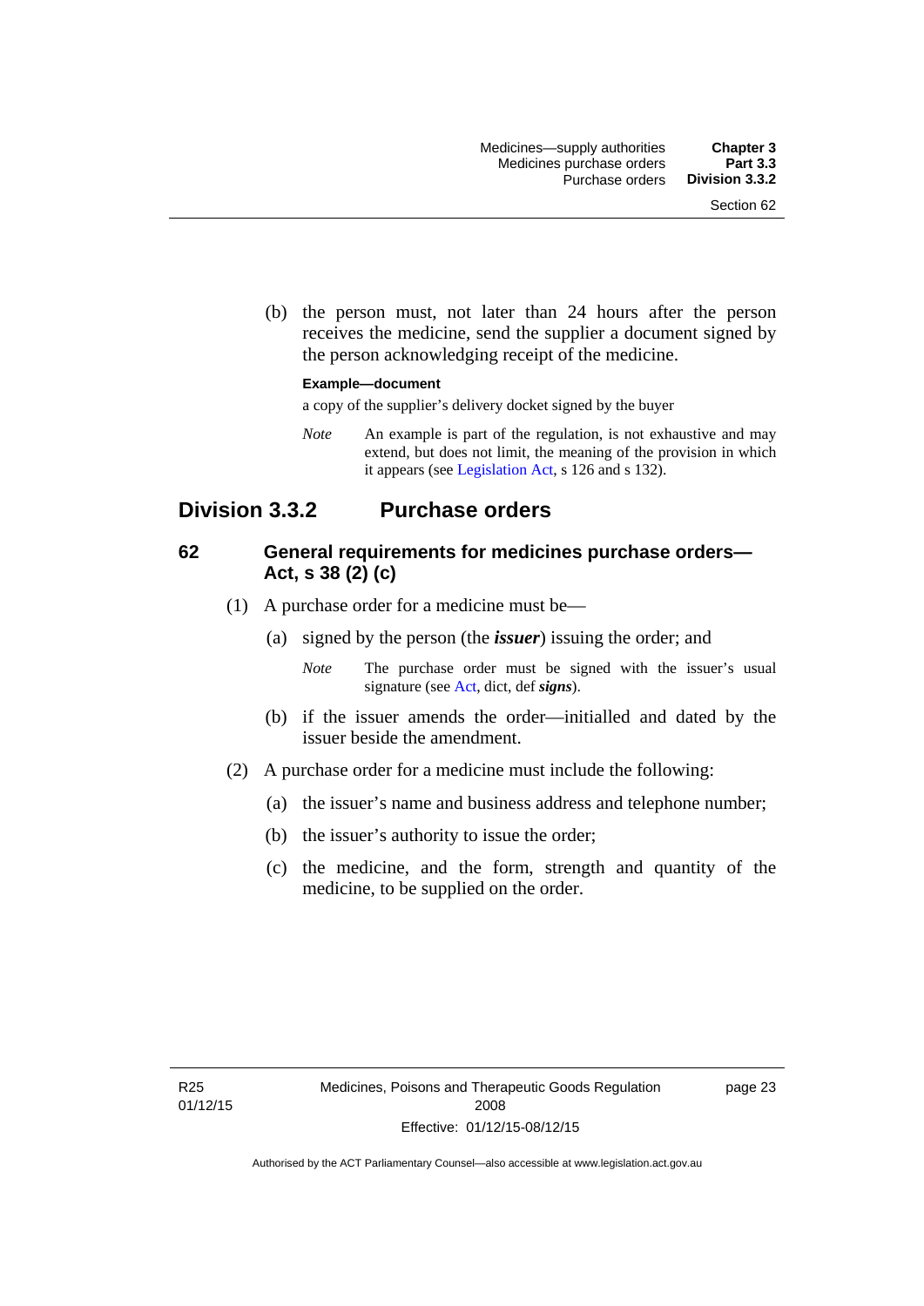(b) the person must, not later than 24 hours after the person receives the medicine, send the supplier a document signed by the person acknowledging receipt of the medicine.

**Example—document**

a copy of the supplier's delivery docket signed by the buyer

*Note* An example is part of the regulation, is not exhaustive and may extend, but does not limit, the meaning of the provision in which it appears (see Legislation Act, s 126 and s 132).

## Division 3.3.2 Purchase orders

### 62 General requirements for medicines purchase orders—Act, s 38 (2) (c)

(1) A purchase order for a medicine must be—

(a) signed by the person (the ***issuer***) issuing the order; and

*Note* The purchase order must be signed with the issuer's usual signature (see Act, dict, def ***signs***).

(b) if the issuer amends the order—initialled and dated by the issuer beside the amendment.

(2) A purchase order for a medicine must include the following:

(a) the issuer's name and business address and telephone number;

(b) the issuer's authority to issue the order;

(c) the medicine, and the form, strength and quantity of the medicine, to be supplied on the order.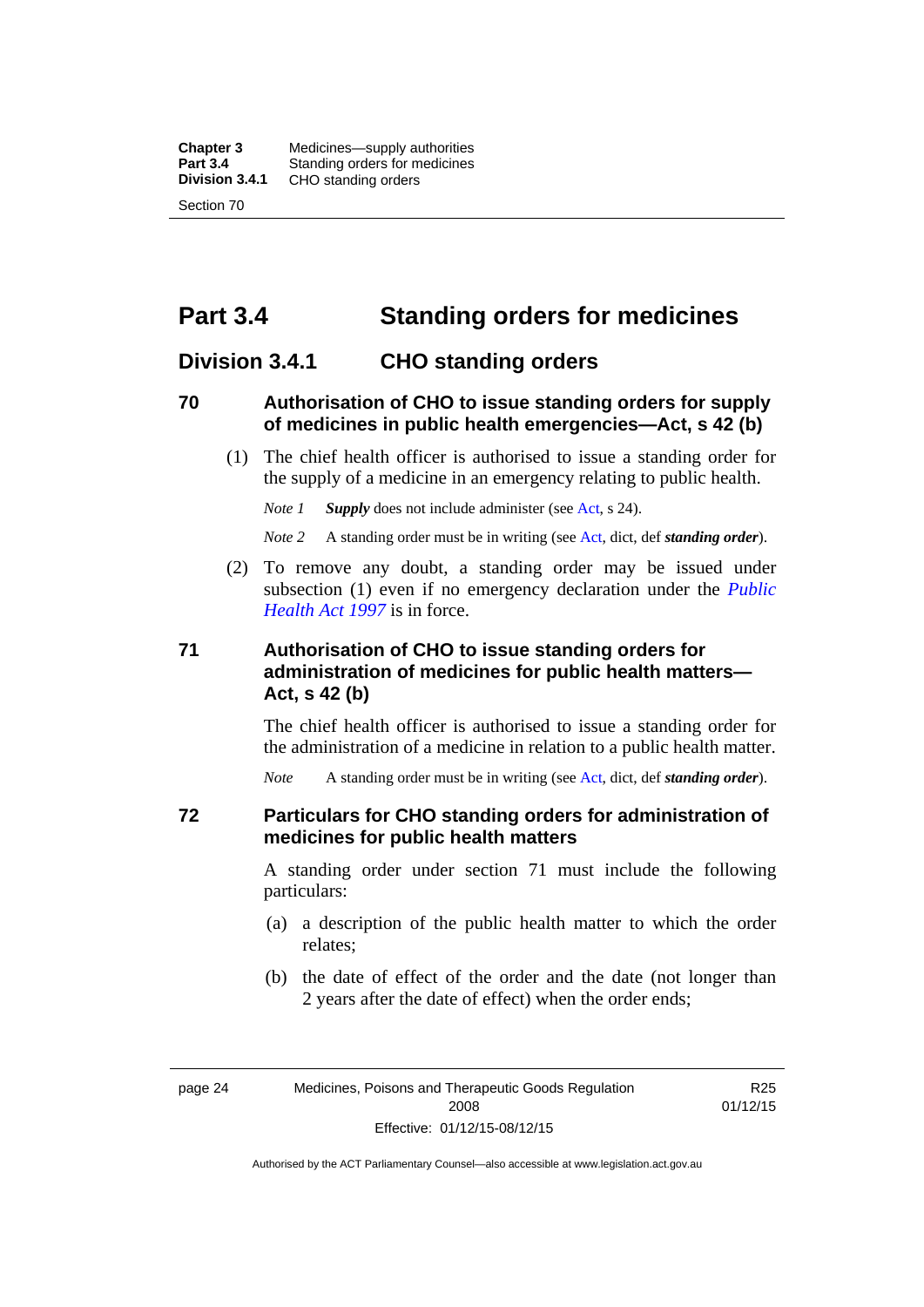# Part 3.4 Standing orders for medicines

## Division 3.4.1 CHO standing orders

### 70 Authorisation of CHO to issue standing orders for supply of medicines in public health emergencies—Act, s 42 (b)

(1) The chief health officer is authorised to issue a standing order for the supply of a medicine in an emergency relating to public health.

*Note 1* ***Supply*** does not include administer (see Act, s 24).

*Note 2* A standing order must be in writing (see Act, dict, def ***standing order***).

(2) To remove any doubt, a standing order may be issued under subsection (1) even if no emergency declaration under the *Public Health Act 1997* is in force.

### 71 Authorisation of CHO to issue standing orders for administration of medicines for public health matters—Act, s 42 (b)

The chief health officer is authorised to issue a standing order for the administration of a medicine in relation to a public health matter.

*Note* A standing order must be in writing (see Act, dict, def ***standing order***).

### 72 Particulars for CHO standing orders for administration of medicines for public health matters

A standing order under section 71 must include the following particulars:

(a) a description of the public health matter to which the order relates;

(b) the date of effect of the order and the date (not longer than 2 years after the date of effect) when the order ends;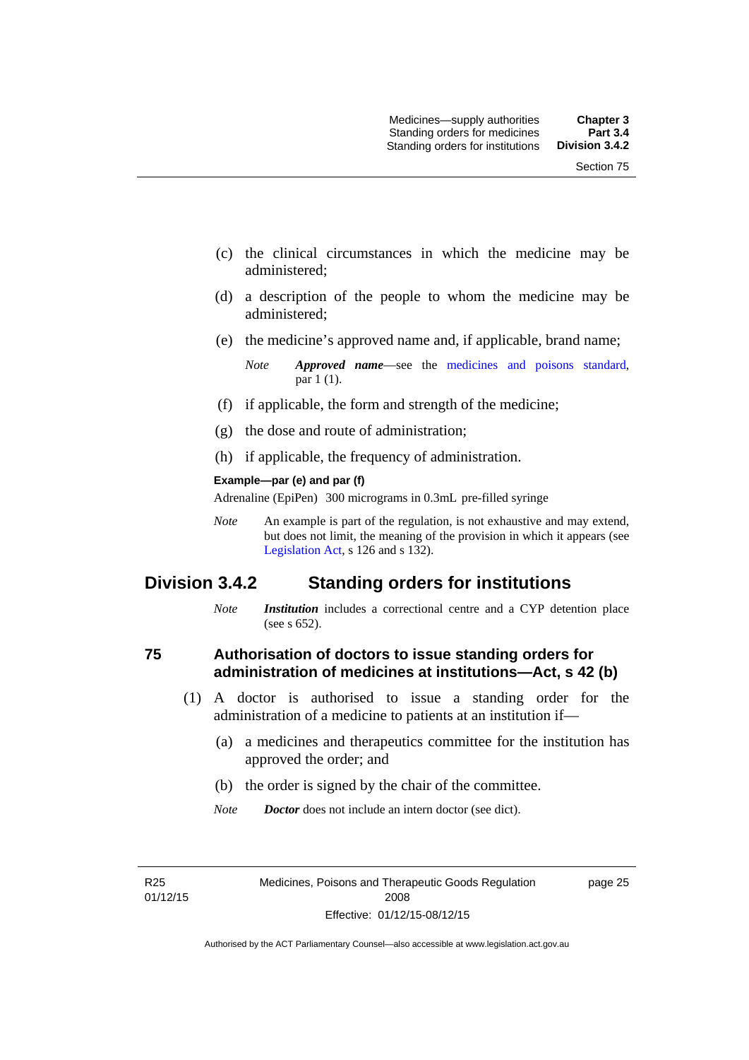(c) the clinical circumstances in which the medicine may be administered;

(d) a description of the people to whom the medicine may be administered;

(e) the medicine's approved name and, if applicable, brand name;

*Note* ***Approved name***—see the medicines and poisons standard, par 1 (1).

(f) if applicable, the form and strength of the medicine;

(g) the dose and route of administration;

(h) if applicable, the frequency of administration.

**Example—par (e) and par (f)**

Adrenaline (EpiPen) 300 micrograms in 0.3mL pre-filled syringe

*Note* An example is part of the regulation, is not exhaustive and may extend, but does not limit, the meaning of the provision in which it appears (see Legislation Act, s 126 and s 132).

## Division 3.4.2 Standing orders for institutions

*Note* ***Institution*** includes a correctional centre and a CYP detention place (see s 652).

### 75 Authorisation of doctors to issue standing orders for administration of medicines at institutions—Act, s 42 (b)

(1) A doctor is authorised to issue a standing order for the administration of a medicine to patients at an institution if—

(a) a medicines and therapeutics committee for the institution has approved the order; and

(b) the order is signed by the chair of the committee.

*Note* ***Doctor*** does not include an intern doctor (see dict).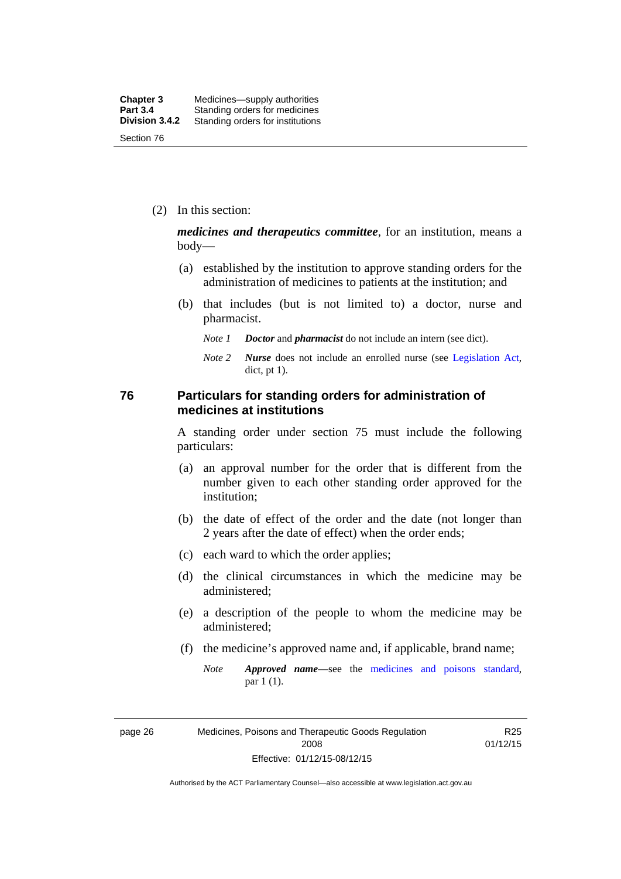(2) In this section:

***medicines and therapeutics committee***, for an institution, means a body—

(a) established by the institution to approve standing orders for the administration of medicines to patients at the institution; and

(b) that includes (but is not limited to) a doctor, nurse and pharmacist.

*Note 1* ***Doctor*** and ***pharmacist*** do not include an intern (see dict).

*Note 2* ***Nurse*** does not include an enrolled nurse (see Legislation Act, dict, pt 1).

## 76 Particulars for standing orders for administration of medicines at institutions

A standing order under section 75 must include the following particulars:

(a) an approval number for the order that is different from the number given to each other standing order approved for the institution;

(b) the date of effect of the order and the date (not longer than 2 years after the date of effect) when the order ends;

(c) each ward to which the order applies;

(d) the clinical circumstances in which the medicine may be administered;

(e) a description of the people to whom the medicine may be administered;

(f) the medicine's approved name and, if applicable, brand name;

*Note* ***Approved name***—see the medicines and poisons standard, par 1 (1).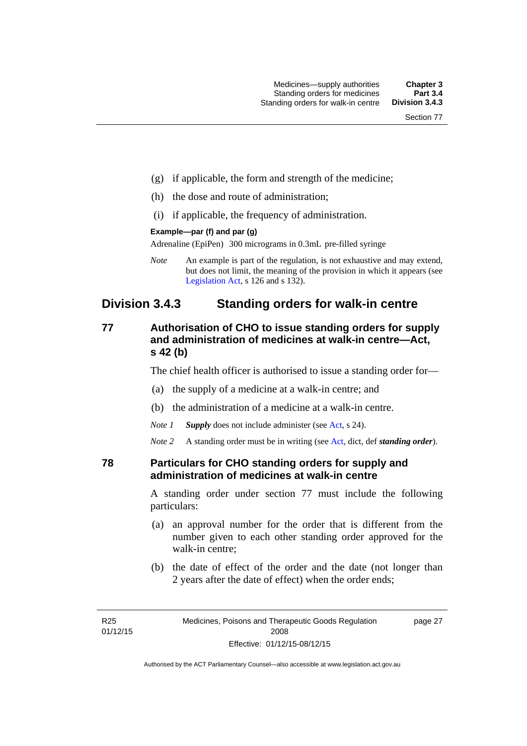(g) if applicable, the form and strength of the medicine;

(h) the dose and route of administration;

(i) if applicable, the frequency of administration.

**Example—par (f) and par (g)**

Adrenaline (EpiPen) 300 micrograms in 0.3mL pre-filled syringe

*Note* An example is part of the regulation, is not exhaustive and may extend, but does not limit, the meaning of the provision in which it appears (see Legislation Act, s 126 and s 132).

## Division 3.4.3 Standing orders for walk-in centre

### 77 Authorisation of CHO to issue standing orders for supply and administration of medicines at walk-in centre—Act, s 42 (b)

The chief health officer is authorised to issue a standing order for—

(a) the supply of a medicine at a walk-in centre; and

(b) the administration of a medicine at a walk-in centre.

*Note 1* ***Supply*** does not include administer (see Act, s 24).

*Note 2* A standing order must be in writing (see Act, dict, def ***standing order***).

### 78 Particulars for CHO standing orders for supply and administration of medicines at walk-in centre

A standing order under section 77 must include the following particulars:

(a) an approval number for the order that is different from the number given to each other standing order approved for the walk-in centre;

(b) the date of effect of the order and the date (not longer than 2 years after the date of effect) when the order ends;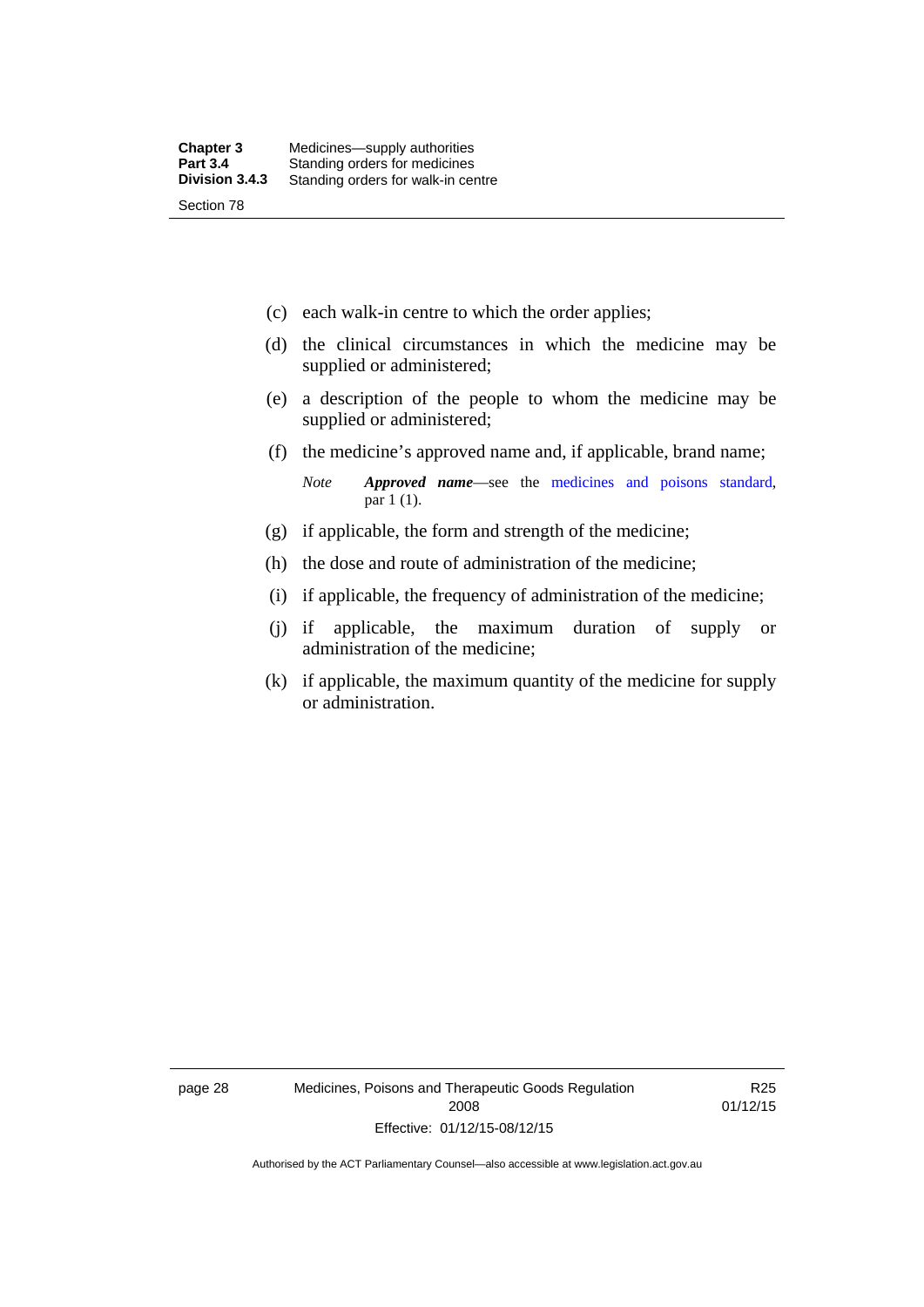(c) each walk-in centre to which the order applies;

(d) the clinical circumstances in which the medicine may be supplied or administered;

(e) a description of the people to whom the medicine may be supplied or administered;

(f) the medicine's approved name and, if applicable, brand name;

*Note* ***Approved name***—see the medicines and poisons standard, par 1 (1).

(g) if applicable, the form and strength of the medicine;

(h) the dose and route of administration of the medicine;

(i) if applicable, the frequency of administration of the medicine;

(j) if applicable, the maximum duration of supply or administration of the medicine;

(k) if applicable, the maximum quantity of the medicine for supply or administration.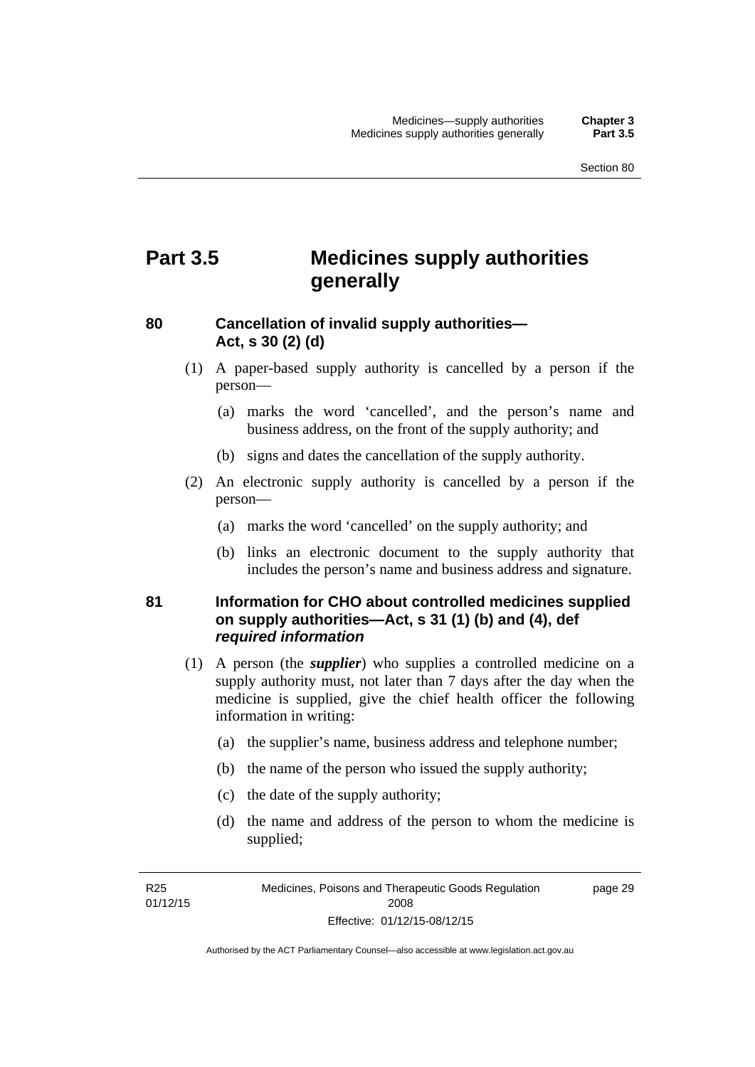# Part 3.5 Medicines supply authorities generally

## 80 Cancellation of invalid supply authorities—Act, s 30 (2) (d)

(1) A paper-based supply authority is cancelled by a person if the person—

(a) marks the word 'cancelled', and the person's name and business address, on the front of the supply authority; and

(b) signs and dates the cancellation of the supply authority.

(2) An electronic supply authority is cancelled by a person if the person—

(a) marks the word 'cancelled' on the supply authority; and

(b) links an electronic document to the supply authority that includes the person's name and business address and signature.

## 81 Information for CHO about controlled medicines supplied on supply authorities—Act, s 31 (1) (b) and (4), def *required information*

(1) A person (the ***supplier***) who supplies a controlled medicine on a supply authority must, not later than 7 days after the day when the medicine is supplied, give the chief health officer the following information in writing:

(a) the supplier's name, business address and telephone number;

(b) the name of the person who issued the supply authority;

(c) the date of the supply authority;

(d) the name and address of the person to whom the medicine is supplied;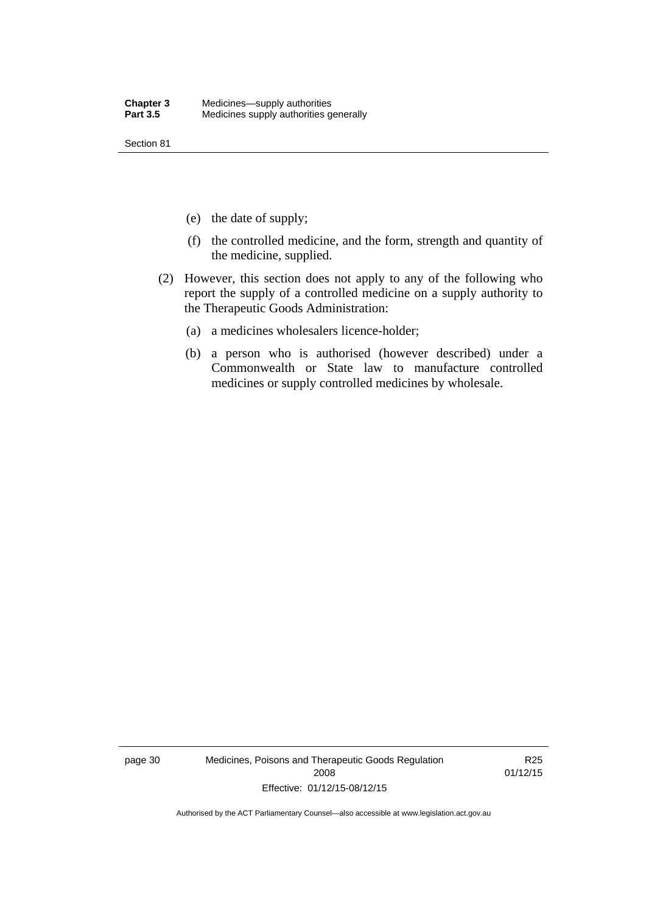(e) the date of supply;

(f) the controlled medicine, and the form, strength and quantity of the medicine, supplied.

(2) However, this section does not apply to any of the following who report the supply of a controlled medicine on a supply authority to the Therapeutic Goods Administration:

(a) a medicines wholesalers licence-holder;

(b) a person who is authorised (however described) under a Commonwealth or State law to manufacture controlled medicines or supply controlled medicines by wholesale.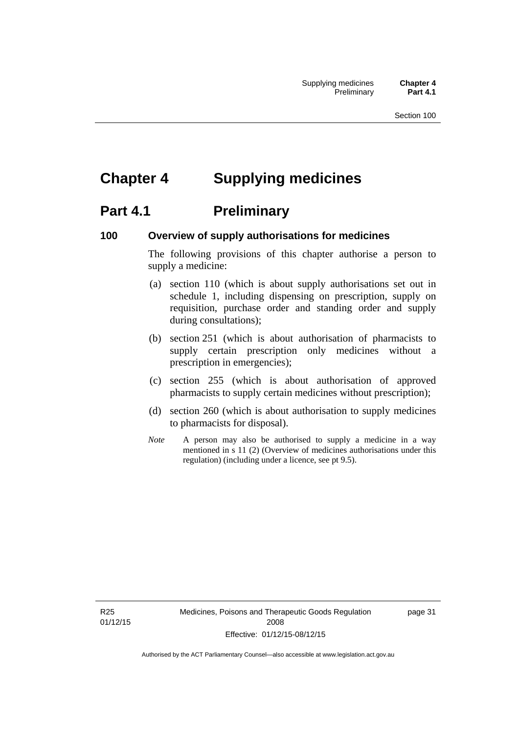# Chapter 4 Supplying medicines

## Part 4.1 Preliminary

### 100 Overview of supply authorisations for medicines

The following provisions of this chapter authorise a person to supply a medicine:

(a) section 110 (which is about supply authorisations set out in schedule 1, including dispensing on prescription, supply on requisition, purchase order and standing order and supply during consultations);

(b) section 251 (which is about authorisation of pharmacists to supply certain prescription only medicines without a prescription in emergencies);

(c) section 255 (which is about authorisation of approved pharmacists to supply certain medicines without prescription);

(d) section 260 (which is about authorisation to supply medicines to pharmacists for disposal).

*Note* A person may also be authorised to supply a medicine in a way mentioned in s 11 (2) (Overview of medicines authorisations under this regulation) (including under a licence, see pt 9.5).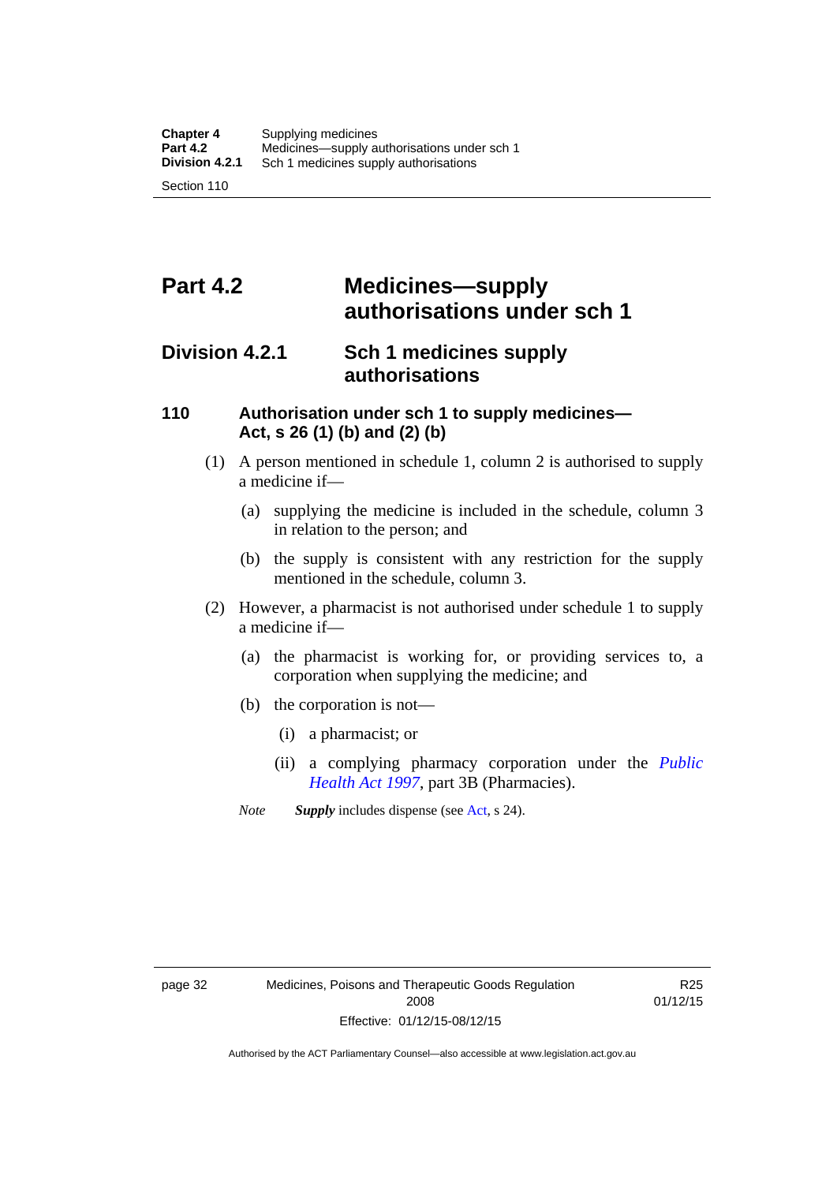# Part 4.2 Medicines—supply authorisations under sch 1

## Division 4.2.1 Sch 1 medicines supply authorisations

### 110 Authorisation under sch 1 to supply medicines—Act, s 26 (1) (b) and (2) (b)

(1) A person mentioned in schedule 1, column 2 is authorised to supply a medicine if—

(a) supplying the medicine is included in the schedule, column 3 in relation to the person; and

(b) the supply is consistent with any restriction for the supply mentioned in the schedule, column 3.

(2) However, a pharmacist is not authorised under schedule 1 to supply a medicine if—

(a) the pharmacist is working for, or providing services to, a corporation when supplying the medicine; and

(b) the corporation is not—

(i) a pharmacist; or

(ii) a complying pharmacy corporation under the *Public Health Act 1997*, part 3B (Pharmacies).

*Note* ***Supply*** includes dispense (see Act, s 24).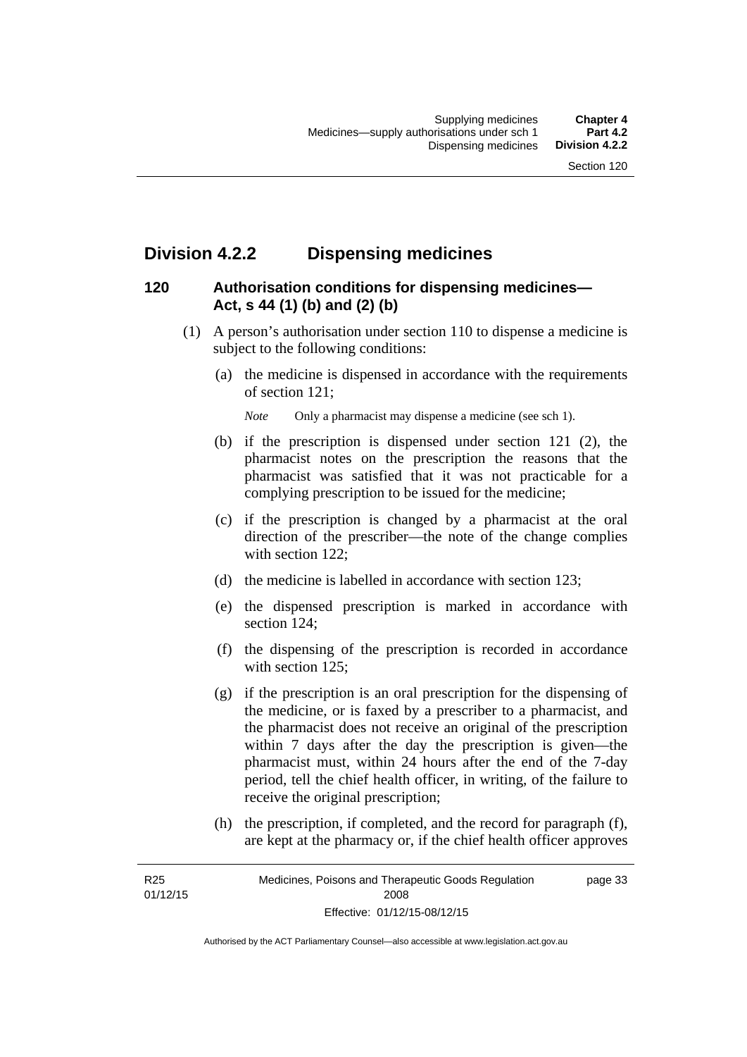## Division 4.2.2 Dispensing medicines

### 120 Authorisation conditions for dispensing medicines—Act, s 44 (1) (b) and (2) (b)

(1) A person's authorisation under section 110 to dispense a medicine is subject to the following conditions:

(a) the medicine is dispensed in accordance with the requirements of section 121;

*Note* Only a pharmacist may dispense a medicine (see sch 1).

(b) if the prescription is dispensed under section 121 (2), the pharmacist notes on the prescription the reasons that the pharmacist was satisfied that it was not practicable for a complying prescription to be issued for the medicine;

(c) if the prescription is changed by a pharmacist at the oral direction of the prescriber—the note of the change complies with section 122;

(d) the medicine is labelled in accordance with section 123;

(e) the dispensed prescription is marked in accordance with section 124;

(f) the dispensing of the prescription is recorded in accordance with section 125;

(g) if the prescription is an oral prescription for the dispensing of the medicine, or is faxed by a prescriber to a pharmacist, and the pharmacist does not receive an original of the prescription within 7 days after the day the prescription is given—the pharmacist must, within 24 hours after the end of the 7-day period, tell the chief health officer, in writing, of the failure to receive the original prescription;

(h) the prescription, if completed, and the record for paragraph (f), are kept at the pharmacy or, if the chief health officer approves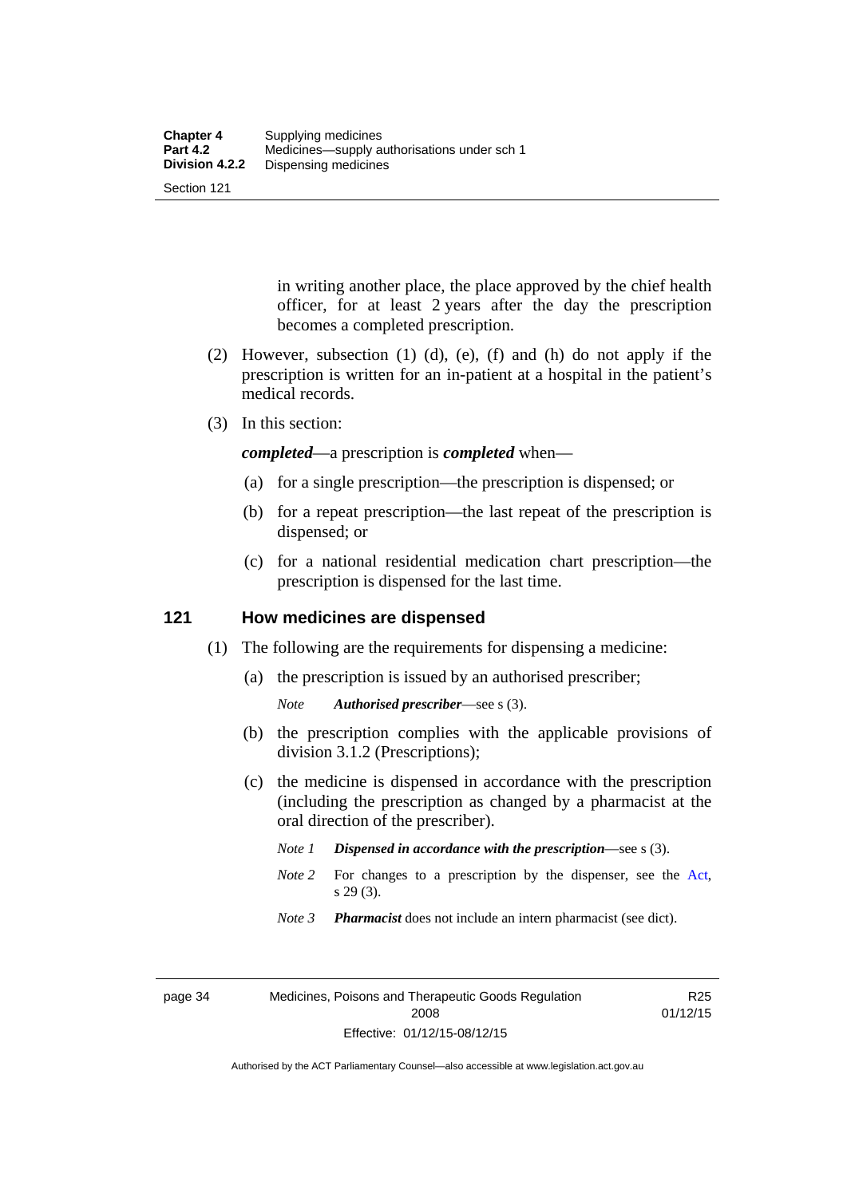in writing another place, the place approved by the chief health officer, for at least 2 years after the day the prescription becomes a completed prescription.

(2) However, subsection (1) (d), (e), (f) and (h) do not apply if the prescription is written for an in-patient at a hospital in the patient's medical records.

(3) In this section:

***completed***—a prescription is ***completed*** when—

(a) for a single prescription—the prescription is dispensed; or

(b) for a repeat prescription—the last repeat of the prescription is dispensed; or

(c) for a national residential medication chart prescription—the prescription is dispensed for the last time.

## 121 How medicines are dispensed

(1) The following are the requirements for dispensing a medicine:

(a) the prescription is issued by an authorised prescriber;

*Note* ***Authorised prescriber***—see s (3).

(b) the prescription complies with the applicable provisions of division 3.1.2 (Prescriptions);

(c) the medicine is dispensed in accordance with the prescription (including the prescription as changed by a pharmacist at the oral direction of the prescriber).

*Note 1* ***Dispensed in accordance with the prescription***—see s (3).

*Note 2* For changes to a prescription by the dispenser, see the Act, s 29 (3).

*Note 3* ***Pharmacist*** does not include an intern pharmacist (see dict).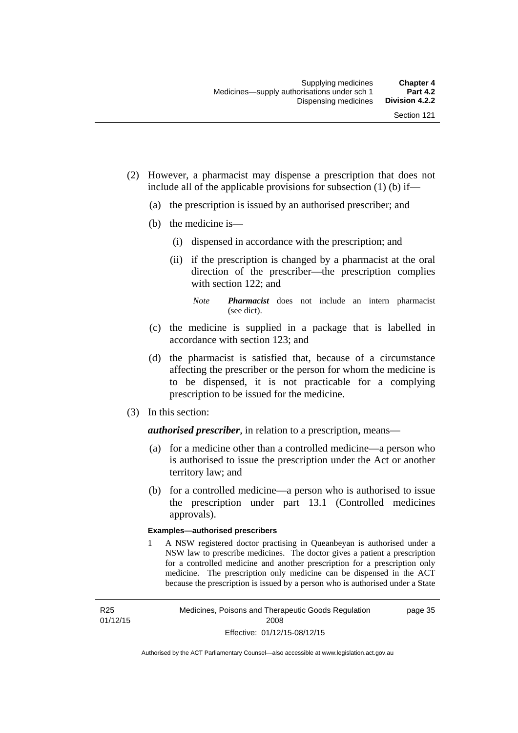(2) However, a pharmacist may dispense a prescription that does not include all of the applicable provisions for subsection (1) (b) if—

(a) the prescription is issued by an authorised prescriber; and

(b) the medicine is—

(i) dispensed in accordance with the prescription; and

(ii) if the prescription is changed by a pharmacist at the oral direction of the prescriber—the prescription complies with section 122; and

*Note* ***Pharmacist*** does not include an intern pharmacist (see dict).

(c) the medicine is supplied in a package that is labelled in accordance with section 123; and

(d) the pharmacist is satisfied that, because of a circumstance affecting the prescriber or the person for whom the medicine is to be dispensed, it is not practicable for a complying prescription to be issued for the medicine.

(3) In this section:

***authorised prescriber***, in relation to a prescription, means—

(a) for a medicine other than a controlled medicine—a person who is authorised to issue the prescription under the Act or another territory law; and

(b) for a controlled medicine—a person who is authorised to issue the prescription under part 13.1 (Controlled medicines approvals).

**Examples—authorised prescribers**

1 A NSW registered doctor practising in Queanbeyan is authorised under a NSW law to prescribe medicines. The doctor gives a patient a prescription for a controlled medicine and another prescription for a prescription only medicine. The prescription only medicine can be dispensed in the ACT because the prescription is issued by a person who is authorised under a State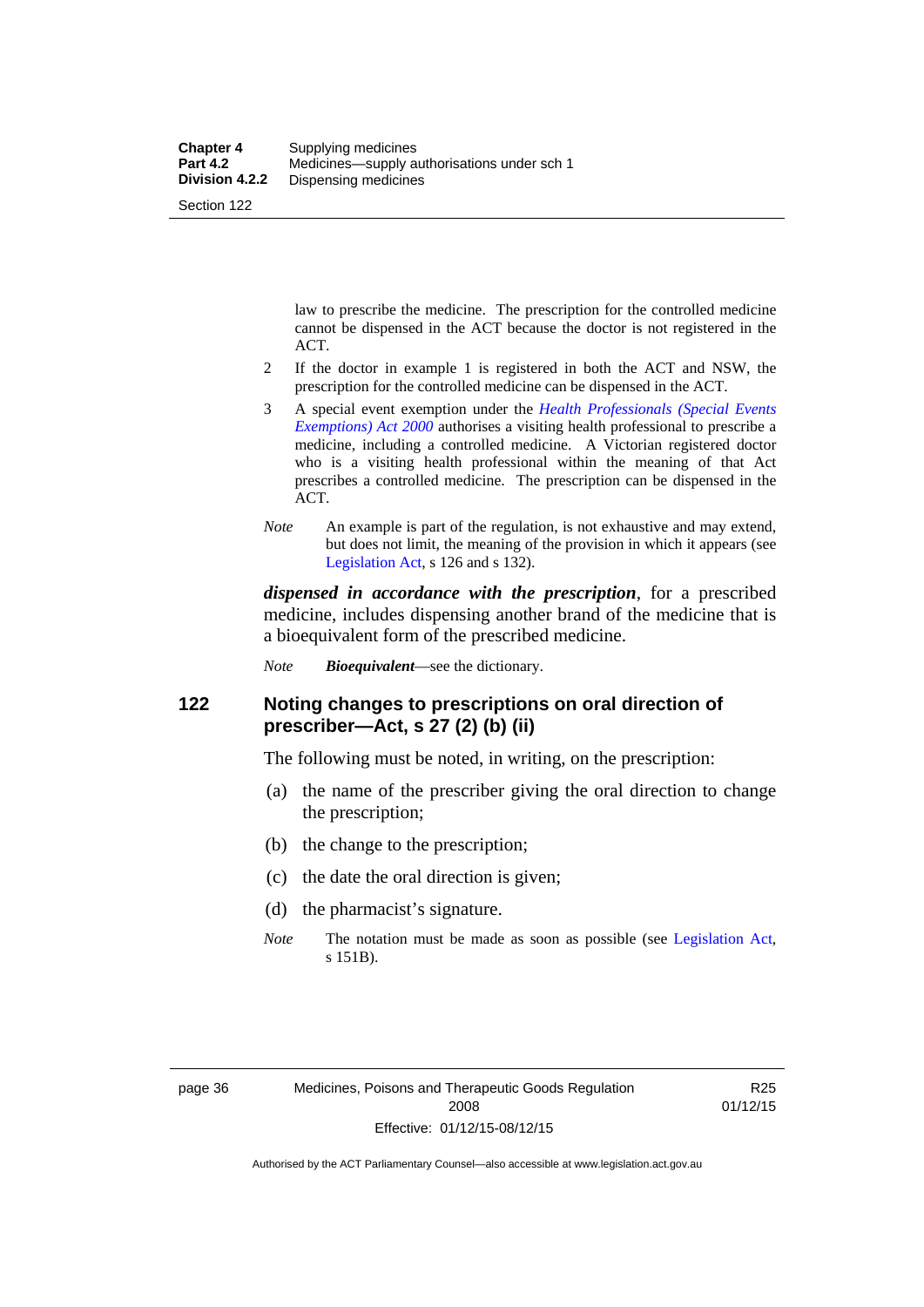law to prescribe the medicine. The prescription for the controlled medicine cannot be dispensed in the ACT because the doctor is not registered in the ACT.

2 If the doctor in example 1 is registered in both the ACT and NSW, the prescription for the controlled medicine can be dispensed in the ACT.

3 A special event exemption under the *Health Professionals (Special Events Exemptions) Act 2000* authorises a visiting health professional to prescribe a medicine, including a controlled medicine. A Victorian registered doctor who is a visiting health professional within the meaning of that Act prescribes a controlled medicine. The prescription can be dispensed in the ACT.

*Note* An example is part of the regulation, is not exhaustive and may extend, but does not limit, the meaning of the provision in which it appears (see Legislation Act, s 126 and s 132).

***dispensed in accordance with the prescription***, for a prescribed medicine, includes dispensing another brand of the medicine that is a bioequivalent form of the prescribed medicine.

*Note* ***Bioequivalent***—see the dictionary.

## 122 Noting changes to prescriptions on oral direction of prescriber—Act, s 27 (2) (b) (ii)

The following must be noted, in writing, on the prescription:

(a) the name of the prescriber giving the oral direction to change the prescription;

(b) the change to the prescription;

(c) the date the oral direction is given;

(d) the pharmacist's signature.

*Note* The notation must be made as soon as possible (see Legislation Act, s 151B).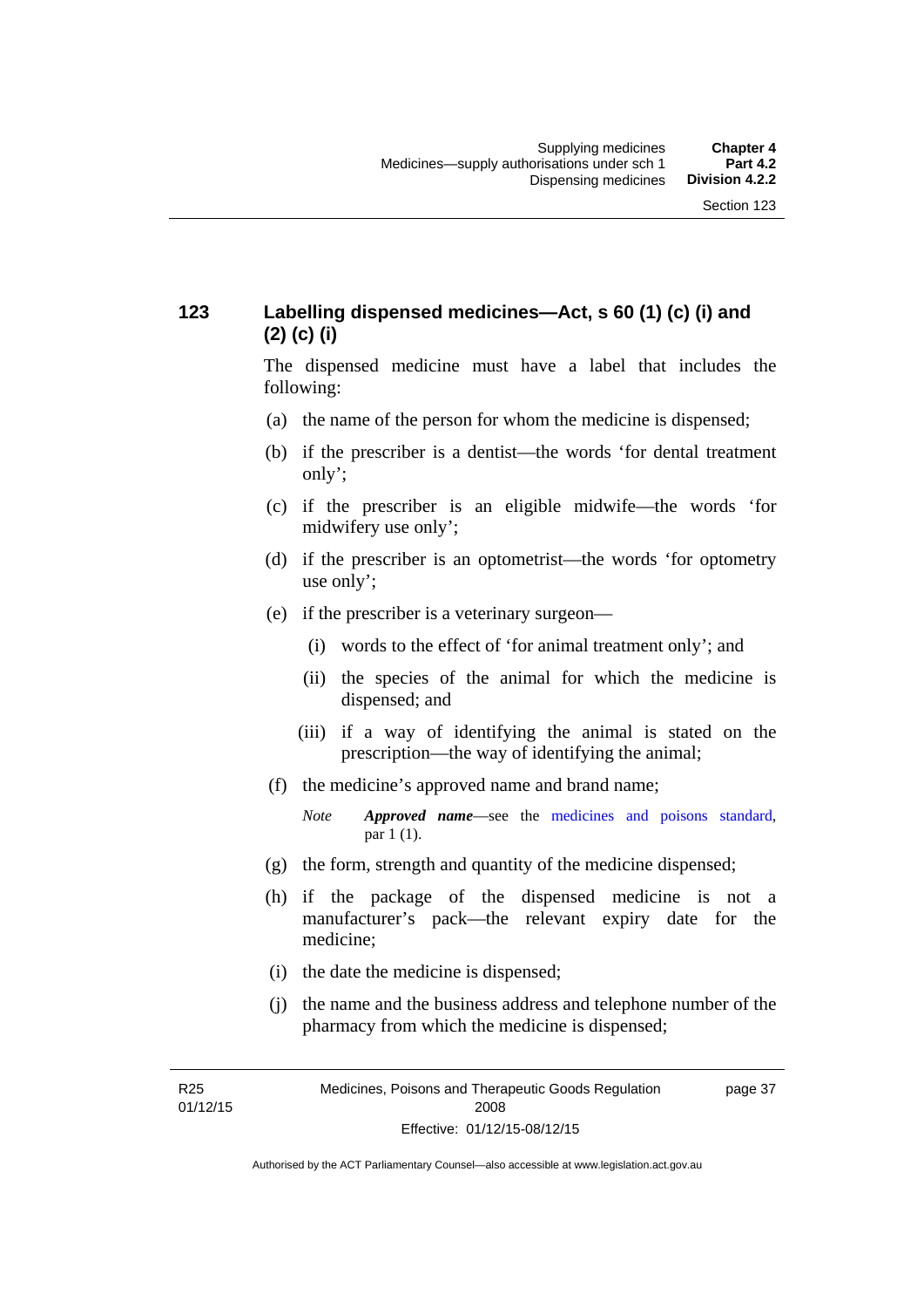### 123 Labelling dispensed medicines—Act, s 60 (1) (c) (i) and (2) (c) (i)

The dispensed medicine must have a label that includes the following:

(a) the name of the person for whom the medicine is dispensed;

(b) if the prescriber is a dentist—the words 'for dental treatment only';

(c) if the prescriber is an eligible midwife—the words 'for midwifery use only';

(d) if the prescriber is an optometrist—the words 'for optometry use only';

(e) if the prescriber is a veterinary surgeon—

  (i) words to the effect of 'for animal treatment only'; and

  (ii) the species of the animal for which the medicine is dispensed; and

  (iii) if a way of identifying the animal is stated on the prescription—the way of identifying the animal;

(f) the medicine's approved name and brand name;

*Note* ***Approved name***—see the medicines and poisons standard, par 1 (1).

(g) the form, strength and quantity of the medicine dispensed;

(h) if the package of the dispensed medicine is not a manufacturer's pack—the relevant expiry date for the medicine;

(i) the date the medicine is dispensed;

(j) the name and the business address and telephone number of the pharmacy from which the medicine is dispensed;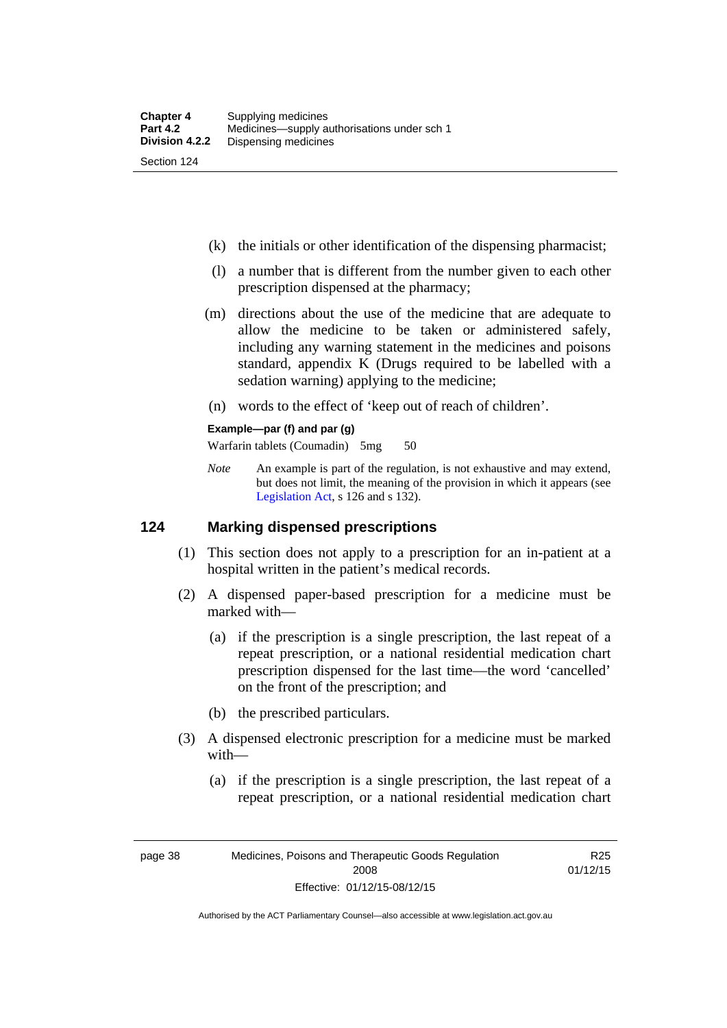(k) the initials or other identification of the dispensing pharmacist;

(l) a number that is different from the number given to each other prescription dispensed at the pharmacy;

(m) directions about the use of the medicine that are adequate to allow the medicine to be taken or administered safely, including any warning statement in the medicines and poisons standard, appendix K (Drugs required to be labelled with a sedation warning) applying to the medicine;

(n) words to the effect of 'keep out of reach of children'.

**Example—par (f) and par (g)**

Warfarin tablets (Coumadin) 5mg 50

*Note* An example is part of the regulation, is not exhaustive and may extend, but does not limit, the meaning of the provision in which it appears (see Legislation Act, s 126 and s 132).

## 124 Marking dispensed prescriptions

(1) This section does not apply to a prescription for an in-patient at a hospital written in the patient's medical records.

(2) A dispensed paper-based prescription for a medicine must be marked with—

(a) if the prescription is a single prescription, the last repeat of a repeat prescription, or a national residential medication chart prescription dispensed for the last time—the word 'cancelled' on the front of the prescription; and

(b) the prescribed particulars.

(3) A dispensed electronic prescription for a medicine must be marked with—

(a) if the prescription is a single prescription, the last repeat of a repeat prescription, or a national residential medication chart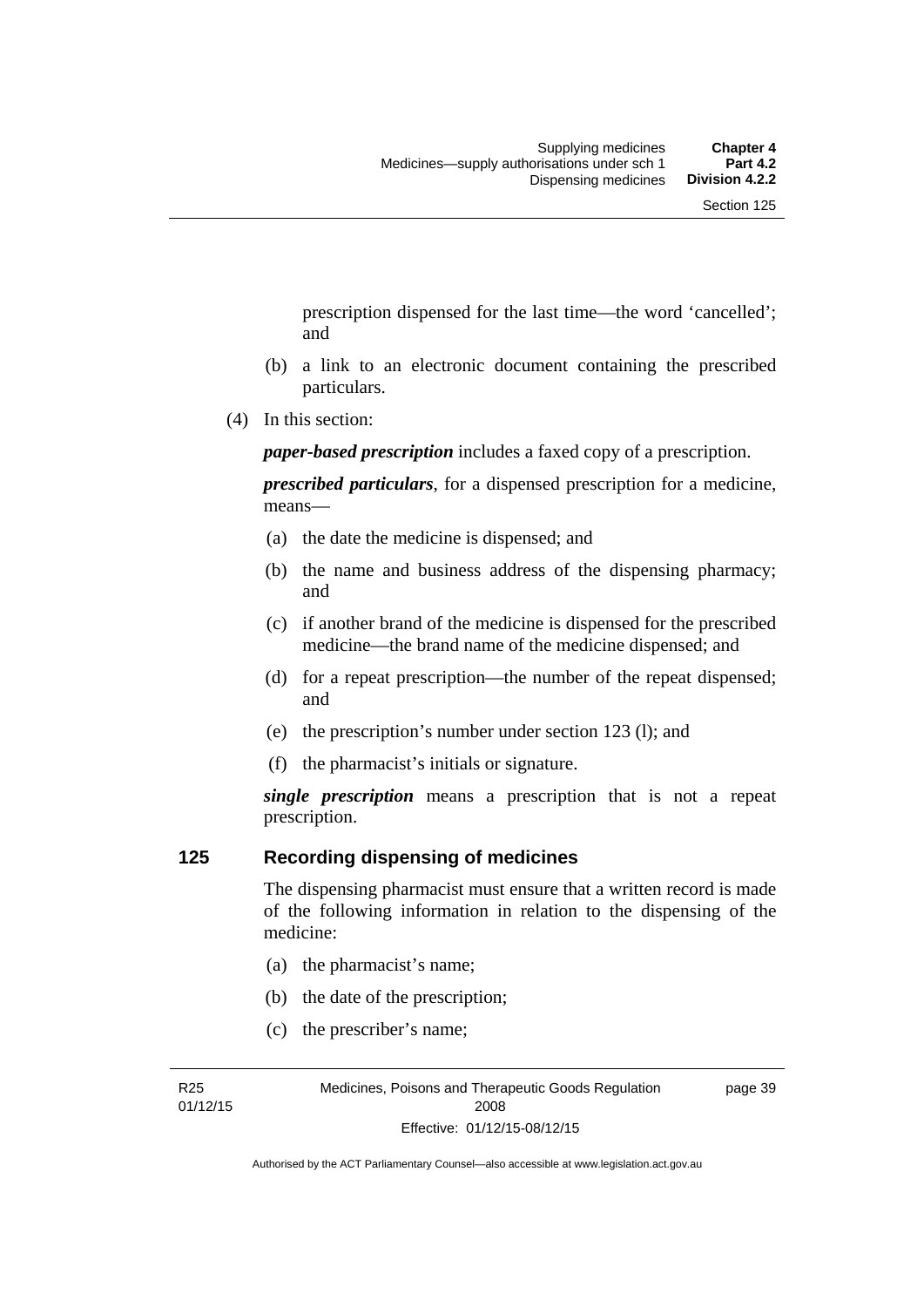prescription dispensed for the last time—the word 'cancelled'; and

(b) a link to an electronic document containing the prescribed particulars.

(4) In this section:

***paper-based prescription*** includes a faxed copy of a prescription.

***prescribed particulars***, for a dispensed prescription for a medicine, means—

(a) the date the medicine is dispensed; and

(b) the name and business address of the dispensing pharmacy; and

(c) if another brand of the medicine is dispensed for the prescribed medicine—the brand name of the medicine dispensed; and

(d) for a repeat prescription—the number of the repeat dispensed; and

(e) the prescription's number under section 123 (l); and

(f) the pharmacist's initials or signature.

***single prescription*** means a prescription that is not a repeat prescription.

## 125 Recording dispensing of medicines

The dispensing pharmacist must ensure that a written record is made of the following information in relation to the dispensing of the medicine:

(a) the pharmacist's name;

(b) the date of the prescription;

(c) the prescriber's name;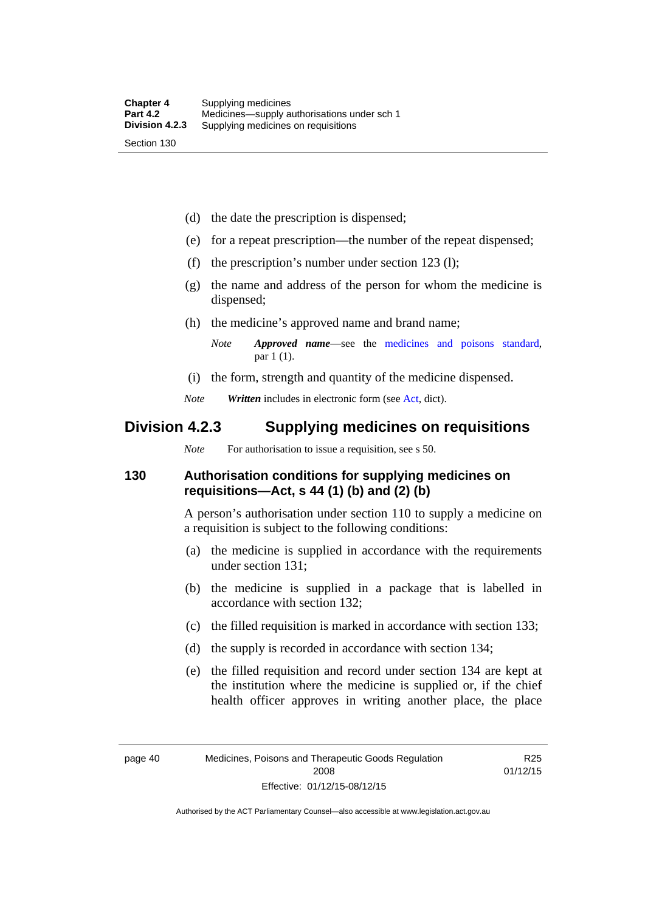(d) the date the prescription is dispensed;

(e) for a repeat prescription—the number of the repeat dispensed;

(f) the prescription's number under section 123 (l);

(g) the name and address of the person for whom the medicine is dispensed;

(h) the medicine's approved name and brand name;

*Note* ***Approved name***—see the medicines and poisons standard, par 1 (1).

(i) the form, strength and quantity of the medicine dispensed.

*Note* ***Written*** includes in electronic form (see Act, dict).

## Division 4.2.3 Supplying medicines on requisitions

*Note* For authorisation to issue a requisition, see s 50.

### 130 Authorisation conditions for supplying medicines on requisitions—Act, s 44 (1) (b) and (2) (b)

A person's authorisation under section 110 to supply a medicine on a requisition is subject to the following conditions:

(a) the medicine is supplied in accordance with the requirements under section 131;

(b) the medicine is supplied in a package that is labelled in accordance with section 132;

(c) the filled requisition is marked in accordance with section 133;

(d) the supply is recorded in accordance with section 134;

(e) the filled requisition and record under section 134 are kept at the institution where the medicine is supplied or, if the chief health officer approves in writing another place, the place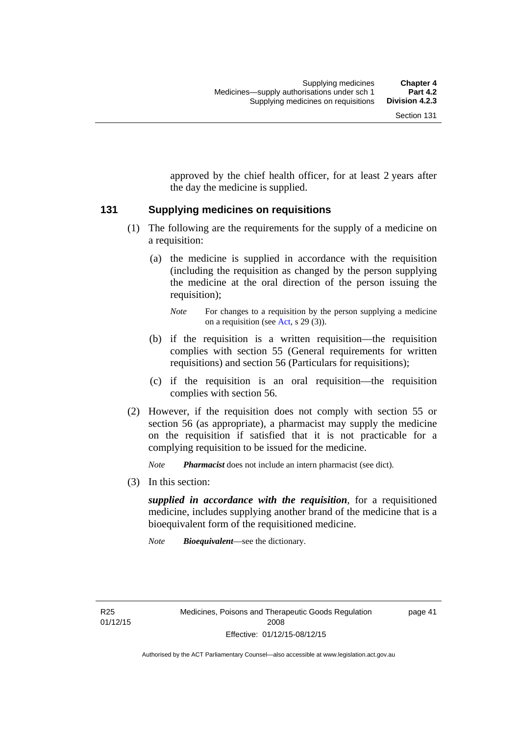approved by the chief health officer, for at least 2 years after the day the medicine is supplied.

## 131 Supplying medicines on requisitions

(1) The following are the requirements for the supply of a medicine on a requisition:

(a) the medicine is supplied in accordance with the requisition (including the requisition as changed by the person supplying the medicine at the oral direction of the person issuing the requisition);

*Note* For changes to a requisition by the person supplying a medicine on a requisition (see Act, s 29 (3)).

(b) if the requisition is a written requisition—the requisition complies with section 55 (General requirements for written requisitions) and section 56 (Particulars for requisitions);

(c) if the requisition is an oral requisition—the requisition complies with section 56.

(2) However, if the requisition does not comply with section 55 or section 56 (as appropriate), a pharmacist may supply the medicine on the requisition if satisfied that it is not practicable for a complying requisition to be issued for the medicine.

*Note* ***Pharmacist*** does not include an intern pharmacist (see dict).

(3) In this section:

***supplied in accordance with the requisition***, for a requisitioned medicine, includes supplying another brand of the medicine that is a bioequivalent form of the requisitioned medicine.

*Note* ***Bioequivalent***—see the dictionary.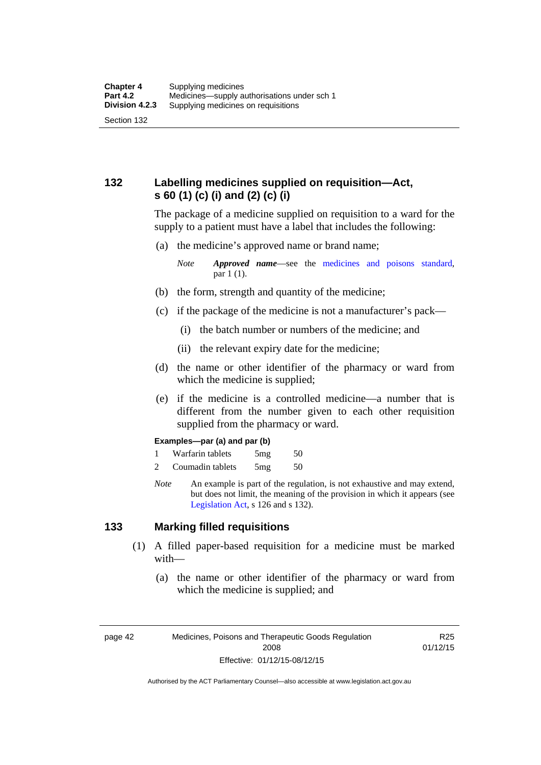## 132 Labelling medicines supplied on requisition—Act, s 60 (1) (c) (i) and (2) (c) (i)

The package of a medicine supplied on requisition to a ward for the supply to a patient must have a label that includes the following:

(a) the medicine's approved name or brand name;

*Note* ***Approved name***—see the medicines and poisons standard, par 1 (1).

(b) the form, strength and quantity of the medicine;

(c) if the package of the medicine is not a manufacturer's pack—

(i) the batch number or numbers of the medicine; and

(ii) the relevant expiry date for the medicine;

(d) the name or other identifier of the pharmacy or ward from which the medicine is supplied;

(e) if the medicine is a controlled medicine—a number that is different from the number given to each other requisition supplied from the pharmacy or ward.

**Examples—par (a) and par (b)**

1 Warfarin tablets 5mg 50

2 Coumadin tablets 5mg 50

*Note* An example is part of the regulation, is not exhaustive and may extend, but does not limit, the meaning of the provision in which it appears (see Legislation Act, s 126 and s 132).

## 133 Marking filled requisitions

(1) A filled paper-based requisition for a medicine must be marked with—

(a) the name or other identifier of the pharmacy or ward from which the medicine is supplied; and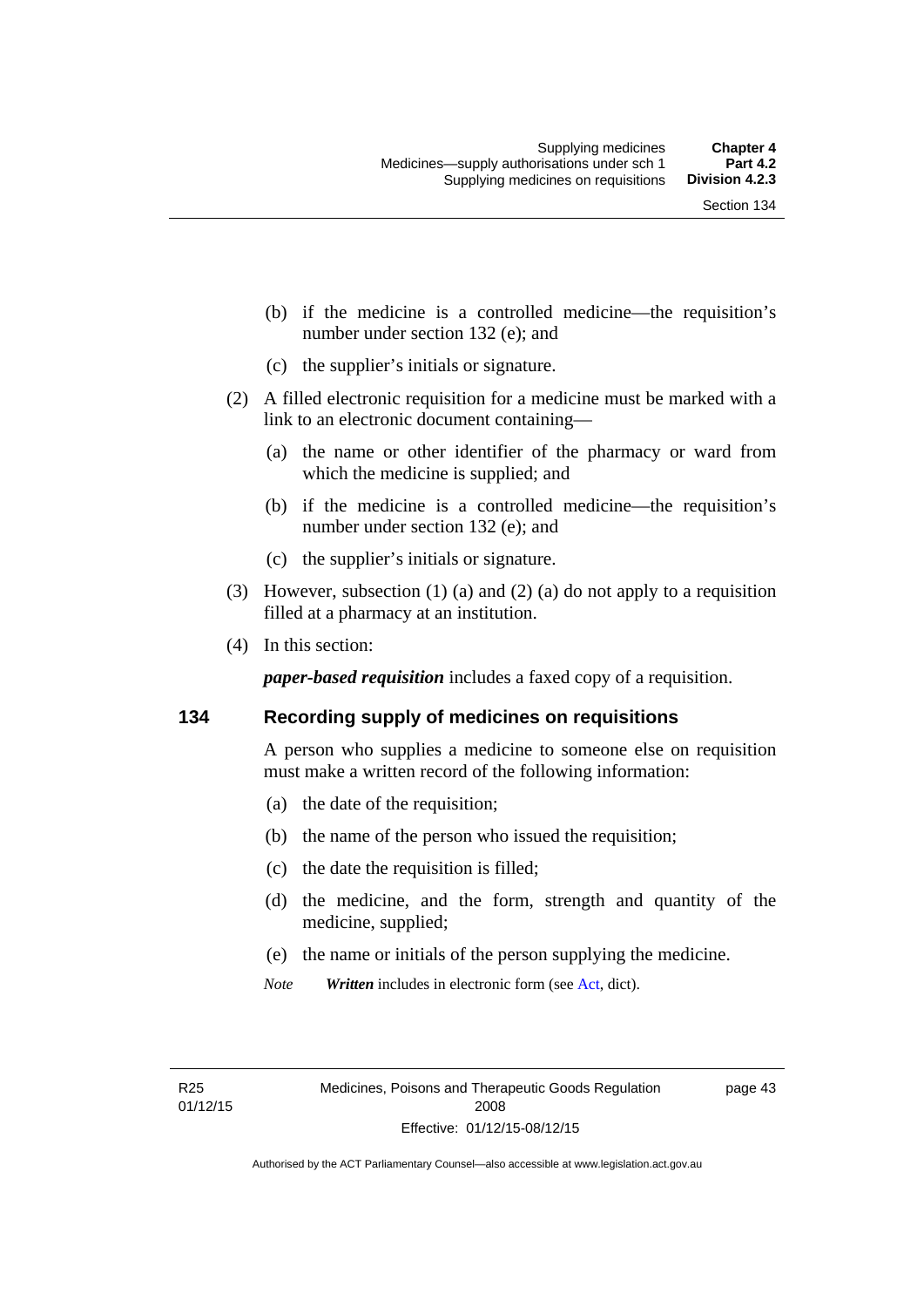(b) if the medicine is a controlled medicine—the requisition's number under section 132 (e); and

(c) the supplier's initials or signature.

(2) A filled electronic requisition for a medicine must be marked with a link to an electronic document containing—

(a) the name or other identifier of the pharmacy or ward from which the medicine is supplied; and

(b) if the medicine is a controlled medicine—the requisition's number under section 132 (e); and

(c) the supplier's initials or signature.

(3) However, subsection (1) (a) and (2) (a) do not apply to a requisition filled at a pharmacy at an institution.

(4) In this section:

***paper-based requisition*** includes a faxed copy of a requisition.

### 134 Recording supply of medicines on requisitions

A person who supplies a medicine to someone else on requisition must make a written record of the following information:

(a) the date of the requisition;

(b) the name of the person who issued the requisition;

(c) the date the requisition is filled;

(d) the medicine, and the form, strength and quantity of the medicine, supplied;

(e) the name or initials of the person supplying the medicine.

*Note* ***Written*** includes in electronic form (see Act, dict).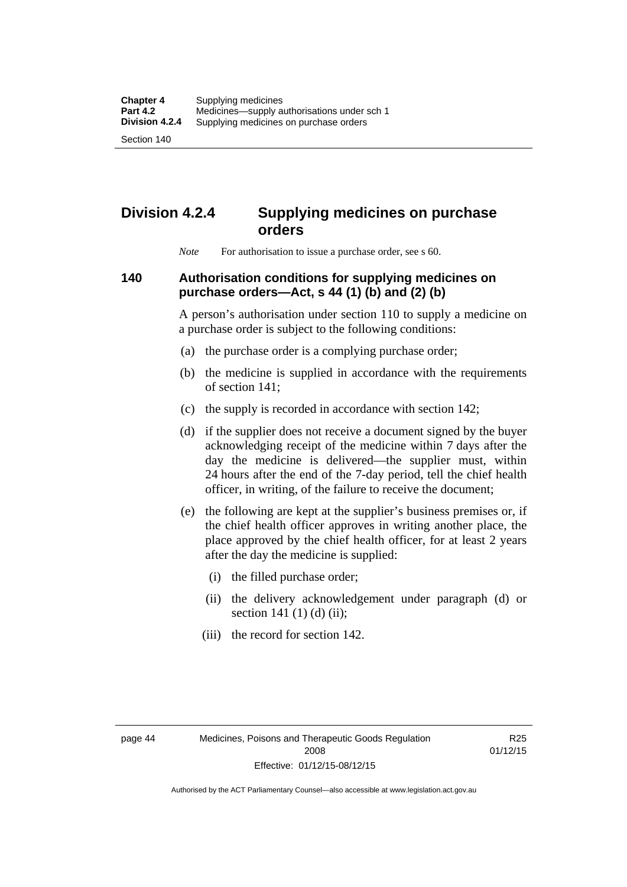## Division 4.2.4 Supplying medicines on purchase orders

*Note* For authorisation to issue a purchase order, see s 60.

### 140 Authorisation conditions for supplying medicines on purchase orders—Act, s 44 (1) (b) and (2) (b)

A person's authorisation under section 110 to supply a medicine on a purchase order is subject to the following conditions:

(a) the purchase order is a complying purchase order;

(b) the medicine is supplied in accordance with the requirements of section 141;

(c) the supply is recorded in accordance with section 142;

(d) if the supplier does not receive a document signed by the buyer acknowledging receipt of the medicine within 7 days after the day the medicine is delivered—the supplier must, within 24 hours after the end of the 7-day period, tell the chief health officer, in writing, of the failure to receive the document;

(e) the following are kept at the supplier's business premises or, if the chief health officer approves in writing another place, the place approved by the chief health officer, for at least 2 years after the day the medicine is supplied:

(i) the filled purchase order;

(ii) the delivery acknowledgement under paragraph (d) or section 141 (1) (d) (ii);

(iii) the record for section 142.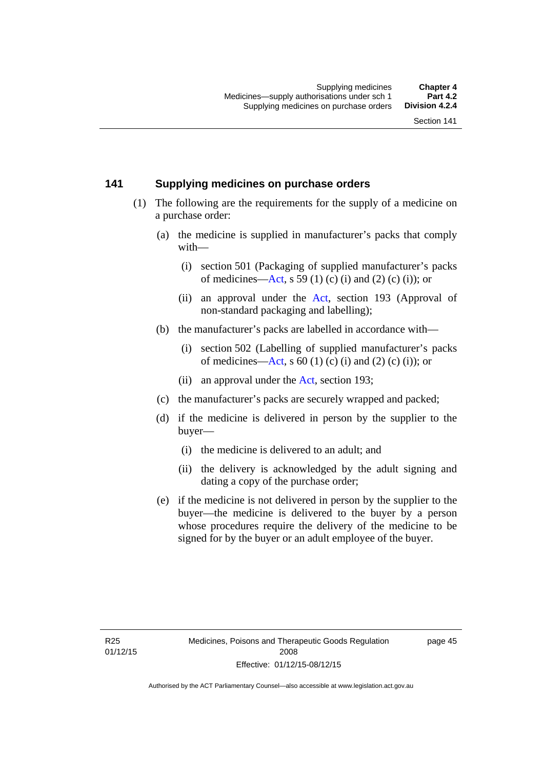## 141 Supplying medicines on purchase orders

(1) The following are the requirements for the supply of a medicine on a purchase order:

(a) the medicine is supplied in manufacturer's packs that comply with—

(i) section 501 (Packaging of supplied manufacturer's packs of medicines—Act, s 59 (1) (c) (i) and (2) (c) (i)); or

(ii) an approval under the Act, section 193 (Approval of non-standard packaging and labelling);

(b) the manufacturer's packs are labelled in accordance with—

(i) section 502 (Labelling of supplied manufacturer's packs of medicines—Act, s 60 (1) (c) (i) and (2) (c) (i)); or

(ii) an approval under the Act, section 193;

(c) the manufacturer's packs are securely wrapped and packed;

(d) if the medicine is delivered in person by the supplier to the buyer—

(i) the medicine is delivered to an adult; and

(ii) the delivery is acknowledged by the adult signing and dating a copy of the purchase order;

(e) if the medicine is not delivered in person by the supplier to the buyer—the medicine is delivered to the buyer by a person whose procedures require the delivery of the medicine to be signed for by the buyer or an adult employee of the buyer.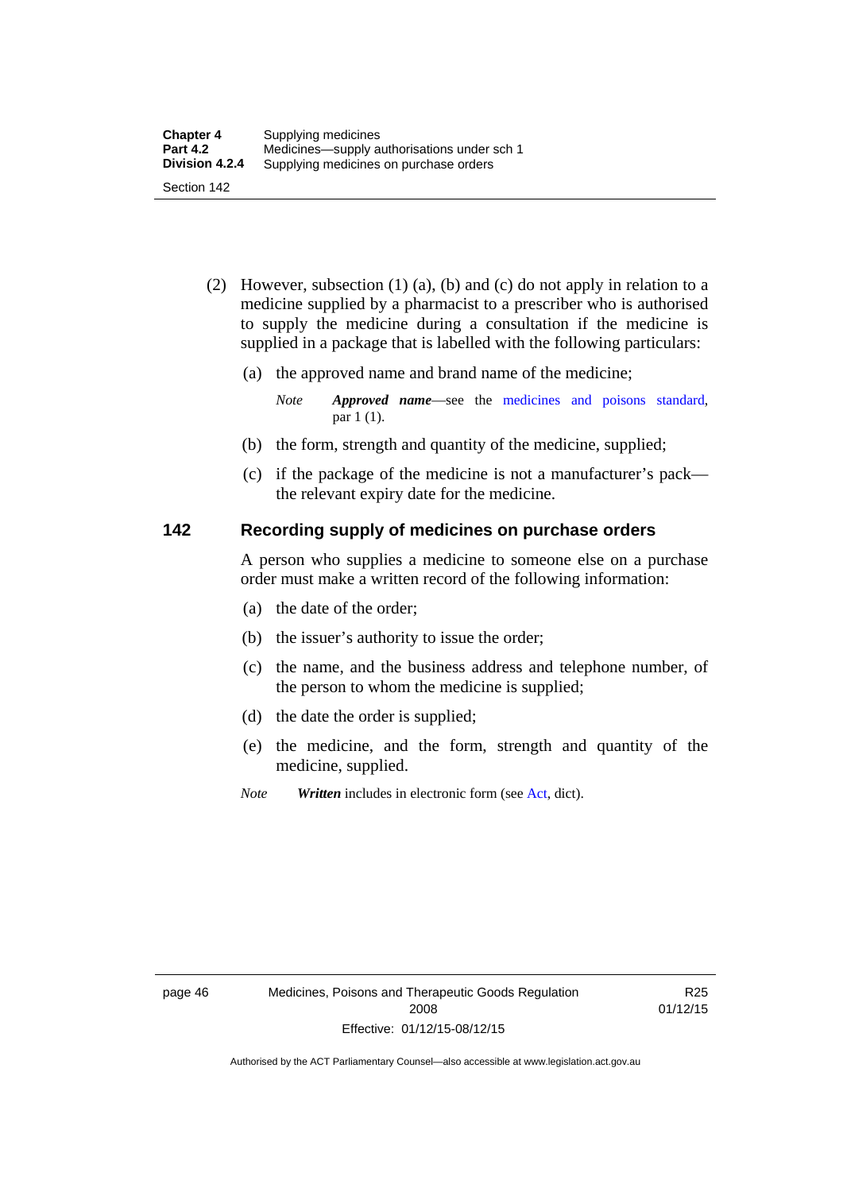(2) However, subsection (1) (a), (b) and (c) do not apply in relation to a medicine supplied by a pharmacist to a prescriber who is authorised to supply the medicine during a consultation if the medicine is supplied in a package that is labelled with the following particulars:

(a) the approved name and brand name of the medicine;

*Note* ***Approved name***—see the medicines and poisons standard, par 1 (1).

(b) the form, strength and quantity of the medicine, supplied;

(c) if the package of the medicine is not a manufacturer's pack—the relevant expiry date for the medicine.

### 142 Recording supply of medicines on purchase orders

A person who supplies a medicine to someone else on a purchase order must make a written record of the following information:

(a) the date of the order;

(b) the issuer's authority to issue the order;

(c) the name, and the business address and telephone number, of the person to whom the medicine is supplied;

(d) the date the order is supplied;

(e) the medicine, and the form, strength and quantity of the medicine, supplied.

*Note* ***Written*** includes in electronic form (see Act, dict).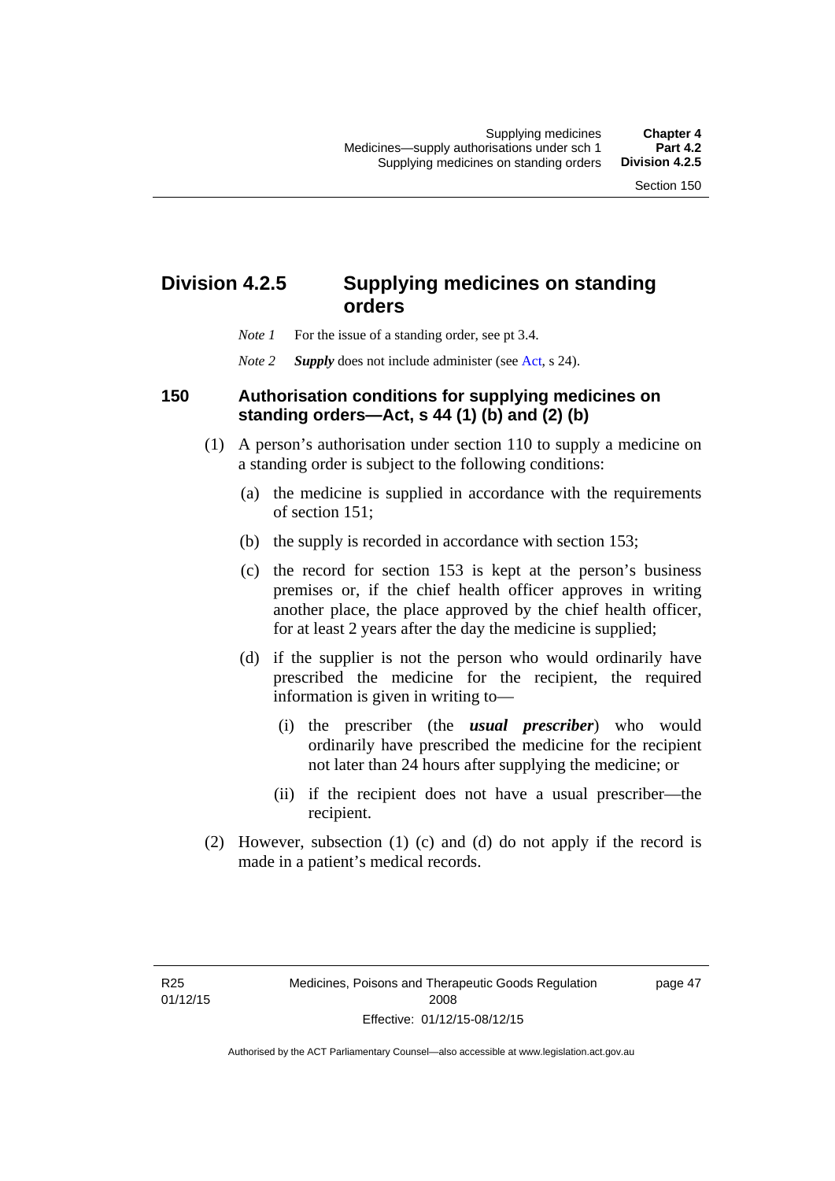## Division 4.2.5 Supplying medicines on standing orders

*Note 1* For the issue of a standing order, see pt 3.4.

*Note 2* ***Supply*** does not include administer (see Act, s 24).

### 150 Authorisation conditions for supplying medicines on standing orders—Act, s 44 (1) (b) and (2) (b)

(1) A person's authorisation under section 110 to supply a medicine on a standing order is subject to the following conditions:

(a) the medicine is supplied in accordance with the requirements of section 151;

(b) the supply is recorded in accordance with section 153;

(c) the record for section 153 is kept at the person's business premises or, if the chief health officer approves in writing another place, the place approved by the chief health officer, for at least 2 years after the day the medicine is supplied;

(d) if the supplier is not the person who would ordinarily have prescribed the medicine for the recipient, the required information is given in writing to—

(i) the prescriber (the ***usual prescriber***) who would ordinarily have prescribed the medicine for the recipient not later than 24 hours after supplying the medicine; or

(ii) if the recipient does not have a usual prescriber—the recipient.

(2) However, subsection (1) (c) and (d) do not apply if the record is made in a patient's medical records.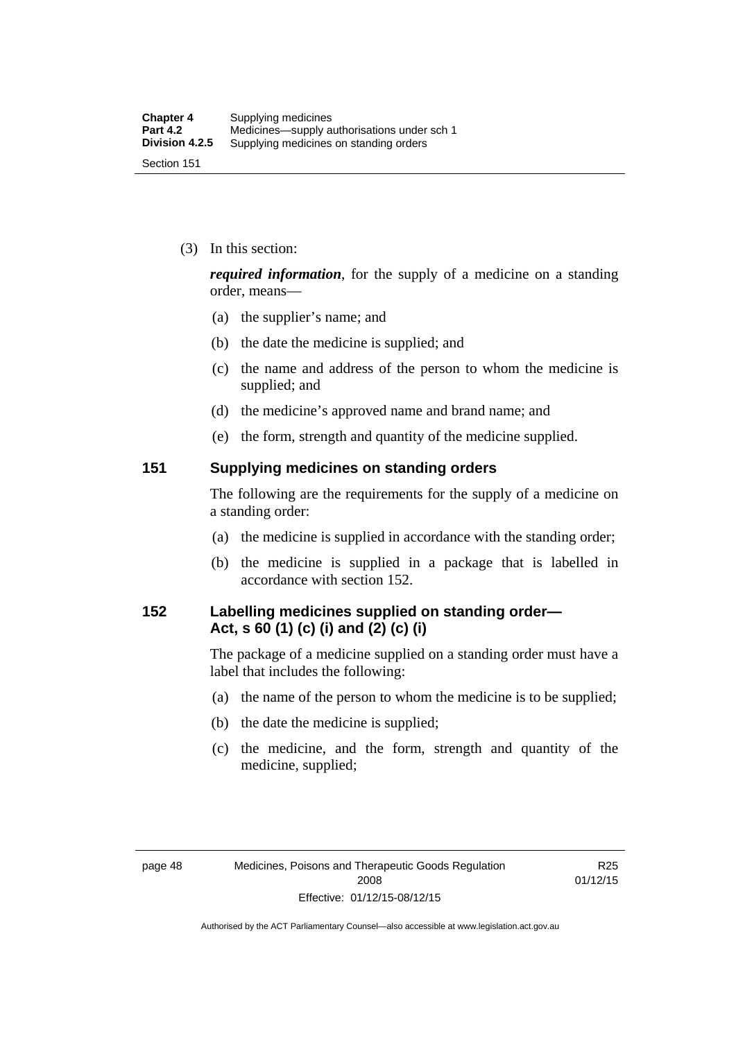(3) In this section:

***required information***, for the supply of a medicine on a standing order, means—

(a) the supplier's name; and

(b) the date the medicine is supplied; and

(c) the name and address of the person to whom the medicine is supplied; and

(d) the medicine's approved name and brand name; and

(e) the form, strength and quantity of the medicine supplied.

## 151 Supplying medicines on standing orders

The following are the requirements for the supply of a medicine on a standing order:

(a) the medicine is supplied in accordance with the standing order;

(b) the medicine is supplied in a package that is labelled in accordance with section 152.

## 152 Labelling medicines supplied on standing order—Act, s 60 (1) (c) (i) and (2) (c) (i)

The package of a medicine supplied on a standing order must have a label that includes the following:

(a) the name of the person to whom the medicine is to be supplied;

(b) the date the medicine is supplied;

(c) the medicine, and the form, strength and quantity of the medicine, supplied;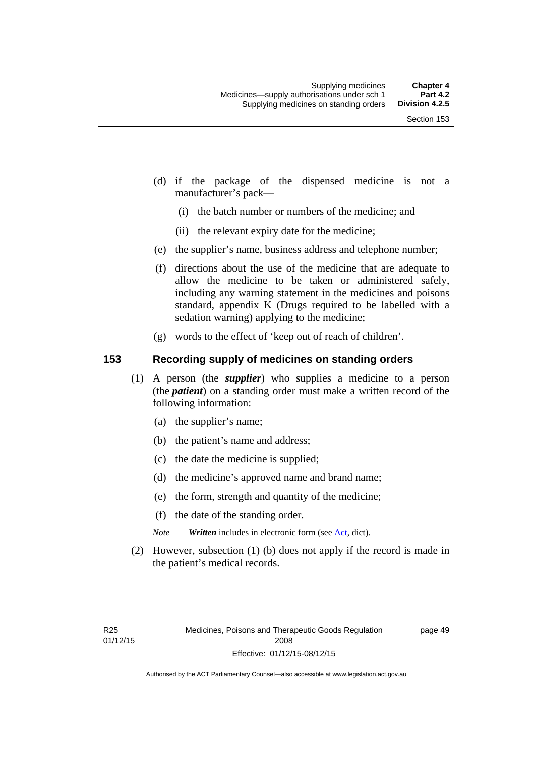(d) if the package of the dispensed medicine is not a manufacturer's pack—

(i) the batch number or numbers of the medicine; and

(ii) the relevant expiry date for the medicine;

(e) the supplier's name, business address and telephone number;

(f) directions about the use of the medicine that are adequate to allow the medicine to be taken or administered safely, including any warning statement in the medicines and poisons standard, appendix K (Drugs required to be labelled with a sedation warning) applying to the medicine;

(g) words to the effect of 'keep out of reach of children'.

### 153 Recording supply of medicines on standing orders

(1) A person (the ***supplier***) who supplies a medicine to a person (the ***patient***) on a standing order must make a written record of the following information:

(a) the supplier's name;

(b) the patient's name and address;

(c) the date the medicine is supplied;

(d) the medicine's approved name and brand name;

(e) the form, strength and quantity of the medicine;

(f) the date of the standing order.

*Note* ***Written*** includes in electronic form (see Act, dict).

(2) However, subsection (1) (b) does not apply if the record is made in the patient's medical records.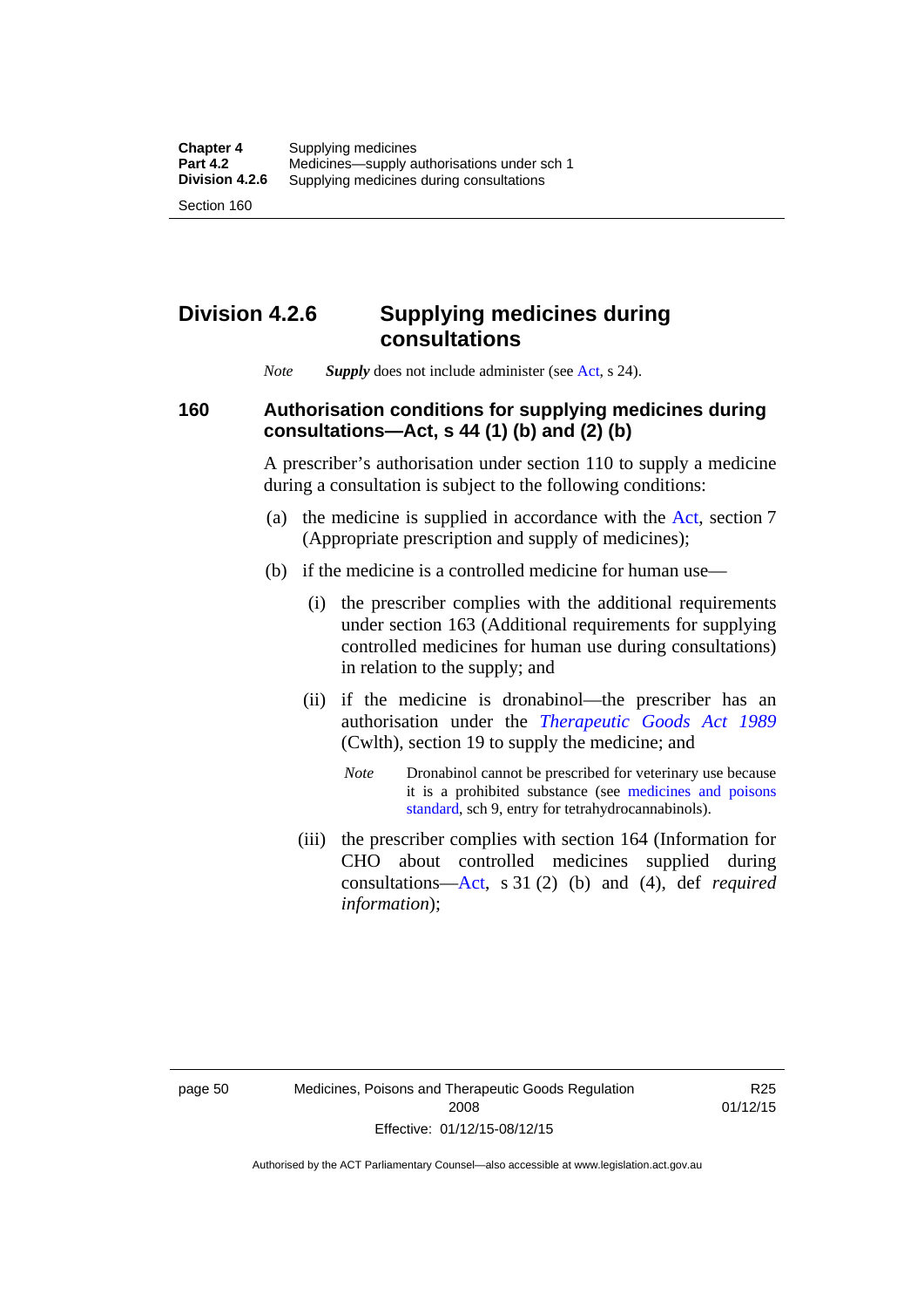## Division 4.2.6 Supplying medicines during consultations

*Note* ***Supply*** does not include administer (see Act, s 24).

### 160 Authorisation conditions for supplying medicines during consultations—Act, s 44 (1) (b) and (2) (b)

A prescriber's authorisation under section 110 to supply a medicine during a consultation is subject to the following conditions:

(a) the medicine is supplied in accordance with the Act, section 7 (Appropriate prescription and supply of medicines);

(b) if the medicine is a controlled medicine for human use—

(i) the prescriber complies with the additional requirements under section 163 (Additional requirements for supplying controlled medicines for human use during consultations) in relation to the supply; and

(ii) if the medicine is dronabinol—the prescriber has an authorisation under the *Therapeutic Goods Act 1989* (Cwlth), section 19 to supply the medicine; and

*Note* Dronabinol cannot be prescribed for veterinary use because it is a prohibited substance (see medicines and poisons standard, sch 9, entry for tetrahydrocannabinols).

(iii) the prescriber complies with section 164 (Information for CHO about controlled medicines supplied during consultations—Act, s 31 (2) (b) and (4), def *required information*);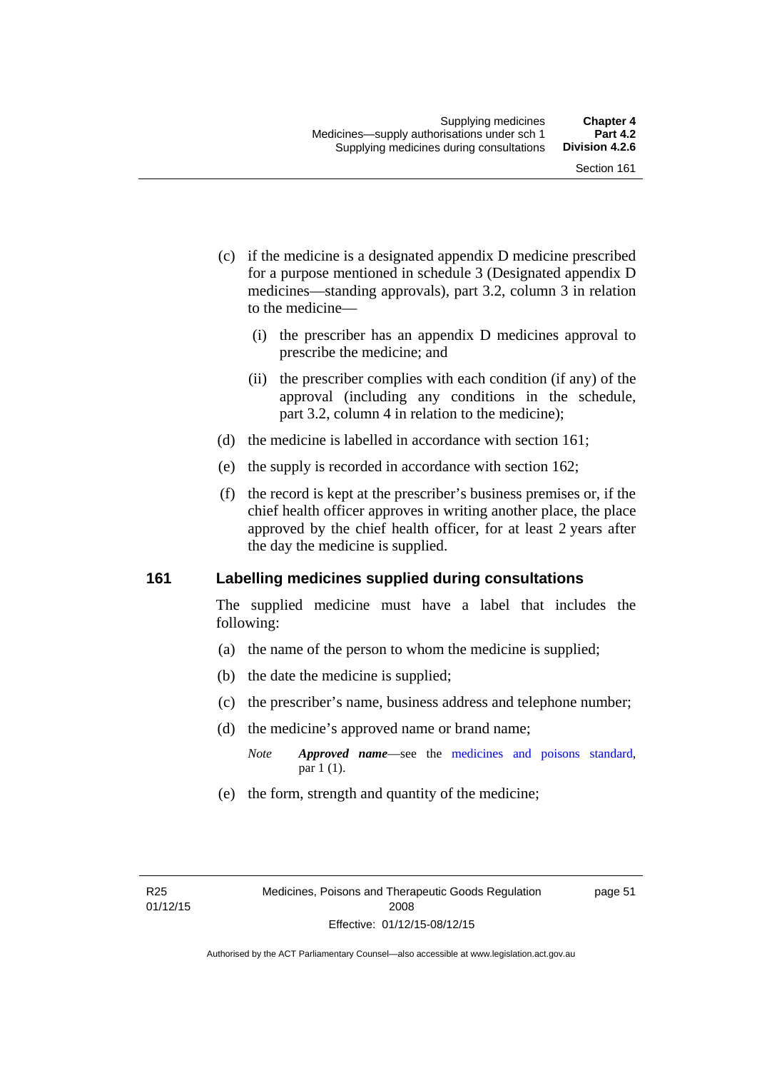(c) if the medicine is a designated appendix D medicine prescribed for a purpose mentioned in schedule 3 (Designated appendix D medicines—standing approvals), part 3.2, column 3 in relation to the medicine—

  (i) the prescriber has an appendix D medicines approval to prescribe the medicine; and

  (ii) the prescriber complies with each condition (if any) of the approval (including any conditions in the schedule, part 3.2, column 4 in relation to the medicine);

(d) the medicine is labelled in accordance with section 161;

(e) the supply is recorded in accordance with section 162;

(f) the record is kept at the prescriber's business premises or, if the chief health officer approves in writing another place, the place approved by the chief health officer, for at least 2 years after the day the medicine is supplied.

## 161 Labelling medicines supplied during consultations

The supplied medicine must have a label that includes the following:

(a) the name of the person to whom the medicine is supplied;

(b) the date the medicine is supplied;

(c) the prescriber's name, business address and telephone number;

(d) the medicine's approved name or brand name;

*Note* ***Approved name***—see the medicines and poisons standard, par 1 (1).

(e) the form, strength and quantity of the medicine;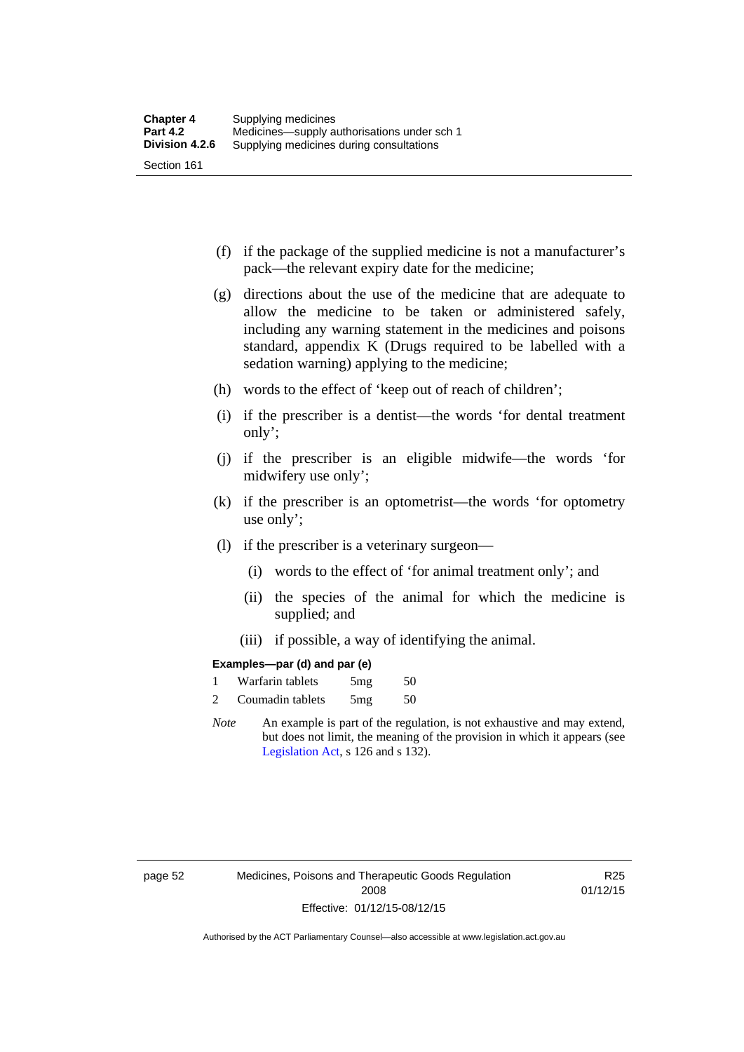(f) if the package of the supplied medicine is not a manufacturer's pack—the relevant expiry date for the medicine;

(g) directions about the use of the medicine that are adequate to allow the medicine to be taken or administered safely, including any warning statement in the medicines and poisons standard, appendix K (Drugs required to be labelled with a sedation warning) applying to the medicine;

(h) words to the effect of 'keep out of reach of children';

(i) if the prescriber is a dentist—the words 'for dental treatment only';

(j) if the prescriber is an eligible midwife—the words 'for midwifery use only';

(k) if the prescriber is an optometrist—the words 'for optometry use only';

(l) if the prescriber is a veterinary surgeon—

(i) words to the effect of 'for animal treatment only'; and

(ii) the species of the animal for which the medicine is supplied; and

(iii) if possible, a way of identifying the animal.

**Examples—par (d) and par (e)**

| | | | |
|---|---|---|---|
| 1 | Warfarin tablets | 5mg | 50 |
| 2 | Coumadin tablets | 5mg | 50 |

*Note* An example is part of the regulation, is not exhaustive and may extend, but does not limit, the meaning of the provision in which it appears (see Legislation Act, s 126 and s 132).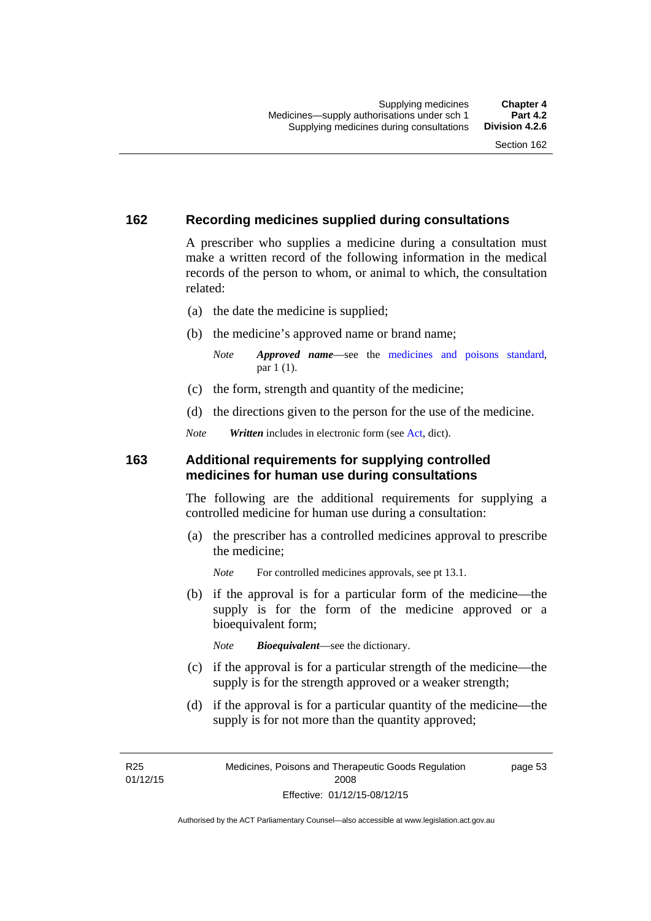## 162 Recording medicines supplied during consultations

A prescriber who supplies a medicine during a consultation must make a written record of the following information in the medical records of the person to whom, or animal to which, the consultation related:

(a) the date the medicine is supplied;

(b) the medicine's approved name or brand name;

> *Note* ***Approved name***—see the medicines and poisons standard, par 1 (1).

(c) the form, strength and quantity of the medicine;

(d) the directions given to the person for the use of the medicine.

*Note* ***Written*** includes in electronic form (see Act, dict).

## 163 Additional requirements for supplying controlled medicines for human use during consultations

The following are the additional requirements for supplying a controlled medicine for human use during a consultation:

(a) the prescriber has a controlled medicines approval to prescribe the medicine;

> *Note* For controlled medicines approvals, see pt 13.1.

(b) if the approval is for a particular form of the medicine—the supply is for the form of the medicine approved or a bioequivalent form;

> *Note* ***Bioequivalent***—see the dictionary.

(c) if the approval is for a particular strength of the medicine—the supply is for the strength approved or a weaker strength;

(d) if the approval is for a particular quantity of the medicine—the supply is for not more than the quantity approved;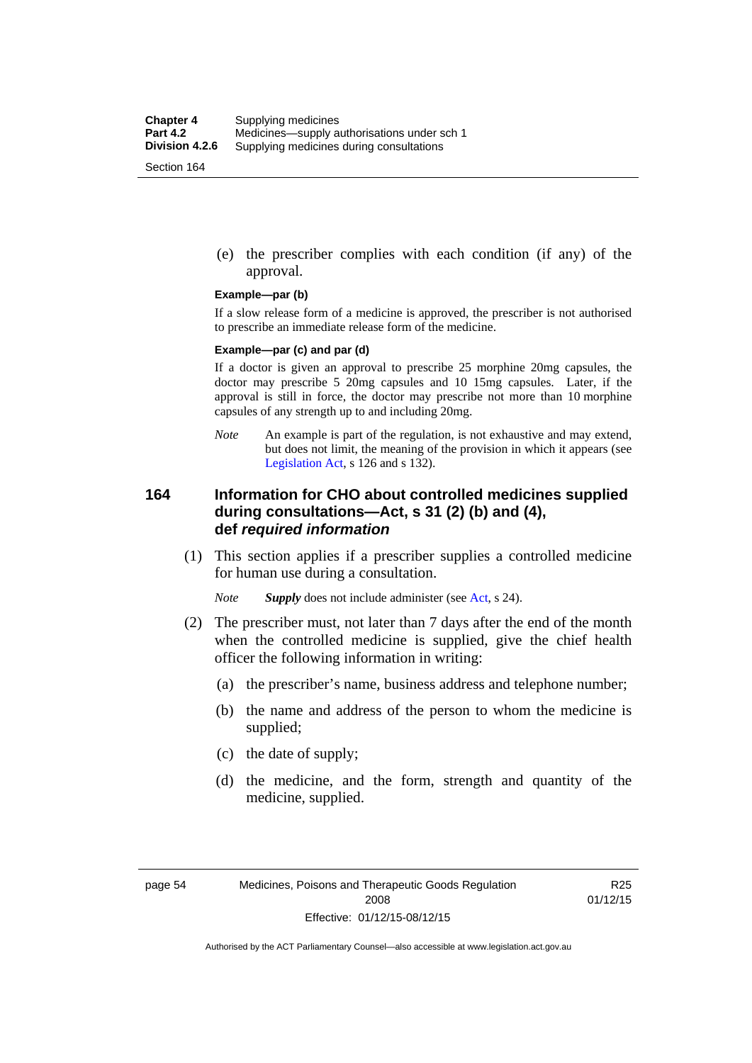(e) the prescriber complies with each condition (if any) of the approval.

**Example—par (b)**

If a slow release form of a medicine is approved, the prescriber is not authorised to prescribe an immediate release form of the medicine.

**Example—par (c) and par (d)**

If a doctor is given an approval to prescribe 25 morphine 20mg capsules, the doctor may prescribe 5 20mg capsules and 10 15mg capsules. Later, if the approval is still in force, the doctor may prescribe not more than 10 morphine capsules of any strength up to and including 20mg.

*Note* An example is part of the regulation, is not exhaustive and may extend, but does not limit, the meaning of the provision in which it appears (see Legislation Act, s 126 and s 132).

## 164 Information for CHO about controlled medicines supplied during consultations—Act, s 31 (2) (b) and (4), def *required information*

(1) This section applies if a prescriber supplies a controlled medicine for human use during a consultation.

*Note* ***Supply*** does not include administer (see Act, s 24).

(2) The prescriber must, not later than 7 days after the end of the month when the controlled medicine is supplied, give the chief health officer the following information in writing:

(a) the prescriber's name, business address and telephone number;

(b) the name and address of the person to whom the medicine is supplied;

(c) the date of supply;

(d) the medicine, and the form, strength and quantity of the medicine, supplied.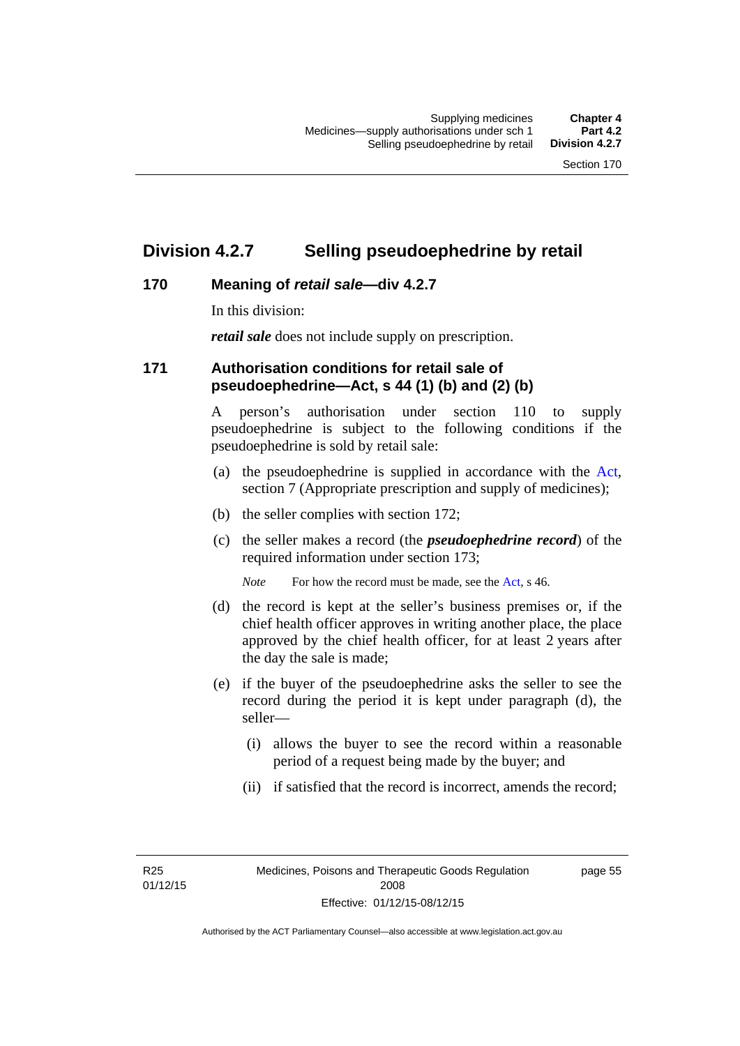# Division 4.2.7 Selling pseudoephedrine by retail

## 170 Meaning of *retail sale*—div 4.2.7

In this division:

***retail sale*** does not include supply on prescription.

## 171 Authorisation conditions for retail sale of pseudoephedrine—Act, s 44 (1) (b) and (2) (b)

A person's authorisation under section 110 to supply pseudoephedrine is subject to the following conditions if the pseudoephedrine is sold by retail sale:

(a) the pseudoephedrine is supplied in accordance with the Act, section 7 (Appropriate prescription and supply of medicines);

(b) the seller complies with section 172;

(c) the seller makes a record (the ***pseudoephedrine record***) of the required information under section 173;

*Note* For how the record must be made, see the Act, s 46.

(d) the record is kept at the seller's business premises or, if the chief health officer approves in writing another place, the place approved by the chief health officer, for at least 2 years after the day the sale is made;

(e) if the buyer of the pseudoephedrine asks the seller to see the record during the period it is kept under paragraph (d), the seller—

(i) allows the buyer to see the record within a reasonable period of a request being made by the buyer; and

(ii) if satisfied that the record is incorrect, amends the record;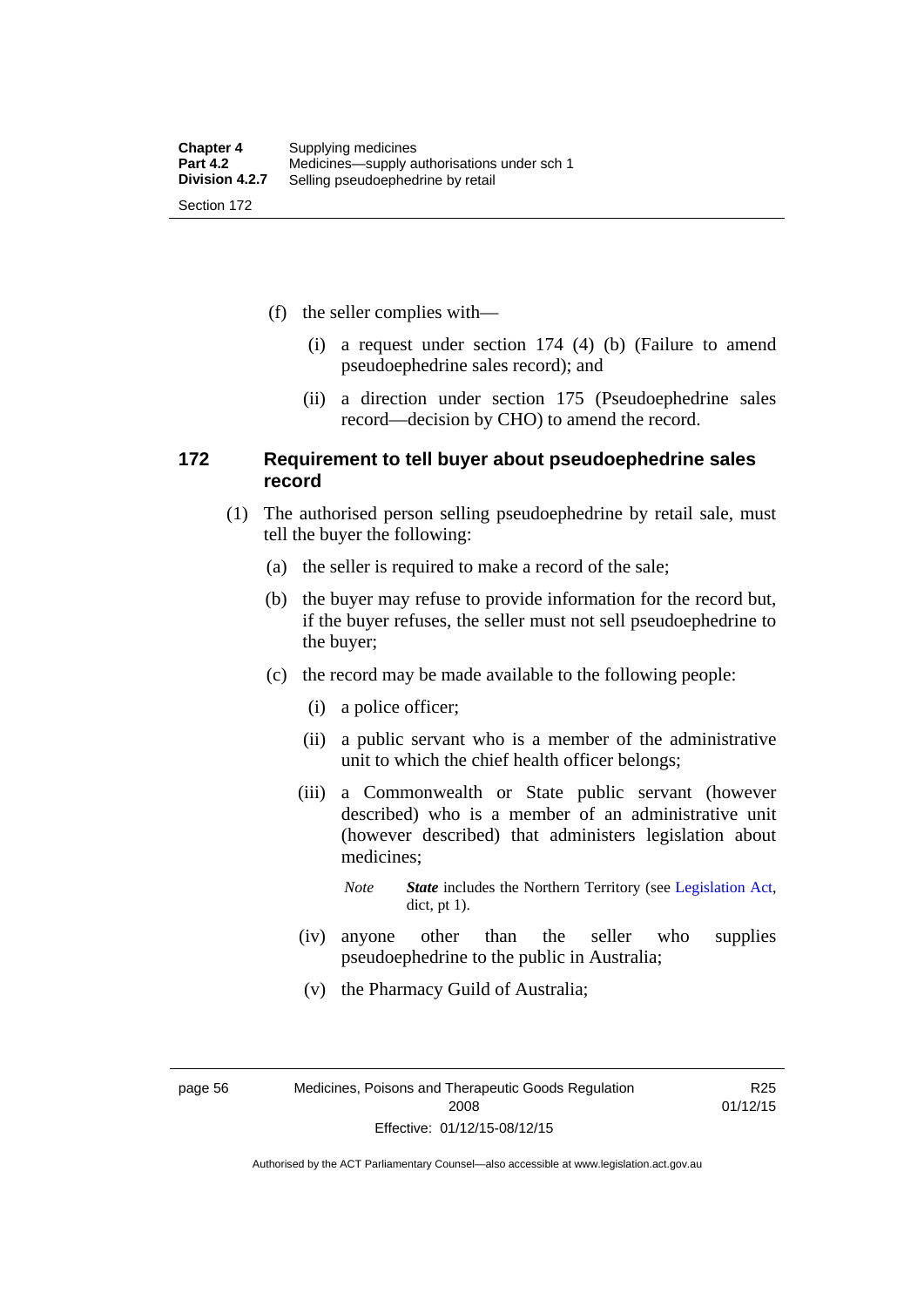(f) the seller complies with—

   (i) a request under section 174 (4) (b) (Failure to amend pseudoephedrine sales record); and

   (ii) a direction under section 175 (Pseudoephedrine sales record—decision by CHO) to amend the record.

### 172 Requirement to tell buyer about pseudoephedrine sales record

(1) The authorised person selling pseudoephedrine by retail sale, must tell the buyer the following:

   (a) the seller is required to make a record of the sale;

   (b) the buyer may refuse to provide information for the record but, if the buyer refuses, the seller must not sell pseudoephedrine to the buyer;

   (c) the record may be made available to the following people:

      (i) a police officer;

      (ii) a public servant who is a member of the administrative unit to which the chief health officer belongs;

      (iii) a Commonwealth or State public servant (however described) who is a member of an administrative unit (however described) that administers legislation about medicines;

      *Note* ***State*** includes the Northern Territory (see Legislation Act, dict, pt 1).

      (iv) anyone other than the seller who supplies pseudoephedrine to the public in Australia;

      (v) the Pharmacy Guild of Australia;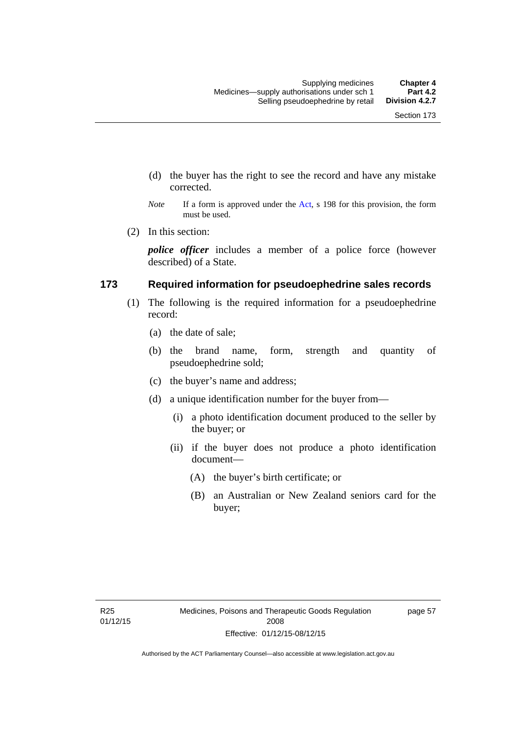(d) the buyer has the right to see the record and have any mistake corrected.

*Note* If a form is approved under the Act, s 198 for this provision, the form must be used.

(2) In this section:

***police officer*** includes a member of a police force (however described) of a State.

### 173 Required information for pseudoephedrine sales records

(1) The following is the required information for a pseudoephedrine record:

(a) the date of sale;

(b) the brand name, form, strength and quantity of pseudoephedrine sold;

(c) the buyer's name and address;

(d) a unique identification number for the buyer from—

(i) a photo identification document produced to the seller by the buyer; or

(ii) if the buyer does not produce a photo identification document—

(A) the buyer's birth certificate; or

(B) an Australian or New Zealand seniors card for the buyer;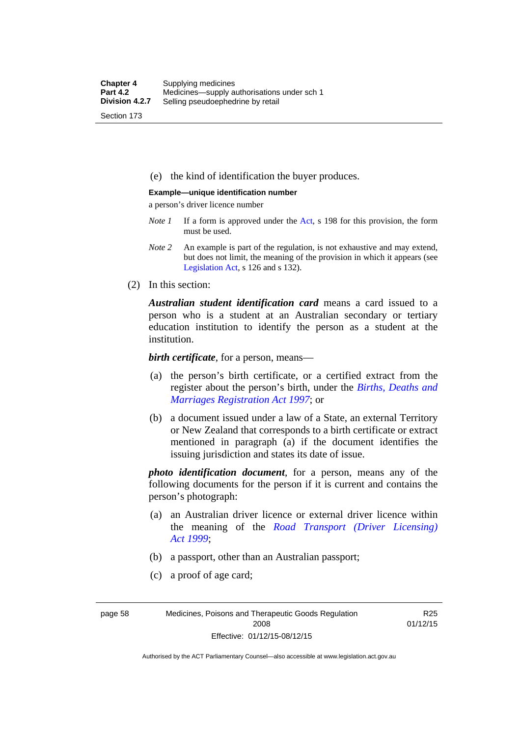(e) the kind of identification the buyer produces.

**Example—unique identification number**

a person's driver licence number

*Note 1* If a form is approved under the Act, s 198 for this provision, the form must be used.

*Note 2* An example is part of the regulation, is not exhaustive and may extend, but does not limit, the meaning of the provision in which it appears (see Legislation Act, s 126 and s 132).

(2) In this section:

***Australian student identification card*** means a card issued to a person who is a student at an Australian secondary or tertiary education institution to identify the person as a student at the institution.

***birth certificate***, for a person, means—

(a) the person's birth certificate, or a certified extract from the register about the person's birth, under the *Births, Deaths and Marriages Registration Act 1997*; or

(b) a document issued under a law of a State, an external Territory or New Zealand that corresponds to a birth certificate or extract mentioned in paragraph (a) if the document identifies the issuing jurisdiction and states its date of issue.

***photo identification document***, for a person, means any of the following documents for the person if it is current and contains the person's photograph:

(a) an Australian driver licence or external driver licence within the meaning of the *Road Transport (Driver Licensing) Act 1999*;

(b) a passport, other than an Australian passport;

(c) a proof of age card;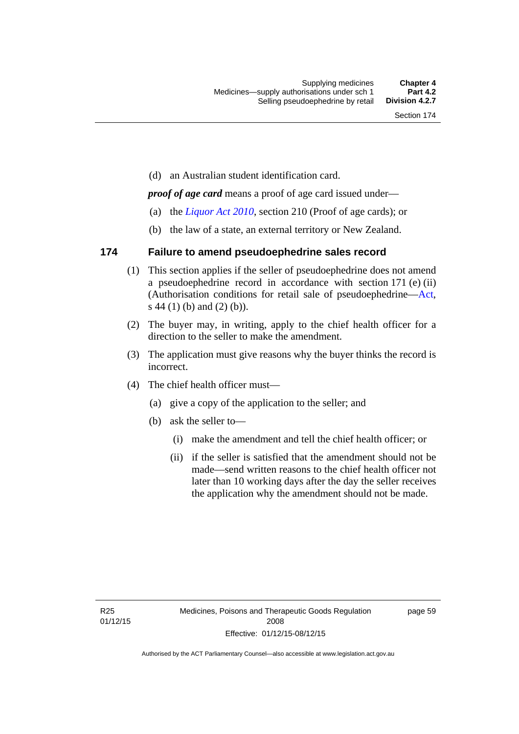(d) an Australian student identification card.

***proof of age card*** means a proof of age card issued under—

(a) the *Liquor Act 2010*, section 210 (Proof of age cards); or

(b) the law of a state, an external territory or New Zealand.

## 174 Failure to amend pseudoephedrine sales record

(1) This section applies if the seller of pseudoephedrine does not amend a pseudoephedrine record in accordance with section 171 (e) (ii) (Authorisation conditions for retail sale of pseudoephedrine—Act, s 44 (1) (b) and (2) (b)).

(2) The buyer may, in writing, apply to the chief health officer for a direction to the seller to make the amendment.

(3) The application must give reasons why the buyer thinks the record is incorrect.

(4) The chief health officer must—

(a) give a copy of the application to the seller; and

(b) ask the seller to—

(i) make the amendment and tell the chief health officer; or

(ii) if the seller is satisfied that the amendment should not be made—send written reasons to the chief health officer not later than 10 working days after the day the seller receives the application why the amendment should not be made.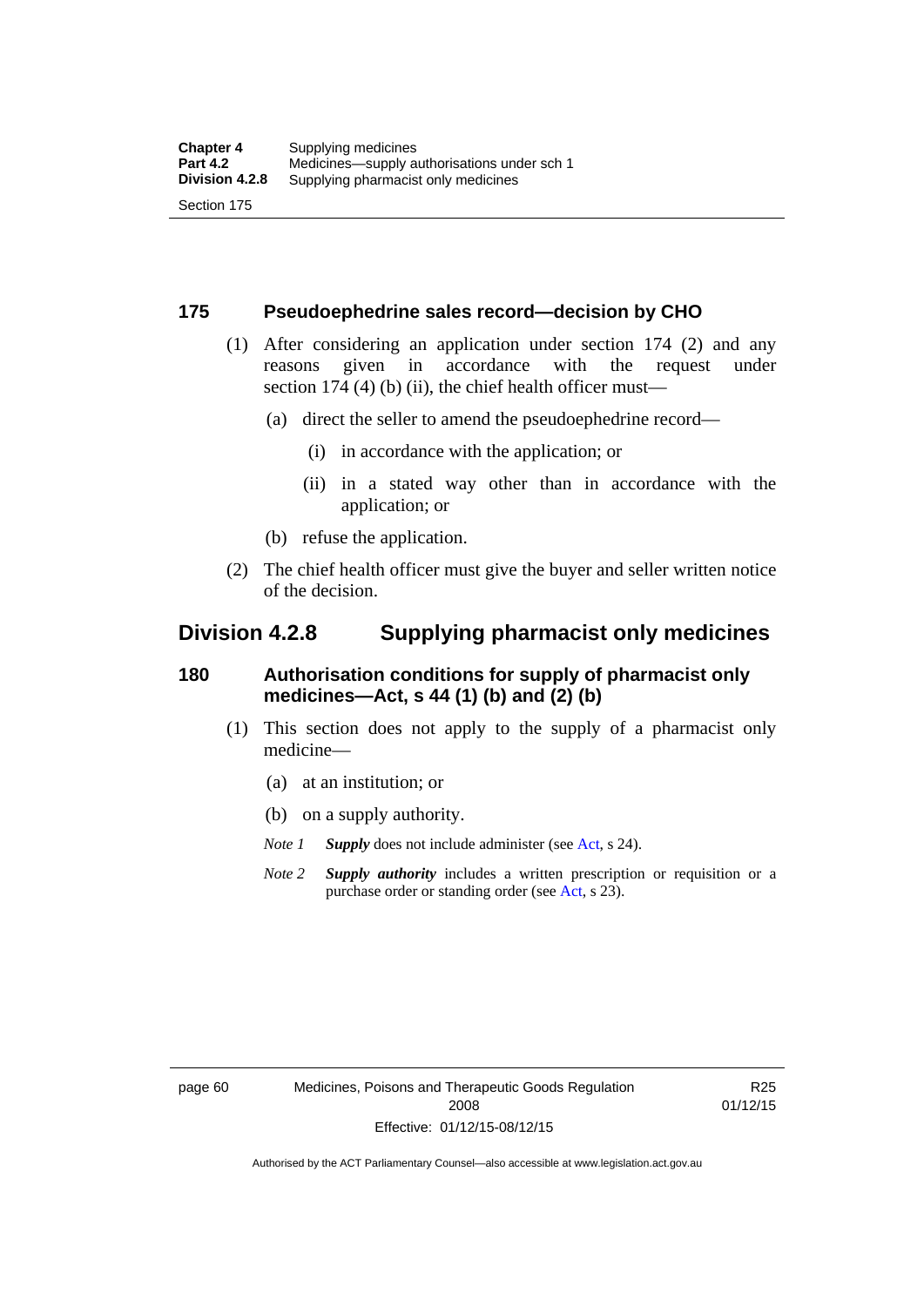## 175 Pseudoephedrine sales record—decision by CHO

(1) After considering an application under section 174 (2) and any reasons given in accordance with the request under section 174 (4) (b) (ii), the chief health officer must—

(a) direct the seller to amend the pseudoephedrine record—

(i) in accordance with the application; or

(ii) in a stated way other than in accordance with the application; or

(b) refuse the application.

(2) The chief health officer must give the buyer and seller written notice of the decision.

# Division 4.2.8 Supplying pharmacist only medicines

## 180 Authorisation conditions for supply of pharmacist only medicines—Act, s 44 (1) (b) and (2) (b)

(1) This section does not apply to the supply of a pharmacist only medicine—

(a) at an institution; or

(b) on a supply authority.

*Note 1* ***Supply*** does not include administer (see Act, s 24).

*Note 2* ***Supply authority*** includes a written prescription or requisition or a purchase order or standing order (see Act, s 23).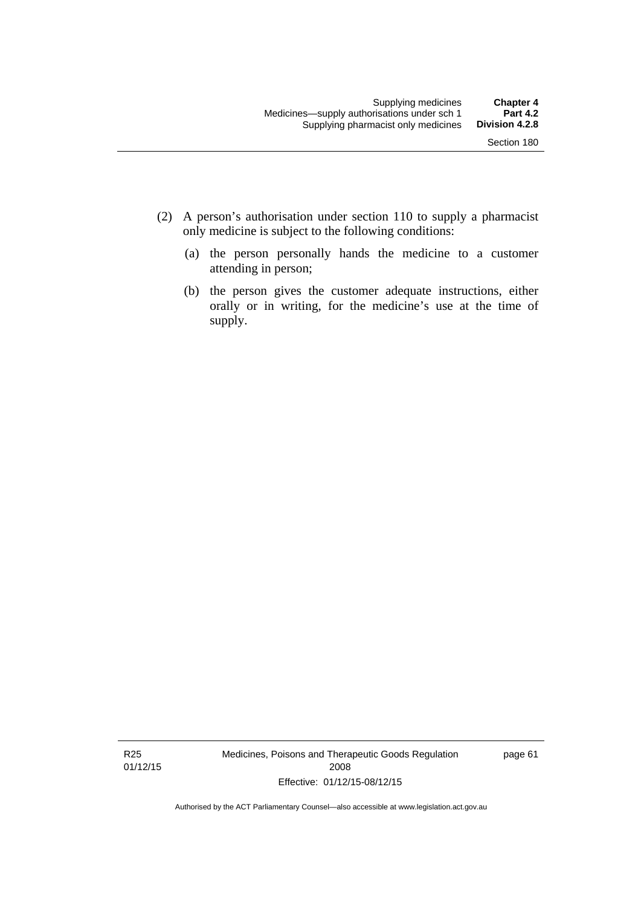(2) A person's authorisation under section 110 to supply a pharmacist only medicine is subject to the following conditions:

(a) the person personally hands the medicine to a customer attending in person;

(b) the person gives the customer adequate instructions, either orally or in writing, for the medicine's use at the time of supply.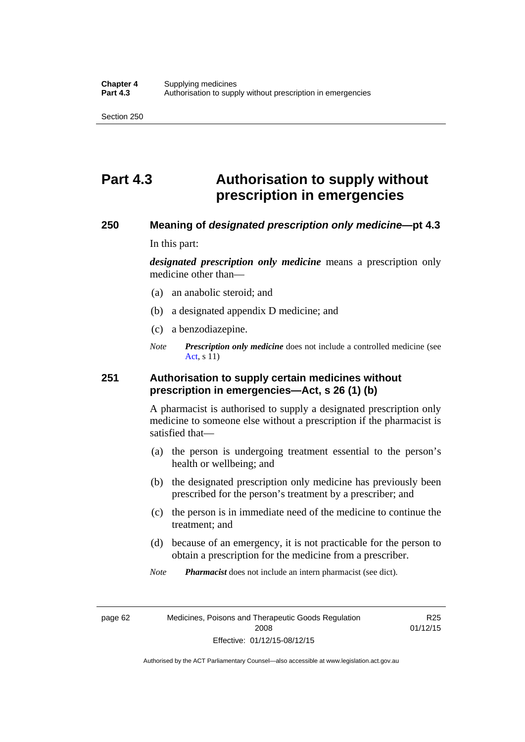# Part 4.3 Authorisation to supply without prescription in emergencies

### 250 Meaning of *designated prescription only medicine*—pt 4.3

In this part:

***designated prescription only medicine*** means a prescription only medicine other than—

(a) an anabolic steroid; and

(b) a designated appendix D medicine; and

(c) a benzodiazepine.

*Note* ***Prescription only medicine*** does not include a controlled medicine (see Act, s 11)

### 251 Authorisation to supply certain medicines without prescription in emergencies—Act, s 26 (1) (b)

A pharmacist is authorised to supply a designated prescription only medicine to someone else without a prescription if the pharmacist is satisfied that—

(a) the person is undergoing treatment essential to the person's health or wellbeing; and

(b) the designated prescription only medicine has previously been prescribed for the person's treatment by a prescriber; and

(c) the person is in immediate need of the medicine to continue the treatment; and

(d) because of an emergency, it is not practicable for the person to obtain a prescription for the medicine from a prescriber.

*Note* ***Pharmacist*** does not include an intern pharmacist (see dict).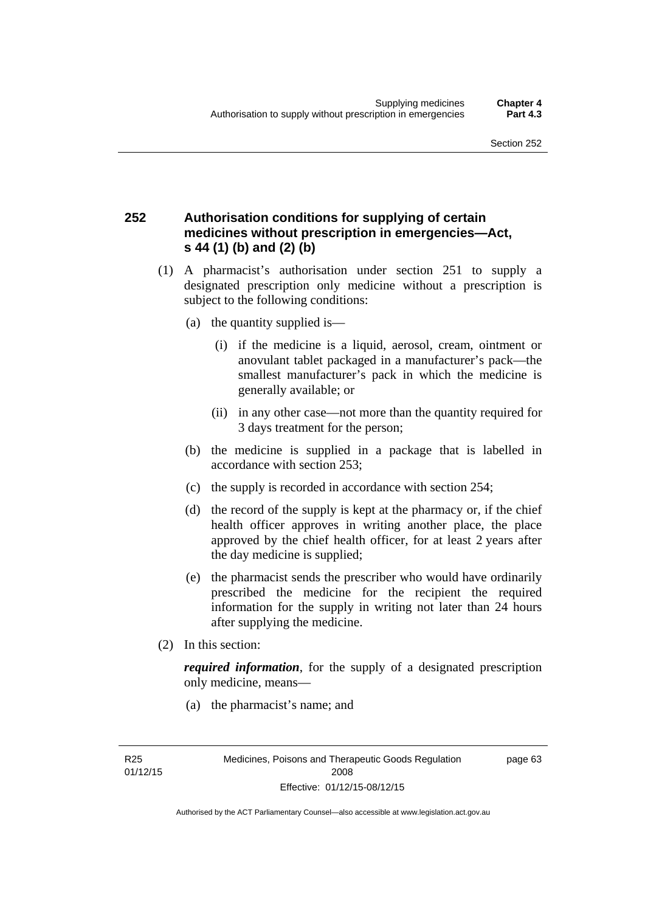## 252 Authorisation conditions for supplying of certain medicines without prescription in emergencies—Act, s 44 (1) (b) and (2) (b)

(1) A pharmacist's authorisation under section 251 to supply a designated prescription only medicine without a prescription is subject to the following conditions:

(a) the quantity supplied is—

(i) if the medicine is a liquid, aerosol, cream, ointment or anovulant tablet packaged in a manufacturer's pack—the smallest manufacturer's pack in which the medicine is generally available; or

(ii) in any other case—not more than the quantity required for 3 days treatment for the person;

(b) the medicine is supplied in a package that is labelled in accordance with section 253;

(c) the supply is recorded in accordance with section 254;

(d) the record of the supply is kept at the pharmacy or, if the chief health officer approves in writing another place, the place approved by the chief health officer, for at least 2 years after the day medicine is supplied;

(e) the pharmacist sends the prescriber who would have ordinarily prescribed the medicine for the recipient the required information for the supply in writing not later than 24 hours after supplying the medicine.

(2) In this section:

***required information***, for the supply of a designated prescription only medicine, means—

(a) the pharmacist's name; and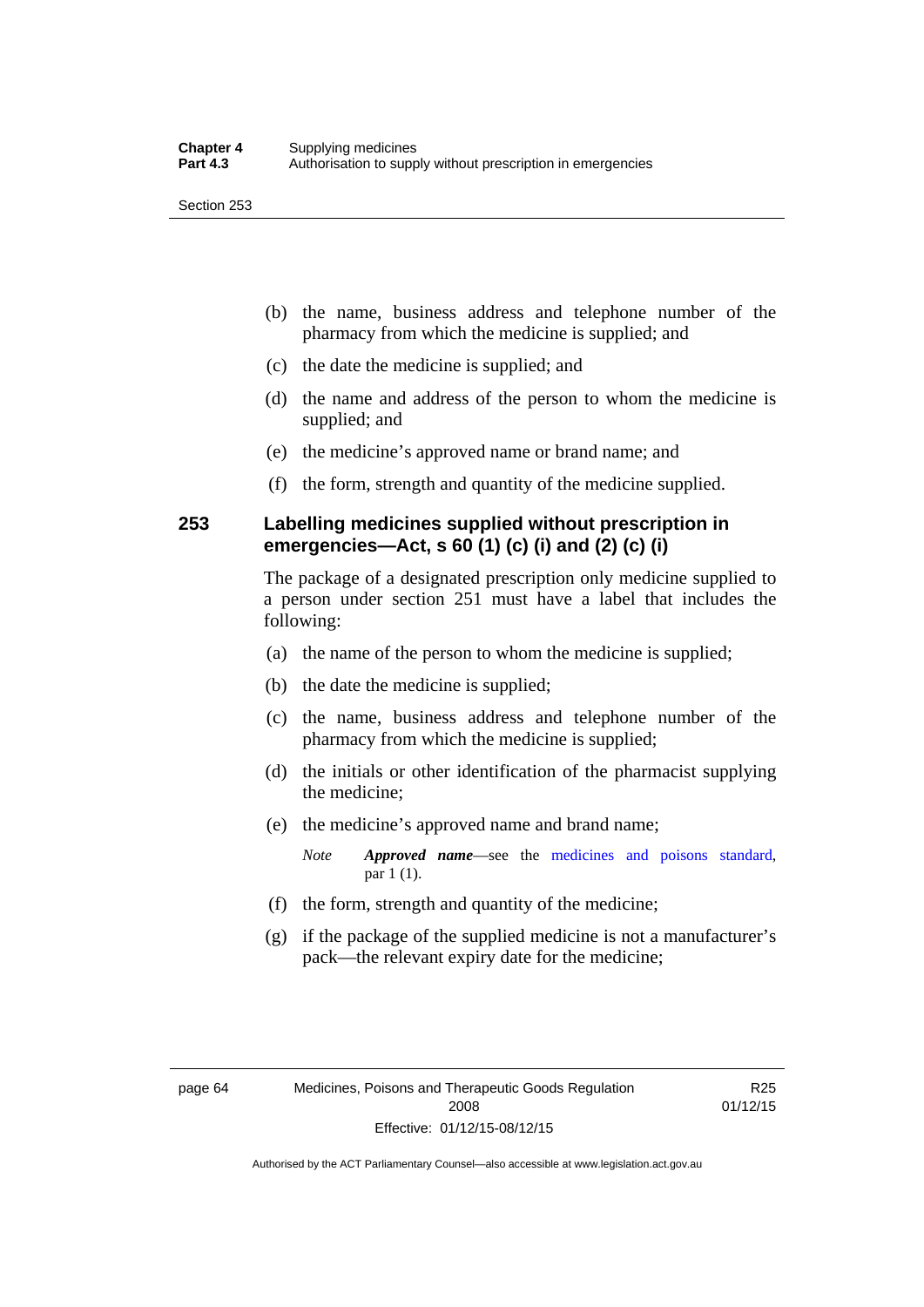(b) the name, business address and telephone number of the pharmacy from which the medicine is supplied; and

(c) the date the medicine is supplied; and

(d) the name and address of the person to whom the medicine is supplied; and

(e) the medicine's approved name or brand name; and

(f) the form, strength and quantity of the medicine supplied.

### 253 Labelling medicines supplied without prescription in emergencies—Act, s 60 (1) (c) (i) and (2) (c) (i)

The package of a designated prescription only medicine supplied to a person under section 251 must have a label that includes the following:

(a) the name of the person to whom the medicine is supplied;

(b) the date the medicine is supplied;

(c) the name, business address and telephone number of the pharmacy from which the medicine is supplied;

(d) the initials or other identification of the pharmacist supplying the medicine;

(e) the medicine's approved name and brand name;

*Note* ***Approved name***—see the medicines and poisons standard, par 1 (1).

(f) the form, strength and quantity of the medicine;

(g) if the package of the supplied medicine is not a manufacturer's pack—the relevant expiry date for the medicine;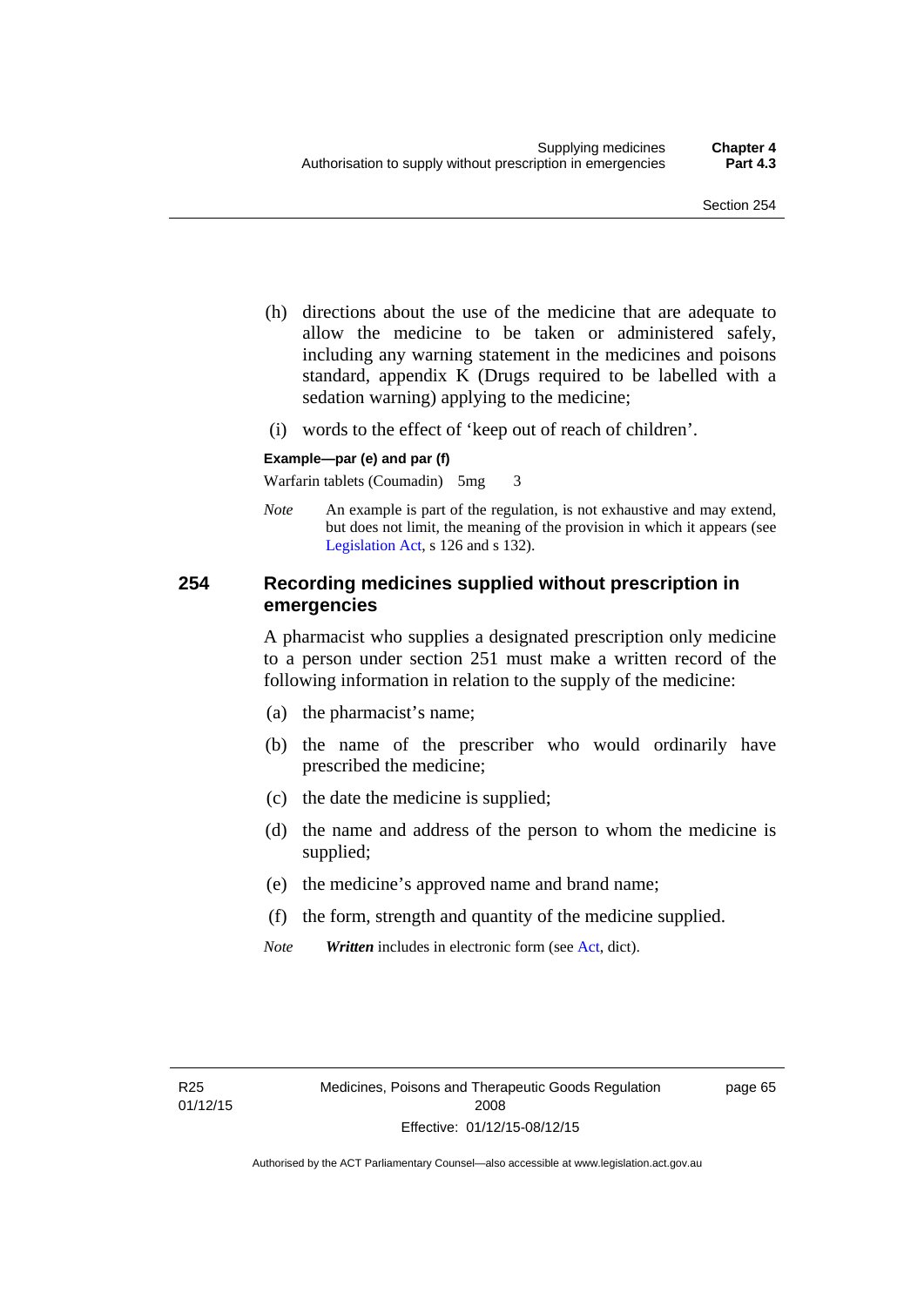(h) directions about the use of the medicine that are adequate to allow the medicine to be taken or administered safely, including any warning statement in the medicines and poisons standard, appendix K (Drugs required to be labelled with a sedation warning) applying to the medicine;

(i) words to the effect of 'keep out of reach of children'.

**Example—par (e) and par (f)**

Warfarin tablets (Coumadin) 5mg 3

*Note* An example is part of the regulation, is not exhaustive and may extend, but does not limit, the meaning of the provision in which it appears (see Legislation Act, s 126 and s 132).

### 254 Recording medicines supplied without prescription in emergencies

A pharmacist who supplies a designated prescription only medicine to a person under section 251 must make a written record of the following information in relation to the supply of the medicine:

(a) the pharmacist's name;

(b) the name of the prescriber who would ordinarily have prescribed the medicine;

(c) the date the medicine is supplied;

(d) the name and address of the person to whom the medicine is supplied;

(e) the medicine's approved name and brand name;

(f) the form, strength and quantity of the medicine supplied.

*Note* ***Written*** includes in electronic form (see Act, dict).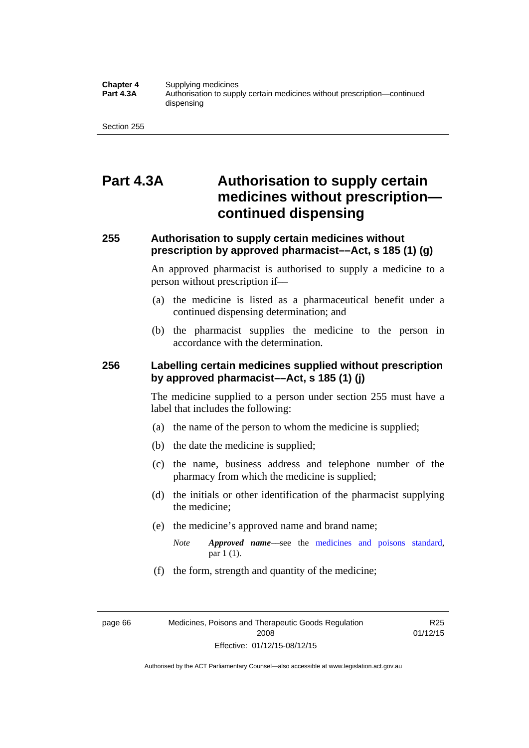# Part 4.3A Authorisation to supply certain medicines without prescription—continued dispensing

## 255 Authorisation to supply certain medicines without prescription by approved pharmacist––Act, s 185 (1) (g)

An approved pharmacist is authorised to supply a medicine to a person without prescription if—

(a) the medicine is listed as a pharmaceutical benefit under a continued dispensing determination; and

(b) the pharmacist supplies the medicine to the person in accordance with the determination.

## 256 Labelling certain medicines supplied without prescription by approved pharmacist––Act, s 185 (1) (j)

The medicine supplied to a person under section 255 must have a label that includes the following:

(a) the name of the person to whom the medicine is supplied;

(b) the date the medicine is supplied;

(c) the name, business address and telephone number of the pharmacy from which the medicine is supplied;

(d) the initials or other identification of the pharmacist supplying the medicine;

(e) the medicine's approved name and brand name;

*Note* ***Approved name***—see the medicines and poisons standard, par 1 (1).

(f) the form, strength and quantity of the medicine;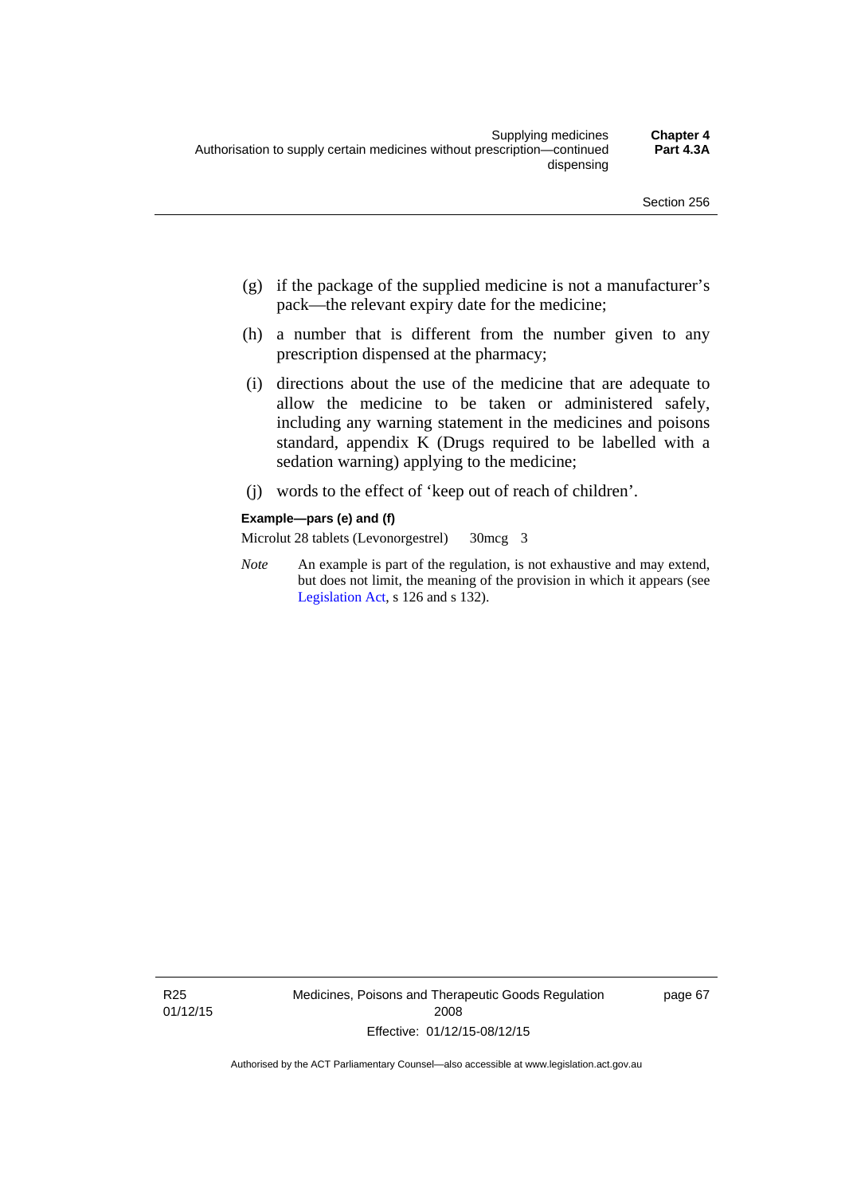(g) if the package of the supplied medicine is not a manufacturer's pack—the relevant expiry date for the medicine;

(h) a number that is different from the number given to any prescription dispensed at the pharmacy;

(i) directions about the use of the medicine that are adequate to allow the medicine to be taken or administered safely, including any warning statement in the medicines and poisons standard, appendix K (Drugs required to be labelled with a sedation warning) applying to the medicine;

(j) words to the effect of 'keep out of reach of children'.

**Example—pars (e) and (f)**

Microlut 28 tablets (Levonorgestrel) 30mcg 3

*Note* An example is part of the regulation, is not exhaustive and may extend, but does not limit, the meaning of the provision in which it appears (see Legislation Act, s 126 and s 132).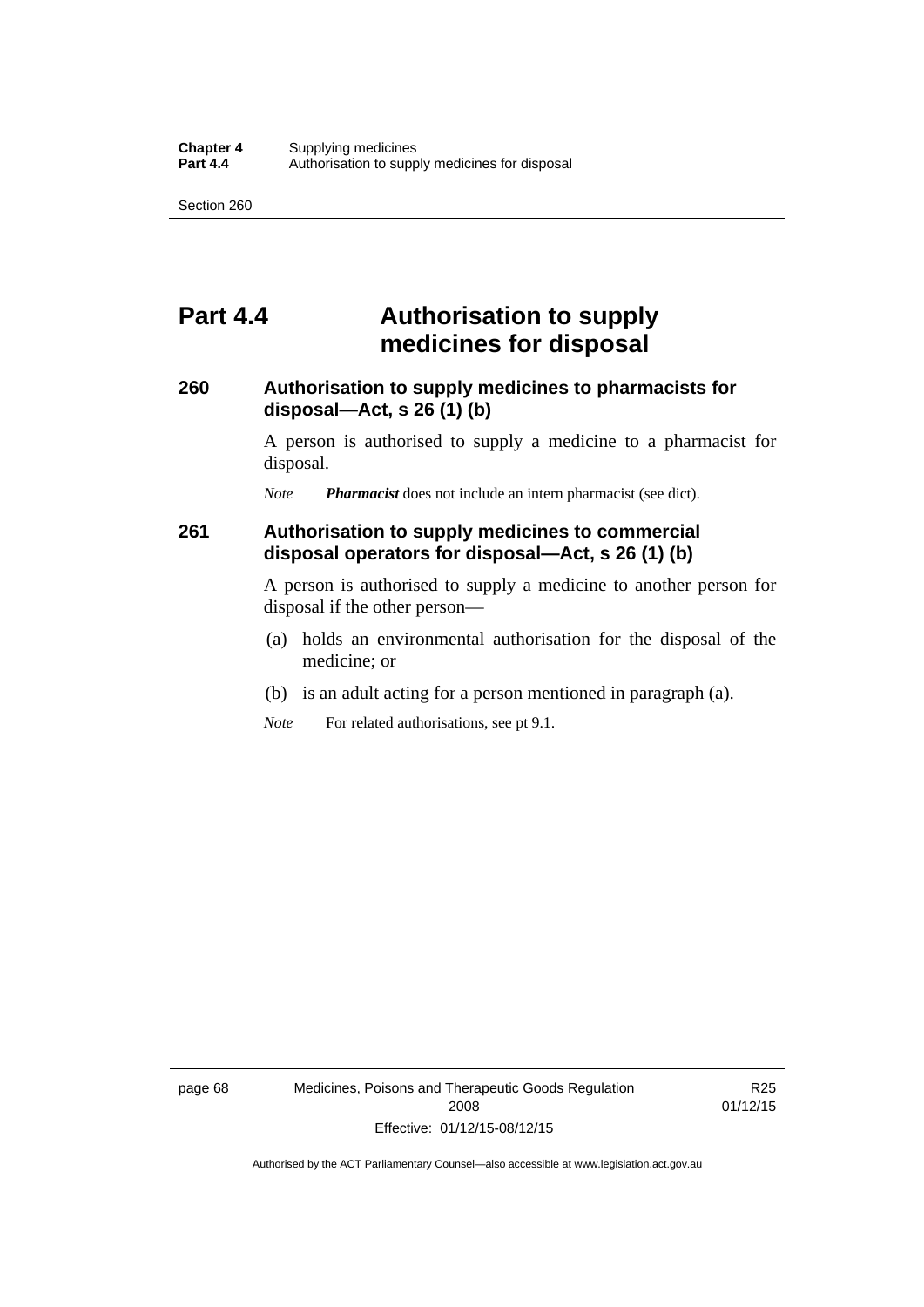# Part 4.4 Authorisation to supply medicines for disposal

## 260 Authorisation to supply medicines to pharmacists for disposal—Act, s 26 (1) (b)

A person is authorised to supply a medicine to a pharmacist for disposal.

*Note* ***Pharmacist*** does not include an intern pharmacist (see dict).

## 261 Authorisation to supply medicines to commercial disposal operators for disposal—Act, s 26 (1) (b)

A person is authorised to supply a medicine to another person for disposal if the other person—

(a) holds an environmental authorisation for the disposal of the medicine; or

(b) is an adult acting for a person mentioned in paragraph (a).

*Note* For related authorisations, see pt 9.1.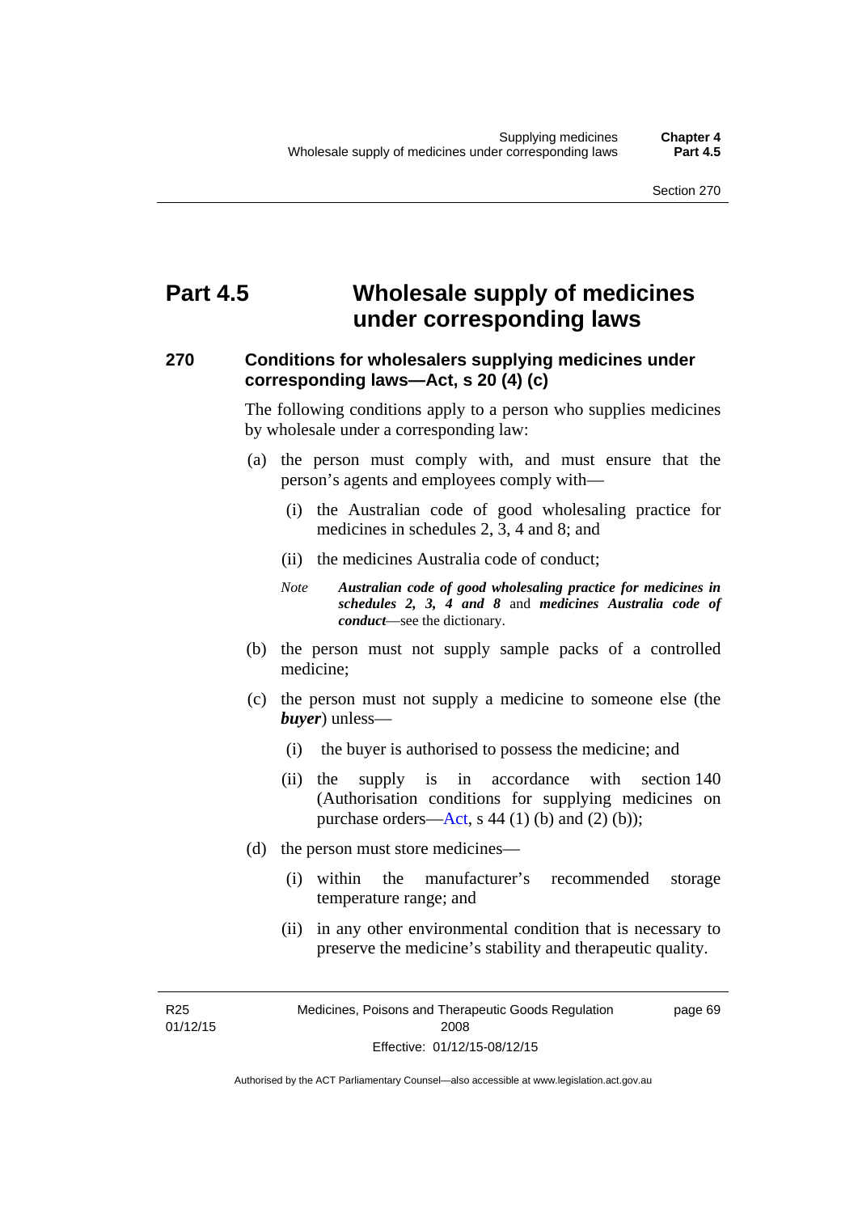# Part 4.5 Wholesale supply of medicines under corresponding laws

## 270 Conditions for wholesalers supplying medicines under corresponding laws—Act, s 20 (4) (c)

The following conditions apply to a person who supplies medicines by wholesale under a corresponding law:

(a) the person must comply with, and must ensure that the person's agents and employees comply with—

   (i) the Australian code of good wholesaling practice for medicines in schedules 2, 3, 4 and 8; and

   (ii) the medicines Australia code of conduct;

   *Note* ***Australian code of good wholesaling practice for medicines in schedules 2, 3, 4 and 8*** and ***medicines Australia code of conduct***—see the dictionary.

(b) the person must not supply sample packs of a controlled medicine;

(c) the person must not supply a medicine to someone else (the ***buyer***) unless—

   (i) the buyer is authorised to possess the medicine; and

   (ii) the supply is in accordance with section 140 (Authorisation conditions for supplying medicines on purchase orders—Act, s 44 (1) (b) and (2) (b));

(d) the person must store medicines—

   (i) within the manufacturer's recommended storage temperature range; and

   (ii) in any other environmental condition that is necessary to preserve the medicine's stability and therapeutic quality.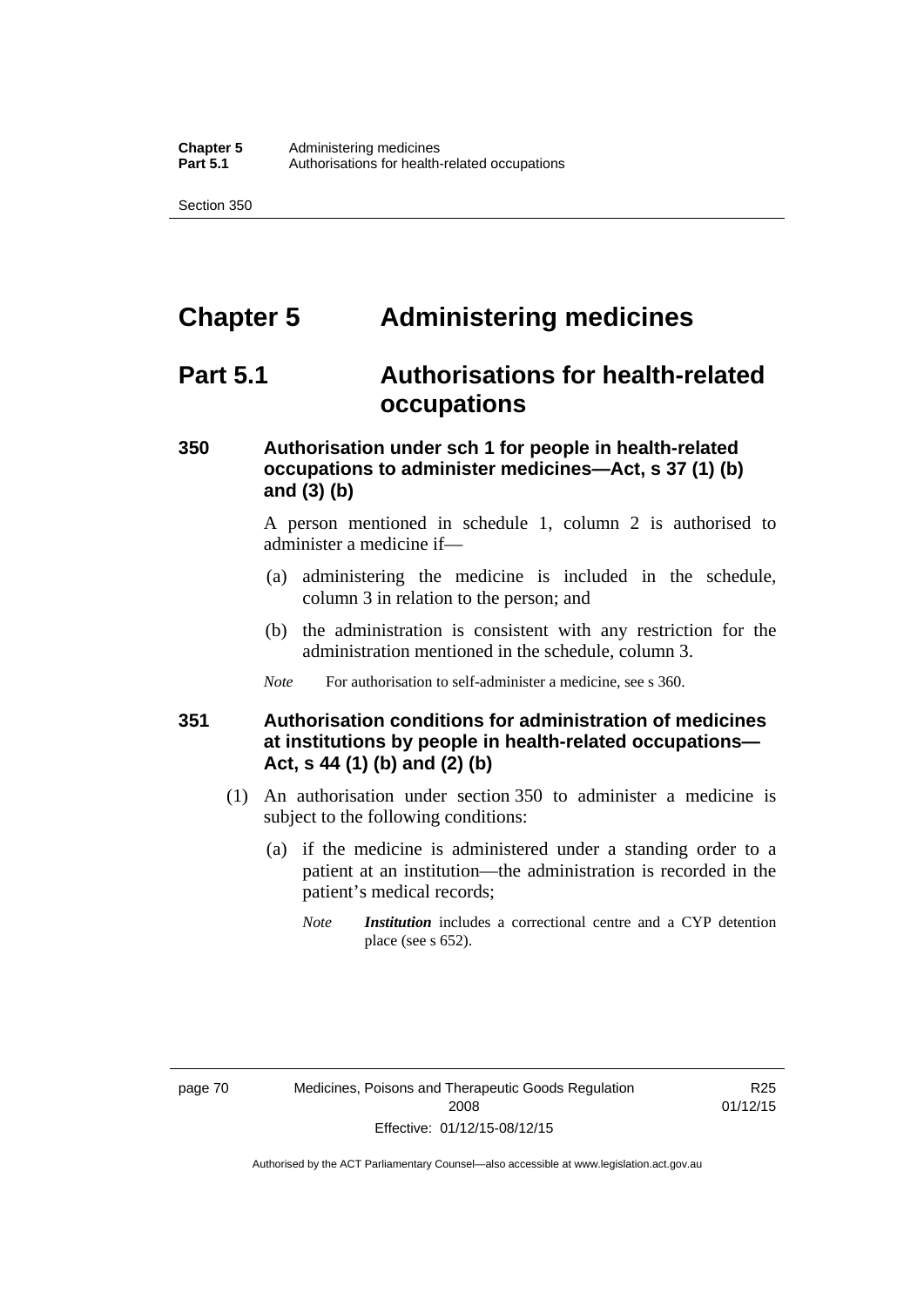# Chapter 5 Administering medicines

## Part 5.1 Authorisations for health-related occupations

### 350 Authorisation under sch 1 for people in health-related occupations to administer medicines—Act, s 37 (1) (b) and (3) (b)

A person mentioned in schedule 1, column 2 is authorised to administer a medicine if—

(a) administering the medicine is included in the schedule, column 3 in relation to the person; and

(b) the administration is consistent with any restriction for the administration mentioned in the schedule, column 3.

*Note* For authorisation to self-administer a medicine, see s 360.

### 351 Authorisation conditions for administration of medicines at institutions by people in health-related occupations—Act, s 44 (1) (b) and (2) (b)

(1) An authorisation under section 350 to administer a medicine is subject to the following conditions:

(a) if the medicine is administered under a standing order to a patient at an institution—the administration is recorded in the patient's medical records;

*Note* ***Institution*** includes a correctional centre and a CYP detention place (see s 652).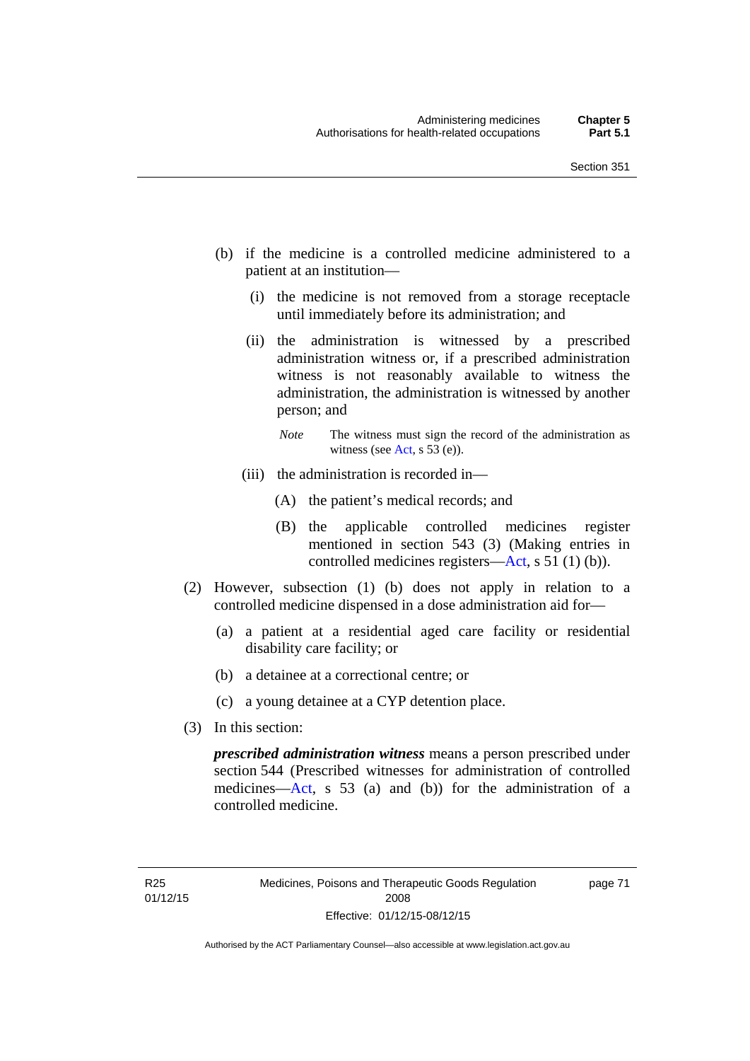(b) if the medicine is a controlled medicine administered to a patient at an institution—

  (i) the medicine is not removed from a storage receptacle until immediately before its administration; and

  (ii) the administration is witnessed by a prescribed administration witness or, if a prescribed administration witness is not reasonably available to witness the administration, the administration is witnessed by another person; and

  *Note* The witness must sign the record of the administration as witness (see Act, s 53 (e)).

  (iii) the administration is recorded in—

    (A) the patient's medical records; and

    (B) the applicable controlled medicines register mentioned in section 543 (3) (Making entries in controlled medicines registers—Act, s 51 (1) (b)).

(2) However, subsection (1) (b) does not apply in relation to a controlled medicine dispensed in a dose administration aid for—

  (a) a patient at a residential aged care facility or residential disability care facility; or

  (b) a detainee at a correctional centre; or

  (c) a young detainee at a CYP detention place.

(3) In this section:

***prescribed administration witness*** means a person prescribed under section 544 (Prescribed witnesses for administration of controlled medicines—Act, s 53 (a) and (b)) for the administration of a controlled medicine.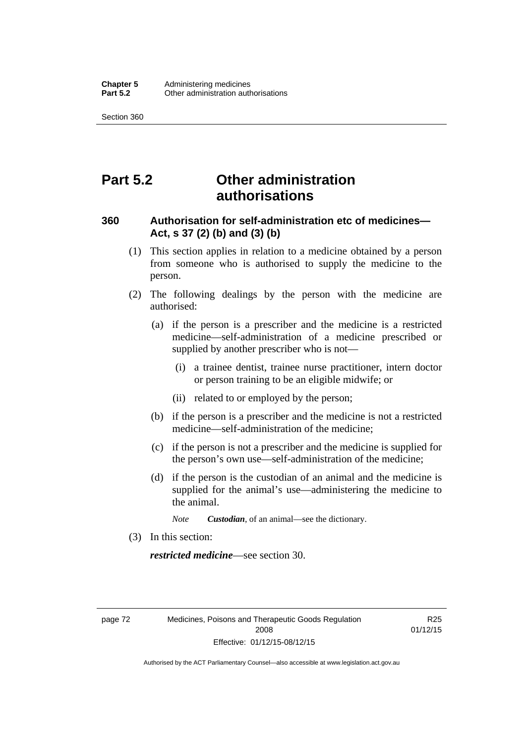# Part 5.2 Other administration authorisations

### 360 Authorisation for self-administration etc of medicines—Act, s 37 (2) (b) and (3) (b)

(1) This section applies in relation to a medicine obtained by a person from someone who is authorised to supply the medicine to the person.

(2) The following dealings by the person with the medicine are authorised:

- (a) if the person is a prescriber and the medicine is a restricted medicine—self-administration of a medicine prescribed or supplied by another prescriber who is not—
  - (i) a trainee dentist, trainee nurse practitioner, intern doctor or person training to be an eligible midwife; or
  - (ii) related to or employed by the person;
- (b) if the person is a prescriber and the medicine is not a restricted medicine—self-administration of the medicine;
- (c) if the person is not a prescriber and the medicine is supplied for the person's own use—self-administration of the medicine;
- (d) if the person is the custodian of an animal and the medicine is supplied for the animal's use—administering the medicine to the animal.

  *Note* ***Custodian***, of an animal—see the dictionary.

(3) In this section:

***restricted medicine***—see section 30.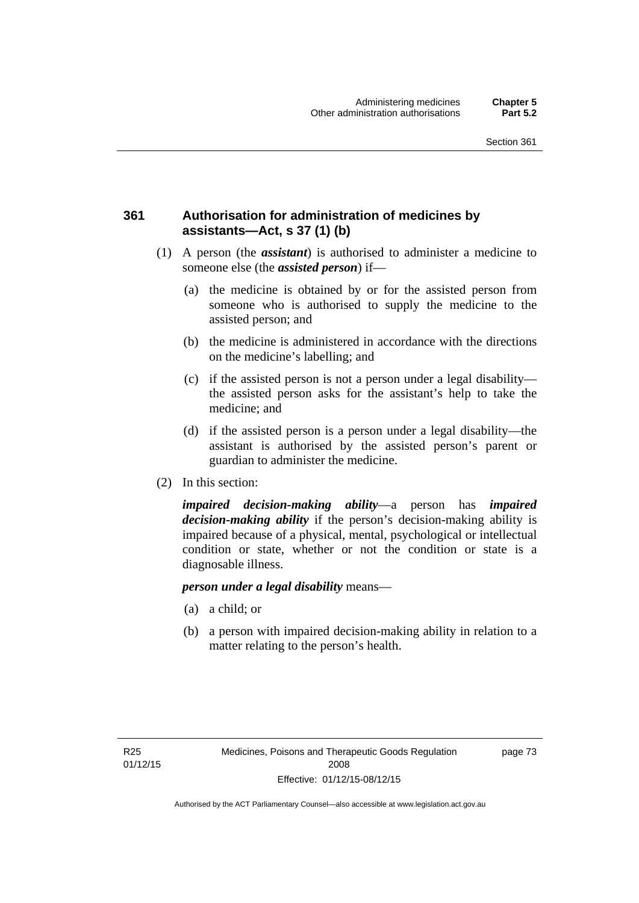### 361 Authorisation for administration of medicines by assistants—Act, s 37 (1) (b)

(1) A person (the ***assistant***) is authorised to administer a medicine to someone else (the ***assisted person***) if—

(a) the medicine is obtained by or for the assisted person from someone who is authorised to supply the medicine to the assisted person; and

(b) the medicine is administered in accordance with the directions on the medicine's labelling; and

(c) if the assisted person is not a person under a legal disability—the assisted person asks for the assistant's help to take the medicine; and

(d) if the assisted person is a person under a legal disability—the assistant is authorised by the assisted person's parent or guardian to administer the medicine.

(2) In this section:

***impaired decision-making ability***—a person has ***impaired decision-making ability*** if the person's decision-making ability is impaired because of a physical, mental, psychological or intellectual condition or state, whether or not the condition or state is a diagnosable illness.

***person under a legal disability*** means—

(a) a child; or

(b) a person with impaired decision-making ability in relation to a matter relating to the person's health.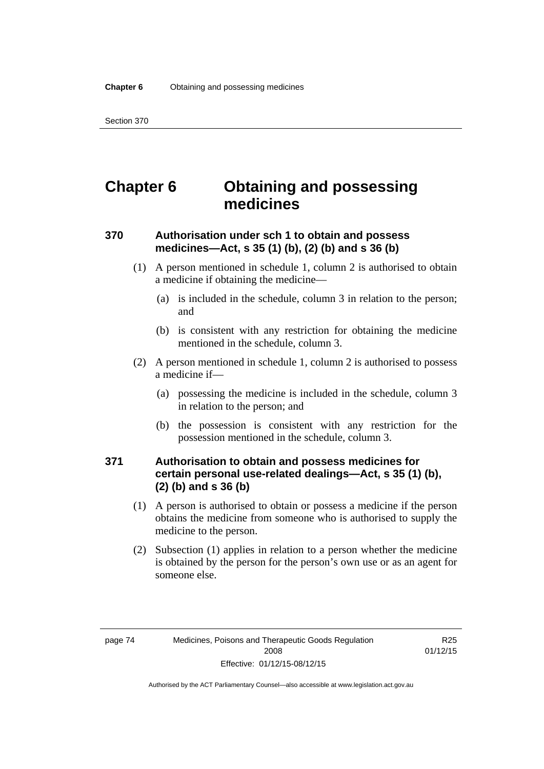# Chapter 6 Obtaining and possessing medicines

## 370 Authorisation under sch 1 to obtain and possess medicines—Act, s 35 (1) (b), (2) (b) and s 36 (b)

(1) A person mentioned in schedule 1, column 2 is authorised to obtain a medicine if obtaining the medicine—

(a) is included in the schedule, column 3 in relation to the person; and

(b) is consistent with any restriction for obtaining the medicine mentioned in the schedule, column 3.

(2) A person mentioned in schedule 1, column 2 is authorised to possess a medicine if—

(a) possessing the medicine is included in the schedule, column 3 in relation to the person; and

(b) the possession is consistent with any restriction for the possession mentioned in the schedule, column 3.

## 371 Authorisation to obtain and possess medicines for certain personal use-related dealings—Act, s 35 (1) (b), (2) (b) and s 36 (b)

(1) A person is authorised to obtain or possess a medicine if the person obtains the medicine from someone who is authorised to supply the medicine to the person.

(2) Subsection (1) applies in relation to a person whether the medicine is obtained by the person for the person's own use or as an agent for someone else.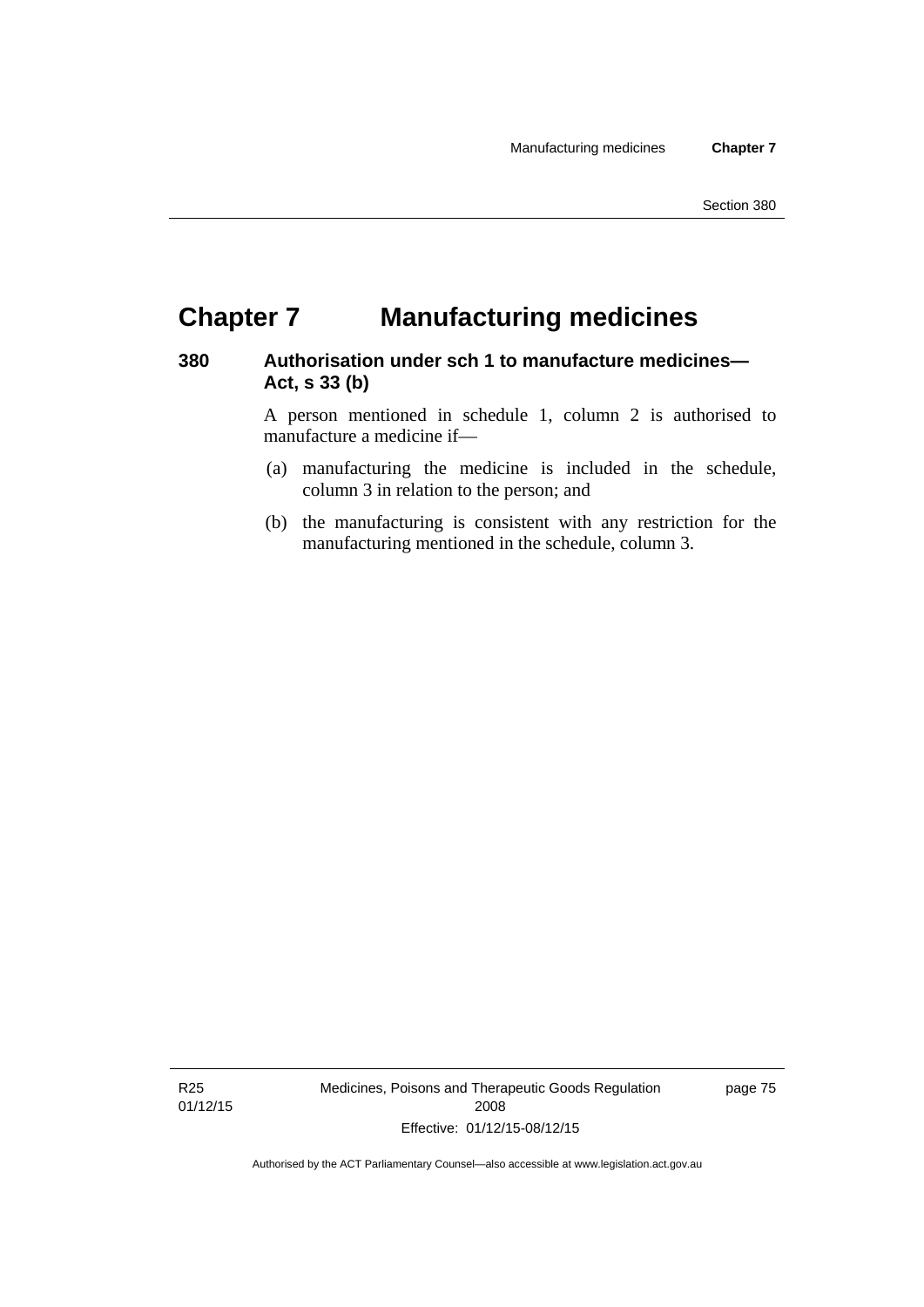# Chapter 7 Manufacturing medicines

## 380 Authorisation under sch 1 to manufacture medicines—Act, s 33 (b)

A person mentioned in schedule 1, column 2 is authorised to manufacture a medicine if—

(a) manufacturing the medicine is included in the schedule, column 3 in relation to the person; and

(b) the manufacturing is consistent with any restriction for the manufacturing mentioned in the schedule, column 3.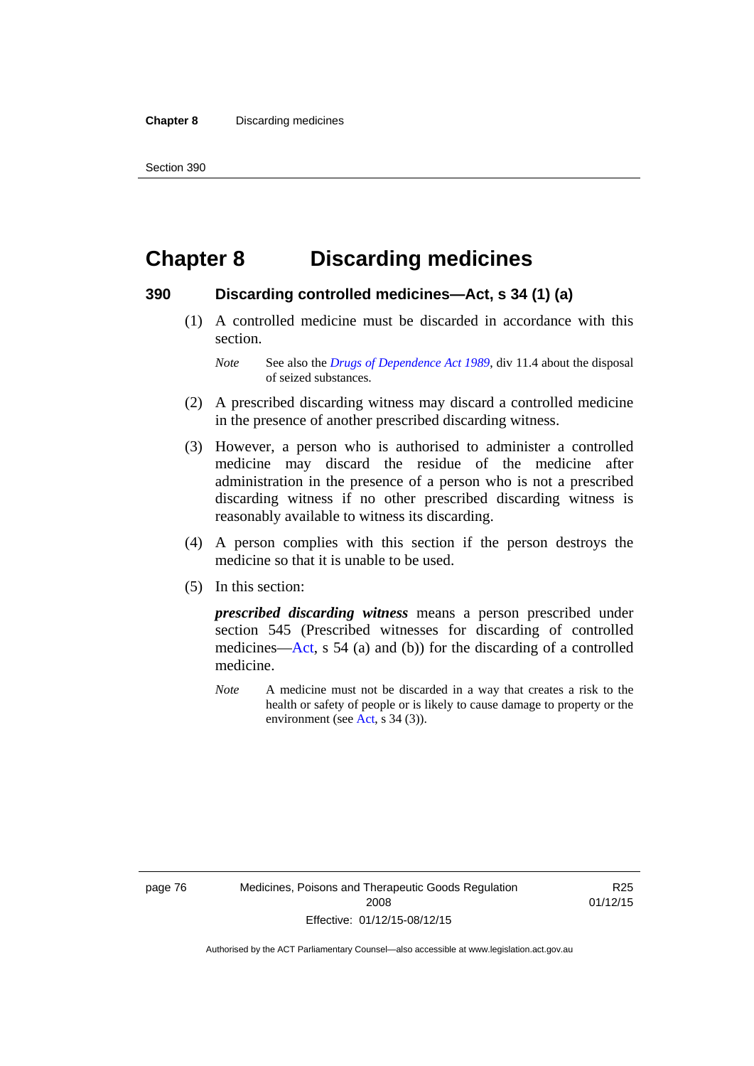# Chapter 8 Discarding medicines

## 390 Discarding controlled medicines—Act, s 34 (1) (a)

(1) A controlled medicine must be discarded in accordance with this section.

*Note* See also the *Drugs of Dependence Act 1989*, div 11.4 about the disposal of seized substances.

(2) A prescribed discarding witness may discard a controlled medicine in the presence of another prescribed discarding witness.

(3) However, a person who is authorised to administer a controlled medicine may discard the residue of the medicine after administration in the presence of a person who is not a prescribed discarding witness if no other prescribed discarding witness is reasonably available to witness its discarding.

(4) A person complies with this section if the person destroys the medicine so that it is unable to be used.

(5) In this section:

***prescribed discarding witness*** means a person prescribed under section 545 (Prescribed witnesses for discarding of controlled medicines—Act, s 54 (a) and (b)) for the discarding of a controlled medicine.

*Note* A medicine must not be discarded in a way that creates a risk to the health or safety of people or is likely to cause damage to property or the environment (see Act, s 34 (3)).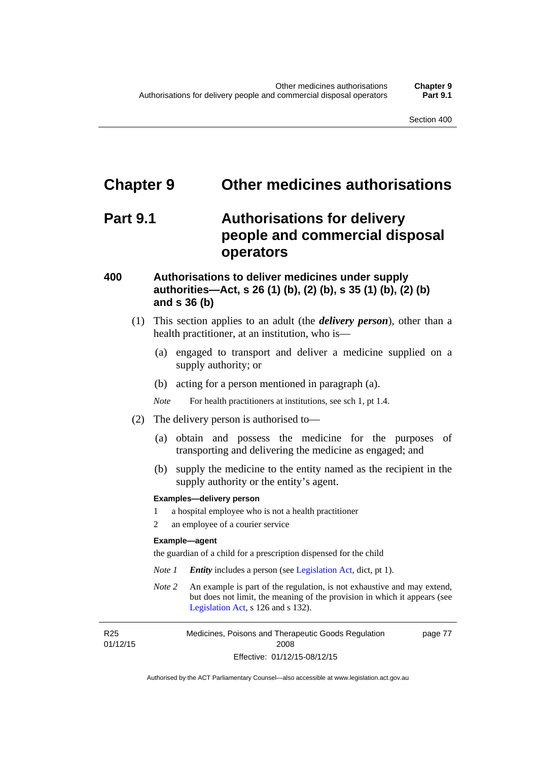# Chapter 9 Other medicines authorisations

## Part 9.1 Authorisations for delivery people and commercial disposal operators

### 400 Authorisations to deliver medicines under supply authorities—Act, s 26 (1) (b), (2) (b), s 35 (1) (b), (2) (b) and s 36 (b)

(1) This section applies to an adult (the ***delivery person***), other than a health practitioner, at an institution, who is—

(a) engaged to transport and deliver a medicine supplied on a supply authority; or

(b) acting for a person mentioned in paragraph (a).

*Note* For health practitioners at institutions, see sch 1, pt 1.4.

(2) The delivery person is authorised to—

(a) obtain and possess the medicine for the purposes of transporting and delivering the medicine as engaged; and

(b) supply the medicine to the entity named as the recipient in the supply authority or the entity's agent.

**Examples—delivery person**

1 a hospital employee who is not a health practitioner

2 an employee of a courier service

**Example—agent**

the guardian of a child for a prescription dispensed for the child

*Note 1* ***Entity*** includes a person (see Legislation Act, dict, pt 1).

*Note 2* An example is part of the regulation, is not exhaustive and may extend, but does not limit, the meaning of the provision in which it appears (see Legislation Act, s 126 and s 132).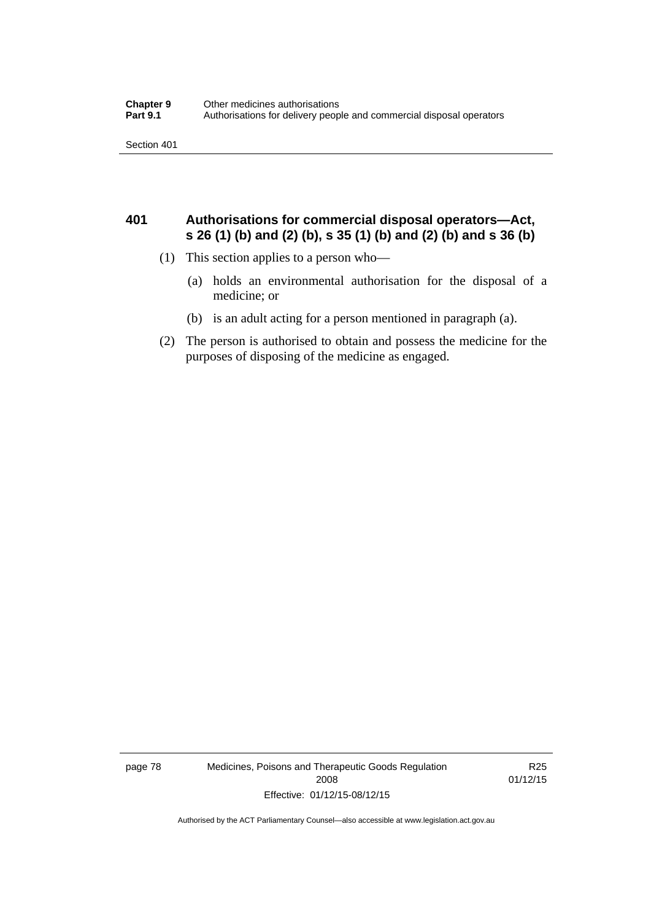## 401 Authorisations for commercial disposal operators—Act, s 26 (1) (b) and (2) (b), s 35 (1) (b) and (2) (b) and s 36 (b)

(1) This section applies to a person who—

(a) holds an environmental authorisation for the disposal of a medicine; or

(b) is an adult acting for a person mentioned in paragraph (a).

(2) The person is authorised to obtain and possess the medicine for the purposes of disposing of the medicine as engaged.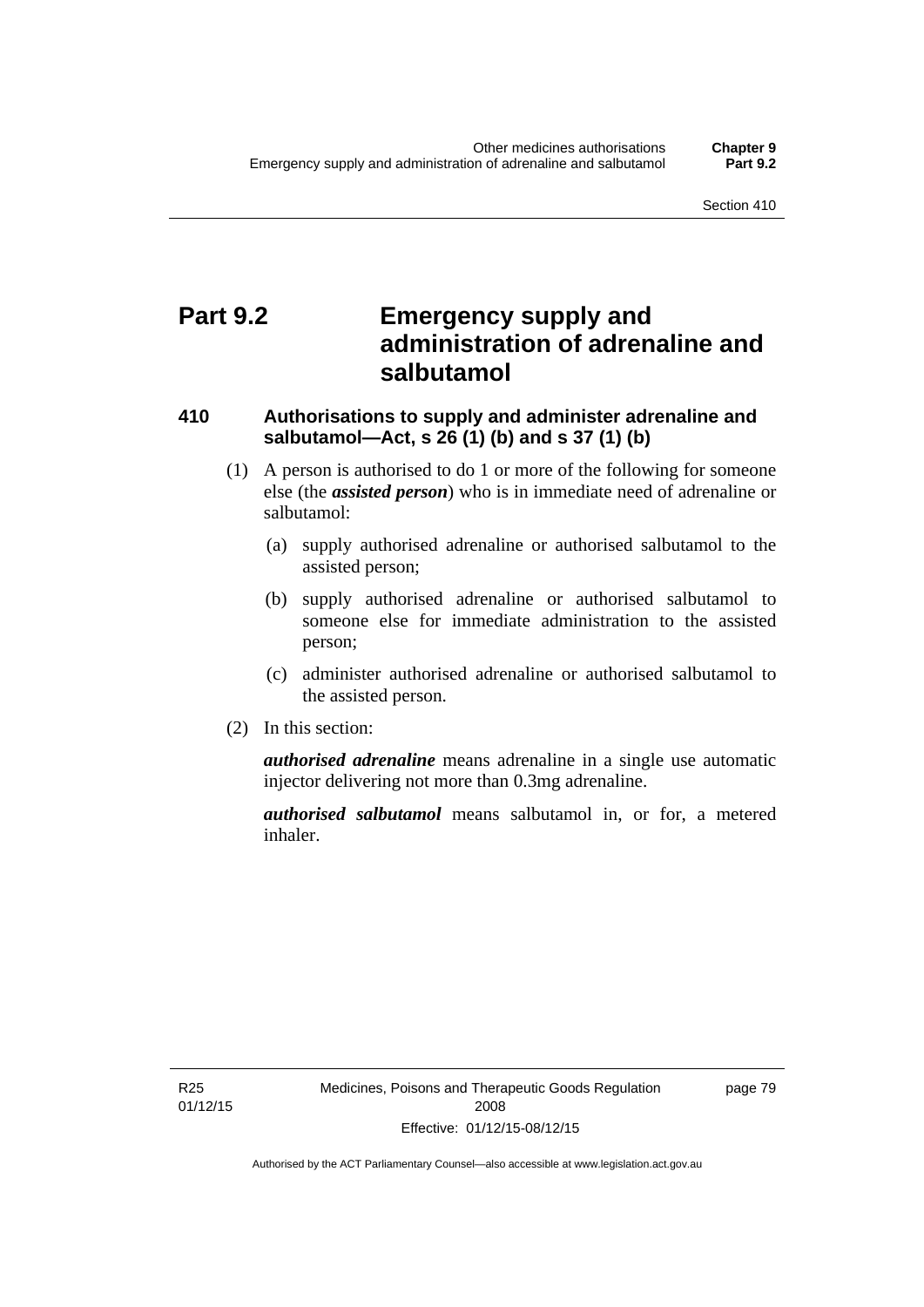# Part 9.2 Emergency supply and administration of adrenaline and salbutamol

## 410 Authorisations to supply and administer adrenaline and salbutamol—Act, s 26 (1) (b) and s 37 (1) (b)

(1) A person is authorised to do 1 or more of the following for someone else (the ***assisted person***) who is in immediate need of adrenaline or salbutamol:

(a) supply authorised adrenaline or authorised salbutamol to the assisted person;

(b) supply authorised adrenaline or authorised salbutamol to someone else for immediate administration to the assisted person;

(c) administer authorised adrenaline or authorised salbutamol to the assisted person.

(2) In this section:

***authorised adrenaline*** means adrenaline in a single use automatic injector delivering not more than 0.3mg adrenaline.

***authorised salbutamol*** means salbutamol in, or for, a metered inhaler.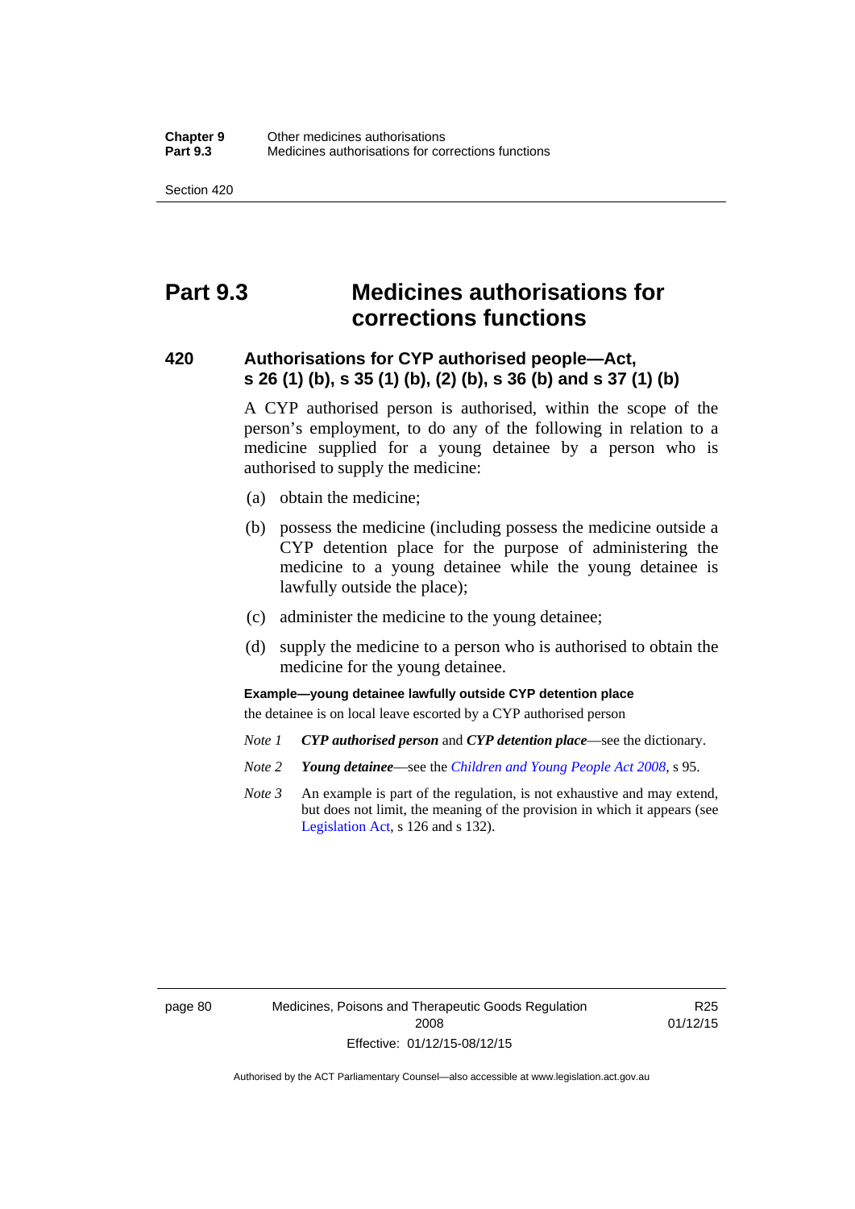# Part 9.3 Medicines authorisations for corrections functions

## 420 Authorisations for CYP authorised people—Act, s 26 (1) (b), s 35 (1) (b), (2) (b), s 36 (b) and s 37 (1) (b)

A CYP authorised person is authorised, within the scope of the person's employment, to do any of the following in relation to a medicine supplied for a young detainee by a person who is authorised to supply the medicine:

(a) obtain the medicine;

(b) possess the medicine (including possess the medicine outside a CYP detention place for the purpose of administering the medicine to a young detainee while the young detainee is lawfully outside the place);

(c) administer the medicine to the young detainee;

(d) supply the medicine to a person who is authorised to obtain the medicine for the young detainee.

**Example—young detainee lawfully outside CYP detention place**

the detainee is on local leave escorted by a CYP authorised person

*Note 1* ***CYP authorised person*** and ***CYP detention place***—see the dictionary.

*Note 2* ***Young detainee***—see the *Children and Young People Act 2008*, s 95.

*Note 3* An example is part of the regulation, is not exhaustive and may extend, but does not limit, the meaning of the provision in which it appears (see Legislation Act, s 126 and s 132).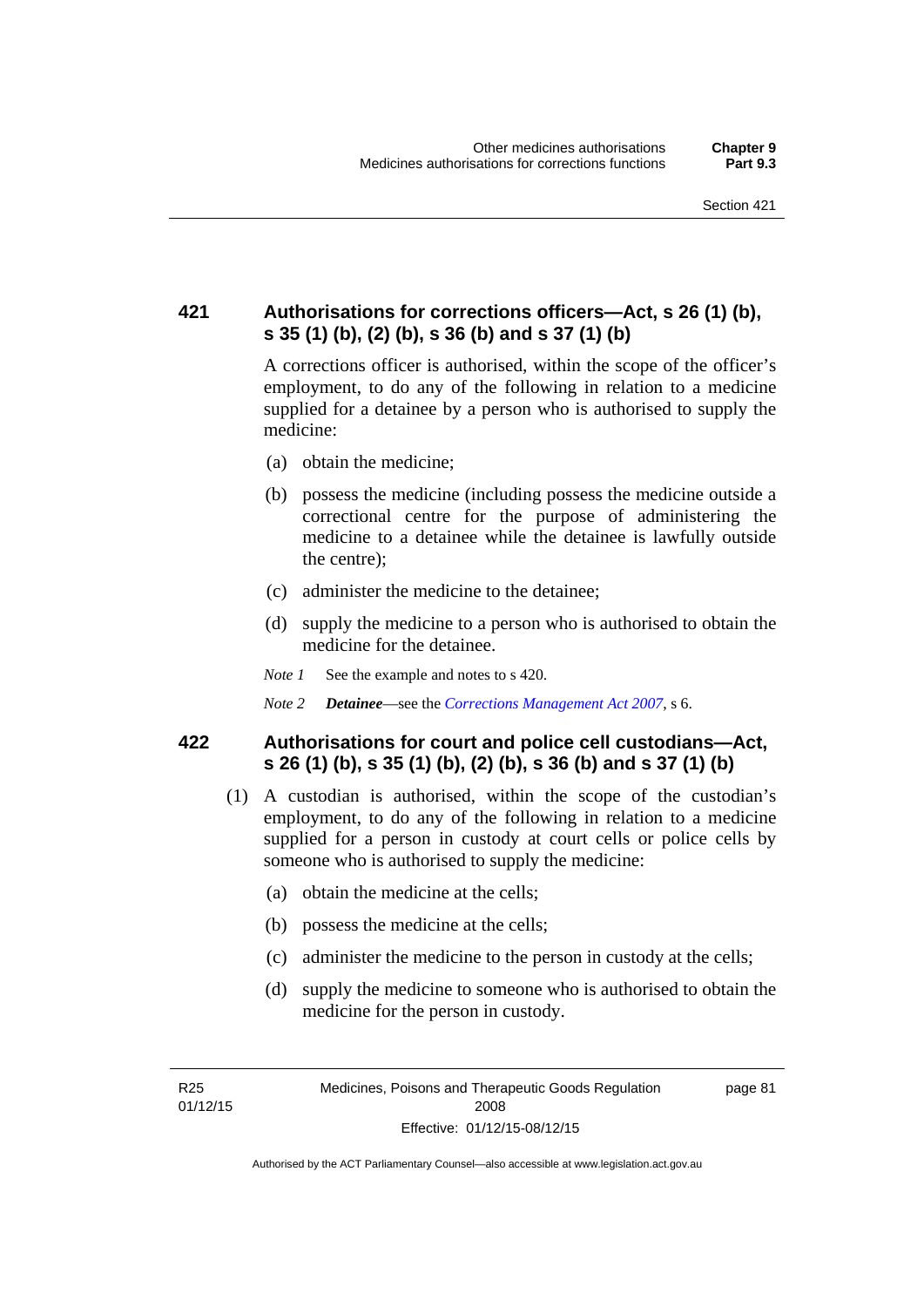### 421 Authorisations for corrections officers—Act, s 26 (1) (b), s 35 (1) (b), (2) (b), s 36 (b) and s 37 (1) (b)

A corrections officer is authorised, within the scope of the officer's employment, to do any of the following in relation to a medicine supplied for a detainee by a person who is authorised to supply the medicine:

(a) obtain the medicine;

(b) possess the medicine (including possess the medicine outside a correctional centre for the purpose of administering the medicine to a detainee while the detainee is lawfully outside the centre);

(c) administer the medicine to the detainee;

(d) supply the medicine to a person who is authorised to obtain the medicine for the detainee.

*Note 1* See the example and notes to s 420.

*Note 2* ***Detainee***—see the *Corrections Management Act 2007*, s 6.

### 422 Authorisations for court and police cell custodians—Act, s 26 (1) (b), s 35 (1) (b), (2) (b), s 36 (b) and s 37 (1) (b)

(1) A custodian is authorised, within the scope of the custodian's employment, to do any of the following in relation to a medicine supplied for a person in custody at court cells or police cells by someone who is authorised to supply the medicine:

(a) obtain the medicine at the cells;

(b) possess the medicine at the cells;

(c) administer the medicine to the person in custody at the cells;

(d) supply the medicine to someone who is authorised to obtain the medicine for the person in custody.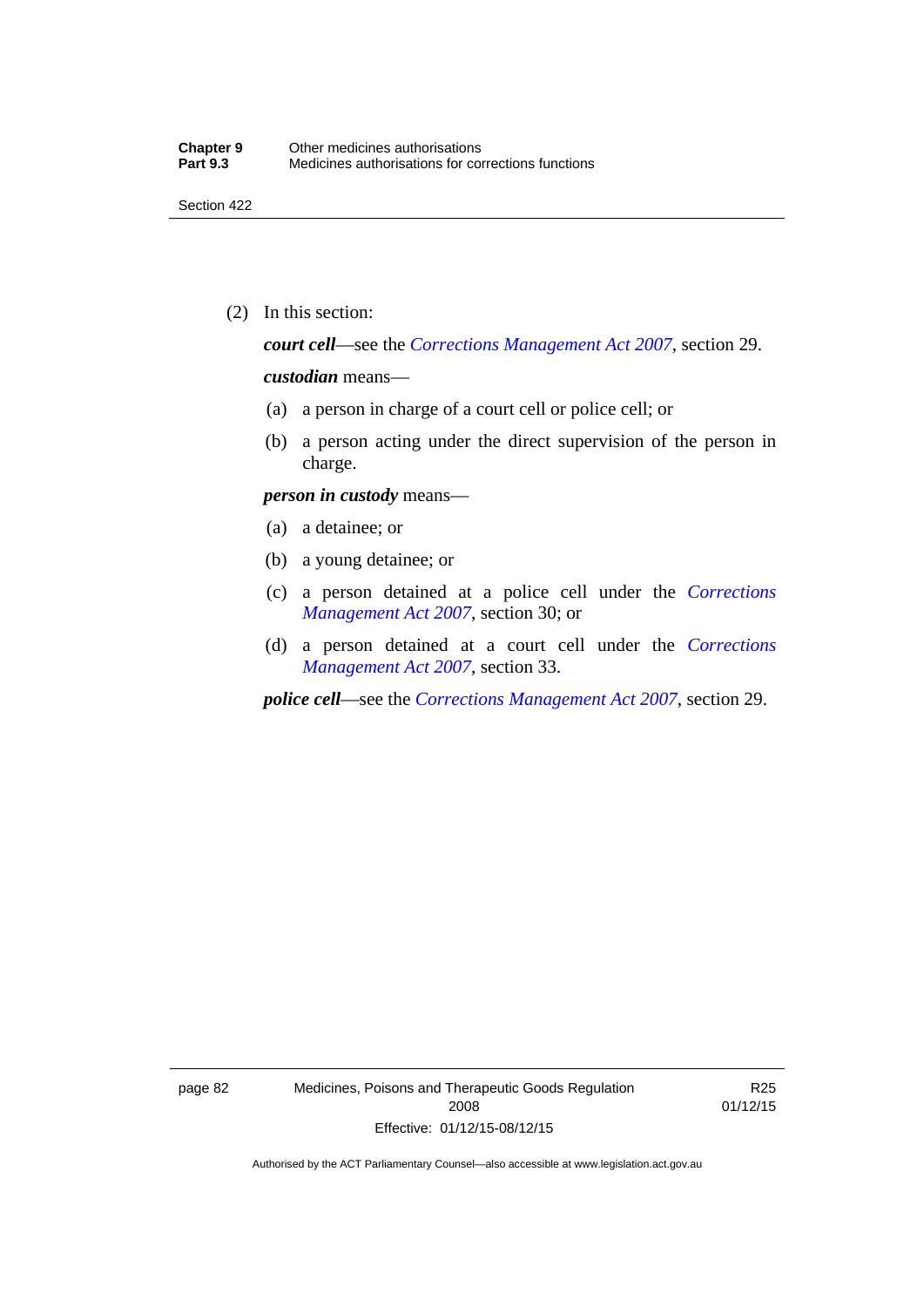(2) In this section:

***court cell***—see the *Corrections Management Act 2007*, section 29.

***custodian*** means—

(a) a person in charge of a court cell or police cell; or

(b) a person acting under the direct supervision of the person in charge.

***person in custody*** means—

(a) a detainee; or

(b) a young detainee; or

(c) a person detained at a police cell under the *Corrections Management Act 2007*, section 30; or

(d) a person detained at a court cell under the *Corrections Management Act 2007*, section 33.

***police cell***—see the *Corrections Management Act 2007*, section 29.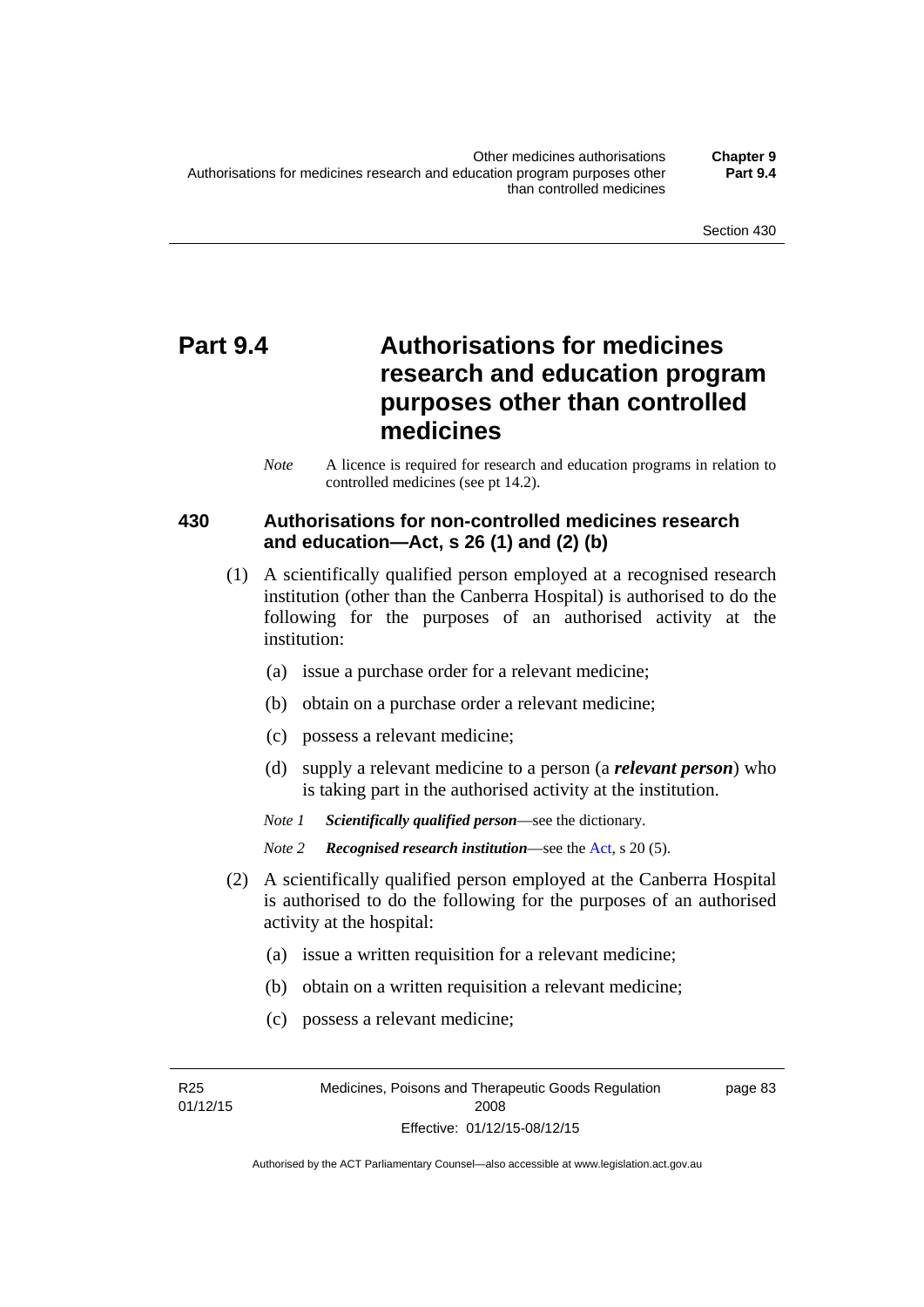# Part 9.4 Authorisations for medicines research and education program purposes other than controlled medicines

*Note* A licence is required for research and education programs in relation to controlled medicines (see pt 14.2).

## 430 Authorisations for non-controlled medicines research and education—Act, s 26 (1) and (2) (b)

(1) A scientifically qualified person employed at a recognised research institution (other than the Canberra Hospital) is authorised to do the following for the purposes of an authorised activity at the institution:

(a) issue a purchase order for a relevant medicine;

(b) obtain on a purchase order a relevant medicine;

(c) possess a relevant medicine;

(d) supply a relevant medicine to a person (a ***relevant person***) who is taking part in the authorised activity at the institution.

*Note 1* ***Scientifically qualified person***—see the dictionary.

*Note 2* ***Recognised research institution***—see the Act, s 20 (5).

(2) A scientifically qualified person employed at the Canberra Hospital is authorised to do the following for the purposes of an authorised activity at the hospital:

(a) issue a written requisition for a relevant medicine;

(b) obtain on a written requisition a relevant medicine;

(c) possess a relevant medicine;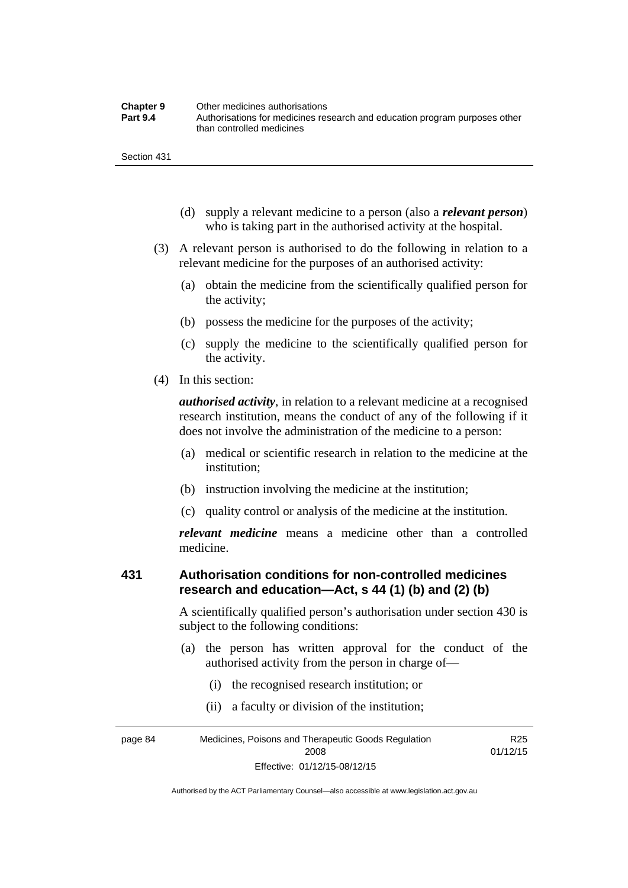(d) supply a relevant medicine to a person (also a ***relevant person***) who is taking part in the authorised activity at the hospital.

(3) A relevant person is authorised to do the following in relation to a relevant medicine for the purposes of an authorised activity:

(a) obtain the medicine from the scientifically qualified person for the activity;

(b) possess the medicine for the purposes of the activity;

(c) supply the medicine to the scientifically qualified person for the activity.

(4) In this section:

***authorised activity***, in relation to a relevant medicine at a recognised research institution, means the conduct of any of the following if it does not involve the administration of the medicine to a person:

(a) medical or scientific research in relation to the medicine at the institution;

(b) instruction involving the medicine at the institution;

(c) quality control or analysis of the medicine at the institution.

***relevant medicine*** means a medicine other than a controlled medicine.

## 431 Authorisation conditions for non-controlled medicines research and education—Act, s 44 (1) (b) and (2) (b)

A scientifically qualified person's authorisation under section 430 is subject to the following conditions:

(a) the person has written approval for the conduct of the authorised activity from the person in charge of—

(i) the recognised research institution; or

(ii) a faculty or division of the institution;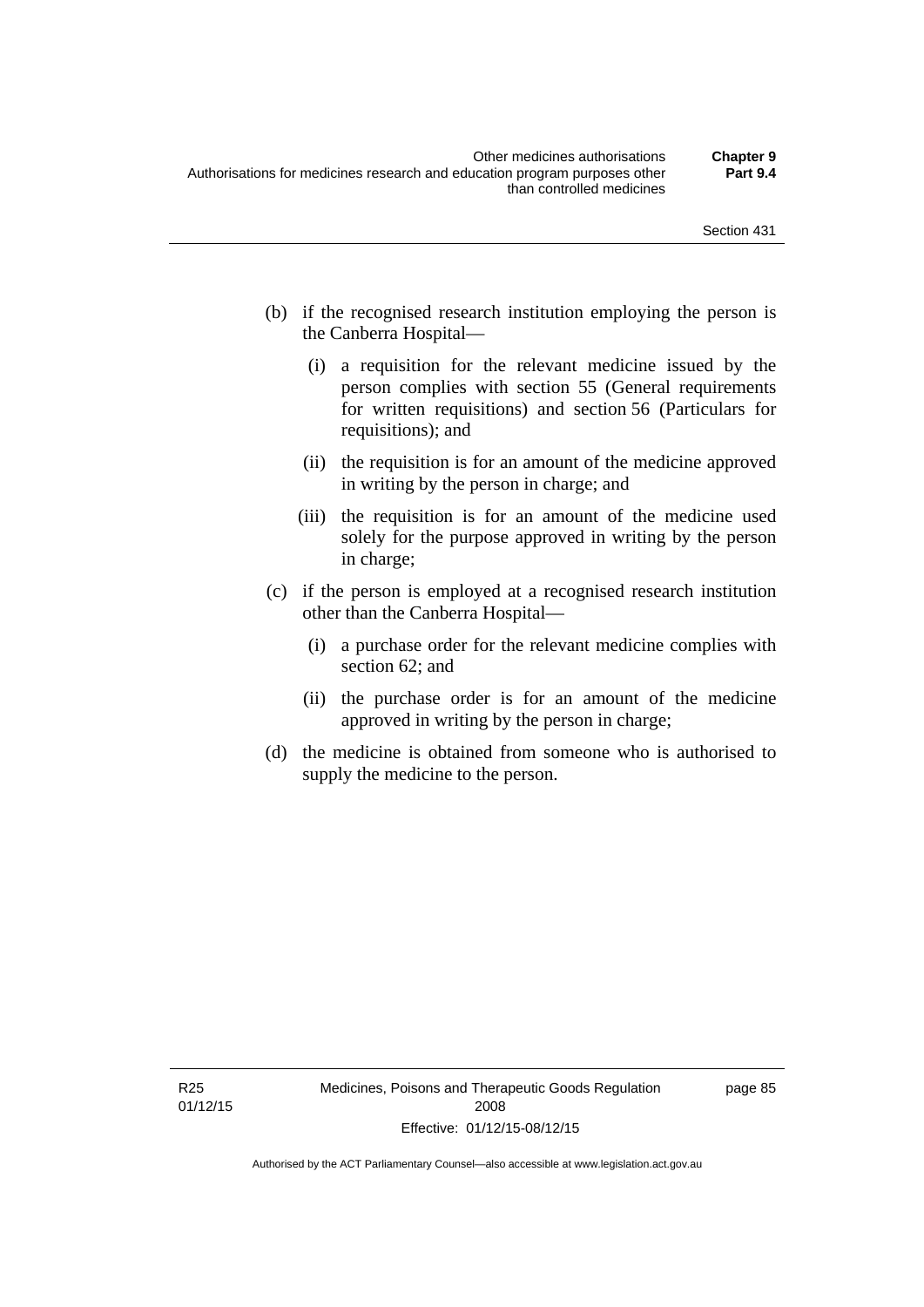(b) if the recognised research institution employing the person is the Canberra Hospital—

   (i) a requisition for the relevant medicine issued by the person complies with section 55 (General requirements for written requisitions) and section 56 (Particulars for requisitions); and

   (ii) the requisition is for an amount of the medicine approved in writing by the person in charge; and

   (iii) the requisition is for an amount of the medicine used solely for the purpose approved in writing by the person in charge;

(c) if the person is employed at a recognised research institution other than the Canberra Hospital—

   (i) a purchase order for the relevant medicine complies with section 62; and

   (ii) the purchase order is for an amount of the medicine approved in writing by the person in charge;

(d) the medicine is obtained from someone who is authorised to supply the medicine to the person.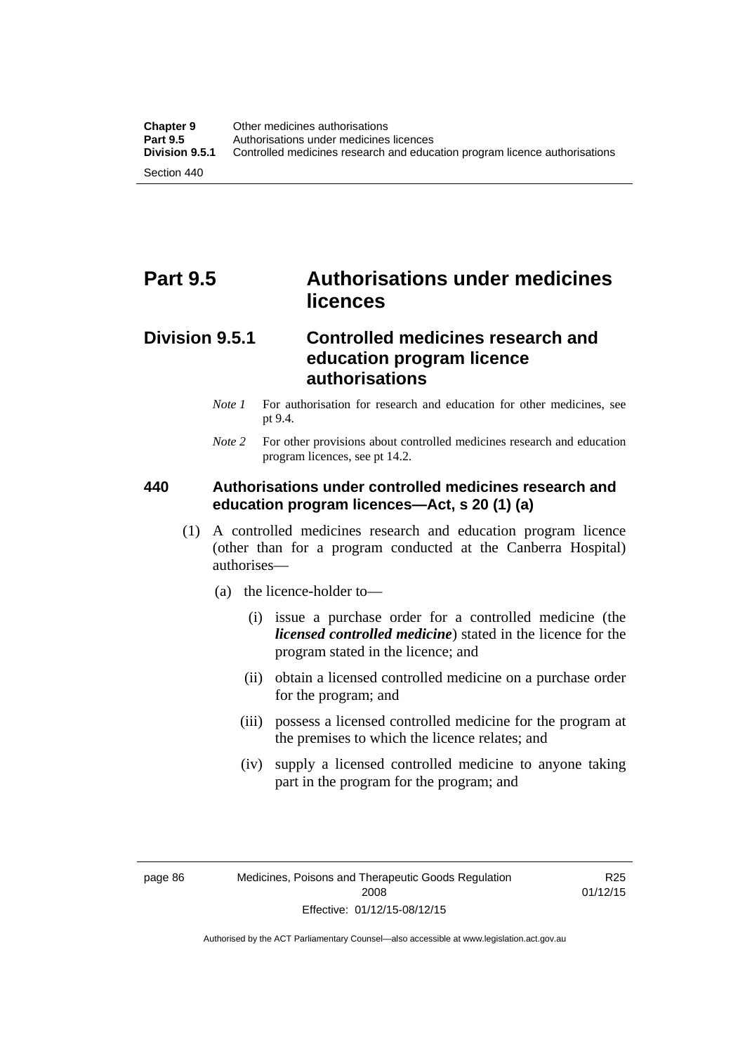# Part 9.5 Authorisations under medicines licences

## Division 9.5.1 Controlled medicines research and education program licence authorisations

*Note 1* For authorisation for research and education for other medicines, see pt 9.4.

*Note 2* For other provisions about controlled medicines research and education program licences, see pt 14.2.

### 440 Authorisations under controlled medicines research and education program licences—Act, s 20 (1) (a)

(1) A controlled medicines research and education program licence (other than for a program conducted at the Canberra Hospital) authorises—

(a) the licence-holder to—

(i) issue a purchase order for a controlled medicine (the ***licensed controlled medicine***) stated in the licence for the program stated in the licence; and

(ii) obtain a licensed controlled medicine on a purchase order for the program; and

(iii) possess a licensed controlled medicine for the program at the premises to which the licence relates; and

(iv) supply a licensed controlled medicine to anyone taking part in the program for the program; and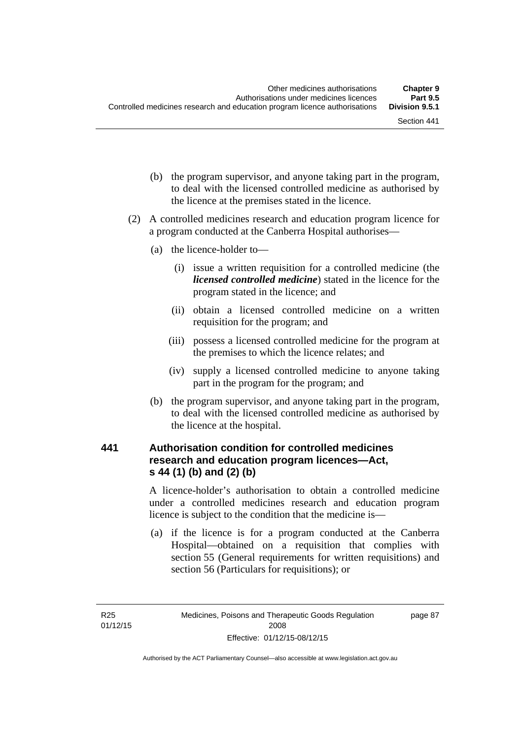(b) the program supervisor, and anyone taking part in the program, to deal with the licensed controlled medicine as authorised by the licence at the premises stated in the licence.

(2) A controlled medicines research and education program licence for a program conducted at the Canberra Hospital authorises—

(a) the licence-holder to—

(i) issue a written requisition for a controlled medicine (the ***licensed controlled medicine***) stated in the licence for the program stated in the licence; and

(ii) obtain a licensed controlled medicine on a written requisition for the program; and

(iii) possess a licensed controlled medicine for the program at the premises to which the licence relates; and

(iv) supply a licensed controlled medicine to anyone taking part in the program for the program; and

(b) the program supervisor, and anyone taking part in the program, to deal with the licensed controlled medicine as authorised by the licence at the hospital.

## 441 Authorisation condition for controlled medicines research and education program licences—Act, s 44 (1) (b) and (2) (b)

A licence-holder's authorisation to obtain a controlled medicine under a controlled medicines research and education program licence is subject to the condition that the medicine is—

(a) if the licence is for a program conducted at the Canberra Hospital—obtained on a requisition that complies with section 55 (General requirements for written requisitions) and section 56 (Particulars for requisitions); or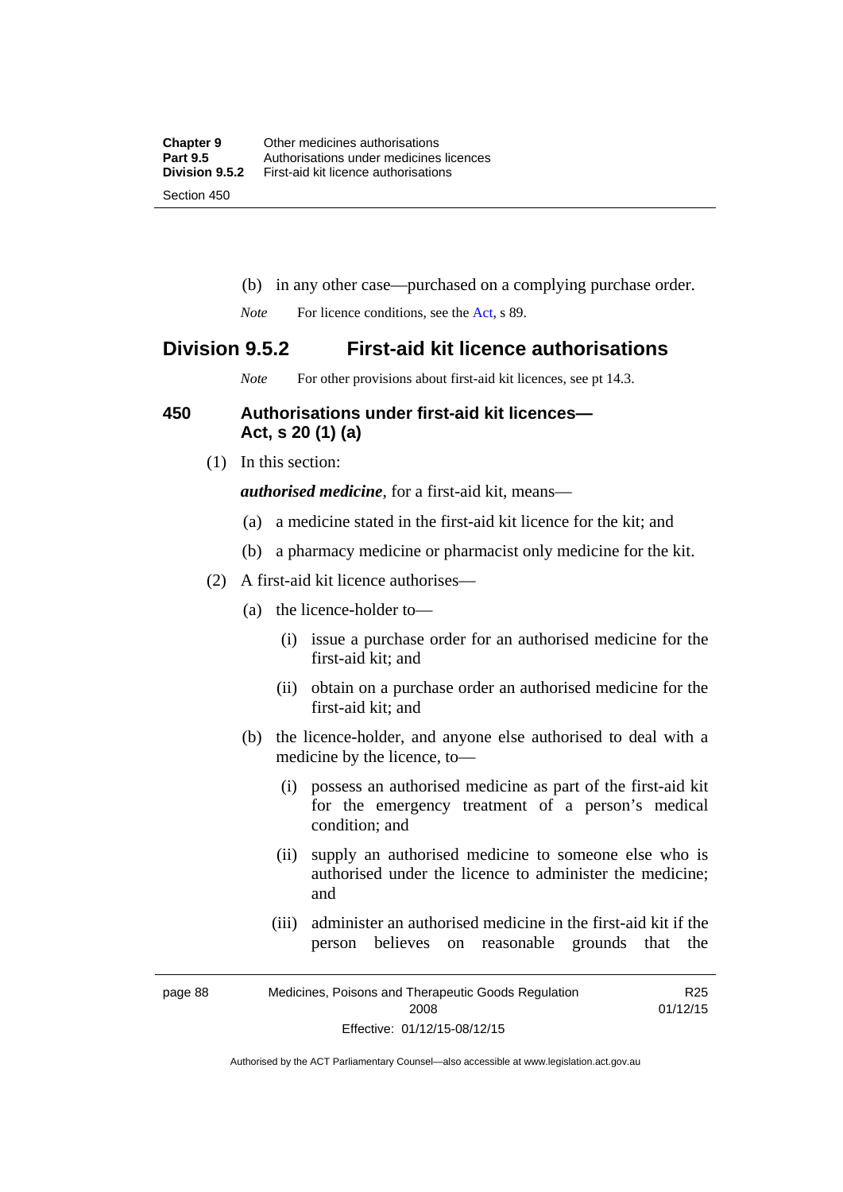(b) in any other case—purchased on a complying purchase order.

*Note* For licence conditions, see the Act, s 89.

## Division 9.5.2 First-aid kit licence authorisations

*Note* For other provisions about first-aid kit licences, see pt 14.3.

### 450 Authorisations under first-aid kit licences—Act, s 20 (1) (a)

(1) In this section:

***authorised medicine***, for a first-aid kit, means—

(a) a medicine stated in the first-aid kit licence for the kit; and

(b) a pharmacy medicine or pharmacist only medicine for the kit.

(2) A first-aid kit licence authorises—

(a) the licence-holder to—

(i) issue a purchase order for an authorised medicine for the first-aid kit; and

(ii) obtain on a purchase order an authorised medicine for the first-aid kit; and

(b) the licence-holder, and anyone else authorised to deal with a medicine by the licence, to—

(i) possess an authorised medicine as part of the first-aid kit for the emergency treatment of a person's medical condition; and

(ii) supply an authorised medicine to someone else who is authorised under the licence to administer the medicine; and

(iii) administer an authorised medicine in the first-aid kit if the person believes on reasonable grounds that the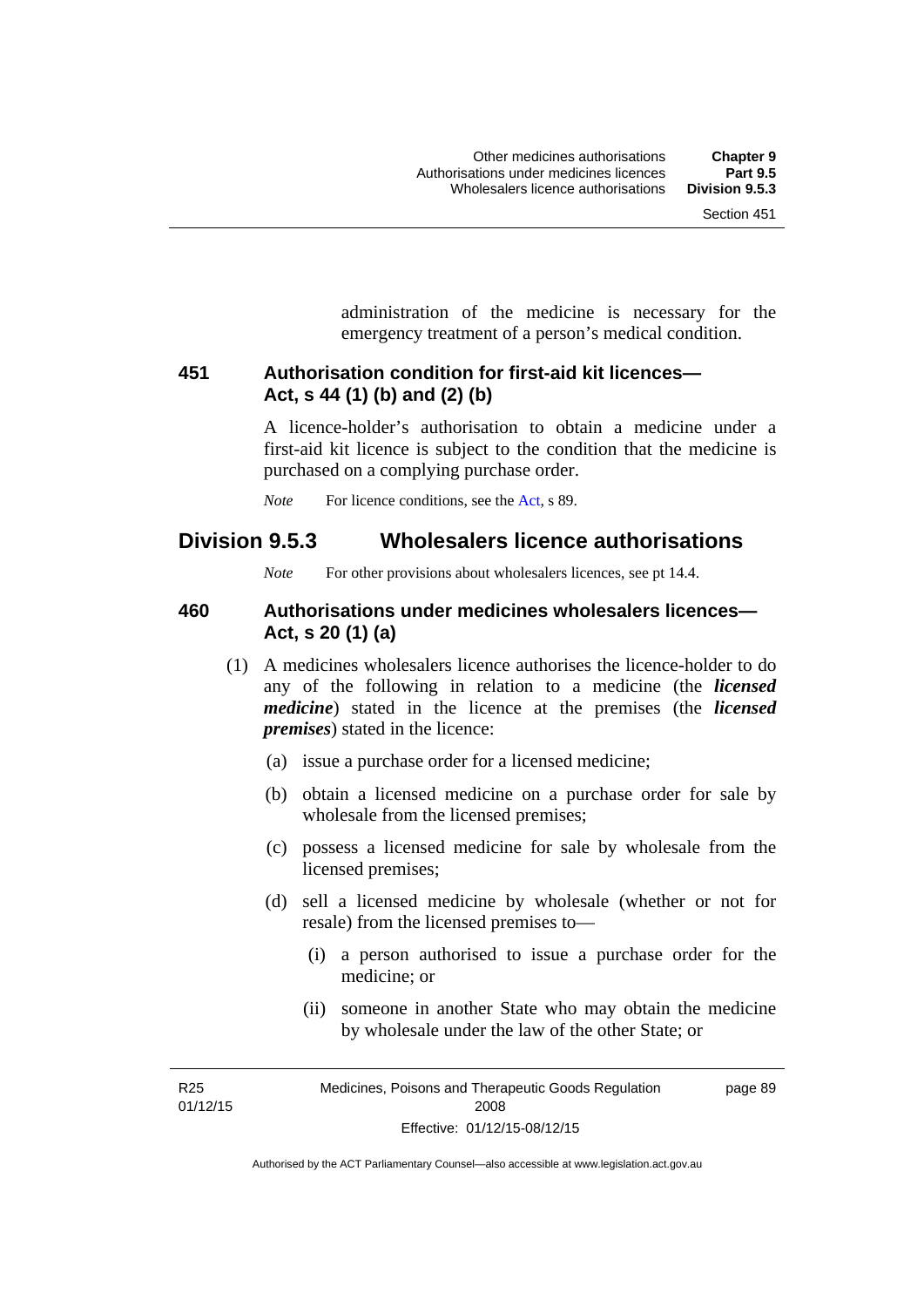administration of the medicine is necessary for the emergency treatment of a person's medical condition.

### 451 Authorisation condition for first-aid kit licences—Act, s 44 (1) (b) and (2) (b)

A licence-holder's authorisation to obtain a medicine under a first-aid kit licence is subject to the condition that the medicine is purchased on a complying purchase order.

*Note* For licence conditions, see the Act, s 89.

## Division 9.5.3 Wholesalers licence authorisations

*Note* For other provisions about wholesalers licences, see pt 14.4.

### 460 Authorisations under medicines wholesalers licences—Act, s 20 (1) (a)

(1) A medicines wholesalers licence authorises the licence-holder to do any of the following in relation to a medicine (the ***licensed medicine***) stated in the licence at the premises (the ***licensed premises***) stated in the licence:

(a) issue a purchase order for a licensed medicine;

(b) obtain a licensed medicine on a purchase order for sale by wholesale from the licensed premises;

(c) possess a licensed medicine for sale by wholesale from the licensed premises;

(d) sell a licensed medicine by wholesale (whether or not for resale) from the licensed premises to—

(i) a person authorised to issue a purchase order for the medicine; or

(ii) someone in another State who may obtain the medicine by wholesale under the law of the other State; or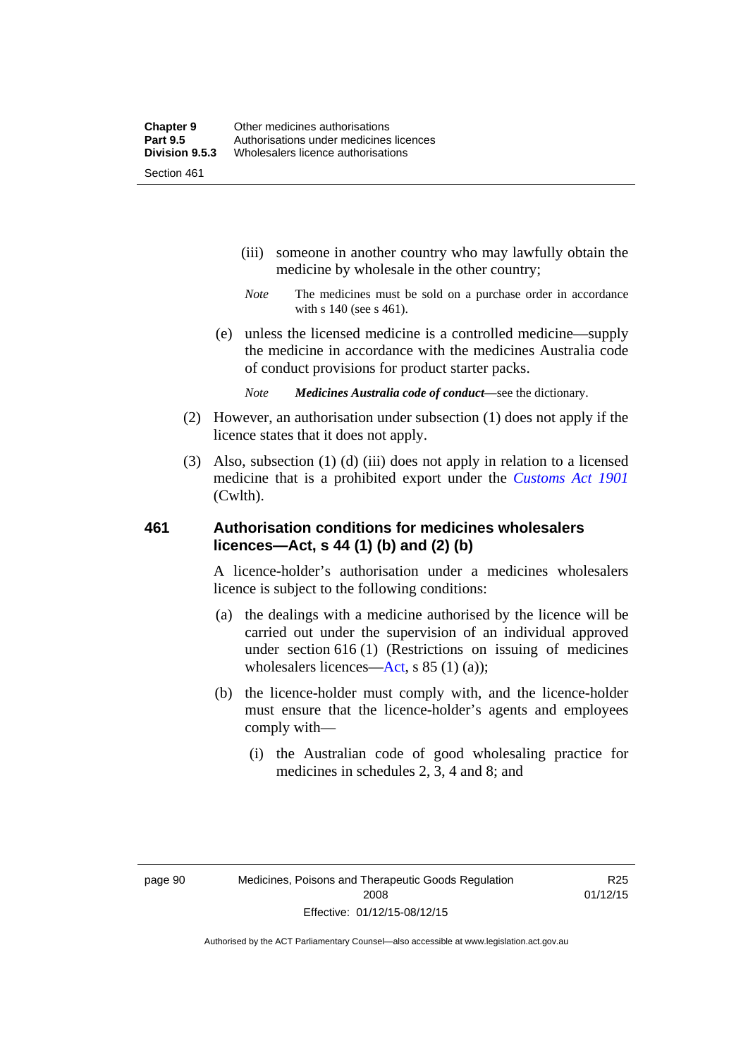(iii) someone in another country who may lawfully obtain the medicine by wholesale in the other country;

*Note* The medicines must be sold on a purchase order in accordance with s 140 (see s 461).

(e) unless the licensed medicine is a controlled medicine—supply the medicine in accordance with the medicines Australia code of conduct provisions for product starter packs.

*Note* ***Medicines Australia code of conduct***—see the dictionary.

(2) However, an authorisation under subsection (1) does not apply if the licence states that it does not apply.

(3) Also, subsection (1) (d) (iii) does not apply in relation to a licensed medicine that is a prohibited export under the *Customs Act 1901* (Cwlth).

## 461 Authorisation conditions for medicines wholesalers licences—Act, s 44 (1) (b) and (2) (b)

A licence-holder's authorisation under a medicines wholesalers licence is subject to the following conditions:

(a) the dealings with a medicine authorised by the licence will be carried out under the supervision of an individual approved under section 616 (1) (Restrictions on issuing of medicines wholesalers licences—Act, s 85 (1) (a));

(b) the licence-holder must comply with, and the licence-holder must ensure that the licence-holder's agents and employees comply with—

(i) the Australian code of good wholesaling practice for medicines in schedules 2, 3, 4 and 8; and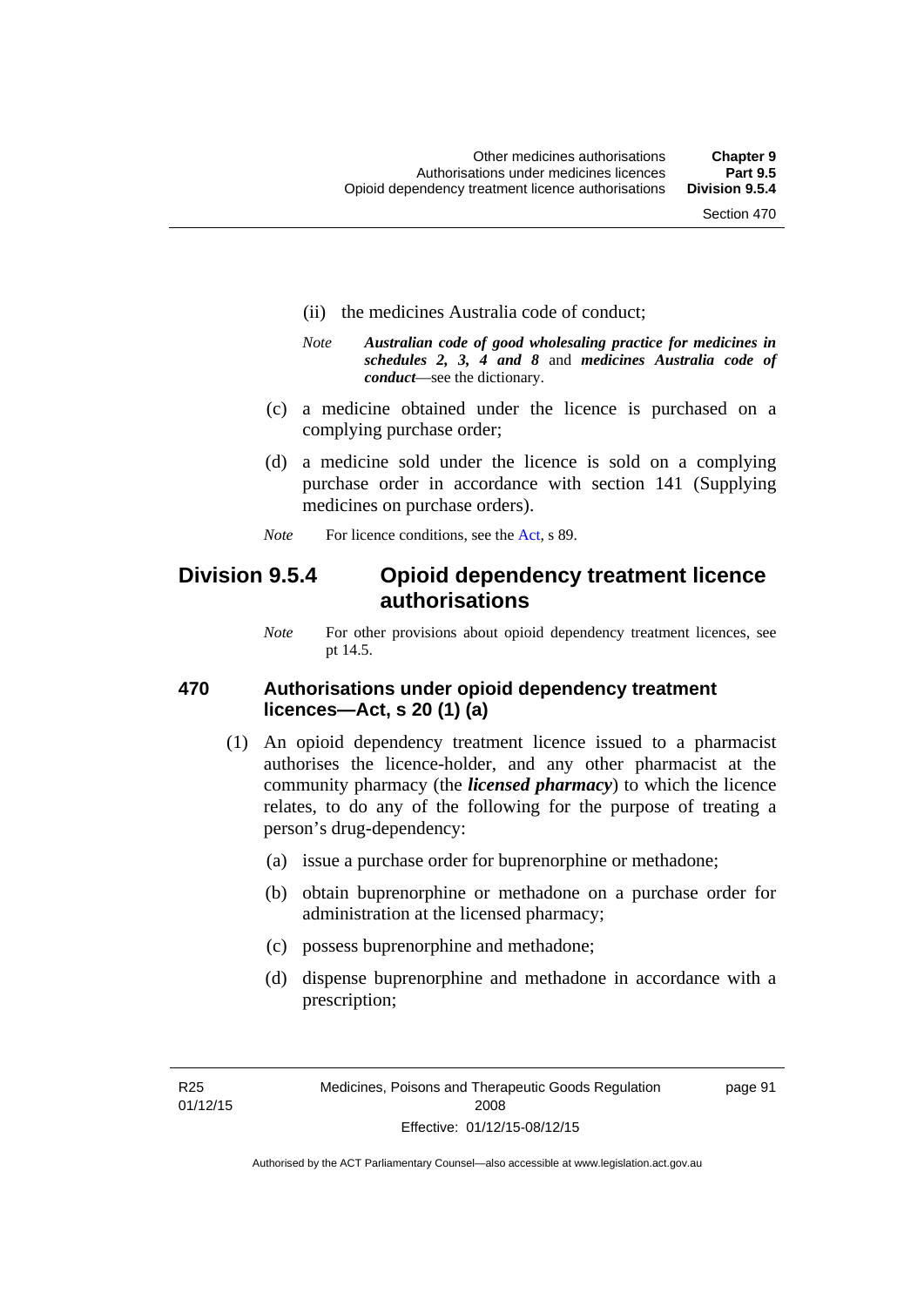(ii) the medicines Australia code of conduct;

*Note* ***Australian code of good wholesaling practice for medicines in schedules 2, 3, 4 and 8*** and ***medicines Australia code of conduct***—see the dictionary.

(c) a medicine obtained under the licence is purchased on a complying purchase order;

(d) a medicine sold under the licence is sold on a complying purchase order in accordance with section 141 (Supplying medicines on purchase orders).

*Note* For licence conditions, see the Act, s 89.

## Division 9.5.4 Opioid dependency treatment licence authorisations

*Note* For other provisions about opioid dependency treatment licences, see pt 14.5.

### 470 Authorisations under opioid dependency treatment licences—Act, s 20 (1) (a)

(1) An opioid dependency treatment licence issued to a pharmacist authorises the licence-holder, and any other pharmacist at the community pharmacy (the ***licensed pharmacy***) to which the licence relates, to do any of the following for the purpose of treating a person's drug-dependency:

(a) issue a purchase order for buprenorphine or methadone;

(b) obtain buprenorphine or methadone on a purchase order for administration at the licensed pharmacy;

(c) possess buprenorphine and methadone;

(d) dispense buprenorphine and methadone in accordance with a prescription;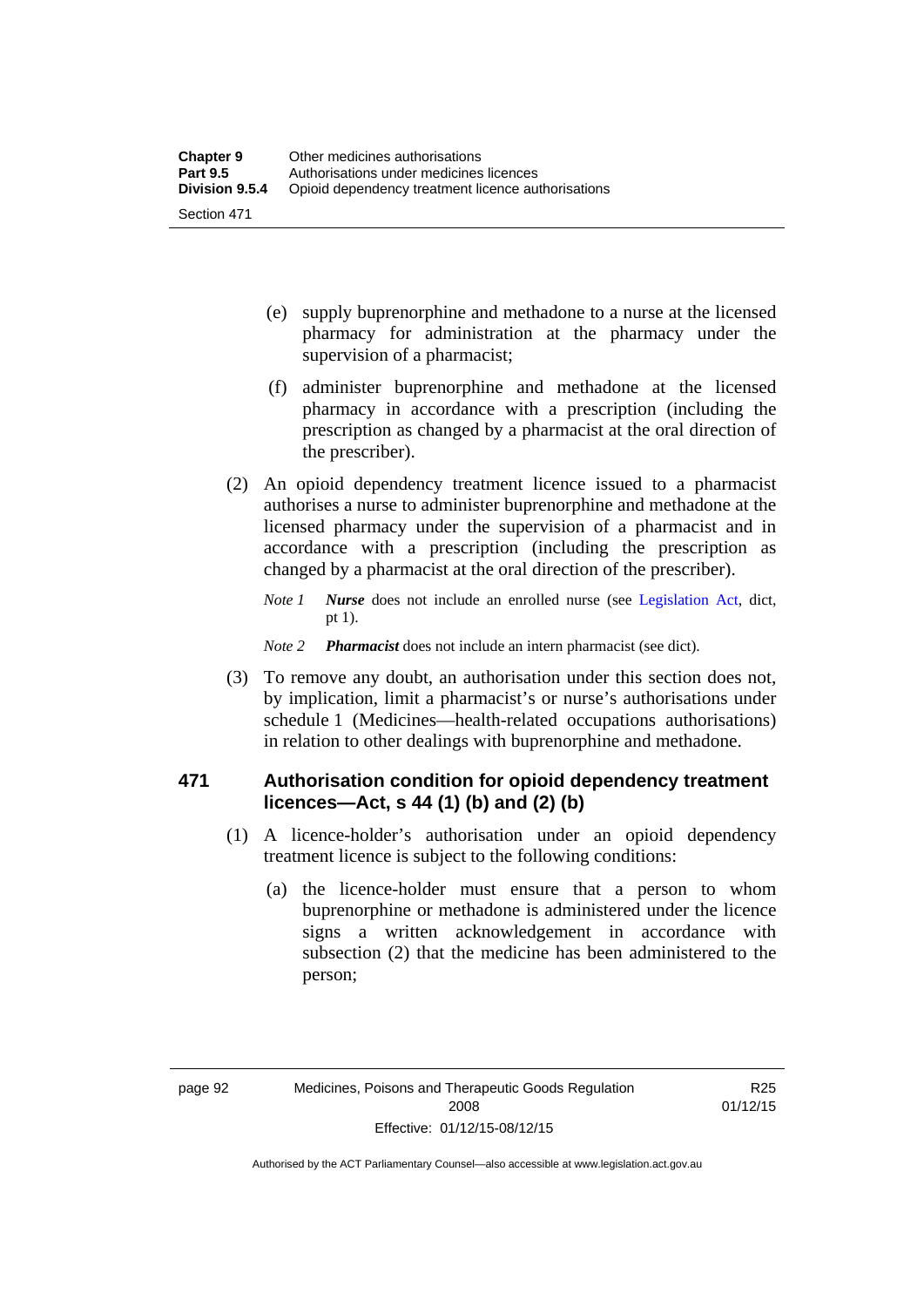(e) supply buprenorphine and methadone to a nurse at the licensed pharmacy for administration at the pharmacy under the supervision of a pharmacist;

(f) administer buprenorphine and methadone at the licensed pharmacy in accordance with a prescription (including the prescription as changed by a pharmacist at the oral direction of the prescriber).

(2) An opioid dependency treatment licence issued to a pharmacist authorises a nurse to administer buprenorphine and methadone at the licensed pharmacy under the supervision of a pharmacist and in accordance with a prescription (including the prescription as changed by a pharmacist at the oral direction of the prescriber).

*Note 1* ***Nurse*** does not include an enrolled nurse (see Legislation Act, dict, pt 1).

*Note 2* ***Pharmacist*** does not include an intern pharmacist (see dict).

(3) To remove any doubt, an authorisation under this section does not, by implication, limit a pharmacist's or nurse's authorisations under schedule 1 (Medicines—health-related occupations authorisations) in relation to other dealings with buprenorphine and methadone.

## 471 Authorisation condition for opioid dependency treatment licences—Act, s 44 (1) (b) and (2) (b)

(1) A licence-holder's authorisation under an opioid dependency treatment licence is subject to the following conditions:

(a) the licence-holder must ensure that a person to whom buprenorphine or methadone is administered under the licence signs a written acknowledgement in accordance with subsection (2) that the medicine has been administered to the person;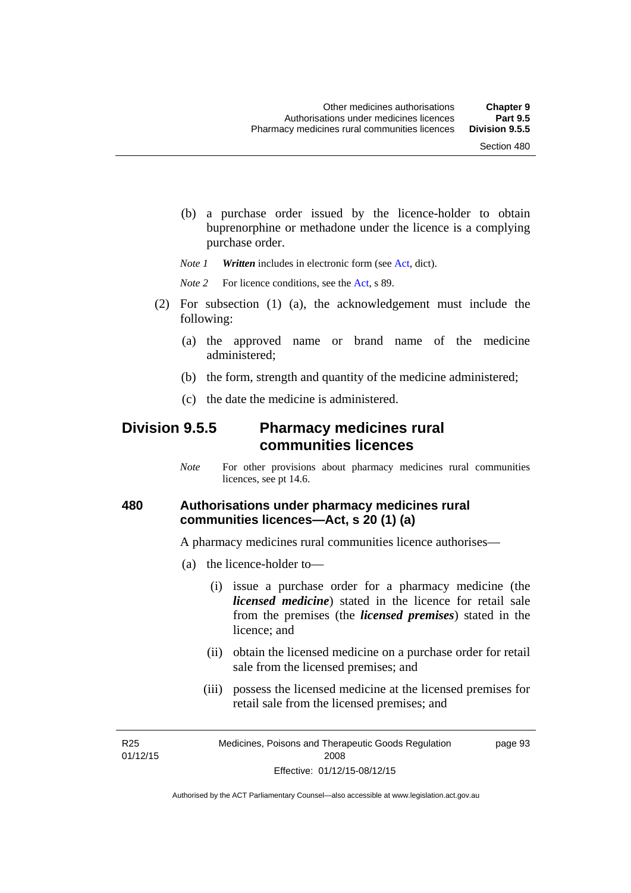(b) a purchase order issued by the licence-holder to obtain buprenorphine or methadone under the licence is a complying purchase order.

*Note 1* ***Written*** includes in electronic form (see Act, dict).

*Note 2* For licence conditions, see the Act, s 89.

(2) For subsection (1) (a), the acknowledgement must include the following:

(a) the approved name or brand name of the medicine administered;

(b) the form, strength and quantity of the medicine administered;

(c) the date the medicine is administered.

## Division 9.5.5 Pharmacy medicines rural communities licences

*Note* For other provisions about pharmacy medicines rural communities licences, see pt 14.6.

### 480 Authorisations under pharmacy medicines rural communities licences—Act, s 20 (1) (a)

A pharmacy medicines rural communities licence authorises—

(a) the licence-holder to—

(i) issue a purchase order for a pharmacy medicine (the ***licensed medicine***) stated in the licence for retail sale from the premises (the ***licensed premises***) stated in the licence; and

(ii) obtain the licensed medicine on a purchase order for retail sale from the licensed premises; and

(iii) possess the licensed medicine at the licensed premises for retail sale from the licensed premises; and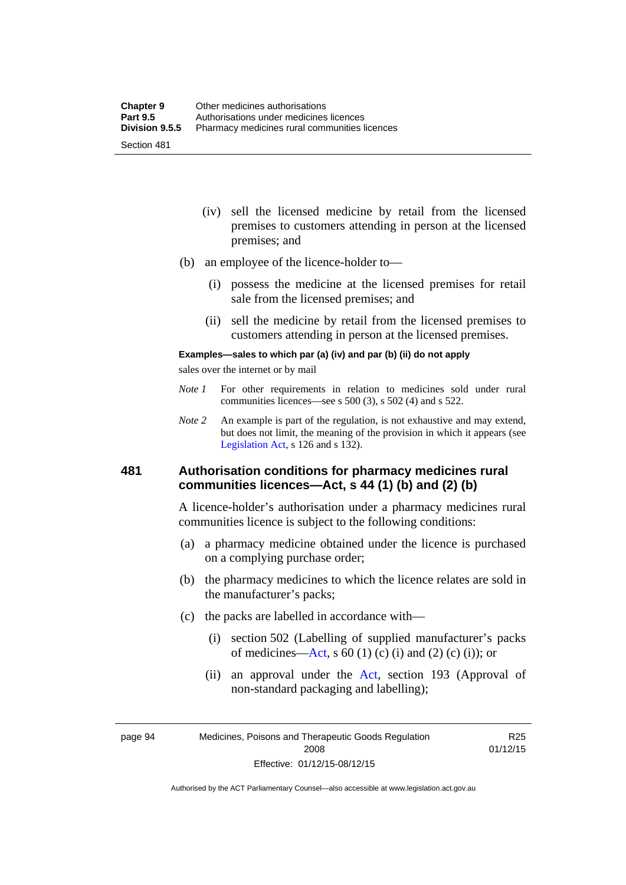(iv) sell the licensed medicine by retail from the licensed premises to customers attending in person at the licensed premises; and

(b) an employee of the licence-holder to—

(i) possess the medicine at the licensed premises for retail sale from the licensed premises; and

(ii) sell the medicine by retail from the licensed premises to customers attending in person at the licensed premises.

**Examples—sales to which par (a) (iv) and par (b) (ii) do not apply**

sales over the internet or by mail

*Note 1* For other requirements in relation to medicines sold under rural communities licences—see s 500 (3), s 502 (4) and s 522.

*Note 2* An example is part of the regulation, is not exhaustive and may extend, but does not limit, the meaning of the provision in which it appears (see Legislation Act, s 126 and s 132).

## 481 Authorisation conditions for pharmacy medicines rural communities licences—Act, s 44 (1) (b) and (2) (b)

A licence-holder's authorisation under a pharmacy medicines rural communities licence is subject to the following conditions:

(a) a pharmacy medicine obtained under the licence is purchased on a complying purchase order;

(b) the pharmacy medicines to which the licence relates are sold in the manufacturer's packs;

(c) the packs are labelled in accordance with—

(i) section 502 (Labelling of supplied manufacturer's packs of medicines—Act, s 60 (1) (c) (i) and (2) (c) (i)); or

(ii) an approval under the Act, section 193 (Approval of non-standard packaging and labelling);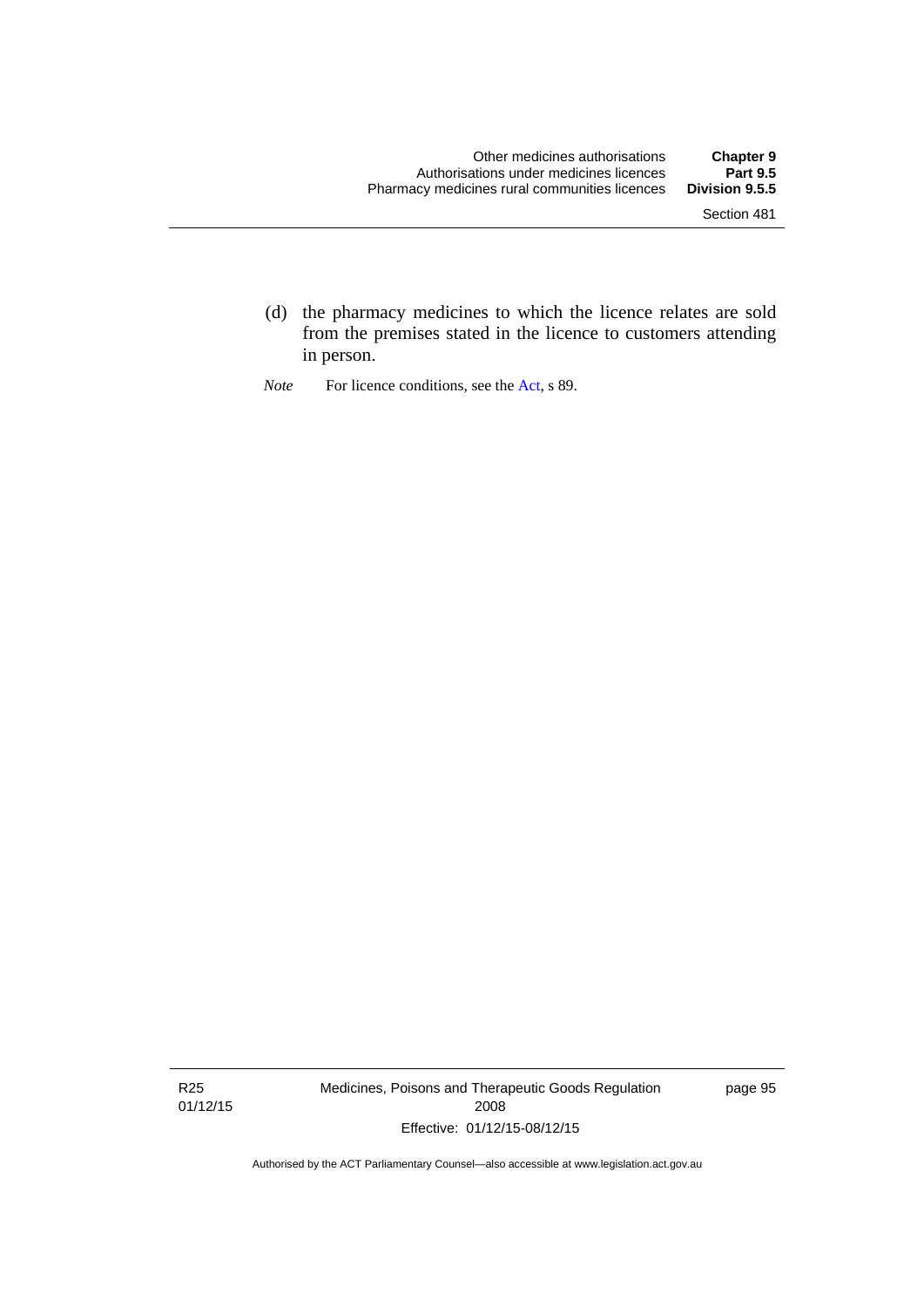(d) the pharmacy medicines to which the licence relates are sold from the premises stated in the licence to customers attending in person.

*Note* For licence conditions, see the Act, s 89.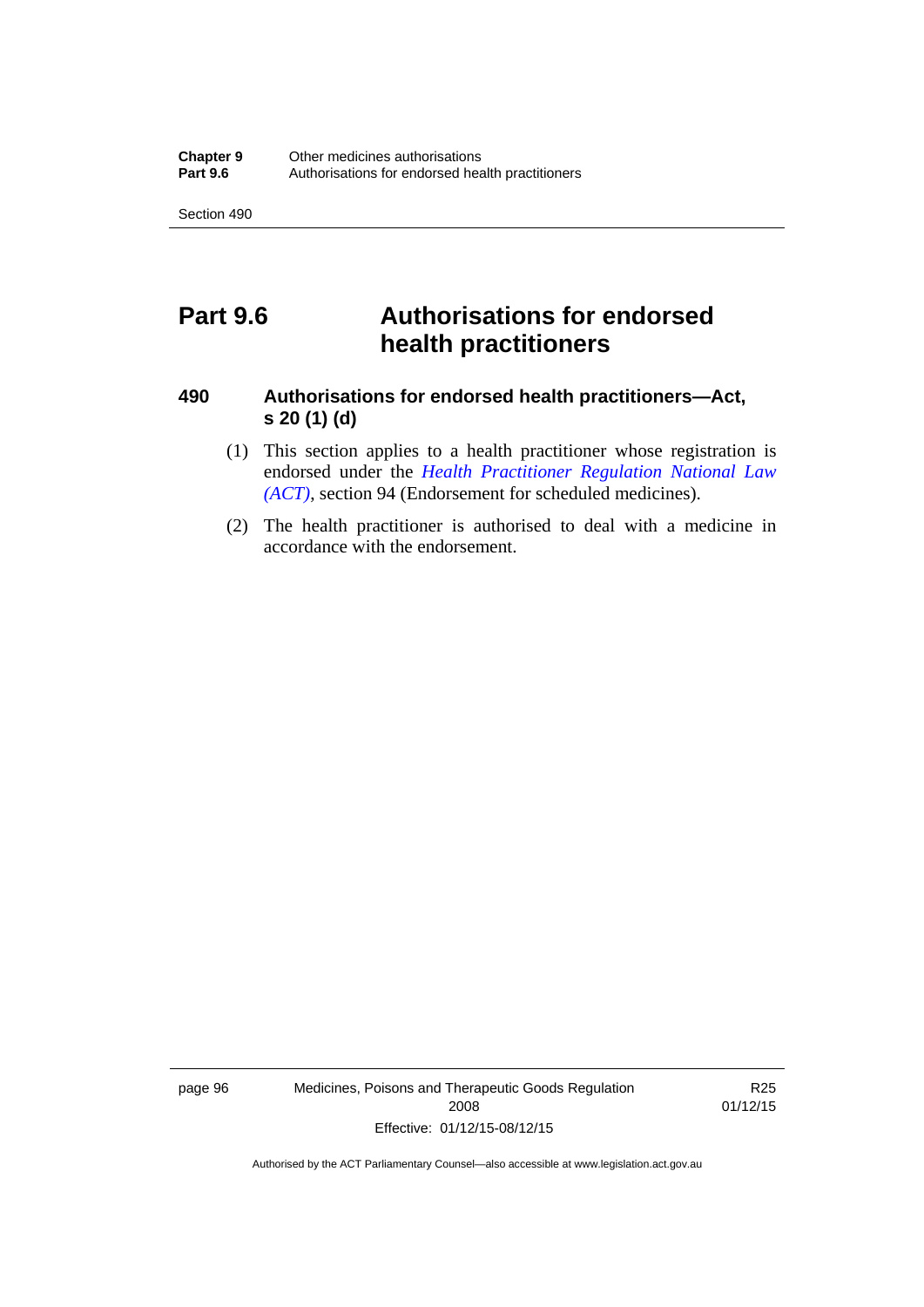# Part 9.6 Authorisations for endorsed health practitioners

## 490 Authorisations for endorsed health practitioners—Act, s 20 (1) (d)

(1) This section applies to a health practitioner whose registration is endorsed under the *Health Practitioner Regulation National Law (ACT)*, section 94 (Endorsement for scheduled medicines).

(2) The health practitioner is authorised to deal with a medicine in accordance with the endorsement.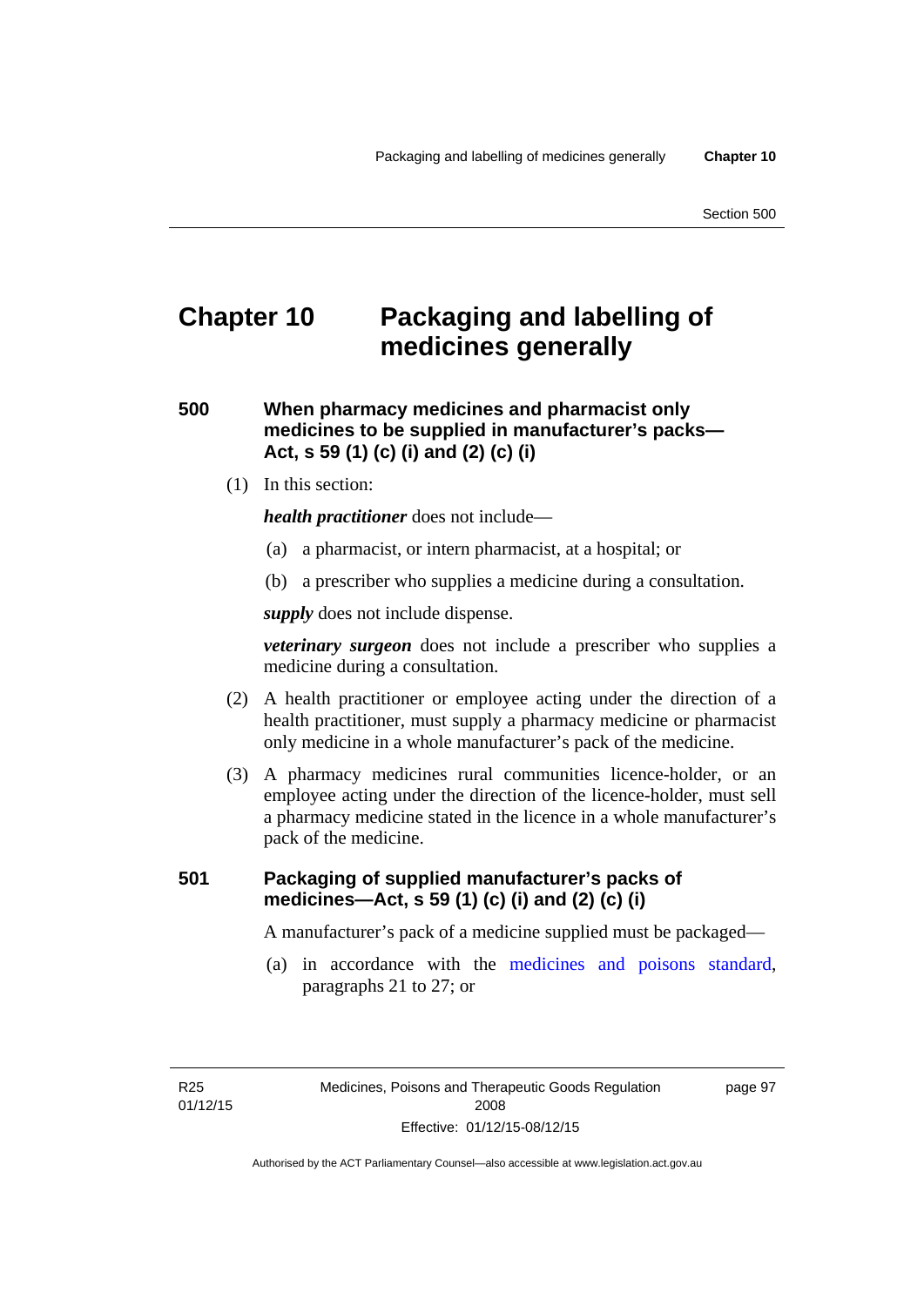# Chapter 10 Packaging and labelling of medicines generally

## 500 When pharmacy medicines and pharmacist only medicines to be supplied in manufacturer's packs—Act, s 59 (1) (c) (i) and (2) (c) (i)

(1) In this section:

***health practitioner*** does not include—

(a) a pharmacist, or intern pharmacist, at a hospital; or

(b) a prescriber who supplies a medicine during a consultation.

***supply*** does not include dispense.

***veterinary surgeon*** does not include a prescriber who supplies a medicine during a consultation.

(2) A health practitioner or employee acting under the direction of a health practitioner, must supply a pharmacy medicine or pharmacist only medicine in a whole manufacturer's pack of the medicine.

(3) A pharmacy medicines rural communities licence-holder, or an employee acting under the direction of the licence-holder, must sell a pharmacy medicine stated in the licence in a whole manufacturer's pack of the medicine.

## 501 Packaging of supplied manufacturer's packs of medicines—Act, s 59 (1) (c) (i) and (2) (c) (i)

A manufacturer's pack of a medicine supplied must be packaged—

(a) in accordance with the medicines and poisons standard, paragraphs 21 to 27; or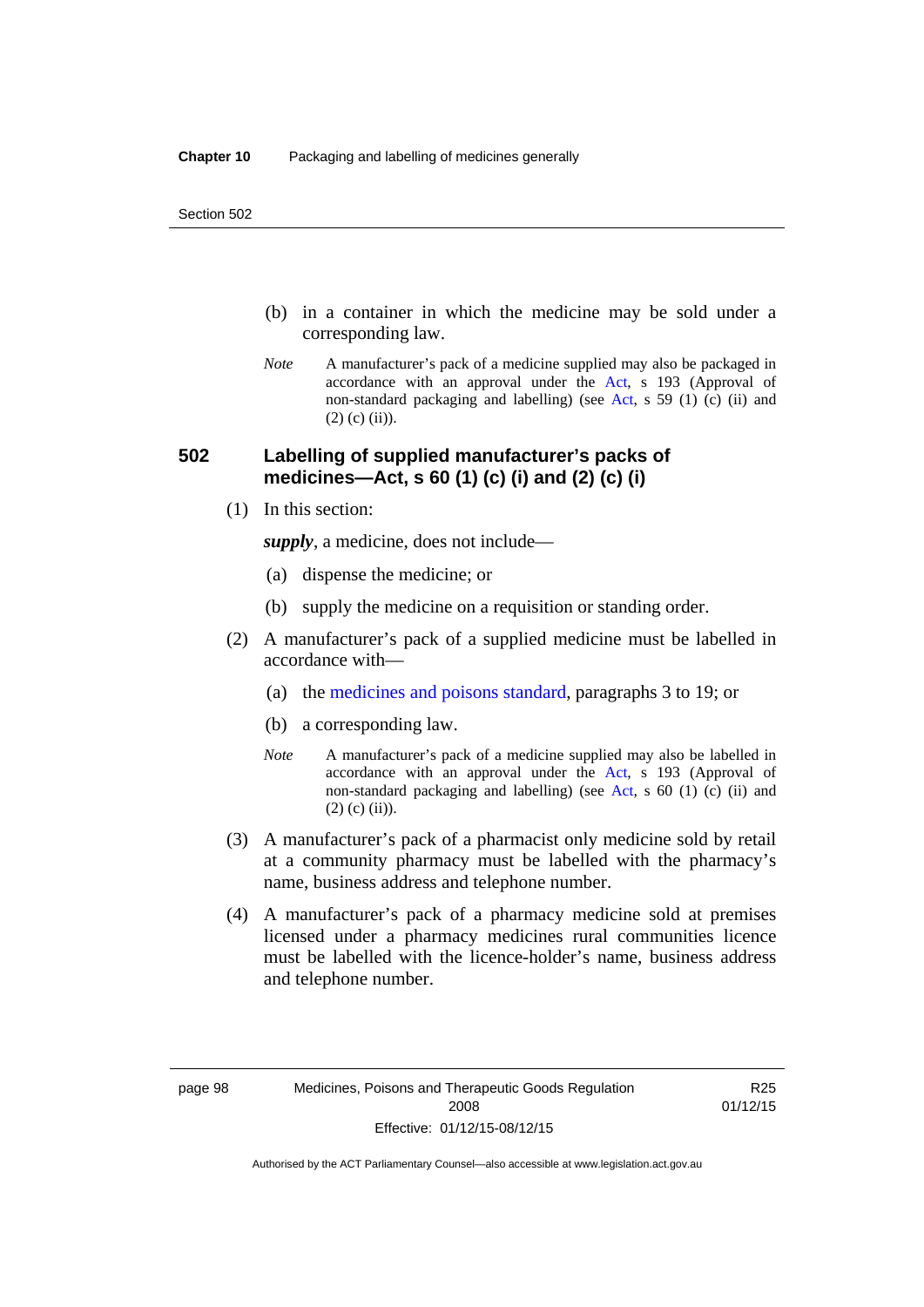(b) in a container in which the medicine may be sold under a corresponding law.

*Note* A manufacturer's pack of a medicine supplied may also be packaged in accordance with an approval under the Act, s 193 (Approval of non-standard packaging and labelling) (see Act, s 59 (1) (c) (ii) and (2) (c) (ii)).

## 502 Labelling of supplied manufacturer's packs of medicines—Act, s 60 (1) (c) (i) and (2) (c) (i)

(1) In this section:

***supply***, a medicine, does not include—

(a) dispense the medicine; or

(b) supply the medicine on a requisition or standing order.

(2) A manufacturer's pack of a supplied medicine must be labelled in accordance with—

(a) the medicines and poisons standard, paragraphs 3 to 19; or

(b) a corresponding law.

*Note* A manufacturer's pack of a medicine supplied may also be labelled in accordance with an approval under the Act, s 193 (Approval of non-standard packaging and labelling) (see Act, s 60 (1) (c) (ii) and (2) (c) (ii)).

(3) A manufacturer's pack of a pharmacist only medicine sold by retail at a community pharmacy must be labelled with the pharmacy's name, business address and telephone number.

(4) A manufacturer's pack of a pharmacy medicine sold at premises licensed under a pharmacy medicines rural communities licence must be labelled with the licence-holder's name, business address and telephone number.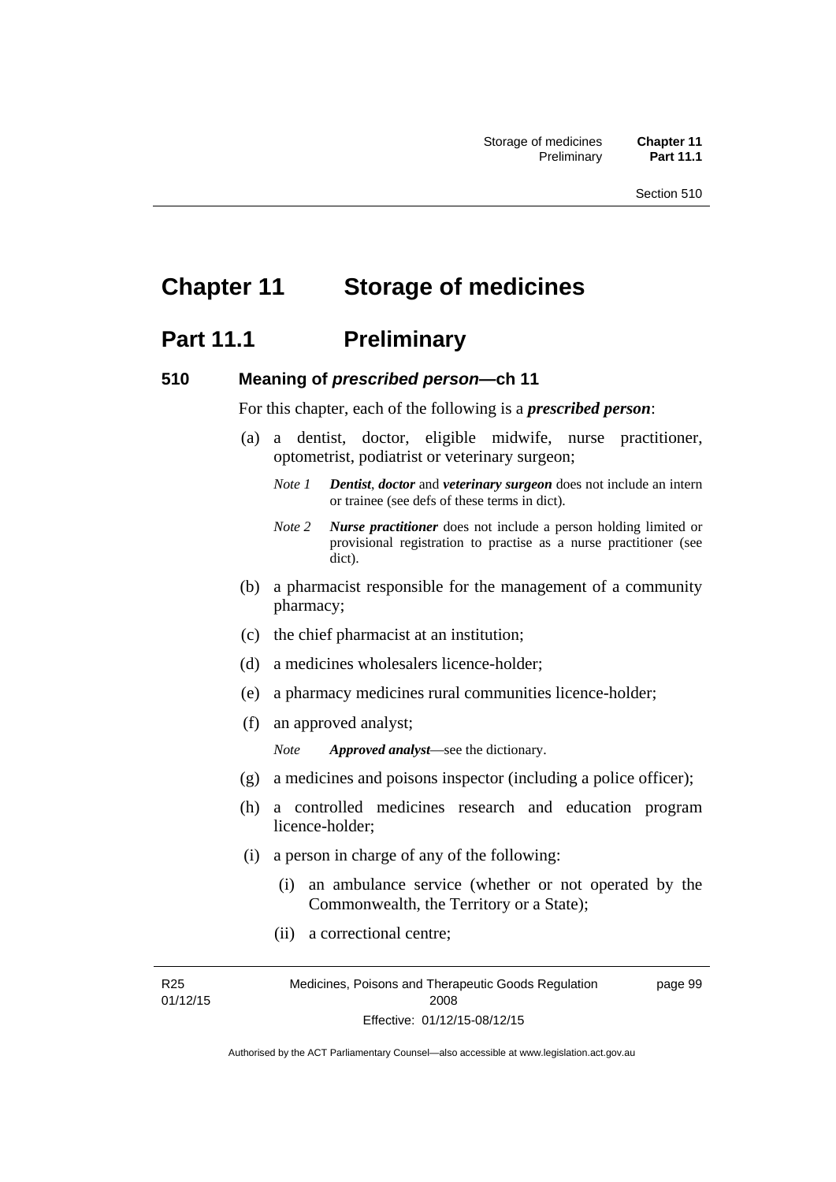# Chapter 11 Storage of medicines

## Part 11.1 Preliminary

### 510 Meaning of *prescribed person*—ch 11

For this chapter, each of the following is a ***prescribed person***:

(a) a dentist, doctor, eligible midwife, nurse practitioner, optometrist, podiatrist or veterinary surgeon;

*Note 1* ***Dentist***, ***doctor*** and ***veterinary surgeon*** does not include an intern or trainee (see defs of these terms in dict).

*Note 2* ***Nurse practitioner*** does not include a person holding limited or provisional registration to practise as a nurse practitioner (see dict).

(b) a pharmacist responsible for the management of a community pharmacy;

(c) the chief pharmacist at an institution;

(d) a medicines wholesalers licence-holder;

(e) a pharmacy medicines rural communities licence-holder;

(f) an approved analyst;

*Note* ***Approved analyst***—see the dictionary.

(g) a medicines and poisons inspector (including a police officer);

(h) a controlled medicines research and education program licence-holder;

(i) a person in charge of any of the following:

(i) an ambulance service (whether or not operated by the Commonwealth, the Territory or a State);

(ii) a correctional centre;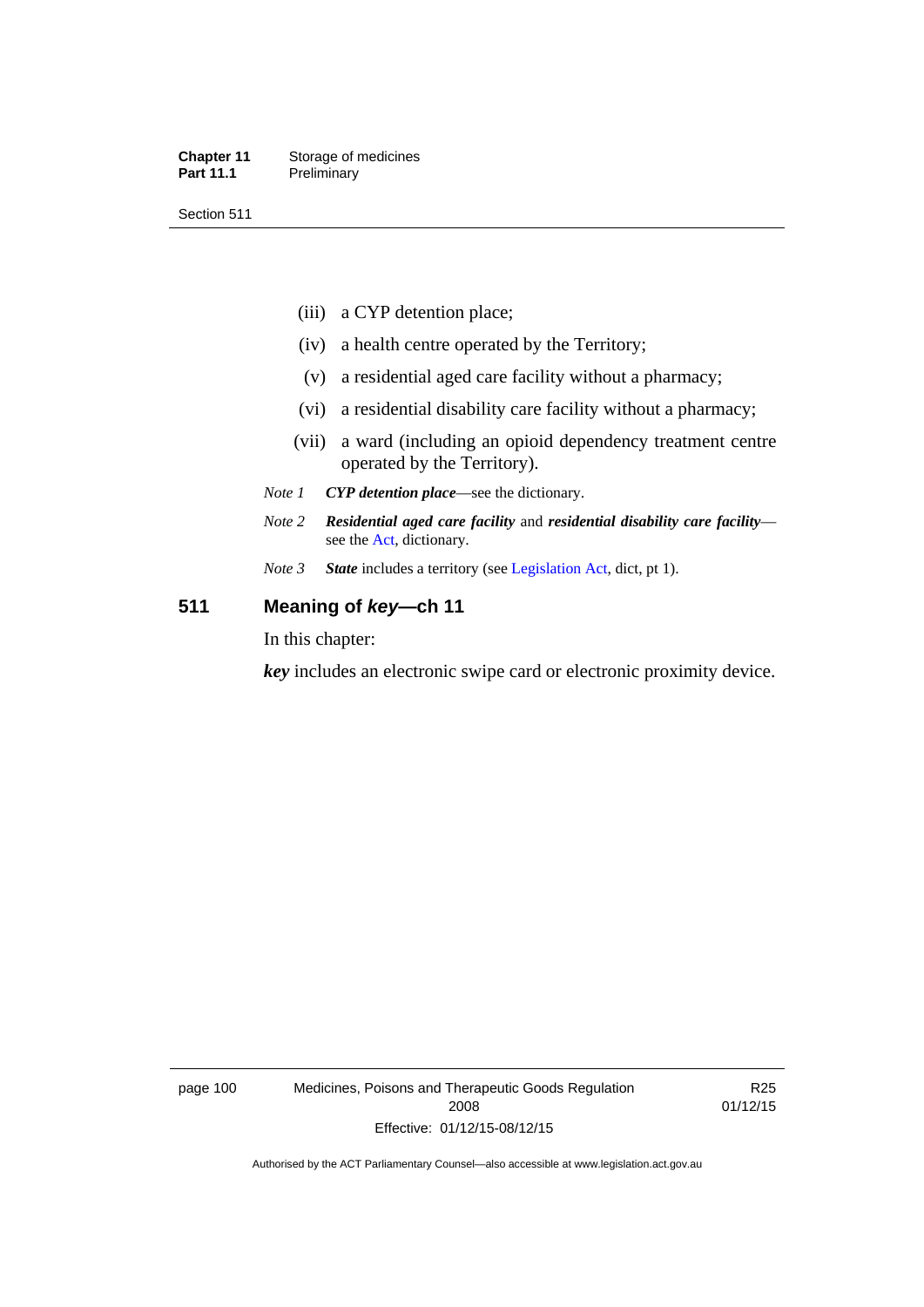(iii) a CYP detention place;

(iv) a health centre operated by the Territory;

(v) a residential aged care facility without a pharmacy;

(vi) a residential disability care facility without a pharmacy;

(vii) a ward (including an opioid dependency treatment centre operated by the Territory).

*Note 1* ***CYP detention place***—see the dictionary.

*Note 2* ***Residential aged care facility*** and ***residential disability care facility***—see the Act, dictionary.

*Note 3* ***State*** includes a territory (see Legislation Act, dict, pt 1).

## 511 Meaning of *key*—ch 11

In this chapter:

***key*** includes an electronic swipe card or electronic proximity device.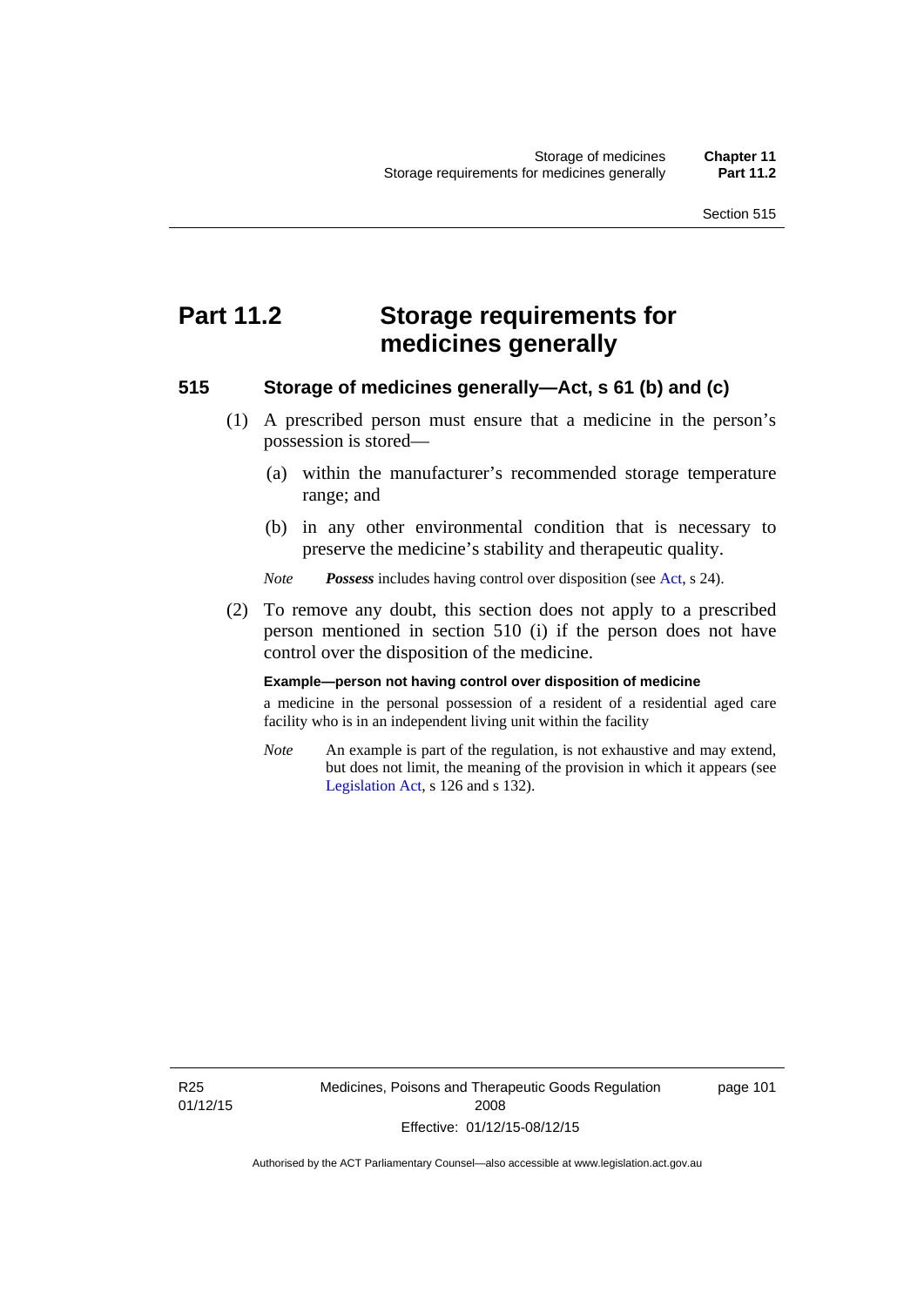# Part 11.2 Storage requirements for medicines generally

### 515 Storage of medicines generally—Act, s 61 (b) and (c)

(1) A prescribed person must ensure that a medicine in the person's possession is stored—

(a) within the manufacturer's recommended storage temperature range; and

(b) in any other environmental condition that is necessary to preserve the medicine's stability and therapeutic quality.

*Note* ***Possess*** includes having control over disposition (see Act, s 24).

(2) To remove any doubt, this section does not apply to a prescribed person mentioned in section 510 (i) if the person does not have control over the disposition of the medicine.

**Example—person not having control over disposition of medicine**

a medicine in the personal possession of a resident of a residential aged care facility who is in an independent living unit within the facility

*Note* An example is part of the regulation, is not exhaustive and may extend, but does not limit, the meaning of the provision in which it appears (see Legislation Act, s 126 and s 132).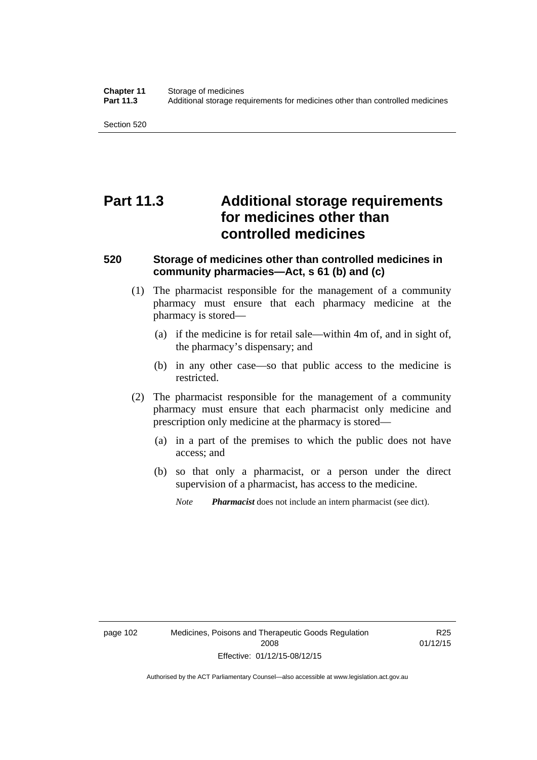# Part 11.3 Additional storage requirements for medicines other than controlled medicines

### 520 Storage of medicines other than controlled medicines in community pharmacies—Act, s 61 (b) and (c)

(1) The pharmacist responsible for the management of a community pharmacy must ensure that each pharmacy medicine at the pharmacy is stored—

(a) if the medicine is for retail sale—within 4m of, and in sight of, the pharmacy's dispensary; and

(b) in any other case—so that public access to the medicine is restricted.

(2) The pharmacist responsible for the management of a community pharmacy must ensure that each pharmacist only medicine and prescription only medicine at the pharmacy is stored—

(a) in a part of the premises to which the public does not have access; and

(b) so that only a pharmacist, or a person under the direct supervision of a pharmacist, has access to the medicine.

*Note* ***Pharmacist*** does not include an intern pharmacist (see dict).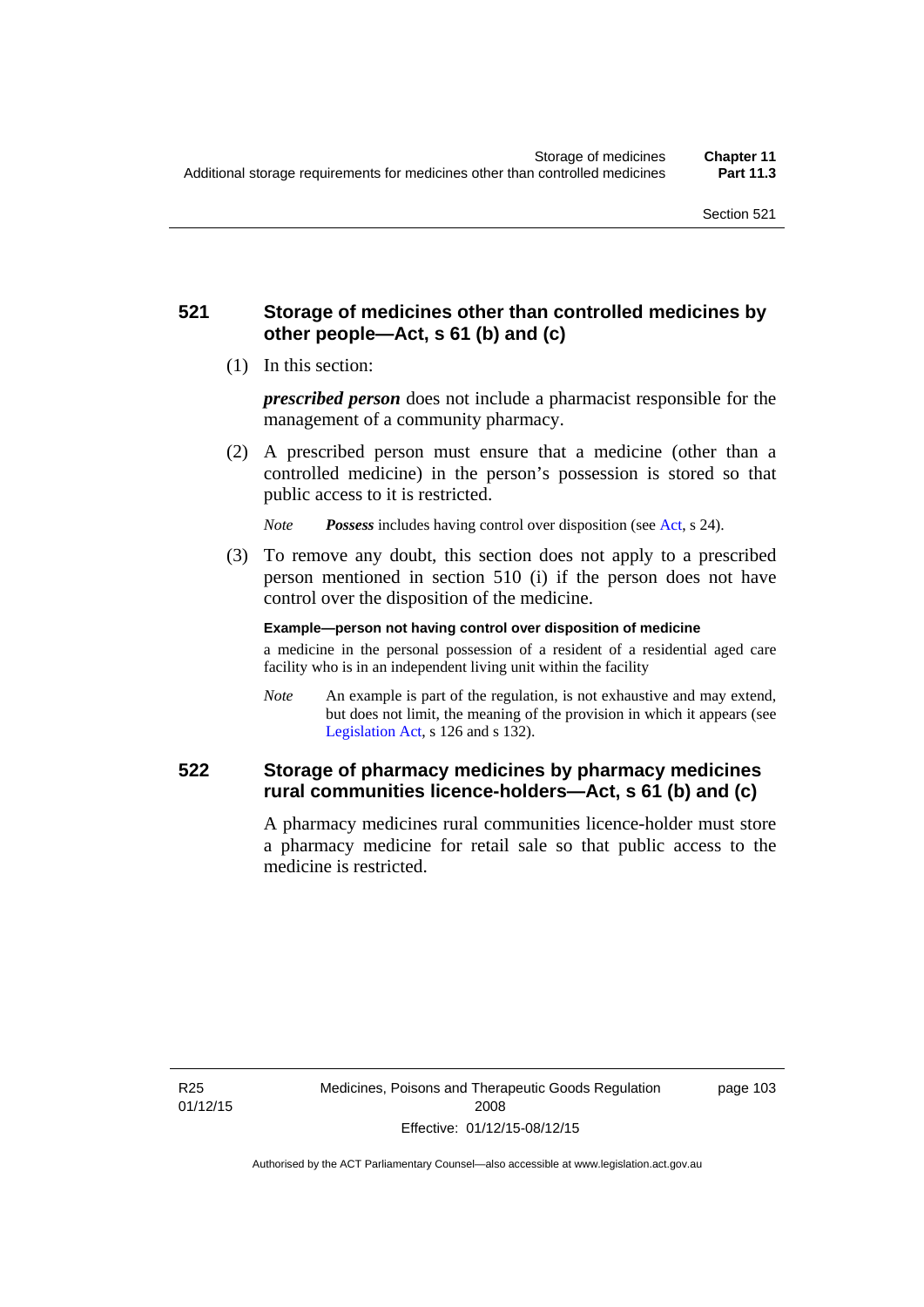## 521 Storage of medicines other than controlled medicines by other people—Act, s 61 (b) and (c)

(1) In this section:

***prescribed person*** does not include a pharmacist responsible for the management of a community pharmacy.

(2) A prescribed person must ensure that a medicine (other than a controlled medicine) in the person's possession is stored so that public access to it is restricted.

*Note* ***Possess*** includes having control over disposition (see Act, s 24).

(3) To remove any doubt, this section does not apply to a prescribed person mentioned in section 510 (i) if the person does not have control over the disposition of the medicine.

**Example—person not having control over disposition of medicine**

a medicine in the personal possession of a resident of a residential aged care facility who is in an independent living unit within the facility

*Note* An example is part of the regulation, is not exhaustive and may extend, but does not limit, the meaning of the provision in which it appears (see Legislation Act, s 126 and s 132).

## 522 Storage of pharmacy medicines by pharmacy medicines rural communities licence-holders—Act, s 61 (b) and (c)

A pharmacy medicines rural communities licence-holder must store a pharmacy medicine for retail sale so that public access to the medicine is restricted.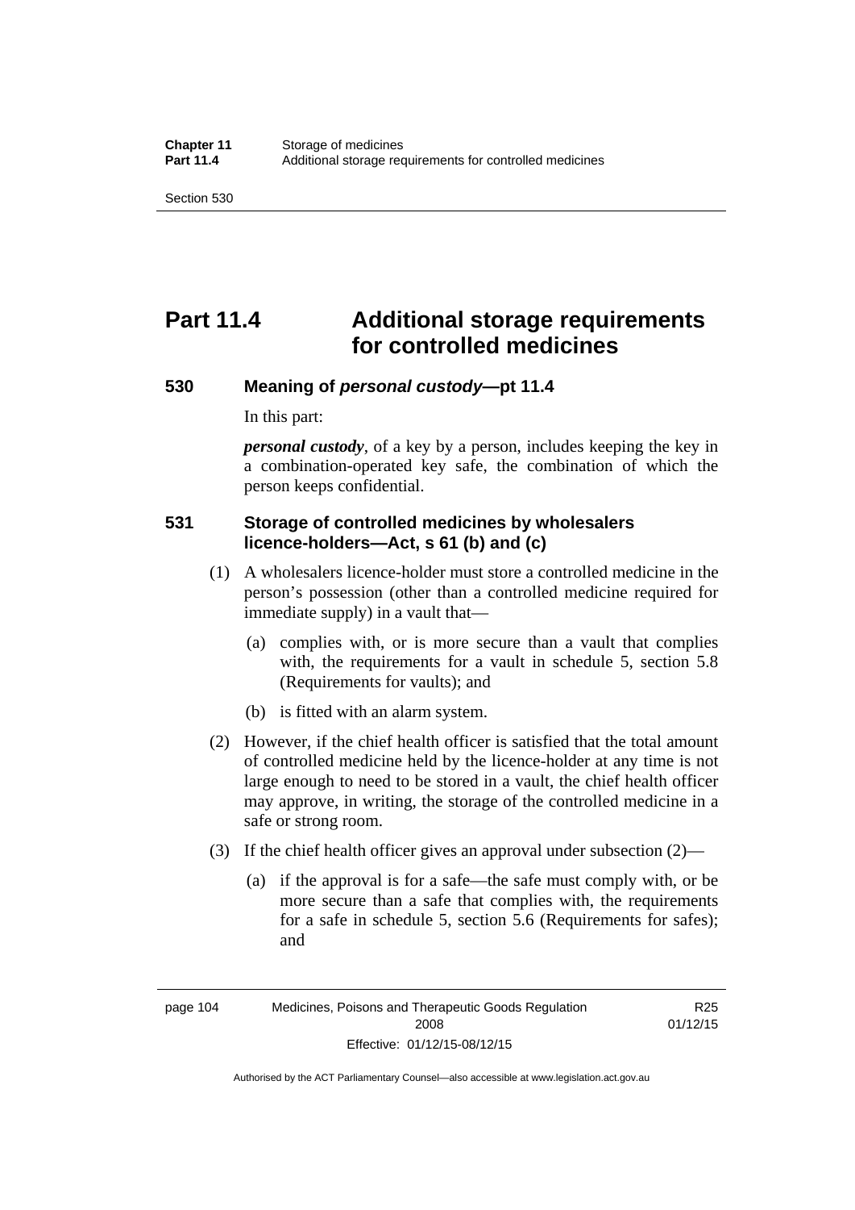# Part 11.4 Additional storage requirements for controlled medicines

## 530 Meaning of *personal custody*—pt 11.4

In this part:

***personal custody***, of a key by a person, includes keeping the key in a combination-operated key safe, the combination of which the person keeps confidential.

## 531 Storage of controlled medicines by wholesalers licence-holders—Act, s 61 (b) and (c)

(1) A wholesalers licence-holder must store a controlled medicine in the person's possession (other than a controlled medicine required for immediate supply) in a vault that—

(a) complies with, or is more secure than a vault that complies with, the requirements for a vault in schedule 5, section 5.8 (Requirements for vaults); and

(b) is fitted with an alarm system.

(2) However, if the chief health officer is satisfied that the total amount of controlled medicine held by the licence-holder at any time is not large enough to need to be stored in a vault, the chief health officer may approve, in writing, the storage of the controlled medicine in a safe or strong room.

(3) If the chief health officer gives an approval under subsection (2)—

(a) if the approval is for a safe—the safe must comply with, or be more secure than a safe that complies with, the requirements for a safe in schedule 5, section 5.6 (Requirements for safes); and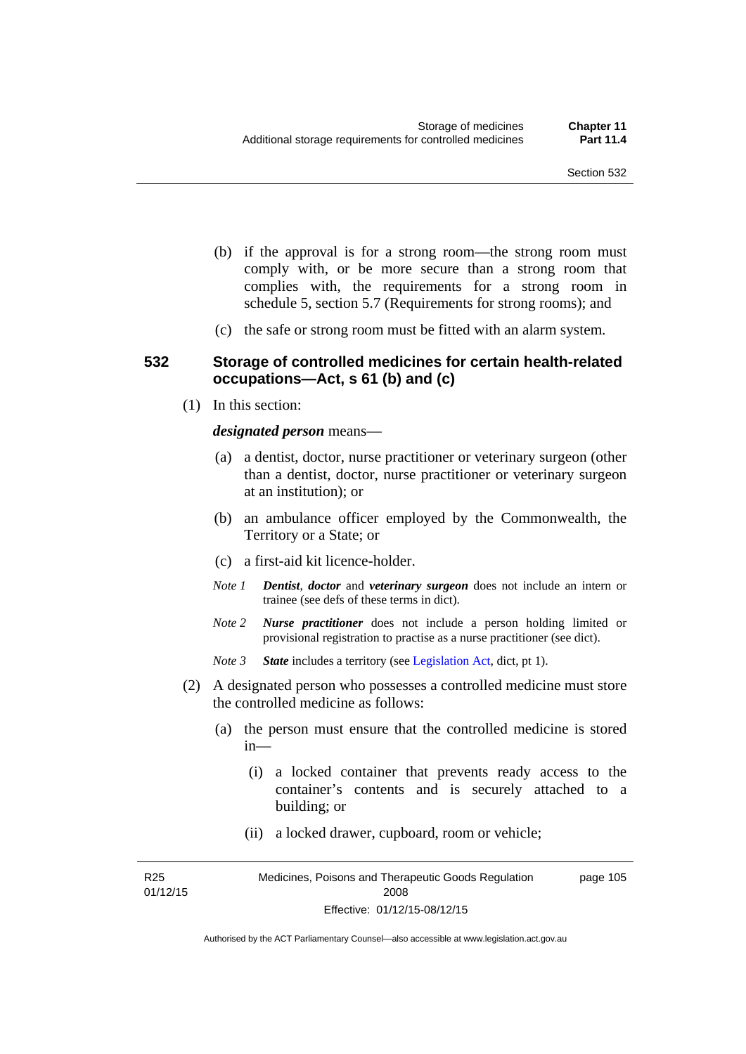(b) if the approval is for a strong room—the strong room must comply with, or be more secure than a strong room that complies with, the requirements for a strong room in schedule 5, section 5.7 (Requirements for strong rooms); and

(c) the safe or strong room must be fitted with an alarm system.

### 532 Storage of controlled medicines for certain health-related occupations—Act, s 61 (b) and (c)

(1) In this section:

***designated person*** means—

(a) a dentist, doctor, nurse practitioner or veterinary surgeon (other than a dentist, doctor, nurse practitioner or veterinary surgeon at an institution); or

(b) an ambulance officer employed by the Commonwealth, the Territory or a State; or

(c) a first-aid kit licence-holder.

*Note 1* ***Dentist**, **doctor*** and ***veterinary surgeon*** does not include an intern or trainee (see defs of these terms in dict).

*Note 2* ***Nurse practitioner*** does not include a person holding limited or provisional registration to practise as a nurse practitioner (see dict).

*Note 3* ***State*** includes a territory (see Legislation Act, dict, pt 1).

(2) A designated person who possesses a controlled medicine must store the controlled medicine as follows:

(a) the person must ensure that the controlled medicine is stored in—

(i) a locked container that prevents ready access to the container's contents and is securely attached to a building; or

(ii) a locked drawer, cupboard, room or vehicle;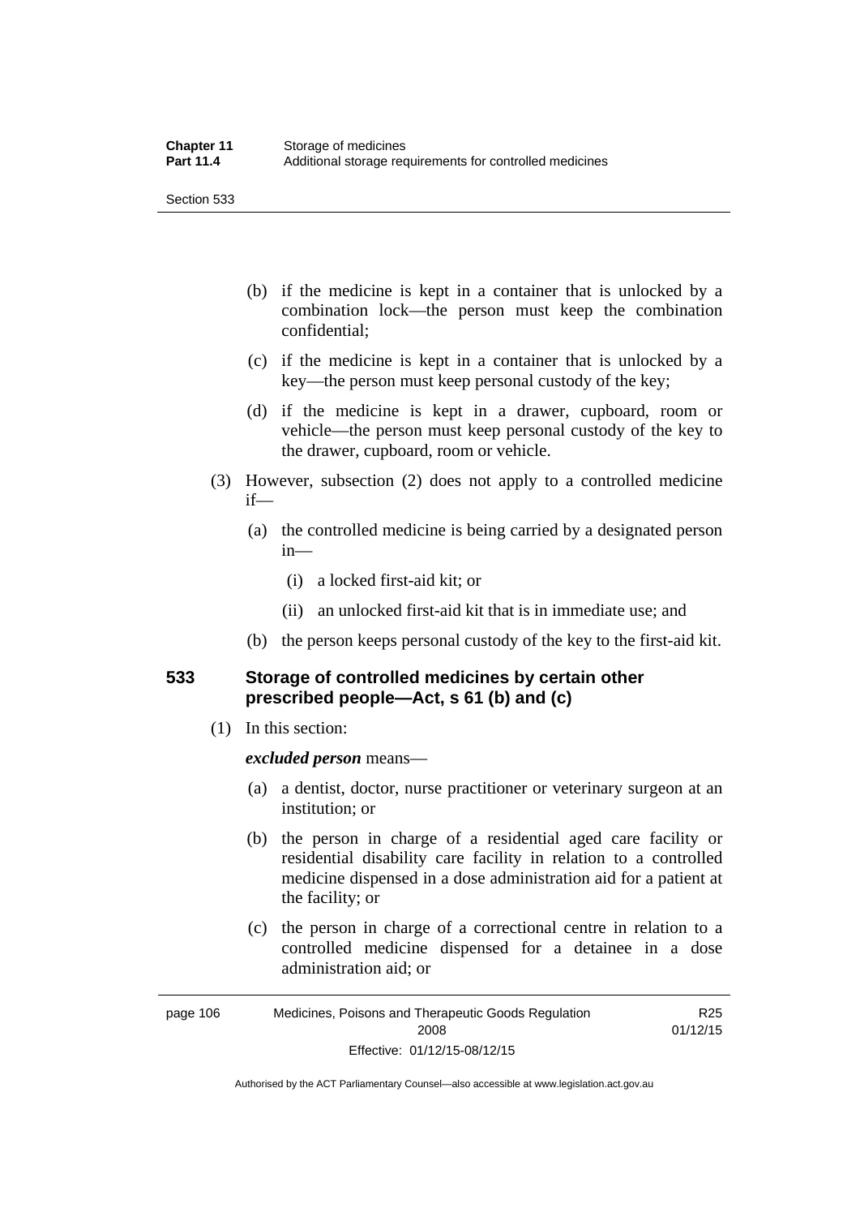(b) if the medicine is kept in a container that is unlocked by a combination lock—the person must keep the combination confidential;

(c) if the medicine is kept in a container that is unlocked by a key—the person must keep personal custody of the key;

(d) if the medicine is kept in a drawer, cupboard, room or vehicle—the person must keep personal custody of the key to the drawer, cupboard, room or vehicle.

(3) However, subsection (2) does not apply to a controlled medicine if—

(a) the controlled medicine is being carried by a designated person in—

(i) a locked first-aid kit; or

(ii) an unlocked first-aid kit that is in immediate use; and

(b) the person keeps personal custody of the key to the first-aid kit.

## 533 Storage of controlled medicines by certain other prescribed people—Act, s 61 (b) and (c)

(1) In this section:

***excluded person*** means—

(a) a dentist, doctor, nurse practitioner or veterinary surgeon at an institution; or

(b) the person in charge of a residential aged care facility or residential disability care facility in relation to a controlled medicine dispensed in a dose administration aid for a patient at the facility; or

(c) the person in charge of a correctional centre in relation to a controlled medicine dispensed for a detainee in a dose administration aid; or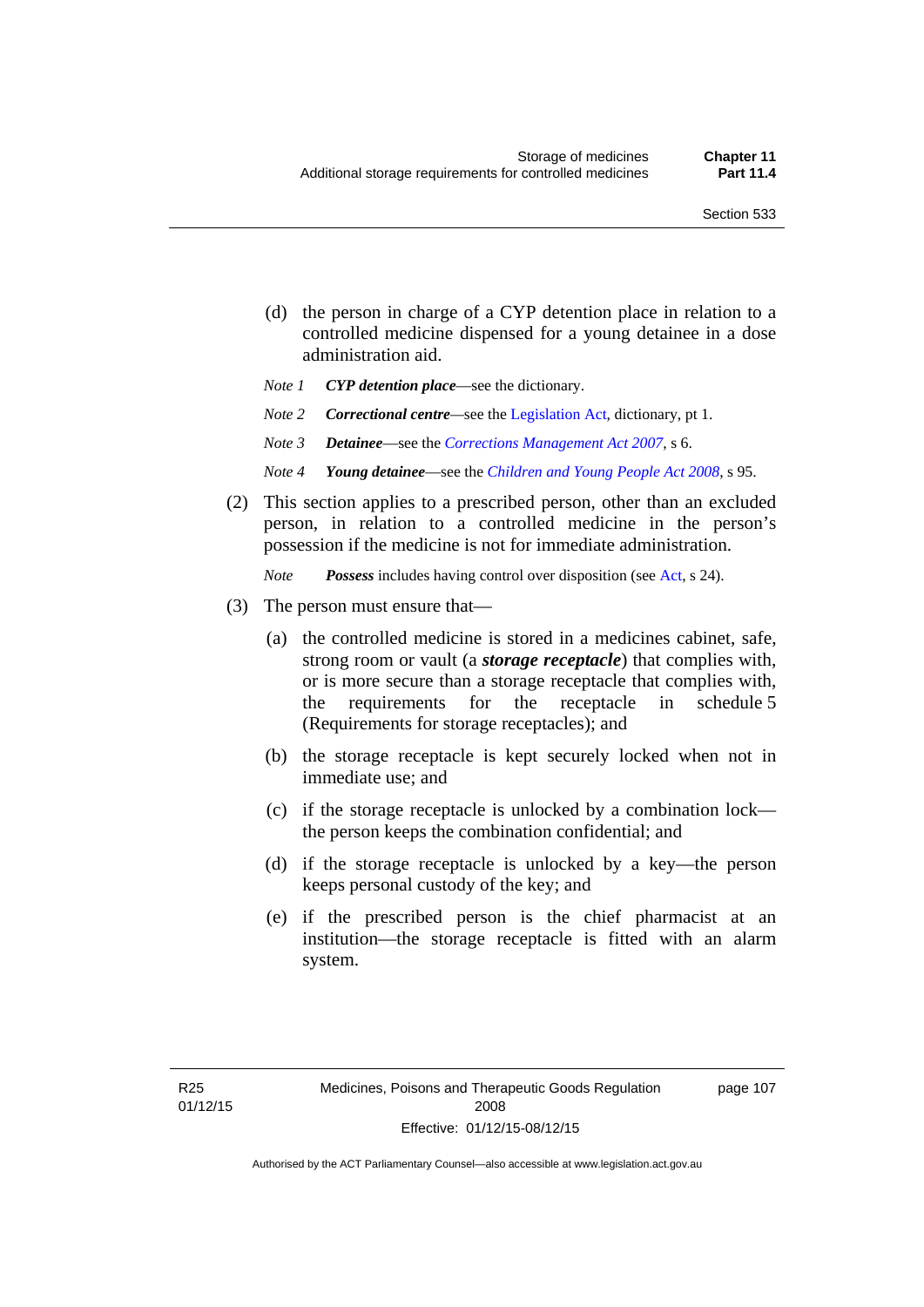(d) the person in charge of a CYP detention place in relation to a controlled medicine dispensed for a young detainee in a dose administration aid.

*Note 1* ***CYP detention place***—see the dictionary.

*Note 2* ***Correctional centre***—see the Legislation Act, dictionary, pt 1.

*Note 3* ***Detainee***—see the *Corrections Management Act 2007*, s 6.

*Note 4* ***Young detainee***—see the *Children and Young People Act 2008*, s 95.

(2) This section applies to a prescribed person, other than an excluded person, in relation to a controlled medicine in the person's possession if the medicine is not for immediate administration.

*Note* ***Possess*** includes having control over disposition (see Act, s 24).

(3) The person must ensure that—

(a) the controlled medicine is stored in a medicines cabinet, safe, strong room or vault (a ***storage receptacle***) that complies with, or is more secure than a storage receptacle that complies with, the requirements for the receptacle in schedule 5 (Requirements for storage receptacles); and

(b) the storage receptacle is kept securely locked when not in immediate use; and

(c) if the storage receptacle is unlocked by a combination lock—the person keeps the combination confidential; and

(d) if the storage receptacle is unlocked by a key—the person keeps personal custody of the key; and

(e) if the prescribed person is the chief pharmacist at an institution—the storage receptacle is fitted with an alarm system.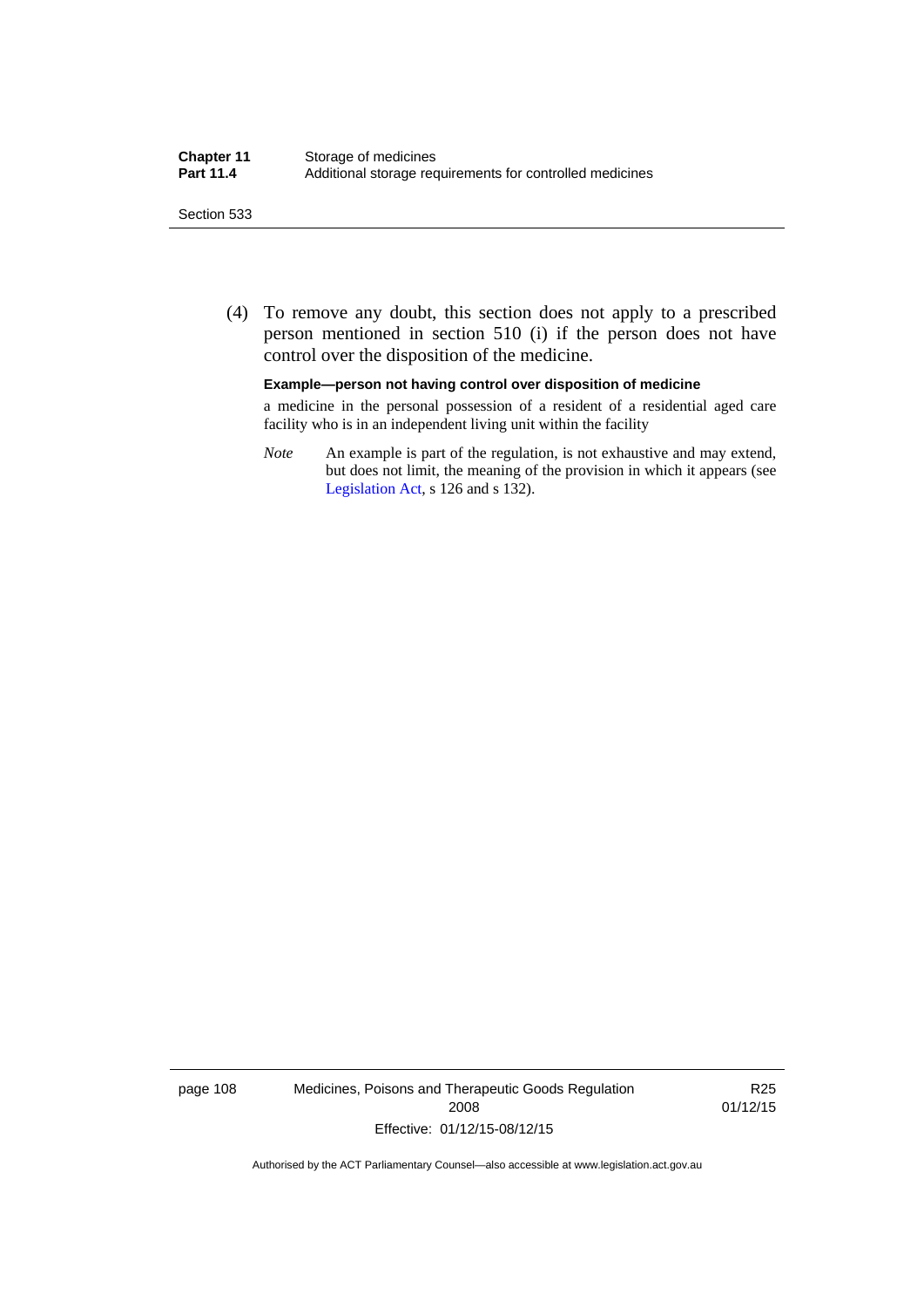(4) To remove any doubt, this section does not apply to a prescribed person mentioned in section 510 (i) if the person does not have control over the disposition of the medicine.

**Example—person not having control over disposition of medicine**

a medicine in the personal possession of a resident of a residential aged care facility who is in an independent living unit within the facility

*Note* An example is part of the regulation, is not exhaustive and may extend, but does not limit, the meaning of the provision in which it appears (see Legislation Act, s 126 and s 132).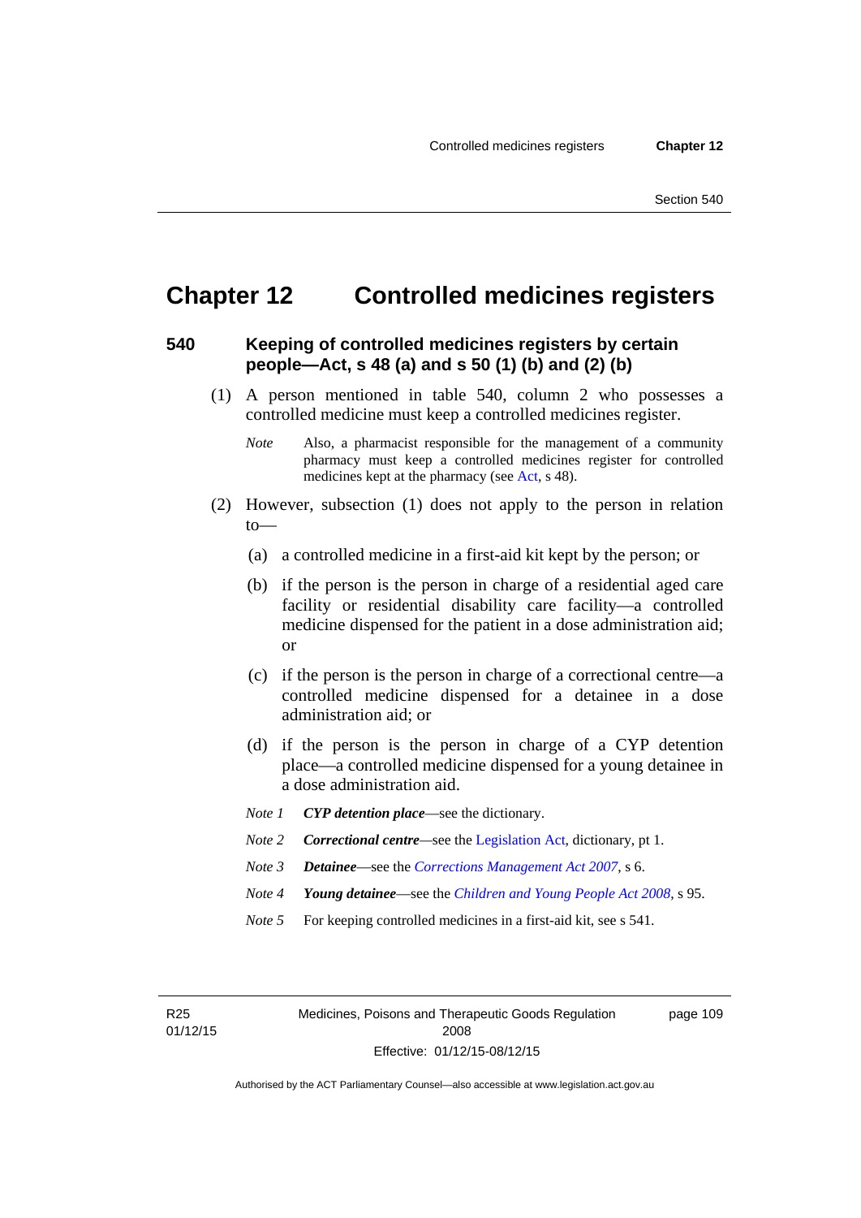# Chapter 12 Controlled medicines registers

## 540 Keeping of controlled medicines registers by certain people—Act, s 48 (a) and s 50 (1) (b) and (2) (b)

(1) A person mentioned in table 540, column 2 who possesses a controlled medicine must keep a controlled medicines register.

*Note* Also, a pharmacist responsible for the management of a community pharmacy must keep a controlled medicines register for controlled medicines kept at the pharmacy (see Act, s 48).

(2) However, subsection (1) does not apply to the person in relation to—

(a) a controlled medicine in a first-aid kit kept by the person; or

(b) if the person is the person in charge of a residential aged care facility or residential disability care facility—a controlled medicine dispensed for the patient in a dose administration aid; or

(c) if the person is the person in charge of a correctional centre—a controlled medicine dispensed for a detainee in a dose administration aid; or

(d) if the person is the person in charge of a CYP detention place—a controlled medicine dispensed for a young detainee in a dose administration aid.

*Note 1* ***CYP detention place***—see the dictionary.

*Note 2* ***Correctional centre***—see the Legislation Act, dictionary, pt 1.

*Note 3* ***Detainee***—see the *Corrections Management Act 2007*, s 6.

*Note 4* ***Young detainee***—see the *Children and Young People Act 2008*, s 95.

*Note 5* For keeping controlled medicines in a first-aid kit, see s 541.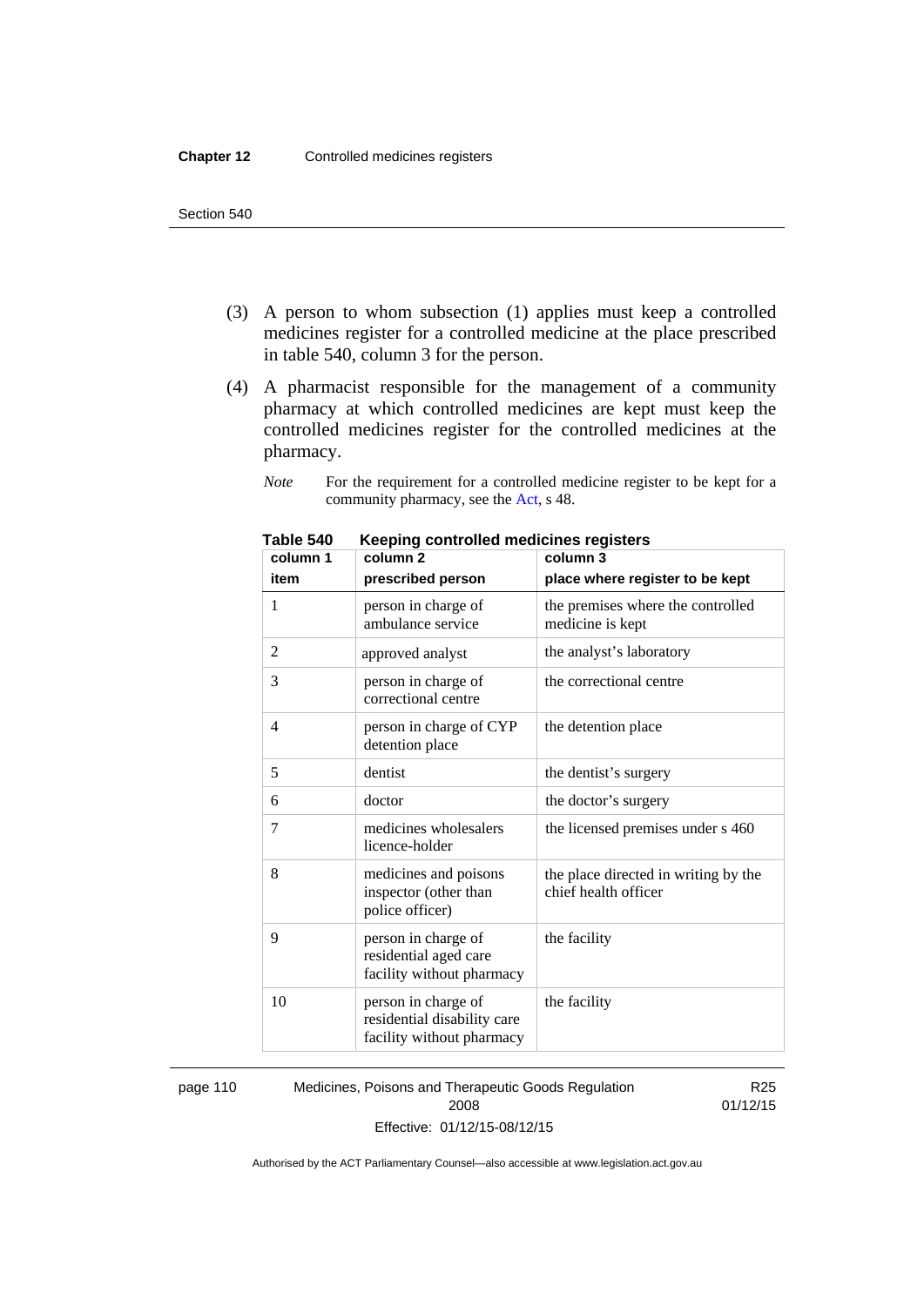(3) A person to whom subsection (1) applies must keep a controlled medicines register for a controlled medicine at the place prescribed in table 540, column 3 for the person.

(4) A pharmacist responsible for the management of a community pharmacy at which controlled medicines are kept must keep the controlled medicines register for the controlled medicines at the pharmacy.

*Note* For the requirement for a controlled medicine register to be kept for a community pharmacy, see the Act, s 48.

**Table 540 Keeping controlled medicines registers**

| column 1<br>item | column 2<br>prescribed person | column 3<br>place where register to be kept |
|---|---|---|
| 1 | person in charge of ambulance service | the premises where the controlled medicine is kept |
| 2 | approved analyst | the analyst's laboratory |
| 3 | person in charge of correctional centre | the correctional centre |
| 4 | person in charge of CYP detention place | the detention place |
| 5 | dentist | the dentist's surgery |
| 6 | doctor | the doctor's surgery |
| 7 | medicines wholesalers licence-holder | the licensed premises under s 460 |
| 8 | medicines and poisons inspector (other than police officer) | the place directed in writing by the chief health officer |
| 9 | person in charge of residential aged care facility without pharmacy | the facility |
| 10 | person in charge of residential disability care facility without pharmacy | the facility |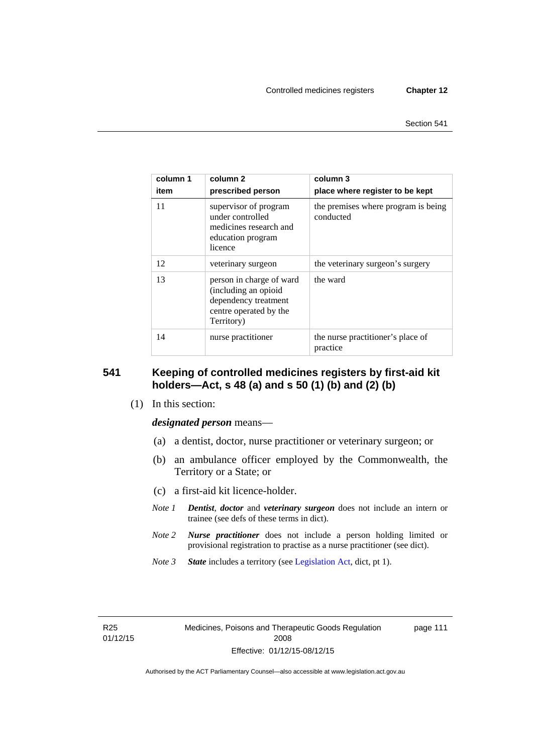| column 1<br>item | column 2<br>prescribed person | column 3<br>place where register to be kept |
|---|---|---|
| 11 | supervisor of program under controlled medicines research and education program licence | the premises where program is being conducted |
| 12 | veterinary surgeon | the veterinary surgeon's surgery |
| 13 | person in charge of ward (including an opioid dependency treatment centre operated by the Territory) | the ward |
| 14 | nurse practitioner | the nurse practitioner's place of practice |

## 541 Keeping of controlled medicines registers by first-aid kit holders—Act, s 48 (a) and s 50 (1) (b) and (2) (b)

(1) In this section:

***designated person*** means—

(a) a dentist, doctor, nurse practitioner or veterinary surgeon; or

(b) an ambulance officer employed by the Commonwealth, the Territory or a State; or

(c) a first-aid kit licence-holder.

*Note 1* ***Dentist***, ***doctor*** and ***veterinary surgeon*** does not include an intern or trainee (see defs of these terms in dict).

*Note 2* ***Nurse practitioner*** does not include a person holding limited or provisional registration to practise as a nurse practitioner (see dict).

*Note 3* ***State*** includes a territory (see Legislation Act, dict, pt 1).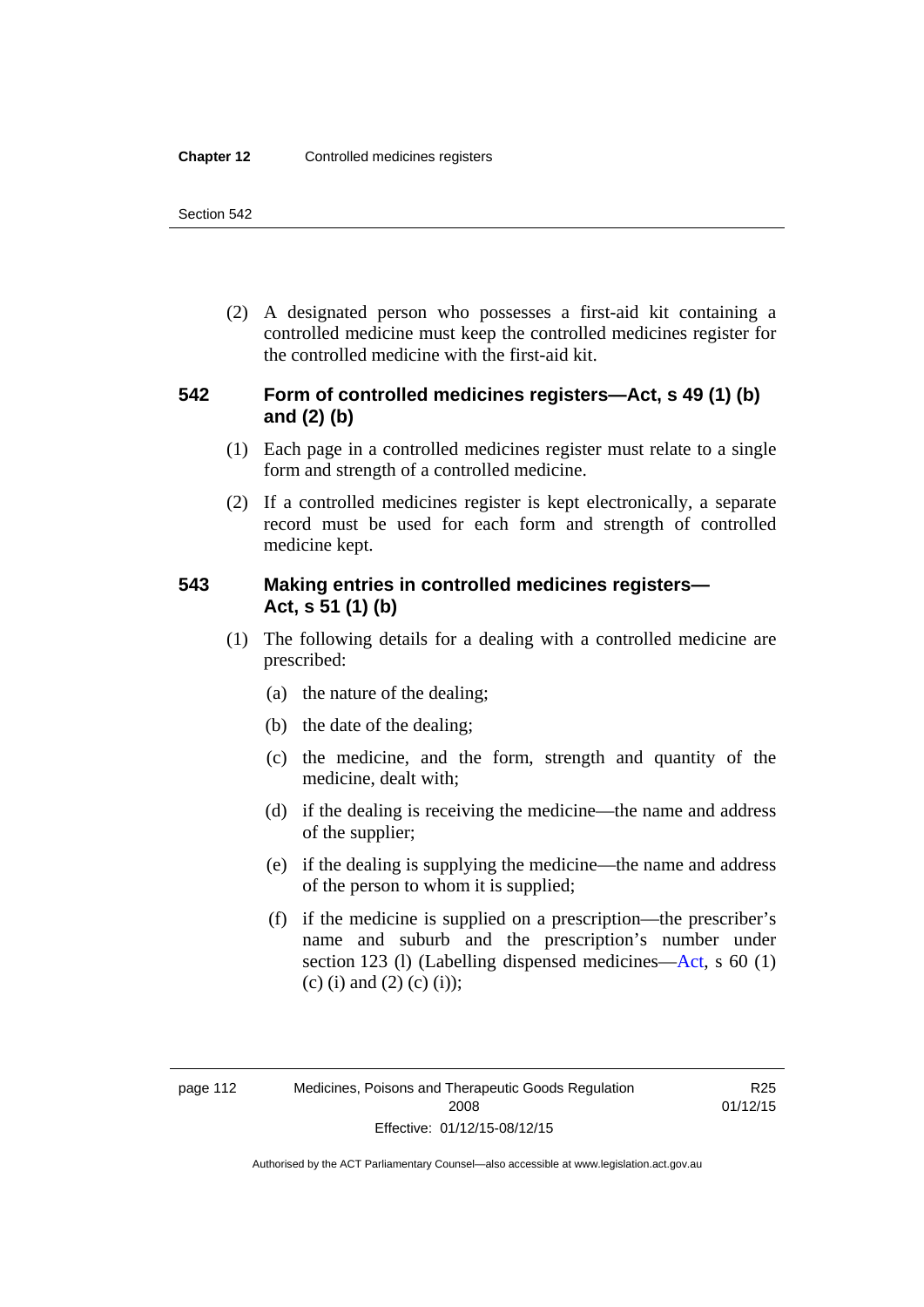(2) A designated person who possesses a first-aid kit containing a controlled medicine must keep the controlled medicines register for the controlled medicine with the first-aid kit.

### 542 Form of controlled medicines registers—Act, s 49 (1) (b) and (2) (b)

(1) Each page in a controlled medicines register must relate to a single form and strength of a controlled medicine.

(2) If a controlled medicines register is kept electronically, a separate record must be used for each form and strength of controlled medicine kept.

### 543 Making entries in controlled medicines registers—Act, s 51 (1) (b)

(1) The following details for a dealing with a controlled medicine are prescribed:

(a) the nature of the dealing;

(b) the date of the dealing;

(c) the medicine, and the form, strength and quantity of the medicine, dealt with;

(d) if the dealing is receiving the medicine—the name and address of the supplier;

(e) if the dealing is supplying the medicine—the name and address of the person to whom it is supplied;

(f) if the medicine is supplied on a prescription—the prescriber's name and suburb and the prescription's number under section 123 (l) (Labelling dispensed medicines—Act, s 60 (1) (c) (i) and (2) (c) (i));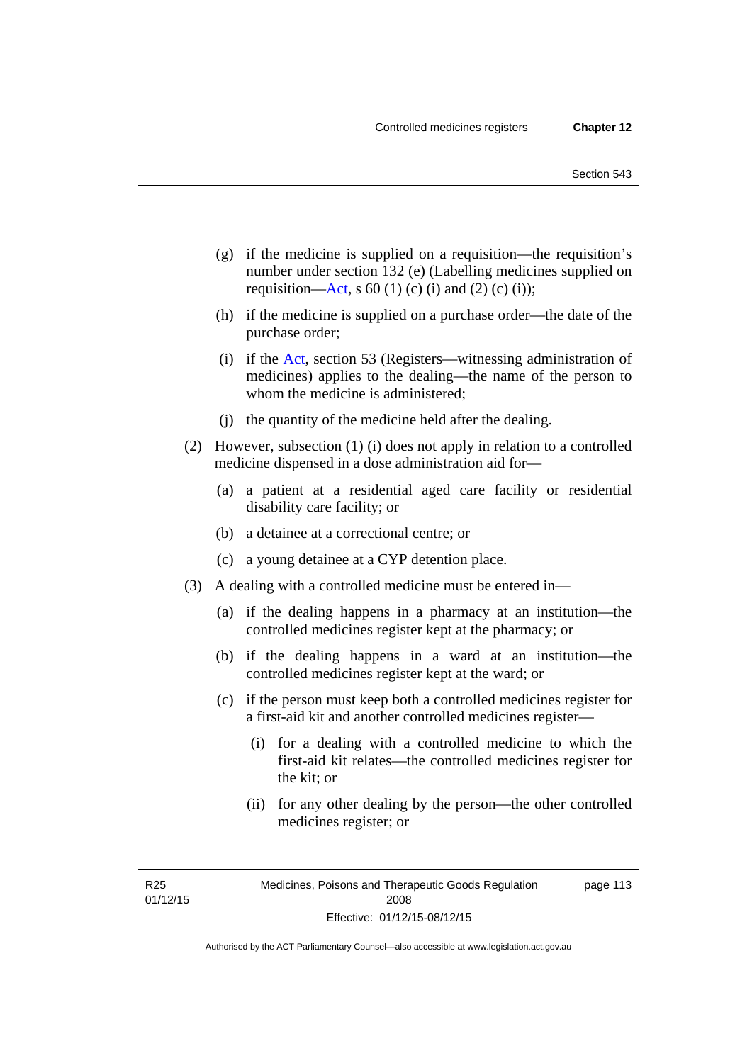(g) if the medicine is supplied on a requisition—the requisition's number under section 132 (e) (Labelling medicines supplied on requisition—Act, s 60 (1) (c) (i) and (2) (c) (i));

(h) if the medicine is supplied on a purchase order—the date of the purchase order;

(i) if the Act, section 53 (Registers—witnessing administration of medicines) applies to the dealing—the name of the person to whom the medicine is administered;

(j) the quantity of the medicine held after the dealing.

(2) However, subsection (1) (i) does not apply in relation to a controlled medicine dispensed in a dose administration aid for—

(a) a patient at a residential aged care facility or residential disability care facility; or

(b) a detainee at a correctional centre; or

(c) a young detainee at a CYP detention place.

(3) A dealing with a controlled medicine must be entered in—

(a) if the dealing happens in a pharmacy at an institution—the controlled medicines register kept at the pharmacy; or

(b) if the dealing happens in a ward at an institution—the controlled medicines register kept at the ward; or

(c) if the person must keep both a controlled medicines register for a first-aid kit and another controlled medicines register—

(i) for a dealing with a controlled medicine to which the first-aid kit relates—the controlled medicines register for the kit; or

(ii) for any other dealing by the person—the other controlled medicines register; or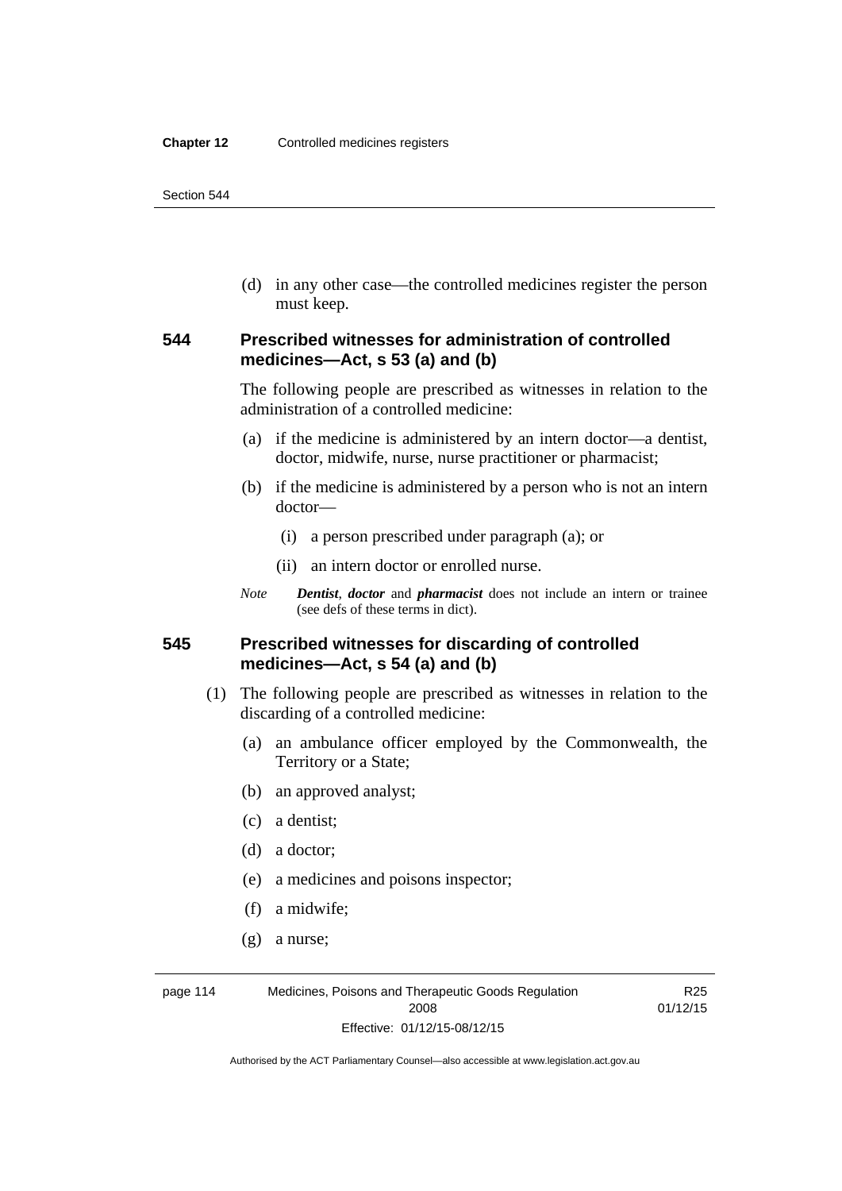(d) in any other case—the controlled medicines register the person must keep.

## 544 Prescribed witnesses for administration of controlled medicines—Act, s 53 (a) and (b)

The following people are prescribed as witnesses in relation to the administration of a controlled medicine:

(a) if the medicine is administered by an intern doctor—a dentist, doctor, midwife, nurse, nurse practitioner or pharmacist;

(b) if the medicine is administered by a person who is not an intern doctor—

(i) a person prescribed under paragraph (a); or

(ii) an intern doctor or enrolled nurse.

*Note* ***Dentist***, ***doctor*** and ***pharmacist*** does not include an intern or trainee (see defs of these terms in dict).

## 545 Prescribed witnesses for discarding of controlled medicines—Act, s 54 (a) and (b)

(1) The following people are prescribed as witnesses in relation to the discarding of a controlled medicine:

(a) an ambulance officer employed by the Commonwealth, the Territory or a State;

(b) an approved analyst;

(c) a dentist;

(d) a doctor;

(e) a medicines and poisons inspector;

(f) a midwife;

(g) a nurse;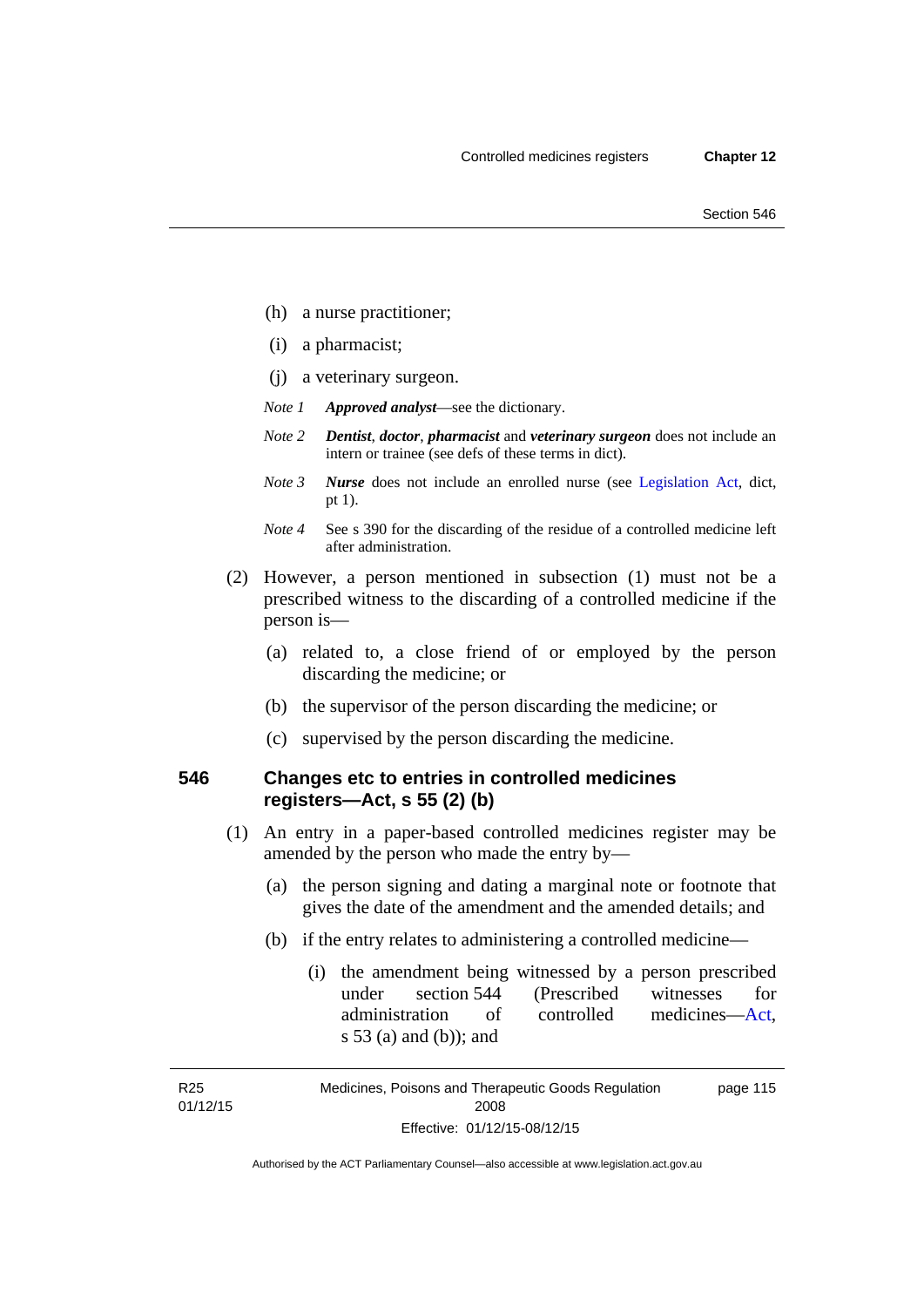(h) a nurse practitioner;

(i) a pharmacist;

(j) a veterinary surgeon.

*Note 1* ***Approved analyst***—see the dictionary.

*Note 2* ***Dentist***, ***doctor***, ***pharmacist*** and ***veterinary surgeon*** does not include an intern or trainee (see defs of these terms in dict).

*Note 3* ***Nurse*** does not include an enrolled nurse (see Legislation Act, dict, pt 1).

*Note 4* See s 390 for the discarding of the residue of a controlled medicine left after administration.

(2) However, a person mentioned in subsection (1) must not be a prescribed witness to the discarding of a controlled medicine if the person is—

(a) related to, a close friend of or employed by the person discarding the medicine; or

(b) the supervisor of the person discarding the medicine; or

(c) supervised by the person discarding the medicine.

### 546 Changes etc to entries in controlled medicines registers—Act, s 55 (2) (b)

(1) An entry in a paper-based controlled medicines register may be amended by the person who made the entry by—

(a) the person signing and dating a marginal note or footnote that gives the date of the amendment and the amended details; and

(b) if the entry relates to administering a controlled medicine—

(i) the amendment being witnessed by a person prescribed under section 544 (Prescribed witnesses for administration of controlled medicines—Act, s 53 (a) and (b)); and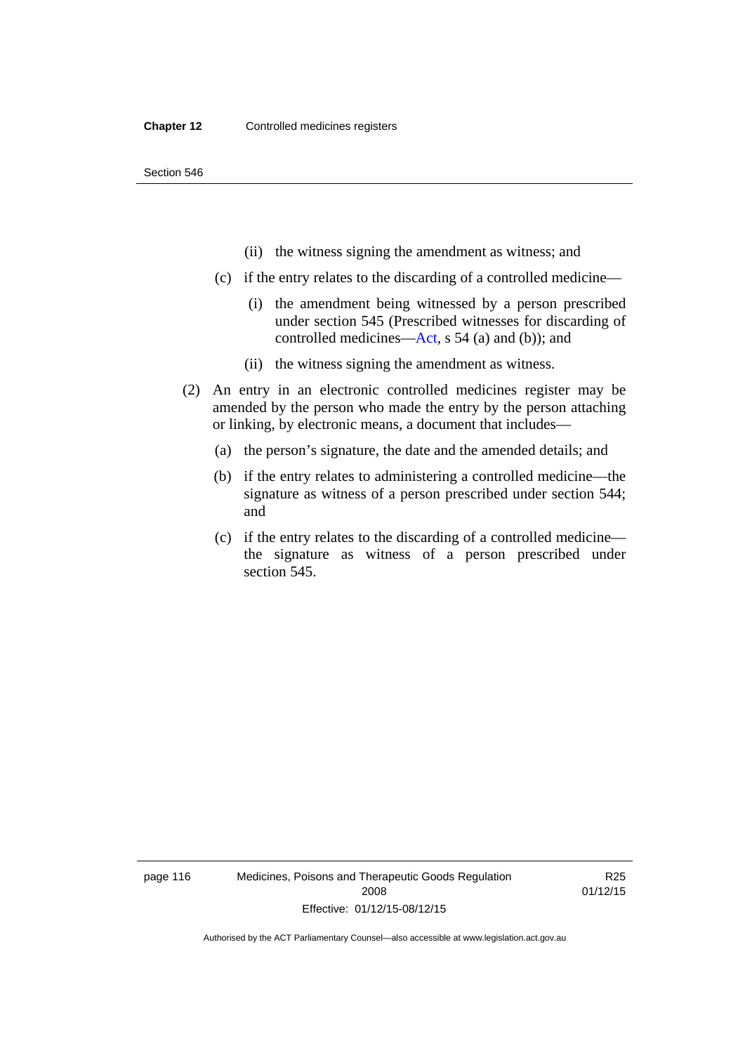(ii) the witness signing the amendment as witness; and

(c) if the entry relates to the discarding of a controlled medicine—

(i) the amendment being witnessed by a person prescribed under section 545 (Prescribed witnesses for discarding of controlled medicines—Act, s 54 (a) and (b)); and

(ii) the witness signing the amendment as witness.

(2) An entry in an electronic controlled medicines register may be amended by the person who made the entry by the person attaching or linking, by electronic means, a document that includes—

(a) the person's signature, the date and the amended details; and

(b) if the entry relates to administering a controlled medicine—the signature as witness of a person prescribed under section 544; and

(c) if the entry relates to the discarding of a controlled medicine—the signature as witness of a person prescribed under section 545.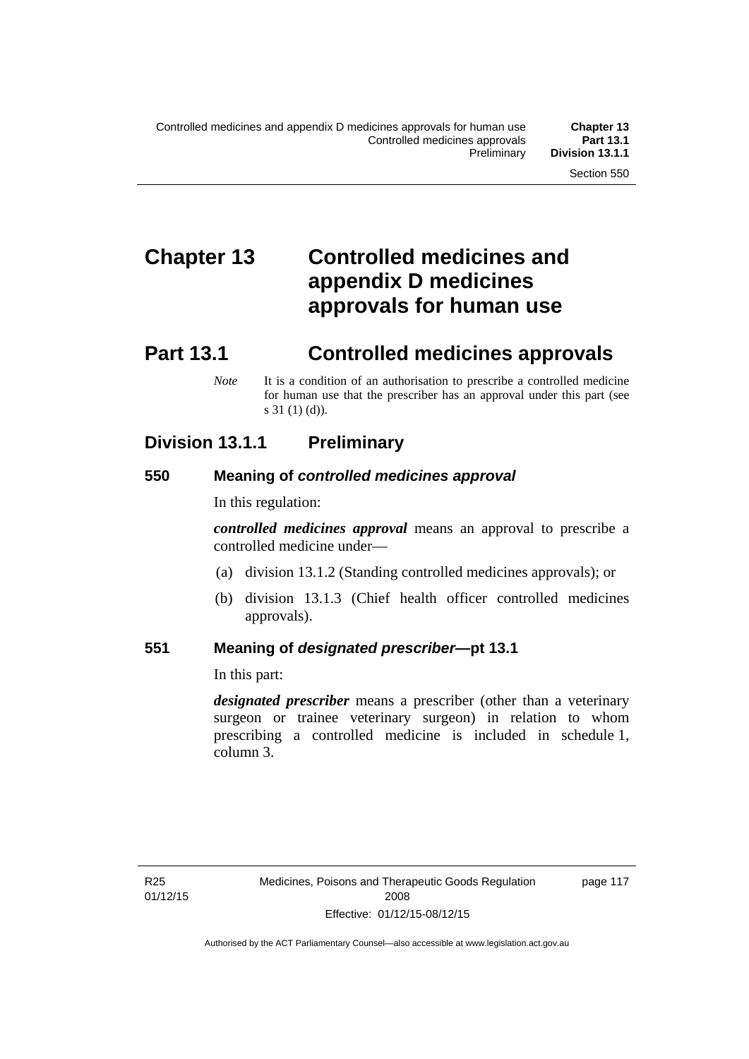# Chapter 13 Controlled medicines and appendix D medicines approvals for human use

## Part 13.1 Controlled medicines approvals

*Note* It is a condition of an authorisation to prescribe a controlled medicine for human use that the prescriber has an approval under this part (see s 31 (1) (d)).

### Division 13.1.1 Preliminary

#### 550 Meaning of *controlled medicines approval*

In this regulation:

***controlled medicines approval*** means an approval to prescribe a controlled medicine under—

(a) division 13.1.2 (Standing controlled medicines approvals); or

(b) division 13.1.3 (Chief health officer controlled medicines approvals).

#### 551 Meaning of *designated prescriber*—pt 13.1

In this part:

***designated prescriber*** means a prescriber (other than a veterinary surgeon or trainee veterinary surgeon) in relation to whom prescribing a controlled medicine is included in schedule 1, column 3.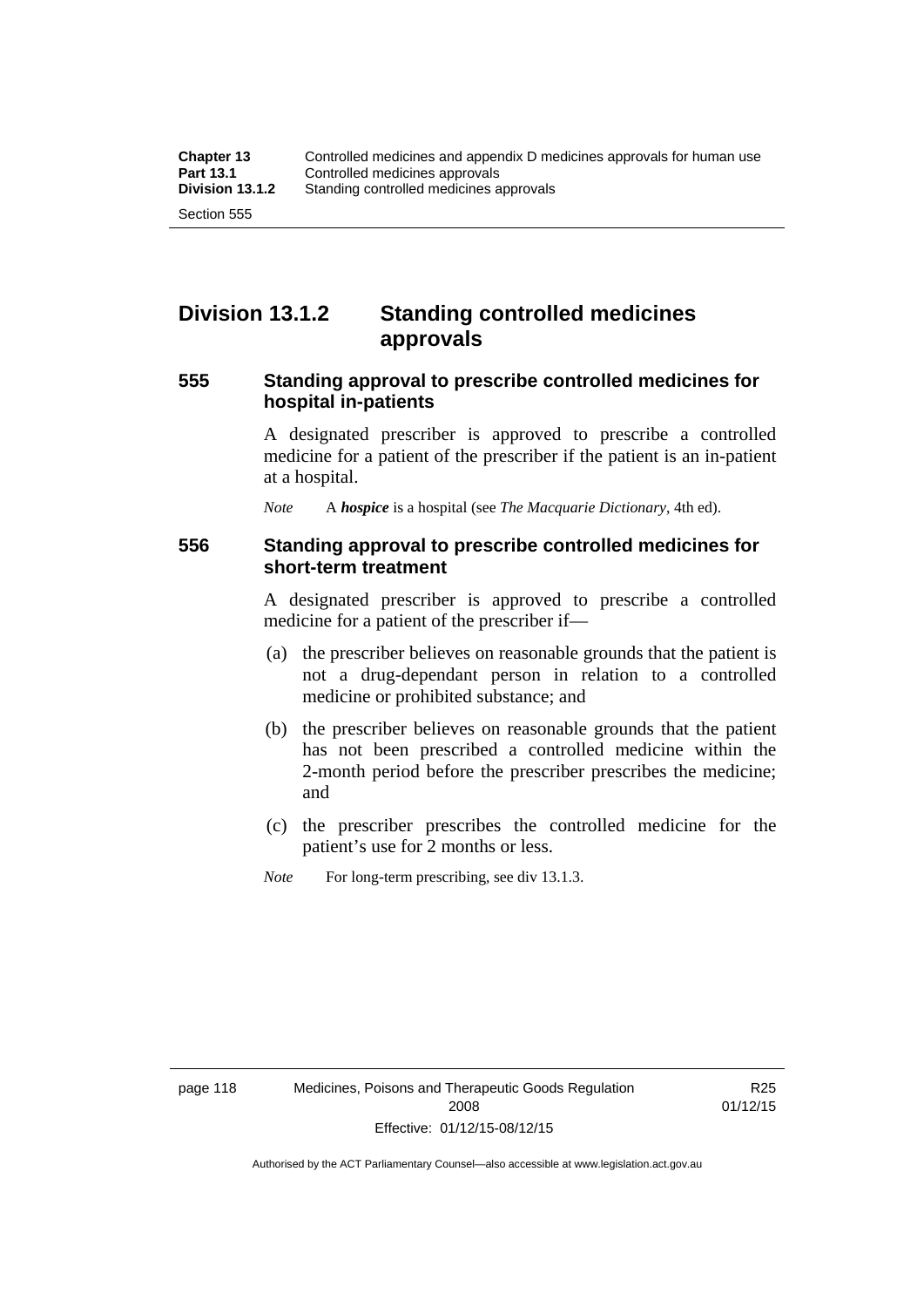## Division 13.1.2 Standing controlled medicines approvals

### 555 Standing approval to prescribe controlled medicines for hospital in-patients

A designated prescriber is approved to prescribe a controlled medicine for a patient of the prescriber if the patient is an in-patient at a hospital.

*Note* A ***hospice*** is a hospital (see *The Macquarie Dictionary*, 4th ed).

### 556 Standing approval to prescribe controlled medicines for short-term treatment

A designated prescriber is approved to prescribe a controlled medicine for a patient of the prescriber if—

(a) the prescriber believes on reasonable grounds that the patient is not a drug-dependant person in relation to a controlled medicine or prohibited substance; and

(b) the prescriber believes on reasonable grounds that the patient has not been prescribed a controlled medicine within the 2-month period before the prescriber prescribes the medicine; and

(c) the prescriber prescribes the controlled medicine for the patient's use for 2 months or less.

*Note* For long-term prescribing, see div 13.1.3.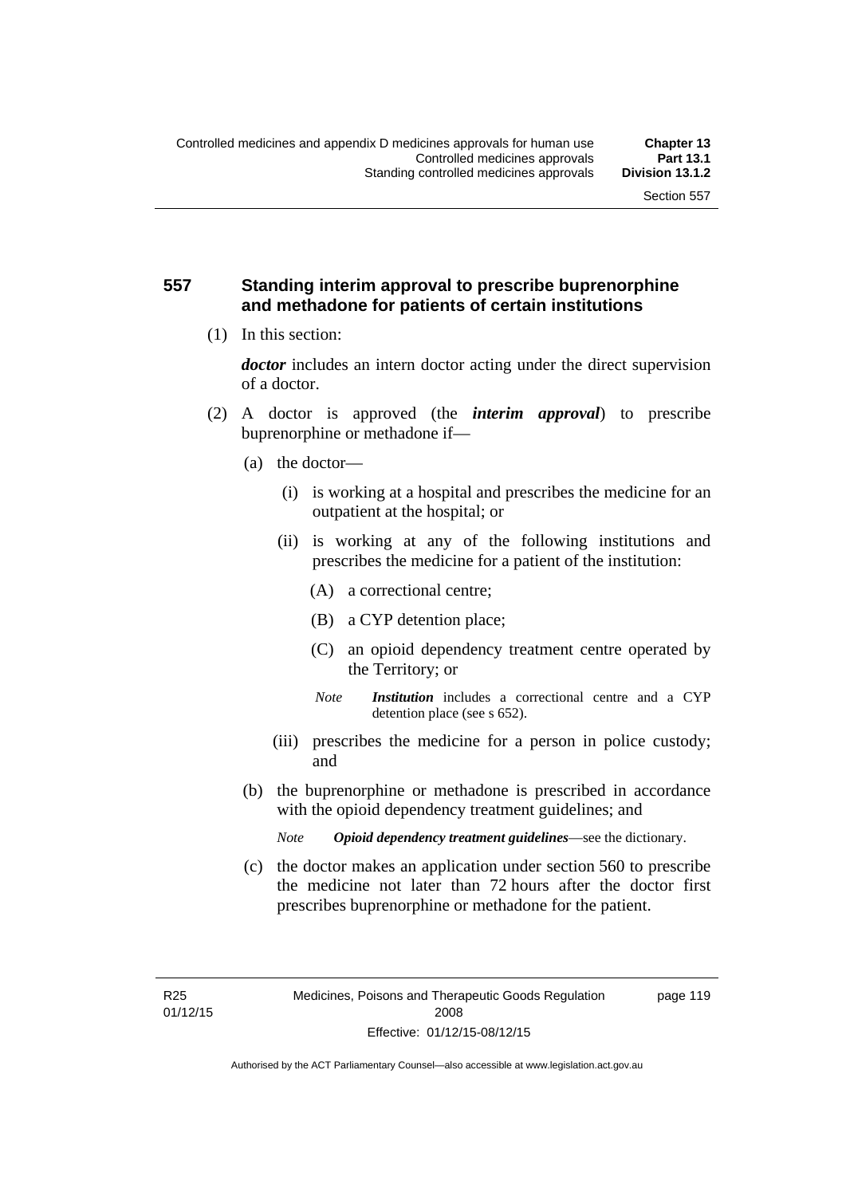### 557 Standing interim approval to prescribe buprenorphine and methadone for patients of certain institutions

(1) In this section:

***doctor*** includes an intern doctor acting under the direct supervision of a doctor.

(2) A doctor is approved (the ***interim approval***) to prescribe buprenorphine or methadone if—

(a) the doctor—

(i) is working at a hospital and prescribes the medicine for an outpatient at the hospital; or

(ii) is working at any of the following institutions and prescribes the medicine for a patient of the institution:

(A) a correctional centre;

(B) a CYP detention place;

(C) an opioid dependency treatment centre operated by the Territory; or

*Note* ***Institution*** includes a correctional centre and a CYP detention place (see s 652).

(iii) prescribes the medicine for a person in police custody; and

(b) the buprenorphine or methadone is prescribed in accordance with the opioid dependency treatment guidelines; and

*Note* ***Opioid dependency treatment guidelines***—see the dictionary.

(c) the doctor makes an application under section 560 to prescribe the medicine not later than 72 hours after the doctor first prescribes buprenorphine or methadone for the patient.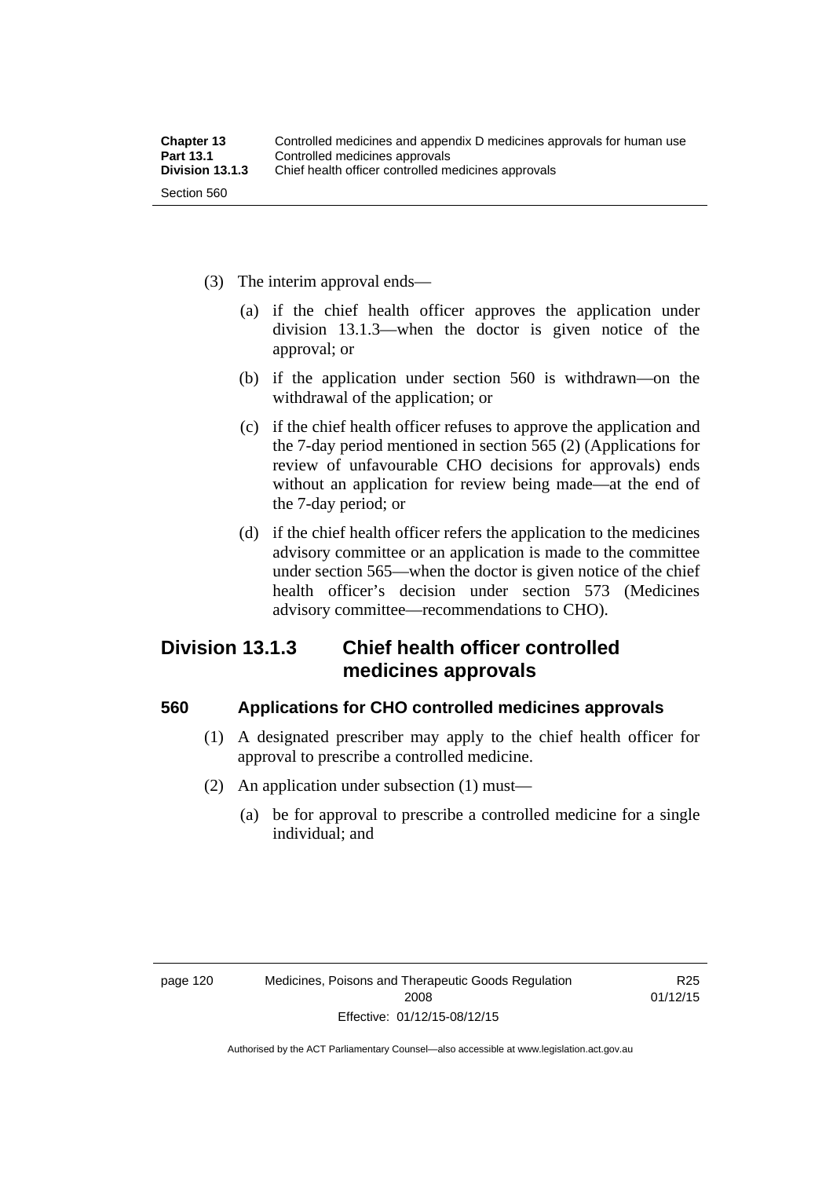(3) The interim approval ends—

(a) if the chief health officer approves the application under division 13.1.3—when the doctor is given notice of the approval; or

(b) if the application under section 560 is withdrawn—on the withdrawal of the application; or

(c) if the chief health officer refuses to approve the application and the 7-day period mentioned in section 565 (2) (Applications for review of unfavourable CHO decisions for approvals) ends without an application for review being made—at the end of the 7-day period; or

(d) if the chief health officer refers the application to the medicines advisory committee or an application is made to the committee under section 565—when the doctor is given notice of the chief health officer's decision under section 573 (Medicines advisory committee—recommendations to CHO).

## Division 13.1.3 Chief health officer controlled medicines approvals

### 560 Applications for CHO controlled medicines approvals

(1) A designated prescriber may apply to the chief health officer for approval to prescribe a controlled medicine.

(2) An application under subsection (1) must—

(a) be for approval to prescribe a controlled medicine for a single individual; and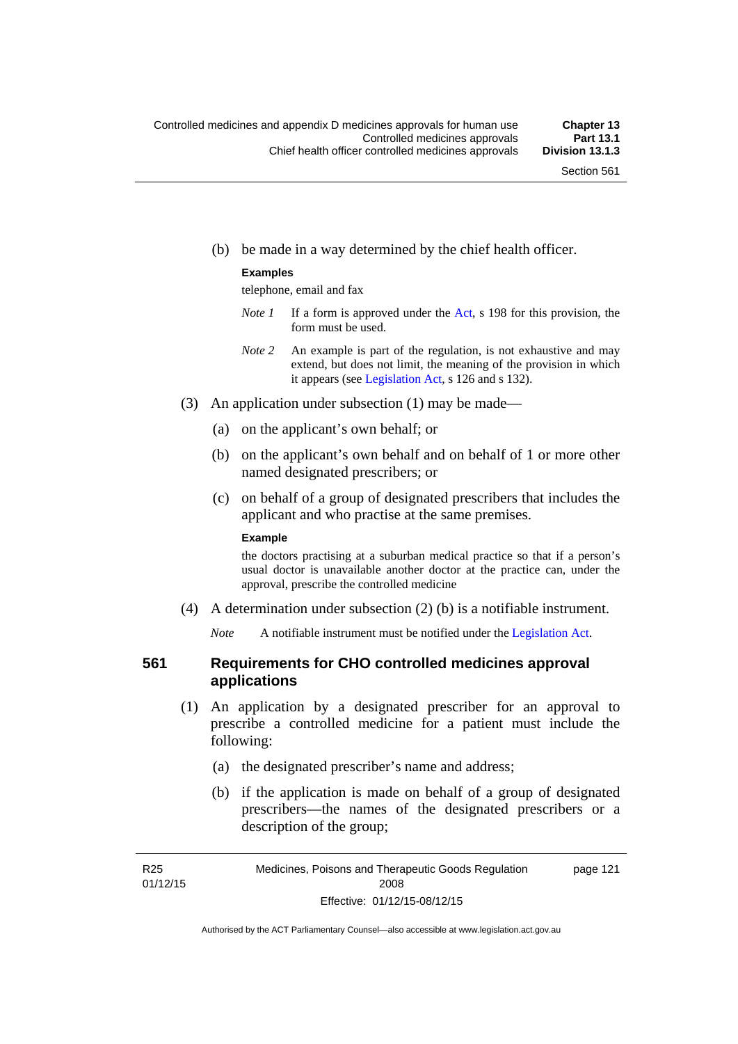(b) be made in a way determined by the chief health officer.

**Examples**

telephone, email and fax

*Note 1* If a form is approved under the Act, s 198 for this provision, the form must be used.

*Note 2* An example is part of the regulation, is not exhaustive and may extend, but does not limit, the meaning of the provision in which it appears (see Legislation Act, s 126 and s 132).

(3) An application under subsection (1) may be made—

(a) on the applicant's own behalf; or

(b) on the applicant's own behalf and on behalf of 1 or more other named designated prescribers; or

(c) on behalf of a group of designated prescribers that includes the applicant and who practise at the same premises.

**Example**

the doctors practising at a suburban medical practice so that if a person's usual doctor is unavailable another doctor at the practice can, under the approval, prescribe the controlled medicine

(4) A determination under subsection (2) (b) is a notifiable instrument.

*Note* A notifiable instrument must be notified under the Legislation Act.

## 561 Requirements for CHO controlled medicines approval applications

(1) An application by a designated prescriber for an approval to prescribe a controlled medicine for a patient must include the following:

(a) the designated prescriber's name and address;

(b) if the application is made on behalf of a group of designated prescribers—the names of the designated prescribers or a description of the group;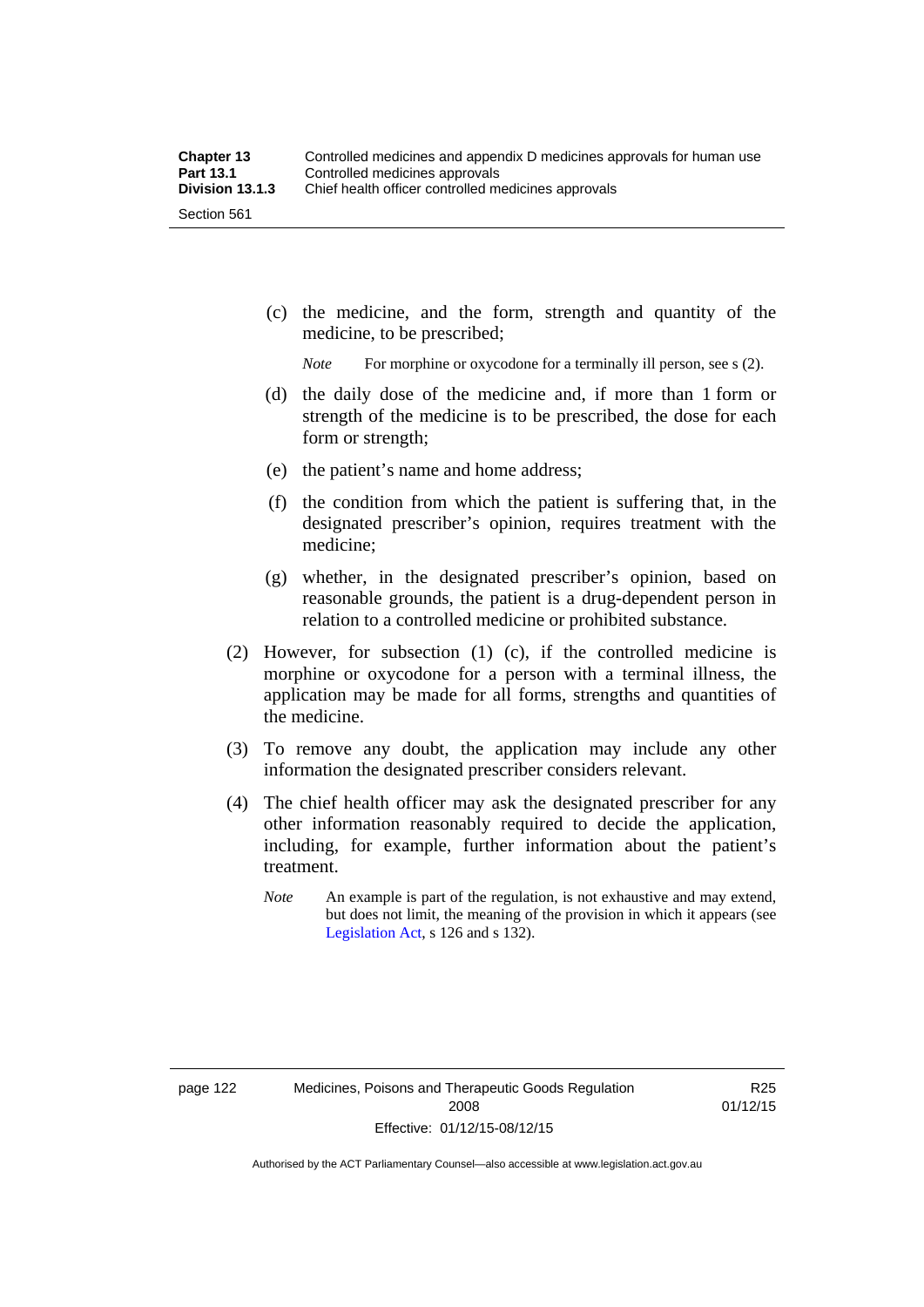(c) the medicine, and the form, strength and quantity of the medicine, to be prescribed;

*Note* For morphine or oxycodone for a terminally ill person, see s (2).

(d) the daily dose of the medicine and, if more than 1 form or strength of the medicine is to be prescribed, the dose for each form or strength;

(e) the patient's name and home address;

(f) the condition from which the patient is suffering that, in the designated prescriber's opinion, requires treatment with the medicine;

(g) whether, in the designated prescriber's opinion, based on reasonable grounds, the patient is a drug-dependent person in relation to a controlled medicine or prohibited substance.

(2) However, for subsection (1) (c), if the controlled medicine is morphine or oxycodone for a person with a terminal illness, the application may be made for all forms, strengths and quantities of the medicine.

(3) To remove any doubt, the application may include any other information the designated prescriber considers relevant.

(4) The chief health officer may ask the designated prescriber for any other information reasonably required to decide the application, including, for example, further information about the patient's treatment.

*Note* An example is part of the regulation, is not exhaustive and may extend, but does not limit, the meaning of the provision in which it appears (see Legislation Act, s 126 and s 132).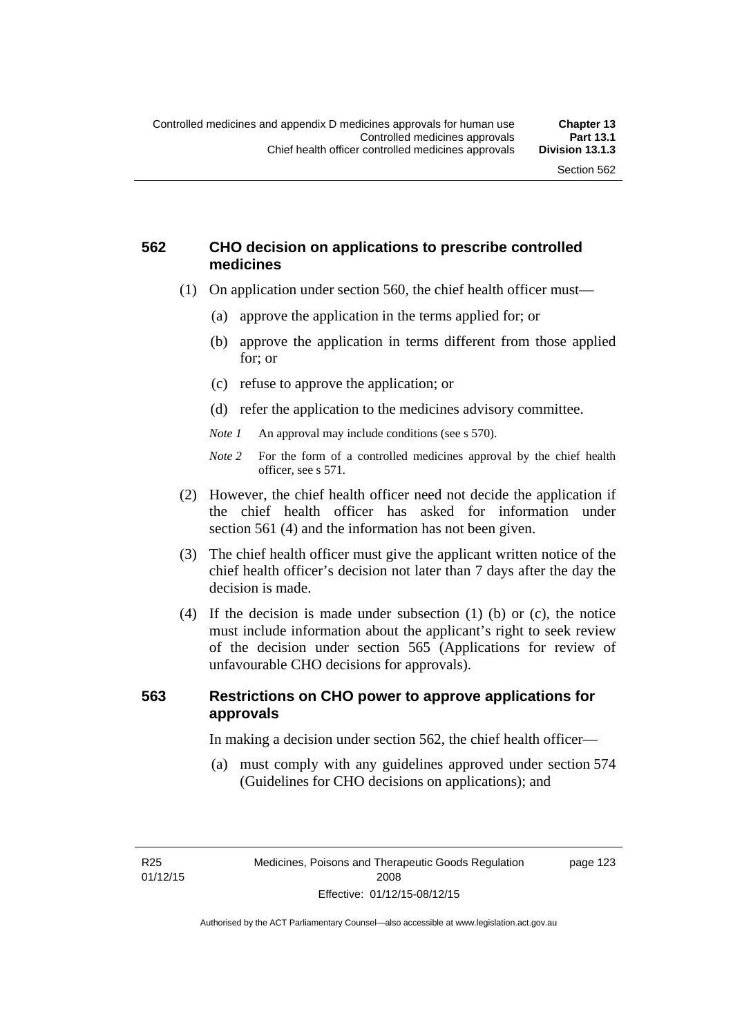### 562 CHO decision on applications to prescribe controlled medicines

(1) On application under section 560, the chief health officer must—

(a) approve the application in the terms applied for; or

(b) approve the application in terms different from those applied for; or

(c) refuse to approve the application; or

(d) refer the application to the medicines advisory committee.

*Note 1* An approval may include conditions (see s 570).

*Note 2* For the form of a controlled medicines approval by the chief health officer, see s 571.

(2) However, the chief health officer need not decide the application if the chief health officer has asked for information under section 561 (4) and the information has not been given.

(3) The chief health officer must give the applicant written notice of the chief health officer's decision not later than 7 days after the day the decision is made.

(4) If the decision is made under subsection (1) (b) or (c), the notice must include information about the applicant's right to seek review of the decision under section 565 (Applications for review of unfavourable CHO decisions for approvals).

### 563 Restrictions on CHO power to approve applications for approvals

In making a decision under section 562, the chief health officer—

(a) must comply with any guidelines approved under section 574 (Guidelines for CHO decisions on applications); and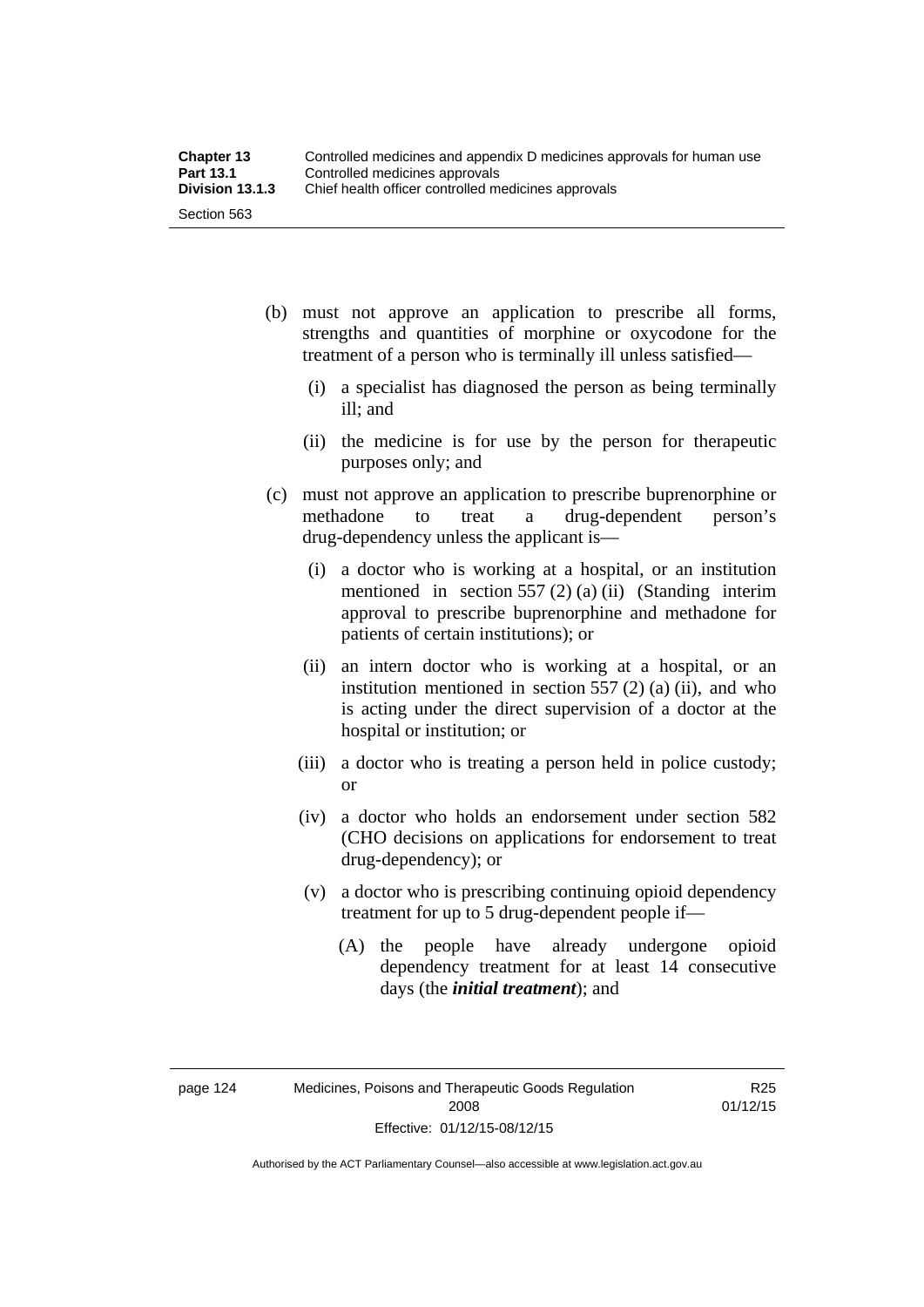(b) must not approve an application to prescribe all forms, strengths and quantities of morphine or oxycodone for the treatment of a person who is terminally ill unless satisfied—

  (i) a specialist has diagnosed the person as being terminally ill; and

  (ii) the medicine is for use by the person for therapeutic purposes only; and

(c) must not approve an application to prescribe buprenorphine or methadone to treat a drug-dependent person's drug-dependency unless the applicant is—

  (i) a doctor who is working at a hospital, or an institution mentioned in section 557 (2) (a) (ii) (Standing interim approval to prescribe buprenorphine and methadone for patients of certain institutions); or

  (ii) an intern doctor who is working at a hospital, or an institution mentioned in section 557 (2) (a) (ii), and who is acting under the direct supervision of a doctor at the hospital or institution; or

  (iii) a doctor who is treating a person held in police custody; or

  (iv) a doctor who holds an endorsement under section 582 (CHO decisions on applications for endorsement to treat drug-dependency); or

  (v) a doctor who is prescribing continuing opioid dependency treatment for up to 5 drug-dependent people if—

    (A) the people have already undergone opioid dependency treatment for at least 14 consecutive days (the ***initial treatment***); and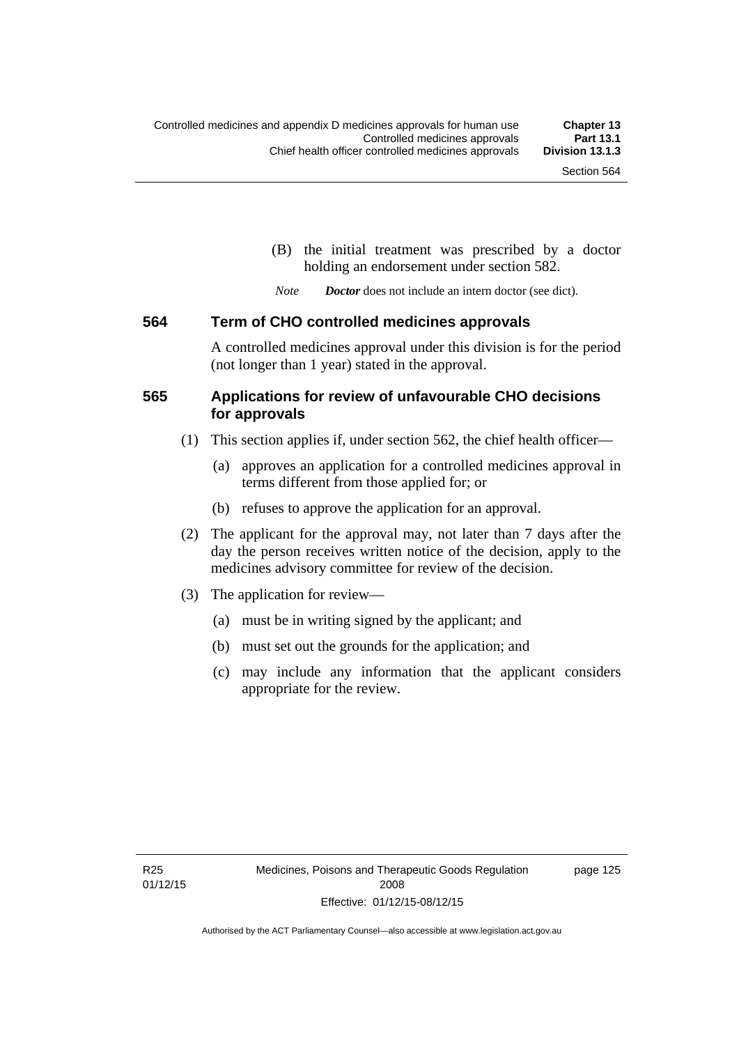(B) the initial treatment was prescribed by a doctor holding an endorsement under section 582.

*Note* ***Doctor*** does not include an intern doctor (see dict).

### 564 Term of CHO controlled medicines approvals

A controlled medicines approval under this division is for the period (not longer than 1 year) stated in the approval.

### 565 Applications for review of unfavourable CHO decisions for approvals

(1) This section applies if, under section 562, the chief health officer—

(a) approves an application for a controlled medicines approval in terms different from those applied for; or

(b) refuses to approve the application for an approval.

(2) The applicant for the approval may, not later than 7 days after the day the person receives written notice of the decision, apply to the medicines advisory committee for review of the decision.

(3) The application for review—

(a) must be in writing signed by the applicant; and

(b) must set out the grounds for the application; and

(c) may include any information that the applicant considers appropriate for the review.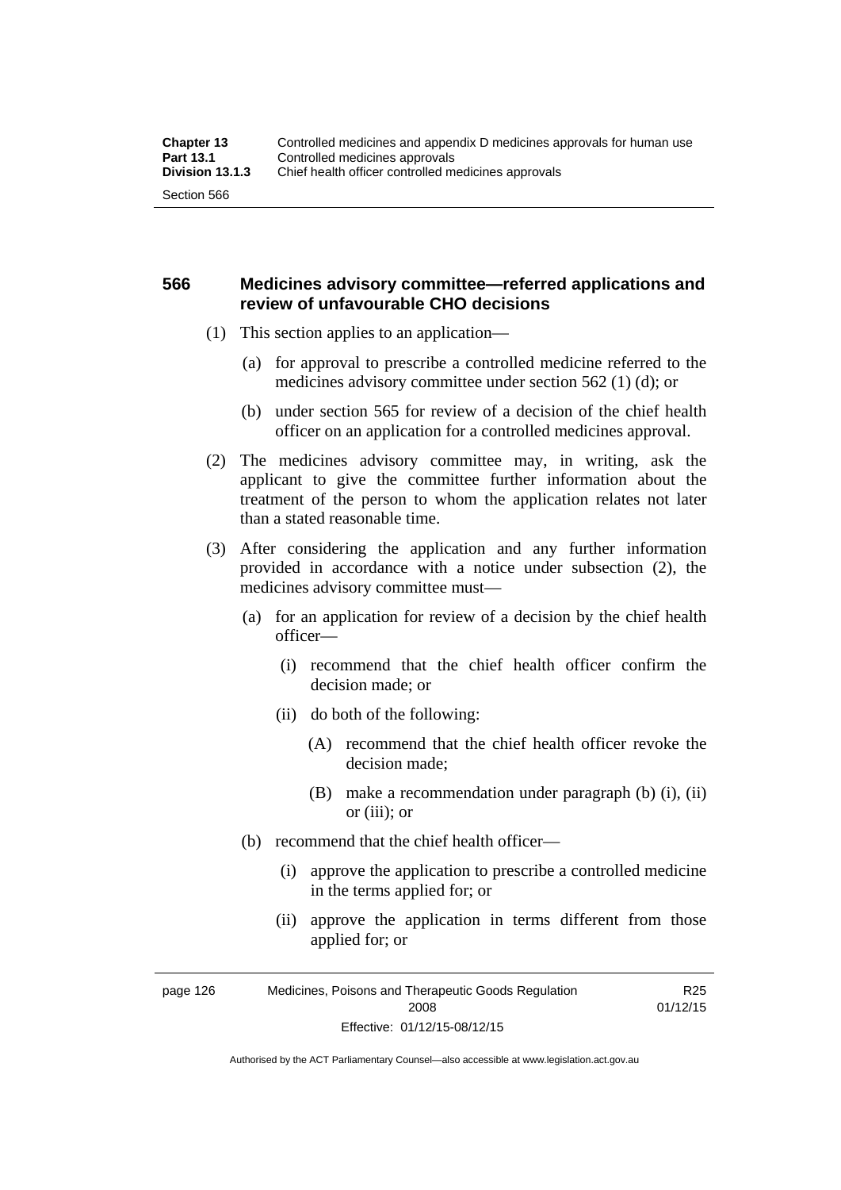## 566 Medicines advisory committee—referred applications and review of unfavourable CHO decisions

(1) This section applies to an application—

(a) for approval to prescribe a controlled medicine referred to the medicines advisory committee under section 562 (1) (d); or

(b) under section 565 for review of a decision of the chief health officer on an application for a controlled medicines approval.

(2) The medicines advisory committee may, in writing, ask the applicant to give the committee further information about the treatment of the person to whom the application relates not later than a stated reasonable time.

(3) After considering the application and any further information provided in accordance with a notice under subsection (2), the medicines advisory committee must—

(a) for an application for review of a decision by the chief health officer—

(i) recommend that the chief health officer confirm the decision made; or

(ii) do both of the following:

(A) recommend that the chief health officer revoke the decision made;

(B) make a recommendation under paragraph (b) (i), (ii) or (iii); or

(b) recommend that the chief health officer—

(i) approve the application to prescribe a controlled medicine in the terms applied for; or

(ii) approve the application in terms different from those applied for; or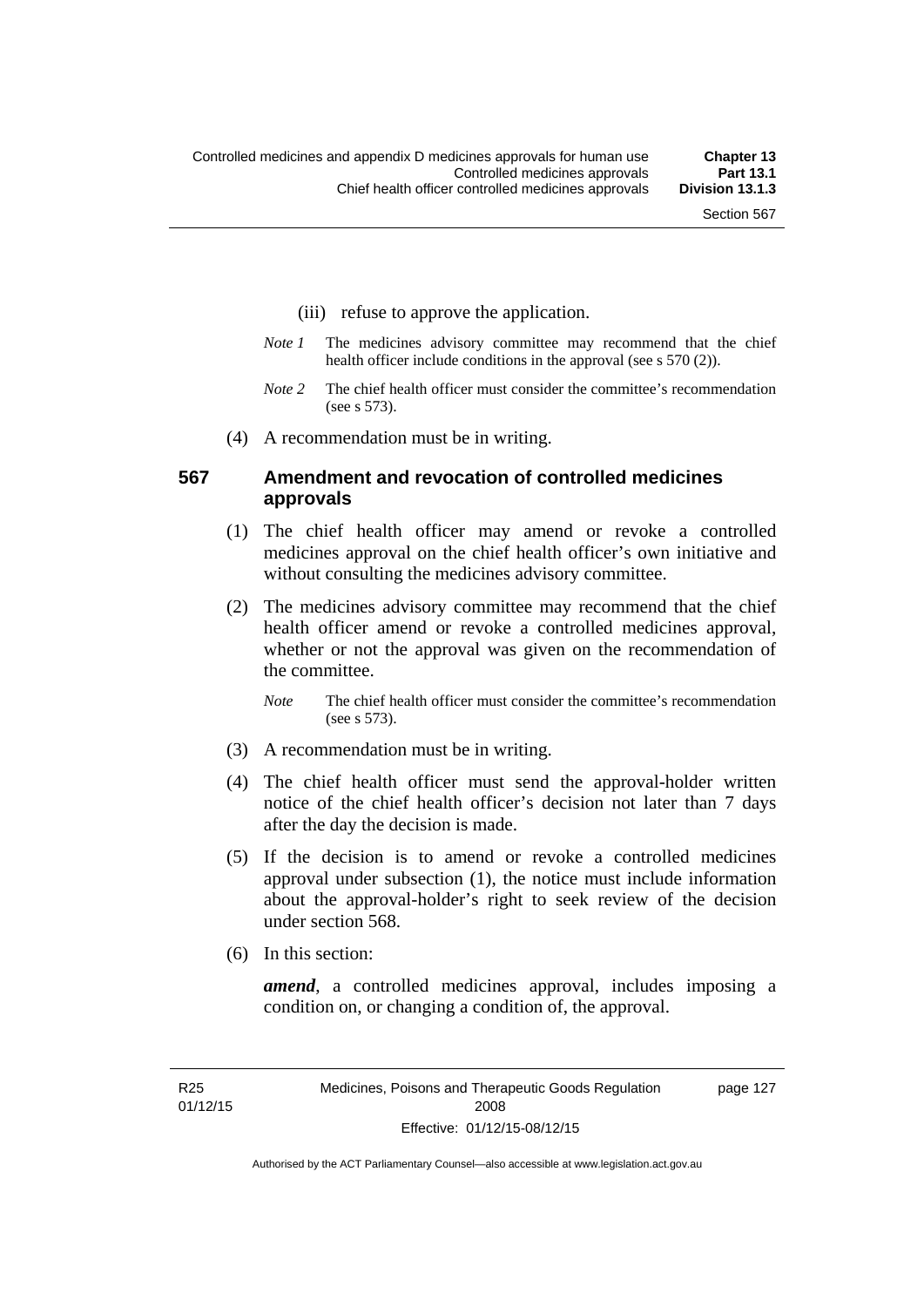(iii) refuse to approve the application.

*Note 1* The medicines advisory committee may recommend that the chief health officer include conditions in the approval (see s 570 (2)).

*Note 2* The chief health officer must consider the committee's recommendation (see s 573).

(4) A recommendation must be in writing.

### 567 Amendment and revocation of controlled medicines approvals

(1) The chief health officer may amend or revoke a controlled medicines approval on the chief health officer's own initiative and without consulting the medicines advisory committee.

(2) The medicines advisory committee may recommend that the chief health officer amend or revoke a controlled medicines approval, whether or not the approval was given on the recommendation of the committee.

*Note* The chief health officer must consider the committee's recommendation (see s 573).

(3) A recommendation must be in writing.

(4) The chief health officer must send the approval-holder written notice of the chief health officer's decision not later than 7 days after the day the decision is made.

(5) If the decision is to amend or revoke a controlled medicines approval under subsection (1), the notice must include information about the approval-holder's right to seek review of the decision under section 568.

(6) In this section:

***amend***, a controlled medicines approval, includes imposing a condition on, or changing a condition of, the approval.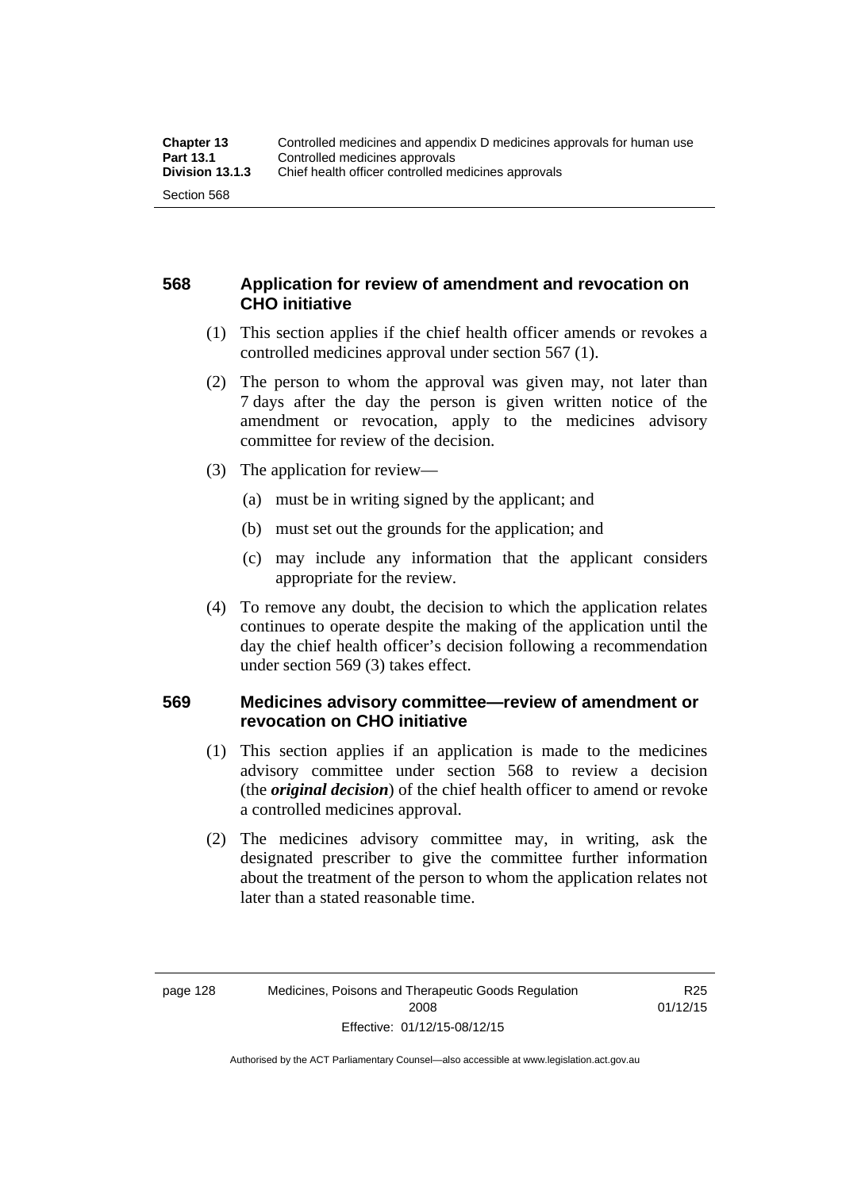## 568 Application for review of amendment and revocation on CHO initiative

(1) This section applies if the chief health officer amends or revokes a controlled medicines approval under section 567 (1).

(2) The person to whom the approval was given may, not later than 7 days after the day the person is given written notice of the amendment or revocation, apply to the medicines advisory committee for review of the decision.

(3) The application for review—

(a) must be in writing signed by the applicant; and

(b) must set out the grounds for the application; and

(c) may include any information that the applicant considers appropriate for the review.

(4) To remove any doubt, the decision to which the application relates continues to operate despite the making of the application until the day the chief health officer's decision following a recommendation under section 569 (3) takes effect.

## 569 Medicines advisory committee—review of amendment or revocation on CHO initiative

(1) This section applies if an application is made to the medicines advisory committee under section 568 to review a decision (the ***original decision***) of the chief health officer to amend or revoke a controlled medicines approval.

(2) The medicines advisory committee may, in writing, ask the designated prescriber to give the committee further information about the treatment of the person to whom the application relates not later than a stated reasonable time.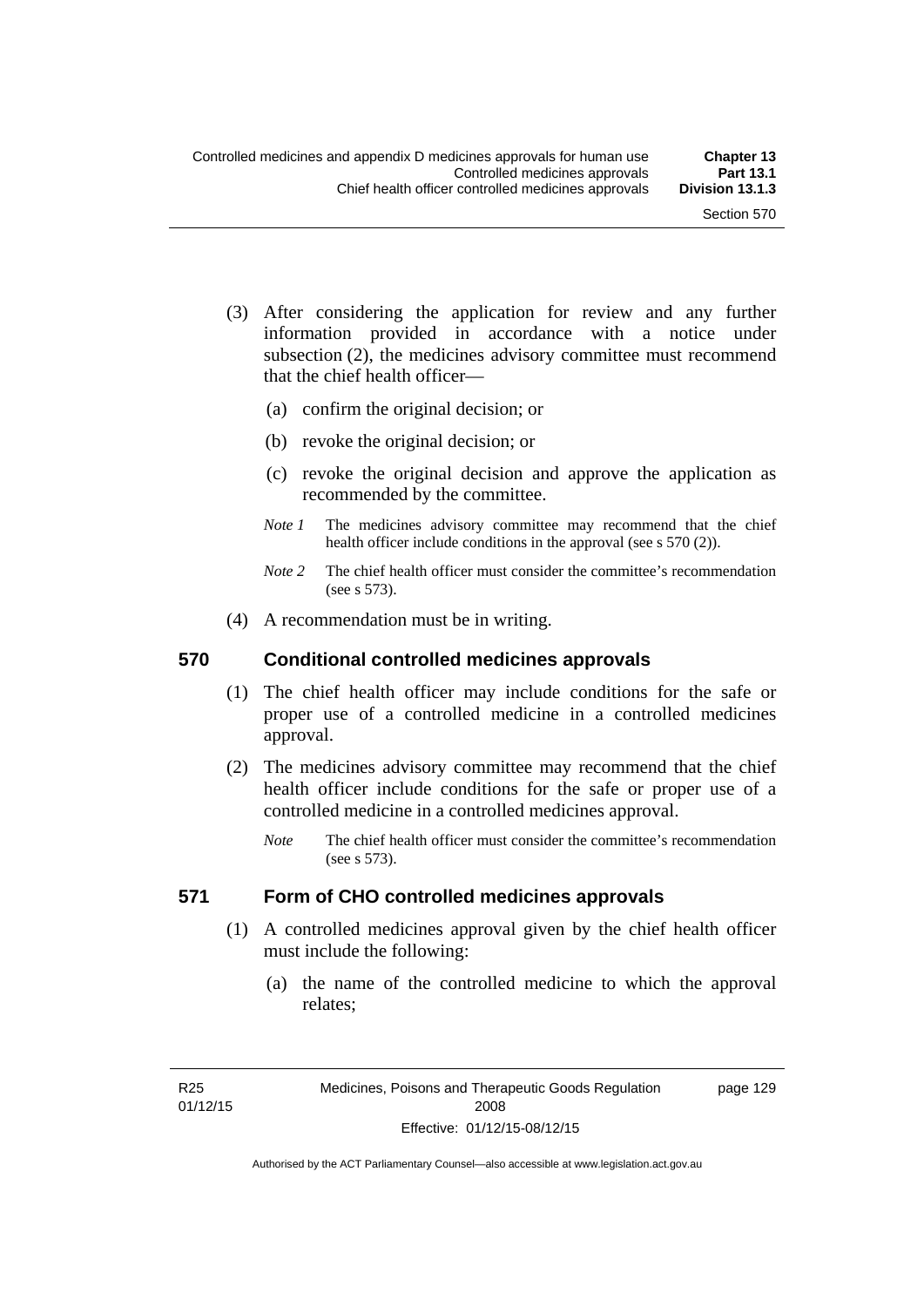(3) After considering the application for review and any further information provided in accordance with a notice under subsection (2), the medicines advisory committee must recommend that the chief health officer—

   (a) confirm the original decision; or

   (b) revoke the original decision; or

   (c) revoke the original decision and approve the application as recommended by the committee.

   *Note 1* The medicines advisory committee may recommend that the chief health officer include conditions in the approval (see s 570 (2)).

   *Note 2* The chief health officer must consider the committee's recommendation (see s 573).

(4) A recommendation must be in writing.

### 570 Conditional controlled medicines approvals

(1) The chief health officer may include conditions for the safe or proper use of a controlled medicine in a controlled medicines approval.

(2) The medicines advisory committee may recommend that the chief health officer include conditions for the safe or proper use of a controlled medicine in a controlled medicines approval.

   *Note* The chief health officer must consider the committee's recommendation (see s 573).

### 571 Form of CHO controlled medicines approvals

(1) A controlled medicines approval given by the chief health officer must include the following:

   (a) the name of the controlled medicine to which the approval relates;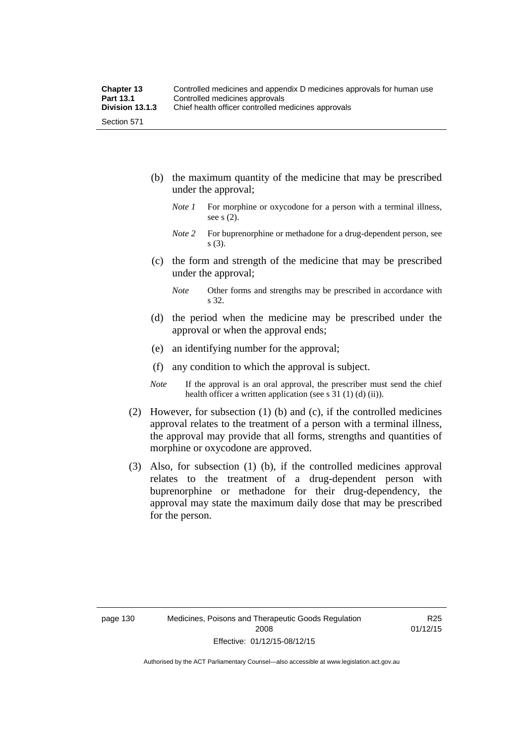(b) the maximum quantity of the medicine that may be prescribed under the approval;

*Note 1* For morphine or oxycodone for a person with a terminal illness, see s (2).

*Note 2* For buprenorphine or methadone for a drug-dependent person, see s (3).

(c) the form and strength of the medicine that may be prescribed under the approval;

*Note* Other forms and strengths may be prescribed in accordance with s 32.

(d) the period when the medicine may be prescribed under the approval or when the approval ends;

(e) an identifying number for the approval;

(f) any condition to which the approval is subject.

*Note* If the approval is an oral approval, the prescriber must send the chief health officer a written application (see s 31 (1) (d) (ii)).

(2) However, for subsection (1) (b) and (c), if the controlled medicines approval relates to the treatment of a person with a terminal illness, the approval may provide that all forms, strengths and quantities of morphine or oxycodone are approved.

(3) Also, for subsection (1) (b), if the controlled medicines approval relates to the treatment of a drug-dependent person with buprenorphine or methadone for their drug-dependency, the approval may state the maximum daily dose that may be prescribed for the person.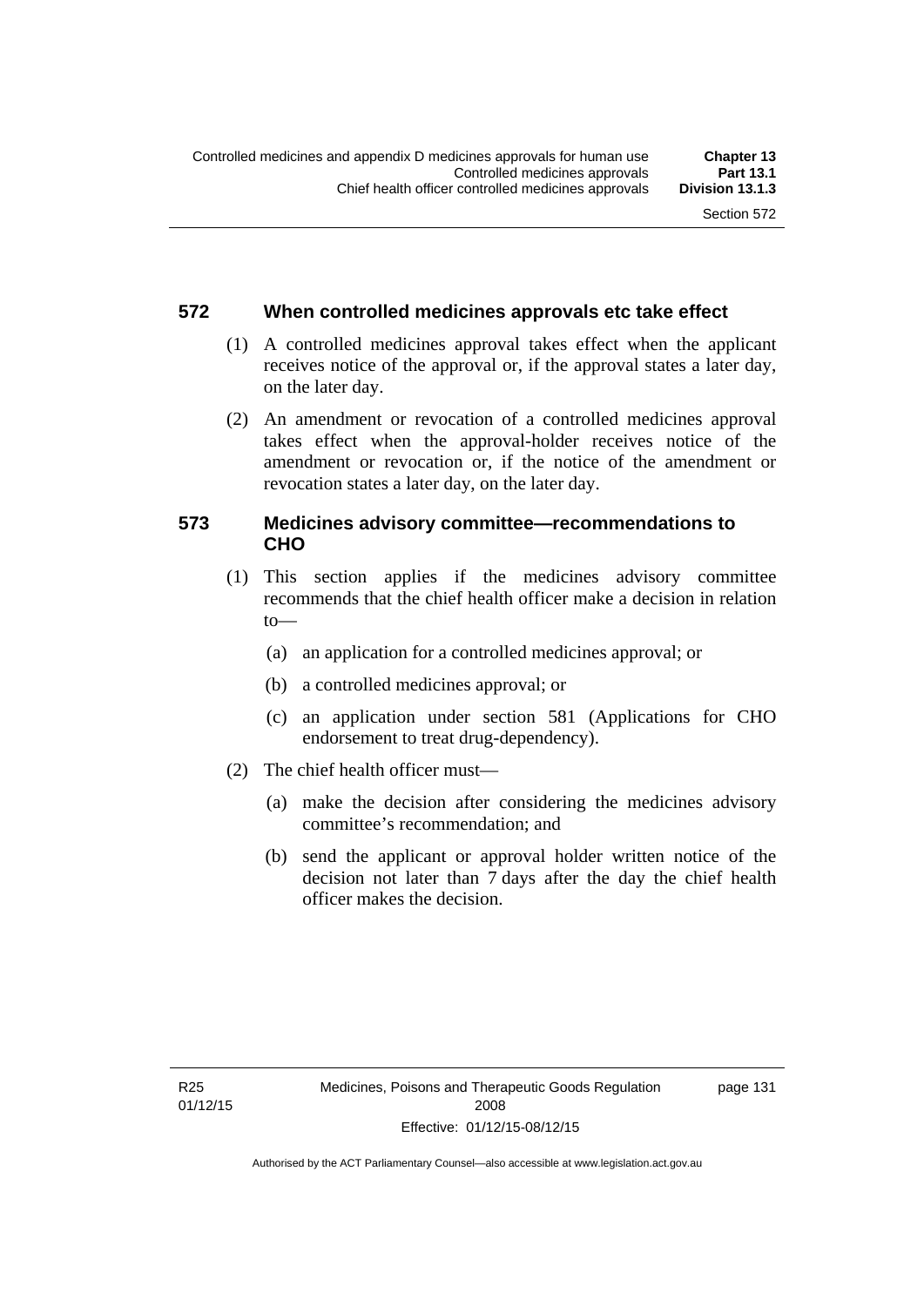### 572 When controlled medicines approvals etc take effect

(1) A controlled medicines approval takes effect when the applicant receives notice of the approval or, if the approval states a later day, on the later day.

(2) An amendment or revocation of a controlled medicines approval takes effect when the approval-holder receives notice of the amendment or revocation or, if the notice of the amendment or revocation states a later day, on the later day.

### 573 Medicines advisory committee—recommendations to CHO

(1) This section applies if the medicines advisory committee recommends that the chief health officer make a decision in relation to—

(a) an application for a controlled medicines approval; or

(b) a controlled medicines approval; or

(c) an application under section 581 (Applications for CHO endorsement to treat drug-dependency).

(2) The chief health officer must—

(a) make the decision after considering the medicines advisory committee's recommendation; and

(b) send the applicant or approval holder written notice of the decision not later than 7 days after the day the chief health officer makes the decision.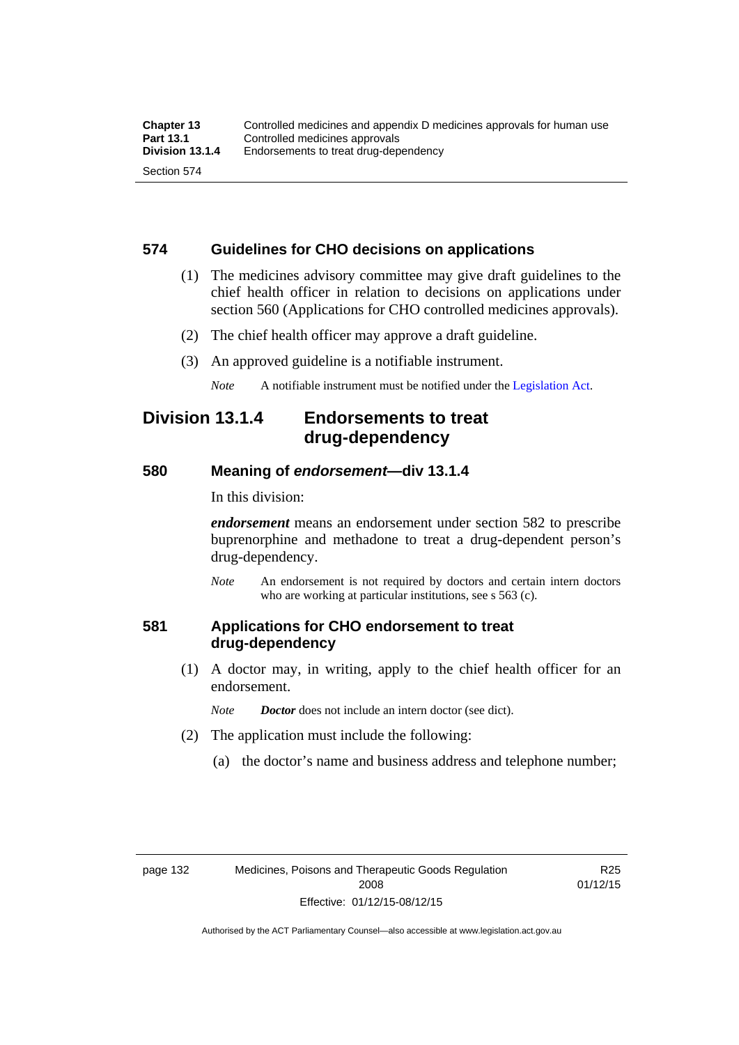### 574 Guidelines for CHO decisions on applications

(1) The medicines advisory committee may give draft guidelines to the chief health officer in relation to decisions on applications under section 560 (Applications for CHO controlled medicines approvals).

(2) The chief health officer may approve a draft guideline.

(3) An approved guideline is a notifiable instrument.

*Note* A notifiable instrument must be notified under the Legislation Act.

## Division 13.1.4 Endorsements to treat drug-dependency

### 580 Meaning of *endorsement*—div 13.1.4

In this division:

***endorsement*** means an endorsement under section 582 to prescribe buprenorphine and methadone to treat a drug-dependent person's drug-dependency.

*Note* An endorsement is not required by doctors and certain intern doctors who are working at particular institutions, see s 563 (c).

### 581 Applications for CHO endorsement to treat drug-dependency

(1) A doctor may, in writing, apply to the chief health officer for an endorsement.

*Note* ***Doctor*** does not include an intern doctor (see dict).

(2) The application must include the following:

(a) the doctor's name and business address and telephone number;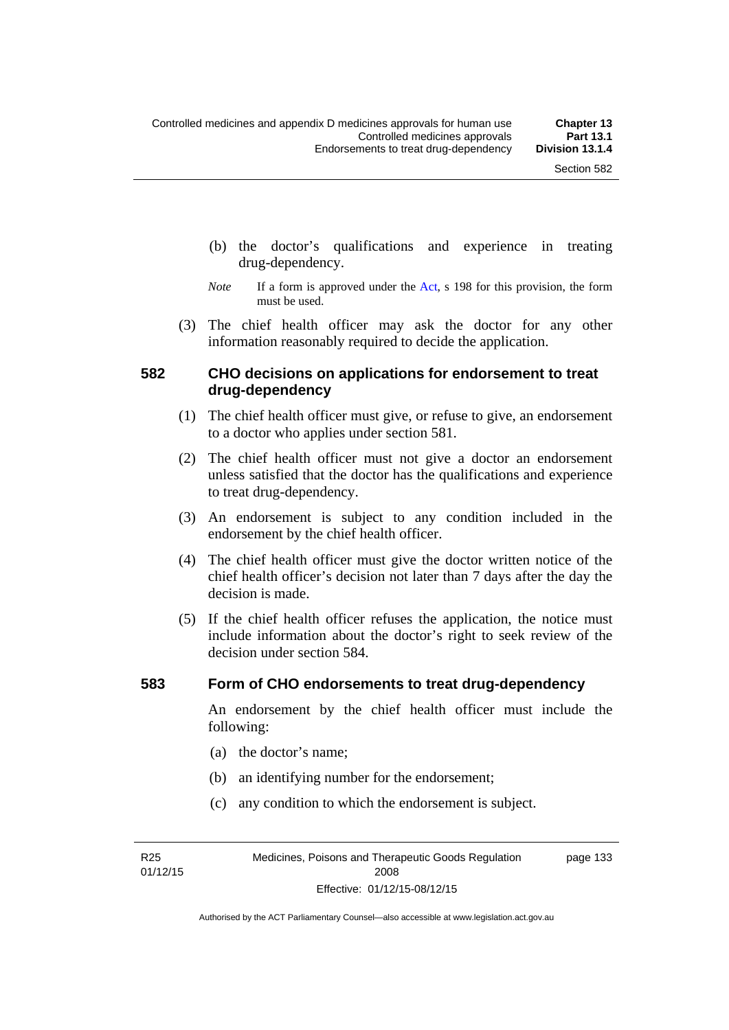(b) the doctor's qualifications and experience in treating drug-dependency.

*Note* If a form is approved under the Act, s 198 for this provision, the form must be used.

(3) The chief health officer may ask the doctor for any other information reasonably required to decide the application.

### 582 CHO decisions on applications for endorsement to treat drug-dependency

(1) The chief health officer must give, or refuse to give, an endorsement to a doctor who applies under section 581.

(2) The chief health officer must not give a doctor an endorsement unless satisfied that the doctor has the qualifications and experience to treat drug-dependency.

(3) An endorsement is subject to any condition included in the endorsement by the chief health officer.

(4) The chief health officer must give the doctor written notice of the chief health officer's decision not later than 7 days after the day the decision is made.

(5) If the chief health officer refuses the application, the notice must include information about the doctor's right to seek review of the decision under section 584.

### 583 Form of CHO endorsements to treat drug-dependency

An endorsement by the chief health officer must include the following:

(a) the doctor's name;

(b) an identifying number for the endorsement;

(c) any condition to which the endorsement is subject.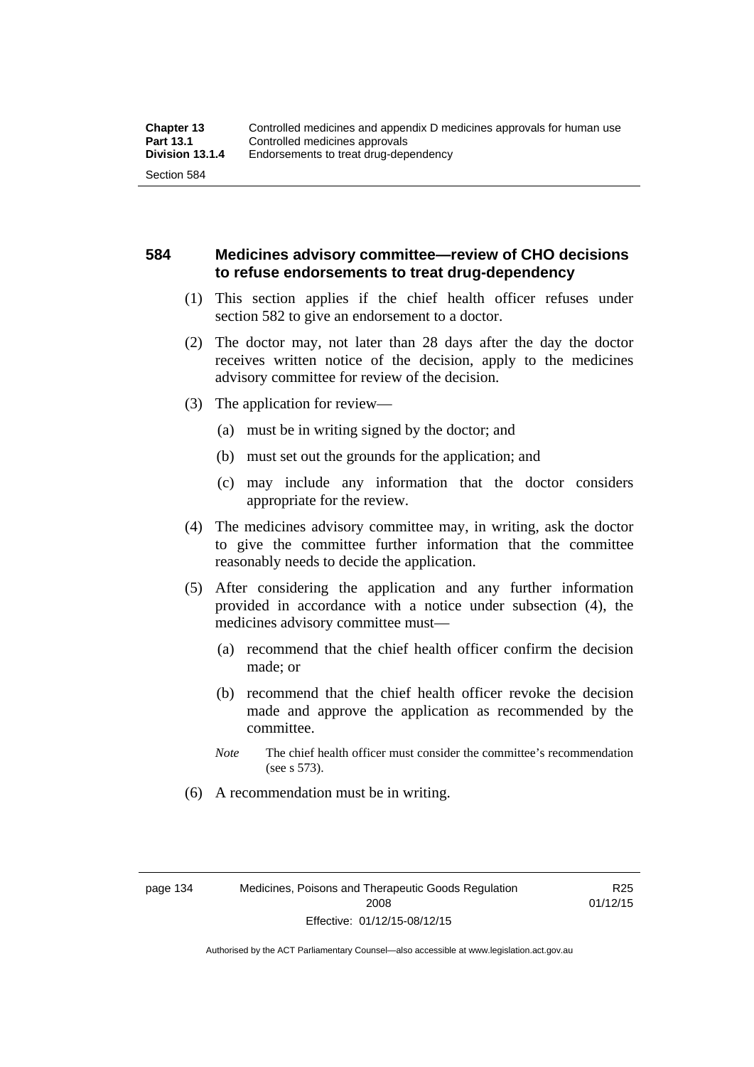## 584 Medicines advisory committee—review of CHO decisions to refuse endorsements to treat drug-dependency

(1) This section applies if the chief health officer refuses under section 582 to give an endorsement to a doctor.

(2) The doctor may, not later than 28 days after the day the doctor receives written notice of the decision, apply to the medicines advisory committee for review of the decision.

(3) The application for review—

(a) must be in writing signed by the doctor; and

(b) must set out the grounds for the application; and

(c) may include any information that the doctor considers appropriate for the review.

(4) The medicines advisory committee may, in writing, ask the doctor to give the committee further information that the committee reasonably needs to decide the application.

(5) After considering the application and any further information provided in accordance with a notice under subsection (4), the medicines advisory committee must—

(a) recommend that the chief health officer confirm the decision made; or

(b) recommend that the chief health officer revoke the decision made and approve the application as recommended by the committee.

*Note* The chief health officer must consider the committee's recommendation (see s 573).

(6) A recommendation must be in writing.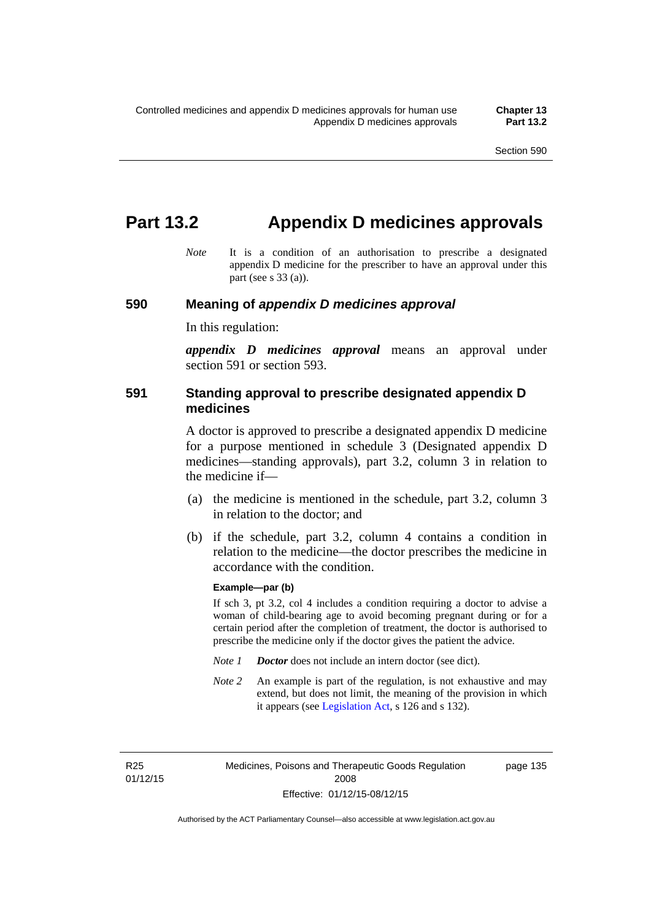# Part 13.2 Appendix D medicines approvals

*Note* It is a condition of an authorisation to prescribe a designated appendix D medicine for the prescriber to have an approval under this part (see s 33 (a)).

## 590 Meaning of *appendix D medicines approval*

In this regulation:

***appendix D medicines approval*** means an approval under section 591 or section 593.

## 591 Standing approval to prescribe designated appendix D medicines

A doctor is approved to prescribe a designated appendix D medicine for a purpose mentioned in schedule 3 (Designated appendix D medicines—standing approvals), part 3.2, column 3 in relation to the medicine if—

(a) the medicine is mentioned in the schedule, part 3.2, column 3 in relation to the doctor; and

(b) if the schedule, part 3.2, column 4 contains a condition in relation to the medicine—the doctor prescribes the medicine in accordance with the condition.

**Example—par (b)**

If sch 3, pt 3.2, col 4 includes a condition requiring a doctor to advise a woman of child-bearing age to avoid becoming pregnant during or for a certain period after the completion of treatment, the doctor is authorised to prescribe the medicine only if the doctor gives the patient the advice.

*Note 1* ***Doctor*** does not include an intern doctor (see dict).

*Note 2* An example is part of the regulation, is not exhaustive and may extend, but does not limit, the meaning of the provision in which it appears (see Legislation Act, s 126 and s 132).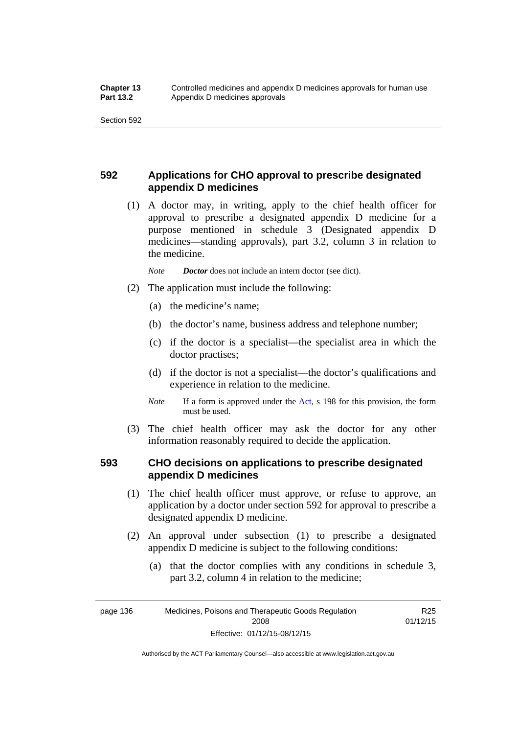## 592 Applications for CHO approval to prescribe designated appendix D medicines

(1) A doctor may, in writing, apply to the chief health officer for approval to prescribe a designated appendix D medicine for a purpose mentioned in schedule 3 (Designated appendix D medicines—standing approvals), part 3.2, column 3 in relation to the medicine.

*Note* ***Doctor*** does not include an intern doctor (see dict).

(2) The application must include the following:

- (a) the medicine's name;
- (b) the doctor's name, business address and telephone number;
- (c) if the doctor is a specialist—the specialist area in which the doctor practises;
- (d) if the doctor is not a specialist—the doctor's qualifications and experience in relation to the medicine.

*Note* If a form is approved under the Act, s 198 for this provision, the form must be used.

(3) The chief health officer may ask the doctor for any other information reasonably required to decide the application.

## 593 CHO decisions on applications to prescribe designated appendix D medicines

(1) The chief health officer must approve, or refuse to approve, an application by a doctor under section 592 for approval to prescribe a designated appendix D medicine.

(2) An approval under subsection (1) to prescribe a designated appendix D medicine is subject to the following conditions:

- (a) that the doctor complies with any conditions in schedule 3, part 3.2, column 4 in relation to the medicine;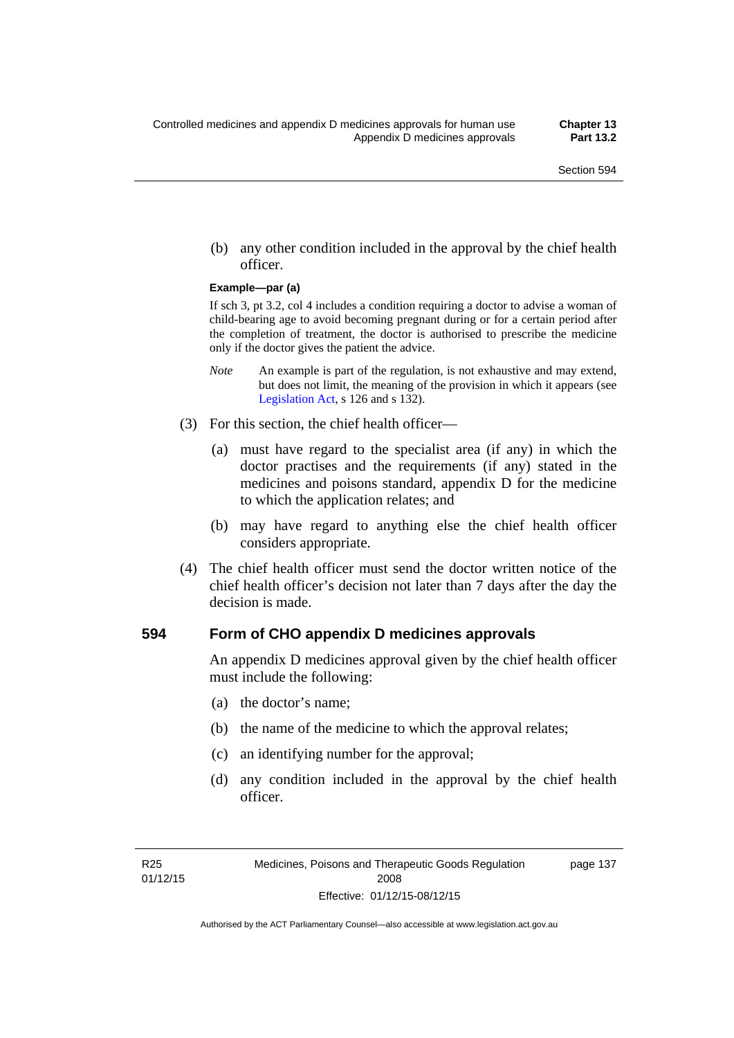(b) any other condition included in the approval by the chief health officer.

**Example—par (a)**

If sch 3, pt 3.2, col 4 includes a condition requiring a doctor to advise a woman of child-bearing age to avoid becoming pregnant during or for a certain period after the completion of treatment, the doctor is authorised to prescribe the medicine only if the doctor gives the patient the advice.

*Note* An example is part of the regulation, is not exhaustive and may extend, but does not limit, the meaning of the provision in which it appears (see Legislation Act, s 126 and s 132).

(3) For this section, the chief health officer—

(a) must have regard to the specialist area (if any) in which the doctor practises and the requirements (if any) stated in the medicines and poisons standard, appendix D for the medicine to which the application relates; and

(b) may have regard to anything else the chief health officer considers appropriate.

(4) The chief health officer must send the doctor written notice of the chief health officer's decision not later than 7 days after the day the decision is made.

## 594 Form of CHO appendix D medicines approvals

An appendix D medicines approval given by the chief health officer must include the following:

(a) the doctor's name;

(b) the name of the medicine to which the approval relates;

(c) an identifying number for the approval;

(d) any condition included in the approval by the chief health officer.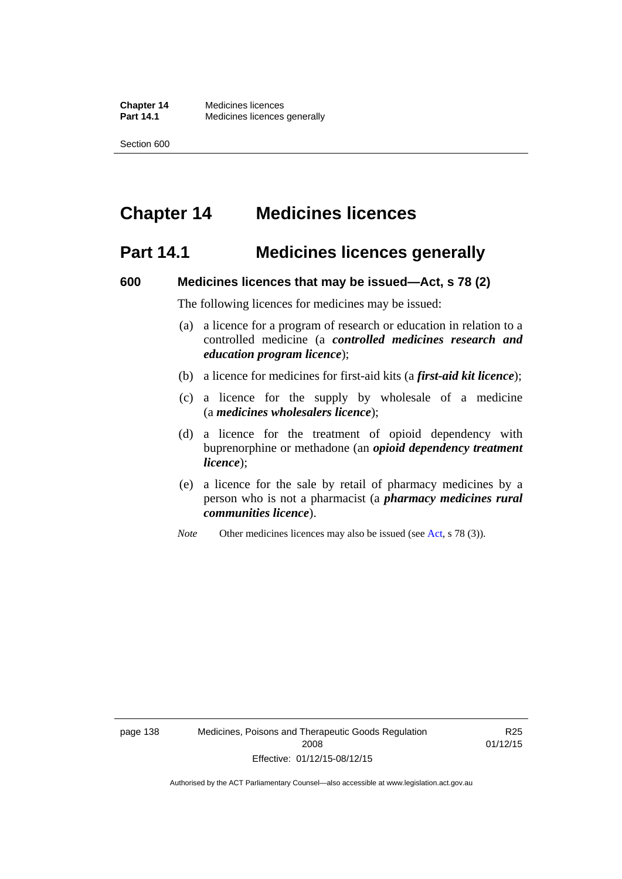# Chapter 14 Medicines licences

## Part 14.1 Medicines licences generally

### 600 Medicines licences that may be issued—Act, s 78 (2)

The following licences for medicines may be issued:

(a) a licence for a program of research or education in relation to a controlled medicine (a ***controlled medicines research and education program licence***);

(b) a licence for medicines for first-aid kits (a ***first-aid kit licence***);

(c) a licence for the supply by wholesale of a medicine (a ***medicines wholesalers licence***);

(d) a licence for the treatment of opioid dependency with buprenorphine or methadone (an ***opioid dependency treatment licence***);

(e) a licence for the sale by retail of pharmacy medicines by a person who is not a pharmacist (a ***pharmacy medicines rural communities licence***).

*Note* Other medicines licences may also be issued (see Act, s 78 (3)).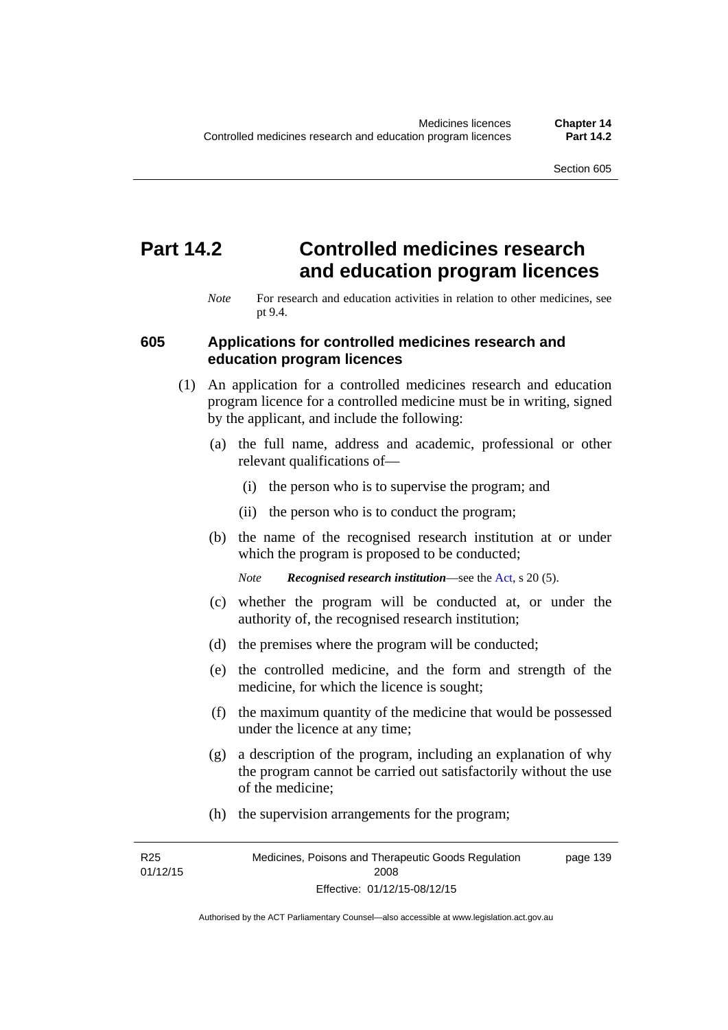# Part 14.2 Controlled medicines research and education program licences

*Note* For research and education activities in relation to other medicines, see pt 9.4.

## 605 Applications for controlled medicines research and education program licences

(1) An application for a controlled medicines research and education program licence for a controlled medicine must be in writing, signed by the applicant, and include the following:

(a) the full name, address and academic, professional or other relevant qualifications of—

(i) the person who is to supervise the program; and

(ii) the person who is to conduct the program;

(b) the name of the recognised research institution at or under which the program is proposed to be conducted;

*Note* ***Recognised research institution***—see the Act, s 20 (5).

(c) whether the program will be conducted at, or under the authority of, the recognised research institution;

(d) the premises where the program will be conducted;

(e) the controlled medicine, and the form and strength of the medicine, for which the licence is sought;

(f) the maximum quantity of the medicine that would be possessed under the licence at any time;

(g) a description of the program, including an explanation of why the program cannot be carried out satisfactorily without the use of the medicine;

(h) the supervision arrangements for the program;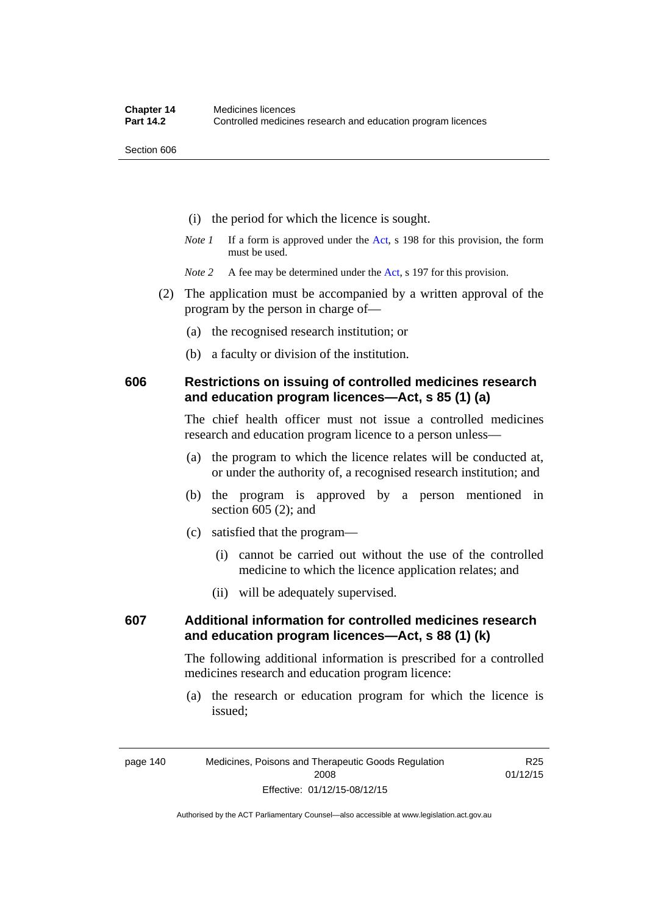(i) the period for which the licence is sought.

*Note 1* If a form is approved under the Act, s 198 for this provision, the form must be used.

*Note 2* A fee may be determined under the Act, s 197 for this provision.

(2) The application must be accompanied by a written approval of the program by the person in charge of—

(a) the recognised research institution; or

(b) a faculty or division of the institution.

## 606 Restrictions on issuing of controlled medicines research and education program licences—Act, s 85 (1) (a)

The chief health officer must not issue a controlled medicines research and education program licence to a person unless—

(a) the program to which the licence relates will be conducted at, or under the authority of, a recognised research institution; and

(b) the program is approved by a person mentioned in section 605 (2); and

(c) satisfied that the program—

(i) cannot be carried out without the use of the controlled medicine to which the licence application relates; and

(ii) will be adequately supervised.

## 607 Additional information for controlled medicines research and education program licences—Act, s 88 (1) (k)

The following additional information is prescribed for a controlled medicines research and education program licence:

(a) the research or education program for which the licence is issued;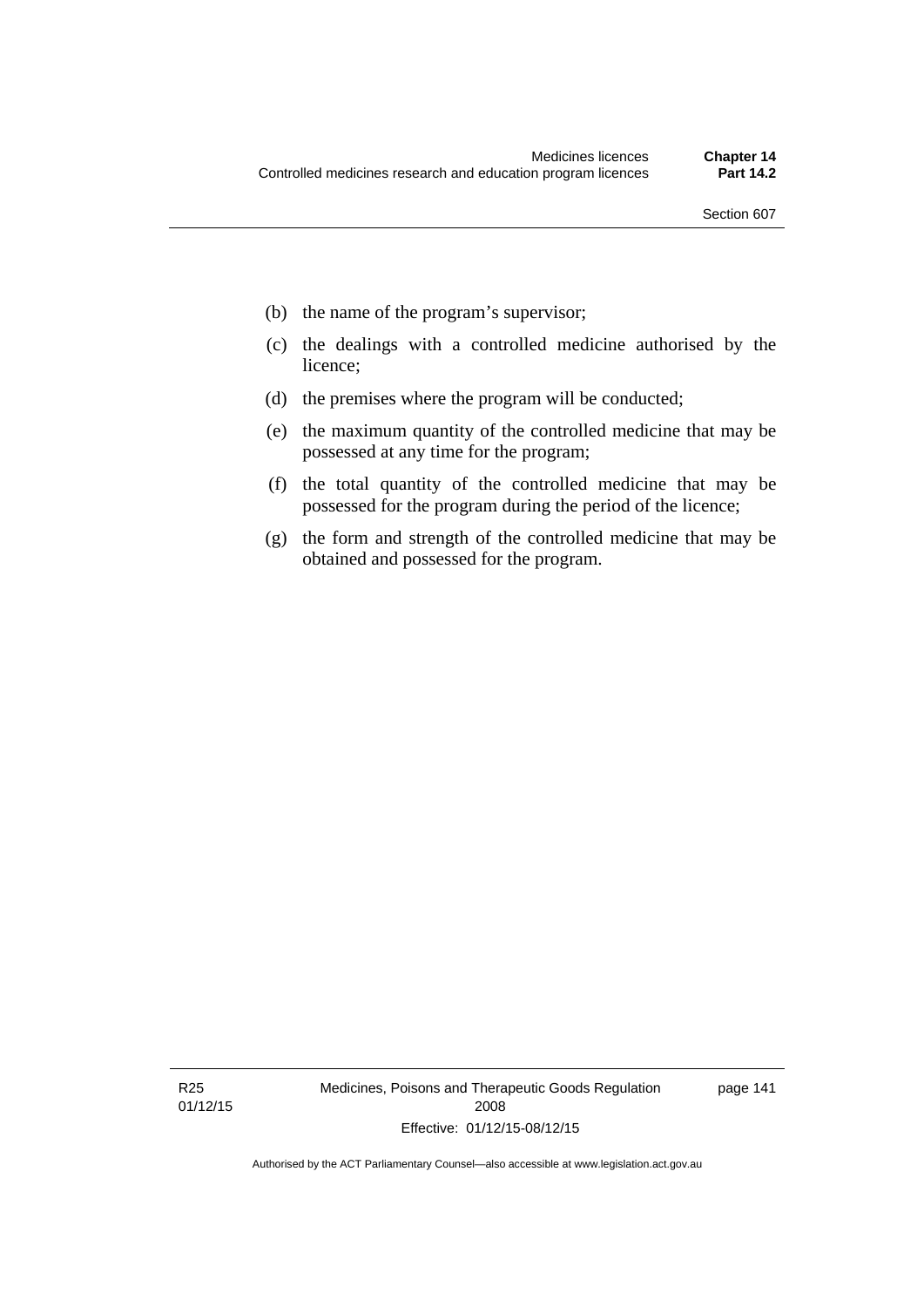(b) the name of the program's supervisor;

(c) the dealings with a controlled medicine authorised by the licence;

(d) the premises where the program will be conducted;

(e) the maximum quantity of the controlled medicine that may be possessed at any time for the program;

(f) the total quantity of the controlled medicine that may be possessed for the program during the period of the licence;

(g) the form and strength of the controlled medicine that may be obtained and possessed for the program.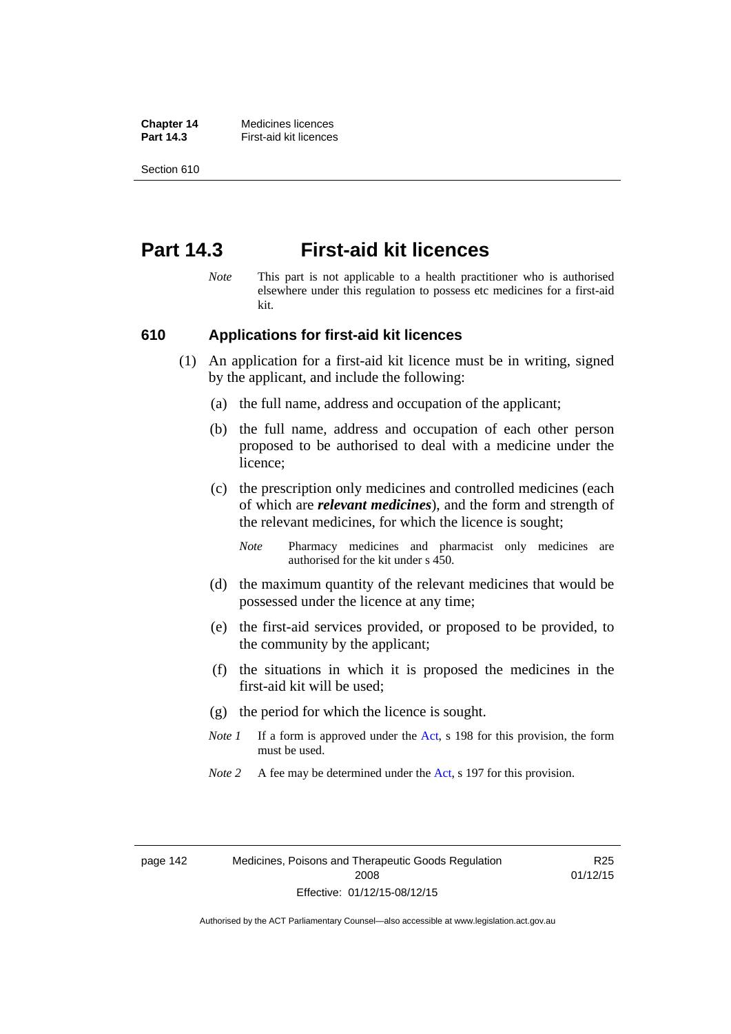# Part 14.3 First-aid kit licences

*Note* This part is not applicable to a health practitioner who is authorised elsewhere under this regulation to possess etc medicines for a first-aid kit.

## 610 Applications for first-aid kit licences

(1) An application for a first-aid kit licence must be in writing, signed by the applicant, and include the following:

(a) the full name, address and occupation of the applicant;

(b) the full name, address and occupation of each other person proposed to be authorised to deal with a medicine under the licence;

(c) the prescription only medicines and controlled medicines (each of which are ***relevant medicines***), and the form and strength of the relevant medicines, for which the licence is sought;

*Note* Pharmacy medicines and pharmacist only medicines are authorised for the kit under s 450.

(d) the maximum quantity of the relevant medicines that would be possessed under the licence at any time;

(e) the first-aid services provided, or proposed to be provided, to the community by the applicant;

(f) the situations in which it is proposed the medicines in the first-aid kit will be used;

(g) the period for which the licence is sought.

*Note 1* If a form is approved under the Act, s 198 for this provision, the form must be used.

*Note 2* A fee may be determined under the Act, s 197 for this provision.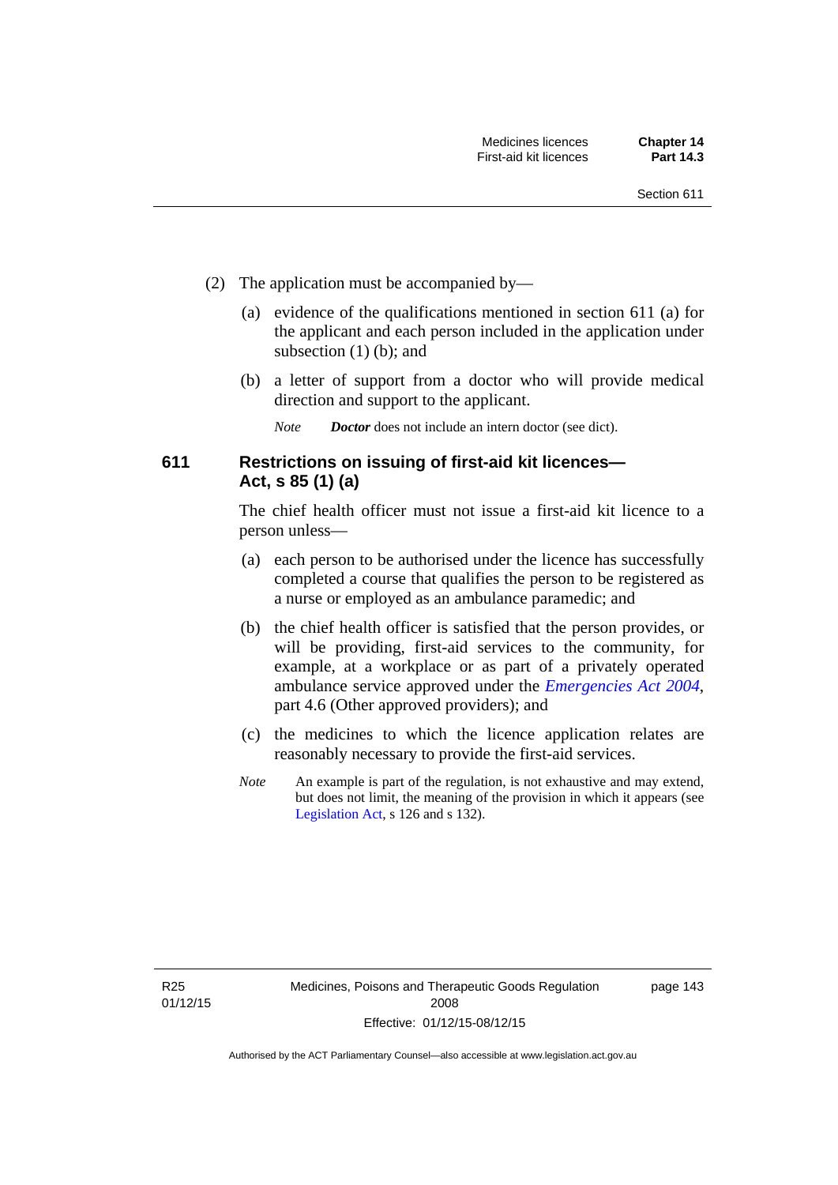(2) The application must be accompanied by—

(a) evidence of the qualifications mentioned in section 611 (a) for the applicant and each person included in the application under subsection (1) (b); and

(b) a letter of support from a doctor who will provide medical direction and support to the applicant.

*Note* ***Doctor*** does not include an intern doctor (see dict).

### 611 Restrictions on issuing of first-aid kit licences—Act, s 85 (1) (a)

The chief health officer must not issue a first-aid kit licence to a person unless—

(a) each person to be authorised under the licence has successfully completed a course that qualifies the person to be registered as a nurse or employed as an ambulance paramedic; and

(b) the chief health officer is satisfied that the person provides, or will be providing, first-aid services to the community, for example, at a workplace or as part of a privately operated ambulance service approved under the *Emergencies Act 2004*, part 4.6 (Other approved providers); and

(c) the medicines to which the licence application relates are reasonably necessary to provide the first-aid services.

*Note* An example is part of the regulation, is not exhaustive and may extend, but does not limit, the meaning of the provision in which it appears (see Legislation Act, s 126 and s 132).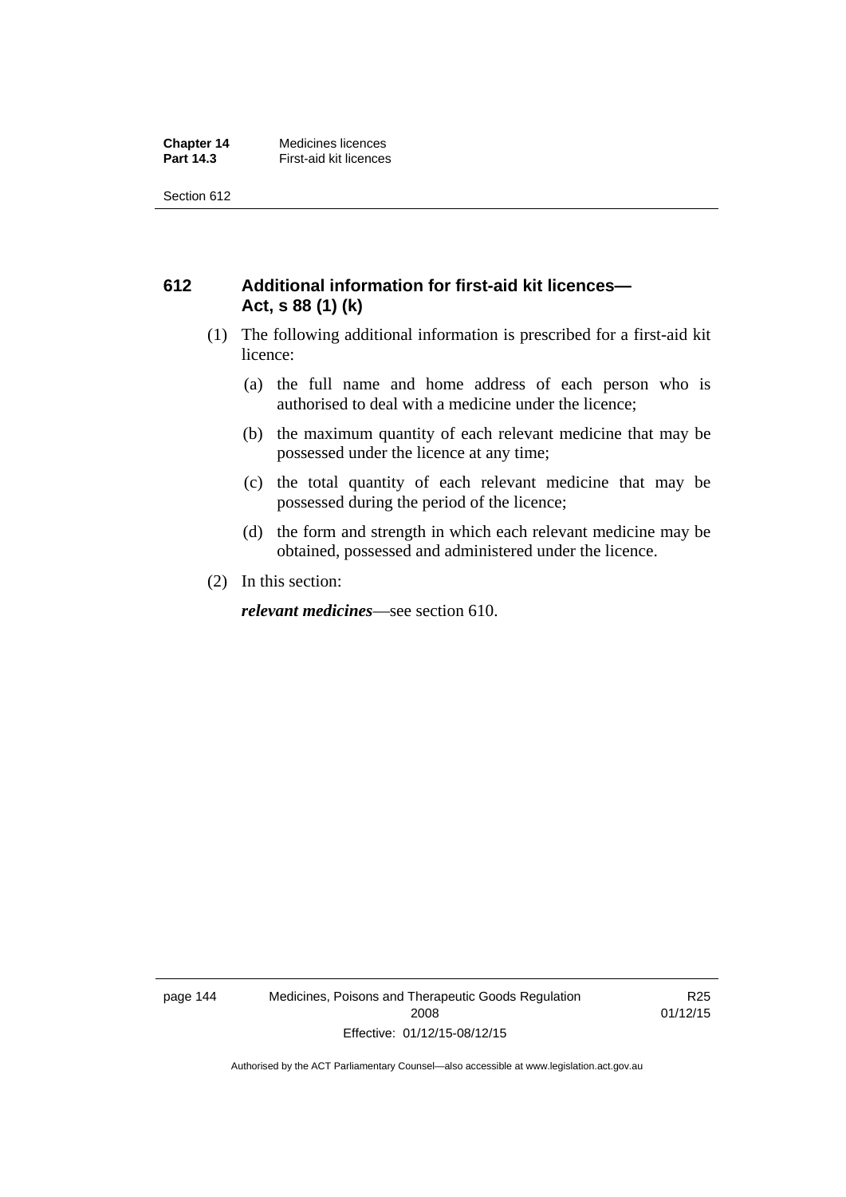## 612 Additional information for first-aid kit licences—Act, s 88 (1) (k)

(1) The following additional information is prescribed for a first-aid kit licence:

(a) the full name and home address of each person who is authorised to deal with a medicine under the licence;

(b) the maximum quantity of each relevant medicine that may be possessed under the licence at any time;

(c) the total quantity of each relevant medicine that may be possessed during the period of the licence;

(d) the form and strength in which each relevant medicine may be obtained, possessed and administered under the licence.

(2) In this section:

***relevant medicines***—see section 610.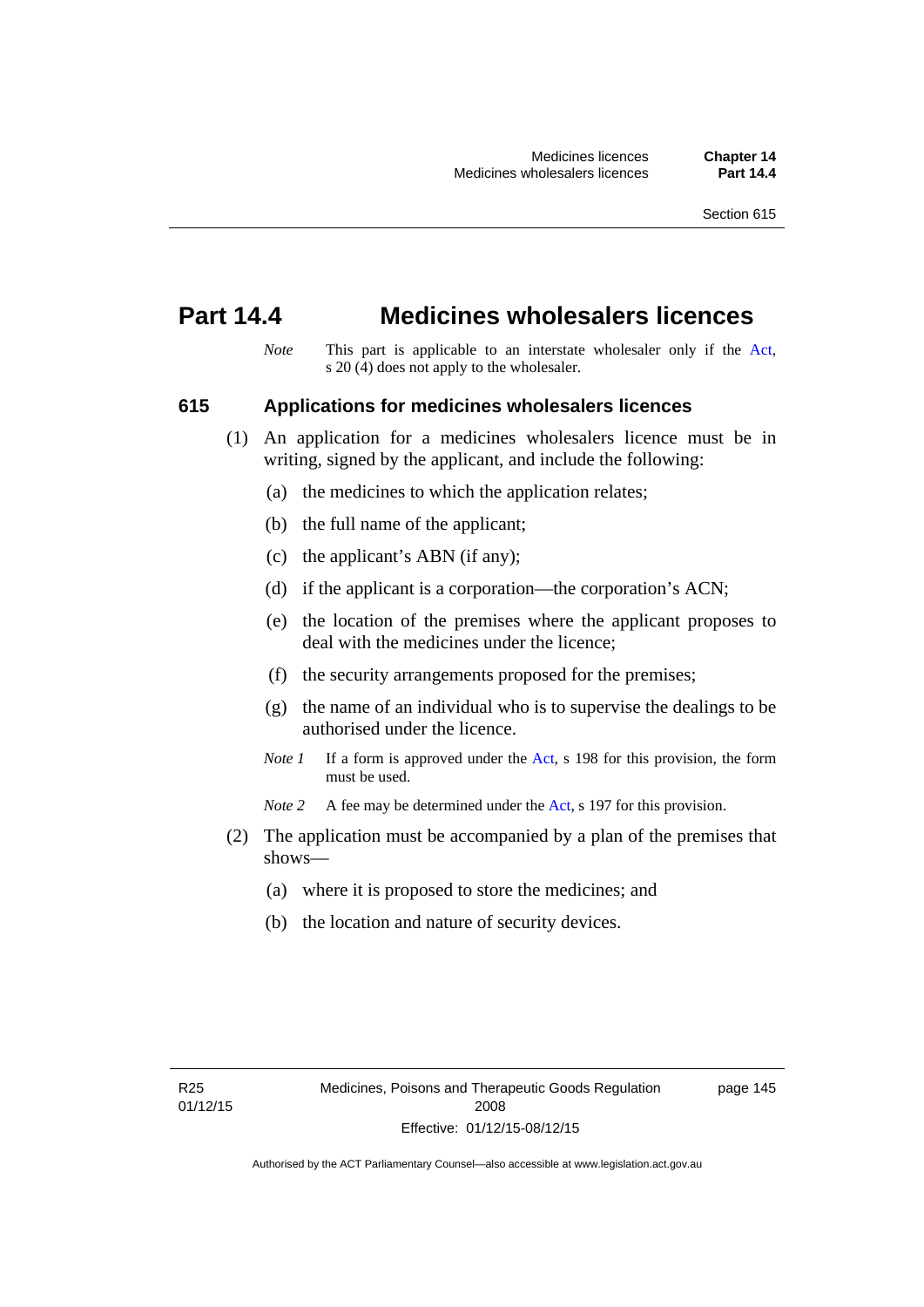# Part 14.4 Medicines wholesalers licences

*Note* This part is applicable to an interstate wholesaler only if the Act, s 20 (4) does not apply to the wholesaler.

## 615 Applications for medicines wholesalers licences

(1) An application for a medicines wholesalers licence must be in writing, signed by the applicant, and include the following:

(a) the medicines to which the application relates;

(b) the full name of the applicant;

(c) the applicant's ABN (if any);

(d) if the applicant is a corporation—the corporation's ACN;

(e) the location of the premises where the applicant proposes to deal with the medicines under the licence;

(f) the security arrangements proposed for the premises;

(g) the name of an individual who is to supervise the dealings to be authorised under the licence.

*Note 1* If a form is approved under the Act, s 198 for this provision, the form must be used.

*Note 2* A fee may be determined under the Act, s 197 for this provision.

(2) The application must be accompanied by a plan of the premises that shows—

(a) where it is proposed to store the medicines; and

(b) the location and nature of security devices.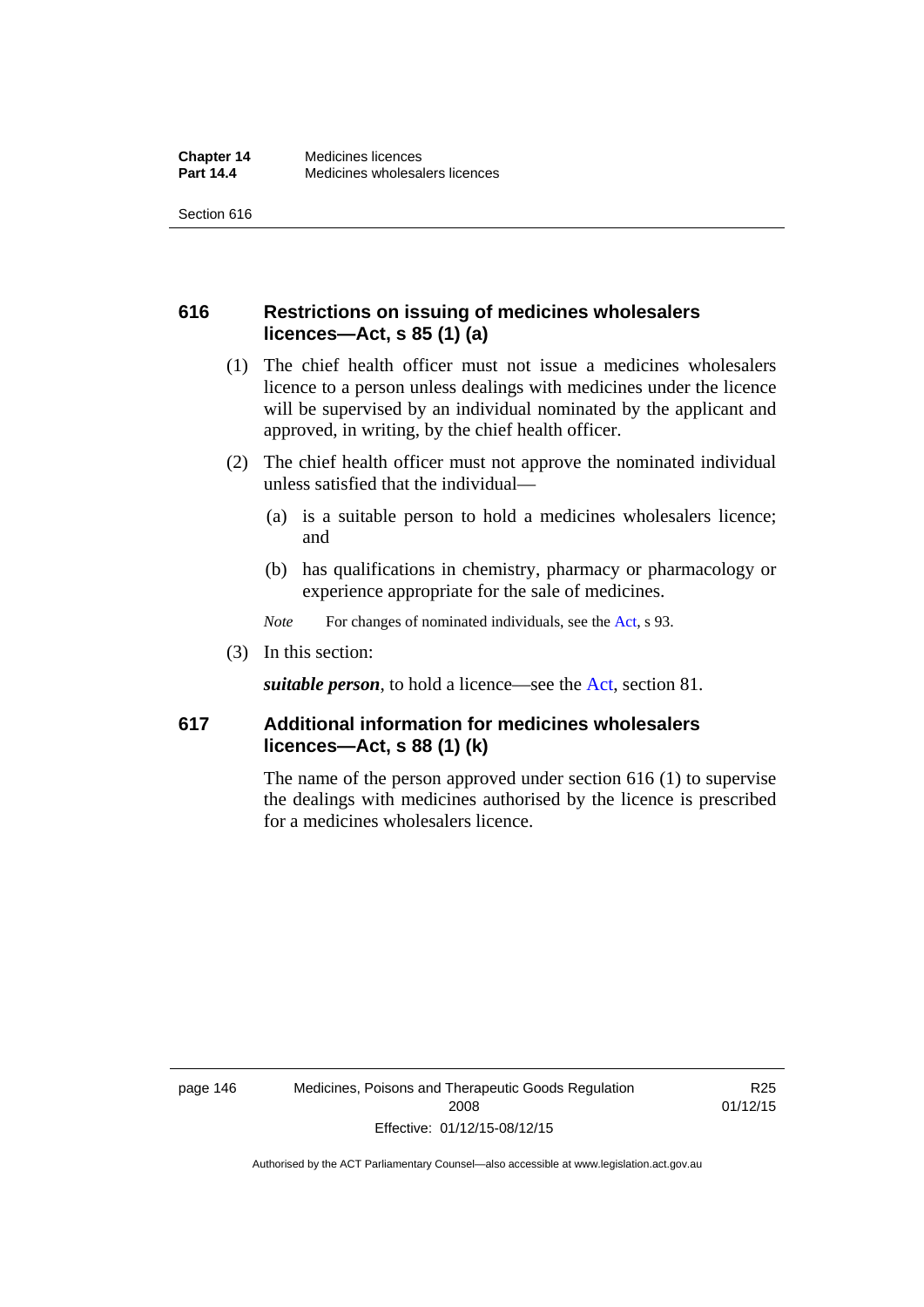## 616 Restrictions on issuing of medicines wholesalers licences—Act, s 85 (1) (a)

(1) The chief health officer must not issue a medicines wholesalers licence to a person unless dealings with medicines under the licence will be supervised by an individual nominated by the applicant and approved, in writing, by the chief health officer.

(2) The chief health officer must not approve the nominated individual unless satisfied that the individual—

(a) is a suitable person to hold a medicines wholesalers licence; and

(b) has qualifications in chemistry, pharmacy or pharmacology or experience appropriate for the sale of medicines.

*Note* For changes of nominated individuals, see the Act, s 93.

(3) In this section:

***suitable person***, to hold a licence—see the Act, section 81.

## 617 Additional information for medicines wholesalers licences—Act, s 88 (1) (k)

The name of the person approved under section 616 (1) to supervise the dealings with medicines authorised by the licence is prescribed for a medicines wholesalers licence.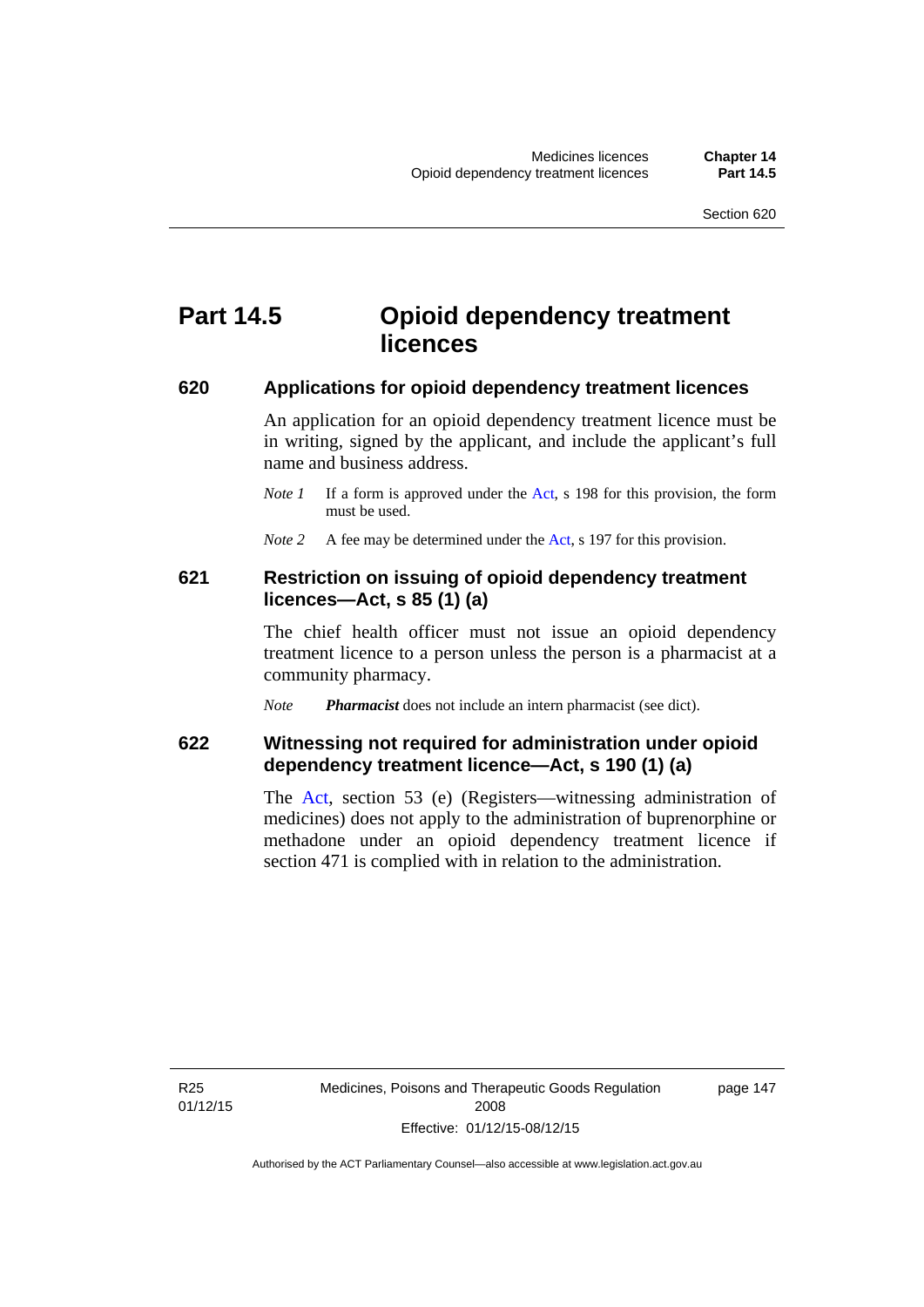# Part 14.5 Opioid dependency treatment licences

## 620 Applications for opioid dependency treatment licences

An application for an opioid dependency treatment licence must be in writing, signed by the applicant, and include the applicant's full name and business address.

*Note 1* If a form is approved under the Act, s 198 for this provision, the form must be used.

*Note 2* A fee may be determined under the Act, s 197 for this provision.

## 621 Restriction on issuing of opioid dependency treatment licences—Act, s 85 (1) (a)

The chief health officer must not issue an opioid dependency treatment licence to a person unless the person is a pharmacist at a community pharmacy.

*Note* ***Pharmacist*** does not include an intern pharmacist (see dict).

## 622 Witnessing not required for administration under opioid dependency treatment licence—Act, s 190 (1) (a)

The Act, section 53 (e) (Registers—witnessing administration of medicines) does not apply to the administration of buprenorphine or methadone under an opioid dependency treatment licence if section 471 is complied with in relation to the administration.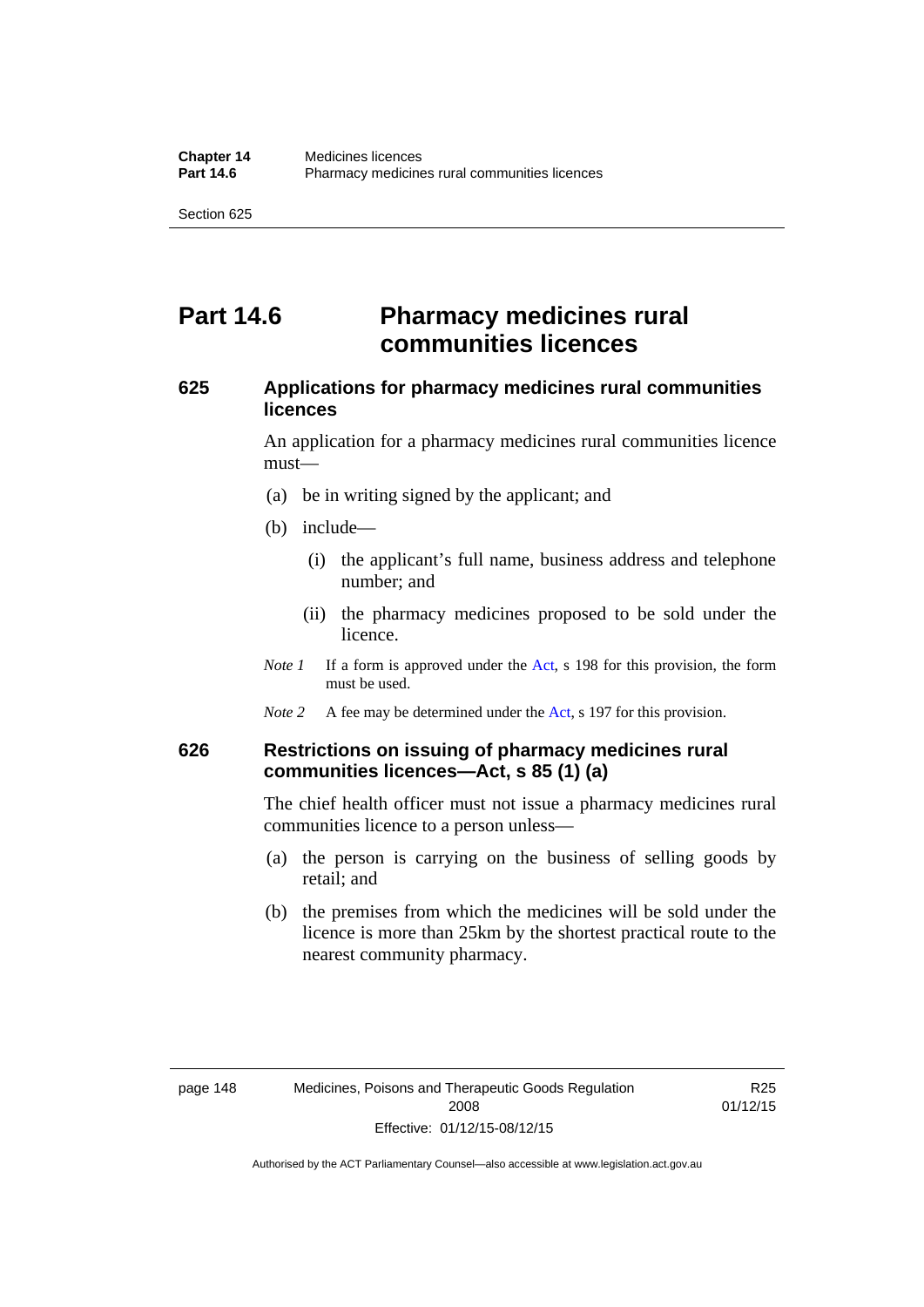# Part 14.6 Pharmacy medicines rural communities licences

### 625 Applications for pharmacy medicines rural communities licences

An application for a pharmacy medicines rural communities licence must—

(a) be in writing signed by the applicant; and

(b) include—

(i) the applicant's full name, business address and telephone number; and

(ii) the pharmacy medicines proposed to be sold under the licence.

*Note 1* If a form is approved under the Act, s 198 for this provision, the form must be used.

*Note 2* A fee may be determined under the Act, s 197 for this provision.

### 626 Restrictions on issuing of pharmacy medicines rural communities licences—Act, s 85 (1) (a)

The chief health officer must not issue a pharmacy medicines rural communities licence to a person unless—

(a) the person is carrying on the business of selling goods by retail; and

(b) the premises from which the medicines will be sold under the licence is more than 25km by the shortest practical route to the nearest community pharmacy.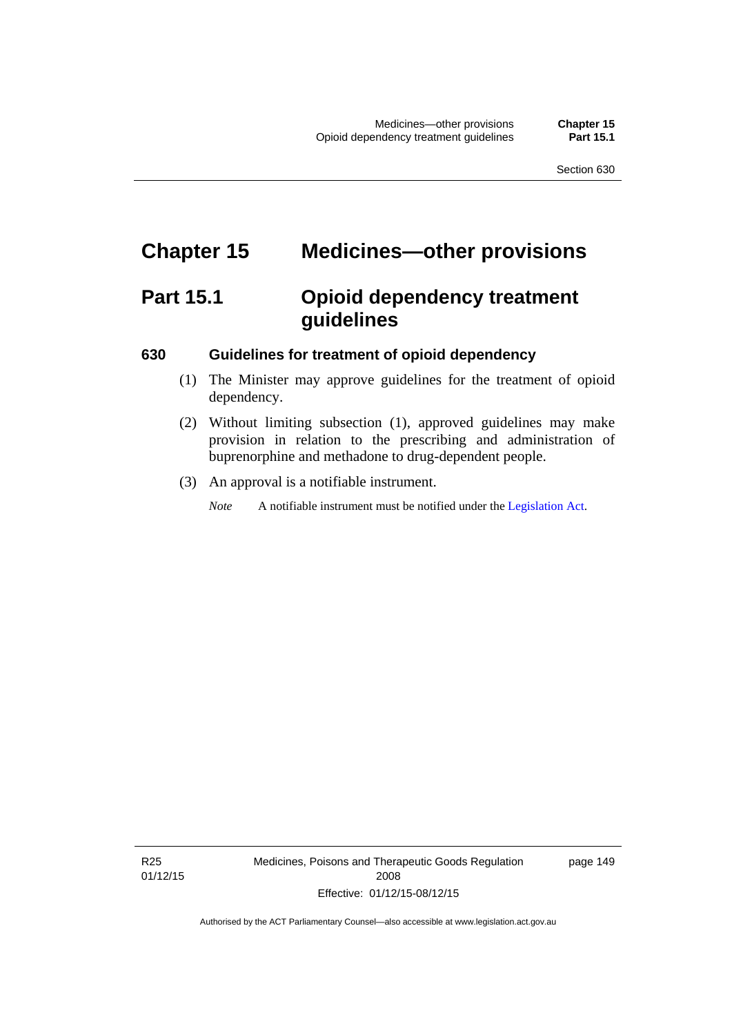# Chapter 15 Medicines—other provisions

## Part 15.1 Opioid dependency treatment guidelines

### 630 Guidelines for treatment of opioid dependency

(1) The Minister may approve guidelines for the treatment of opioid dependency.

(2) Without limiting subsection (1), approved guidelines may make provision in relation to the prescribing and administration of buprenorphine and methadone to drug-dependent people.

(3) An approval is a notifiable instrument.

*Note* A notifiable instrument must be notified under the Legislation Act.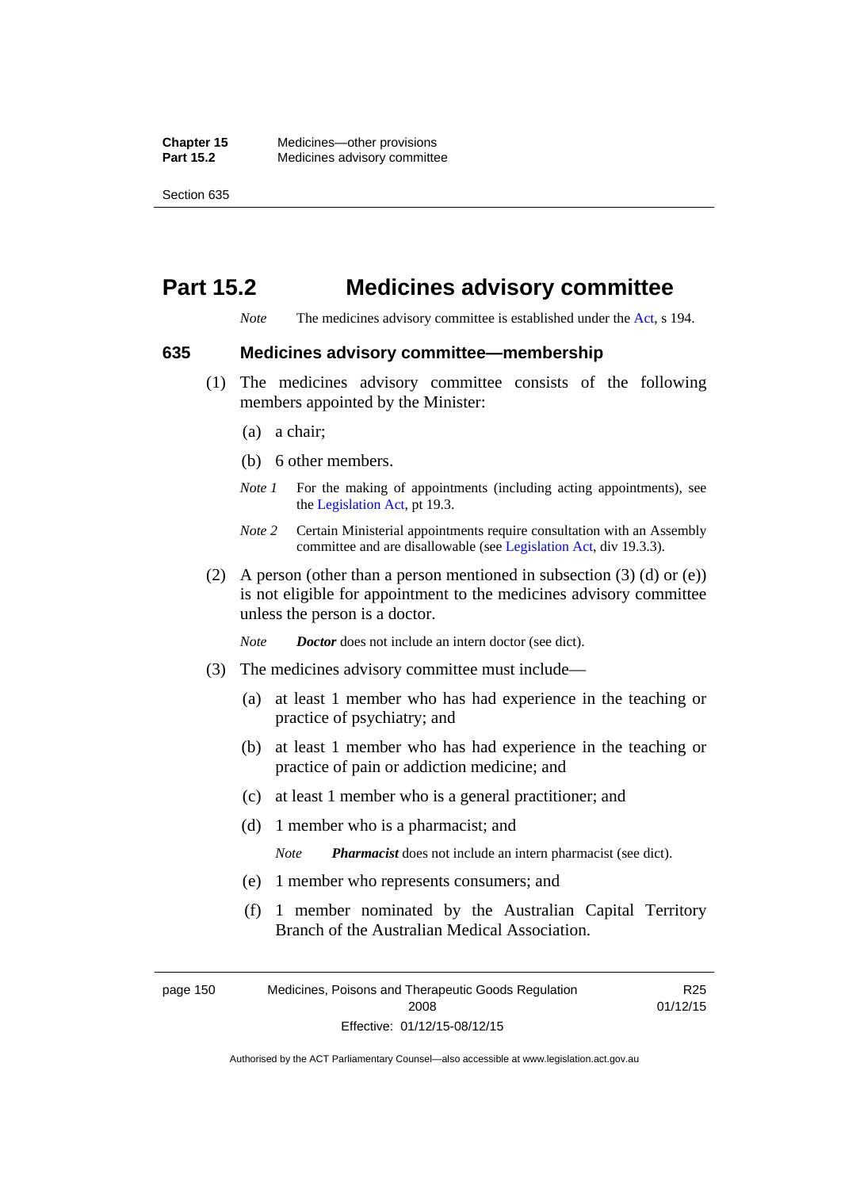# Part 15.2 Medicines advisory committee

*Note* The medicines advisory committee is established under the Act, s 194.

## 635 Medicines advisory committee—membership

(1) The medicines advisory committee consists of the following members appointed by the Minister:

(a) a chair;

(b) 6 other members.

*Note 1* For the making of appointments (including acting appointments), see the Legislation Act, pt 19.3.

*Note 2* Certain Ministerial appointments require consultation with an Assembly committee and are disallowable (see Legislation Act, div 19.3.3).

(2) A person (other than a person mentioned in subsection (3) (d) or (e)) is not eligible for appointment to the medicines advisory committee unless the person is a doctor.

*Note* ***Doctor*** does not include an intern doctor (see dict).

(3) The medicines advisory committee must include—

(a) at least 1 member who has had experience in the teaching or practice of psychiatry; and

(b) at least 1 member who has had experience in the teaching or practice of pain or addiction medicine; and

(c) at least 1 member who is a general practitioner; and

(d) 1 member who is a pharmacist; and

*Note* ***Pharmacist*** does not include an intern pharmacist (see dict).

(e) 1 member who represents consumers; and

(f) 1 member nominated by the Australian Capital Territory Branch of the Australian Medical Association.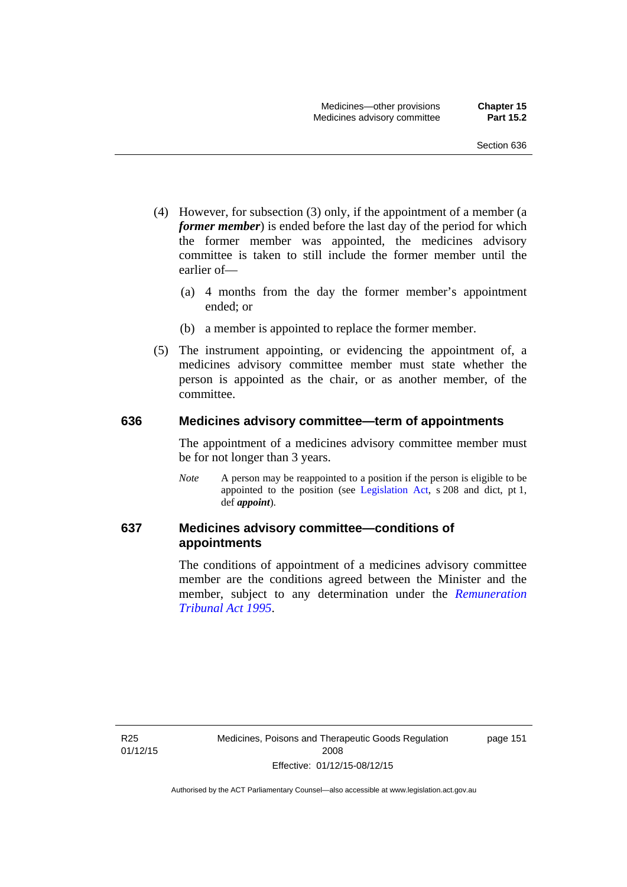(4) However, for subsection (3) only, if the appointment of a member (a ***former member***) is ended before the last day of the period for which the former member was appointed, the medicines advisory committee is taken to still include the former member until the earlier of—

(a) 4 months from the day the former member's appointment ended; or

(b) a member is appointed to replace the former member.

(5) The instrument appointing, or evidencing the appointment of, a medicines advisory committee member must state whether the person is appointed as the chair, or as another member, of the committee.

## 636 Medicines advisory committee—term of appointments

The appointment of a medicines advisory committee member must be for not longer than 3 years.

*Note* A person may be reappointed to a position if the person is eligible to be appointed to the position (see Legislation Act, s 208 and dict, pt 1, def ***appoint***).

## 637 Medicines advisory committee—conditions of appointments

The conditions of appointment of a medicines advisory committee member are the conditions agreed between the Minister and the member, subject to any determination under the *Remuneration Tribunal Act 1995*.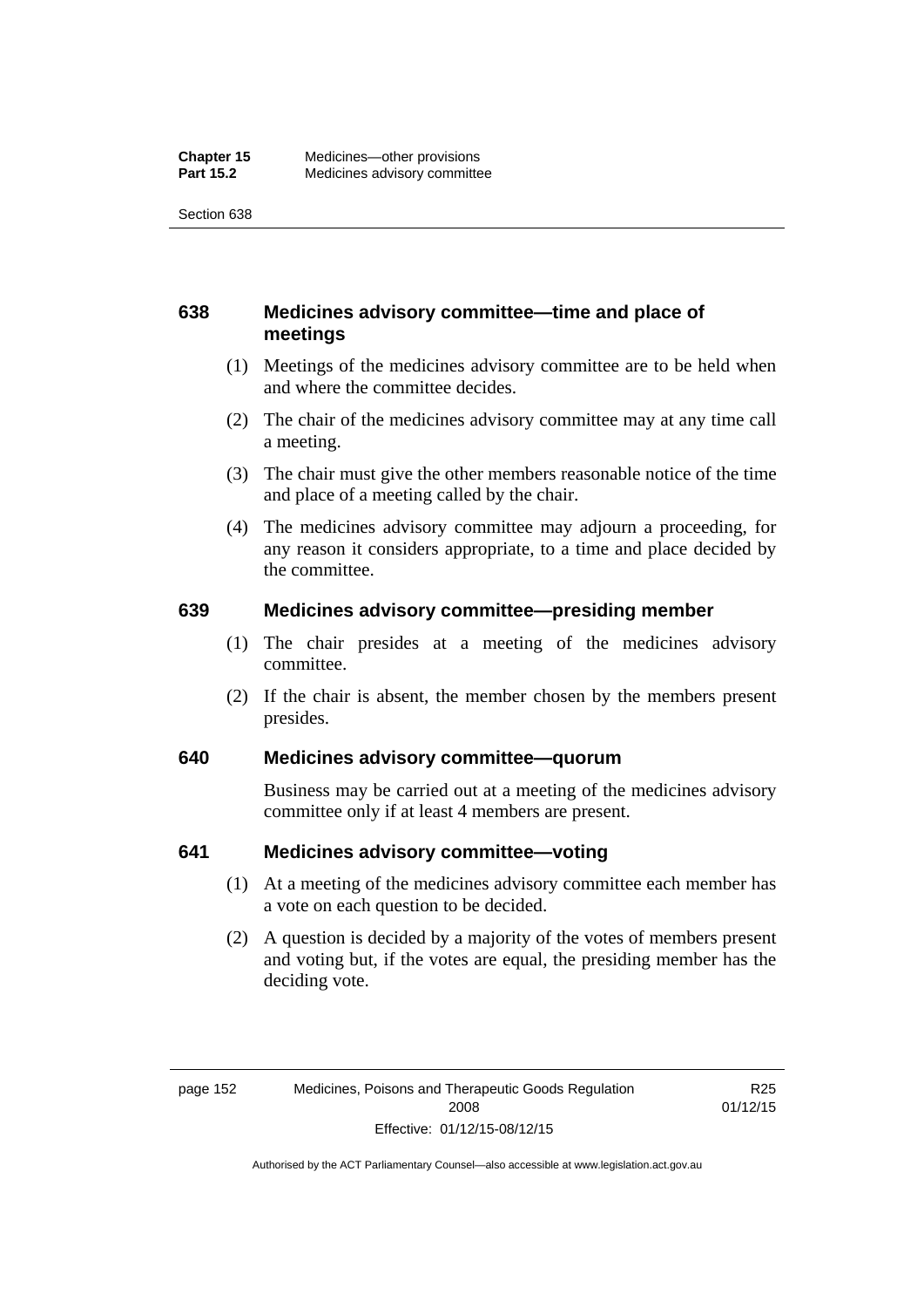## 638 Medicines advisory committee—time and place of meetings

(1) Meetings of the medicines advisory committee are to be held when and where the committee decides.

(2) The chair of the medicines advisory committee may at any time call a meeting.

(3) The chair must give the other members reasonable notice of the time and place of a meeting called by the chair.

(4) The medicines advisory committee may adjourn a proceeding, for any reason it considers appropriate, to a time and place decided by the committee.

## 639 Medicines advisory committee—presiding member

(1) The chair presides at a meeting of the medicines advisory committee.

(2) If the chair is absent, the member chosen by the members present presides.

## 640 Medicines advisory committee—quorum

Business may be carried out at a meeting of the medicines advisory committee only if at least 4 members are present.

## 641 Medicines advisory committee—voting

(1) At a meeting of the medicines advisory committee each member has a vote on each question to be decided.

(2) A question is decided by a majority of the votes of members present and voting but, if the votes are equal, the presiding member has the deciding vote.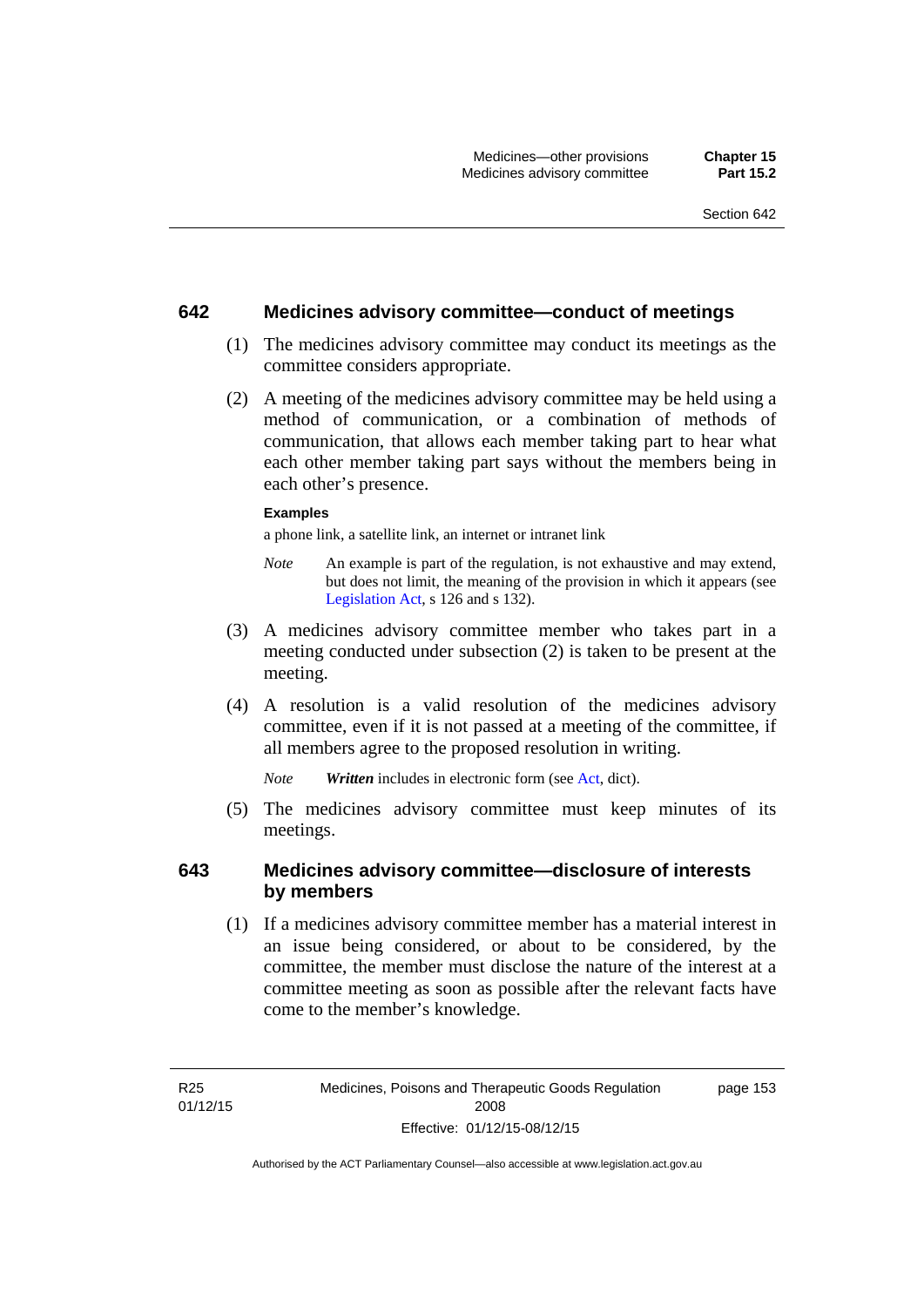## 642 Medicines advisory committee—conduct of meetings

(1) The medicines advisory committee may conduct its meetings as the committee considers appropriate.

(2) A meeting of the medicines advisory committee may be held using a method of communication, or a combination of methods of communication, that allows each member taking part to hear what each other member taking part says without the members being in each other's presence.

**Examples**

a phone link, a satellite link, an internet or intranet link

*Note* An example is part of the regulation, is not exhaustive and may extend, but does not limit, the meaning of the provision in which it appears (see Legislation Act, s 126 and s 132).

(3) A medicines advisory committee member who takes part in a meeting conducted under subsection (2) is taken to be present at the meeting.

(4) A resolution is a valid resolution of the medicines advisory committee, even if it is not passed at a meeting of the committee, if all members agree to the proposed resolution in writing.

*Note* ***Written*** includes in electronic form (see Act, dict).

(5) The medicines advisory committee must keep minutes of its meetings.

## 643 Medicines advisory committee—disclosure of interests by members

(1) If a medicines advisory committee member has a material interest in an issue being considered, or about to be considered, by the committee, the member must disclose the nature of the interest at a committee meeting as soon as possible after the relevant facts have come to the member's knowledge.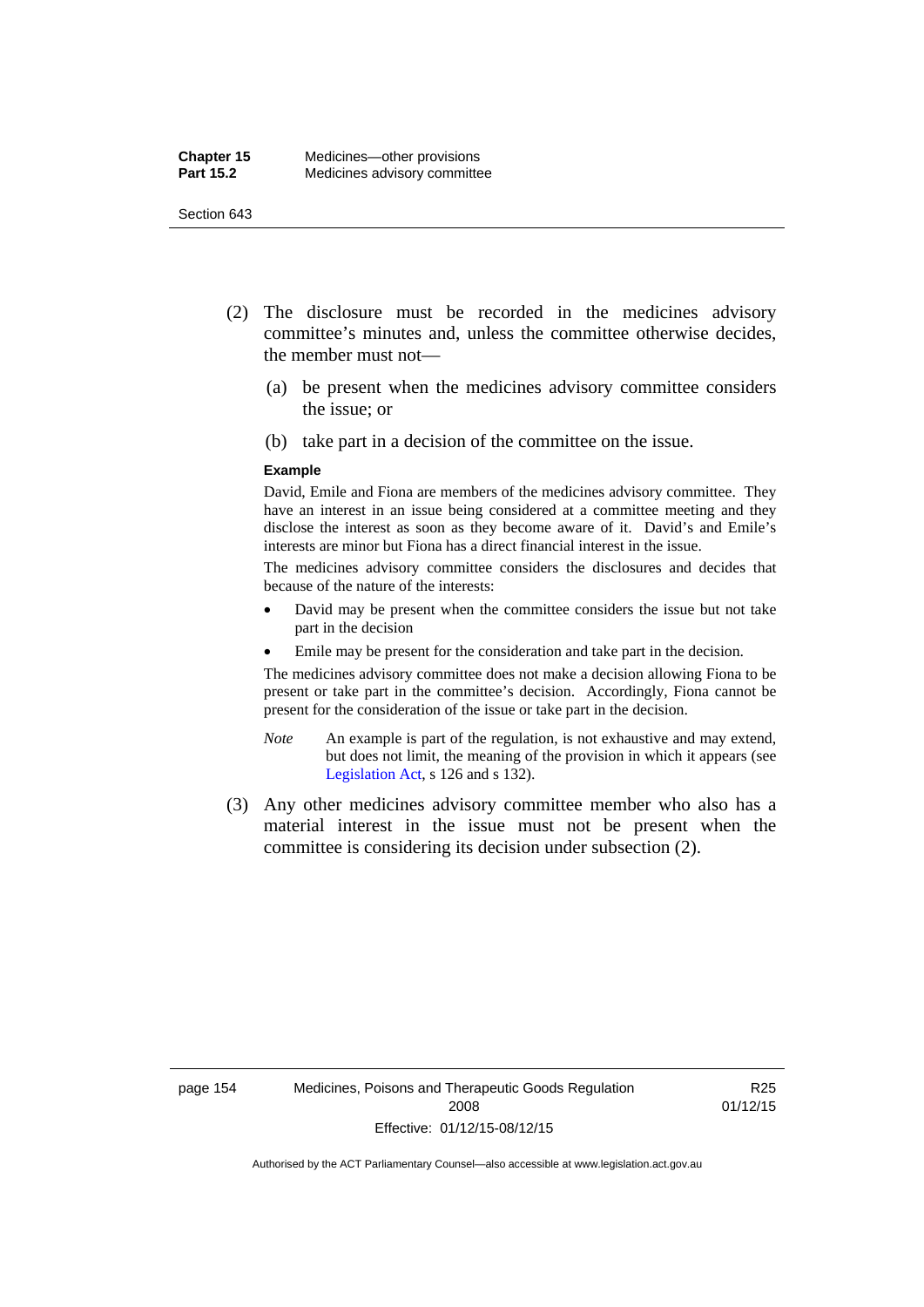(2) The disclosure must be recorded in the medicines advisory committee's minutes and, unless the committee otherwise decides, the member must not—

(a) be present when the medicines advisory committee considers the issue; or

(b) take part in a decision of the committee on the issue.

**Example**

David, Emile and Fiona are members of the medicines advisory committee. They have an interest in an issue being considered at a committee meeting and they disclose the interest as soon as they become aware of it. David's and Emile's interests are minor but Fiona has a direct financial interest in the issue.

The medicines advisory committee considers the disclosures and decides that because of the nature of the interests:

- David may be present when the committee considers the issue but not take part in the decision
- Emile may be present for the consideration and take part in the decision.

The medicines advisory committee does not make a decision allowing Fiona to be present or take part in the committee's decision. Accordingly, Fiona cannot be present for the consideration of the issue or take part in the decision.

*Note* An example is part of the regulation, is not exhaustive and may extend, but does not limit, the meaning of the provision in which it appears (see Legislation Act, s 126 and s 132).

(3) Any other medicines advisory committee member who also has a material interest in the issue must not be present when the committee is considering its decision under subsection (2).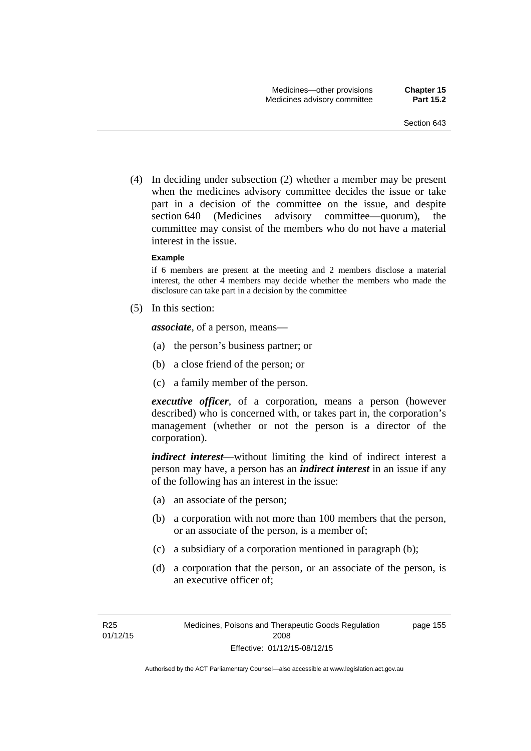(4) In deciding under subsection (2) whether a member may be present when the medicines advisory committee decides the issue or take part in a decision of the committee on the issue, and despite section 640 (Medicines advisory committee—quorum), the committee may consist of the members who do not have a material interest in the issue.

**Example**

if 6 members are present at the meeting and 2 members disclose a material interest, the other 4 members may decide whether the members who made the disclosure can take part in a decision by the committee

(5) In this section:

***associate***, of a person, means—

(a) the person's business partner; or

(b) a close friend of the person; or

(c) a family member of the person.

***executive officer***, of a corporation, means a person (however described) who is concerned with, or takes part in, the corporation's management (whether or not the person is a director of the corporation).

***indirect interest***—without limiting the kind of indirect interest a person may have, a person has an ***indirect interest*** in an issue if any of the following has an interest in the issue:

(a) an associate of the person;

(b) a corporation with not more than 100 members that the person, or an associate of the person, is a member of;

(c) a subsidiary of a corporation mentioned in paragraph (b);

(d) a corporation that the person, or an associate of the person, is an executive officer of;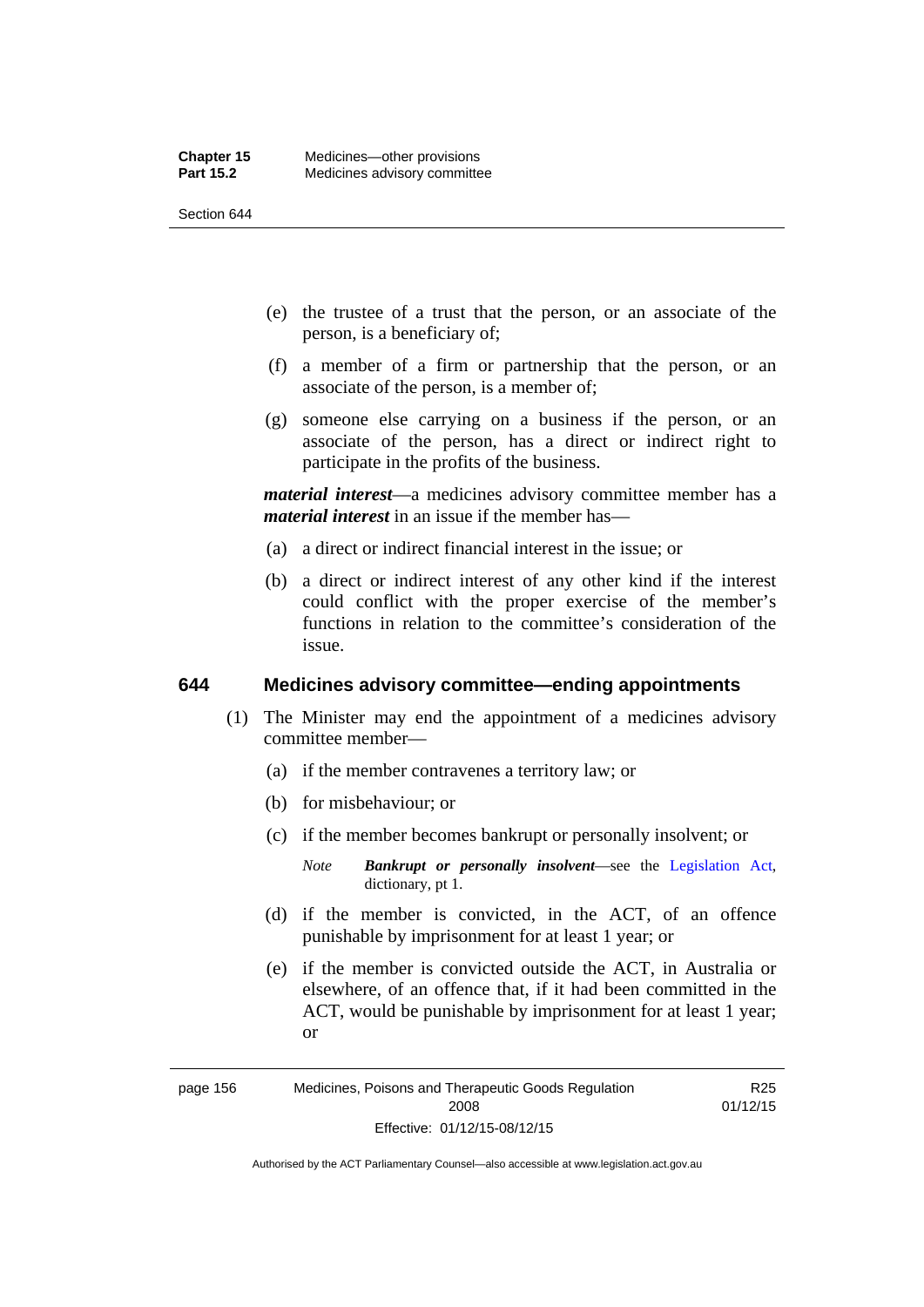(e) the trustee of a trust that the person, or an associate of the person, is a beneficiary of;

(f) a member of a firm or partnership that the person, or an associate of the person, is a member of;

(g) someone else carrying on a business if the person, or an associate of the person, has a direct or indirect right to participate in the profits of the business.

***material interest***—a medicines advisory committee member has a ***material interest*** in an issue if the member has—

(a) a direct or indirect financial interest in the issue; or

(b) a direct or indirect interest of any other kind if the interest could conflict with the proper exercise of the member's functions in relation to the committee's consideration of the issue.

## 644 Medicines advisory committee—ending appointments

(1) The Minister may end the appointment of a medicines advisory committee member—

(a) if the member contravenes a territory law; or

(b) for misbehaviour; or

(c) if the member becomes bankrupt or personally insolvent; or

*Note* ***Bankrupt or personally insolvent***—see the Legislation Act, dictionary, pt 1.

(d) if the member is convicted, in the ACT, of an offence punishable by imprisonment for at least 1 year; or

(e) if the member is convicted outside the ACT, in Australia or elsewhere, of an offence that, if it had been committed in the ACT, would be punishable by imprisonment for at least 1 year; or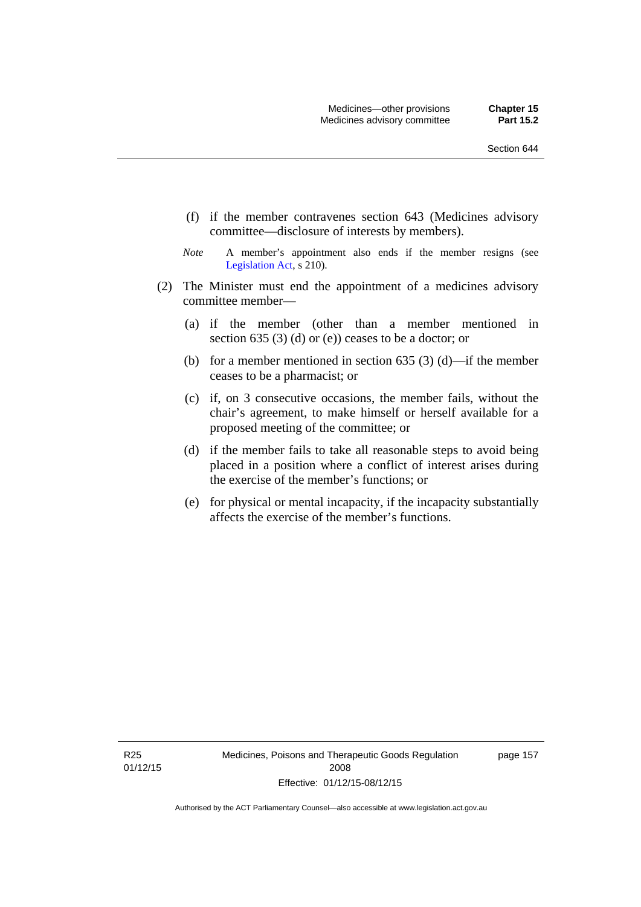(f) if the member contravenes section 643 (Medicines advisory committee—disclosure of interests by members).

*Note* A member's appointment also ends if the member resigns (see Legislation Act, s 210).

(2) The Minister must end the appointment of a medicines advisory committee member—

(a) if the member (other than a member mentioned in section 635 (3) (d) or (e)) ceases to be a doctor; or

(b) for a member mentioned in section 635 (3) (d)—if the member ceases to be a pharmacist; or

(c) if, on 3 consecutive occasions, the member fails, without the chair's agreement, to make himself or herself available for a proposed meeting of the committee; or

(d) if the member fails to take all reasonable steps to avoid being placed in a position where a conflict of interest arises during the exercise of the member's functions; or

(e) for physical or mental incapacity, if the incapacity substantially affects the exercise of the member's functions.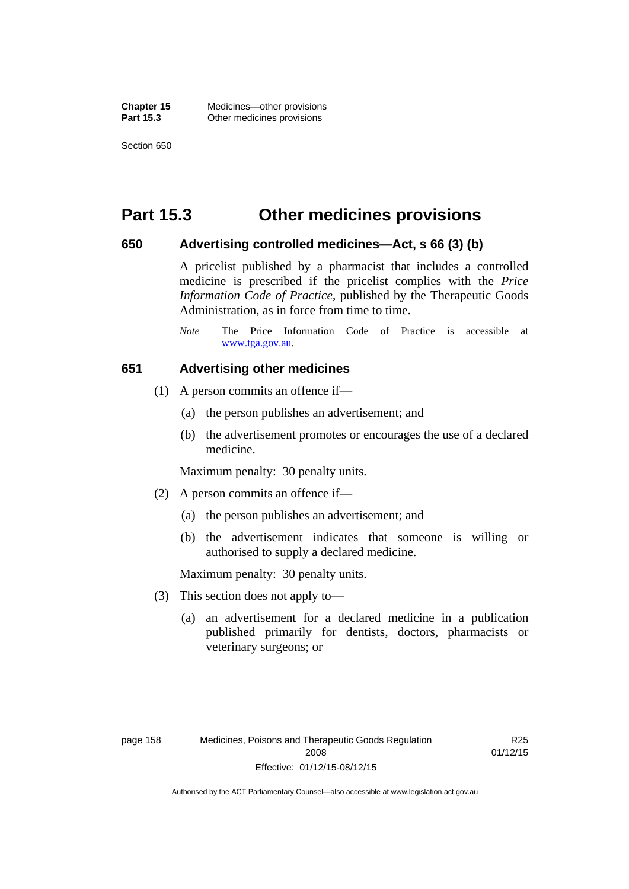# Part 15.3 Other medicines provisions

### 650 Advertising controlled medicines—Act, s 66 (3) (b)

A pricelist published by a pharmacist that includes a controlled medicine is prescribed if the pricelist complies with the *Price Information Code of Practice*, published by the Therapeutic Goods Administration, as in force from time to time.

*Note* The Price Information Code of Practice is accessible at www.tga.gov.au.

### 651 Advertising other medicines

(1) A person commits an offence if—

(a) the person publishes an advertisement; and

(b) the advertisement promotes or encourages the use of a declared medicine.

Maximum penalty: 30 penalty units.

(2) A person commits an offence if—

(a) the person publishes an advertisement; and

(b) the advertisement indicates that someone is willing or authorised to supply a declared medicine.

Maximum penalty: 30 penalty units.

(3) This section does not apply to—

(a) an advertisement for a declared medicine in a publication published primarily for dentists, doctors, pharmacists or veterinary surgeons; or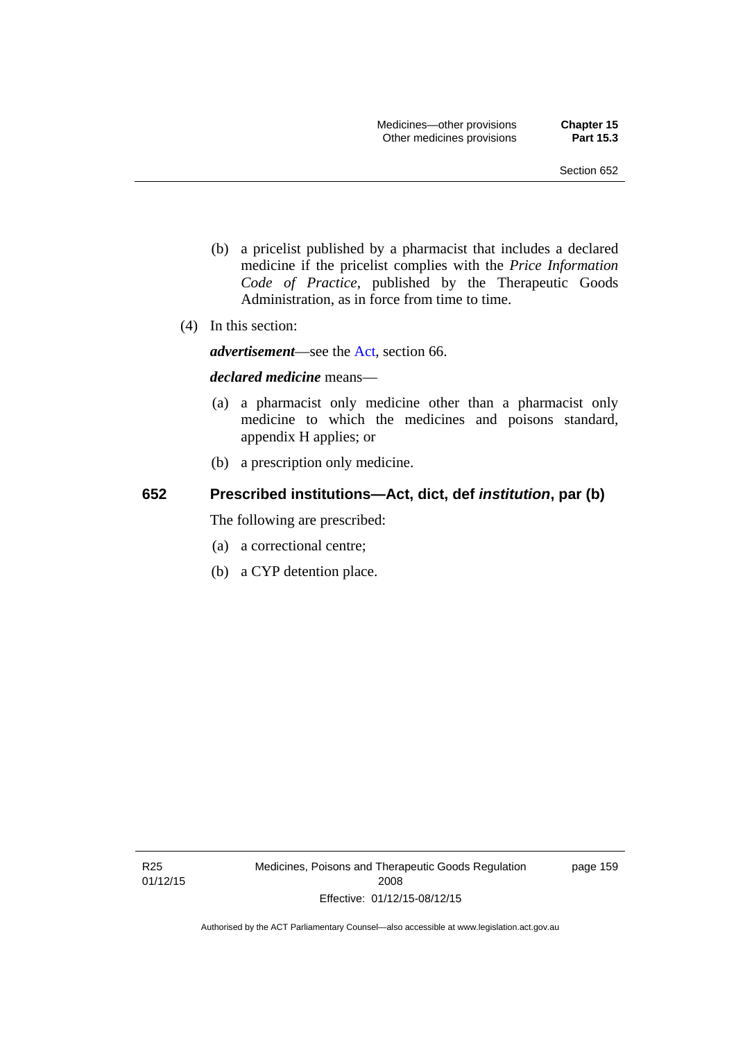(b) a pricelist published by a pharmacist that includes a declared medicine if the pricelist complies with the *Price Information Code of Practice*, published by the Therapeutic Goods Administration, as in force from time to time.

(4) In this section:

***advertisement***—see the Act, section 66.

***declared medicine*** means—

(a) a pharmacist only medicine other than a pharmacist only medicine to which the medicines and poisons standard, appendix H applies; or

(b) a prescription only medicine.

## 652 Prescribed institutions—Act, dict, def *institution*, par (b)

The following are prescribed:

(a) a correctional centre;

(b) a CYP detention place.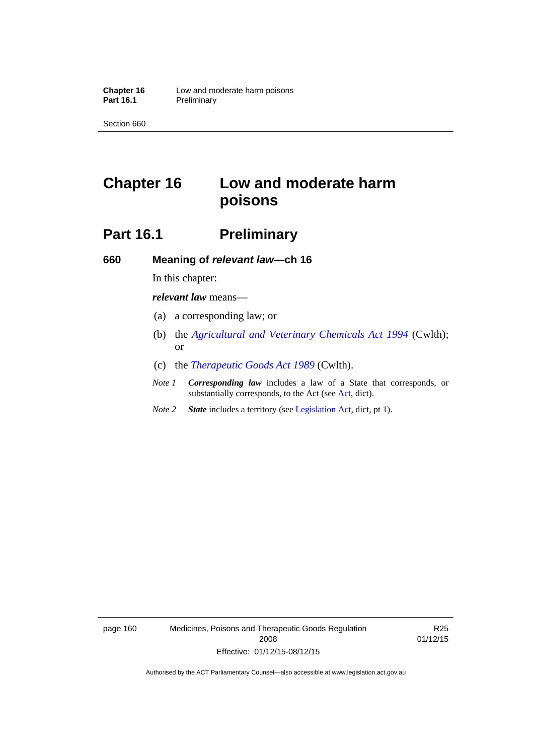# Chapter 16 Low and moderate harm poisons

## Part 16.1 Preliminary

### 660 Meaning of *relevant law*—ch 16

In this chapter:

***relevant law*** means—

(a) a corresponding law; or

(b) the *Agricultural and Veterinary Chemicals Act 1994* (Cwlth); or

(c) the *Therapeutic Goods Act 1989* (Cwlth).

*Note 1* ***Corresponding law*** includes a law of a State that corresponds, or substantially corresponds, to the Act (see Act, dict).

*Note 2* ***State*** includes a territory (see Legislation Act, dict, pt 1).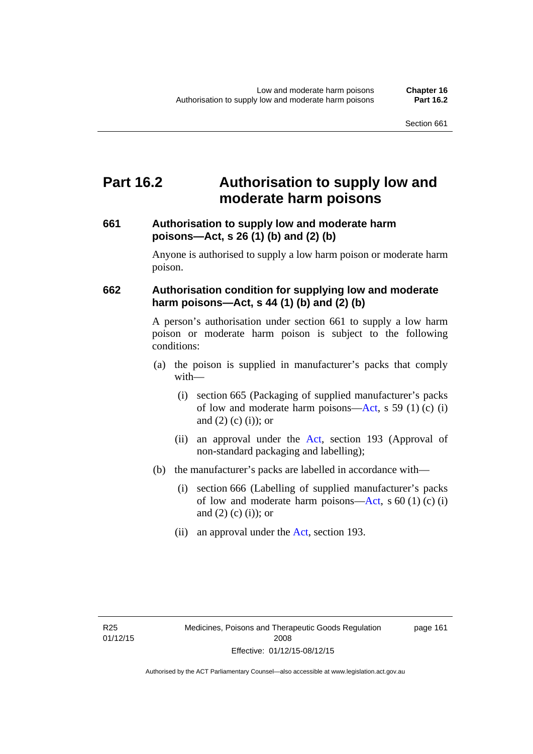# Part 16.2 Authorisation to supply low and moderate harm poisons

### 661 Authorisation to supply low and moderate harm poisons—Act, s 26 (1) (b) and (2) (b)

Anyone is authorised to supply a low harm poison or moderate harm poison.

### 662 Authorisation condition for supplying low and moderate harm poisons—Act, s 44 (1) (b) and (2) (b)

A person's authorisation under section 661 to supply a low harm poison or moderate harm poison is subject to the following conditions:

(a) the poison is supplied in manufacturer's packs that comply with—

  (i) section 665 (Packaging of supplied manufacturer's packs of low and moderate harm poisons—Act, s 59 (1) (c) (i) and (2) (c) (i)); or

  (ii) an approval under the Act, section 193 (Approval of non-standard packaging and labelling);

(b) the manufacturer's packs are labelled in accordance with—

  (i) section 666 (Labelling of supplied manufacturer's packs of low and moderate harm poisons—Act, s 60 (1) (c) (i) and (2) (c) (i)); or

  (ii) an approval under the Act, section 193.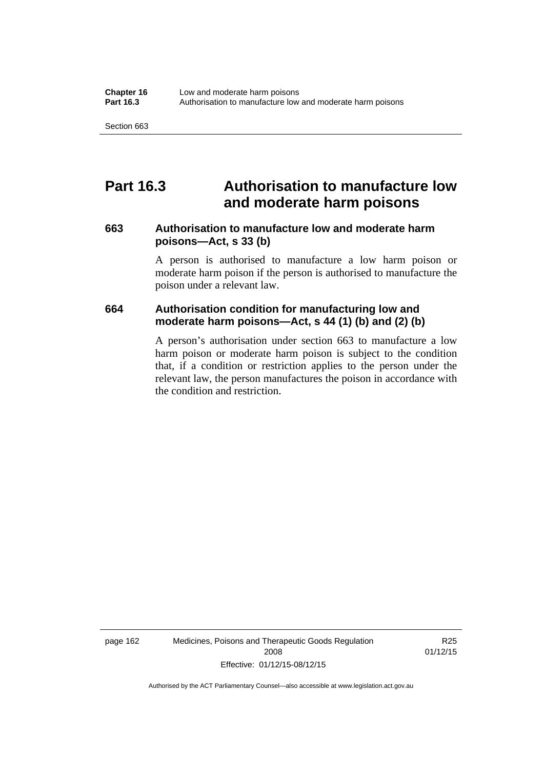# Part 16.3 Authorisation to manufacture low and moderate harm poisons

## 663 Authorisation to manufacture low and moderate harm poisons—Act, s 33 (b)

A person is authorised to manufacture a low harm poison or moderate harm poison if the person is authorised to manufacture the poison under a relevant law.

## 664 Authorisation condition for manufacturing low and moderate harm poisons—Act, s 44 (1) (b) and (2) (b)

A person's authorisation under section 663 to manufacture a low harm poison or moderate harm poison is subject to the condition that, if a condition or restriction applies to the person under the relevant law, the person manufactures the poison in accordance with the condition and restriction.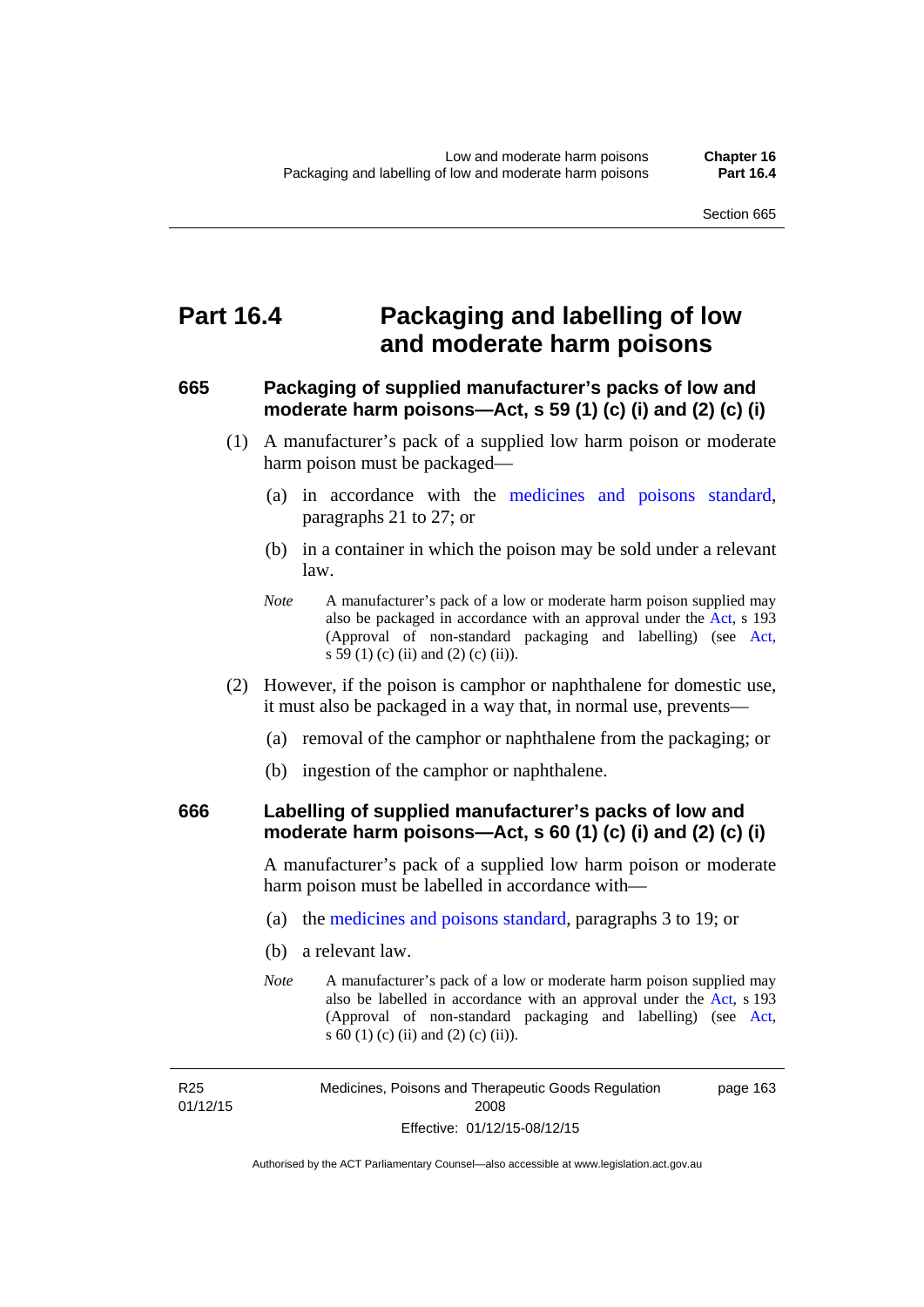# Part 16.4 Packaging and labelling of low and moderate harm poisons

## 665 Packaging of supplied manufacturer's packs of low and moderate harm poisons—Act, s 59 (1) (c) (i) and (2) (c) (i)

(1) A manufacturer's pack of a supplied low harm poison or moderate harm poison must be packaged—

(a) in accordance with the medicines and poisons standard, paragraphs 21 to 27; or

(b) in a container in which the poison may be sold under a relevant law.

*Note* A manufacturer's pack of a low or moderate harm poison supplied may also be packaged in accordance with an approval under the Act, s 193 (Approval of non-standard packaging and labelling) (see Act, s 59 (1) (c) (ii) and (2) (c) (ii)).

(2) However, if the poison is camphor or naphthalene for domestic use, it must also be packaged in a way that, in normal use, prevents—

(a) removal of the camphor or naphthalene from the packaging; or

(b) ingestion of the camphor or naphthalene.

## 666 Labelling of supplied manufacturer's packs of low and moderate harm poisons—Act, s 60 (1) (c) (i) and (2) (c) (i)

A manufacturer's pack of a supplied low harm poison or moderate harm poison must be labelled in accordance with—

(a) the medicines and poisons standard, paragraphs 3 to 19; or

(b) a relevant law.

*Note* A manufacturer's pack of a low or moderate harm poison supplied may also be labelled in accordance with an approval under the Act, s 193 (Approval of non-standard packaging and labelling) (see Act, s 60 (1) (c) (ii) and (2) (c) (ii)).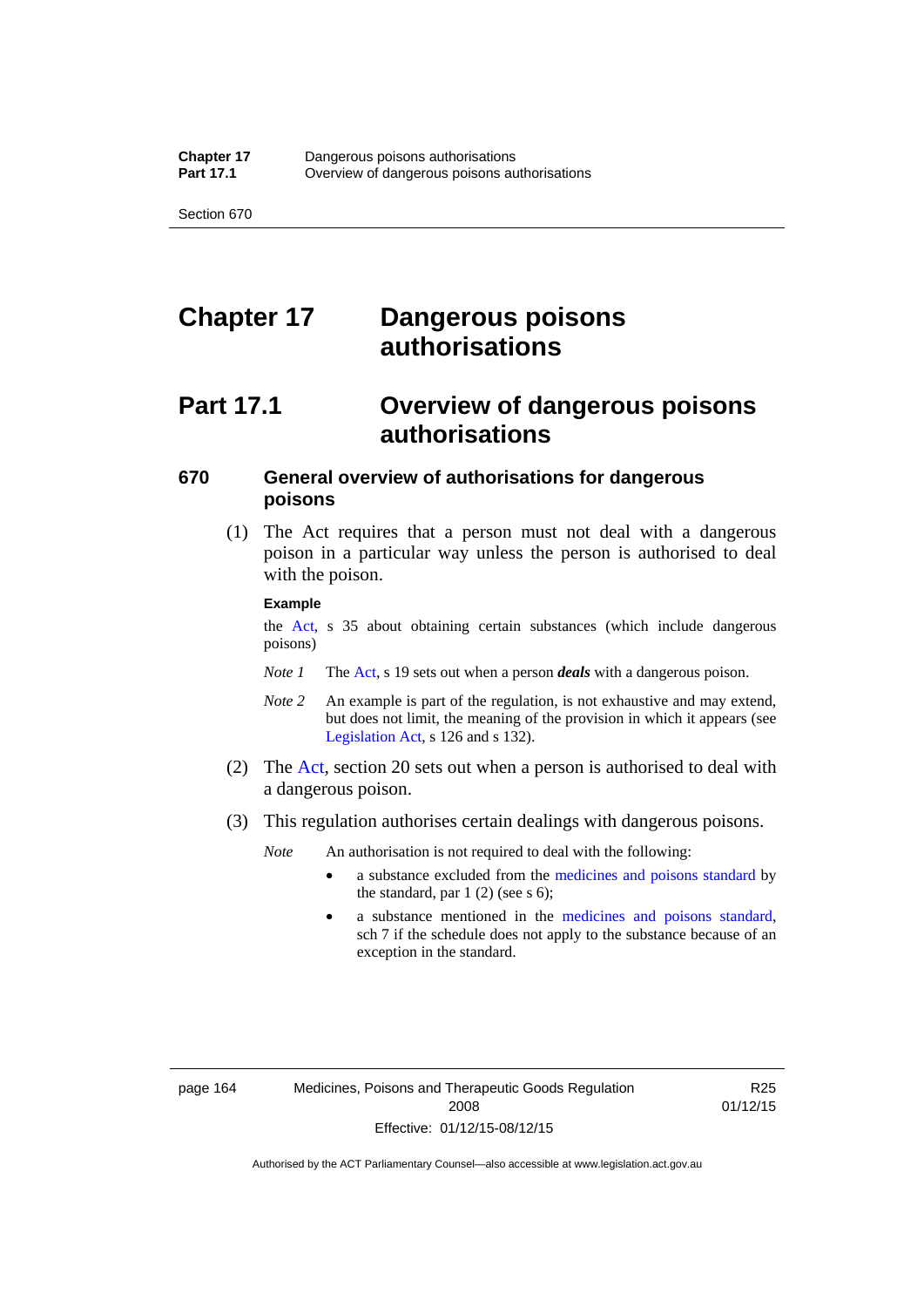# Chapter 17 Dangerous poisons authorisations

## Part 17.1 Overview of dangerous poisons authorisations

### 670 General overview of authorisations for dangerous poisons

(1) The Act requires that a person must not deal with a dangerous poison in a particular way unless the person is authorised to deal with the poison.

**Example**

the Act, s 35 about obtaining certain substances (which include dangerous poisons)

*Note 1* The Act, s 19 sets out when a person ***deals*** with a dangerous poison.

*Note 2* An example is part of the regulation, is not exhaustive and may extend, but does not limit, the meaning of the provision in which it appears (see Legislation Act, s 126 and s 132).

(2) The Act, section 20 sets out when a person is authorised to deal with a dangerous poison.

(3) This regulation authorises certain dealings with dangerous poisons.

*Note* An authorisation is not required to deal with the following:

- a substance excluded from the medicines and poisons standard by the standard, par 1 (2) (see s 6);
- a substance mentioned in the medicines and poisons standard, sch 7 if the schedule does not apply to the substance because of an exception in the standard.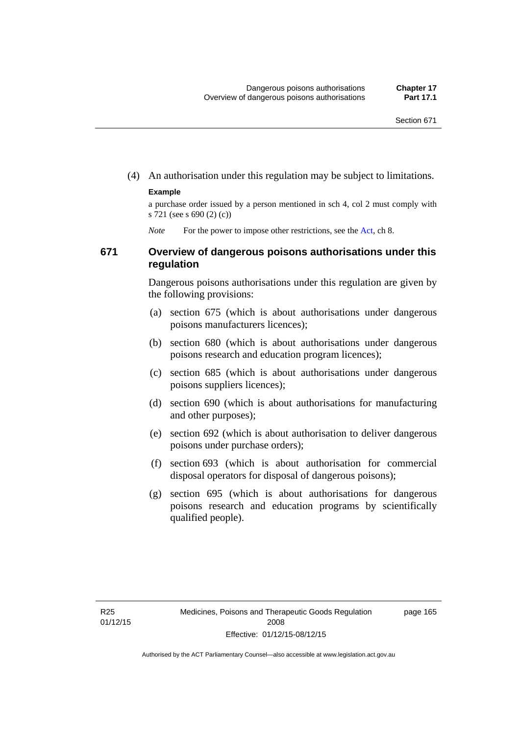(4) An authorisation under this regulation may be subject to limitations.

**Example**

a purchase order issued by a person mentioned in sch 4, col 2 must comply with s 721 (see s 690 (2) (c))

*Note* For the power to impose other restrictions, see the Act, ch 8.

## 671 Overview of dangerous poisons authorisations under this regulation

Dangerous poisons authorisations under this regulation are given by the following provisions:

(a) section 675 (which is about authorisations under dangerous poisons manufacturers licences);

(b) section 680 (which is about authorisations under dangerous poisons research and education program licences);

(c) section 685 (which is about authorisations under dangerous poisons suppliers licences);

(d) section 690 (which is about authorisations for manufacturing and other purposes);

(e) section 692 (which is about authorisation to deliver dangerous poisons under purchase orders);

(f) section 693 (which is about authorisation for commercial disposal operators for disposal of dangerous poisons);

(g) section 695 (which is about authorisations for dangerous poisons research and education programs by scientifically qualified people).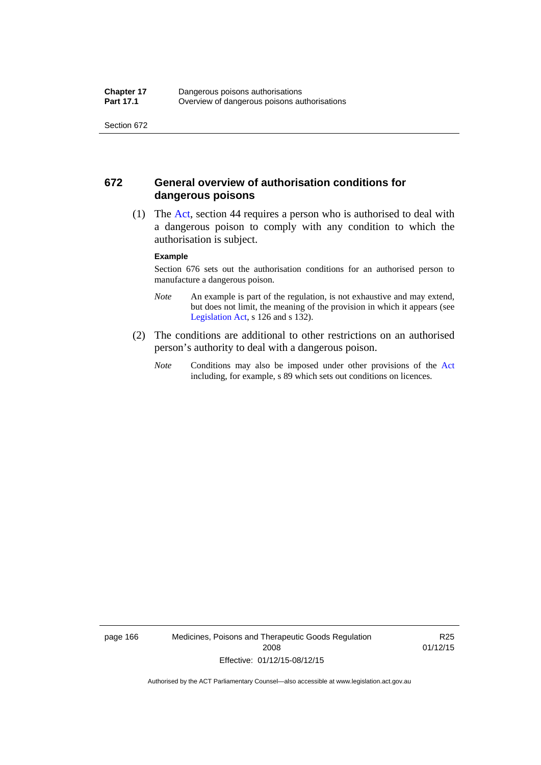## 672 General overview of authorisation conditions for dangerous poisons

(1) The Act, section 44 requires a person who is authorised to deal with a dangerous poison to comply with any condition to which the authorisation is subject.

**Example**

Section 676 sets out the authorisation conditions for an authorised person to manufacture a dangerous poison.

*Note* An example is part of the regulation, is not exhaustive and may extend, but does not limit, the meaning of the provision in which it appears (see Legislation Act, s 126 and s 132).

(2) The conditions are additional to other restrictions on an authorised person's authority to deal with a dangerous poison.

*Note* Conditions may also be imposed under other provisions of the Act including, for example, s 89 which sets out conditions on licences.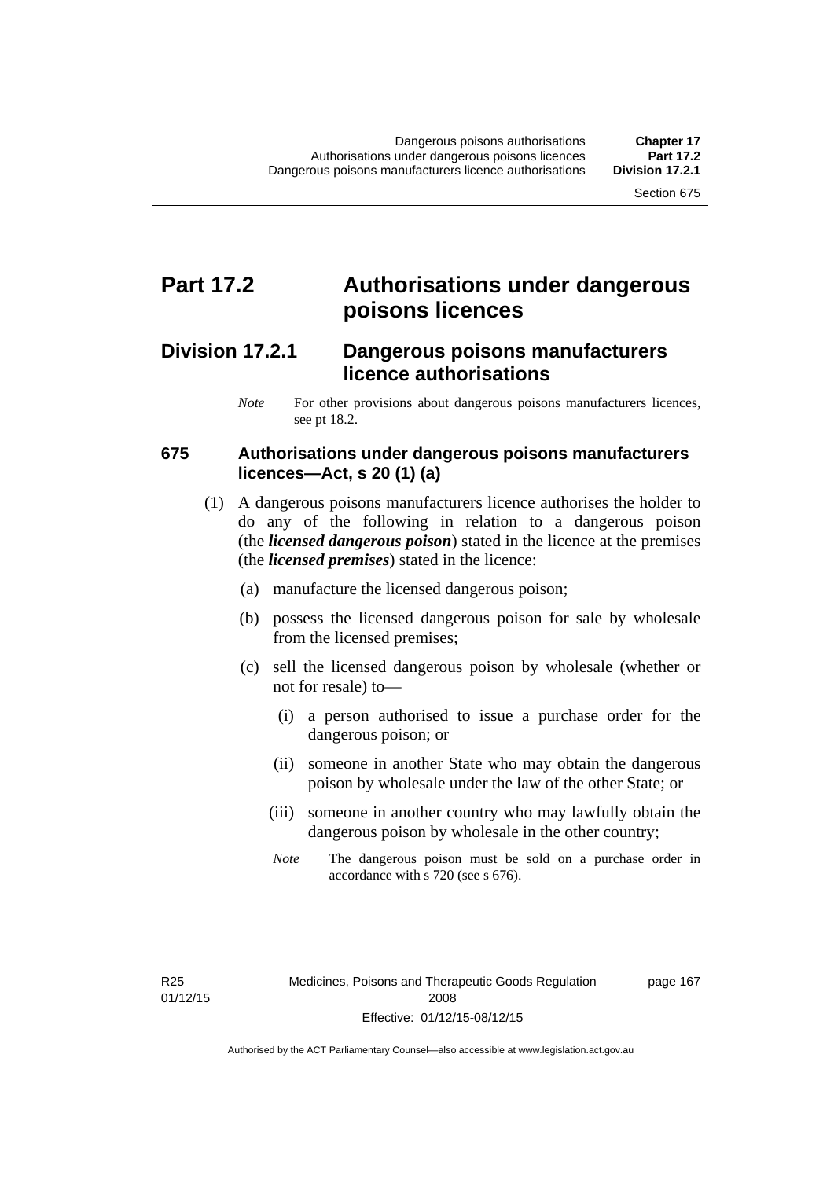# Part 17.2 Authorisations under dangerous poisons licences

## Division 17.2.1 Dangerous poisons manufacturers licence authorisations

*Note* For other provisions about dangerous poisons manufacturers licences, see pt 18.2.

### 675 Authorisations under dangerous poisons manufacturers licences—Act, s 20 (1) (a)

(1) A dangerous poisons manufacturers licence authorises the holder to do any of the following in relation to a dangerous poison (the ***licensed dangerous poison***) stated in the licence at the premises (the ***licensed premises***) stated in the licence:

(a) manufacture the licensed dangerous poison;

(b) possess the licensed dangerous poison for sale by wholesale from the licensed premises;

(c) sell the licensed dangerous poison by wholesale (whether or not for resale) to—

(i) a person authorised to issue a purchase order for the dangerous poison; or

(ii) someone in another State who may obtain the dangerous poison by wholesale under the law of the other State; or

(iii) someone in another country who may lawfully obtain the dangerous poison by wholesale in the other country;

*Note* The dangerous poison must be sold on a purchase order in accordance with s 720 (see s 676).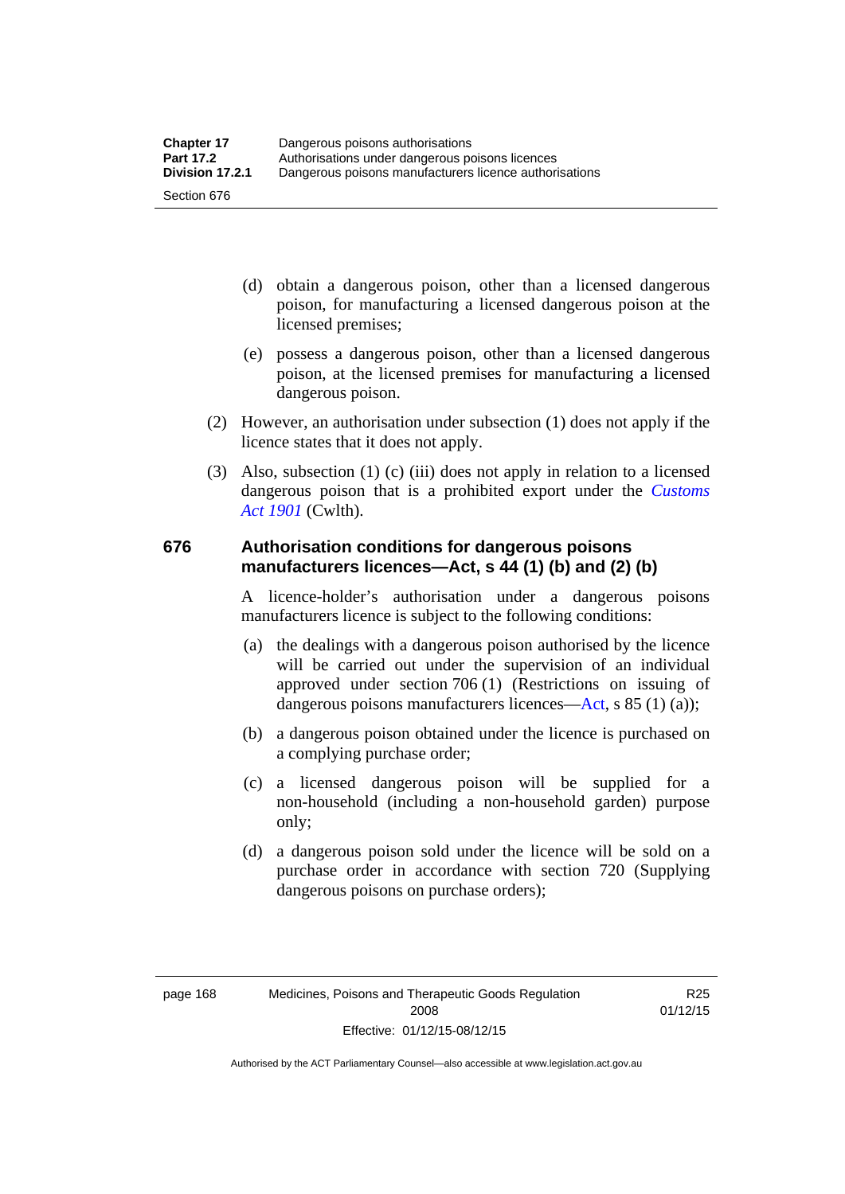(d) obtain a dangerous poison, other than a licensed dangerous poison, for manufacturing a licensed dangerous poison at the licensed premises;

(e) possess a dangerous poison, other than a licensed dangerous poison, at the licensed premises for manufacturing a licensed dangerous poison.

(2) However, an authorisation under subsection (1) does not apply if the licence states that it does not apply.

(3) Also, subsection (1) (c) (iii) does not apply in relation to a licensed dangerous poison that is a prohibited export under the *Customs Act 1901* (Cwlth).

### 676 Authorisation conditions for dangerous poisons manufacturers licences—Act, s 44 (1) (b) and (2) (b)

A licence-holder's authorisation under a dangerous poisons manufacturers licence is subject to the following conditions:

(a) the dealings with a dangerous poison authorised by the licence will be carried out under the supervision of an individual approved under section 706 (1) (Restrictions on issuing of dangerous poisons manufacturers licences—Act, s 85 (1) (a));

(b) a dangerous poison obtained under the licence is purchased on a complying purchase order;

(c) a licensed dangerous poison will be supplied for a non-household (including a non-household garden) purpose only;

(d) a dangerous poison sold under the licence will be sold on a purchase order in accordance with section 720 (Supplying dangerous poisons on purchase orders);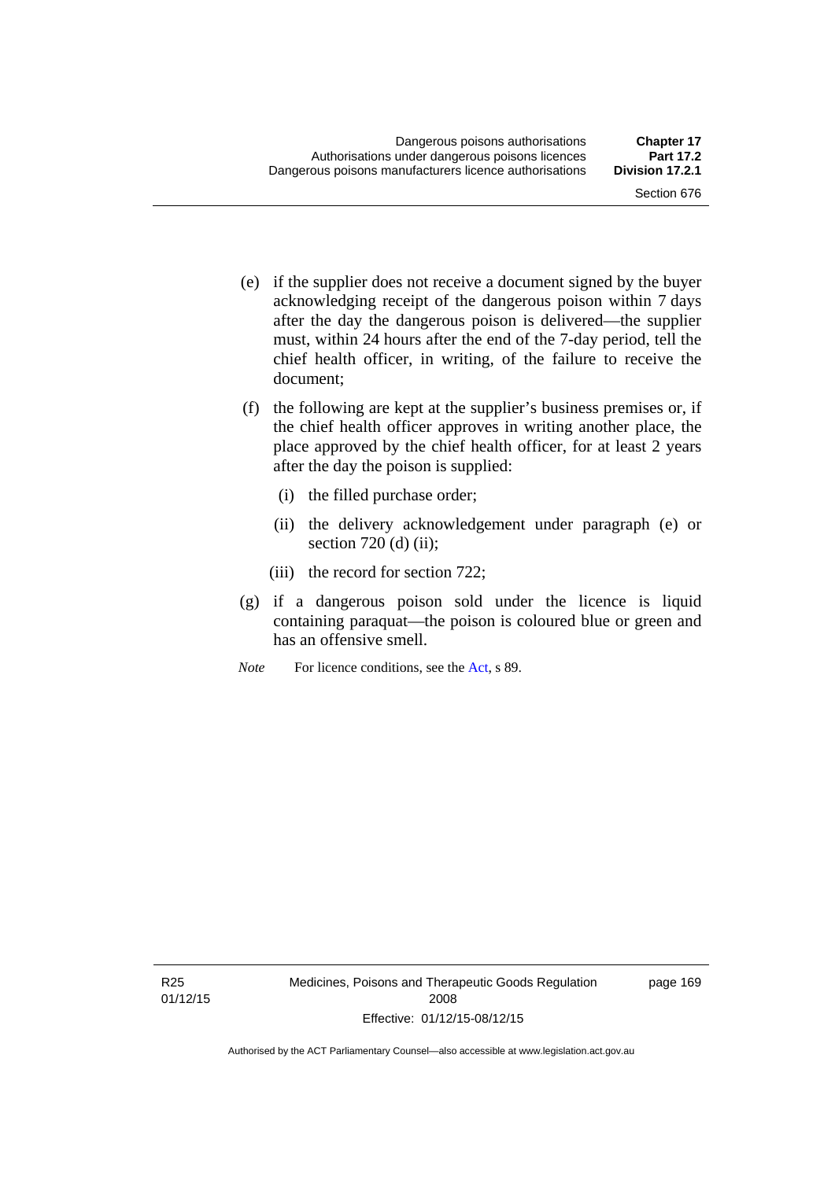(e) if the supplier does not receive a document signed by the buyer acknowledging receipt of the dangerous poison within 7 days after the day the dangerous poison is delivered—the supplier must, within 24 hours after the end of the 7-day period, tell the chief health officer, in writing, of the failure to receive the document;

(f) the following are kept at the supplier's business premises or, if the chief health officer approves in writing another place, the place approved by the chief health officer, for at least 2 years after the day the poison is supplied:

   (i) the filled purchase order;

   (ii) the delivery acknowledgement under paragraph (e) or section 720 (d) (ii);

   (iii) the record for section 722;

(g) if a dangerous poison sold under the licence is liquid containing paraquat—the poison is coloured blue or green and has an offensive smell.

*Note* For licence conditions, see the Act, s 89.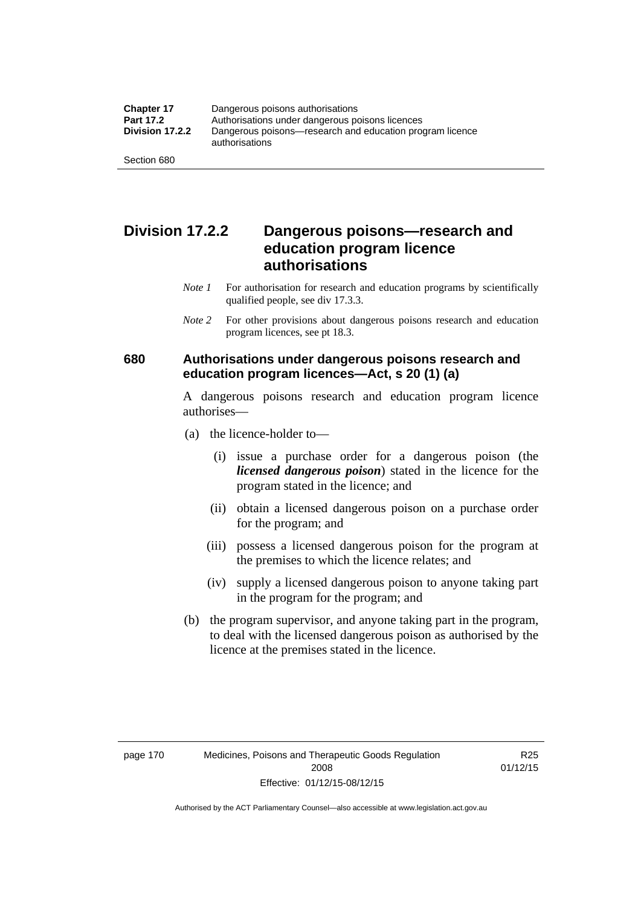## Division 17.2.2 Dangerous poisons—research and education program licence authorisations

*Note 1* For authorisation for research and education programs by scientifically qualified people, see div 17.3.3.

*Note 2* For other provisions about dangerous poisons research and education program licences, see pt 18.3.

### 680 Authorisations under dangerous poisons research and education program licences—Act, s 20 (1) (a)

A dangerous poisons research and education program licence authorises—

(a) the licence-holder to—

(i) issue a purchase order for a dangerous poison (the ***licensed dangerous poison***) stated in the licence for the program stated in the licence; and

(ii) obtain a licensed dangerous poison on a purchase order for the program; and

(iii) possess a licensed dangerous poison for the program at the premises to which the licence relates; and

(iv) supply a licensed dangerous poison to anyone taking part in the program for the program; and

(b) the program supervisor, and anyone taking part in the program, to deal with the licensed dangerous poison as authorised by the licence at the premises stated in the licence.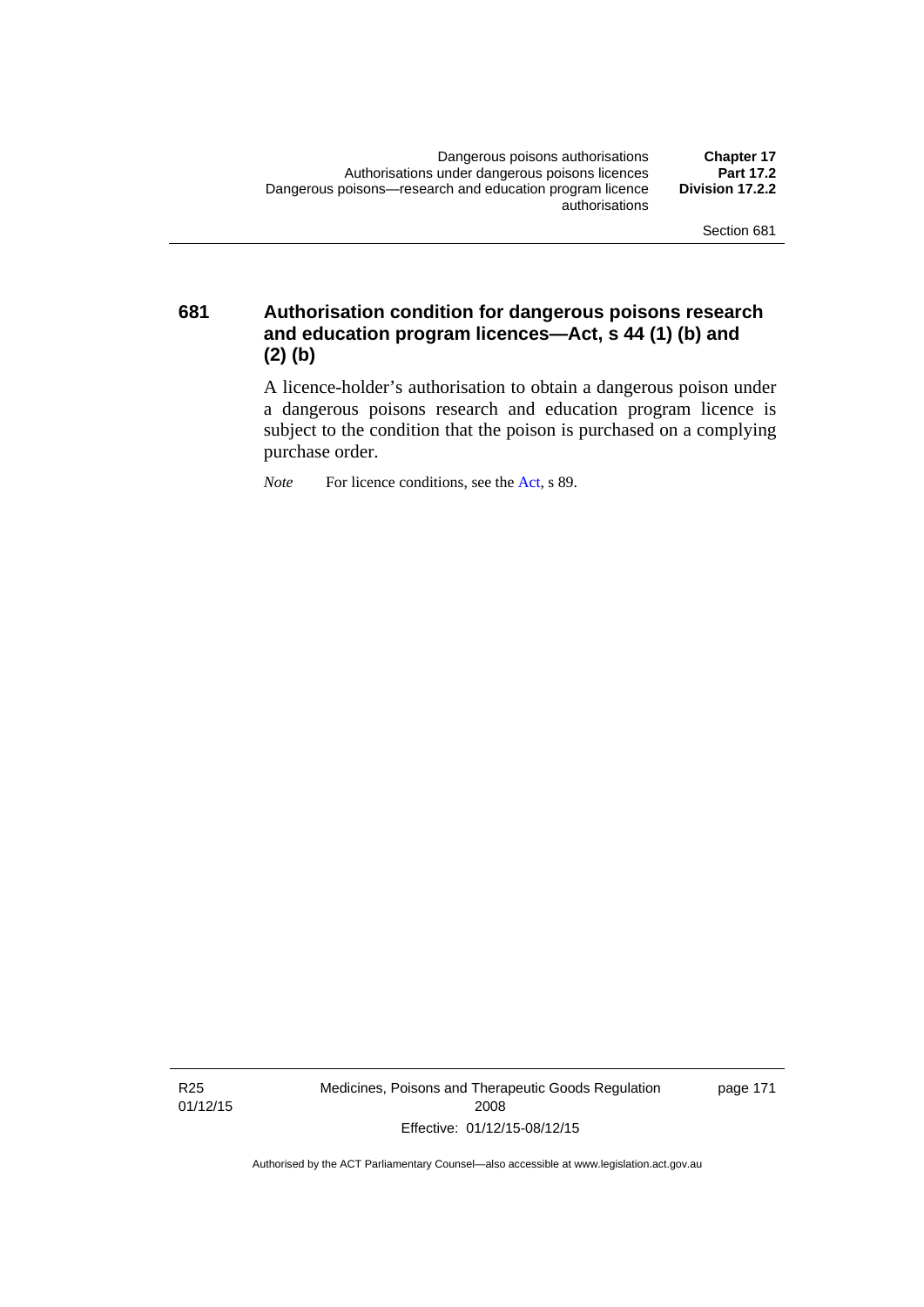## 681 Authorisation condition for dangerous poisons research and education program licences—Act, s 44 (1) (b) and (2) (b)

A licence-holder's authorisation to obtain a dangerous poison under a dangerous poisons research and education program licence is subject to the condition that the poison is purchased on a complying purchase order.

*Note* For licence conditions, see the Act, s 89.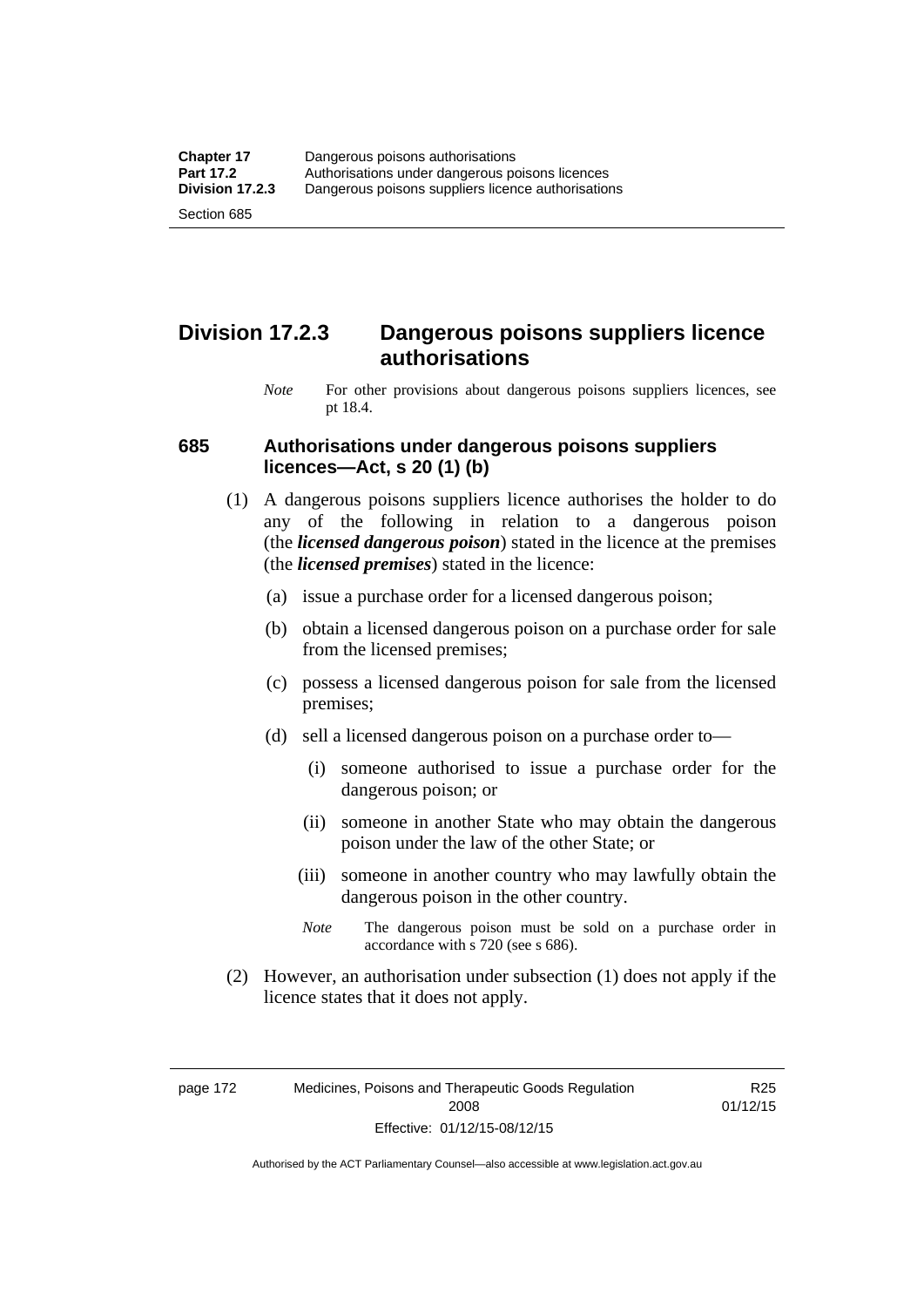## Division 17.2.3 Dangerous poisons suppliers licence authorisations

*Note* For other provisions about dangerous poisons suppliers licences, see pt 18.4.

### 685 Authorisations under dangerous poisons suppliers licences—Act, s 20 (1) (b)

(1) A dangerous poisons suppliers licence authorises the holder to do any of the following in relation to a dangerous poison (the ***licensed dangerous poison***) stated in the licence at the premises (the ***licensed premises***) stated in the licence:

(a) issue a purchase order for a licensed dangerous poison;

(b) obtain a licensed dangerous poison on a purchase order for sale from the licensed premises;

(c) possess a licensed dangerous poison for sale from the licensed premises;

(d) sell a licensed dangerous poison on a purchase order to—

(i) someone authorised to issue a purchase order for the dangerous poison; or

(ii) someone in another State who may obtain the dangerous poison under the law of the other State; or

(iii) someone in another country who may lawfully obtain the dangerous poison in the other country.

*Note* The dangerous poison must be sold on a purchase order in accordance with s 720 (see s 686).

(2) However, an authorisation under subsection (1) does not apply if the licence states that it does not apply.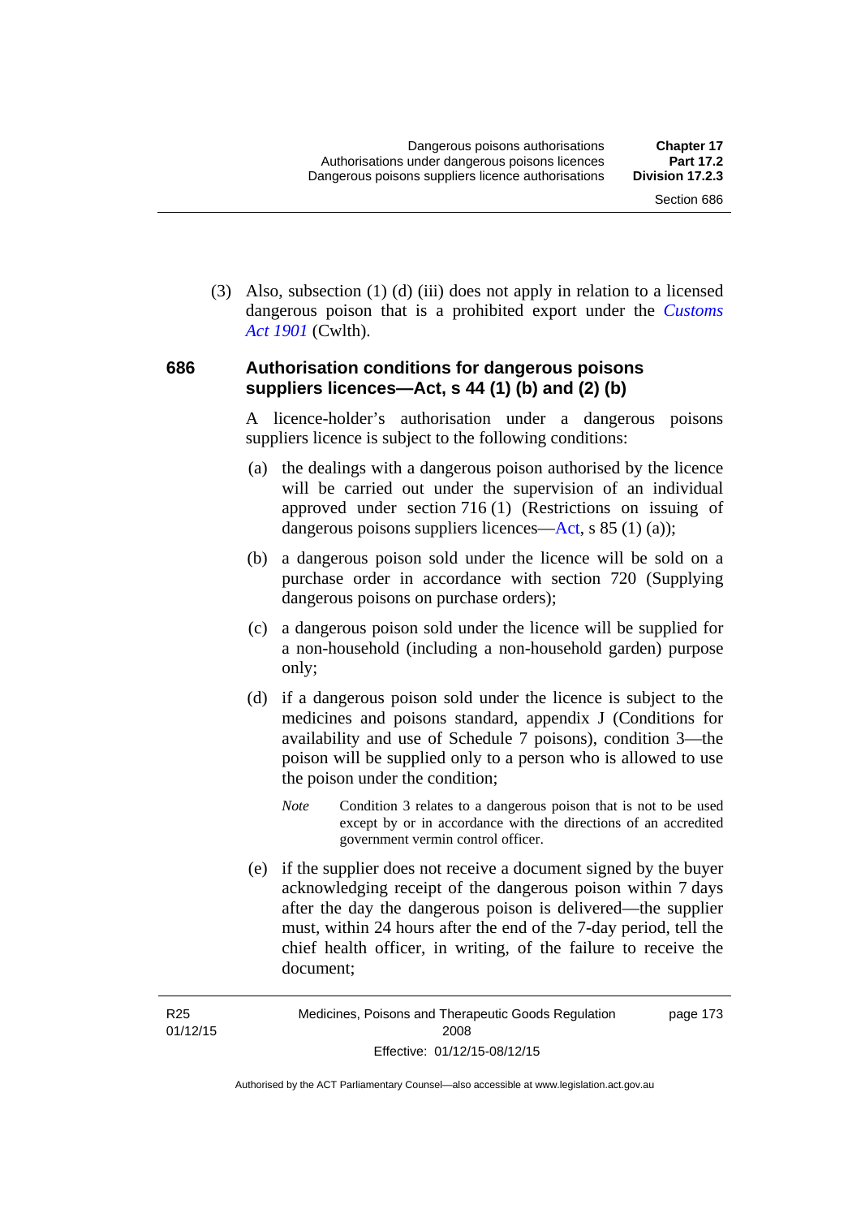(3) Also, subsection (1) (d) (iii) does not apply in relation to a licensed dangerous poison that is a prohibited export under the *Customs Act 1901* (Cwlth).

### 686 Authorisation conditions for dangerous poisons suppliers licences—Act, s 44 (1) (b) and (2) (b)

A licence-holder's authorisation under a dangerous poisons suppliers licence is subject to the following conditions:

(a) the dealings with a dangerous poison authorised by the licence will be carried out under the supervision of an individual approved under section 716 (1) (Restrictions on issuing of dangerous poisons suppliers licences—Act, s 85 (1) (a));

(b) a dangerous poison sold under the licence will be sold on a purchase order in accordance with section 720 (Supplying dangerous poisons on purchase orders);

(c) a dangerous poison sold under the licence will be supplied for a non-household (including a non-household garden) purpose only;

(d) if a dangerous poison sold under the licence is subject to the medicines and poisons standard, appendix J (Conditions for availability and use of Schedule 7 poisons), condition 3—the poison will be supplied only to a person who is allowed to use the poison under the condition;

*Note* Condition 3 relates to a dangerous poison that is not to be used except by or in accordance with the directions of an accredited government vermin control officer.

(e) if the supplier does not receive a document signed by the buyer acknowledging receipt of the dangerous poison within 7 days after the day the dangerous poison is delivered—the supplier must, within 24 hours after the end of the 7-day period, tell the chief health officer, in writing, of the failure to receive the document;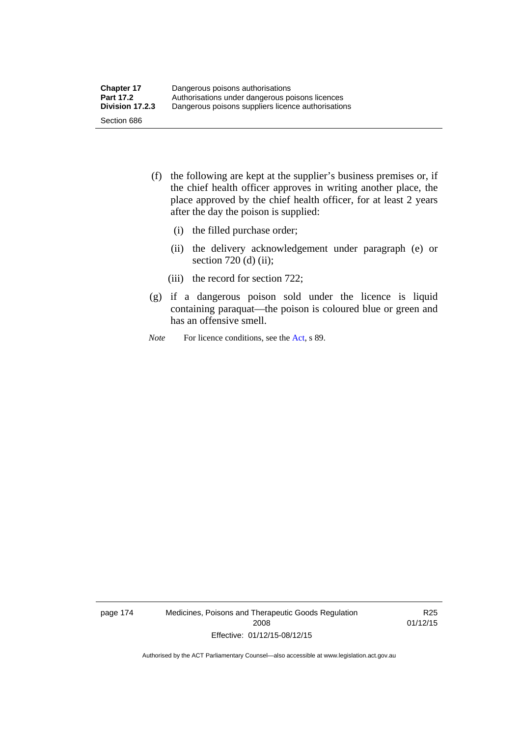(f) the following are kept at the supplier's business premises or, if the chief health officer approves in writing another place, the place approved by the chief health officer, for at least 2 years after the day the poison is supplied:

 (i) the filled purchase order;

 (ii) the delivery acknowledgement under paragraph (e) or section 720 (d) (ii);

 (iii) the record for section 722;

(g) if a dangerous poison sold under the licence is liquid containing paraquat—the poison is coloured blue or green and has an offensive smell.

*Note* For licence conditions, see the Act, s 89.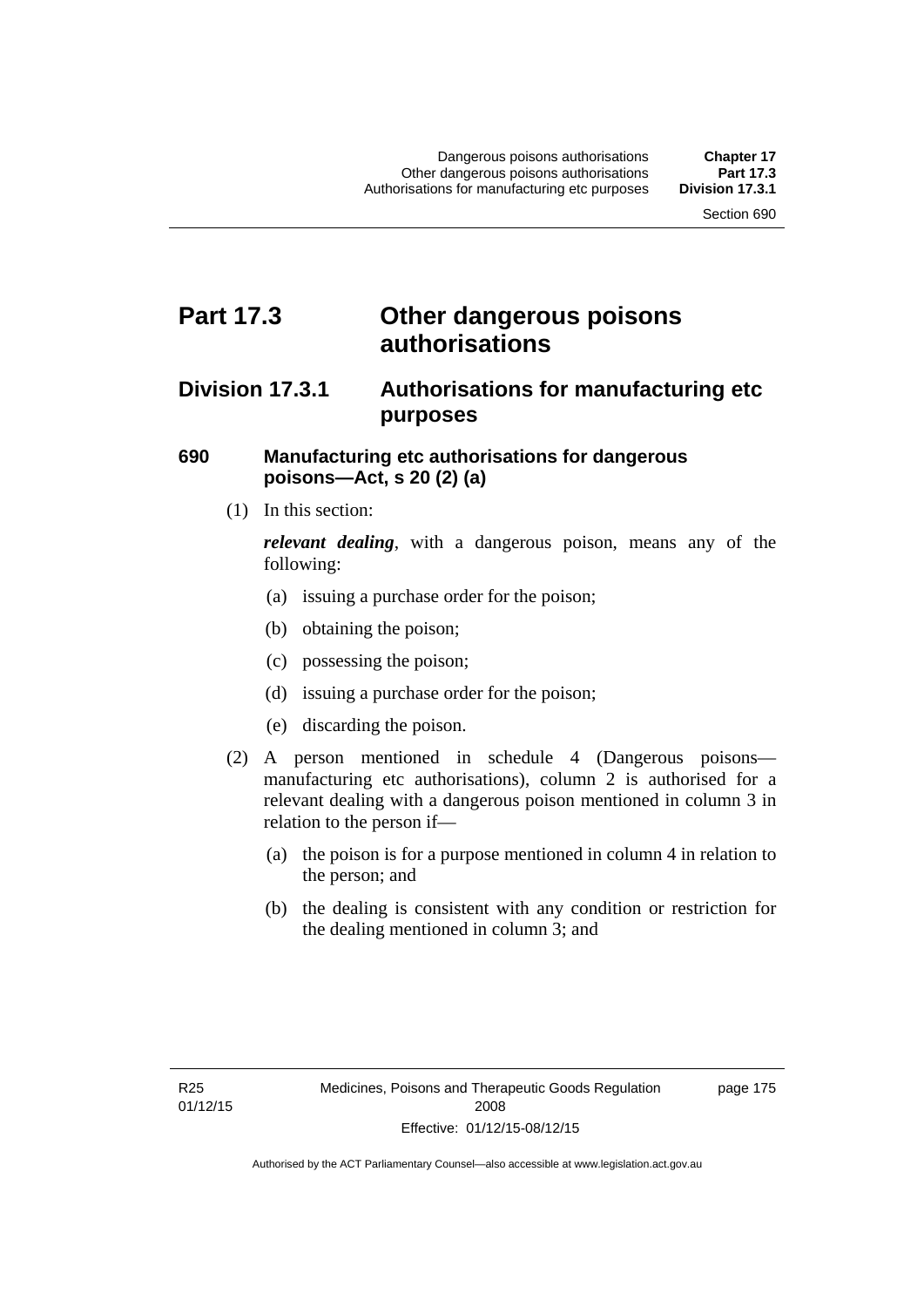# Part 17.3 Other dangerous poisons authorisations

## Division 17.3.1 Authorisations for manufacturing etc purposes

### 690 Manufacturing etc authorisations for dangerous poisons—Act, s 20 (2) (a)

(1) In this section:

***relevant dealing***, with a dangerous poison, means any of the following:

(a) issuing a purchase order for the poison;

(b) obtaining the poison;

(c) possessing the poison;

(d) issuing a purchase order for the poison;

(e) discarding the poison.

(2) A person mentioned in schedule 4 (Dangerous poisons—manufacturing etc authorisations), column 2 is authorised for a relevant dealing with a dangerous poison mentioned in column 3 in relation to the person if—

(a) the poison is for a purpose mentioned in column 4 in relation to the person; and

(b) the dealing is consistent with any condition or restriction for the dealing mentioned in column 3; and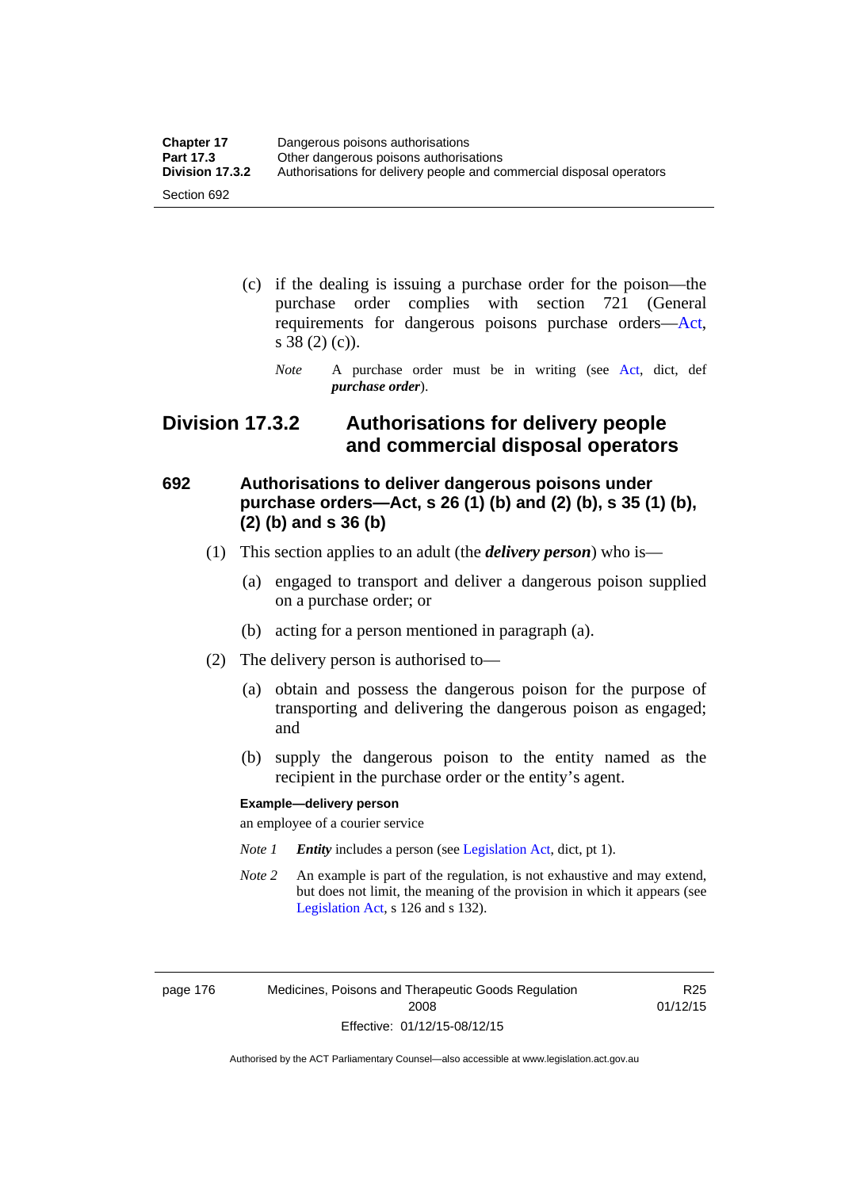(c) if the dealing is issuing a purchase order for the poison—the purchase order complies with section 721 (General requirements for dangerous poisons purchase orders—Act, s 38 (2) (c)).

*Note* A purchase order must be in writing (see Act, dict, def ***purchase order***).

## Division 17.3.2 Authorisations for delivery people and commercial disposal operators

### 692 Authorisations to deliver dangerous poisons under purchase orders—Act, s 26 (1) (b) and (2) (b), s 35 (1) (b), (2) (b) and s 36 (b)

(1) This section applies to an adult (the ***delivery person***) who is—

(a) engaged to transport and deliver a dangerous poison supplied on a purchase order; or

(b) acting for a person mentioned in paragraph (a).

(2) The delivery person is authorised to—

(a) obtain and possess the dangerous poison for the purpose of transporting and delivering the dangerous poison as engaged; and

(b) supply the dangerous poison to the entity named as the recipient in the purchase order or the entity's agent.

**Example—delivery person**

an employee of a courier service

*Note 1* ***Entity*** includes a person (see Legislation Act, dict, pt 1).

*Note 2* An example is part of the regulation, is not exhaustive and may extend, but does not limit, the meaning of the provision in which it appears (see Legislation Act, s 126 and s 132).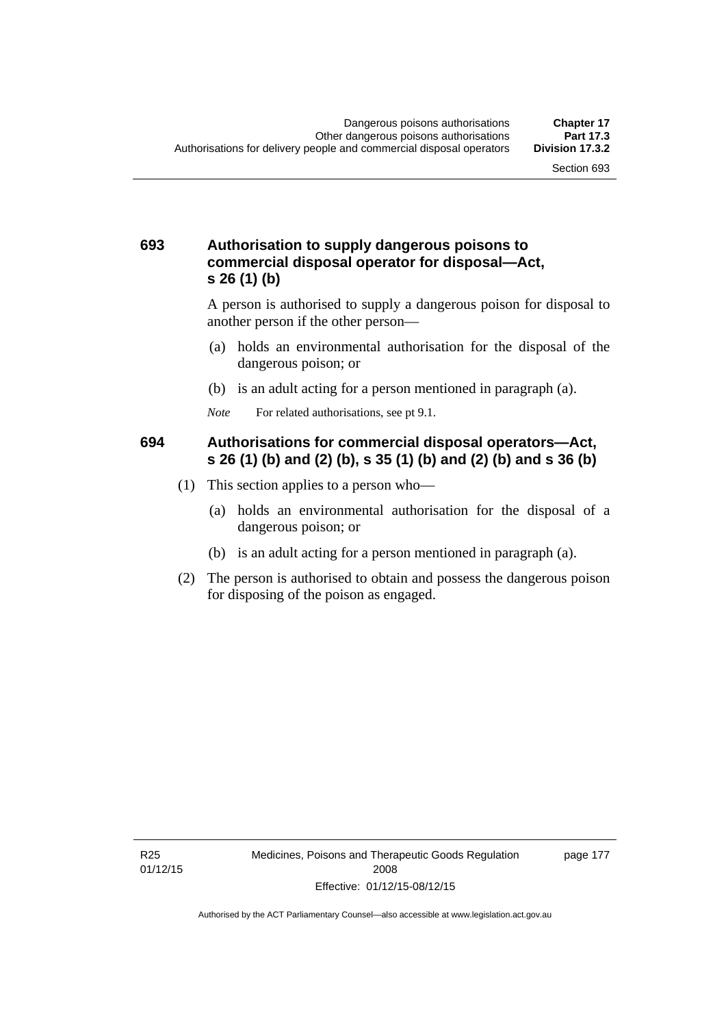### 693 Authorisation to supply dangerous poisons to commercial disposal operator for disposal—Act, s 26 (1) (b)

A person is authorised to supply a dangerous poison for disposal to another person if the other person—

(a) holds an environmental authorisation for the disposal of the dangerous poison; or

(b) is an adult acting for a person mentioned in paragraph (a).

*Note* For related authorisations, see pt 9.1.

### 694 Authorisations for commercial disposal operators—Act, s 26 (1) (b) and (2) (b), s 35 (1) (b) and (2) (b) and s 36 (b)

(1) This section applies to a person who—

(a) holds an environmental authorisation for the disposal of a dangerous poison; or

(b) is an adult acting for a person mentioned in paragraph (a).

(2) The person is authorised to obtain and possess the dangerous poison for disposing of the poison as engaged.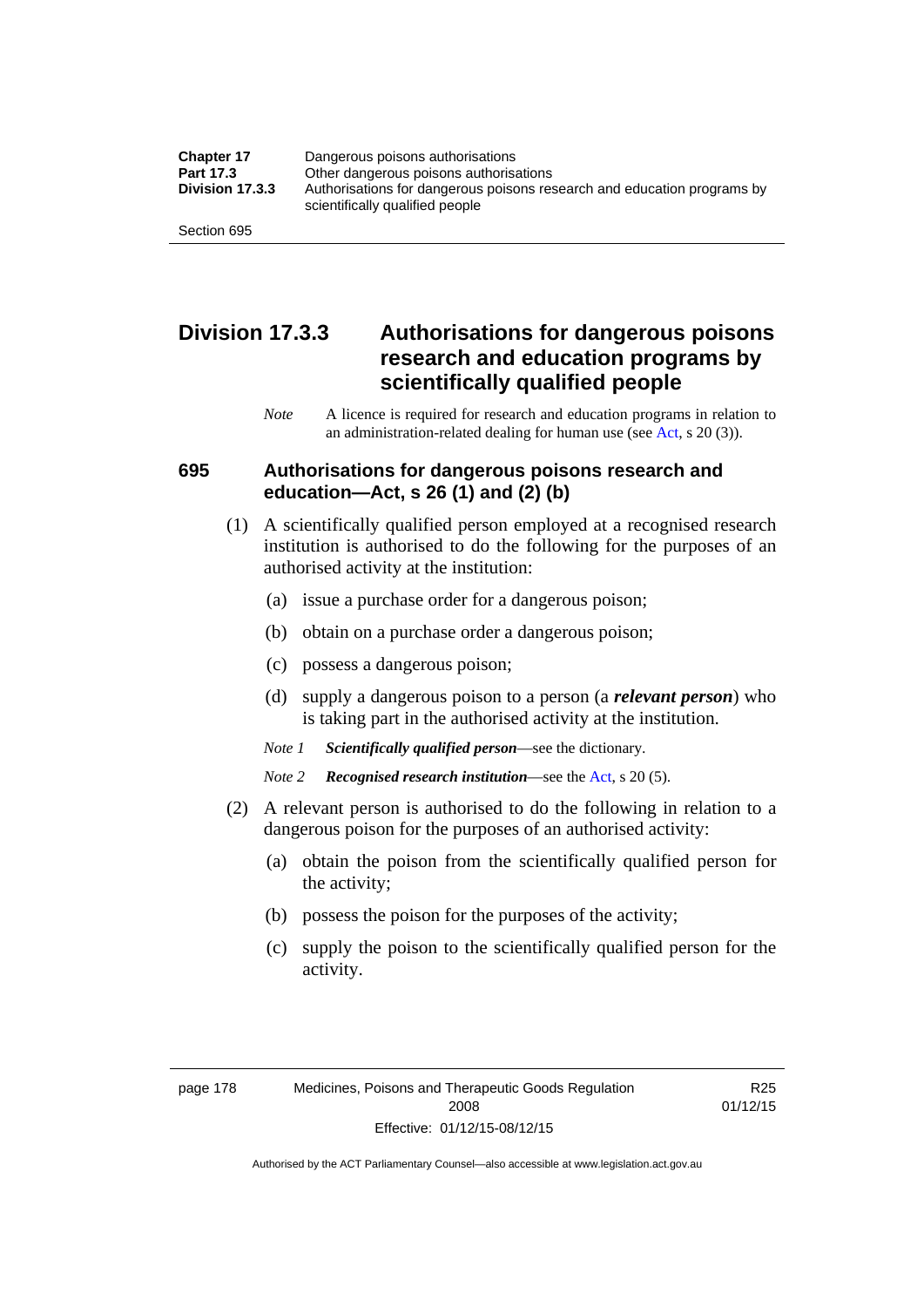## Division 17.3.3 Authorisations for dangerous poisons research and education programs by scientifically qualified people

*Note* A licence is required for research and education programs in relation to an administration-related dealing for human use (see Act, s 20 (3)).

### 695 Authorisations for dangerous poisons research and education—Act, s 26 (1) and (2) (b)

(1) A scientifically qualified person employed at a recognised research institution is authorised to do the following for the purposes of an authorised activity at the institution:

(a) issue a purchase order for a dangerous poison;

(b) obtain on a purchase order a dangerous poison;

(c) possess a dangerous poison;

(d) supply a dangerous poison to a person (a ***relevant person***) who is taking part in the authorised activity at the institution.

*Note 1* ***Scientifically qualified person***—see the dictionary.

*Note 2* ***Recognised research institution***—see the Act, s 20 (5).

(2) A relevant person is authorised to do the following in relation to a dangerous poison for the purposes of an authorised activity:

(a) obtain the poison from the scientifically qualified person for the activity;

(b) possess the poison for the purposes of the activity;

(c) supply the poison to the scientifically qualified person for the activity.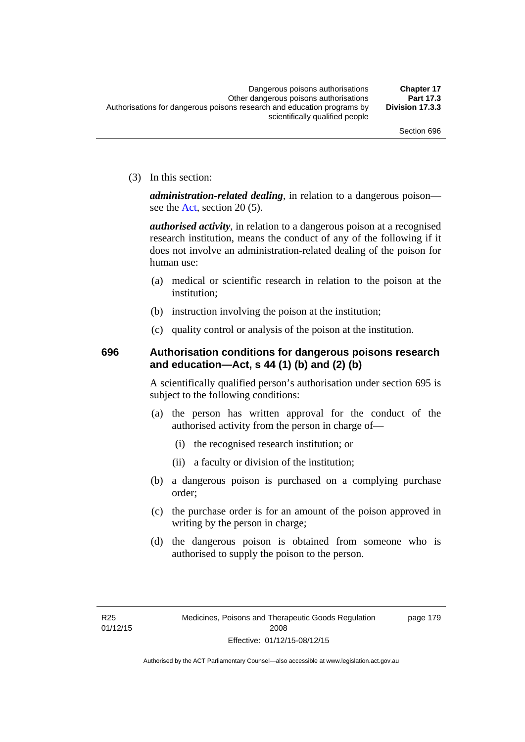(3) In this section:

***administration-related dealing***, in relation to a dangerous poison—see the Act, section 20 (5).

***authorised activity***, in relation to a dangerous poison at a recognised research institution, means the conduct of any of the following if it does not involve an administration-related dealing of the poison for human use:

(a) medical or scientific research in relation to the poison at the institution;

(b) instruction involving the poison at the institution;

(c) quality control or analysis of the poison at the institution.

## 696 Authorisation conditions for dangerous poisons research and education—Act, s 44 (1) (b) and (2) (b)

A scientifically qualified person's authorisation under section 695 is subject to the following conditions:

(a) the person has written approval for the conduct of the authorised activity from the person in charge of—

(i) the recognised research institution; or

(ii) a faculty or division of the institution;

(b) a dangerous poison is purchased on a complying purchase order;

(c) the purchase order is for an amount of the poison approved in writing by the person in charge;

(d) the dangerous poison is obtained from someone who is authorised to supply the poison to the person.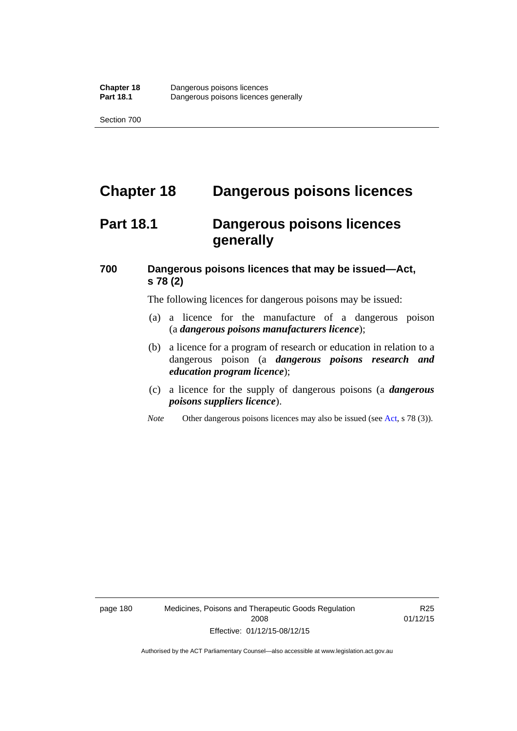# Chapter 18 Dangerous poisons licences

## Part 18.1 Dangerous poisons licences generally

### 700 Dangerous poisons licences that may be issued—Act, s 78 (2)

The following licences for dangerous poisons may be issued:

(a) a licence for the manufacture of a dangerous poison (a ***dangerous poisons manufacturers licence***);

(b) a licence for a program of research or education in relation to a dangerous poison (a ***dangerous poisons research and education program licence***);

(c) a licence for the supply of dangerous poisons (a ***dangerous poisons suppliers licence***).

*Note* Other dangerous poisons licences may also be issued (see Act, s 78 (3)).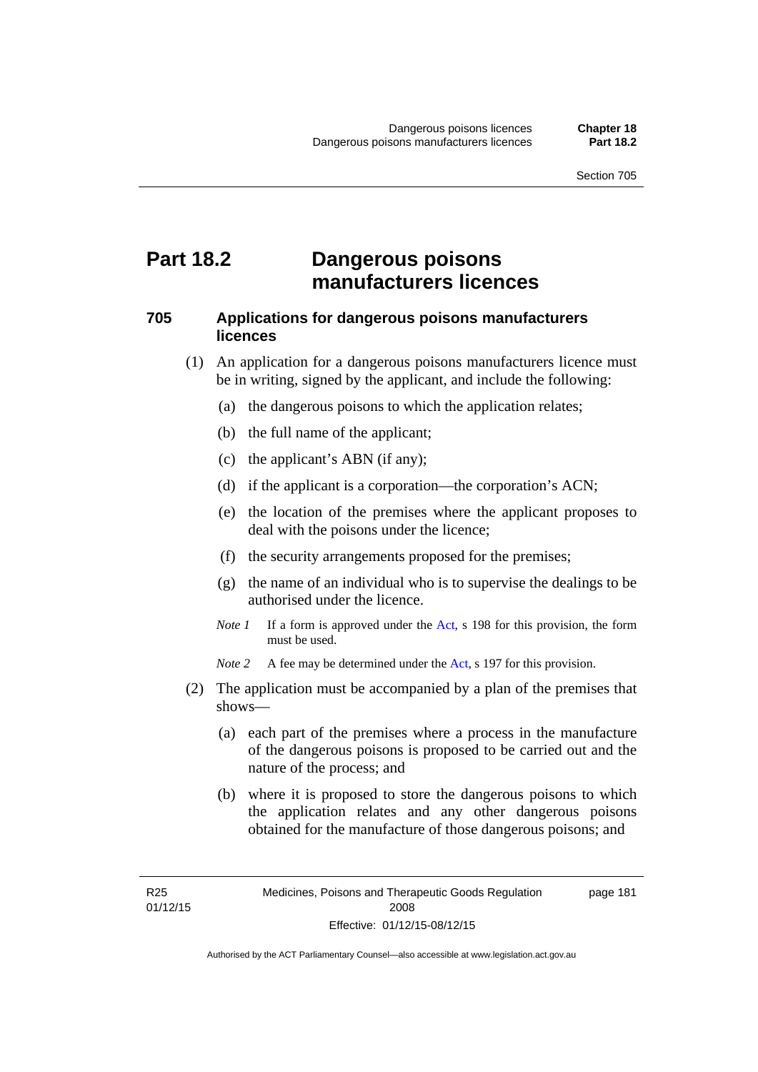# Part 18.2 Dangerous poisons manufacturers licences

## 705 Applications for dangerous poisons manufacturers licences

(1) An application for a dangerous poisons manufacturers licence must be in writing, signed by the applicant, and include the following:

(a) the dangerous poisons to which the application relates;

(b) the full name of the applicant;

(c) the applicant's ABN (if any);

(d) if the applicant is a corporation—the corporation's ACN;

(e) the location of the premises where the applicant proposes to deal with the poisons under the licence;

(f) the security arrangements proposed for the premises;

(g) the name of an individual who is to supervise the dealings to be authorised under the licence.

*Note 1* If a form is approved under the Act, s 198 for this provision, the form must be used.

*Note 2* A fee may be determined under the Act, s 197 for this provision.

(2) The application must be accompanied by a plan of the premises that shows—

(a) each part of the premises where a process in the manufacture of the dangerous poisons is proposed to be carried out and the nature of the process; and

(b) where it is proposed to store the dangerous poisons to which the application relates and any other dangerous poisons obtained for the manufacture of those dangerous poisons; and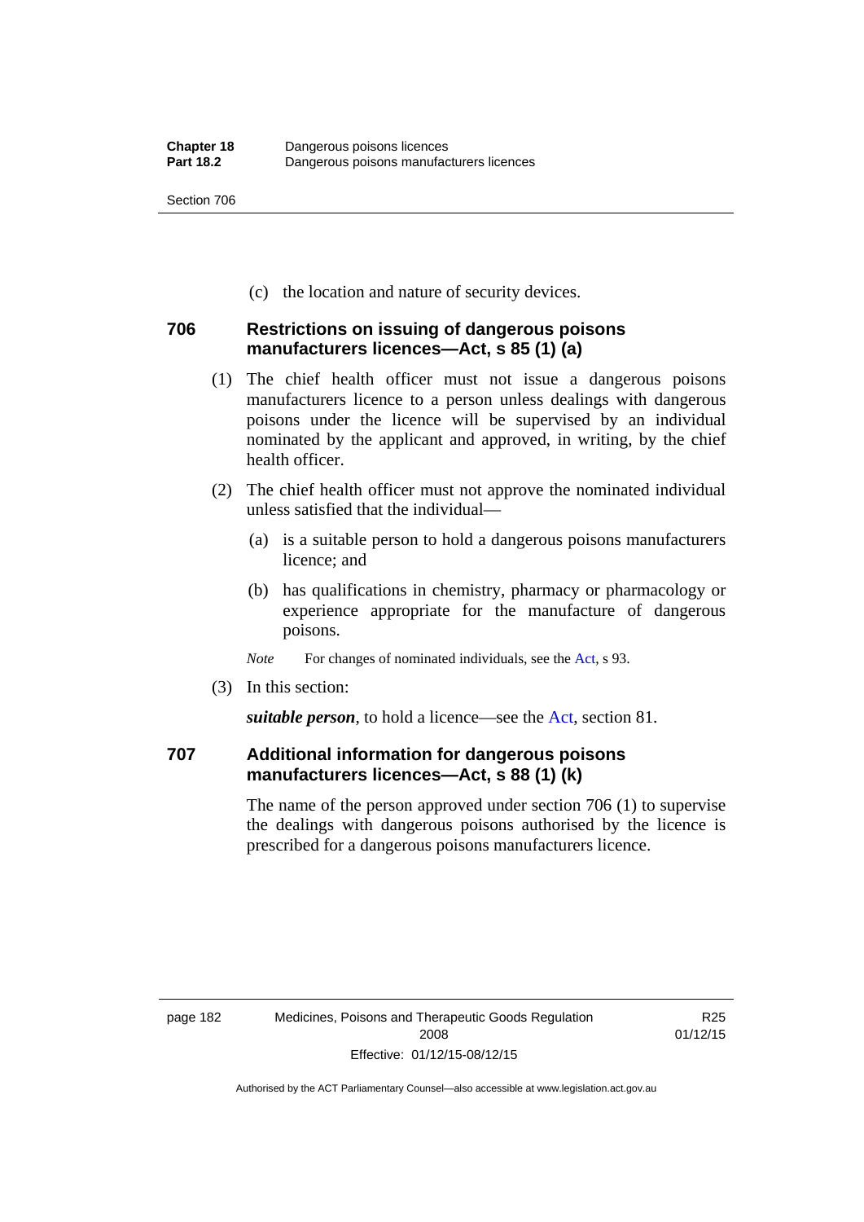(c) the location and nature of security devices.

### 706 Restrictions on issuing of dangerous poisons manufacturers licences—Act, s 85 (1) (a)

(1) The chief health officer must not issue a dangerous poisons manufacturers licence to a person unless dealings with dangerous poisons under the licence will be supervised by an individual nominated by the applicant and approved, in writing, by the chief health officer.

(2) The chief health officer must not approve the nominated individual unless satisfied that the individual—

(a) is a suitable person to hold a dangerous poisons manufacturers licence; and

(b) has qualifications in chemistry, pharmacy or pharmacology or experience appropriate for the manufacture of dangerous poisons.

*Note* For changes of nominated individuals, see the Act, s 93.

(3) In this section:

***suitable person***, to hold a licence—see the Act, section 81.

### 707 Additional information for dangerous poisons manufacturers licences—Act, s 88 (1) (k)

The name of the person approved under section 706 (1) to supervise the dealings with dangerous poisons authorised by the licence is prescribed for a dangerous poisons manufacturers licence.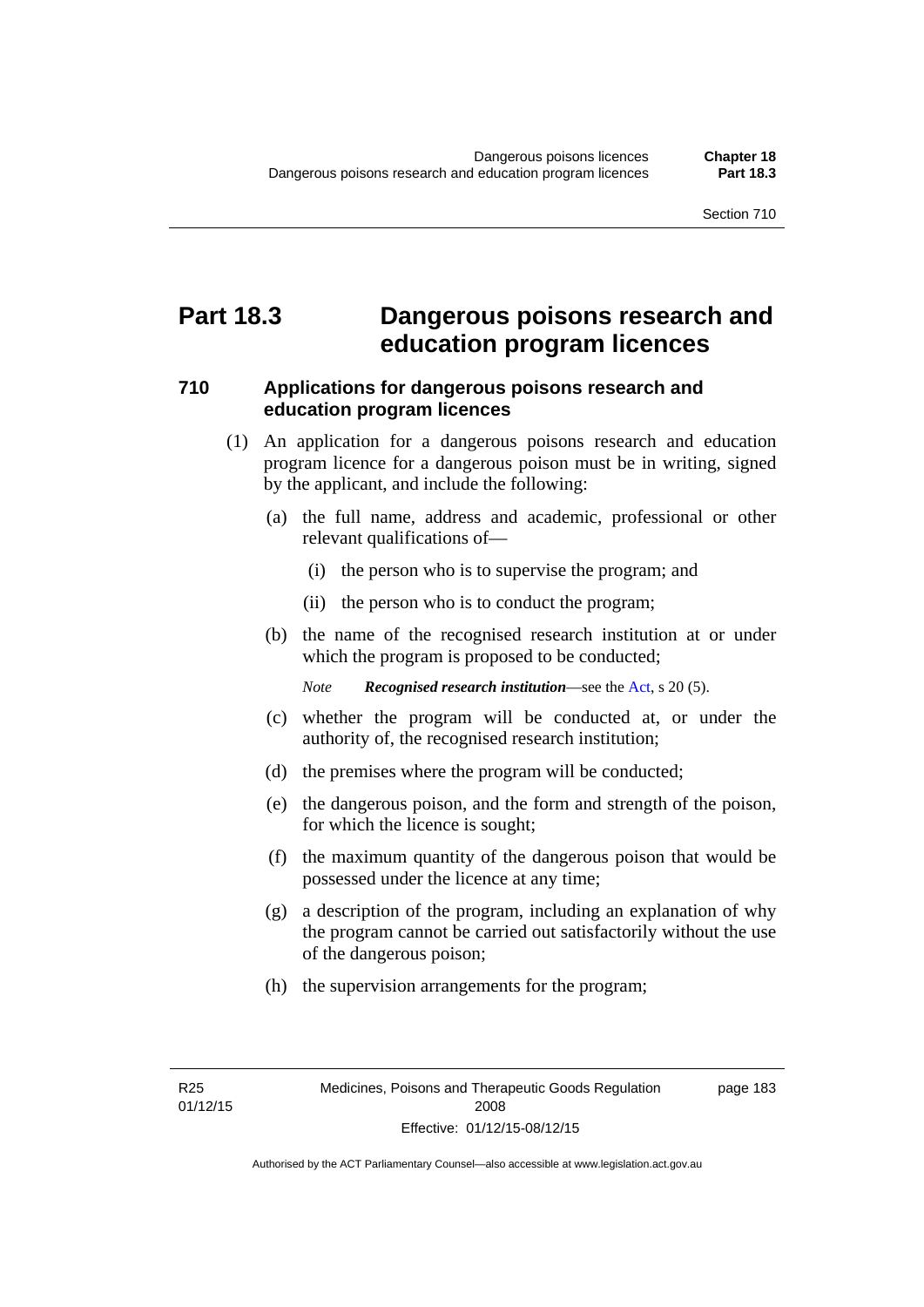# Part 18.3 Dangerous poisons research and education program licences

## 710 Applications for dangerous poisons research and education program licences

(1) An application for a dangerous poisons research and education program licence for a dangerous poison must be in writing, signed by the applicant, and include the following:

(a) the full name, address and academic, professional or other relevant qualifications of—

(i) the person who is to supervise the program; and

(ii) the person who is to conduct the program;

(b) the name of the recognised research institution at or under which the program is proposed to be conducted;

*Note* ***Recognised research institution***—see the Act, s 20 (5).

(c) whether the program will be conducted at, or under the authority of, the recognised research institution;

(d) the premises where the program will be conducted;

(e) the dangerous poison, and the form and strength of the poison, for which the licence is sought;

(f) the maximum quantity of the dangerous poison that would be possessed under the licence at any time;

(g) a description of the program, including an explanation of why the program cannot be carried out satisfactorily without the use of the dangerous poison;

(h) the supervision arrangements for the program;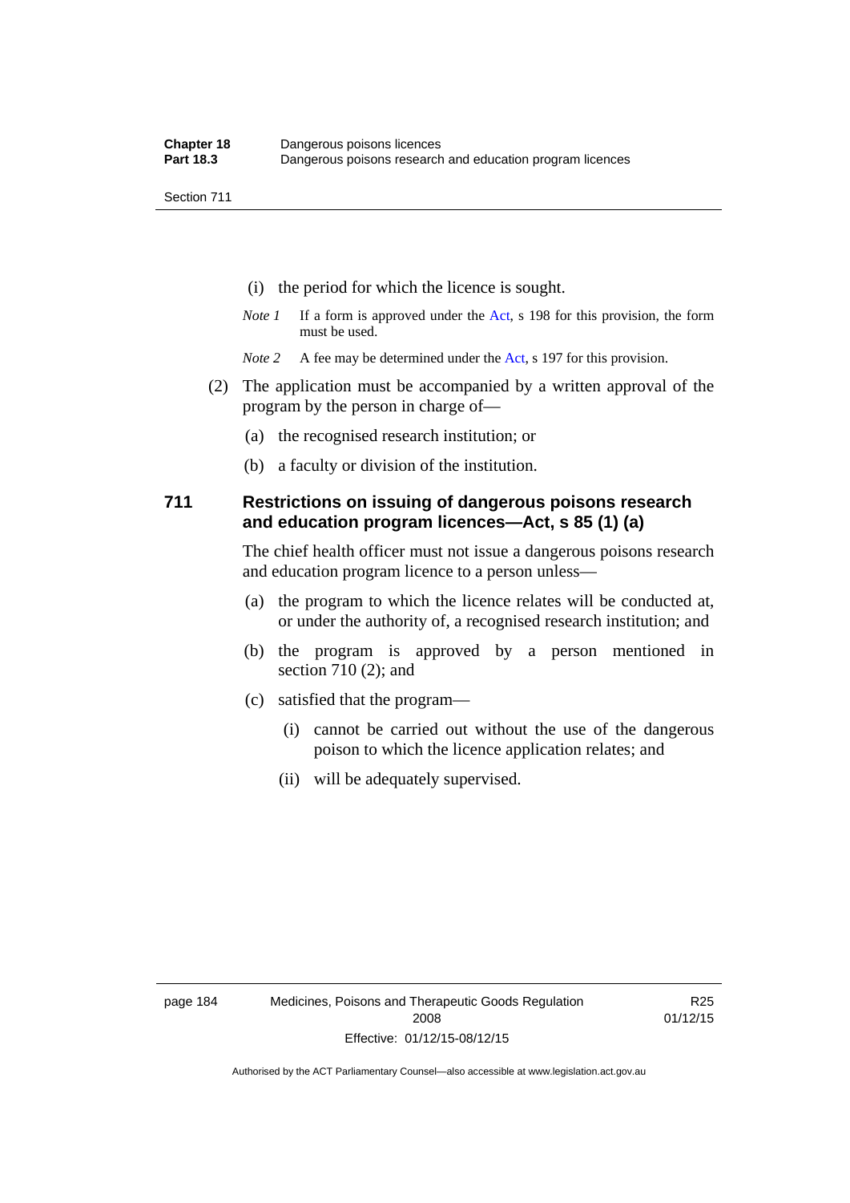(i) the period for which the licence is sought.

*Note 1* If a form is approved under the Act, s 198 for this provision, the form must be used.

*Note 2* A fee may be determined under the Act, s 197 for this provision.

(2) The application must be accompanied by a written approval of the program by the person in charge of—

(a) the recognised research institution; or

(b) a faculty or division of the institution.

## 711 Restrictions on issuing of dangerous poisons research and education program licences—Act, s 85 (1) (a)

The chief health officer must not issue a dangerous poisons research and education program licence to a person unless—

(a) the program to which the licence relates will be conducted at, or under the authority of, a recognised research institution; and

(b) the program is approved by a person mentioned in section 710 (2); and

(c) satisfied that the program—

(i) cannot be carried out without the use of the dangerous poison to which the licence application relates; and

(ii) will be adequately supervised.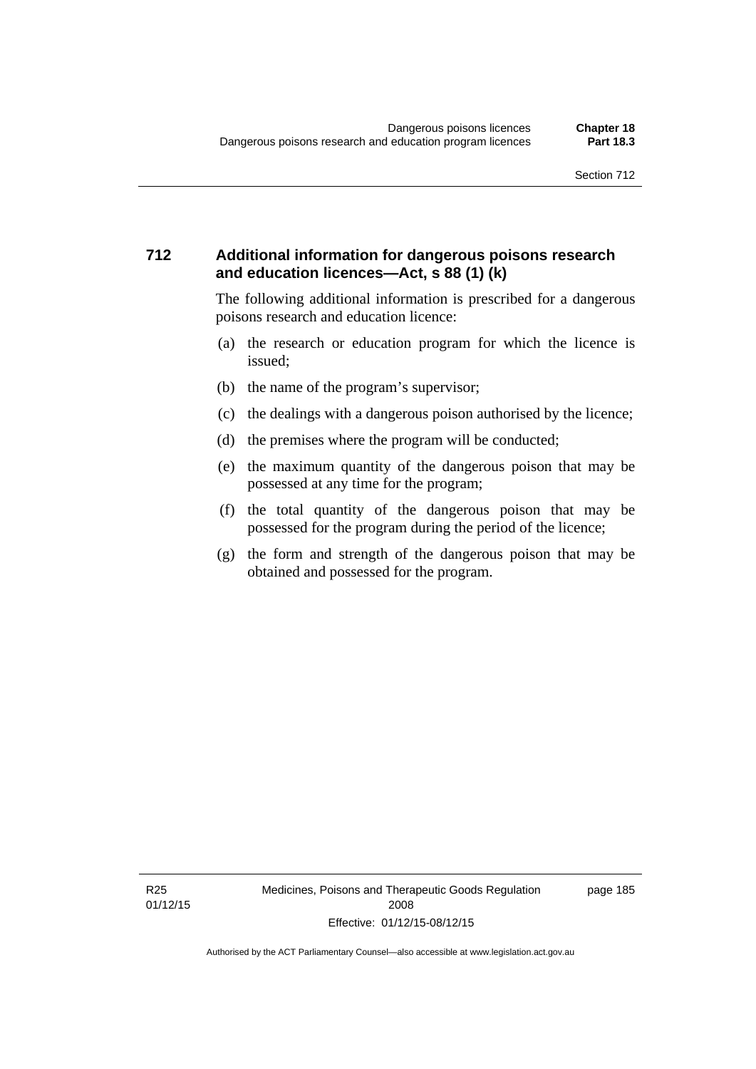### 712 Additional information for dangerous poisons research and education licences—Act, s 88 (1) (k)

The following additional information is prescribed for a dangerous poisons research and education licence:

(a) the research or education program for which the licence is issued;

(b) the name of the program's supervisor;

(c) the dealings with a dangerous poison authorised by the licence;

(d) the premises where the program will be conducted;

(e) the maximum quantity of the dangerous poison that may be possessed at any time for the program;

(f) the total quantity of the dangerous poison that may be possessed for the program during the period of the licence;

(g) the form and strength of the dangerous poison that may be obtained and possessed for the program.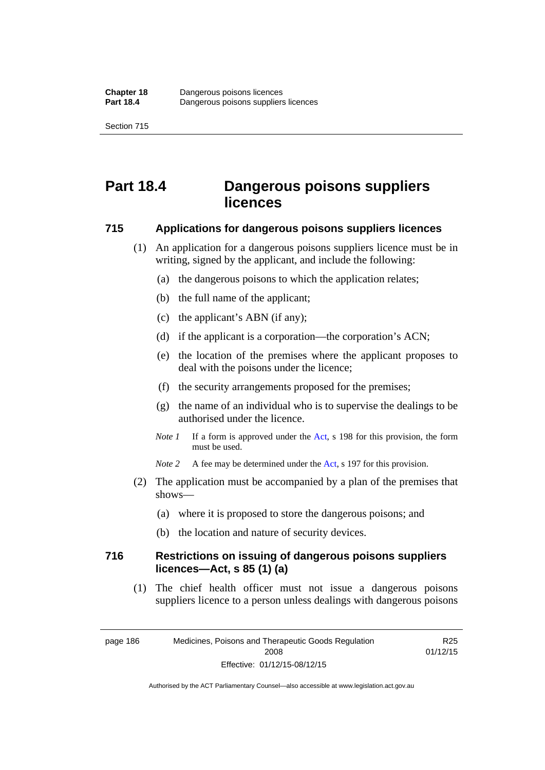# Part 18.4 Dangerous poisons suppliers licences

## 715 Applications for dangerous poisons suppliers licences

(1) An application for a dangerous poisons suppliers licence must be in writing, signed by the applicant, and include the following:

(a) the dangerous poisons to which the application relates;

(b) the full name of the applicant;

(c) the applicant's ABN (if any);

(d) if the applicant is a corporation—the corporation's ACN;

(e) the location of the premises where the applicant proposes to deal with the poisons under the licence;

(f) the security arrangements proposed for the premises;

(g) the name of an individual who is to supervise the dealings to be authorised under the licence.

*Note 1* If a form is approved under the Act, s 198 for this provision, the form must be used.

*Note 2* A fee may be determined under the Act, s 197 for this provision.

(2) The application must be accompanied by a plan of the premises that shows—

(a) where it is proposed to store the dangerous poisons; and

(b) the location and nature of security devices.

## 716 Restrictions on issuing of dangerous poisons suppliers licences—Act, s 85 (1) (a)

(1) The chief health officer must not issue a dangerous poisons suppliers licence to a person unless dealings with dangerous poisons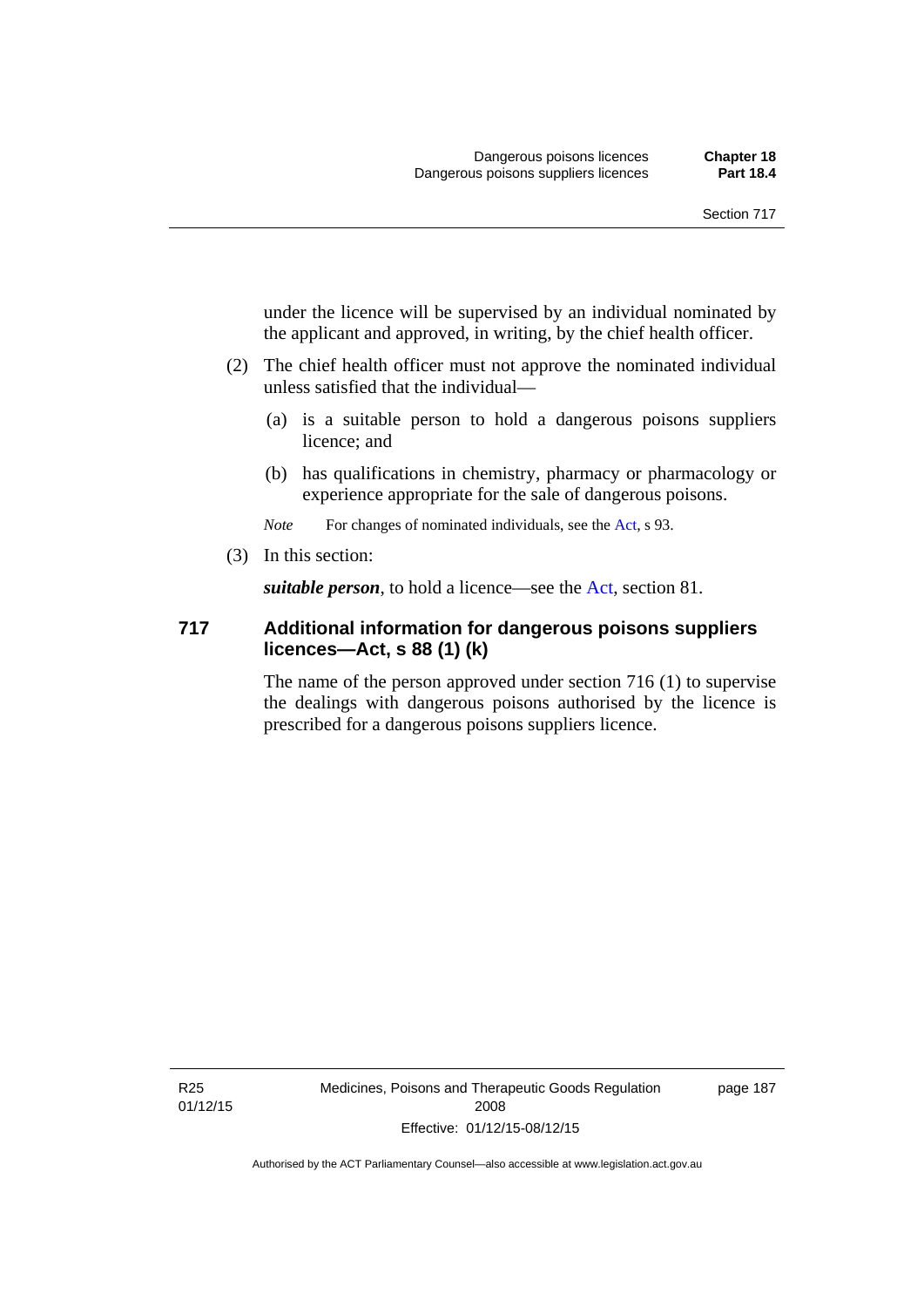under the licence will be supervised by an individual nominated by the applicant and approved, in writing, by the chief health officer.

(2) The chief health officer must not approve the nominated individual unless satisfied that the individual—

(a) is a suitable person to hold a dangerous poisons suppliers licence; and

(b) has qualifications in chemistry, pharmacy or pharmacology or experience appropriate for the sale of dangerous poisons.

*Note* For changes of nominated individuals, see the Act, s 93.

(3) In this section:

***suitable person***, to hold a licence—see the Act, section 81.

## 717 Additional information for dangerous poisons suppliers licences—Act, s 88 (1) (k)

The name of the person approved under section 716 (1) to supervise the dealings with dangerous poisons authorised by the licence is prescribed for a dangerous poisons suppliers licence.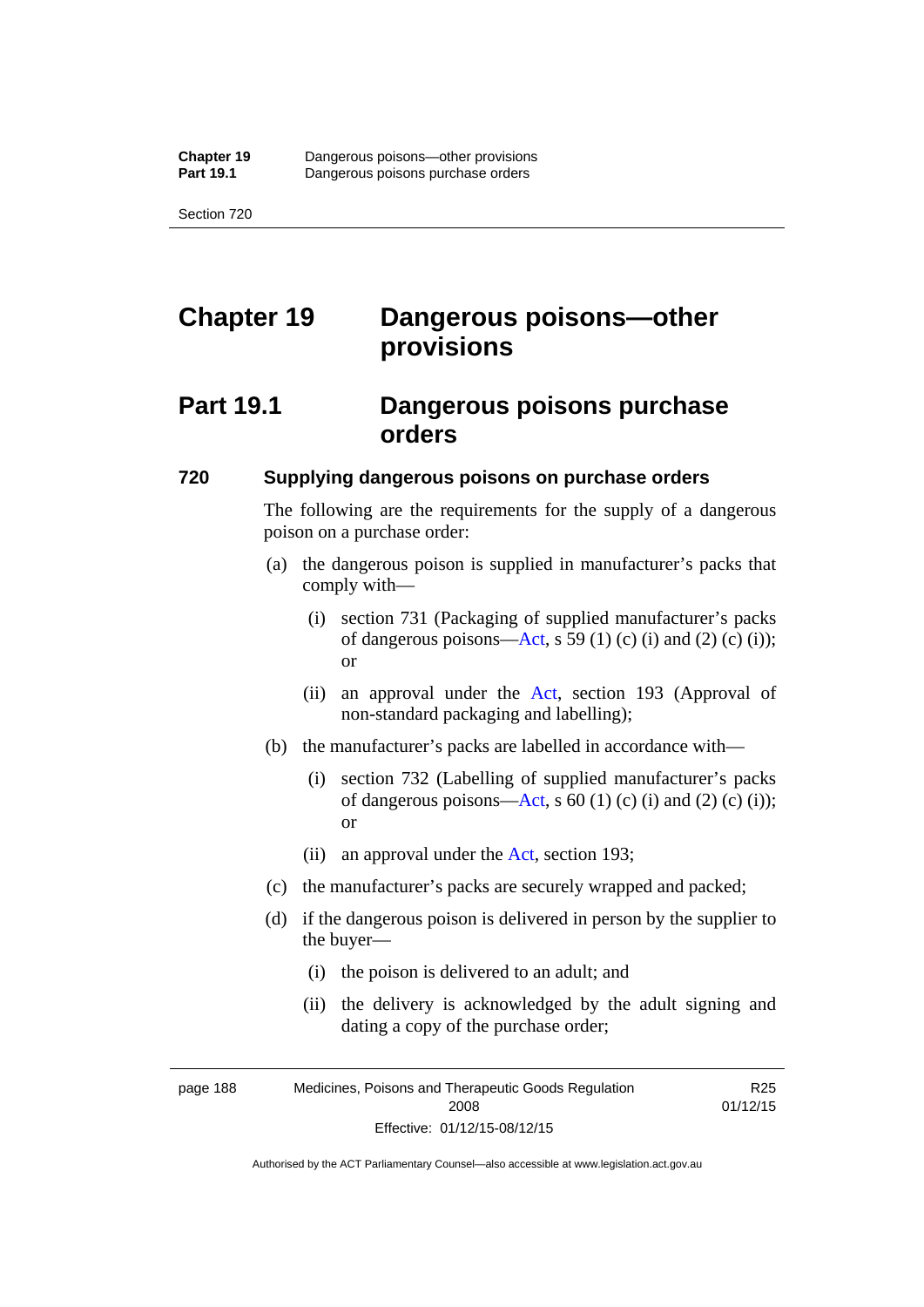# Chapter 19 Dangerous poisons—other provisions

## Part 19.1 Dangerous poisons purchase orders

### 720 Supplying dangerous poisons on purchase orders

The following are the requirements for the supply of a dangerous poison on a purchase order:

(a) the dangerous poison is supplied in manufacturer's packs that comply with—

(i) section 731 (Packaging of supplied manufacturer's packs of dangerous poisons—Act, s 59 (1) (c) (i) and (2) (c) (i)); or

(ii) an approval under the Act, section 193 (Approval of non-standard packaging and labelling);

(b) the manufacturer's packs are labelled in accordance with—

(i) section 732 (Labelling of supplied manufacturer's packs of dangerous poisons—Act, s 60 (1) (c) (i) and (2) (c) (i)); or

(ii) an approval under the Act, section 193;

(c) the manufacturer's packs are securely wrapped and packed;

(d) if the dangerous poison is delivered in person by the supplier to the buyer—

(i) the poison is delivered to an adult; and

(ii) the delivery is acknowledged by the adult signing and dating a copy of the purchase order;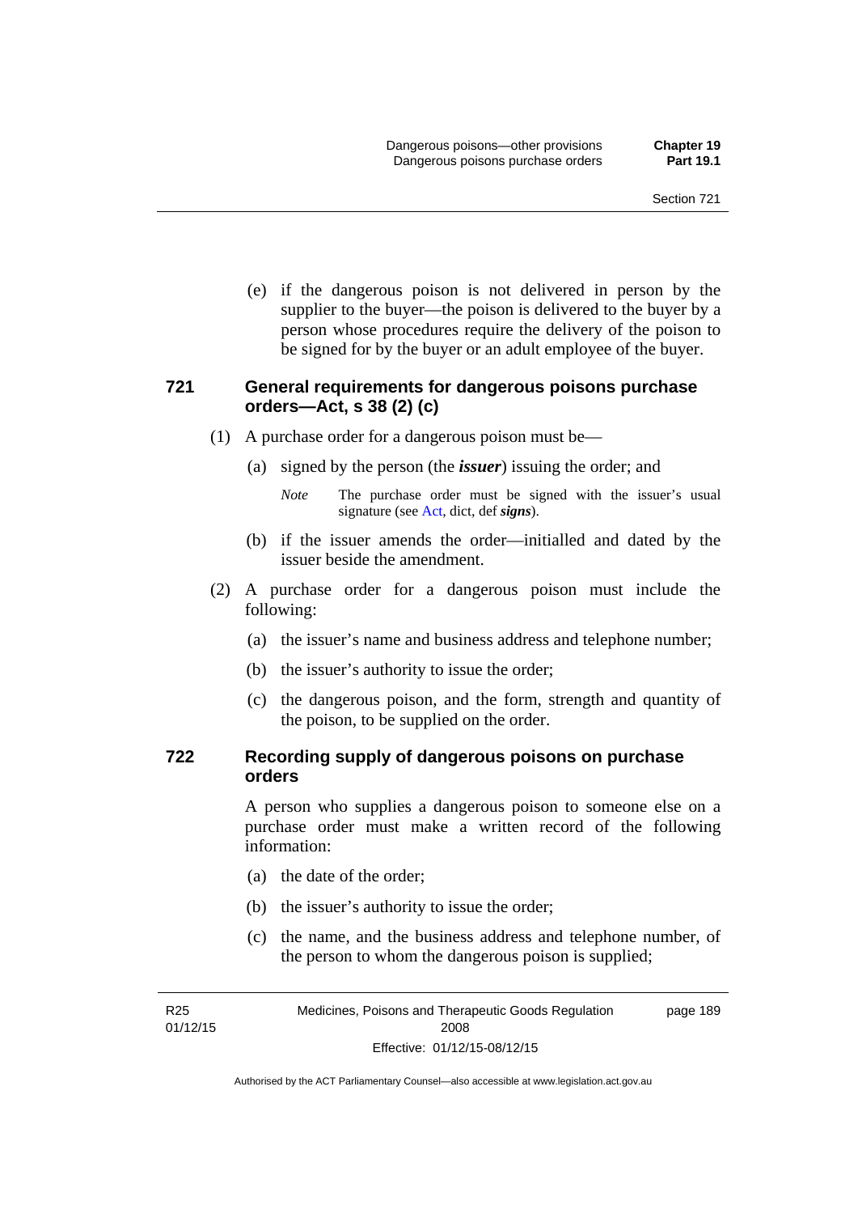(e) if the dangerous poison is not delivered in person by the supplier to the buyer—the poison is delivered to the buyer by a person whose procedures require the delivery of the poison to be signed for by the buyer or an adult employee of the buyer.

### 721 General requirements for dangerous poisons purchase orders—Act, s 38 (2) (c)

(1) A purchase order for a dangerous poison must be—

(a) signed by the person (the ***issuer***) issuing the order; and

*Note* The purchase order must be signed with the issuer's usual signature (see Act, dict, def ***signs***).

(b) if the issuer amends the order—initialled and dated by the issuer beside the amendment.

(2) A purchase order for a dangerous poison must include the following:

(a) the issuer's name and business address and telephone number;

(b) the issuer's authority to issue the order;

(c) the dangerous poison, and the form, strength and quantity of the poison, to be supplied on the order.

### 722 Recording supply of dangerous poisons on purchase orders

A person who supplies a dangerous poison to someone else on a purchase order must make a written record of the following information:

(a) the date of the order;

(b) the issuer's authority to issue the order;

(c) the name, and the business address and telephone number, of the person to whom the dangerous poison is supplied;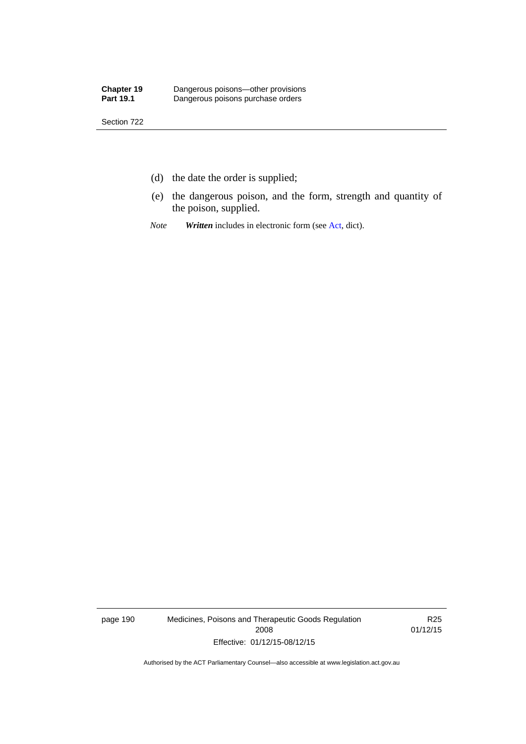(d) the date the order is supplied;

(e) the dangerous poison, and the form, strength and quantity of the poison, supplied.

*Note* ***Written*** includes in electronic form (see Act, dict).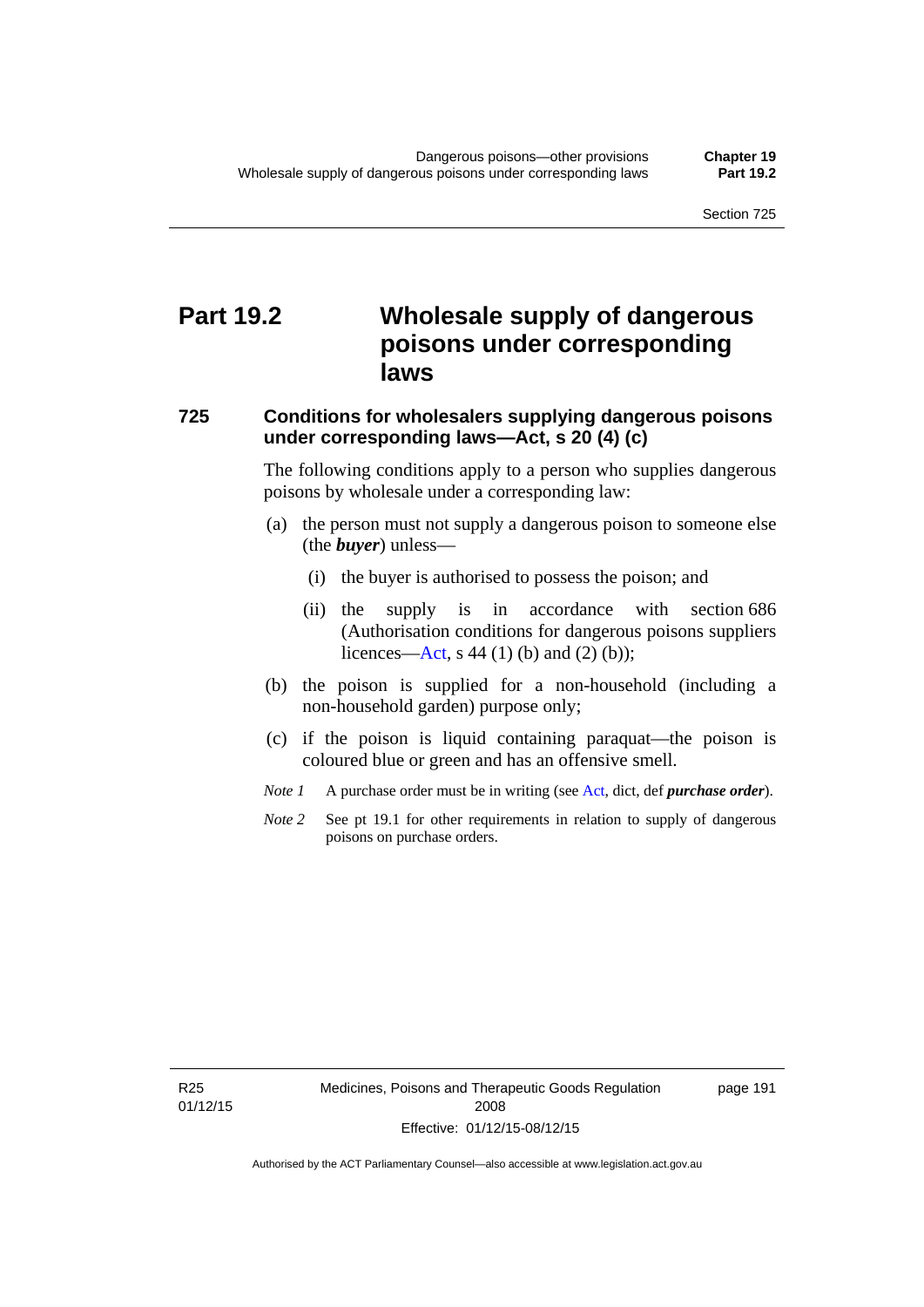# Part 19.2 Wholesale supply of dangerous poisons under corresponding laws

## 725 Conditions for wholesalers supplying dangerous poisons under corresponding laws—Act, s 20 (4) (c)

The following conditions apply to a person who supplies dangerous poisons by wholesale under a corresponding law:

(a) the person must not supply a dangerous poison to someone else (the ***buyer***) unless—

  (i) the buyer is authorised to possess the poison; and

  (ii) the supply is in accordance with section 686 (Authorisation conditions for dangerous poisons suppliers licences—Act, s 44 (1) (b) and (2) (b));

(b) the poison is supplied for a non-household (including a non-household garden) purpose only;

(c) if the poison is liquid containing paraquat—the poison is coloured blue or green and has an offensive smell.

*Note 1* A purchase order must be in writing (see Act, dict, def ***purchase order***).

*Note 2* See pt 19.1 for other requirements in relation to supply of dangerous poisons on purchase orders.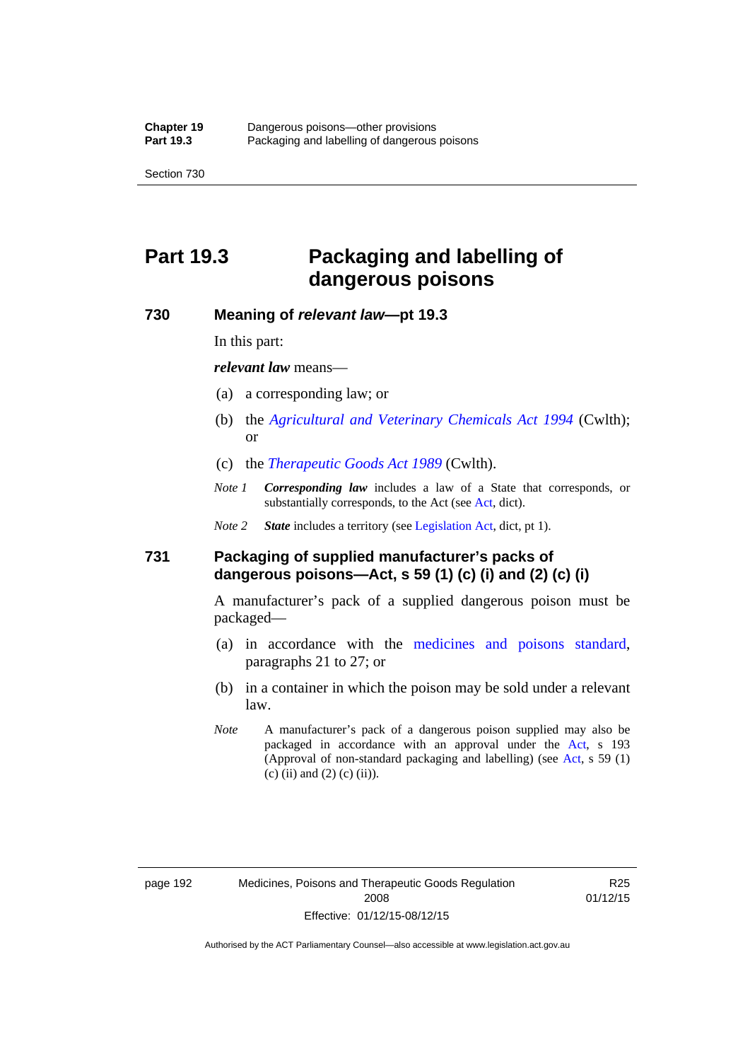# Part 19.3 Packaging and labelling of dangerous poisons

## 730 Meaning of *relevant law*—pt 19.3

In this part:

***relevant law*** means—

(a) a corresponding law; or

(b) the *Agricultural and Veterinary Chemicals Act 1994* (Cwlth); or

(c) the *Therapeutic Goods Act 1989* (Cwlth).

*Note 1* ***Corresponding law*** includes a law of a State that corresponds, or substantially corresponds, to the Act (see Act, dict).

*Note 2* ***State*** includes a territory (see Legislation Act, dict, pt 1).

## 731 Packaging of supplied manufacturer's packs of dangerous poisons—Act, s 59 (1) (c) (i) and (2) (c) (i)

A manufacturer's pack of a supplied dangerous poison must be packaged—

(a) in accordance with the medicines and poisons standard, paragraphs 21 to 27; or

(b) in a container in which the poison may be sold under a relevant law.

*Note* A manufacturer's pack of a dangerous poison supplied may also be packaged in accordance with an approval under the Act, s 193 (Approval of non-standard packaging and labelling) (see Act, s 59 (1) (c) (ii) and (2) (c) (ii)).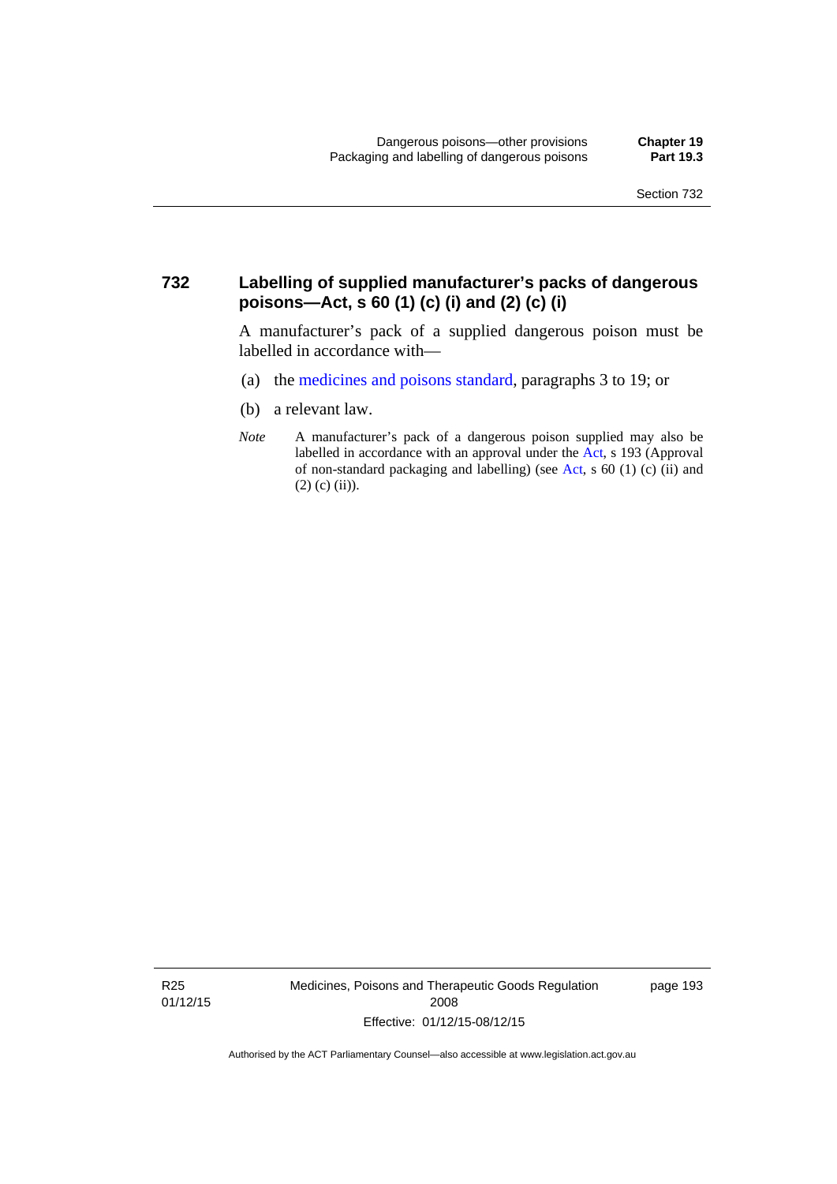## 732 Labelling of supplied manufacturer's packs of dangerous poisons—Act, s 60 (1) (c) (i) and (2) (c) (i)

A manufacturer's pack of a supplied dangerous poison must be labelled in accordance with—

(a) the medicines and poisons standard, paragraphs 3 to 19; or

(b) a relevant law.

*Note* A manufacturer's pack of a dangerous poison supplied may also be labelled in accordance with an approval under the Act, s 193 (Approval of non-standard packaging and labelling) (see Act, s 60 (1) (c) (ii) and (2) (c) (ii)).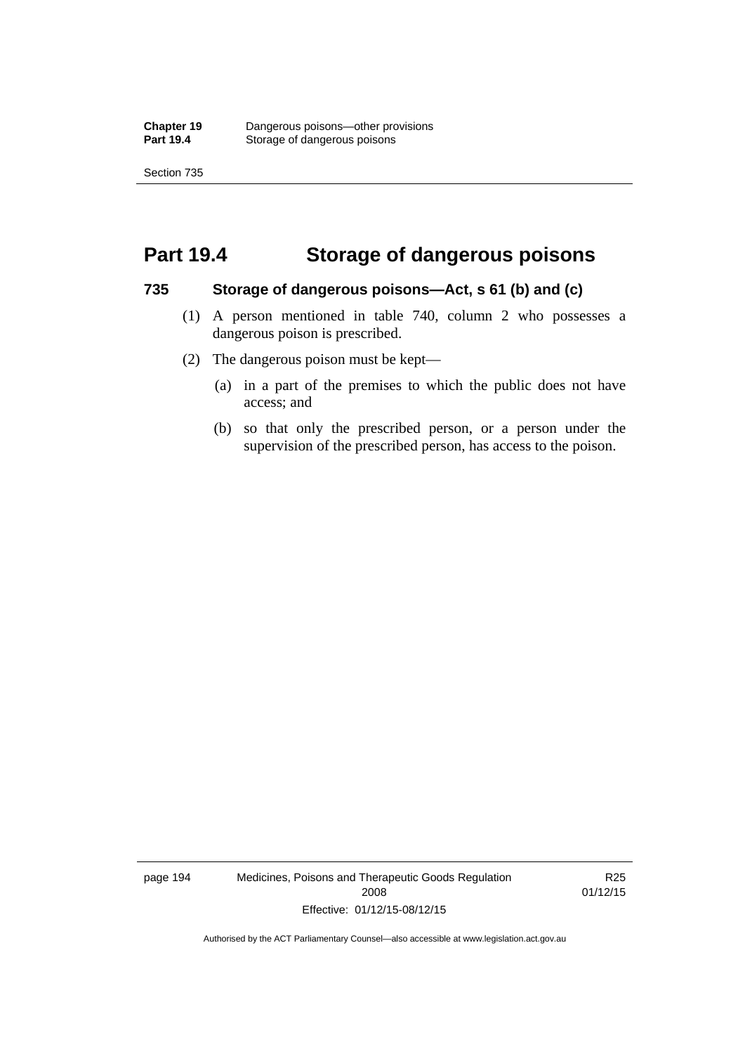# Part 19.4 Storage of dangerous poisons

## 735 Storage of dangerous poisons—Act, s 61 (b) and (c)

(1) A person mentioned in table 740, column 2 who possesses a dangerous poison is prescribed.

(2) The dangerous poison must be kept—

(a) in a part of the premises to which the public does not have access; and

(b) so that only the prescribed person, or a person under the supervision of the prescribed person, has access to the poison.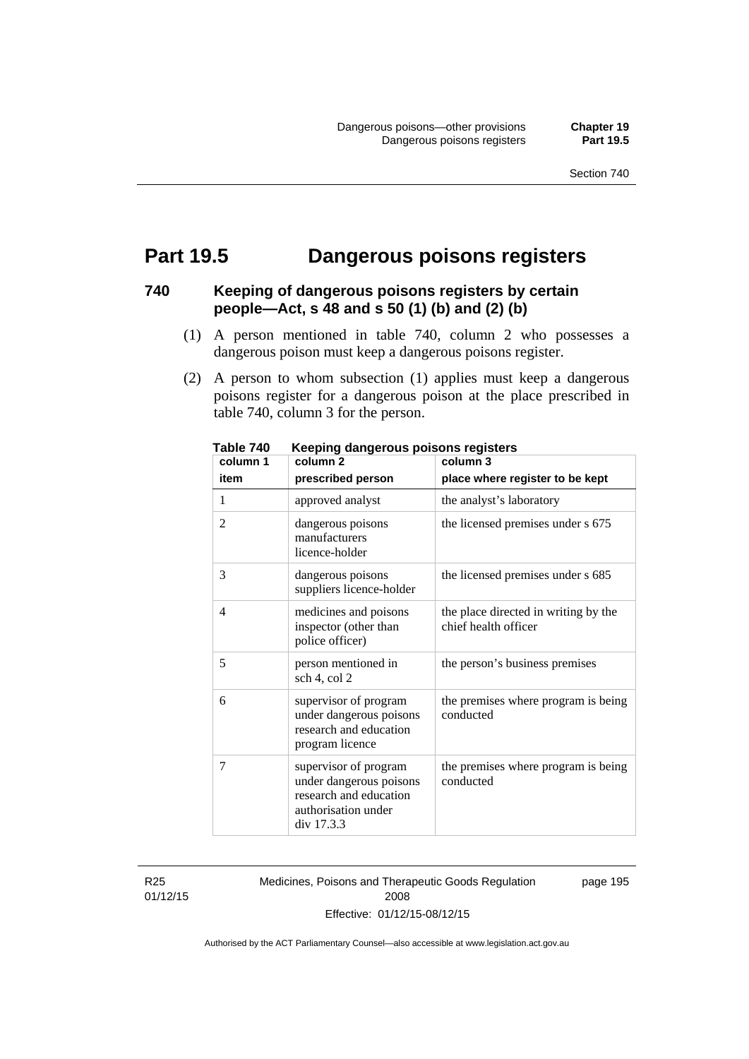# Part 19.5 Dangerous poisons registers

### 740 Keeping of dangerous poisons registers by certain people—Act, s 48 and s 50 (1) (b) and (2) (b)

(1) A person mentioned in table 740, column 2 who possesses a dangerous poison must keep a dangerous poisons register.

(2) A person to whom subsection (1) applies must keep a dangerous poisons register for a dangerous poison at the place prescribed in table 740, column 3 for the person.

**Table 740 Keeping dangerous poisons registers**

| column 1<br>item | column 2<br>prescribed person | column 3<br>place where register to be kept |
|---|---|---|
| 1 | approved analyst | the analyst's laboratory |
| 2 | dangerous poisons manufacturers licence-holder | the licensed premises under s 675 |
| 3 | dangerous poisons suppliers licence-holder | the licensed premises under s 685 |
| 4 | medicines and poisons inspector (other than police officer) | the place directed in writing by the chief health officer |
| 5 | person mentioned in sch 4, col 2 | the person's business premises |
| 6 | supervisor of program under dangerous poisons research and education program licence | the premises where program is being conducted |
| 7 | supervisor of program under dangerous poisons research and education authorisation under div 17.3.3 | the premises where program is being conducted |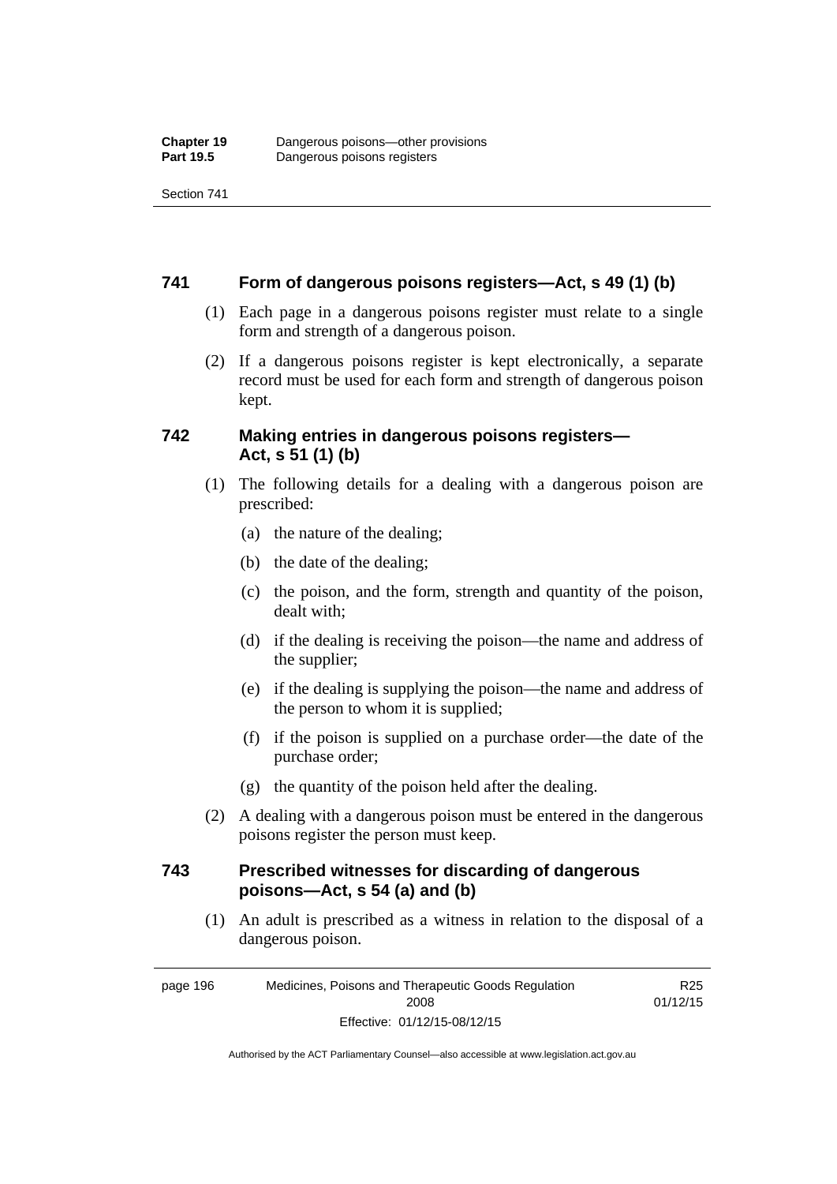## 741 Form of dangerous poisons registers—Act, s 49 (1) (b)

(1) Each page in a dangerous poisons register must relate to a single form and strength of a dangerous poison.

(2) If a dangerous poisons register is kept electronically, a separate record must be used for each form and strength of dangerous poison kept.

## 742 Making entries in dangerous poisons registers—Act, s 51 (1) (b)

(1) The following details for a dealing with a dangerous poison are prescribed:

(a) the nature of the dealing;

(b) the date of the dealing;

(c) the poison, and the form, strength and quantity of the poison, dealt with;

(d) if the dealing is receiving the poison—the name and address of the supplier;

(e) if the dealing is supplying the poison—the name and address of the person to whom it is supplied;

(f) if the poison is supplied on a purchase order—the date of the purchase order;

(g) the quantity of the poison held after the dealing.

(2) A dealing with a dangerous poison must be entered in the dangerous poisons register the person must keep.

## 743 Prescribed witnesses for discarding of dangerous poisons—Act, s 54 (a) and (b)

(1) An adult is prescribed as a witness in relation to the disposal of a dangerous poison.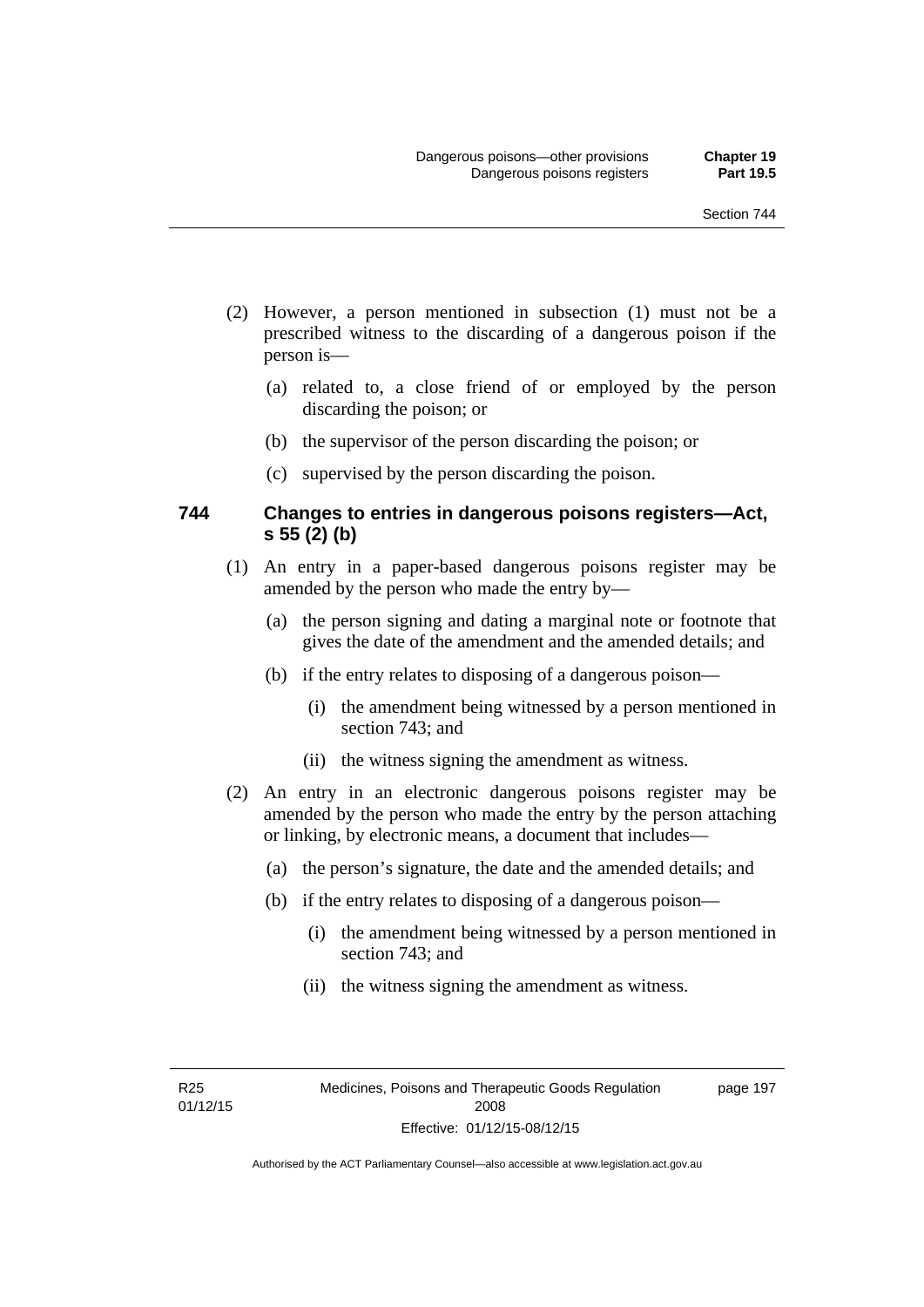(2) However, a person mentioned in subsection (1) must not be a prescribed witness to the discarding of a dangerous poison if the person is—

- (a) related to, a close friend of or employed by the person discarding the poison; or
- (b) the supervisor of the person discarding the poison; or
- (c) supervised by the person discarding the poison.

### 744 Changes to entries in dangerous poisons registers—Act, s 55 (2) (b)

(1) An entry in a paper-based dangerous poisons register may be amended by the person who made the entry by—

- (a) the person signing and dating a marginal note or footnote that gives the date of the amendment and the amended details; and
- (b) if the entry relates to disposing of a dangerous poison—
  - (i) the amendment being witnessed by a person mentioned in section 743; and
  - (ii) the witness signing the amendment as witness.

(2) An entry in an electronic dangerous poisons register may be amended by the person who made the entry by the person attaching or linking, by electronic means, a document that includes—

- (a) the person's signature, the date and the amended details; and
- (b) if the entry relates to disposing of a dangerous poison—
  - (i) the amendment being witnessed by a person mentioned in section 743; and
  - (ii) the witness signing the amendment as witness.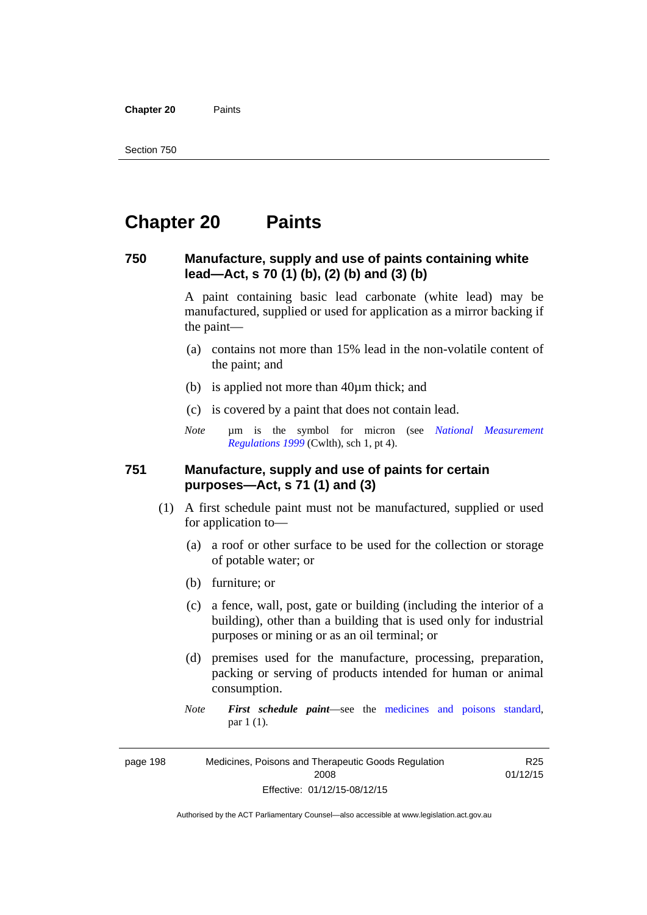# Chapter 20 Paints

## 750 Manufacture, supply and use of paints containing white lead—Act, s 70 (1) (b), (2) (b) and (3) (b)

A paint containing basic lead carbonate (white lead) may be manufactured, supplied or used for application as a mirror backing if the paint—

(a) contains not more than 15% lead in the non-volatile content of the paint; and

(b) is applied not more than 40µm thick; and

(c) is covered by a paint that does not contain lead.

*Note* µm is the symbol for micron (see *National Measurement Regulations 1999* (Cwlth), sch 1, pt 4).

## 751 Manufacture, supply and use of paints for certain purposes—Act, s 71 (1) and (3)

(1) A first schedule paint must not be manufactured, supplied or used for application to—

(a) a roof or other surface to be used for the collection or storage of potable water; or

(b) furniture; or

(c) a fence, wall, post, gate or building (including the interior of a building), other than a building that is used only for industrial purposes or mining or as an oil terminal; or

(d) premises used for the manufacture, processing, preparation, packing or serving of products intended for human or animal consumption.

*Note* ***First schedule paint***—see the medicines and poisons standard, par 1 (1).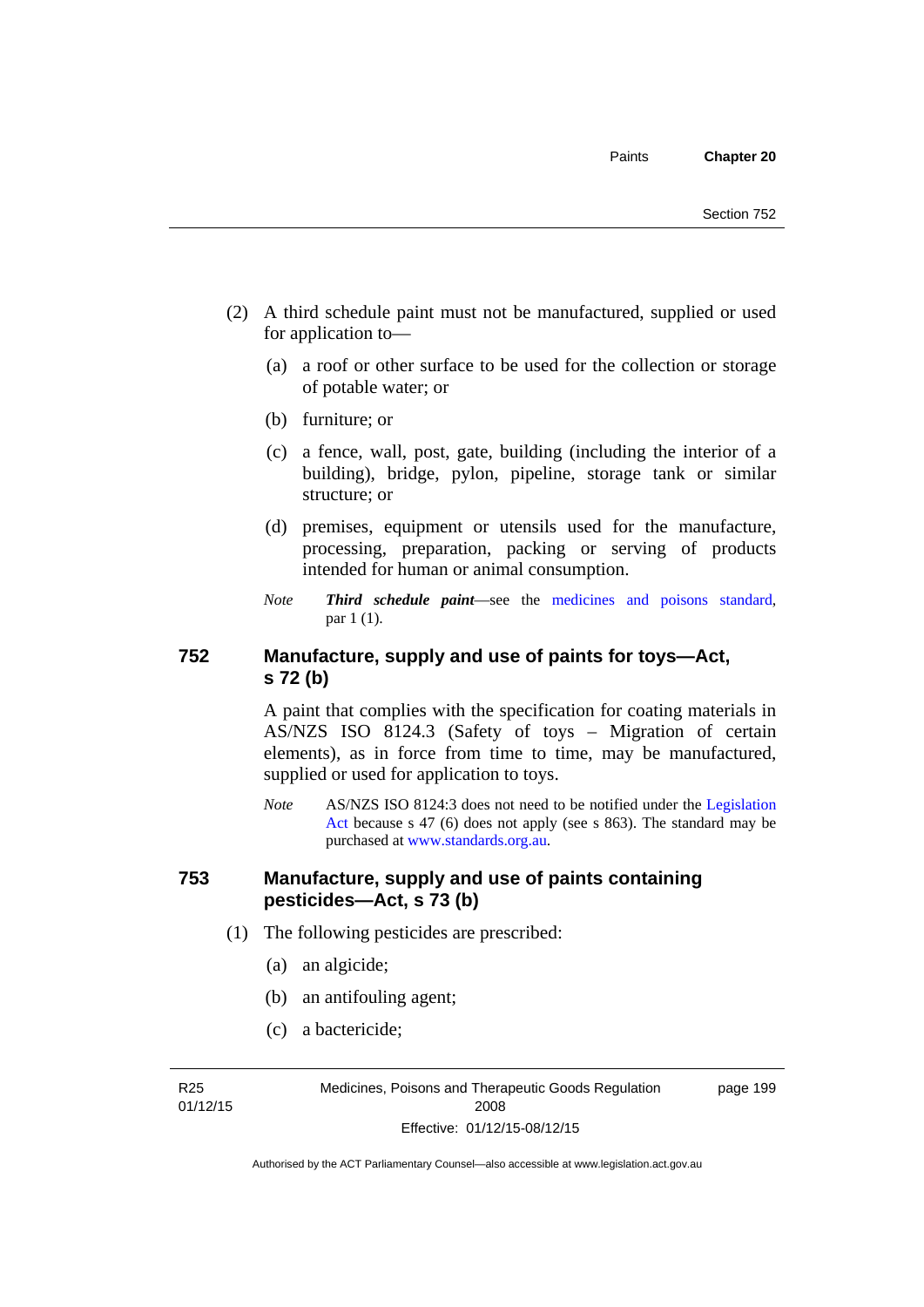(2) A third schedule paint must not be manufactured, supplied or used for application to—

(a) a roof or other surface to be used for the collection or storage of potable water; or

(b) furniture; or

(c) a fence, wall, post, gate, building (including the interior of a building), bridge, pylon, pipeline, storage tank or similar structure; or

(d) premises, equipment or utensils used for the manufacture, processing, preparation, packing or serving of products intended for human or animal consumption.

*Note* ***Third schedule paint***—see the medicines and poisons standard, par 1 (1).

## 752 Manufacture, supply and use of paints for toys—Act, s 72 (b)

A paint that complies with the specification for coating materials in AS/NZS ISO 8124.3 (Safety of toys – Migration of certain elements), as in force from time to time, may be manufactured, supplied or used for application to toys.

*Note* AS/NZS ISO 8124:3 does not need to be notified under the Legislation Act because s 47 (6) does not apply (see s 863). The standard may be purchased at www.standards.org.au.

## 753 Manufacture, supply and use of paints containing pesticides—Act, s 73 (b)

(1) The following pesticides are prescribed:

(a) an algicide;

(b) an antifouling agent;

(c) a bactericide;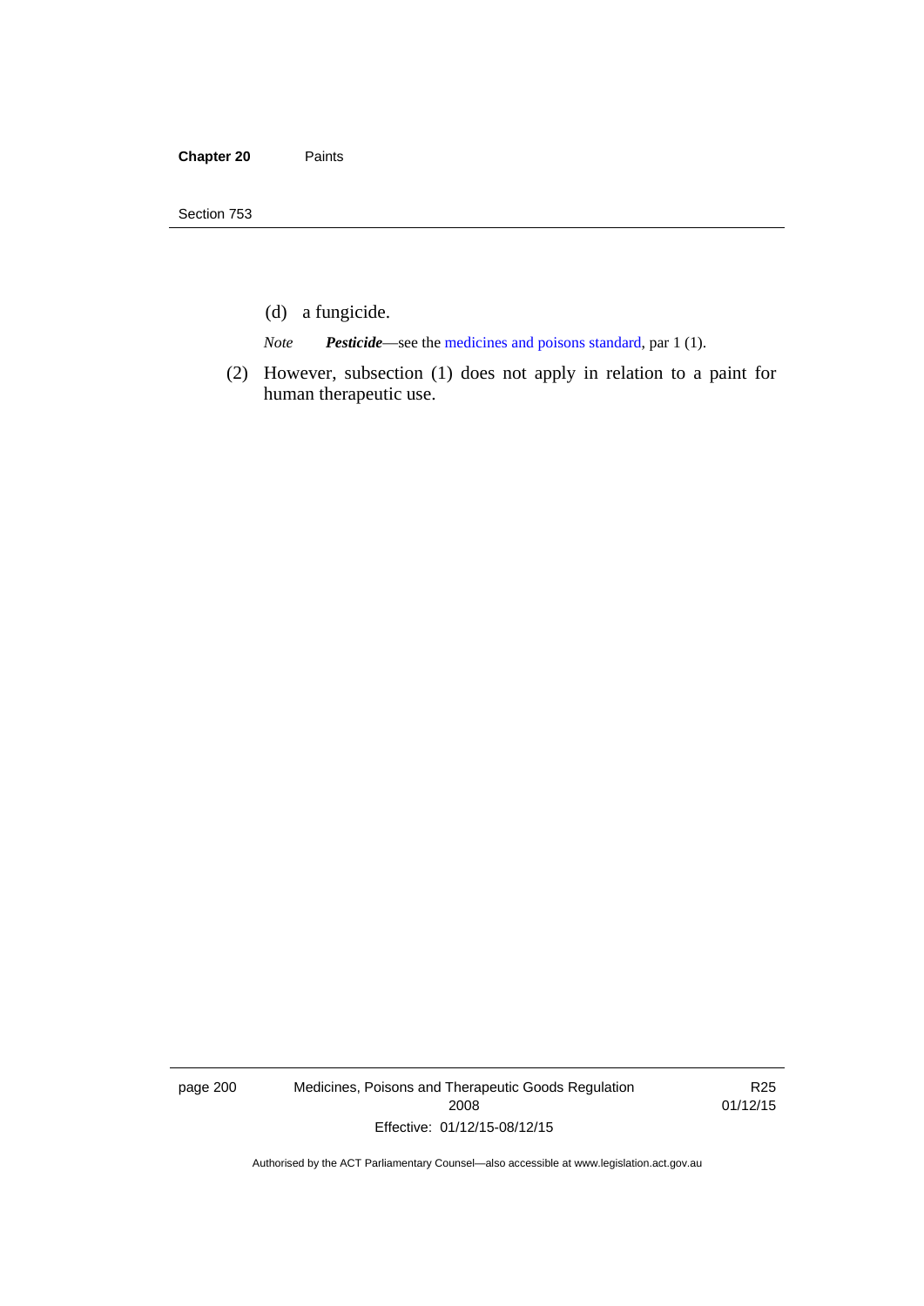(d) a fungicide.

*Note* ***Pesticide***—see the medicines and poisons standard, par 1 (1).

(2) However, subsection (1) does not apply in relation to a paint for human therapeutic use.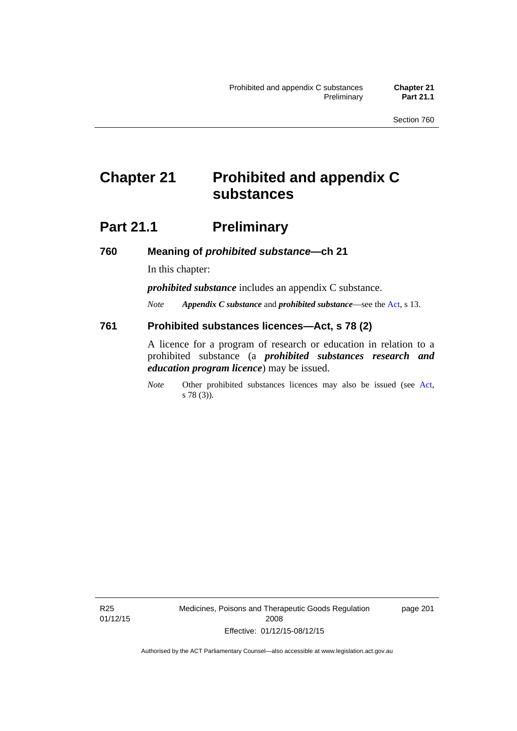# Chapter 21 Prohibited and appendix C substances

## Part 21.1 Preliminary

### 760 Meaning of *prohibited substance*—ch 21

In this chapter:

***prohibited substance*** includes an appendix C substance.

*Note* ***Appendix C substance*** and ***prohibited substance***—see the Act, s 13.

### 761 Prohibited substances licences—Act, s 78 (2)

A licence for a program of research or education in relation to a prohibited substance (a ***prohibited substances research and education program licence***) may be issued.

*Note* Other prohibited substances licences may also be issued (see Act, s 78 (3)).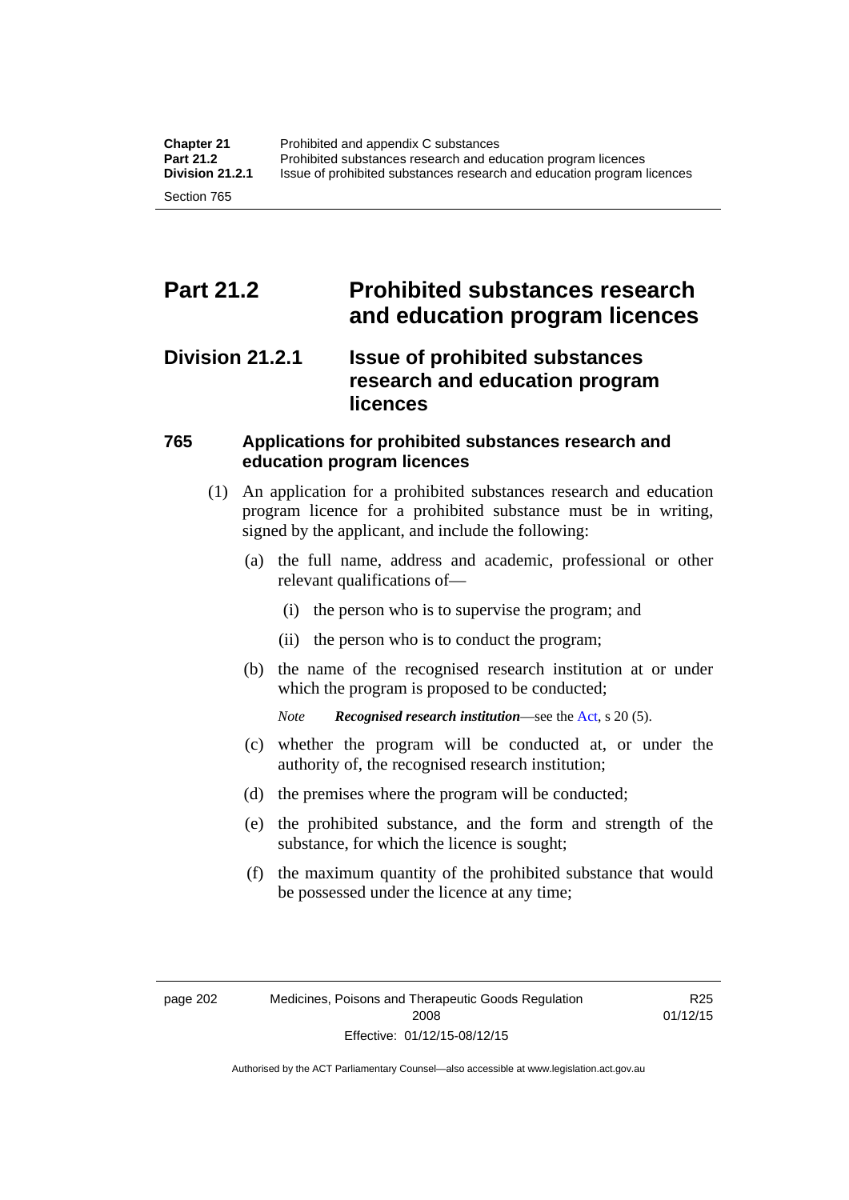# Part 21.2 Prohibited substances research and education program licences

## Division 21.2.1 Issue of prohibited substances research and education program licences

### 765 Applications for prohibited substances research and education program licences

(1) An application for a prohibited substances research and education program licence for a prohibited substance must be in writing, signed by the applicant, and include the following:

(a) the full name, address and academic, professional or other relevant qualifications of—

(i) the person who is to supervise the program; and

(ii) the person who is to conduct the program;

(b) the name of the recognised research institution at or under which the program is proposed to be conducted;

*Note* ***Recognised research institution***—see the Act, s 20 (5).

(c) whether the program will be conducted at, or under the authority of, the recognised research institution;

(d) the premises where the program will be conducted;

(e) the prohibited substance, and the form and strength of the substance, for which the licence is sought;

(f) the maximum quantity of the prohibited substance that would be possessed under the licence at any time;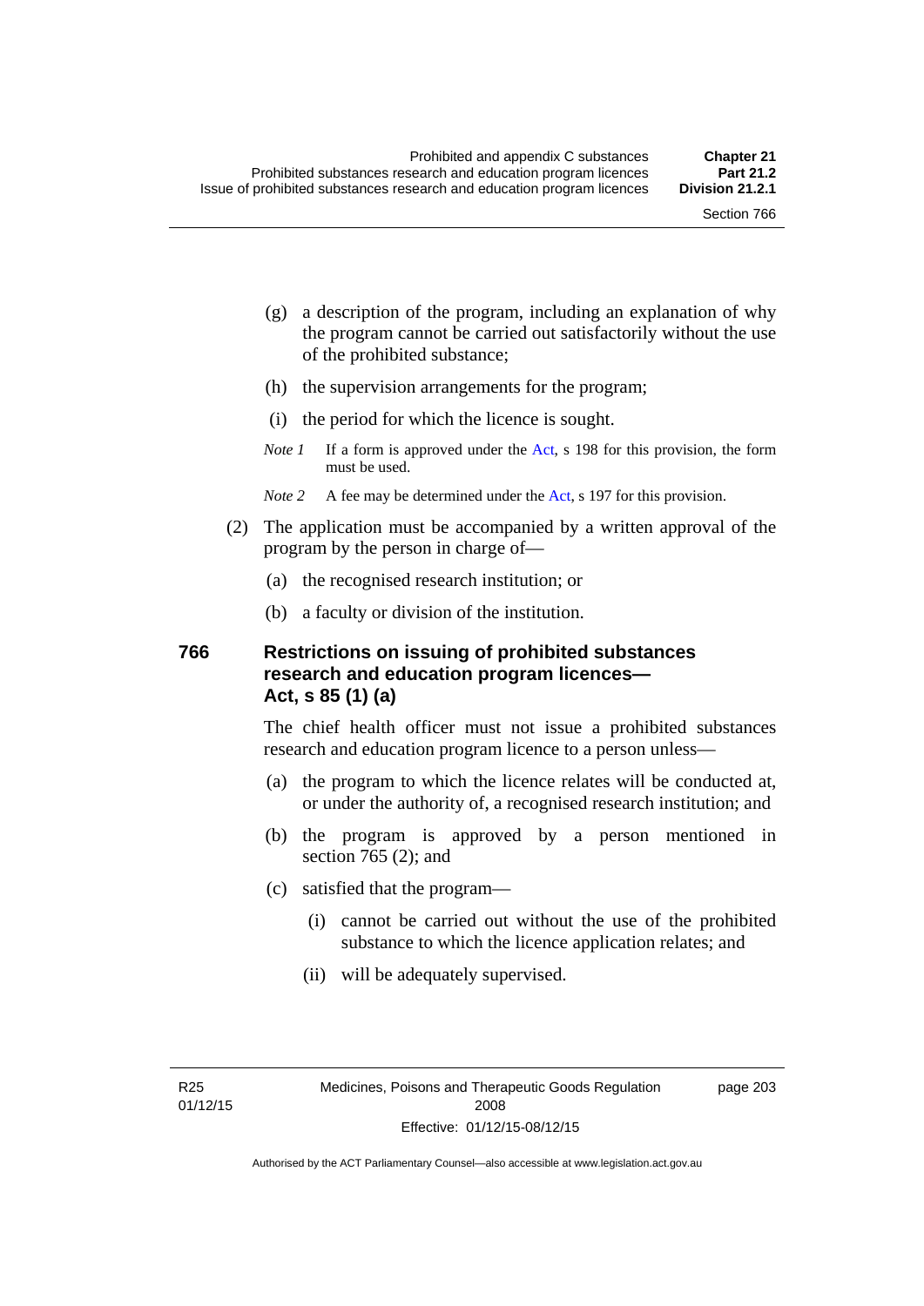(g) a description of the program, including an explanation of why the program cannot be carried out satisfactorily without the use of the prohibited substance;

(h) the supervision arrangements for the program;

(i) the period for which the licence is sought.

*Note 1* If a form is approved under the Act, s 198 for this provision, the form must be used.

*Note 2* A fee may be determined under the Act, s 197 for this provision.

(2) The application must be accompanied by a written approval of the program by the person in charge of—

(a) the recognised research institution; or

(b) a faculty or division of the institution.

### 766 Restrictions on issuing of prohibited substances research and education program licences—Act, s 85 (1) (a)

The chief health officer must not issue a prohibited substances research and education program licence to a person unless—

(a) the program to which the licence relates will be conducted at, or under the authority of, a recognised research institution; and

(b) the program is approved by a person mentioned in section 765 (2); and

(c) satisfied that the program—

(i) cannot be carried out without the use of the prohibited substance to which the licence application relates; and

(ii) will be adequately supervised.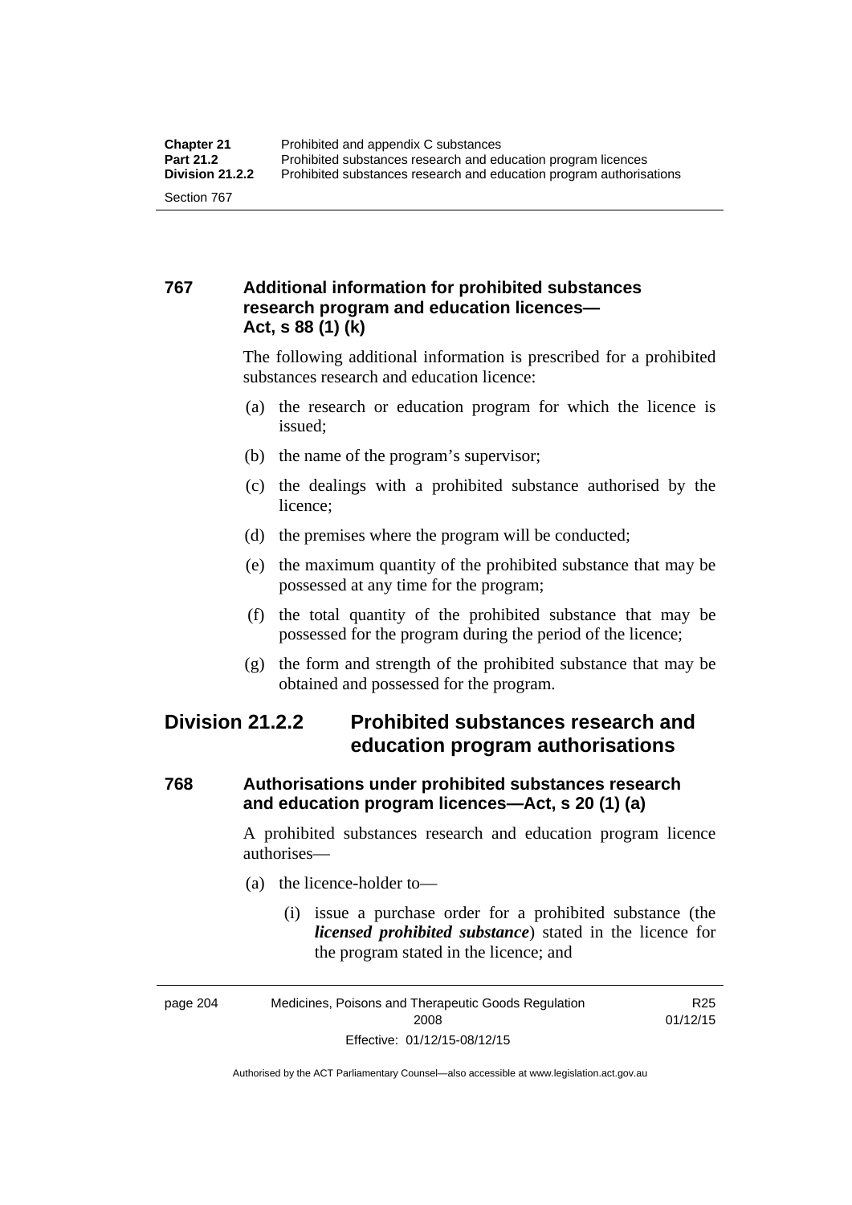### 767 Additional information for prohibited substances research program and education licences—Act, s 88 (1) (k)

The following additional information is prescribed for a prohibited substances research and education licence:

(a) the research or education program for which the licence is issued;

(b) the name of the program's supervisor;

(c) the dealings with a prohibited substance authorised by the licence;

(d) the premises where the program will be conducted;

(e) the maximum quantity of the prohibited substance that may be possessed at any time for the program;

(f) the total quantity of the prohibited substance that may be possessed for the program during the period of the licence;

(g) the form and strength of the prohibited substance that may be obtained and possessed for the program.

## Division 21.2.2 Prohibited substances research and education program authorisations

### 768 Authorisations under prohibited substances research and education program licences—Act, s 20 (1) (a)

A prohibited substances research and education program licence authorises—

(a) the licence-holder to—

(i) issue a purchase order for a prohibited substance (the ***licensed prohibited substance***) stated in the licence for the program stated in the licence; and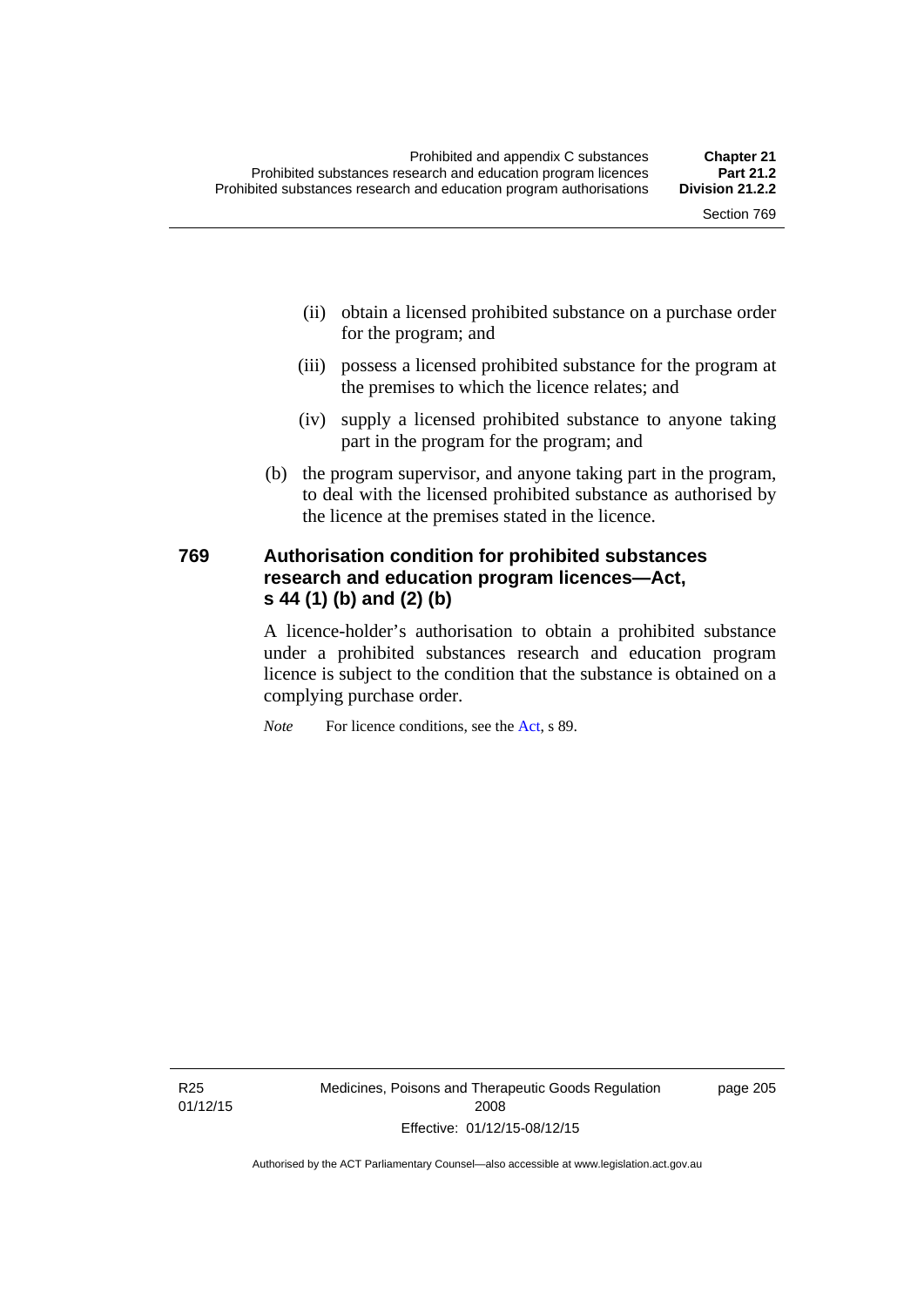(ii) obtain a licensed prohibited substance on a purchase order for the program; and

(iii) possess a licensed prohibited substance for the program at the premises to which the licence relates; and

(iv) supply a licensed prohibited substance to anyone taking part in the program for the program; and

(b) the program supervisor, and anyone taking part in the program, to deal with the licensed prohibited substance as authorised by the licence at the premises stated in the licence.

### 769 Authorisation condition for prohibited substances research and education program licences—Act, s 44 (1) (b) and (2) (b)

A licence-holder's authorisation to obtain a prohibited substance under a prohibited substances research and education program licence is subject to the condition that the substance is obtained on a complying purchase order.

*Note* For licence conditions, see the Act, s 89.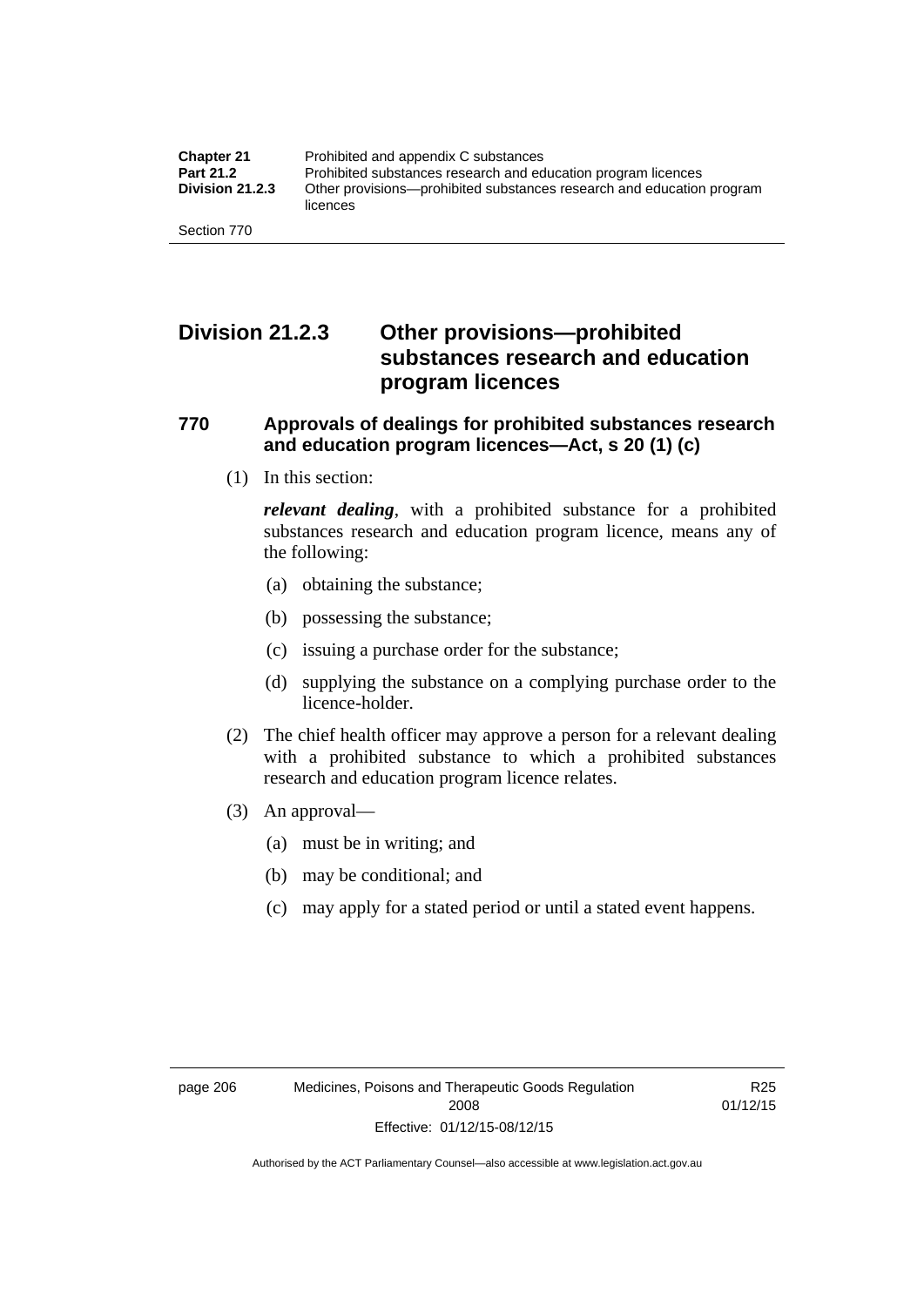## Division 21.2.3 Other provisions—prohibited substances research and education program licences

### 770 Approvals of dealings for prohibited substances research and education program licences—Act, s 20 (1) (c)

(1) In this section:

***relevant dealing***, with a prohibited substance for a prohibited substances research and education program licence, means any of the following:

(a) obtaining the substance;

(b) possessing the substance;

(c) issuing a purchase order for the substance;

(d) supplying the substance on a complying purchase order to the licence-holder.

(2) The chief health officer may approve a person for a relevant dealing with a prohibited substance to which a prohibited substances research and education program licence relates.

(3) An approval—

(a) must be in writing; and

(b) may be conditional; and

(c) may apply for a stated period or until a stated event happens.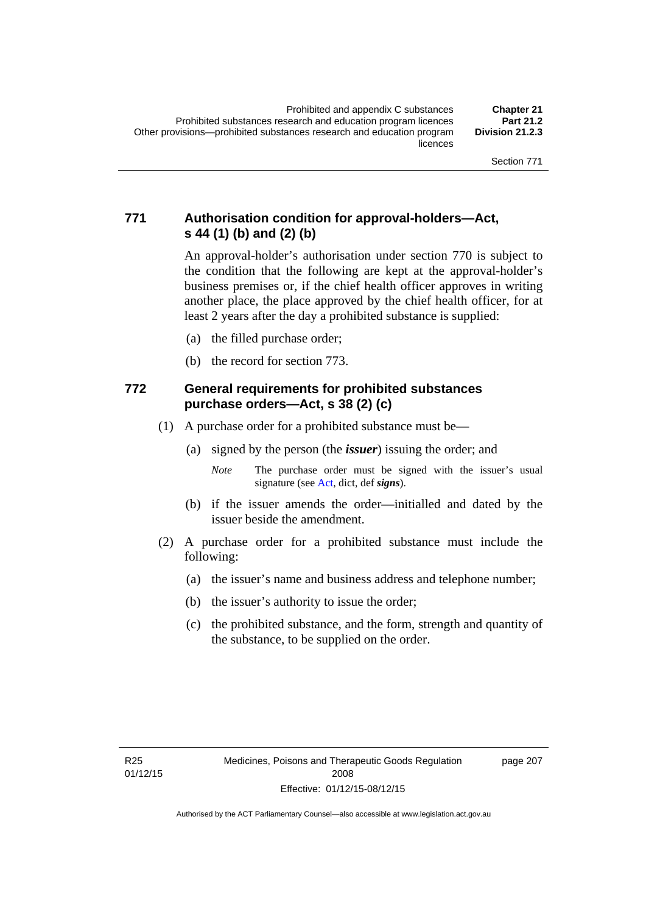### 771 Authorisation condition for approval-holders—Act, s 44 (1) (b) and (2) (b)

An approval-holder's authorisation under section 770 is subject to the condition that the following are kept at the approval-holder's business premises or, if the chief health officer approves in writing another place, the place approved by the chief health officer, for at least 2 years after the day a prohibited substance is supplied:

(a) the filled purchase order;

(b) the record for section 773.

### 772 General requirements for prohibited substances purchase orders—Act, s 38 (2) (c)

(1) A purchase order for a prohibited substance must be—

(a) signed by the person (the ***issuer***) issuing the order; and

*Note* The purchase order must be signed with the issuer's usual signature (see Act, dict, def ***signs***).

(b) if the issuer amends the order—initialled and dated by the issuer beside the amendment.

(2) A purchase order for a prohibited substance must include the following:

(a) the issuer's name and business address and telephone number;

(b) the issuer's authority to issue the order;

(c) the prohibited substance, and the form, strength and quantity of the substance, to be supplied on the order.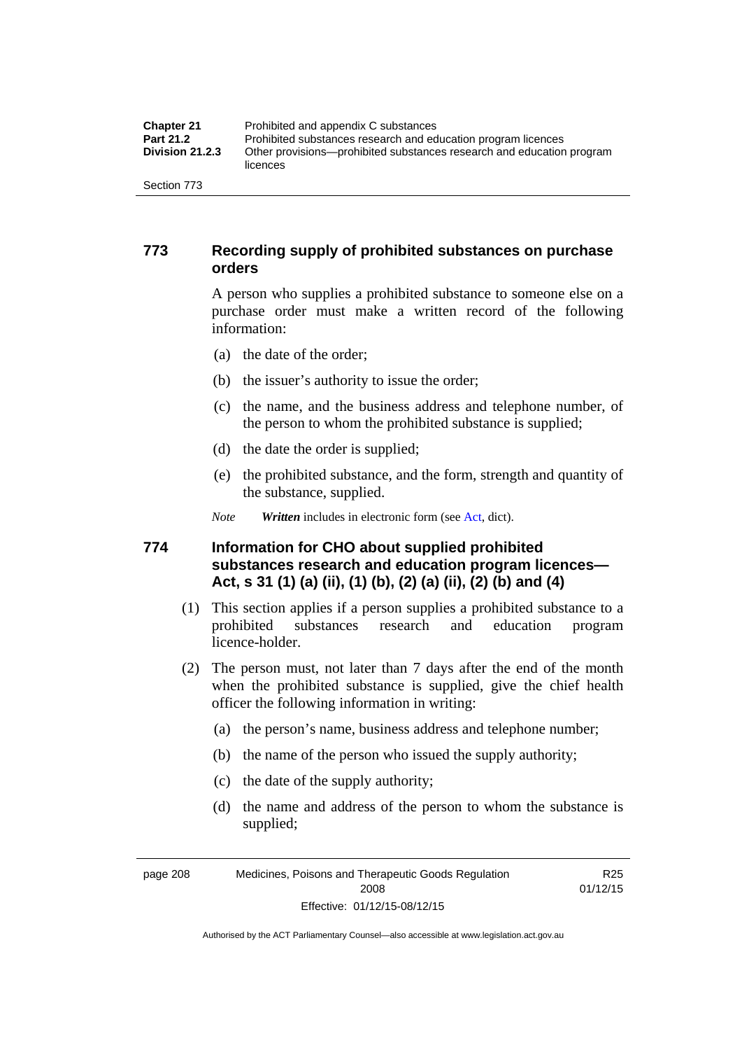## 773 Recording supply of prohibited substances on purchase orders

A person who supplies a prohibited substance to someone else on a purchase order must make a written record of the following information:

(a) the date of the order;

(b) the issuer's authority to issue the order;

(c) the name, and the business address and telephone number, of the person to whom the prohibited substance is supplied;

(d) the date the order is supplied;

(e) the prohibited substance, and the form, strength and quantity of the substance, supplied.

*Note* ***Written*** includes in electronic form (see Act, dict).

## 774 Information for CHO about supplied prohibited substances research and education program licences—Act, s 31 (1) (a) (ii), (1) (b), (2) (a) (ii), (2) (b) and (4)

(1) This section applies if a person supplies a prohibited substance to a prohibited substances research and education program licence-holder.

(2) The person must, not later than 7 days after the end of the month when the prohibited substance is supplied, give the chief health officer the following information in writing:

(a) the person's name, business address and telephone number;

(b) the name of the person who issued the supply authority;

(c) the date of the supply authority;

(d) the name and address of the person to whom the substance is supplied;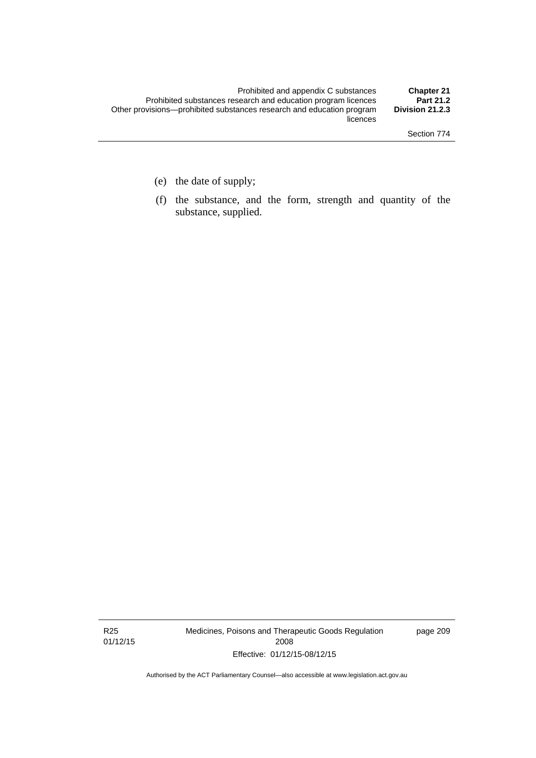(e) the date of supply;

(f) the substance, and the form, strength and quantity of the substance, supplied.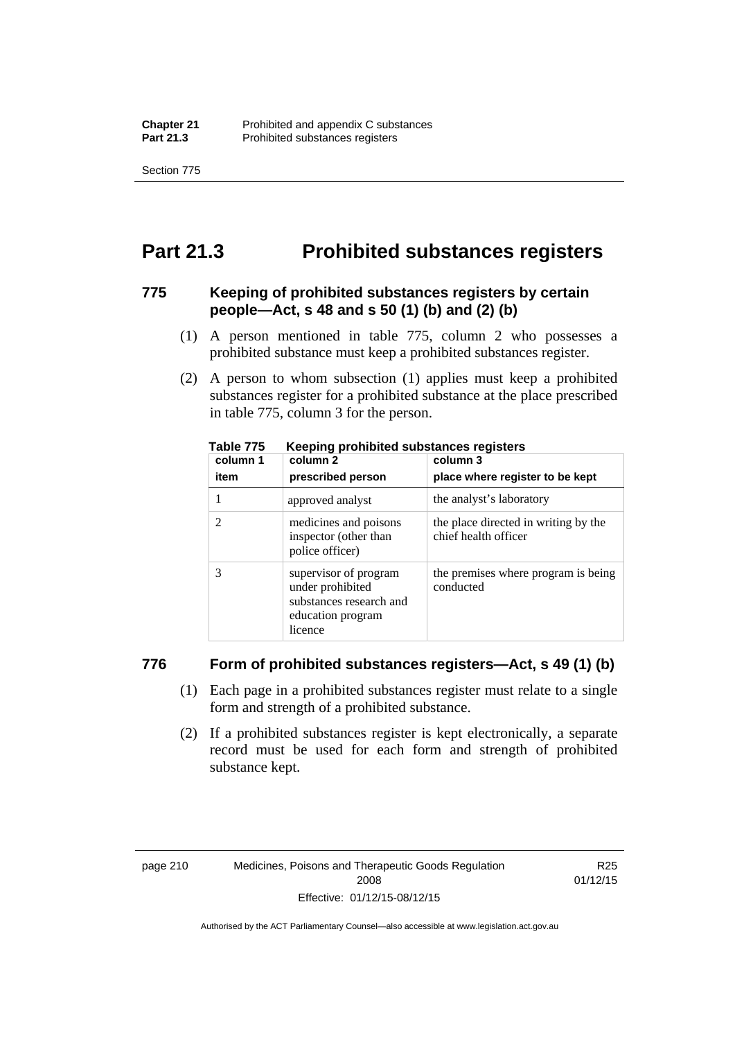# Part 21.3 Prohibited substances registers

### 775 Keeping of prohibited substances registers by certain people—Act, s 48 and s 50 (1) (b) and (2) (b)

(1) A person mentioned in table 775, column 2 who possesses a prohibited substance must keep a prohibited substances register.

(2) A person to whom subsection (1) applies must keep a prohibited substances register for a prohibited substance at the place prescribed in table 775, column 3 for the person.

**Table 775 Keeping prohibited substances registers**

| column 1<br>item | column 2<br>prescribed person | column 3<br>place where register to be kept |
|---|---|---|
| 1 | approved analyst | the analyst's laboratory |
| 2 | medicines and poisons inspector (other than police officer) | the place directed in writing by the chief health officer |
| 3 | supervisor of program under prohibited substances research and education program licence | the premises where program is being conducted |

### 776 Form of prohibited substances registers—Act, s 49 (1) (b)

(1) Each page in a prohibited substances register must relate to a single form and strength of a prohibited substance.

(2) If a prohibited substances register is kept electronically, a separate record must be used for each form and strength of prohibited substance kept.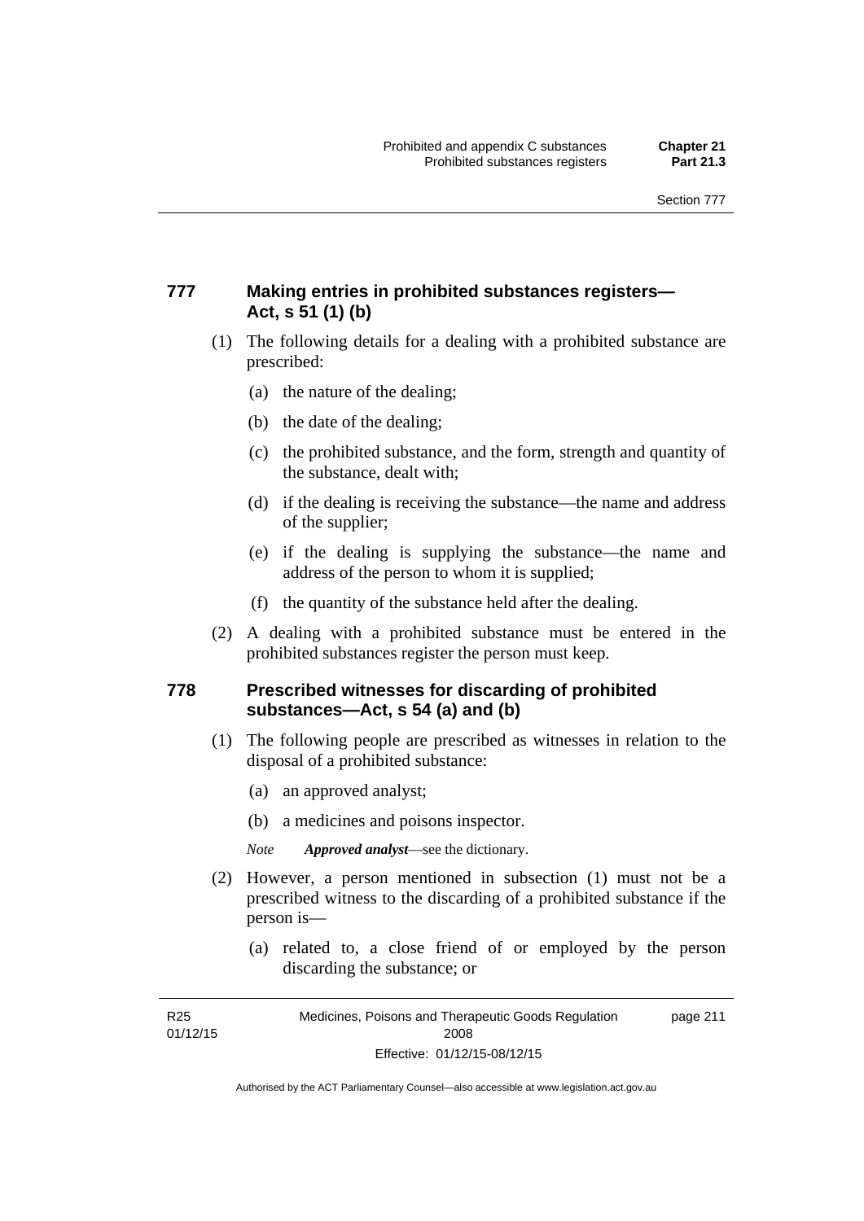## 777 Making entries in prohibited substances registers—Act, s 51 (1) (b)

(1) The following details for a dealing with a prohibited substance are prescribed:

(a) the nature of the dealing;

(b) the date of the dealing;

(c) the prohibited substance, and the form, strength and quantity of the substance, dealt with;

(d) if the dealing is receiving the substance—the name and address of the supplier;

(e) if the dealing is supplying the substance—the name and address of the person to whom it is supplied;

(f) the quantity of the substance held after the dealing.

(2) A dealing with a prohibited substance must be entered in the prohibited substances register the person must keep.

## 778 Prescribed witnesses for discarding of prohibited substances—Act, s 54 (a) and (b)

(1) The following people are prescribed as witnesses in relation to the disposal of a prohibited substance:

(a) an approved analyst;

(b) a medicines and poisons inspector.

*Note* ***Approved analyst***—see the dictionary.

(2) However, a person mentioned in subsection (1) must not be a prescribed witness to the discarding of a prohibited substance if the person is—

(a) related to, a close friend of or employed by the person discarding the substance; or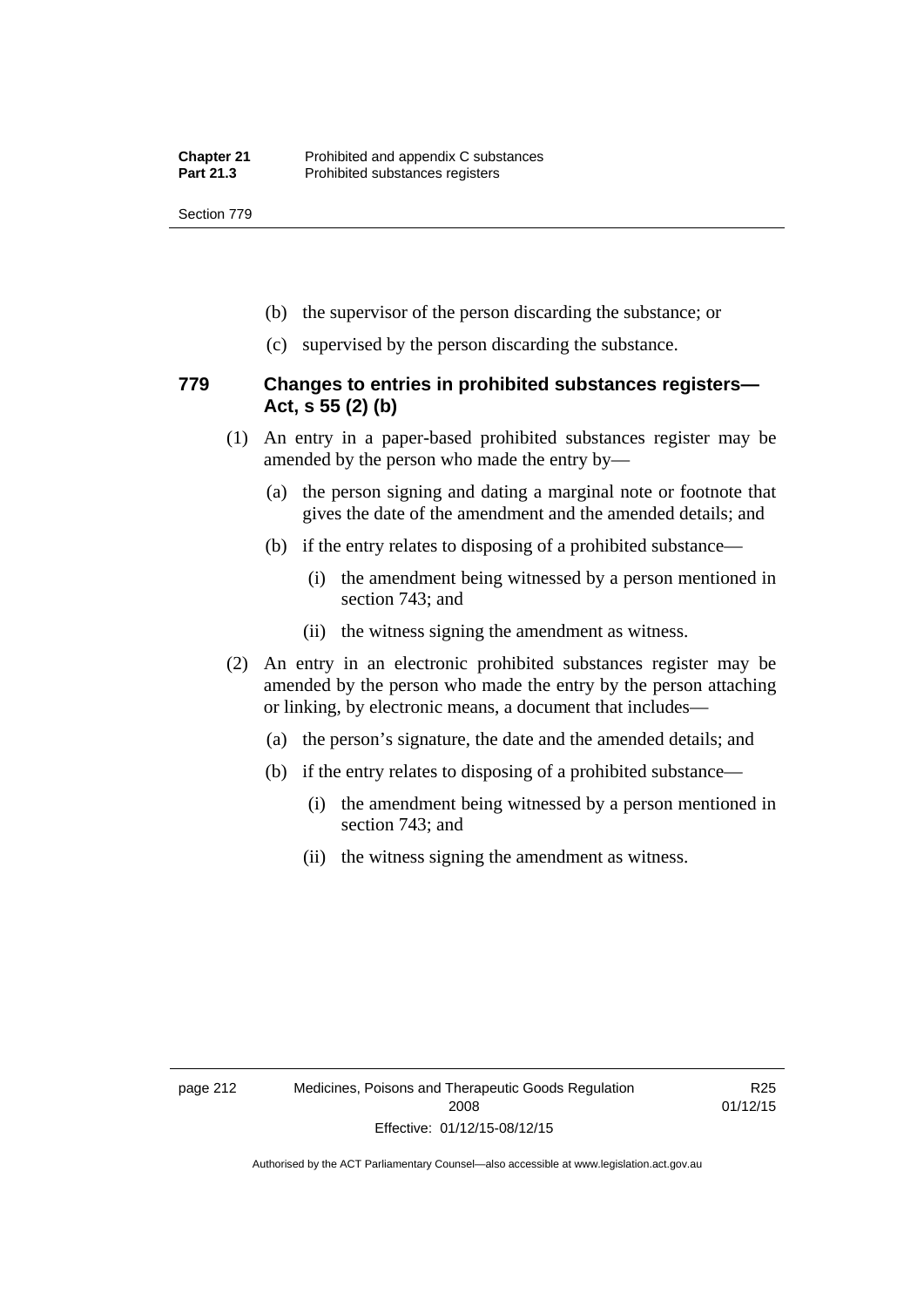(b) the supervisor of the person discarding the substance; or

(c) supervised by the person discarding the substance.

## 779 Changes to entries in prohibited substances registers—Act, s 55 (2) (b)

(1) An entry in a paper-based prohibited substances register may be amended by the person who made the entry by—

(a) the person signing and dating a marginal note or footnote that gives the date of the amendment and the amended details; and

(b) if the entry relates to disposing of a prohibited substance—

(i) the amendment being witnessed by a person mentioned in section 743; and

(ii) the witness signing the amendment as witness.

(2) An entry in an electronic prohibited substances register may be amended by the person who made the entry by the person attaching or linking, by electronic means, a document that includes—

(a) the person's signature, the date and the amended details; and

(b) if the entry relates to disposing of a prohibited substance—

(i) the amendment being witnessed by a person mentioned in section 743; and

(ii) the witness signing the amendment as witness.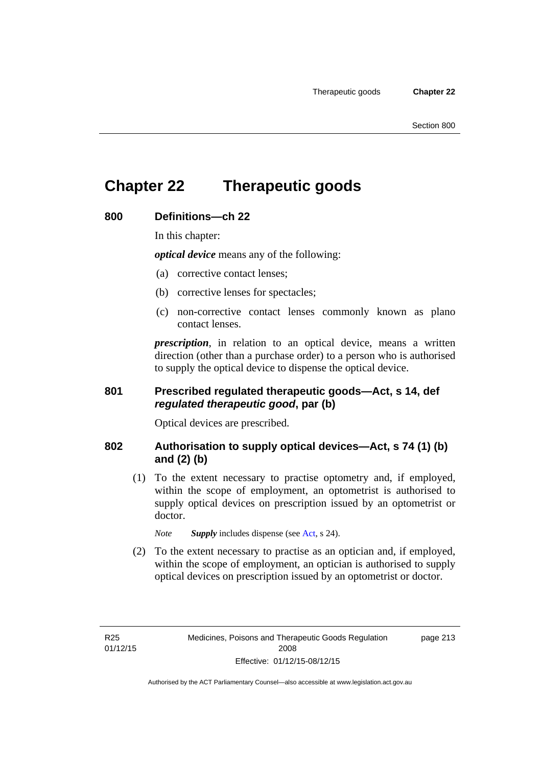# Chapter 22 Therapeutic goods

## 800 Definitions—ch 22

In this chapter:

***optical device*** means any of the following:

(a) corrective contact lenses;

(b) corrective lenses for spectacles;

(c) non-corrective contact lenses commonly known as plano contact lenses.

***prescription***, in relation to an optical device, means a written direction (other than a purchase order) to a person who is authorised to supply the optical device to dispense the optical device.

## 801 Prescribed regulated therapeutic goods—Act, s 14, def *regulated therapeutic good*, par (b)

Optical devices are prescribed.

## 802 Authorisation to supply optical devices—Act, s 74 (1) (b) and (2) (b)

(1) To the extent necessary to practise optometry and, if employed, within the scope of employment, an optometrist is authorised to supply optical devices on prescription issued by an optometrist or doctor.

*Note* ***Supply*** includes dispense (see Act, s 24).

(2) To the extent necessary to practise as an optician and, if employed, within the scope of employment, an optician is authorised to supply optical devices on prescription issued by an optometrist or doctor.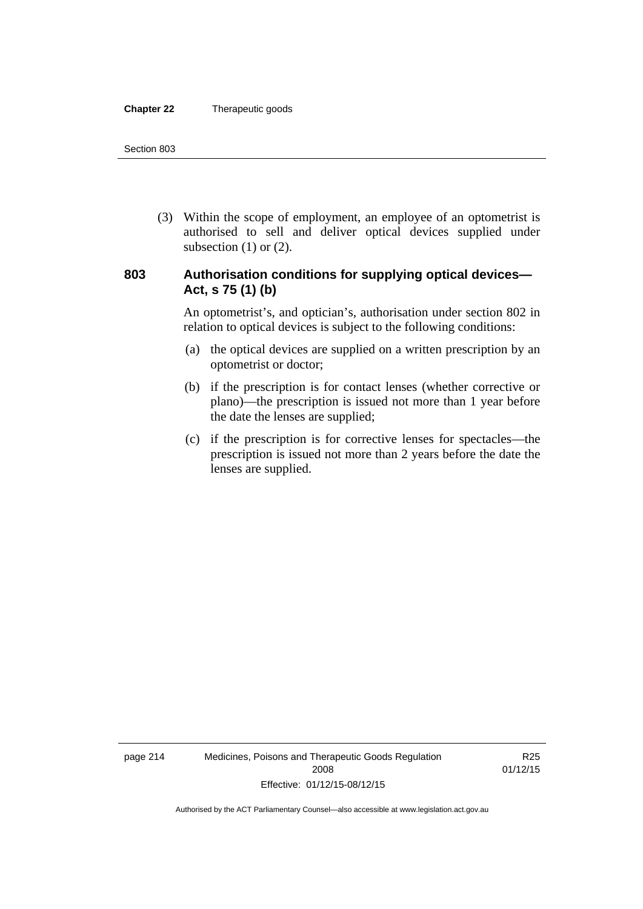(3) Within the scope of employment, an employee of an optometrist is authorised to sell and deliver optical devices supplied under subsection (1) or (2).

### 803 Authorisation conditions for supplying optical devices—Act, s 75 (1) (b)

An optometrist's, and optician's, authorisation under section 802 in relation to optical devices is subject to the following conditions:

(a) the optical devices are supplied on a written prescription by an optometrist or doctor;

(b) if the prescription is for contact lenses (whether corrective or plano)—the prescription is issued not more than 1 year before the date the lenses are supplied;

(c) if the prescription is for corrective lenses for spectacles—the prescription is issued not more than 2 years before the date the lenses are supplied.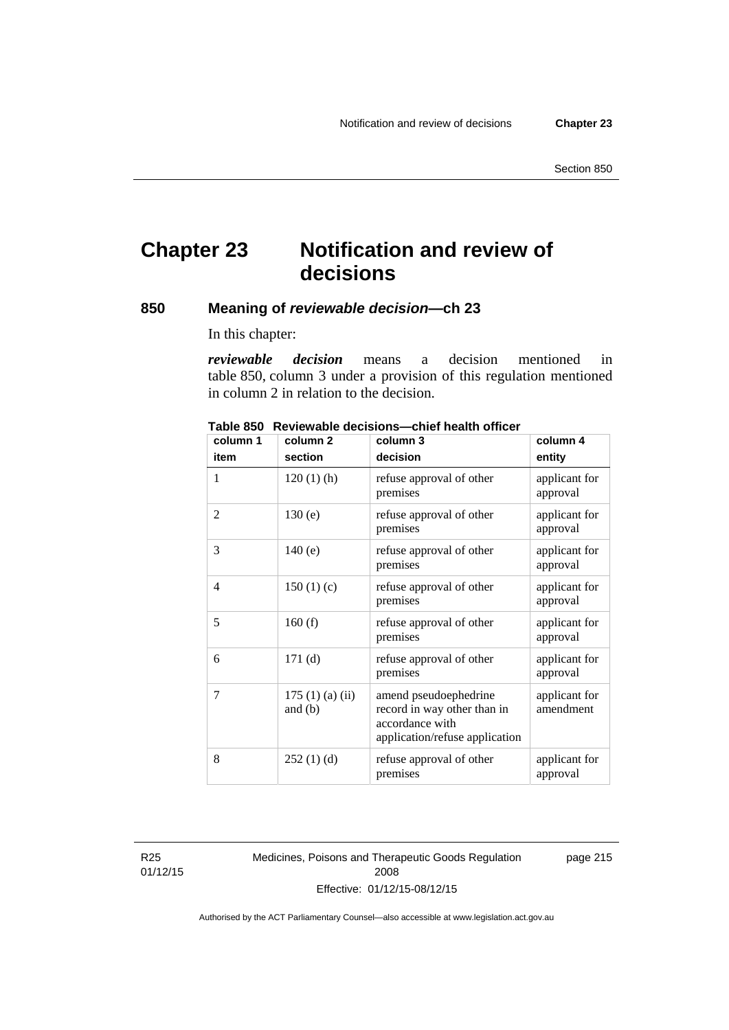# Chapter 23 Notification and review of decisions

## 850 Meaning of *reviewable decision*—ch 23

In this chapter:

***reviewable decision*** means a decision mentioned in table 850, column 3 under a provision of this regulation mentioned in column 2 in relation to the decision.

**Table 850 Reviewable decisions—chief health officer**

| column 1 item | column 2 section | column 3 decision | column 4 entity |
|---|---|---|---|
| 1 | 120 (1) (h) | refuse approval of other premises | applicant for approval |
| 2 | 130 (e) | refuse approval of other premises | applicant for approval |
| 3 | 140 (e) | refuse approval of other premises | applicant for approval |
| 4 | 150 (1) (c) | refuse approval of other premises | applicant for approval |
| 5 | 160 (f) | refuse approval of other premises | applicant for approval |
| 6 | 171 (d) | refuse approval of other premises | applicant for approval |
| 7 | 175 (1) (a) (ii) and (b) | amend pseudoephedrine record in way other than in accordance with application/refuse application | applicant for amendment |
| 8 | 252 (1) (d) | refuse approval of other premises | applicant for approval |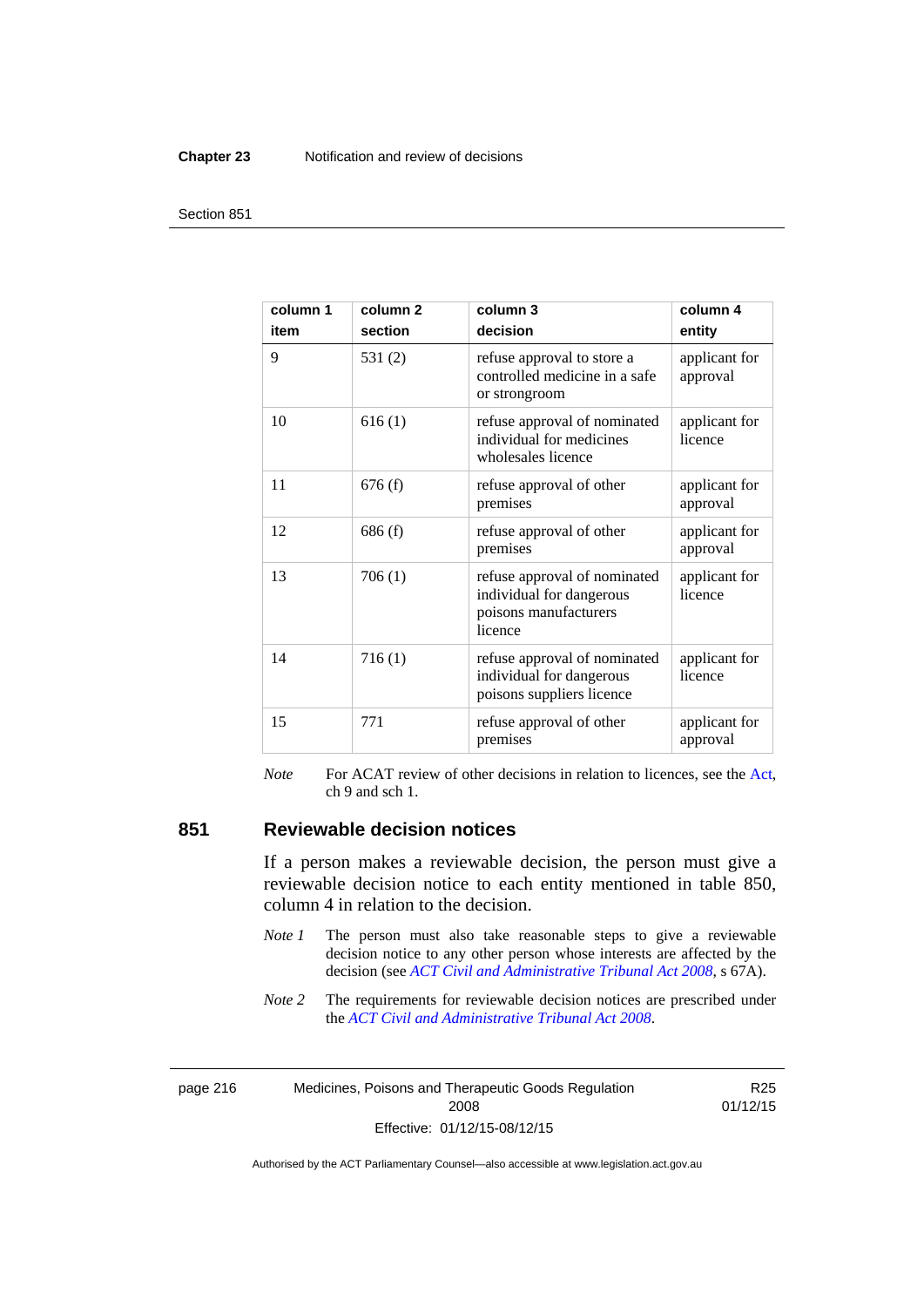| column 1 item | column 2 section | column 3 decision | column 4 entity |
|---|---|---|---|
| 9 | 531 (2) | refuse approval to store a controlled medicine in a safe or strongroom | applicant for approval |
| 10 | 616 (1) | refuse approval of nominated individual for medicines wholesales licence | applicant for licence |
| 11 | 676 (f) | refuse approval of other premises | applicant for approval |
| 12 | 686 (f) | refuse approval of other premises | applicant for approval |
| 13 | 706 (1) | refuse approval of nominated individual for dangerous poisons manufacturers licence | applicant for licence |
| 14 | 716 (1) | refuse approval of nominated individual for dangerous poisons suppliers licence | applicant for licence |
| 15 | 771 | refuse approval of other premises | applicant for approval |

*Note* For ACAT review of other decisions in relation to licences, see the Act, ch 9 and sch 1.

## 851 Reviewable decision notices

If a person makes a reviewable decision, the person must give a reviewable decision notice to each entity mentioned in table 850, column 4 in relation to the decision.

*Note 1* The person must also take reasonable steps to give a reviewable decision notice to any other person whose interests are affected by the decision (see *ACT Civil and Administrative Tribunal Act 2008*, s 67A).

*Note 2* The requirements for reviewable decision notices are prescribed under the *ACT Civil and Administrative Tribunal Act 2008*.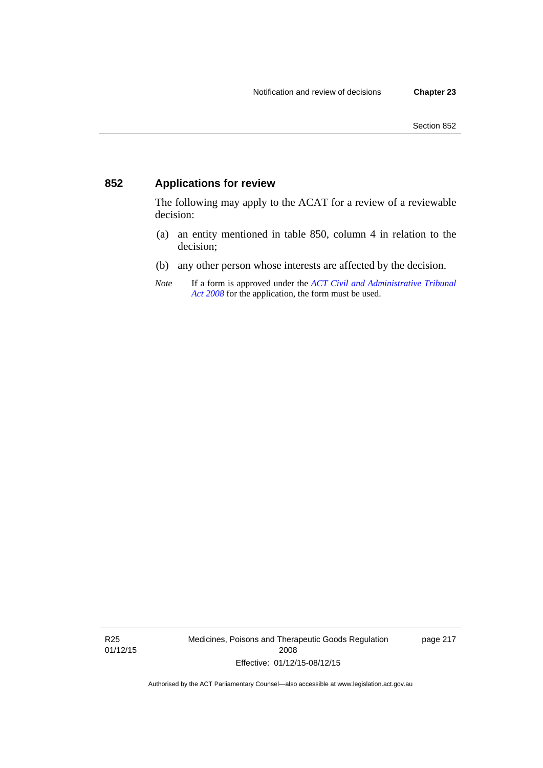## 852 Applications for review

The following may apply to the ACAT for a review of a reviewable decision:

(a) an entity mentioned in table 850, column 4 in relation to the decision;

(b) any other person whose interests are affected by the decision.

*Note* If a form is approved under the *ACT Civil and Administrative Tribunal Act 2008* for the application, the form must be used.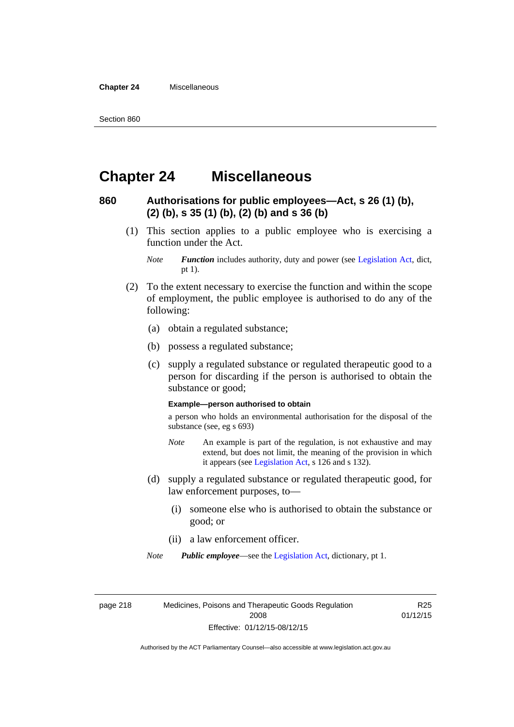# Chapter 24 Miscellaneous

### 860 Authorisations for public employees—Act, s 26 (1) (b), (2) (b), s 35 (1) (b), (2) (b) and s 36 (b)

(1) This section applies to a public employee who is exercising a function under the Act.

*Note* ***Function*** includes authority, duty and power (see Legislation Act, dict, pt 1).

(2) To the extent necessary to exercise the function and within the scope of employment, the public employee is authorised to do any of the following:

(a) obtain a regulated substance;

(b) possess a regulated substance;

(c) supply a regulated substance or regulated therapeutic good to a person for discarding if the person is authorised to obtain the substance or good;

**Example—person authorised to obtain**

a person who holds an environmental authorisation for the disposal of the substance (see, eg s 693)

*Note* An example is part of the regulation, is not exhaustive and may extend, but does not limit, the meaning of the provision in which it appears (see Legislation Act, s 126 and s 132).

(d) supply a regulated substance or regulated therapeutic good, for law enforcement purposes, to—

(i) someone else who is authorised to obtain the substance or good; or

(ii) a law enforcement officer.

*Note* ***Public employee***—see the Legislation Act, dictionary, pt 1.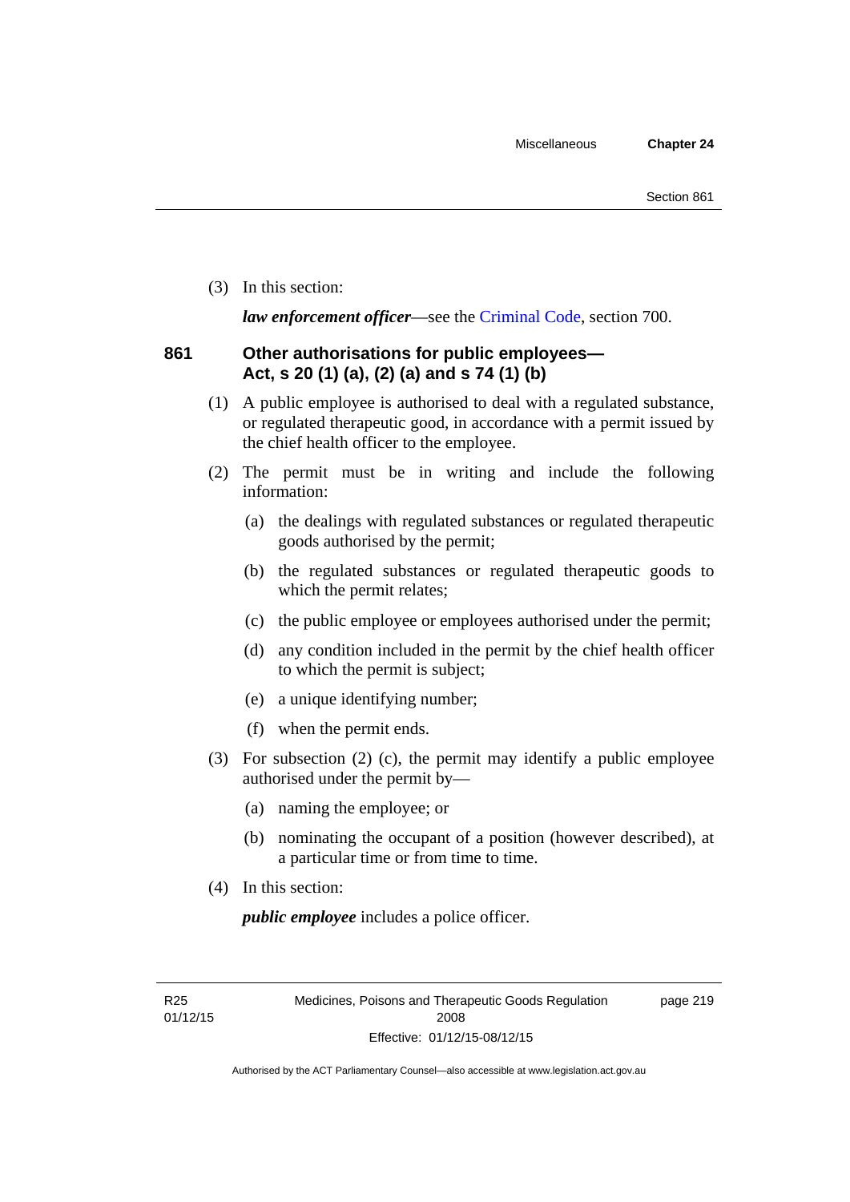(3) In this section:

***law enforcement officer***—see the Criminal Code, section 700.

### 861 Other authorisations for public employees—Act, s 20 (1) (a), (2) (a) and s 74 (1) (b)

(1) A public employee is authorised to deal with a regulated substance, or regulated therapeutic good, in accordance with a permit issued by the chief health officer to the employee.

(2) The permit must be in writing and include the following information:

(a) the dealings with regulated substances or regulated therapeutic goods authorised by the permit;

(b) the regulated substances or regulated therapeutic goods to which the permit relates;

(c) the public employee or employees authorised under the permit;

(d) any condition included in the permit by the chief health officer to which the permit is subject;

(e) a unique identifying number;

(f) when the permit ends.

(3) For subsection (2) (c), the permit may identify a public employee authorised under the permit by—

(a) naming the employee; or

(b) nominating the occupant of a position (however described), at a particular time or from time to time.

(4) In this section:

***public employee*** includes a police officer.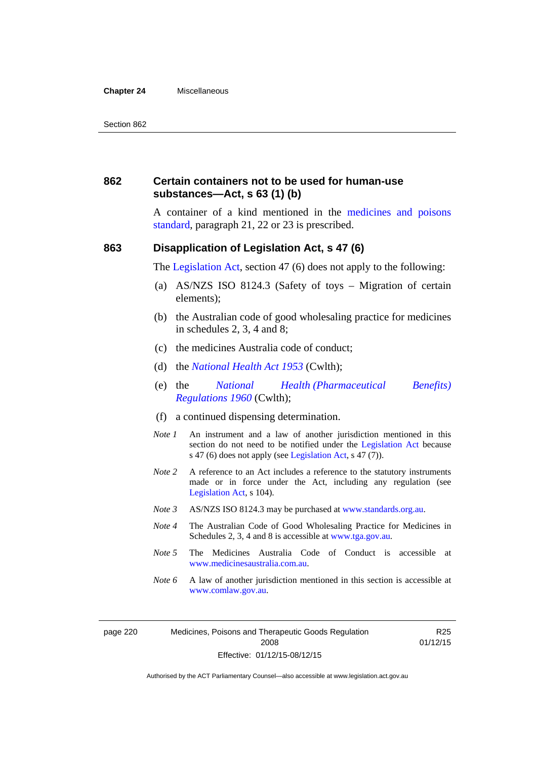## 862 Certain containers not to be used for human-use substances—Act, s 63 (1) (b)

A container of a kind mentioned in the medicines and poisons standard, paragraph 21, 22 or 23 is prescribed.

## 863 Disapplication of Legislation Act, s 47 (6)

The Legislation Act, section 47 (6) does not apply to the following:

(a) AS/NZS ISO 8124.3 (Safety of toys – Migration of certain elements);

(b) the Australian code of good wholesaling practice for medicines in schedules 2, 3, 4 and 8;

(c) the medicines Australia code of conduct;

(d) the *National Health Act 1953* (Cwlth);

(e) the *National Health (Pharmaceutical Benefits) Regulations 1960* (Cwlth);

(f) a continued dispensing determination.

*Note 1* An instrument and a law of another jurisdiction mentioned in this section do not need to be notified under the Legislation Act because s 47 (6) does not apply (see Legislation Act, s 47 (7)).

*Note 2* A reference to an Act includes a reference to the statutory instruments made or in force under the Act, including any regulation (see Legislation Act, s 104).

*Note 3* AS/NZS ISO 8124.3 may be purchased at www.standards.org.au.

*Note 4* The Australian Code of Good Wholesaling Practice for Medicines in Schedules 2, 3, 4 and 8 is accessible at www.tga.gov.au.

*Note 5* The Medicines Australia Code of Conduct is accessible at www.medicinesaustralia.com.au.

*Note 6* A law of another jurisdiction mentioned in this section is accessible at www.comlaw.gov.au.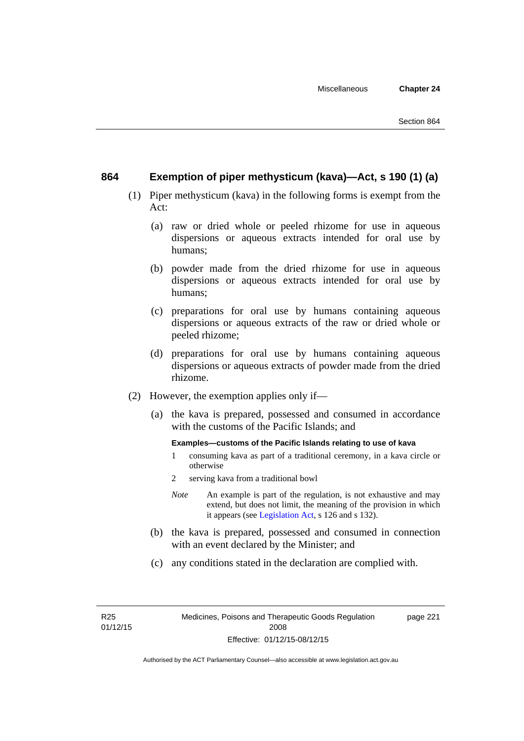## 864 Exemption of piper methysticum (kava)—Act, s 190 (1) (a)

(1) Piper methysticum (kava) in the following forms is exempt from the Act:

(a) raw or dried whole or peeled rhizome for use in aqueous dispersions or aqueous extracts intended for oral use by humans;

(b) powder made from the dried rhizome for use in aqueous dispersions or aqueous extracts intended for oral use by humans;

(c) preparations for oral use by humans containing aqueous dispersions or aqueous extracts of the raw or dried whole or peeled rhizome;

(d) preparations for oral use by humans containing aqueous dispersions or aqueous extracts of powder made from the dried rhizome.

(2) However, the exemption applies only if—

(a) the kava is prepared, possessed and consumed in accordance with the customs of the Pacific Islands; and

**Examples—customs of the Pacific Islands relating to use of kava**

1 consuming kava as part of a traditional ceremony, in a kava circle or otherwise

2 serving kava from a traditional bowl

*Note* An example is part of the regulation, is not exhaustive and may extend, but does not limit, the meaning of the provision in which it appears (see Legislation Act, s 126 and s 132).

(b) the kava is prepared, possessed and consumed in connection with an event declared by the Minister; and

(c) any conditions stated in the declaration are complied with.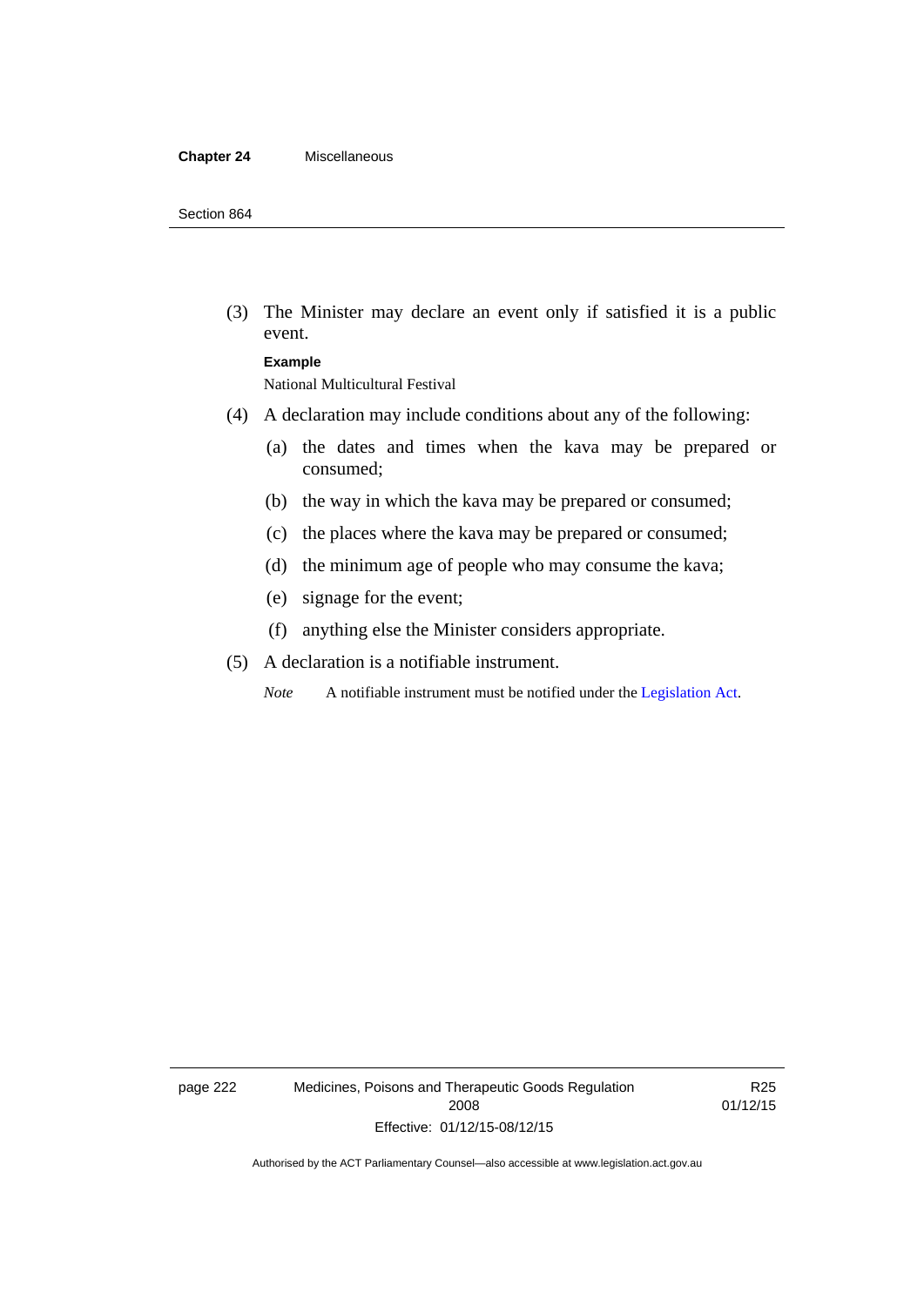(3) The Minister may declare an event only if satisfied it is a public event.

**Example**

National Multicultural Festival

(4) A declaration may include conditions about any of the following:

(a) the dates and times when the kava may be prepared or consumed;

(b) the way in which the kava may be prepared or consumed;

(c) the places where the kava may be prepared or consumed;

(d) the minimum age of people who may consume the kava;

(e) signage for the event;

(f) anything else the Minister considers appropriate.

(5) A declaration is a notifiable instrument.

*Note* A notifiable instrument must be notified under the Legislation Act.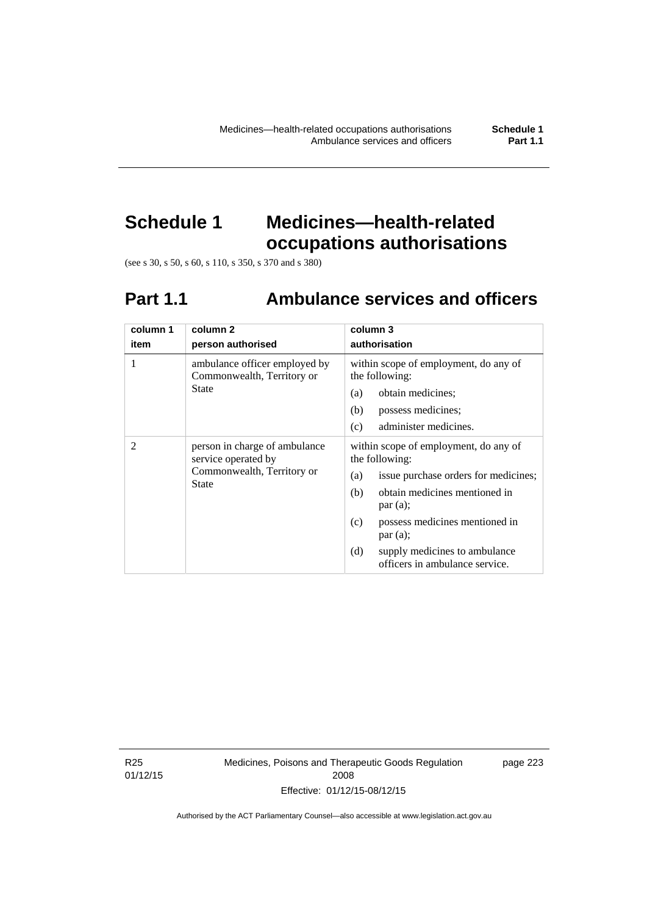# Schedule 1 Medicines—health-related occupations authorisations

(see s 30, s 50, s 60, s 110, s 350, s 370 and s 380)

## Part 1.1 Ambulance services and officers

| column 1<br>item | column 2<br>person authorised | column 3<br>authorisation |
|---|---|---|
| 1 | ambulance officer employed by Commonwealth, Territory or State | within scope of employment, do any of the following:<br>(a) obtain medicines;<br>(b) possess medicines;<br>(c) administer medicines. |
| 2 | person in charge of ambulance service operated by Commonwealth, Territory or State | within scope of employment, do any of the following:<br>(a) issue purchase orders for medicines;<br>(b) obtain medicines mentioned in par (a);<br>(c) possess medicines mentioned in par (a);<br>(d) supply medicines to ambulance officers in ambulance service. |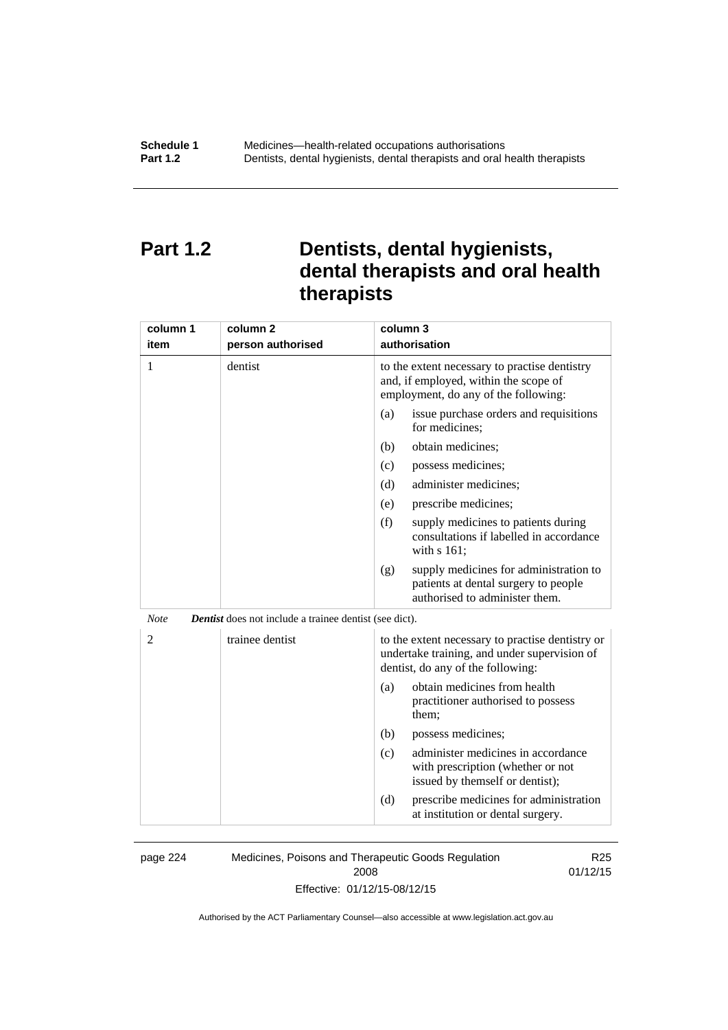# Part 1.2 Dentists, dental hygienists, dental therapists and oral health therapists

| column 1 item | column 2 person authorised | column 3 authorisation |
|---|---|---|
| 1 | dentist | to the extent necessary to practise dentistry and, if employed, within the scope of employment, do any of the following: (a) issue purchase orders and requisitions for medicines; (b) obtain medicines; (c) possess medicines; (d) administer medicines; (e) prescribe medicines; (f) supply medicines to patients during consultations if labelled in accordance with s 161; (g) supply medicines for administration to patients at dental surgery to people authorised to administer them. |

*Note* ***Dentist*** does not include a trainee dentist (see dict).

| column 1 item | column 2 person authorised | column 3 authorisation |
|---|---|---|
| 2 | trainee dentist | to the extent necessary to practise dentistry or undertake training, and under supervision of dentist, do any of the following: (a) obtain medicines from health practitioner authorised to possess them; (b) possess medicines; (c) administer medicines in accordance with prescription (whether or not issued by themself or dentist); (d) prescribe medicines for administration at institution or dental surgery. |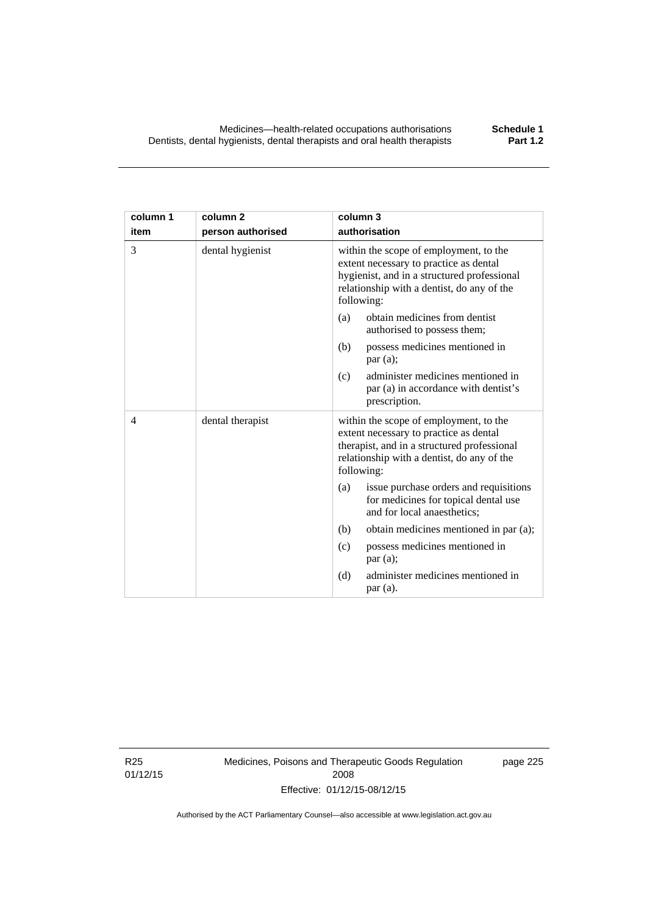| column 1<br>item | column 2<br>person authorised | column 3<br>authorisation |
|---|---|---|
| 3 | dental hygienist | within the scope of employment, to the extent necessary to practice as dental hygienist, and in a structured professional relationship with a dentist, do any of the following:<br>(a) obtain medicines from dentist authorised to possess them;<br>(b) possess medicines mentioned in par (a);<br>(c) administer medicines mentioned in par (a) in accordance with dentist's prescription. |
| 4 | dental therapist | within the scope of employment, to the extent necessary to practice as dental therapist, and in a structured professional relationship with a dentist, do any of the following:<br>(a) issue purchase orders and requisitions for medicines for topical dental use and for local anaesthetics;<br>(b) obtain medicines mentioned in par (a);<br>(c) possess medicines mentioned in par (a);<br>(d) administer medicines mentioned in par (a). |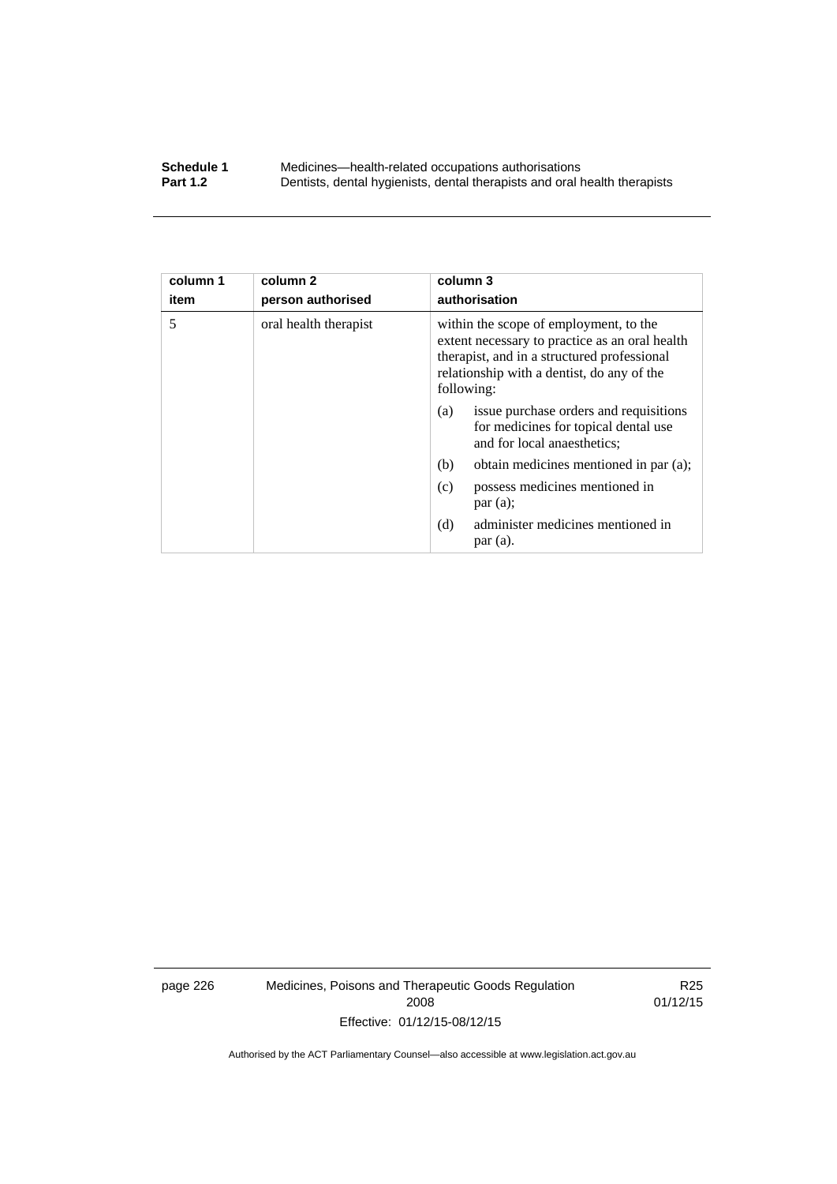| column 1<br>item | column 2<br>person authorised | column 3<br>authorisation |
|---|---|---|
| 5 | oral health therapist | within the scope of employment, to the extent necessary to practice as an oral health therapist, and in a structured professional relationship with a dentist, do any of the following:<br>(a) issue purchase orders and requisitions for medicines for topical dental use and for local anaesthetics;<br>(b) obtain medicines mentioned in par (a);<br>(c) possess medicines mentioned in par (a);<br>(d) administer medicines mentioned in par (a). |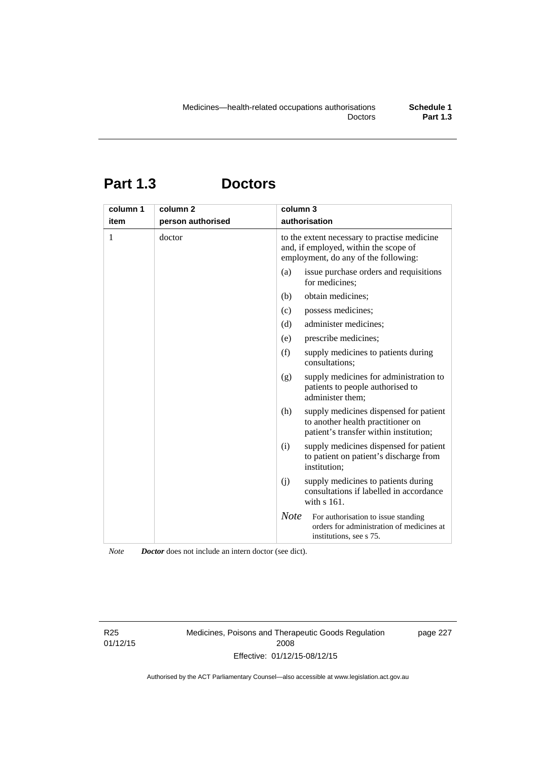# Part 1.3 Doctors

| column 1<br>item | column 2<br>person authorised | column 3<br>authorisation |
|---|---|---|
| 1 | doctor | to the extent necessary to practise medicine and, if employed, within the scope of employment, do any of the following:<br>(a) issue purchase orders and requisitions for medicines;<br>(b) obtain medicines;<br>(c) possess medicines;<br>(d) administer medicines;<br>(e) prescribe medicines;<br>(f) supply medicines to patients during consultations;<br>(g) supply medicines for administration to patients to people authorised to administer them;<br>(h) supply medicines dispensed for patient to another health practitioner on patient's transfer within institution;<br>(i) supply medicines dispensed for patient to patient on patient's discharge from institution;<br>(j) supply medicines to patients during consultations if labelled in accordance with s 161.<br>*Note* For authorisation to issue standing orders for administration of medicines at institutions, see s 75. |

*Note* ***Doctor*** does not include an intern doctor (see dict).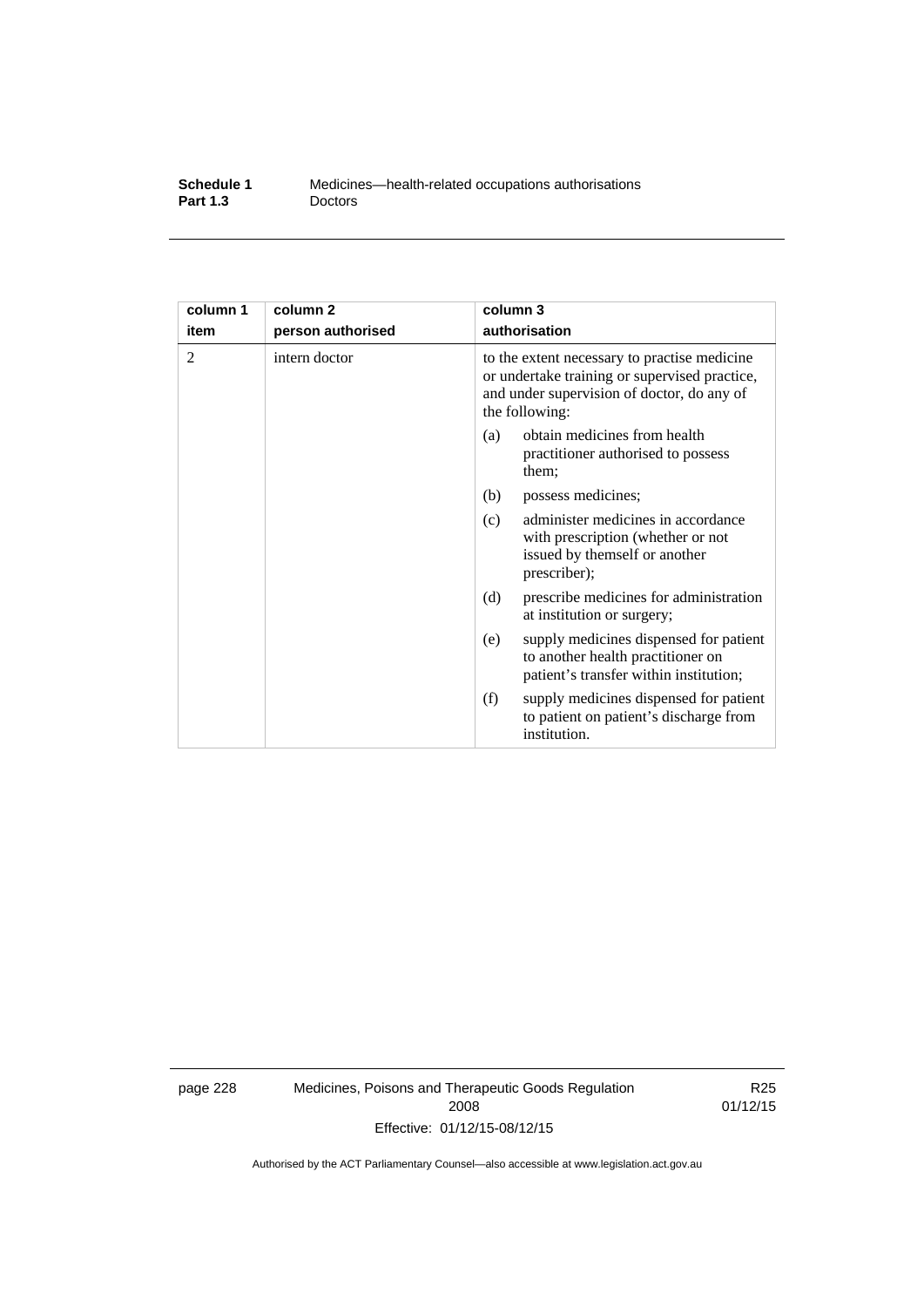| column 1<br>item | column 2<br>person authorised | column 3<br>authorisation |
|---|---|---|
| 2 | intern doctor | to the extent necessary to practise medicine or undertake training or supervised practice, and under supervision of doctor, do any of the following:<br>(a) obtain medicines from health practitioner authorised to possess them;<br>(b) possess medicines;<br>(c) administer medicines in accordance with prescription (whether or not issued by themself or another prescriber);<br>(d) prescribe medicines for administration at institution or surgery;<br>(e) supply medicines dispensed for patient to another health practitioner on patient's transfer within institution;<br>(f) supply medicines dispensed for patient to patient on patient's discharge from institution. |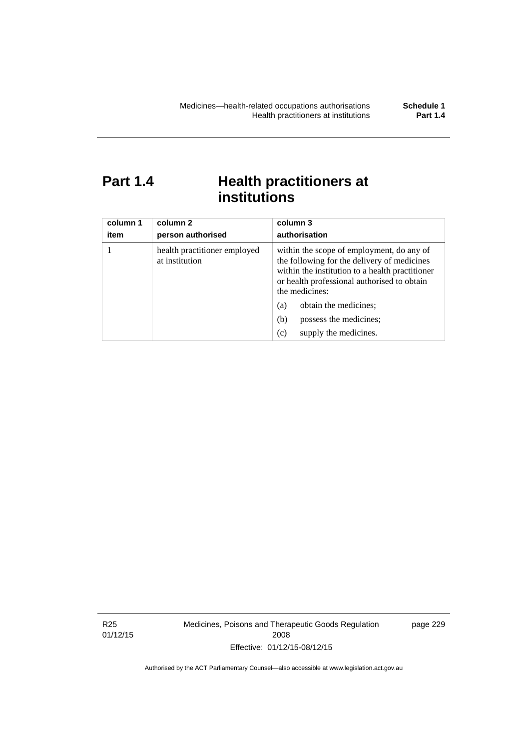# Part 1.4 Health practitioners at institutions

| column 1<br>item | column 2<br>person authorised | column 3<br>authorisation |
|---|---|---|
| 1 | health practitioner employed at institution | within the scope of employment, do any of the following for the delivery of medicines within the institution to a health practitioner or health professional authorised to obtain the medicines:<br>(a) obtain the medicines;<br>(b) possess the medicines;<br>(c) supply the medicines. |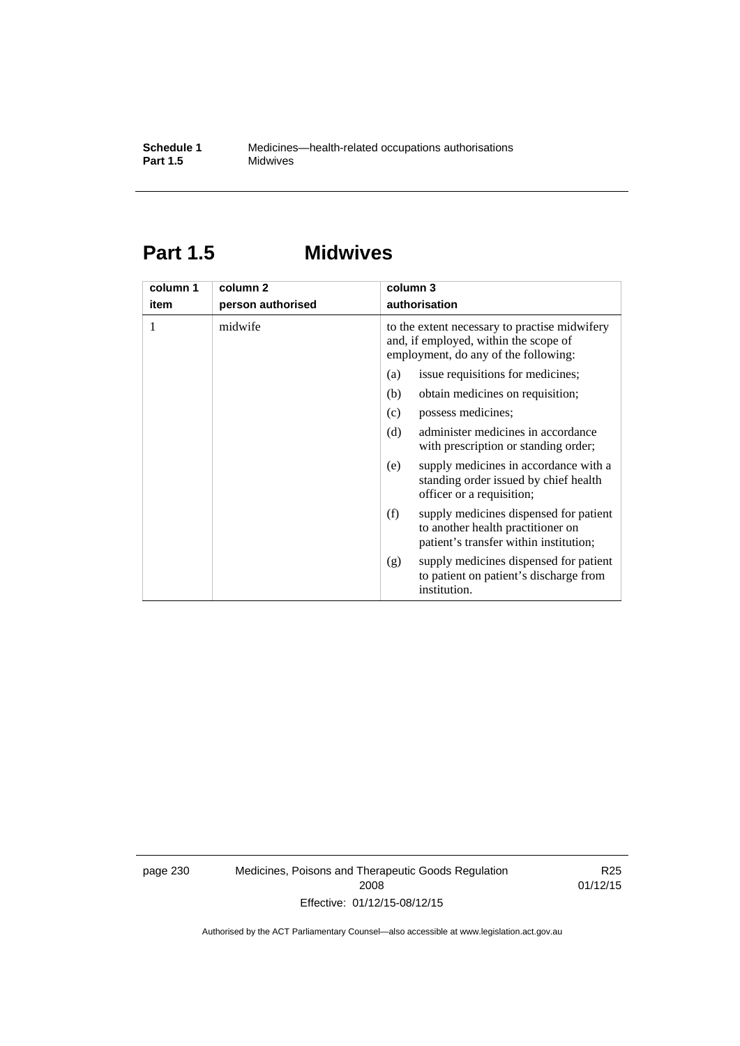# Part 1.5 Midwives

| column 1<br>item | column 2<br>person authorised | column 3<br>authorisation |
|---|---|---|
| 1 | midwife | to the extent necessary to practise midwifery and, if employed, within the scope of employment, do any of the following:<br>(a) issue requisitions for medicines;<br>(b) obtain medicines on requisition;<br>(c) possess medicines;<br>(d) administer medicines in accordance with prescription or standing order;<br>(e) supply medicines in accordance with a standing order issued by chief health officer or a requisition;<br>(f) supply medicines dispensed for patient to another health practitioner on patient's transfer within institution;<br>(g) supply medicines dispensed for patient to patient on patient's discharge from institution. |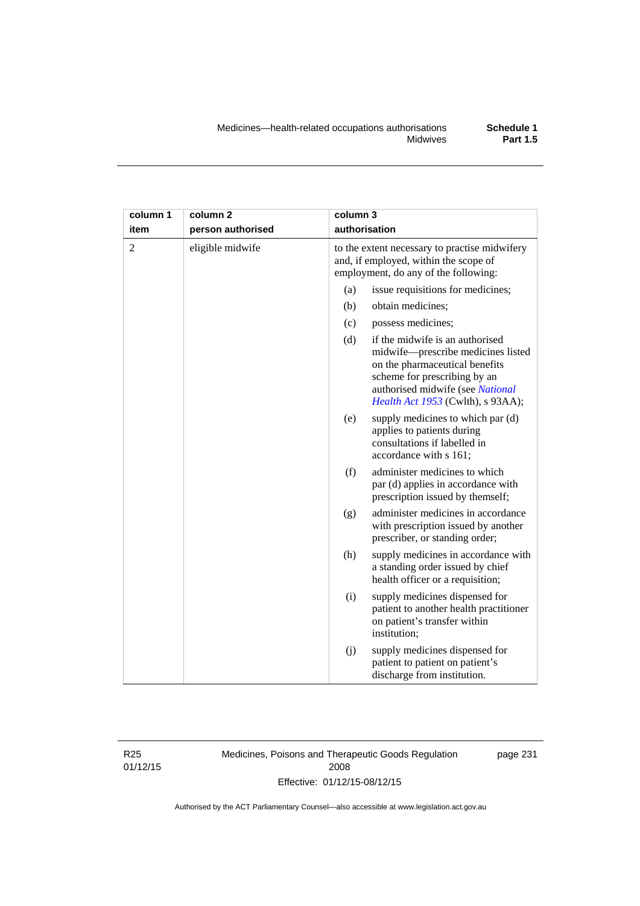| column 1 item | column 2 person authorised | column 3 authorisation |
|---|---|---|
| 2 | eligible midwife | to the extent necessary to practise midwifery and, if employed, within the scope of employment, do any of the following: |
| | | (a) issue requisitions for medicines; |
| | | (b) obtain medicines; |
| | | (c) possess medicines; |
| | | (d) if the midwife is an authorised midwife—prescribe medicines listed on the pharmaceutical benefits scheme for prescribing by an authorised midwife (see *National Health Act 1953* (Cwlth), s 93AA); |
| | | (e) supply medicines to which par (d) applies to patients during consultations if labelled in accordance with s 161; |
| | | (f) administer medicines to which par (d) applies in accordance with prescription issued by themself; |
| | | (g) administer medicines in accordance with prescription issued by another prescriber, or standing order; |
| | | (h) supply medicines in accordance with a standing order issued by chief health officer or a requisition; |
| | | (i) supply medicines dispensed for patient to another health practitioner on patient's transfer within institution; |
| | | (j) supply medicines dispensed for patient to patient on patient's discharge from institution. |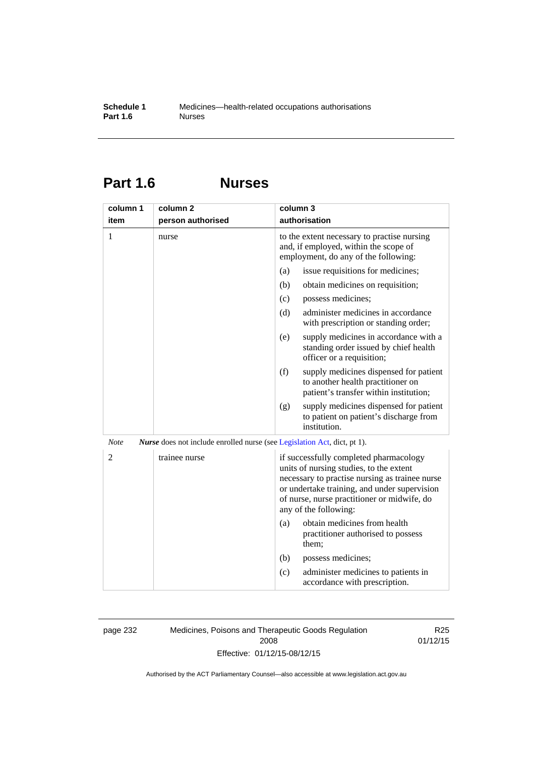# Part 1.6 Nurses

| column 1<br>item | column 2<br>person authorised | column 3<br>authorisation |
|---|---|---|
| 1 | nurse | to the extent necessary to practise nursing and, if employed, within the scope of employment, do any of the following:<br>(a) issue requisitions for medicines;<br>(b) obtain medicines on requisition;<br>(c) possess medicines;<br>(d) administer medicines in accordance with prescription or standing order;<br>(e) supply medicines in accordance with a standing order issued by chief health officer or a requisition;<br>(f) supply medicines dispensed for patient to another health practitioner on patient's transfer within institution;<br>(g) supply medicines dispensed for patient to patient on patient's discharge from institution. |

*Note* ***Nurse*** does not include enrolled nurse (see Legislation Act, dict, pt 1).

| column 1<br>item | column 2<br>person authorised | column 3<br>authorisation |
|---|---|---|
| 2 | trainee nurse | if successfully completed pharmacology units of nursing studies, to the extent necessary to practise nursing as trainee nurse or undertake training, and under supervision of nurse, nurse practitioner or midwife, do any of the following:<br>(a) obtain medicines from health practitioner authorised to possess them;<br>(b) possess medicines;<br>(c) administer medicines to patients in accordance with prescription. |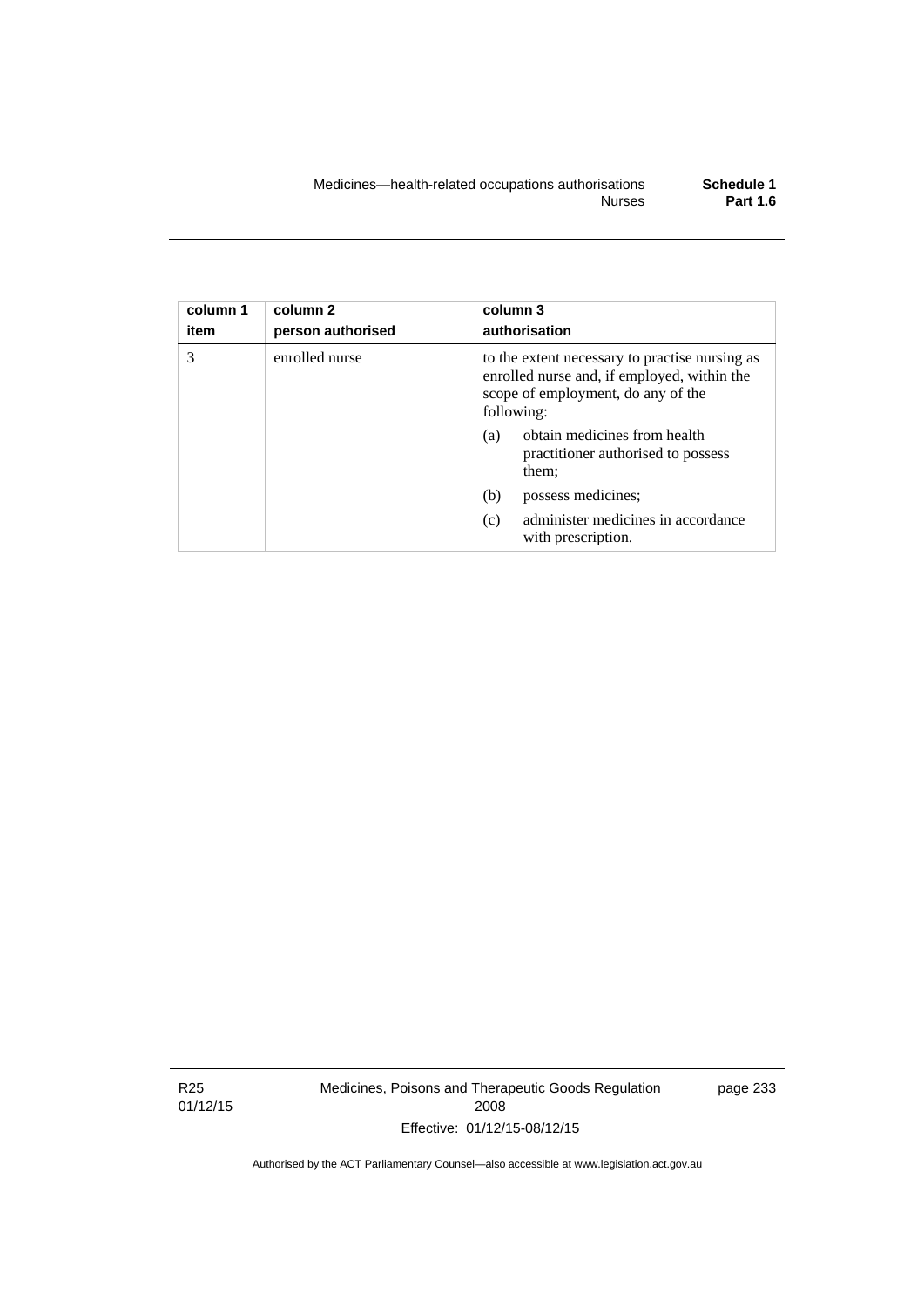| column 1 item | column 2 person authorised | column 3 authorisation |
|---|---|---|
| 3 | enrolled nurse | to the extent necessary to practise nursing as enrolled nurse and, if employed, within the scope of employment, do any of the following:<br>(a) obtain medicines from health practitioner authorised to possess them;<br>(b) possess medicines;<br>(c) administer medicines in accordance with prescription. |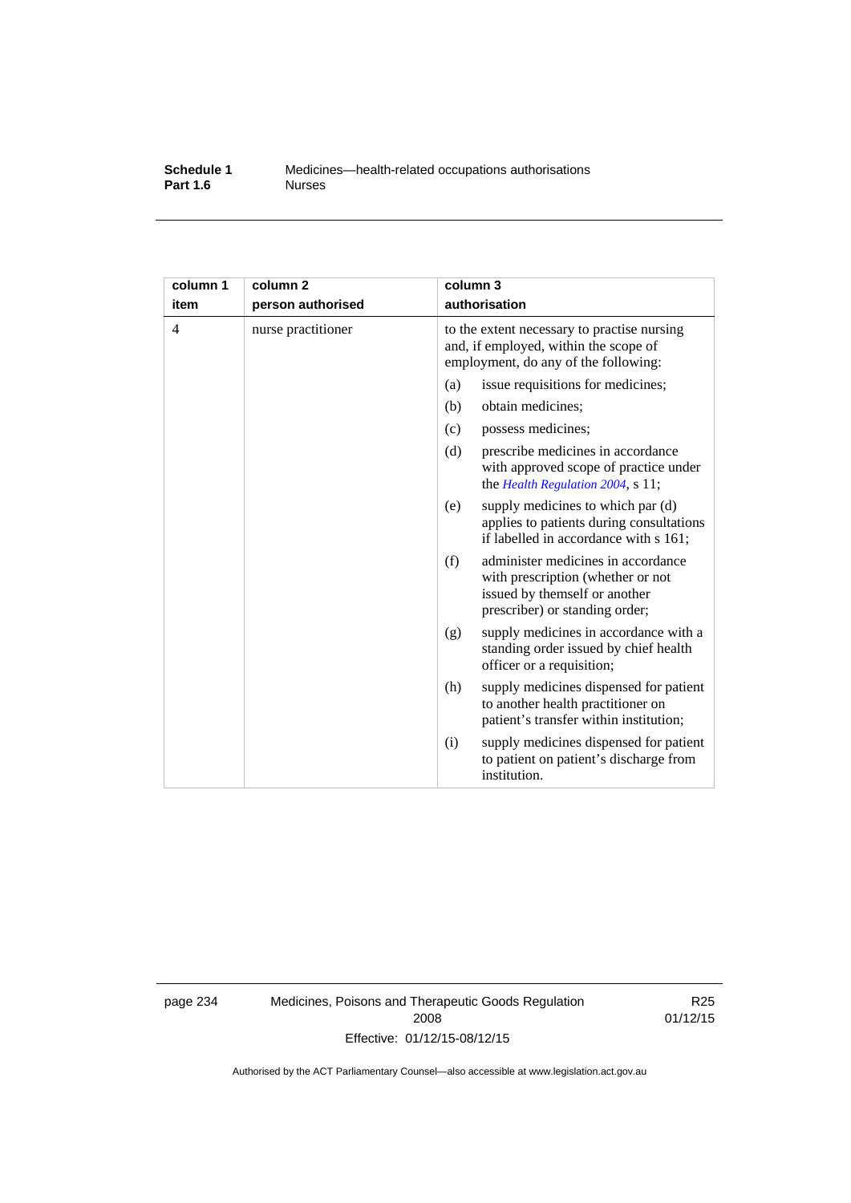| column 1<br>item | column 2<br>person authorised | column 3<br>authorisation |
|---|---|---|
| 4 | nurse practitioner | to the extent necessary to practise nursing and, if employed, within the scope of employment, do any of the following:<br>(a) issue requisitions for medicines;<br>(b) obtain medicines;<br>(c) possess medicines;<br>(d) prescribe medicines in accordance with approved scope of practice under the *Health Regulation 2004*, s 11;<br>(e) supply medicines to which par (d) applies to patients during consultations if labelled in accordance with s 161;<br>(f) administer medicines in accordance with prescription (whether or not issued by themself or another prescriber) or standing order;<br>(g) supply medicines in accordance with a standing order issued by chief health officer or a requisition;<br>(h) supply medicines dispensed for patient to another health practitioner on patient's transfer within institution;<br>(i) supply medicines dispensed for patient to patient on patient's discharge from institution. |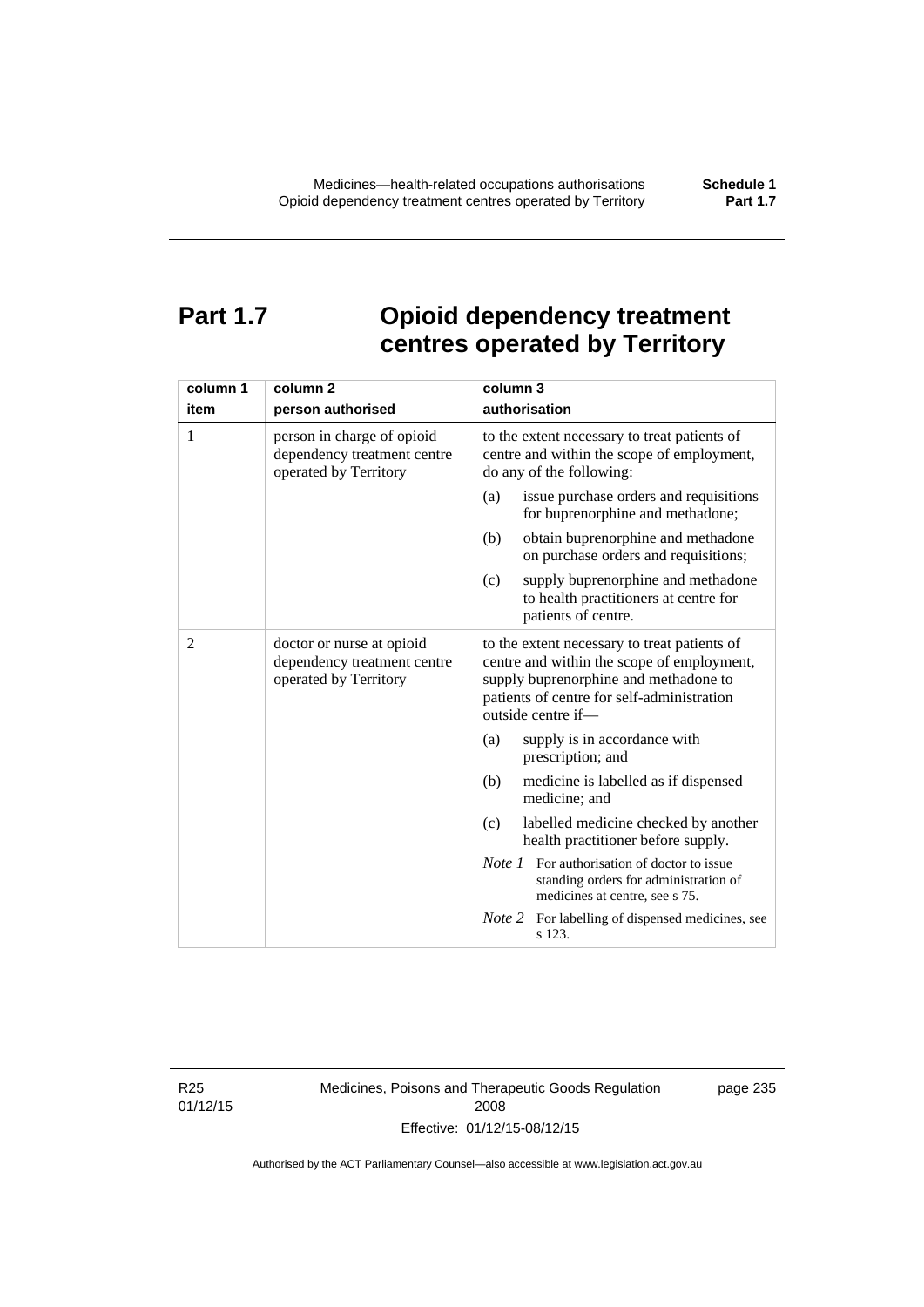# Part 1.7 Opioid dependency treatment centres operated by Territory

| column 1<br>item | column 2<br>person authorised | column 3<br>authorisation |
|---|---|---|
| 1 | person in charge of opioid dependency treatment centre operated by Territory | to the extent necessary to treat patients of centre and within the scope of employment, do any of the following:<br>(a) issue purchase orders and requisitions for buprenorphine and methadone;<br>(b) obtain buprenorphine and methadone on purchase orders and requisitions;<br>(c) supply buprenorphine and methadone to health practitioners at centre for patients of centre. |
| 2 | doctor or nurse at opioid dependency treatment centre operated by Territory | to the extent necessary to treat patients of centre and within the scope of employment, supply buprenorphine and methadone to patients of centre for self-administration outside centre if—<br>(a) supply is in accordance with prescription; and<br>(b) medicine is labelled as if dispensed medicine; and<br>(c) labelled medicine checked by another health practitioner before supply.<br>*Note 1* For authorisation of doctor to issue standing orders for administration of medicines at centre, see s 75.<br>*Note 2* For labelling of dispensed medicines, see s 123. |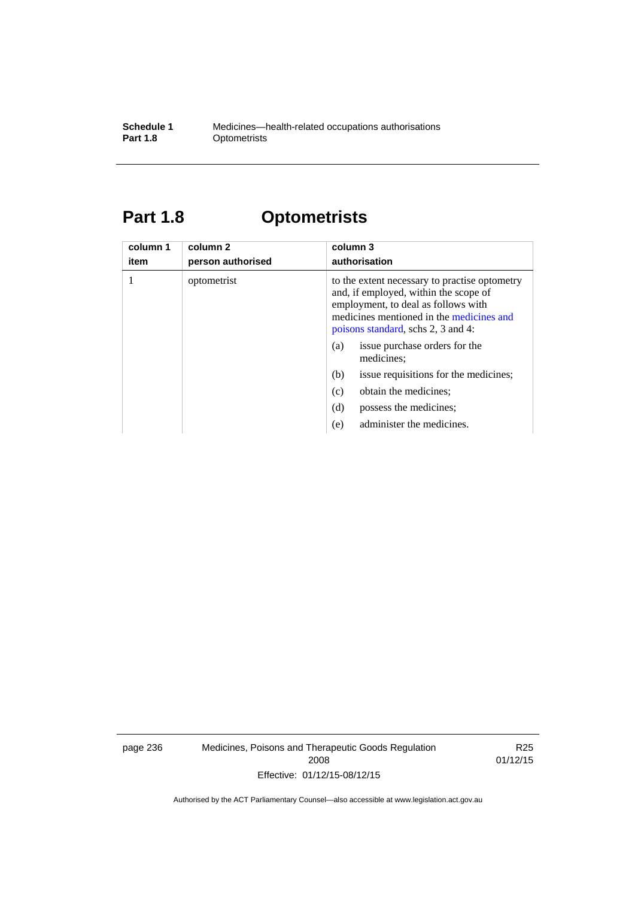# Part 1.8 Optometrists

| column 1<br>item | column 2<br>person authorised | column 3<br>authorisation |
|---|---|---|
| 1 | optometrist | to the extent necessary to practise optometry and, if employed, within the scope of employment, to deal as follows with medicines mentioned in the medicines and poisons standard, schs 2, 3 and 4:<br>(a) issue purchase orders for the medicines;<br>(b) issue requisitions for the medicines;<br>(c) obtain the medicines;<br>(d) possess the medicines;<br>(e) administer the medicines. |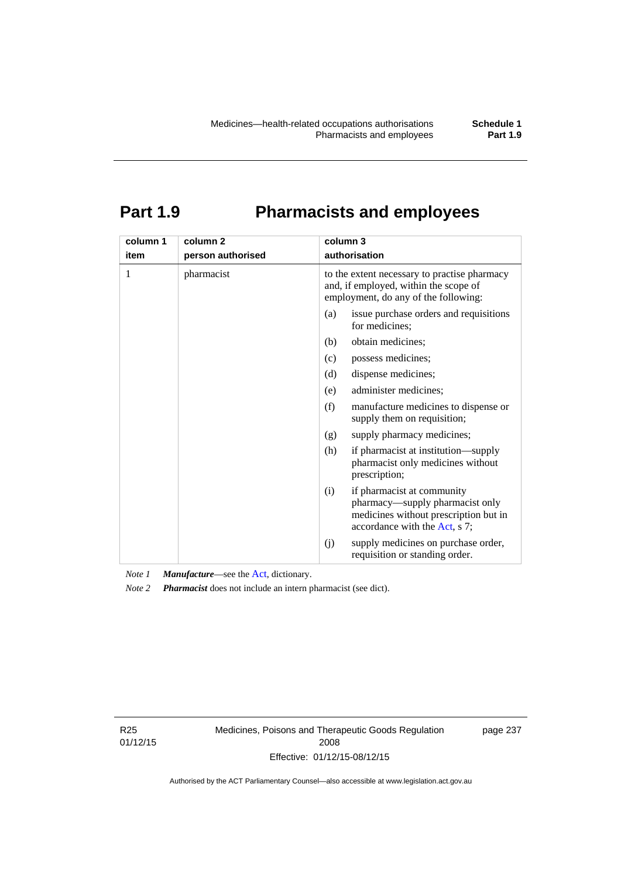# Part 1.9 Pharmacists and employees

| column 1 item | column 2 person authorised | column 3 authorisation |
|---|---|---|
| 1 | pharmacist | to the extent necessary to practise pharmacy and, if employed, within the scope of employment, do any of the following: |
| | | (a) issue purchase orders and requisitions for medicines; |
| | | (b) obtain medicines; |
| | | (c) possess medicines; |
| | | (d) dispense medicines; |
| | | (e) administer medicines; |
| | | (f) manufacture medicines to dispense or supply them on requisition; |
| | | (g) supply pharmacy medicines; |
| | | (h) if pharmacist at institution—supply pharmacist only medicines without prescription; |
| | | (i) if pharmacist at community pharmacy—supply pharmacist only medicines without prescription but in accordance with the Act, s 7; |
| | | (j) supply medicines on purchase order, requisition or standing order. |

*Note 1* ***Manufacture***—see the Act, dictionary.

*Note 2* ***Pharmacist*** does not include an intern pharmacist (see dict).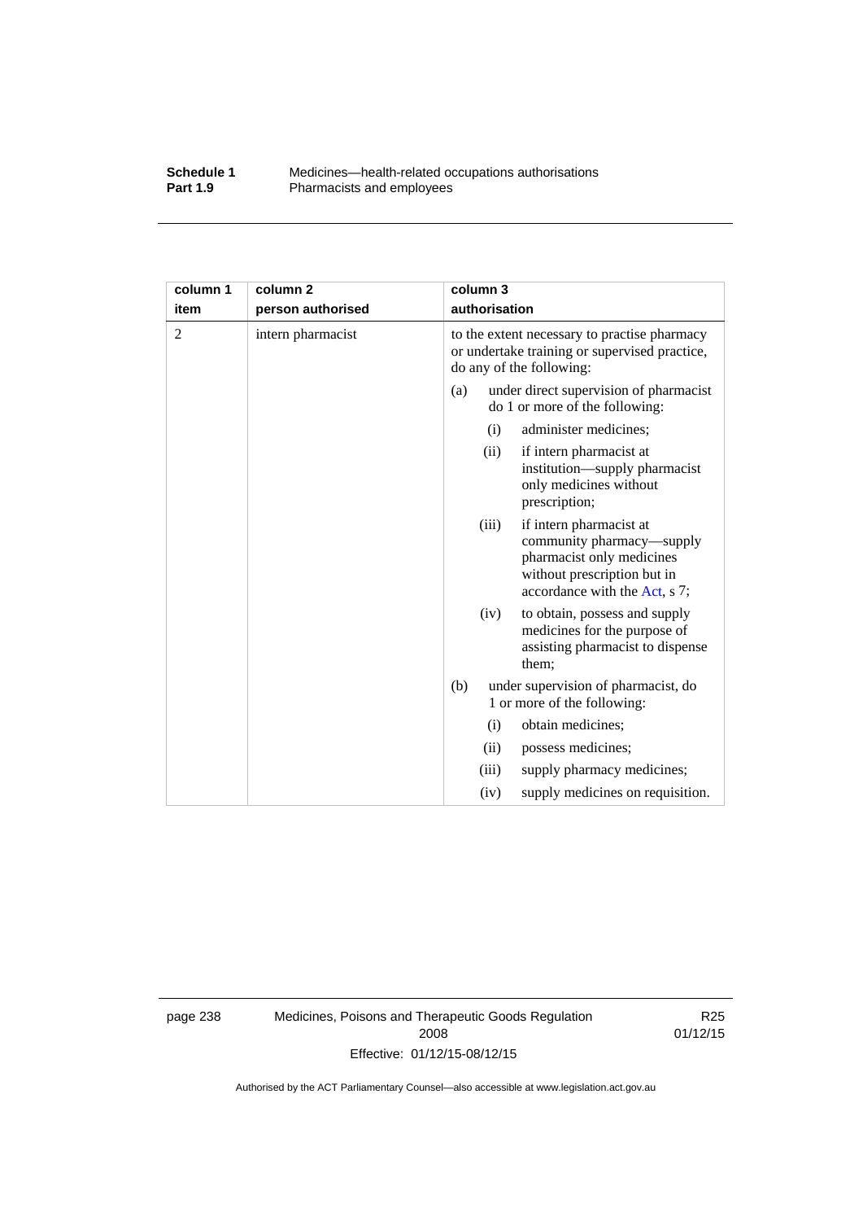| column 1<br>item | column 2<br>person authorised | column 3<br>authorisation |
|---|---|---|
| 2 | intern pharmacist | to the extent necessary to practise pharmacy or undertake training or supervised practice, do any of the following:<br>(a) under direct supervision of pharmacist do 1 or more of the following:<br>(i) administer medicines;<br>(ii) if intern pharmacist at institution—supply pharmacist only medicines without prescription;<br>(iii) if intern pharmacist at community pharmacy—supply pharmacist only medicines without prescription but in accordance with the Act, s 7;<br>(iv) to obtain, possess and supply medicines for the purpose of assisting pharmacist to dispense them;<br>(b) under supervision of pharmacist, do 1 or more of the following:<br>(i) obtain medicines;<br>(ii) possess medicines;<br>(iii) supply pharmacy medicines;<br>(iv) supply medicines on requisition. |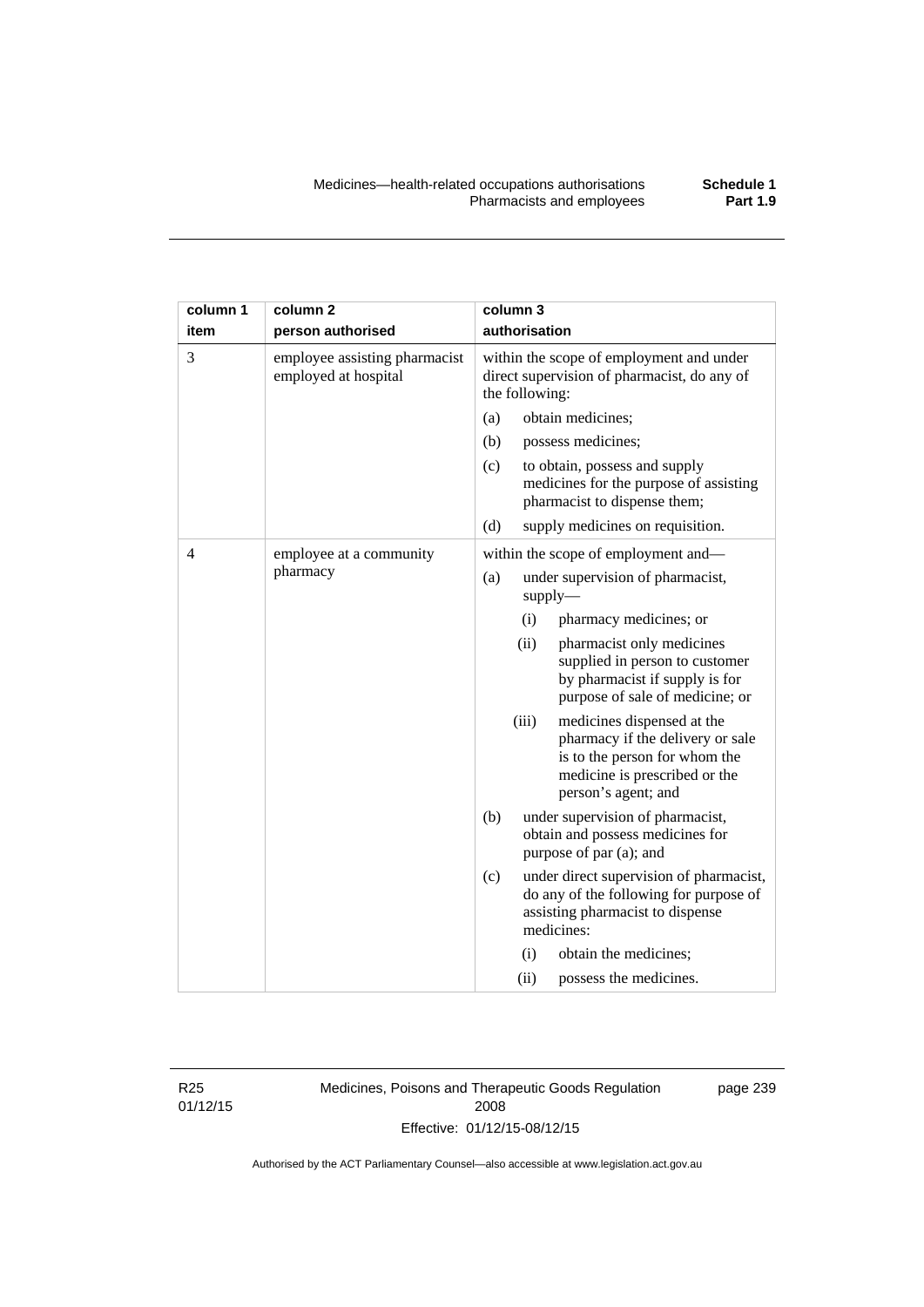| column 1<br>item | column 2<br>person authorised | column 3<br>authorisation |
|---|---|---|
| 3 | employee assisting pharmacist employed at hospital | within the scope of employment and under direct supervision of pharmacist, do any of the following:<br>(a) obtain medicines;<br>(b) possess medicines;<br>(c) to obtain, possess and supply medicines for the purpose of assisting pharmacist to dispense them;<br>(d) supply medicines on requisition. |
| 4 | employee at a community pharmacy | within the scope of employment and—<br>(a) under supervision of pharmacist, supply—<br>(i) pharmacy medicines; or<br>(ii) pharmacist only medicines supplied in person to customer by pharmacist if supply is for purpose of sale of medicine; or<br>(iii) medicines dispensed at the pharmacy if the delivery or sale is to the person for whom the medicine is prescribed or the person's agent; and<br>(b) under supervision of pharmacist, obtain and possess medicines for purpose of par (a); and<br>(c) under direct supervision of pharmacist, do any of the following for purpose of assisting pharmacist to dispense medicines:<br>(i) obtain the medicines;<br>(ii) possess the medicines. |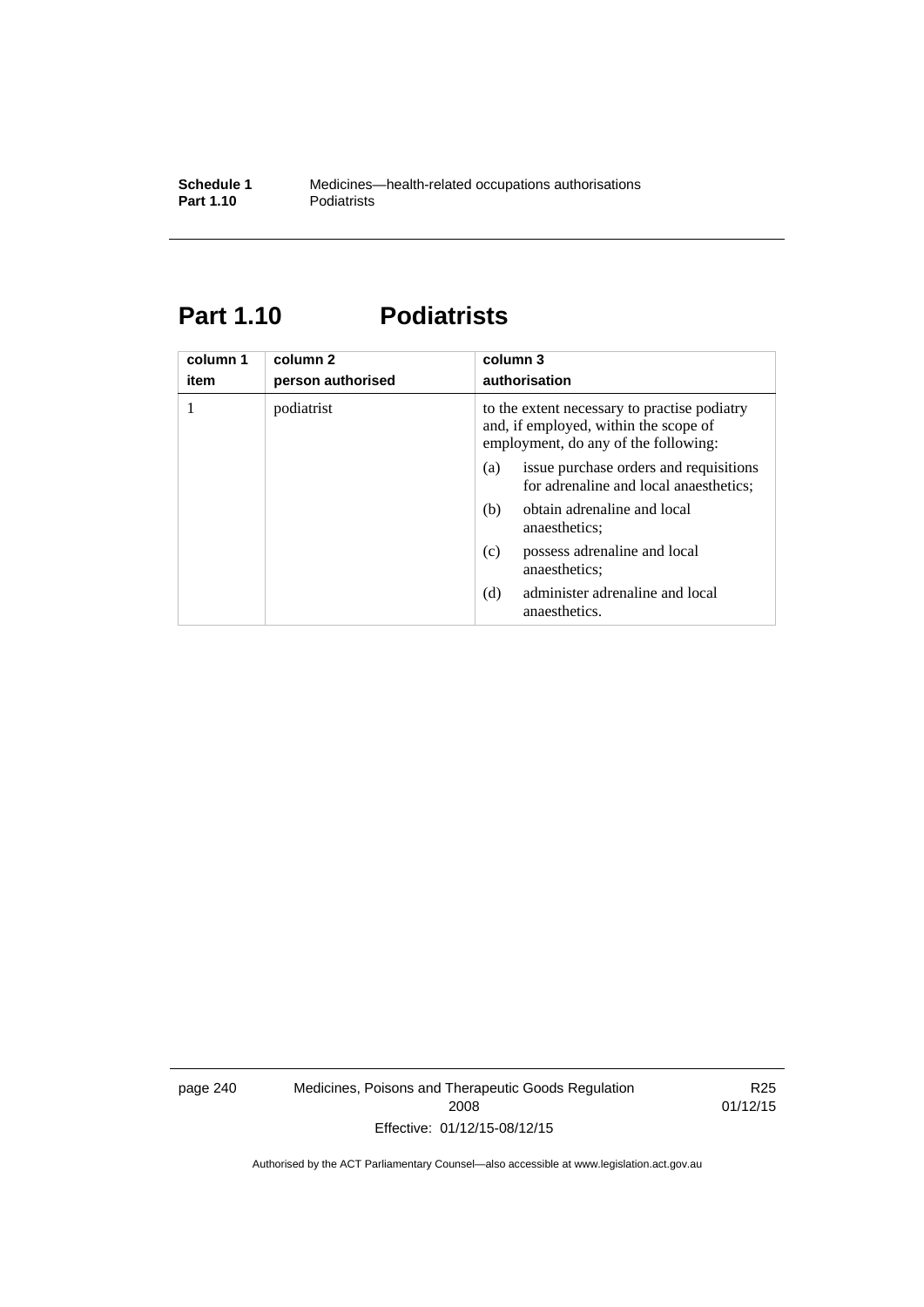# Part 1.10 Podiatrists

| column 1<br>item | column 2<br>person authorised | column 3<br>authorisation |
|---|---|---|
| 1 | podiatrist | to the extent necessary to practise podiatry and, if employed, within the scope of employment, do any of the following:<br>(a) issue purchase orders and requisitions for adrenaline and local anaesthetics;<br>(b) obtain adrenaline and local anaesthetics;<br>(c) possess adrenaline and local anaesthetics;<br>(d) administer adrenaline and local anaesthetics. |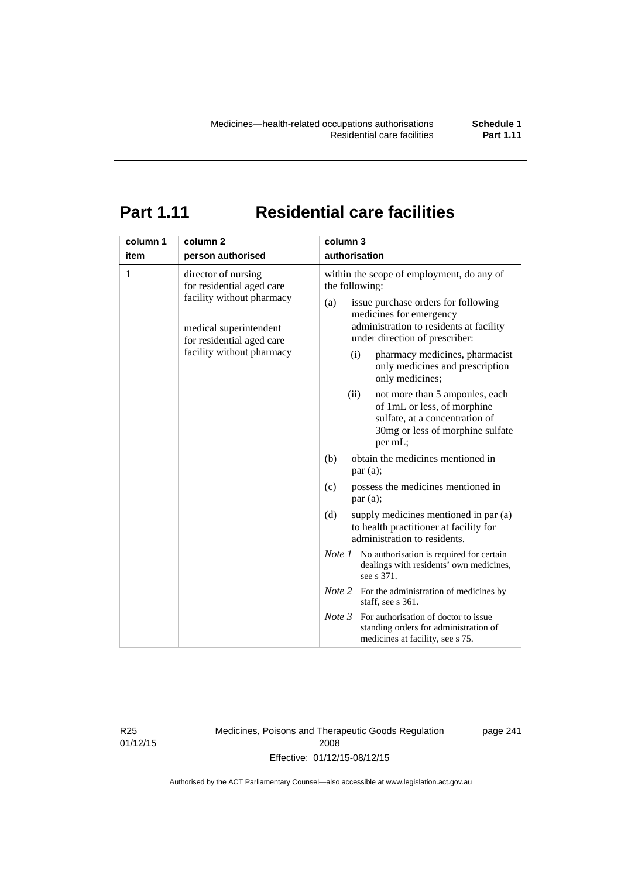# Part 1.11 Residential care facilities

| column 1<br>item | column 2<br>person authorised | column 3<br>authorisation |
|---|---|---|
| 1 | director of nursing for residential aged care facility without pharmacy<br><br>medical superintendent for residential aged care facility without pharmacy | within the scope of employment, do any of the following:<br>(a) issue purchase orders for following medicines for emergency administration to residents at facility under direction of prescriber:<br>(i) pharmacy medicines, pharmacist only medicines and prescription only medicines;<br>(ii) not more than 5 ampoules, each of 1mL or less, of morphine sulfate, at a concentration of 30mg or less of morphine sulfate per mL;<br>(b) obtain the medicines mentioned in par (a);<br>(c) possess the medicines mentioned in par (a);<br>(d) supply medicines mentioned in par (a) to health practitioner at facility for administration to residents.<br>*Note 1* No authorisation is required for certain dealings with residents' own medicines, see s 371.<br>*Note 2* For the administration of medicines by staff, see s 361.<br>*Note 3* For authorisation of doctor to issue standing orders for administration of medicines at facility, see s 75. |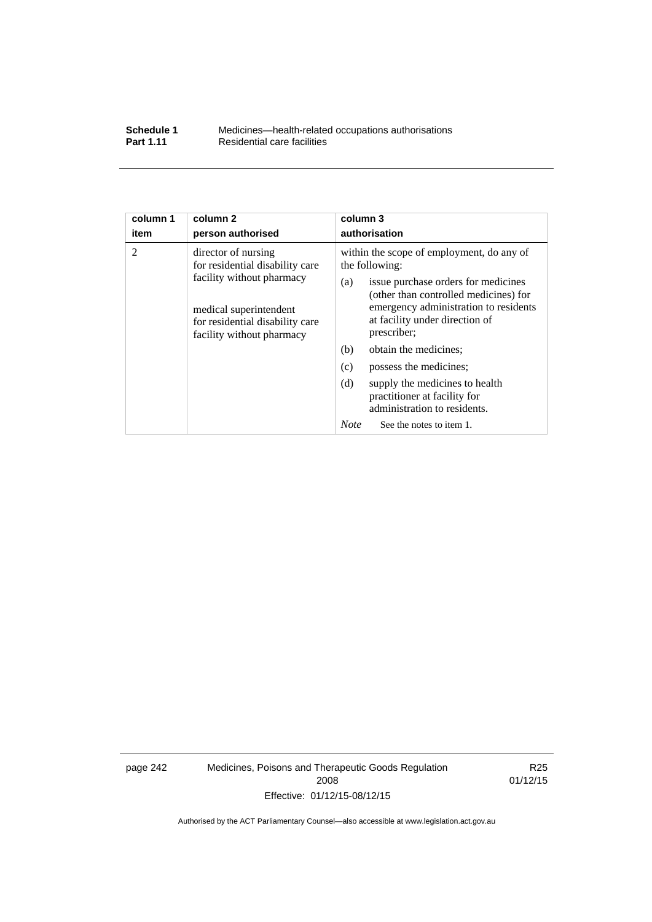| column 1 item | column 2 person authorised | column 3 authorisation |
|---|---|---|
| 2 | director of nursing for residential disability care facility without pharmacy<br><br>medical superintendent for residential disability care facility without pharmacy | within the scope of employment, do any of the following:<br>(a) issue purchase orders for medicines (other than controlled medicines) for emergency administration to residents at facility under direction of prescriber;<br>(b) obtain the medicines;<br>(c) possess the medicines;<br>(d) supply the medicines to health practitioner at facility for administration to residents.<br>*Note* See the notes to item 1. |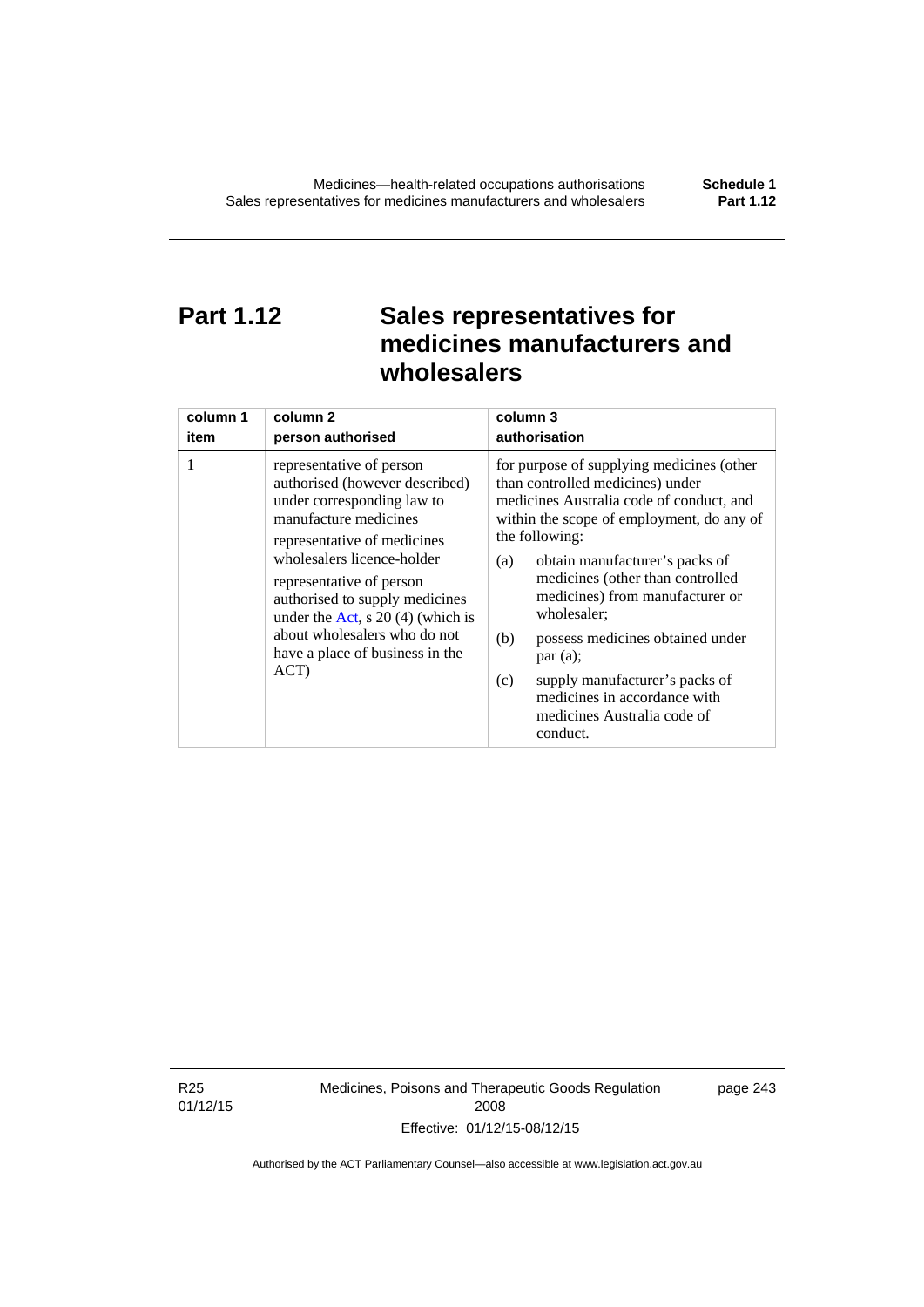# Part 1.12 Sales representatives for medicines manufacturers and wholesalers

| column 1<br>item | column 2<br>person authorised | column 3<br>authorisation |
|---|---|---|
| 1 | representative of person authorised (however described) under corresponding law to manufacture medicines<br>representative of medicines wholesalers licence-holder<br>representative of person authorised to supply medicines under the Act, s 20 (4) (which is about wholesalers who do not have a place of business in the ACT) | for purpose of supplying medicines (other than controlled medicines) under medicines Australia code of conduct, and within the scope of employment, do any of the following:<br>(a) obtain manufacturer's packs of medicines (other than controlled medicines) from manufacturer or wholesaler;<br>(b) possess medicines obtained under par (a);<br>(c) supply manufacturer's packs of medicines in accordance with medicines Australia code of conduct. |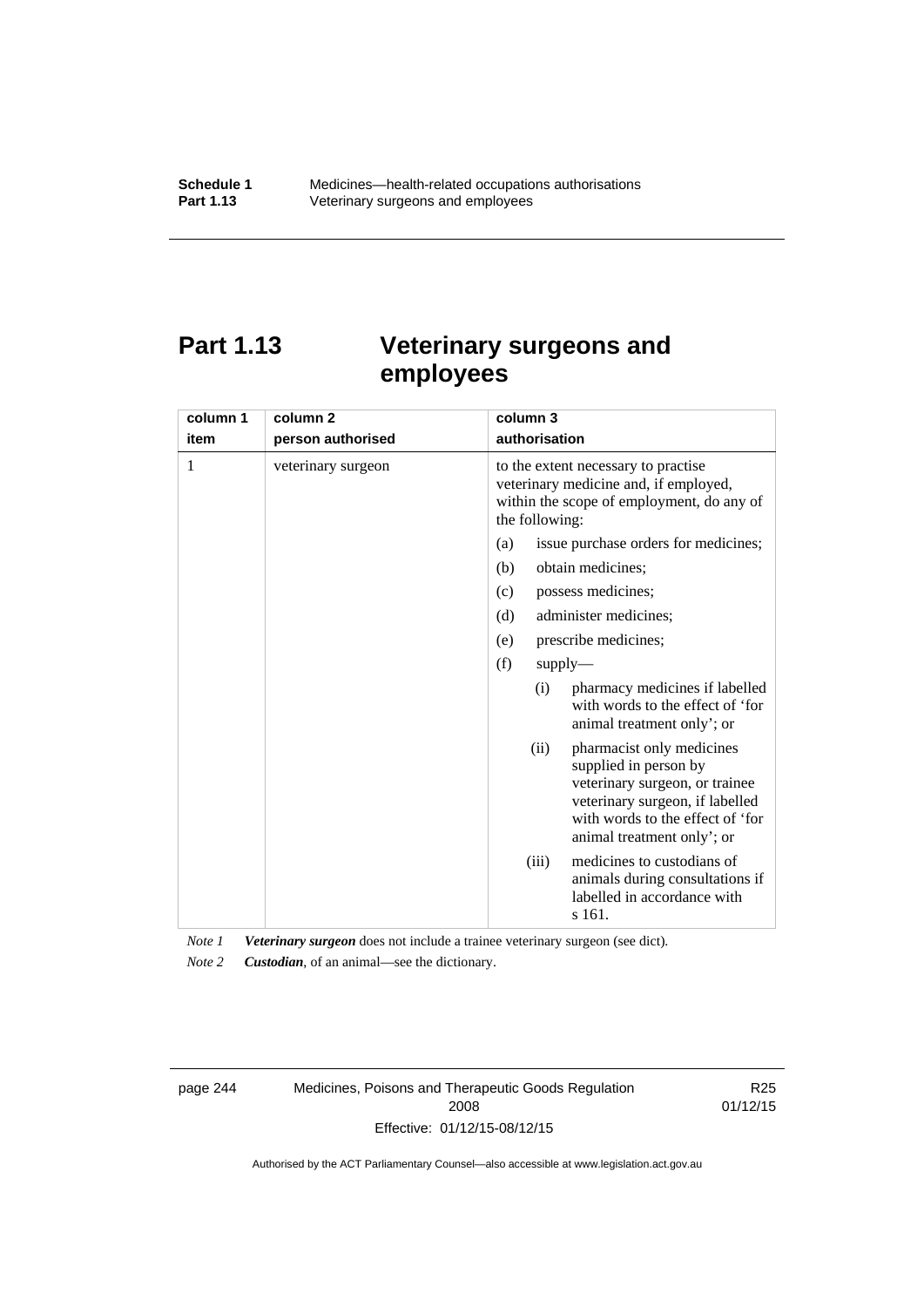# Part 1.13 Veterinary surgeons and employees

| column 1<br>item | column 2<br>person authorised | column 3<br>authorisation |
|---|---|---|
| 1 | veterinary surgeon | to the extent necessary to practise veterinary medicine and, if employed, within the scope of employment, do any of the following:<br>(a) issue purchase orders for medicines;<br>(b) obtain medicines;<br>(c) possess medicines;<br>(d) administer medicines;<br>(e) prescribe medicines;<br>(f) supply—<br>(i) pharmacy medicines if labelled with words to the effect of 'for animal treatment only'; or<br>(ii) pharmacist only medicines supplied in person by veterinary surgeon, or trainee veterinary surgeon, if labelled with words to the effect of 'for animal treatment only'; or<br>(iii) medicines to custodians of animals during consultations if labelled in accordance with s 161. |

*Note 1* ***Veterinary surgeon*** does not include a trainee veterinary surgeon (see dict).

*Note 2* ***Custodian***, of an animal—see the dictionary.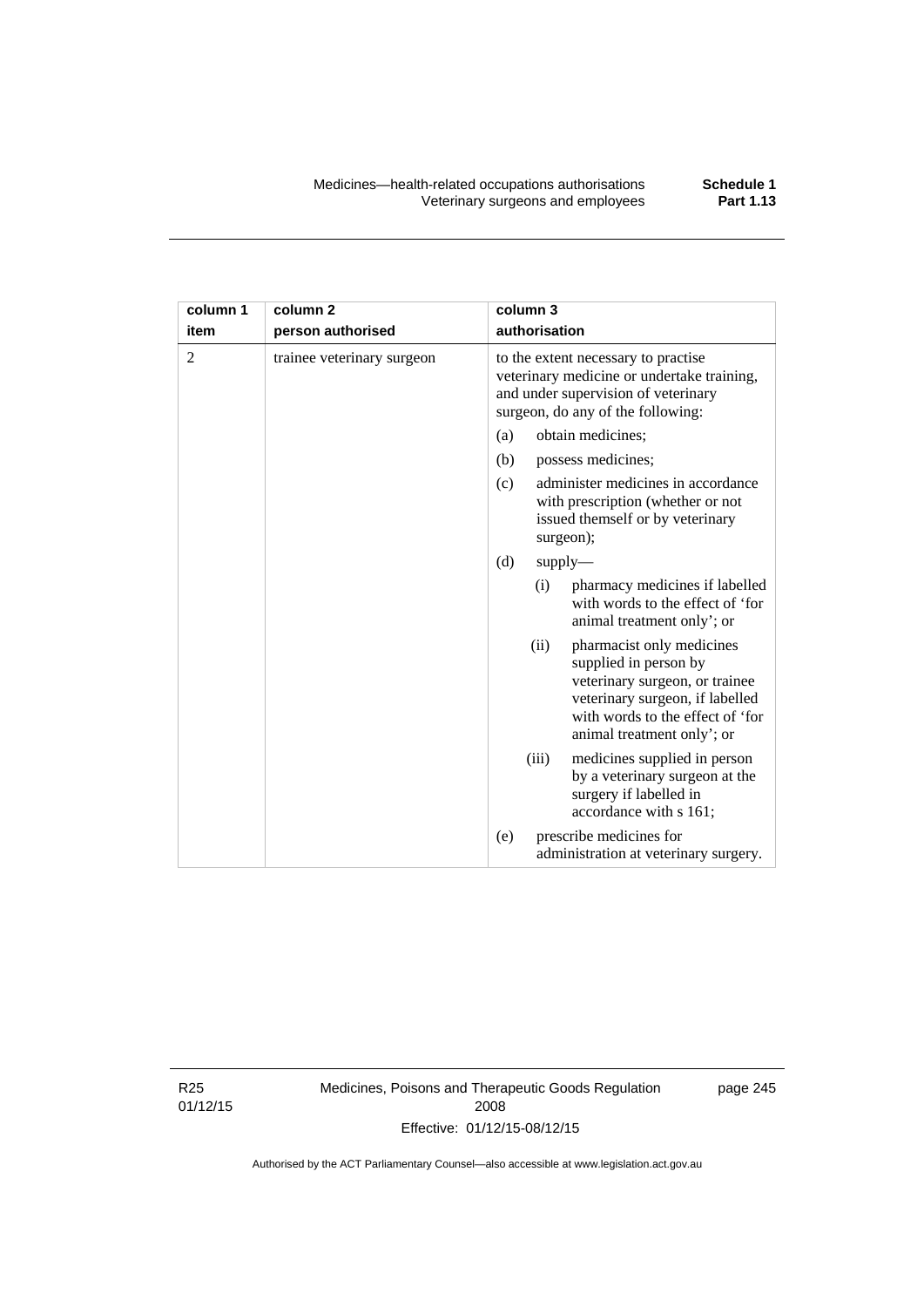| column 1 item | column 2 person authorised | column 3 authorisation |
|---|---|---|
| 2 | trainee veterinary surgeon | to the extent necessary to practise veterinary medicine or undertake training, and under supervision of veterinary surgeon, do any of the following:<br>(a) obtain medicines;<br>(b) possess medicines;<br>(c) administer medicines in accordance with prescription (whether or not issued themself or by veterinary surgeon);<br>(d) supply—<br>(i) pharmacy medicines if labelled with words to the effect of 'for animal treatment only'; or<br>(ii) pharmacist only medicines supplied in person by veterinary surgeon, or trainee veterinary surgeon, if labelled with words to the effect of 'for animal treatment only'; or<br>(iii) medicines supplied in person by a veterinary surgeon at the surgery if labelled in accordance with s 161;<br>(e) prescribe medicines for administration at veterinary surgery. |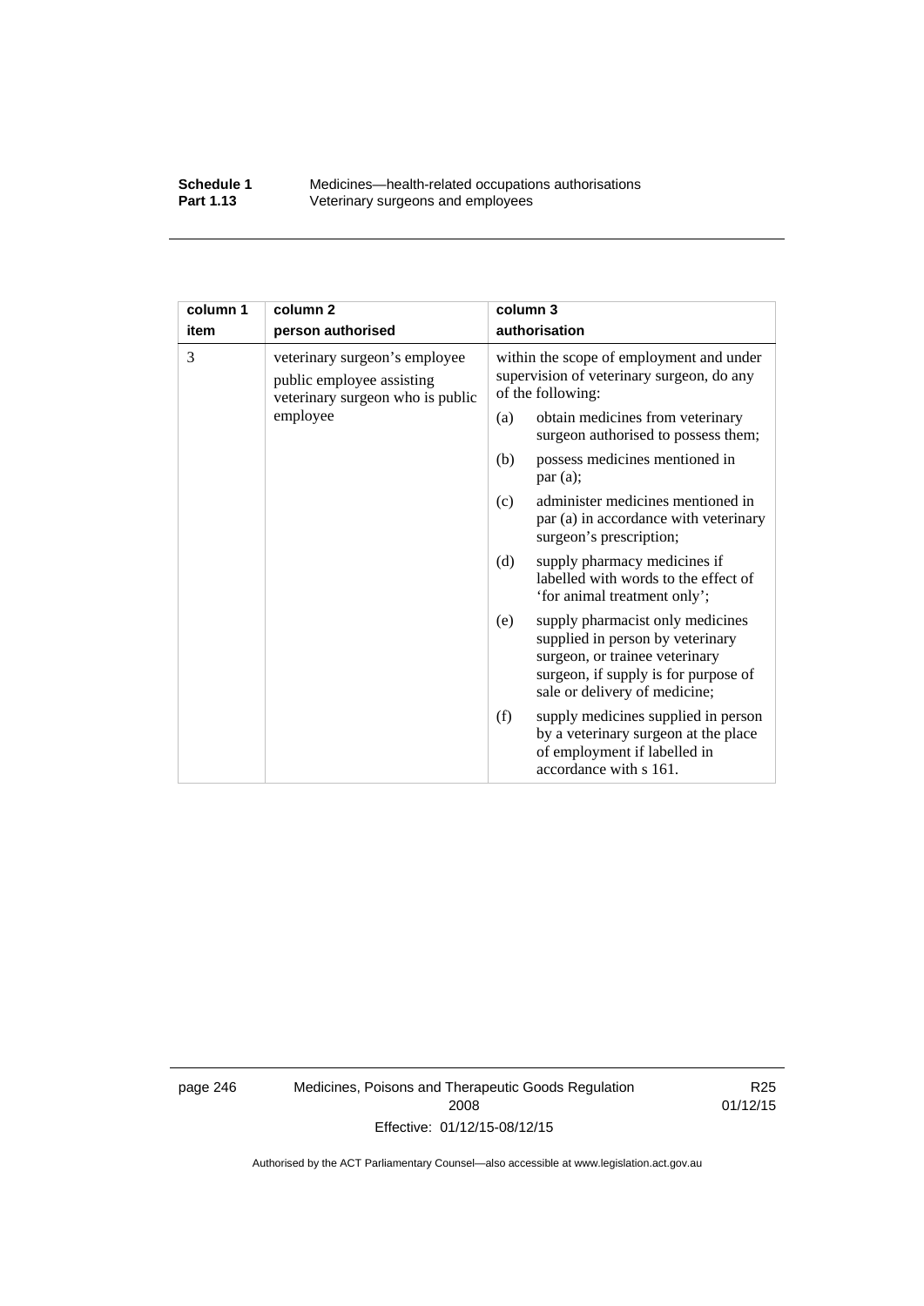| column 1 item | column 2 person authorised | column 3 authorisation |
|---|---|---|
| 3 | veterinary surgeon's employee public employee assisting veterinary surgeon who is public employee | within the scope of employment and under supervision of veterinary surgeon, do any of the following:<br>(a) obtain medicines from veterinary surgeon authorised to possess them;<br>(b) possess medicines mentioned in par (a);<br>(c) administer medicines mentioned in par (a) in accordance with veterinary surgeon's prescription;<br>(d) supply pharmacy medicines if labelled with words to the effect of 'for animal treatment only';<br>(e) supply pharmacist only medicines supplied in person by veterinary surgeon, or trainee veterinary surgeon, if supply is for purpose of sale or delivery of medicine;<br>(f) supply medicines supplied in person by a veterinary surgeon at the place of employment if labelled in accordance with s 161. |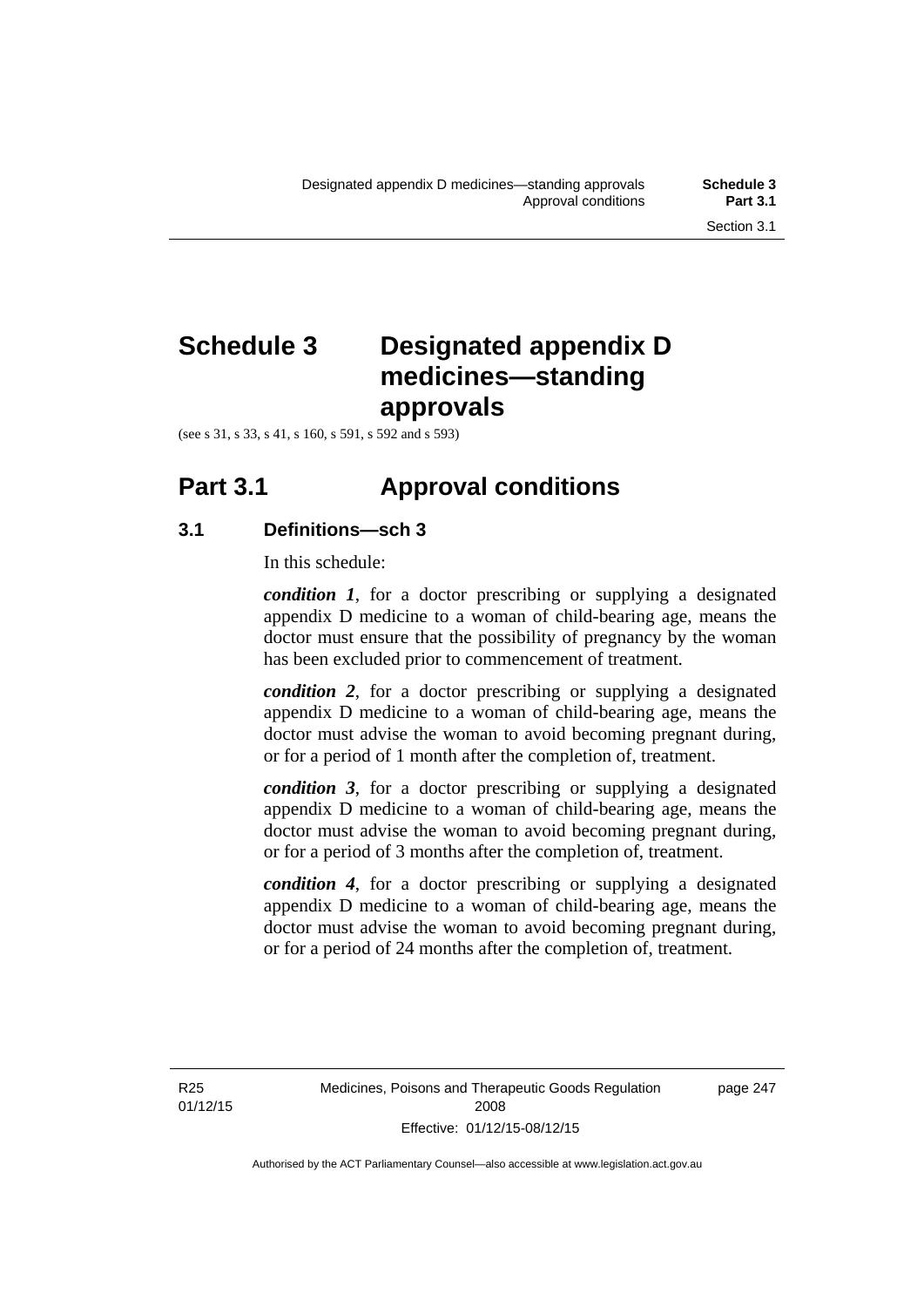# Schedule 3 Designated appendix D medicines—standing approvals

(see s 31, s 33, s 41, s 160, s 591, s 592 and s 593)

## Part 3.1 Approval conditions

### 3.1 Definitions—sch 3

In this schedule:

***condition 1***, for a doctor prescribing or supplying a designated appendix D medicine to a woman of child-bearing age, means the doctor must ensure that the possibility of pregnancy by the woman has been excluded prior to commencement of treatment.

***condition 2***, for a doctor prescribing or supplying a designated appendix D medicine to a woman of child-bearing age, means the doctor must advise the woman to avoid becoming pregnant during, or for a period of 1 month after the completion of, treatment.

***condition 3***, for a doctor prescribing or supplying a designated appendix D medicine to a woman of child-bearing age, means the doctor must advise the woman to avoid becoming pregnant during, or for a period of 3 months after the completion of, treatment.

***condition 4***, for a doctor prescribing or supplying a designated appendix D medicine to a woman of child-bearing age, means the doctor must advise the woman to avoid becoming pregnant during, or for a period of 24 months after the completion of, treatment.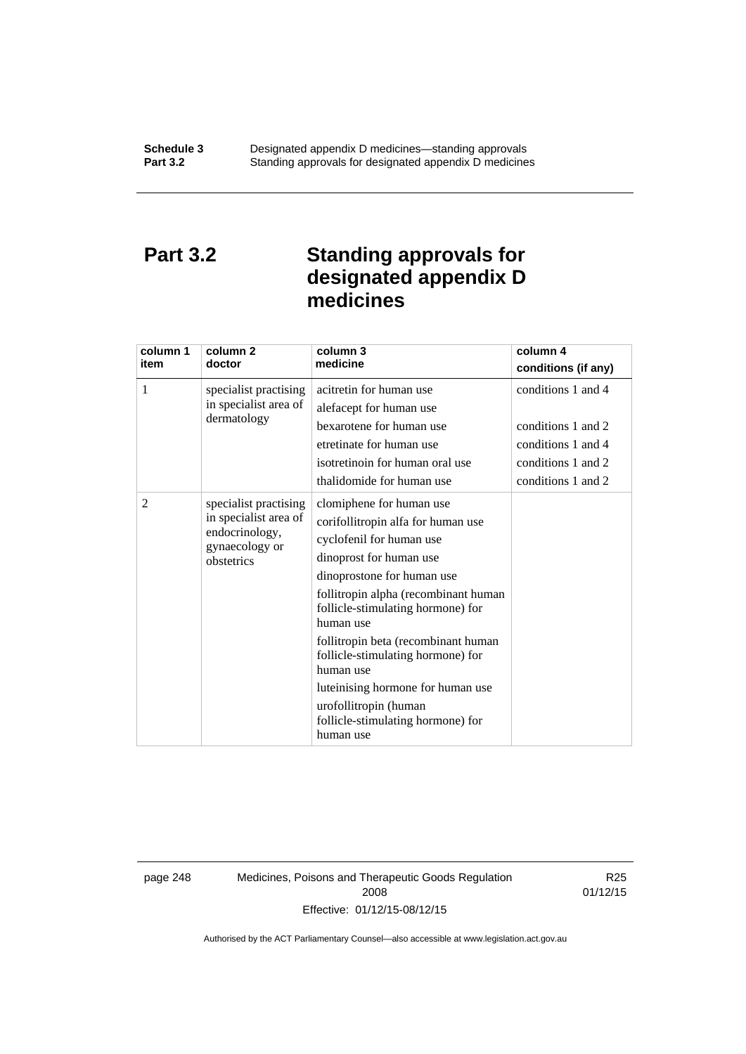# Part 3.2 Standing approvals for designated appendix D medicines

| column 1 item | column 2 doctor | column 3 medicine | column 4 conditions (if any) |
|---|---|---|---|
| 1 | specialist practising in specialist area of dermatology | acitretin for human use | conditions 1 and 4 |
| | | alefacept for human use | |
| | | bexarotene for human use | conditions 1 and 2 |
| | | etretinate for human use | conditions 1 and 4 |
| | | isotretinoin for human oral use | conditions 1 and 2 |
| | | thalidomide for human use | conditions 1 and 2 |
| 2 | specialist practising in specialist area of endocrinology, gynaecology or obstetrics | clomiphene for human use | |
| | | corifollitropin alfa for human use | |
| | | cyclofenil for human use | |
| | | dinoprost for human use | |
| | | dinoprostone for human use | |
| | | follitropin alpha (recombinant human follicle-stimulating hormone) for human use | |
| | | follitropin beta (recombinant human follicle-stimulating hormone) for human use | |
| | | luteinising hormone for human use | |
| | | urofollitropin (human follicle-stimulating hormone) for human use | |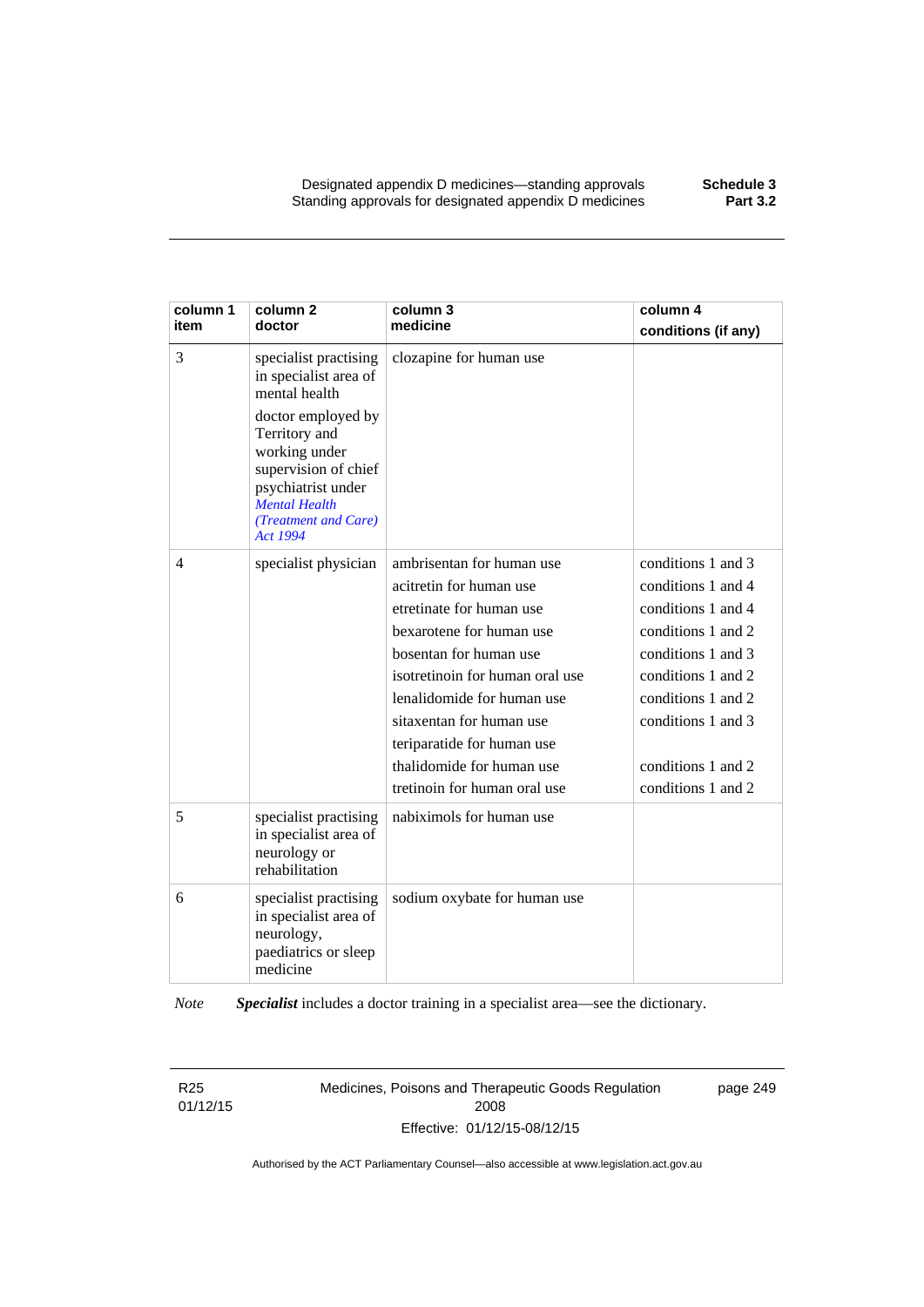| column 1 item | column 2 doctor | column 3 medicine | column 4 conditions (if any) |
|---|---|---|---|
| 3 | specialist practising in specialist area of mental health<br><br>doctor employed by Territory and working under supervision of chief psychiatrist under *Mental Health (Treatment and Care) Act 1994* | clozapine for human use | |
| 4 | specialist physician | ambrisentan for human use | conditions 1 and 3 |
| | | acitretin for human use | conditions 1 and 4 |
| | | etretinate for human use | conditions 1 and 4 |
| | | bexarotene for human use | conditions 1 and 2 |
| | | bosentan for human use | conditions 1 and 3 |
| | | isotretinoin for human oral use | conditions 1 and 2 |
| | | lenalidomide for human use | conditions 1 and 2 |
| | | sitaxentan for human use | conditions 1 and 3 |
| | | teriparatide for human use | |
| | | thalidomide for human use | conditions 1 and 2 |
| | | tretinoin for human oral use | conditions 1 and 2 |
| 5 | specialist practising in specialist area of neurology or rehabilitation | nabiximols for human use | |
| 6 | specialist practising in specialist area of neurology, paediatrics or sleep medicine | sodium oxybate for human use | |

*Note* ***Specialist*** includes a doctor training in a specialist area—see the dictionary.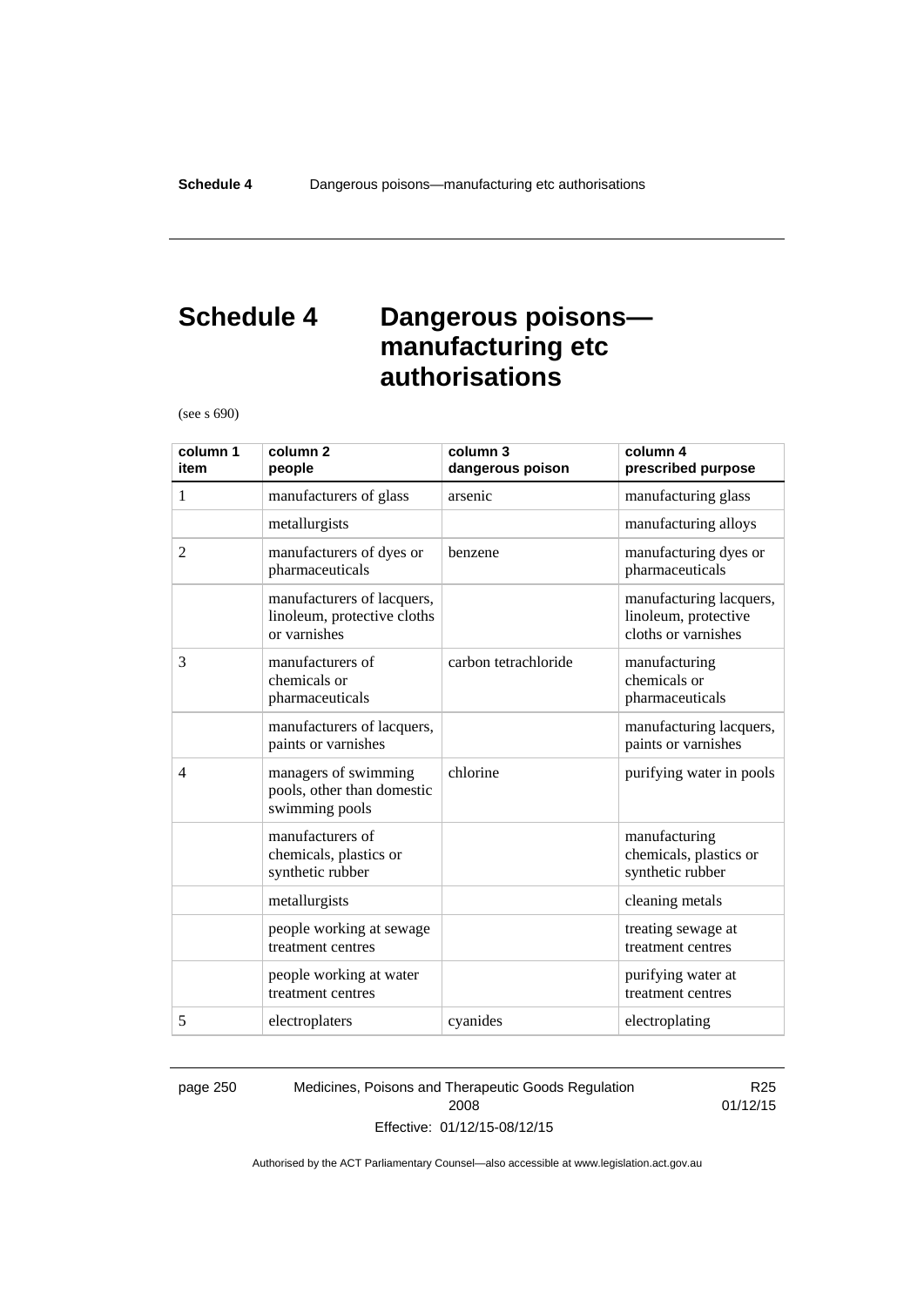# Schedule 4 Dangerous poisons—manufacturing etc authorisations

(see s 690)

| column 1 item | column 2 people | column 3 dangerous poison | column 4 prescribed purpose |
|---|---|---|---|
| 1 | manufacturers of glass | arsenic | manufacturing glass |
| | metallurgists | | manufacturing alloys |
| 2 | manufacturers of dyes or pharmaceuticals | benzene | manufacturing dyes or pharmaceuticals |
| | manufacturers of lacquers, linoleum, protective cloths or varnishes | | manufacturing lacquers, linoleum, protective cloths or varnishes |
| 3 | manufacturers of chemicals or pharmaceuticals | carbon tetrachloride | manufacturing chemicals or pharmaceuticals |
| | manufacturers of lacquers, paints or varnishes | | manufacturing lacquers, paints or varnishes |
| 4 | managers of swimming pools, other than domestic swimming pools | chlorine | purifying water in pools |
| | manufacturers of chemicals, plastics or synthetic rubber | | manufacturing chemicals, plastics or synthetic rubber |
| | metallurgists | | cleaning metals |
| | people working at sewage treatment centres | | treating sewage at treatment centres |
| | people working at water treatment centres | | purifying water at treatment centres |
| 5 | electroplaters | cyanides | electroplating |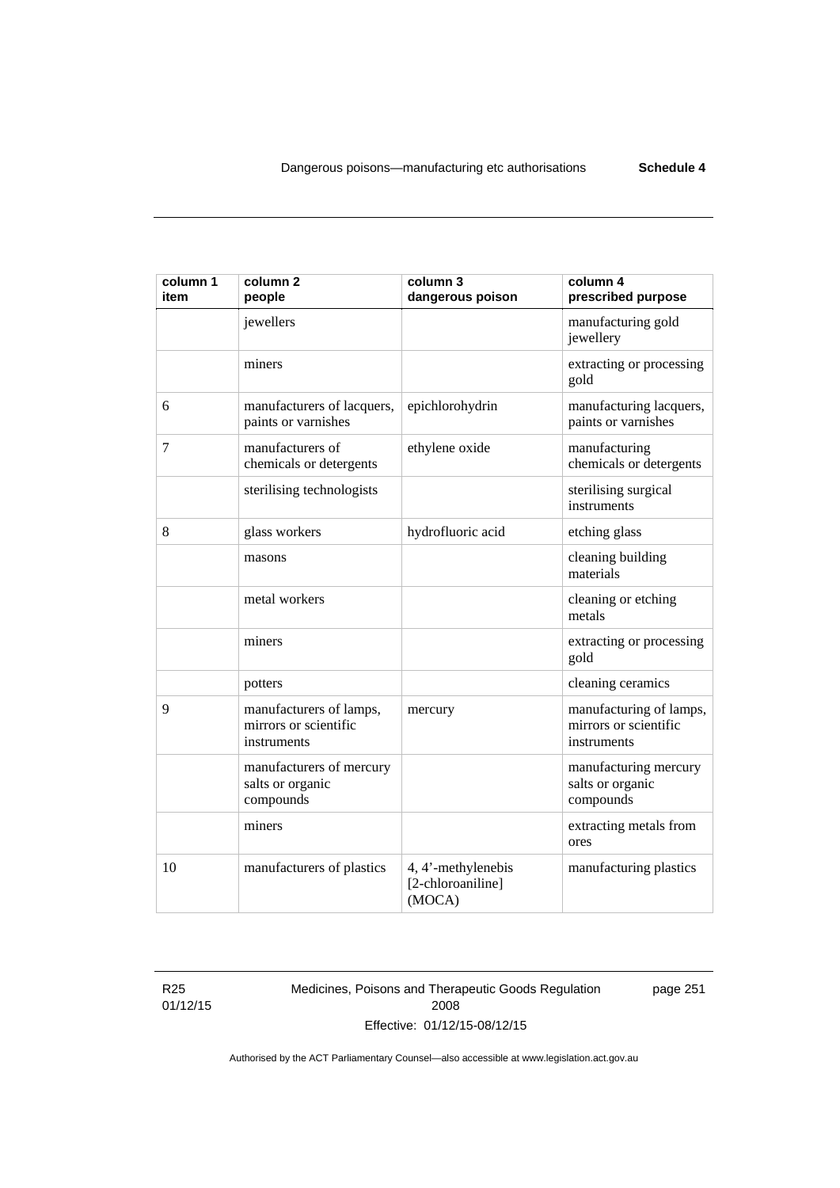| column 1 item | column 2 people | column 3 dangerous poison | column 4 prescribed purpose |
| --- | --- | --- | --- |
| | jewellers | | manufacturing gold jewellery |
| | miners | | extracting or processing gold |
| 6 | manufacturers of lacquers, paints or varnishes | epichlorohydrin | manufacturing lacquers, paints or varnishes |
| 7 | manufacturers of chemicals or detergents | ethylene oxide | manufacturing chemicals or detergents |
| | sterilising technologists | | sterilising surgical instruments |
| 8 | glass workers | hydrofluoric acid | etching glass |
| | masons | | cleaning building materials |
| | metal workers | | cleaning or etching metals |
| | miners | | extracting or processing gold |
| | potters | | cleaning ceramics |
| 9 | manufacturers of lamps, mirrors or scientific instruments | mercury | manufacturing of lamps, mirrors or scientific instruments |
| | manufacturers of mercury salts or organic compounds | | manufacturing mercury salts or organic compounds |
| | miners | | extracting metals from ores |
| 10 | manufacturers of plastics | 4, 4'-methylenebis [2-chloroaniline] (MOCA) | manufacturing plastics |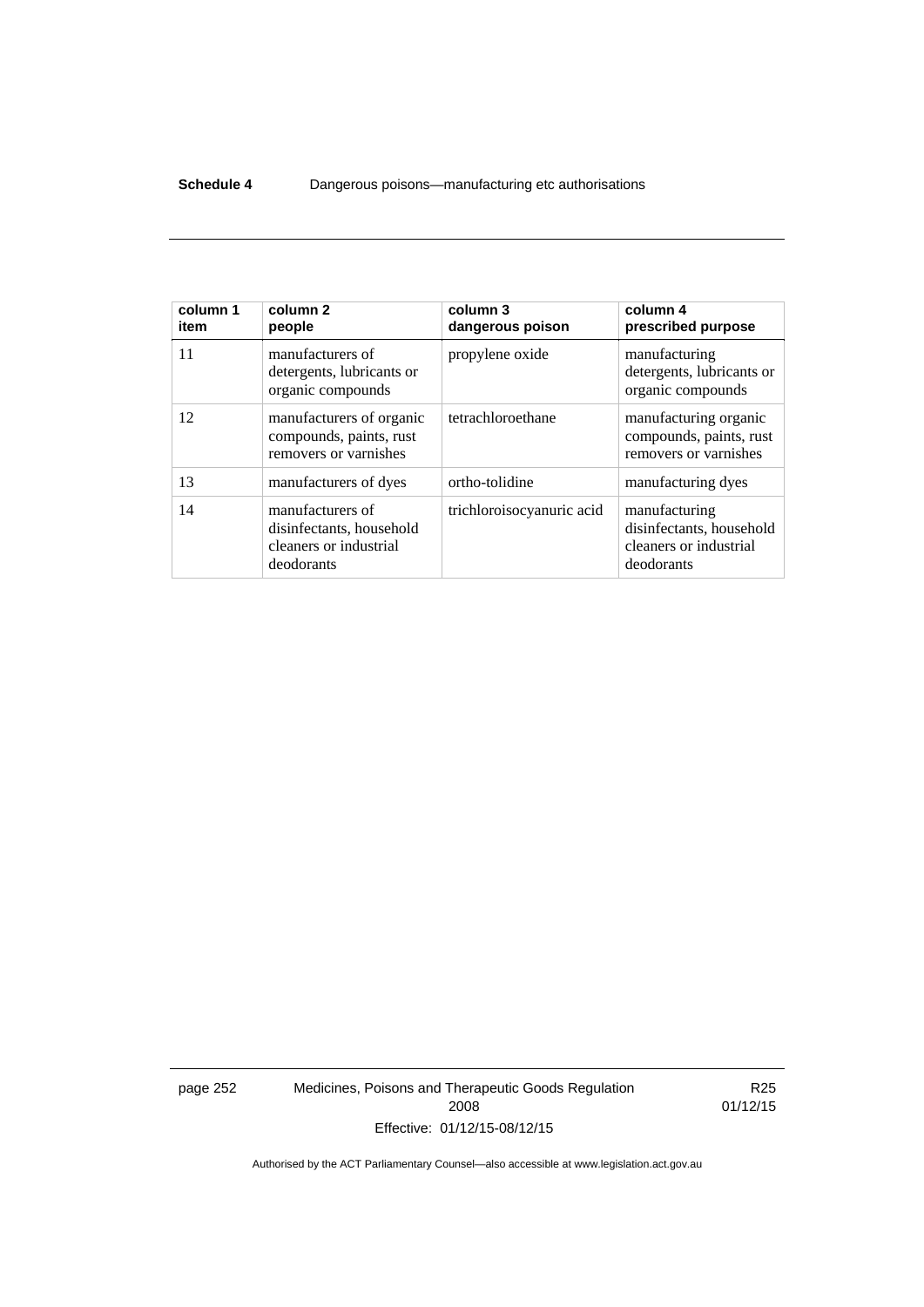| column 1 item | column 2 people | column 3 dangerous poison | column 4 prescribed purpose |
|---|---|---|---|
| 11 | manufacturers of detergents, lubricants or organic compounds | propylene oxide | manufacturing detergents, lubricants or organic compounds |
| 12 | manufacturers of organic compounds, paints, rust removers or varnishes | tetrachloroethane | manufacturing organic compounds, paints, rust removers or varnishes |
| 13 | manufacturers of dyes | ortho-tolidine | manufacturing dyes |
| 14 | manufacturers of disinfectants, household cleaners or industrial deodorants | trichloroisocyanuric acid | manufacturing disinfectants, household cleaners or industrial deodorants |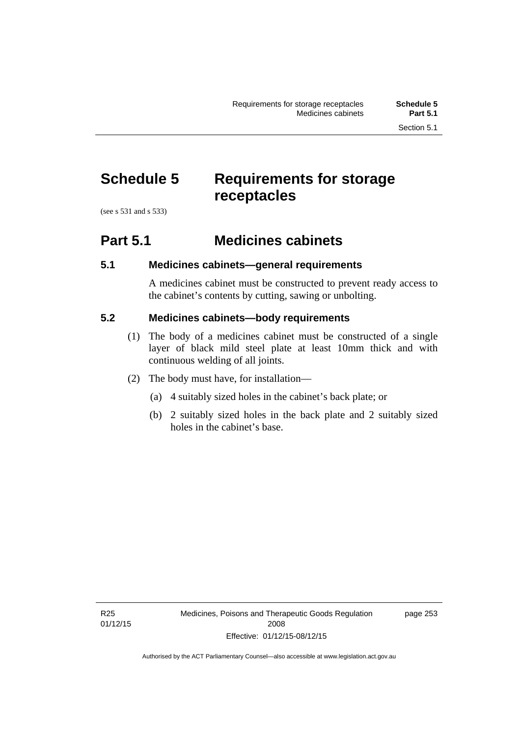# Schedule 5 Requirements for storage receptacles

(see s 531 and s 533)

## Part 5.1 Medicines cabinets

### 5.1 Medicines cabinets—general requirements

A medicines cabinet must be constructed to prevent ready access to the cabinet's contents by cutting, sawing or unbolting.

### 5.2 Medicines cabinets—body requirements

(1) The body of a medicines cabinet must be constructed of a single layer of black mild steel plate at least 10mm thick and with continuous welding of all joints.

(2) The body must have, for installation—

(a) 4 suitably sized holes in the cabinet's back plate; or

(b) 2 suitably sized holes in the back plate and 2 suitably sized holes in the cabinet's base.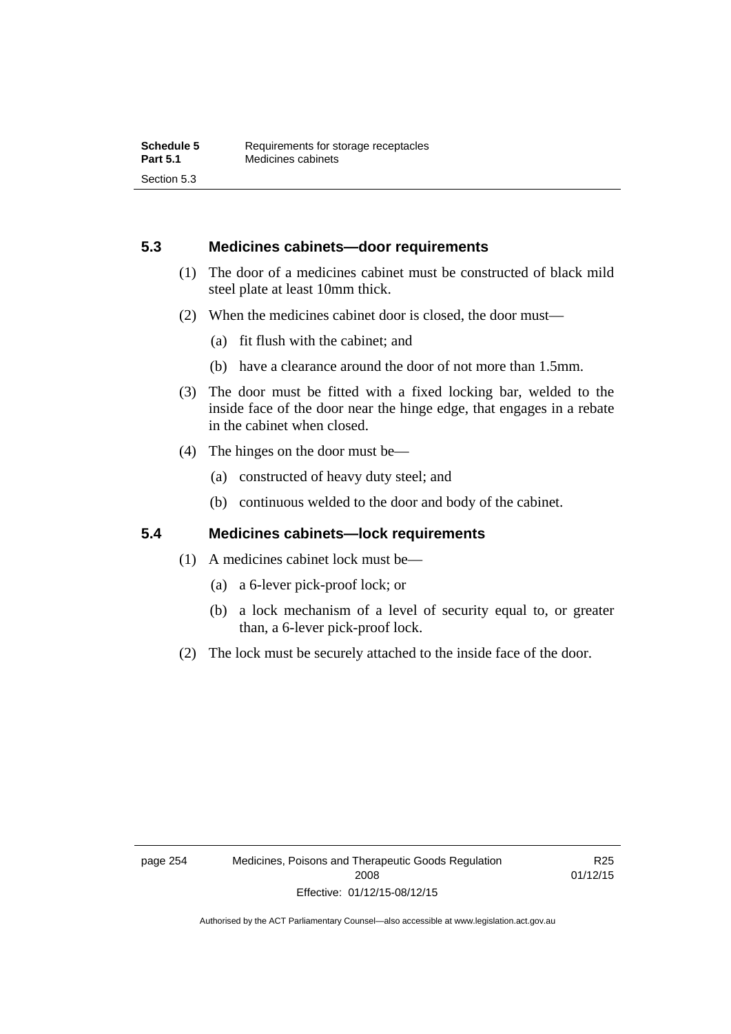## 5.3 Medicines cabinets—door requirements

(1) The door of a medicines cabinet must be constructed of black mild steel plate at least 10mm thick.

(2) When the medicines cabinet door is closed, the door must—

(a) fit flush with the cabinet; and

(b) have a clearance around the door of not more than 1.5mm.

(3) The door must be fitted with a fixed locking bar, welded to the inside face of the door near the hinge edge, that engages in a rebate in the cabinet when closed.

(4) The hinges on the door must be—

(a) constructed of heavy duty steel; and

(b) continuous welded to the door and body of the cabinet.

## 5.4 Medicines cabinets—lock requirements

(1) A medicines cabinet lock must be—

(a) a 6-lever pick-proof lock; or

(b) a lock mechanism of a level of security equal to, or greater than, a 6-lever pick-proof lock.

(2) The lock must be securely attached to the inside face of the door.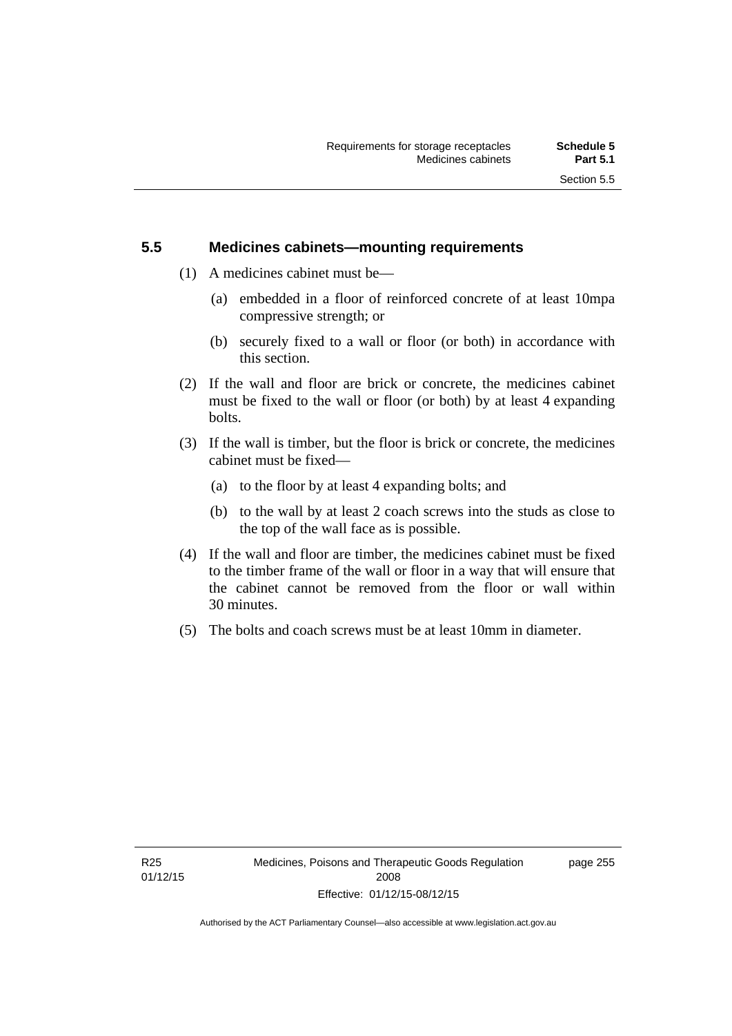## 5.5 Medicines cabinets—mounting requirements

(1) A medicines cabinet must be—

(a) embedded in a floor of reinforced concrete of at least 10mpa compressive strength; or

(b) securely fixed to a wall or floor (or both) in accordance with this section.

(2) If the wall and floor are brick or concrete, the medicines cabinet must be fixed to the wall or floor (or both) by at least 4 expanding bolts.

(3) If the wall is timber, but the floor is brick or concrete, the medicines cabinet must be fixed—

(a) to the floor by at least 4 expanding bolts; and

(b) to the wall by at least 2 coach screws into the studs as close to the top of the wall face as is possible.

(4) If the wall and floor are timber, the medicines cabinet must be fixed to the timber frame of the wall or floor in a way that will ensure that the cabinet cannot be removed from the floor or wall within 30 minutes.

(5) The bolts and coach screws must be at least 10mm in diameter.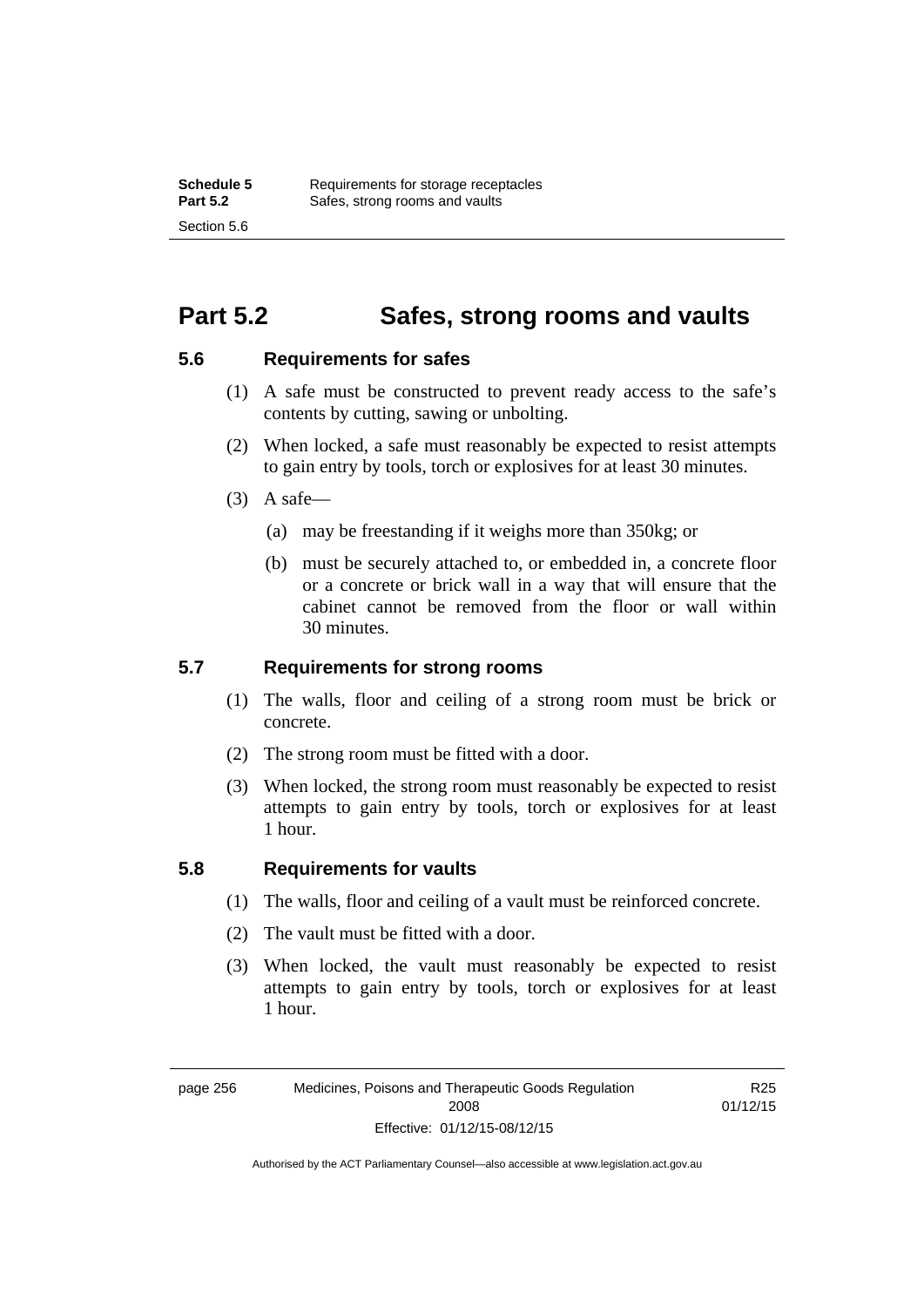## Part 5.2 Safes, strong rooms and vaults

### 5.6 Requirements for safes

(1) A safe must be constructed to prevent ready access to the safe's contents by cutting, sawing or unbolting.

(2) When locked, a safe must reasonably be expected to resist attempts to gain entry by tools, torch or explosives for at least 30 minutes.

(3) A safe—

(a) may be freestanding if it weighs more than 350kg; or

(b) must be securely attached to, or embedded in, a concrete floor or a concrete or brick wall in a way that will ensure that the cabinet cannot be removed from the floor or wall within 30 minutes.

### 5.7 Requirements for strong rooms

(1) The walls, floor and ceiling of a strong room must be brick or concrete.

(2) The strong room must be fitted with a door.

(3) When locked, the strong room must reasonably be expected to resist attempts to gain entry by tools, torch or explosives for at least 1 hour.

### 5.8 Requirements for vaults

(1) The walls, floor and ceiling of a vault must be reinforced concrete.

(2) The vault must be fitted with a door.

(3) When locked, the vault must reasonably be expected to resist attempts to gain entry by tools, torch or explosives for at least 1 hour.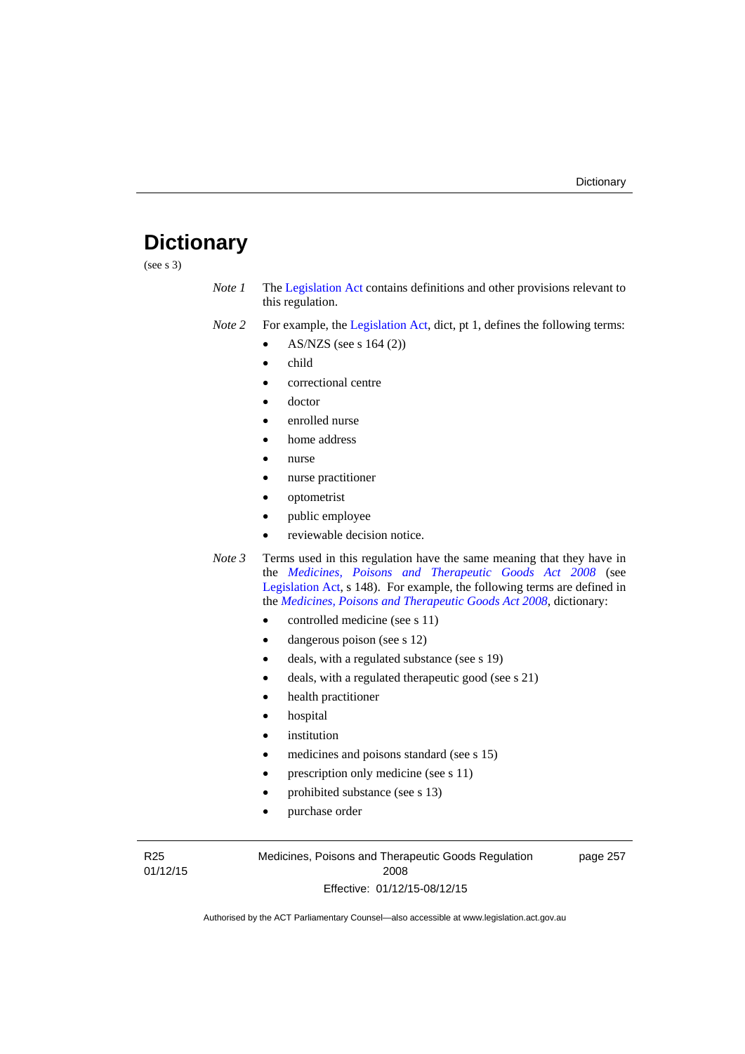# Dictionary

(see s 3)

*Note 1* The Legislation Act contains definitions and other provisions relevant to this regulation.

*Note 2* For example, the Legislation Act, dict, pt 1, defines the following terms:

- AS/NZS (see s 164 (2))
- child
- correctional centre
- doctor
- enrolled nurse
- home address
- nurse
- nurse practitioner
- optometrist
- public employee
- reviewable decision notice.

*Note 3* Terms used in this regulation have the same meaning that they have in the *Medicines, Poisons and Therapeutic Goods Act 2008* (see Legislation Act, s 148). For example, the following terms are defined in the *Medicines, Poisons and Therapeutic Goods Act 2008*, dictionary:

- controlled medicine (see s 11)
- dangerous poison (see s 12)
- deals, with a regulated substance (see s 19)
- deals, with a regulated therapeutic good (see s 21)
- health practitioner
- hospital
- institution
- medicines and poisons standard (see s 15)
- prescription only medicine (see s 11)
- prohibited substance (see s 13)
- purchase order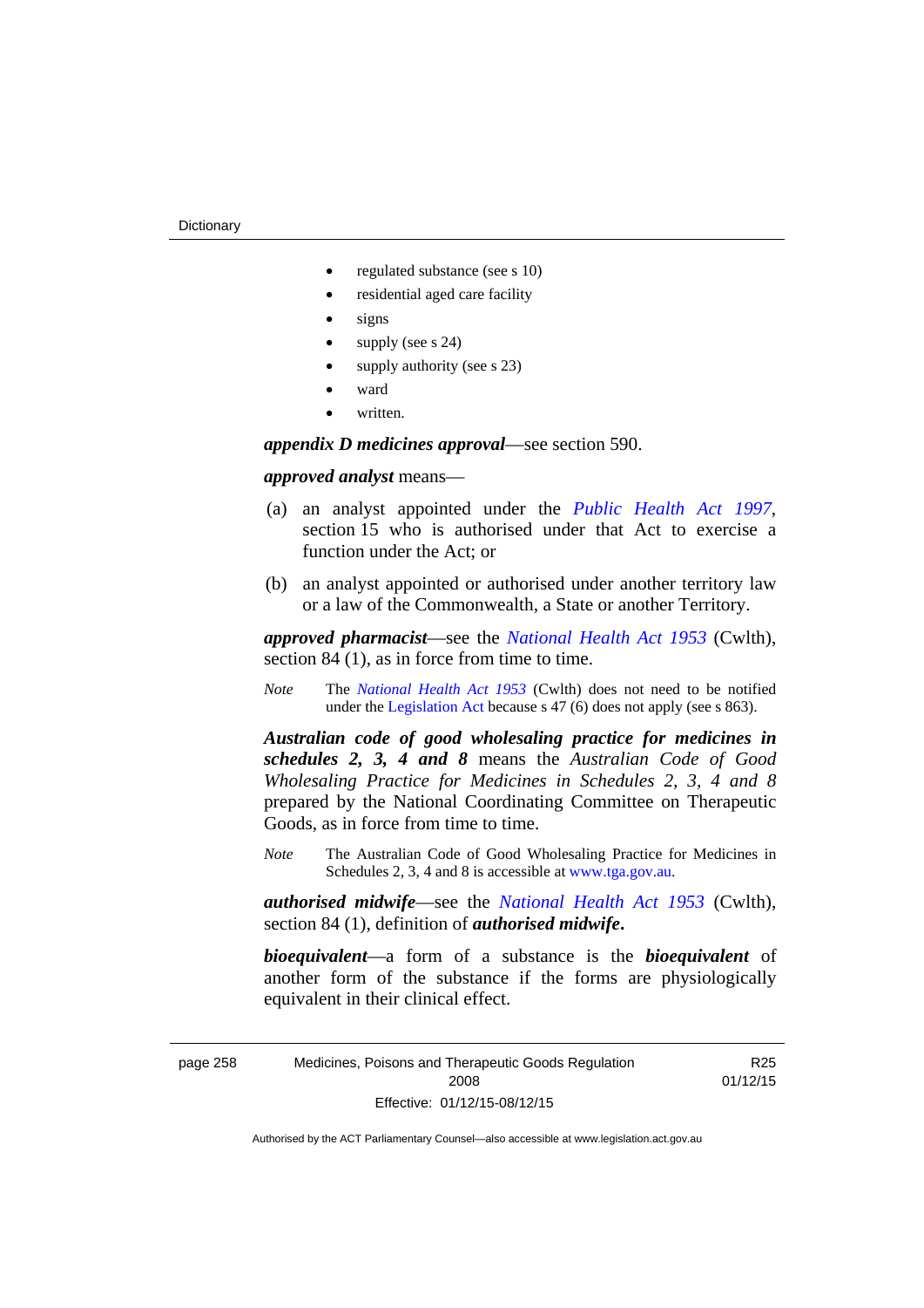- regulated substance (see s 10)
- residential aged care facility
- signs
- supply (see s 24)
- supply authority (see s 23)
- ward
- written.

***appendix D medicines approval***—see section 590.

***approved analyst*** means—

(a) an analyst appointed under the *Public Health Act 1997*, section 15 who is authorised under that Act to exercise a function under the Act; or

(b) an analyst appointed or authorised under another territory law or a law of the Commonwealth, a State or another Territory.

***approved pharmacist***—see the *National Health Act 1953* (Cwlth), section 84 (1), as in force from time to time.

*Note* The *National Health Act 1953* (Cwlth) does not need to be notified under the Legislation Act because s 47 (6) does not apply (see s 863).

***Australian code of good wholesaling practice for medicines in schedules 2, 3, 4 and 8*** means the *Australian Code of Good Wholesaling Practice for Medicines in Schedules 2, 3, 4 and 8* prepared by the National Coordinating Committee on Therapeutic Goods, as in force from time to time.

*Note* The Australian Code of Good Wholesaling Practice for Medicines in Schedules 2, 3, 4 and 8 is accessible at www.tga.gov.au.

***authorised midwife***—see the *National Health Act 1953* (Cwlth), section 84 (1), definition of ***authorised midwife***.

***bioequivalent***—a form of a substance is the ***bioequivalent*** of another form of the substance if the forms are physiologically equivalent in their clinical effect.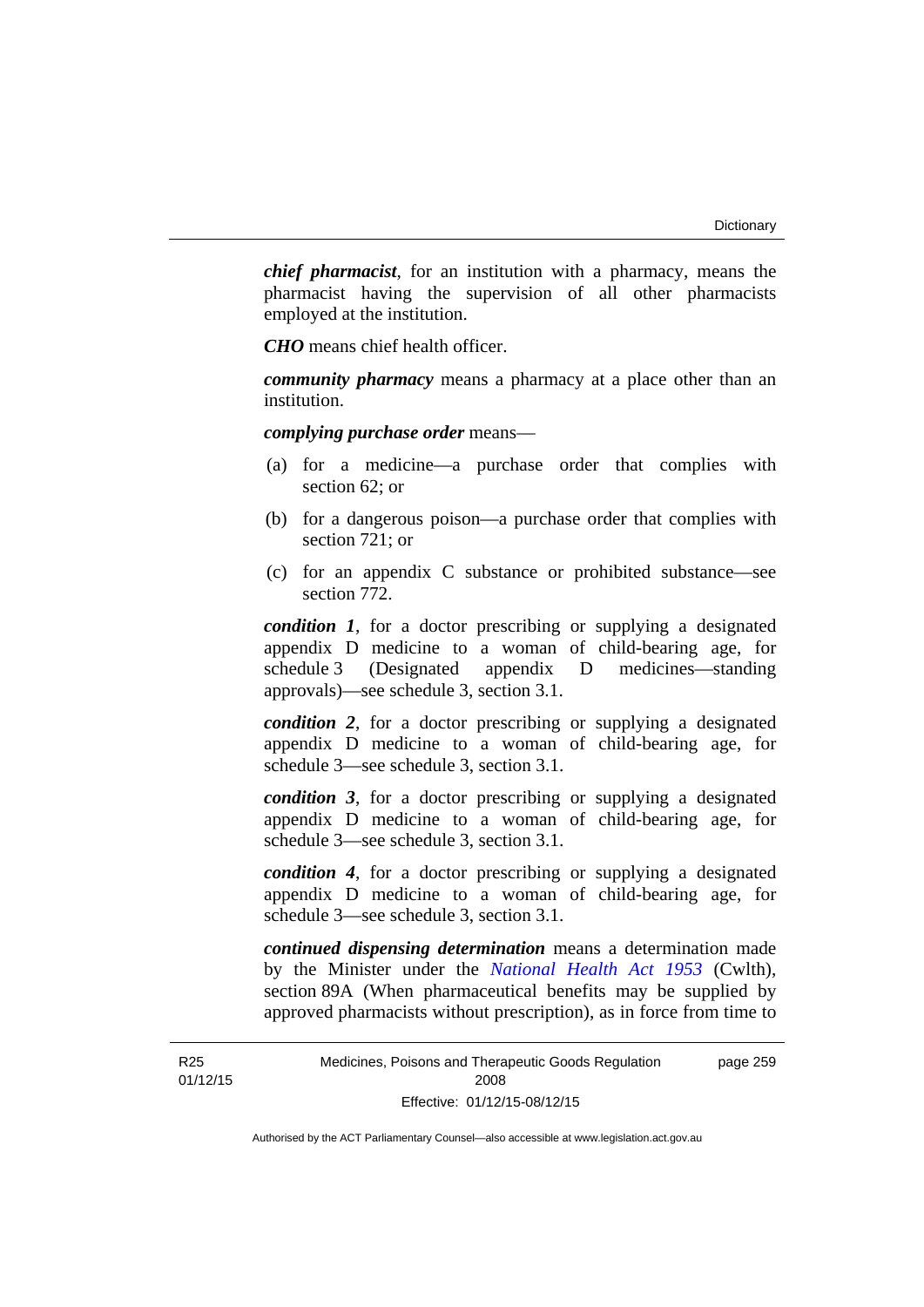***chief pharmacist***, for an institution with a pharmacy, means the pharmacist having the supervision of all other pharmacists employed at the institution.

***CHO*** means chief health officer.

***community pharmacy*** means a pharmacy at a place other than an institution.

***complying purchase order*** means—

(a) for a medicine—a purchase order that complies with section 62; or

(b) for a dangerous poison—a purchase order that complies with section 721; or

(c) for an appendix C substance or prohibited substance—see section 772.

***condition 1***, for a doctor prescribing or supplying a designated appendix D medicine to a woman of child-bearing age, for schedule 3 (Designated appendix D medicines—standing approvals)—see schedule 3, section 3.1.

***condition 2***, for a doctor prescribing or supplying a designated appendix D medicine to a woman of child-bearing age, for schedule 3—see schedule 3, section 3.1.

***condition 3***, for a doctor prescribing or supplying a designated appendix D medicine to a woman of child-bearing age, for schedule 3—see schedule 3, section 3.1.

***condition 4***, for a doctor prescribing or supplying a designated appendix D medicine to a woman of child-bearing age, for schedule 3—see schedule 3, section 3.1.

***continued dispensing determination*** means a determination made by the Minister under the *National Health Act 1953* (Cwlth), section 89A (When pharmaceutical benefits may be supplied by approved pharmacists without prescription), as in force from time to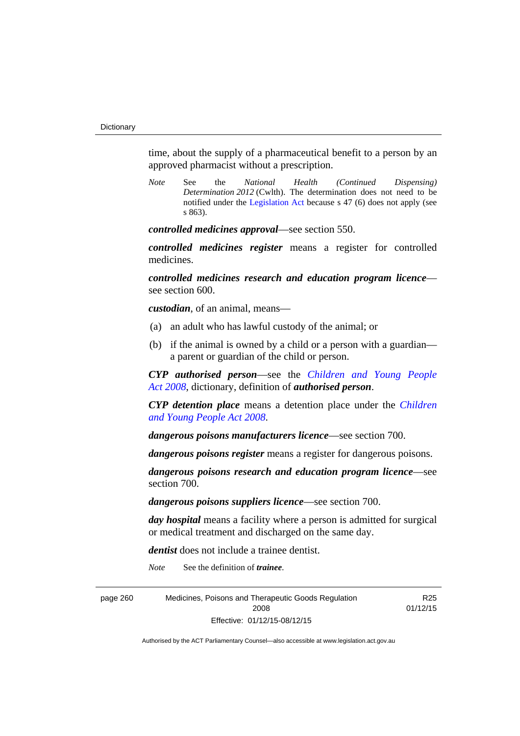time, about the supply of a pharmaceutical benefit to a person by an approved pharmacist without a prescription.

*Note* See the *National Health (Continued Dispensing) Determination 2012* (Cwlth). The determination does not need to be notified under the Legislation Act because s 47 (6) does not apply (see s 863).

***controlled medicines approval***—see section 550.

***controlled medicines register*** means a register for controlled medicines.

***controlled medicines research and education program licence***—see section 600.

***custodian***, of an animal, means—

(a) an adult who has lawful custody of the animal; or

(b) if the animal is owned by a child or a person with a guardian—a parent or guardian of the child or person.

***CYP authorised person***—see the *Children and Young People Act 2008*, dictionary, definition of ***authorised person***.

***CYP detention place*** means a detention place under the *Children and Young People Act 2008*.

***dangerous poisons manufacturers licence***—see section 700.

***dangerous poisons register*** means a register for dangerous poisons.

***dangerous poisons research and education program licence***—see section 700.

***dangerous poisons suppliers licence***—see section 700.

***day hospital*** means a facility where a person is admitted for surgical or medical treatment and discharged on the same day.

***dentist*** does not include a trainee dentist.

*Note* See the definition of ***trainee***.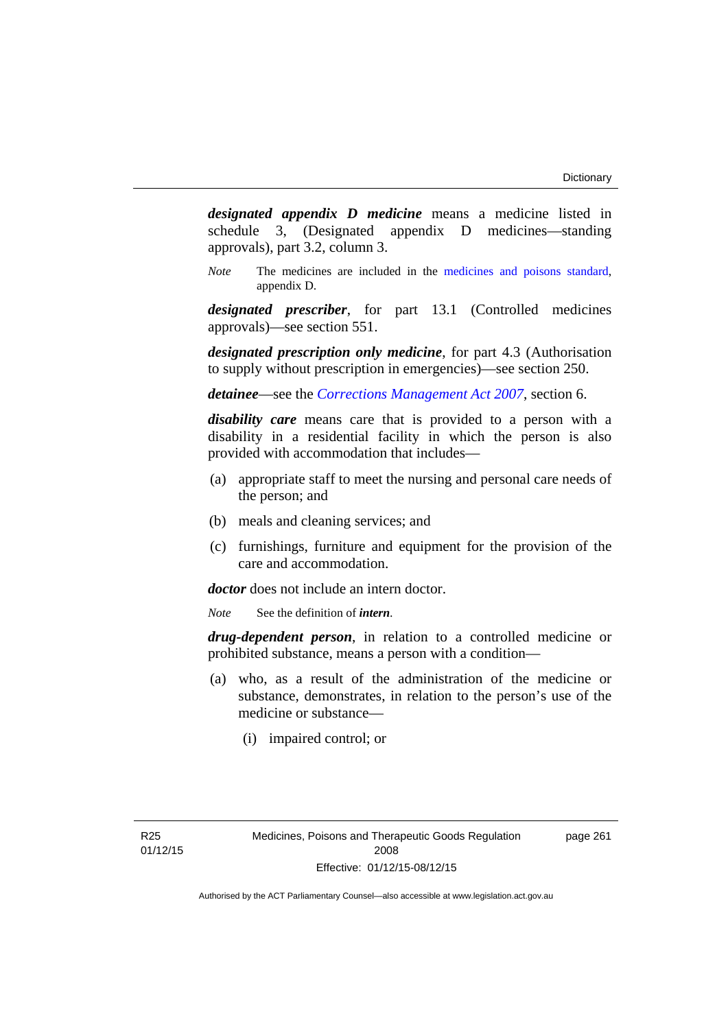***designated appendix D medicine*** means a medicine listed in schedule 3, (Designated appendix D medicines—standing approvals), part 3.2, column 3.

*Note* The medicines are included in the medicines and poisons standard, appendix D.

***designated prescriber***, for part 13.1 (Controlled medicines approvals)—see section 551.

***designated prescription only medicine***, for part 4.3 (Authorisation to supply without prescription in emergencies)—see section 250.

***detainee***—see the *Corrections Management Act 2007*, section 6.

***disability care*** means care that is provided to a person with a disability in a residential facility in which the person is also provided with accommodation that includes—

(a) appropriate staff to meet the nursing and personal care needs of the person; and

(b) meals and cleaning services; and

(c) furnishings, furniture and equipment for the provision of the care and accommodation.

***doctor*** does not include an intern doctor.

*Note* See the definition of ***intern***.

***drug-dependent person***, in relation to a controlled medicine or prohibited substance, means a person with a condition—

(a) who, as a result of the administration of the medicine or substance, demonstrates, in relation to the person's use of the medicine or substance—

(i) impaired control; or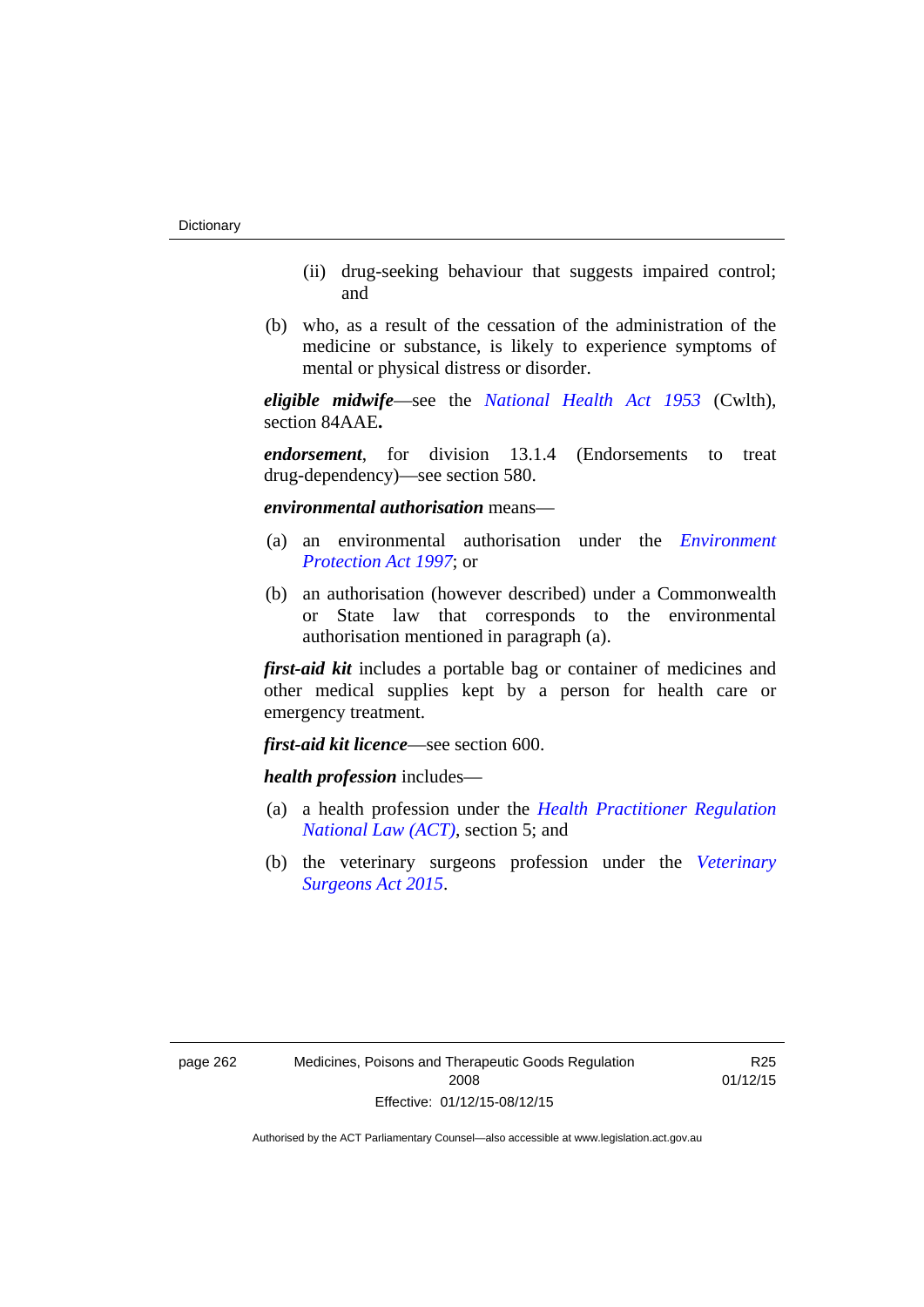(ii) drug-seeking behaviour that suggests impaired control; and

(b) who, as a result of the cessation of the administration of the medicine or substance, is likely to experience symptoms of mental or physical distress or disorder.

***eligible midwife***—see the *National Health Act 1953* (Cwlth), section 84AAE**.**

***endorsement***, for division 13.1.4 (Endorsements to treat drug-dependency)—see section 580.

***environmental authorisation*** means—

(a) an environmental authorisation under the *Environment Protection Act 1997*; or

(b) an authorisation (however described) under a Commonwealth or State law that corresponds to the environmental authorisation mentioned in paragraph (a).

***first-aid kit*** includes a portable bag or container of medicines and other medical supplies kept by a person for health care or emergency treatment.

***first-aid kit licence***—see section 600.

***health profession*** includes—

(a) a health profession under the *Health Practitioner Regulation National Law (ACT)*, section 5; and

(b) the veterinary surgeons profession under the *Veterinary Surgeons Act 2015*.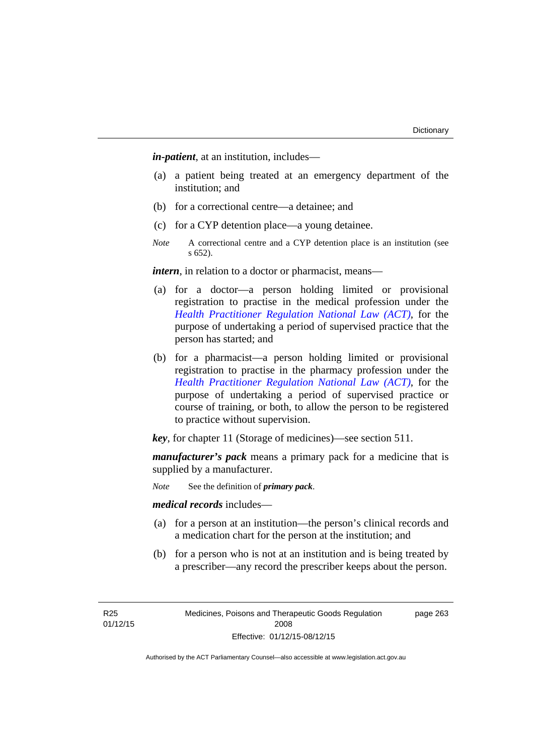***in-patient***, at an institution, includes—

(a) a patient being treated at an emergency department of the institution; and

(b) for a correctional centre—a detainee; and

(c) for a CYP detention place—a young detainee.

*Note* A correctional centre and a CYP detention place is an institution (see s 652).

***intern***, in relation to a doctor or pharmacist, means—

(a) for a doctor—a person holding limited or provisional registration to practise in the medical profession under the *Health Practitioner Regulation National Law (ACT)*, for the purpose of undertaking a period of supervised practice that the person has started; and

(b) for a pharmacist—a person holding limited or provisional registration to practise in the pharmacy profession under the *Health Practitioner Regulation National Law (ACT)*, for the purpose of undertaking a period of supervised practice or course of training, or both, to allow the person to be registered to practice without supervision.

***key***, for chapter 11 (Storage of medicines)—see section 511.

***manufacturer's pack*** means a primary pack for a medicine that is supplied by a manufacturer.

*Note* See the definition of ***primary pack***.

***medical records*** includes—

(a) for a person at an institution—the person's clinical records and a medication chart for the person at the institution; and

(b) for a person who is not at an institution and is being treated by a prescriber—any record the prescriber keeps about the person.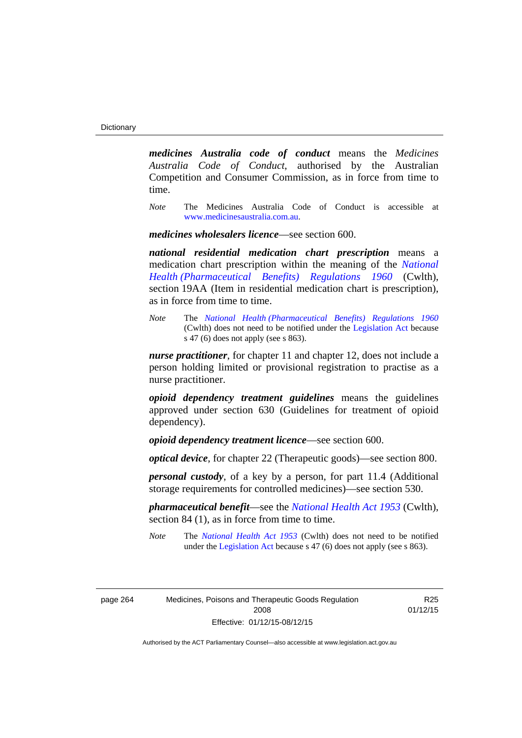***medicines Australia code of conduct*** means the *Medicines Australia Code of Conduct*, authorised by the Australian Competition and Consumer Commission, as in force from time to time.

*Note* The Medicines Australia Code of Conduct is accessible at www.medicinesaustralia.com.au.

***medicines wholesalers licence***—see section 600.

***national residential medication chart prescription*** means a medication chart prescription within the meaning of the *National Health (Pharmaceutical Benefits) Regulations 1960* (Cwlth), section 19AA (Item in residential medication chart is prescription), as in force from time to time.

*Note* The *National Health (Pharmaceutical Benefits) Regulations 1960* (Cwlth) does not need to be notified under the Legislation Act because s 47 (6) does not apply (see s 863).

***nurse practitioner***, for chapter 11 and chapter 12, does not include a person holding limited or provisional registration to practise as a nurse practitioner.

***opioid dependency treatment guidelines*** means the guidelines approved under section 630 (Guidelines for treatment of opioid dependency).

***opioid dependency treatment licence***—see section 600.

***optical device***, for chapter 22 (Therapeutic goods)—see section 800.

***personal custody***, of a key by a person, for part 11.4 (Additional storage requirements for controlled medicines)—see section 530.

***pharmaceutical benefit***—see the *National Health Act 1953* (Cwlth), section 84 (1), as in force from time to time.

*Note* The *National Health Act 1953* (Cwlth) does not need to be notified under the Legislation Act because s 47 (6) does not apply (see s 863).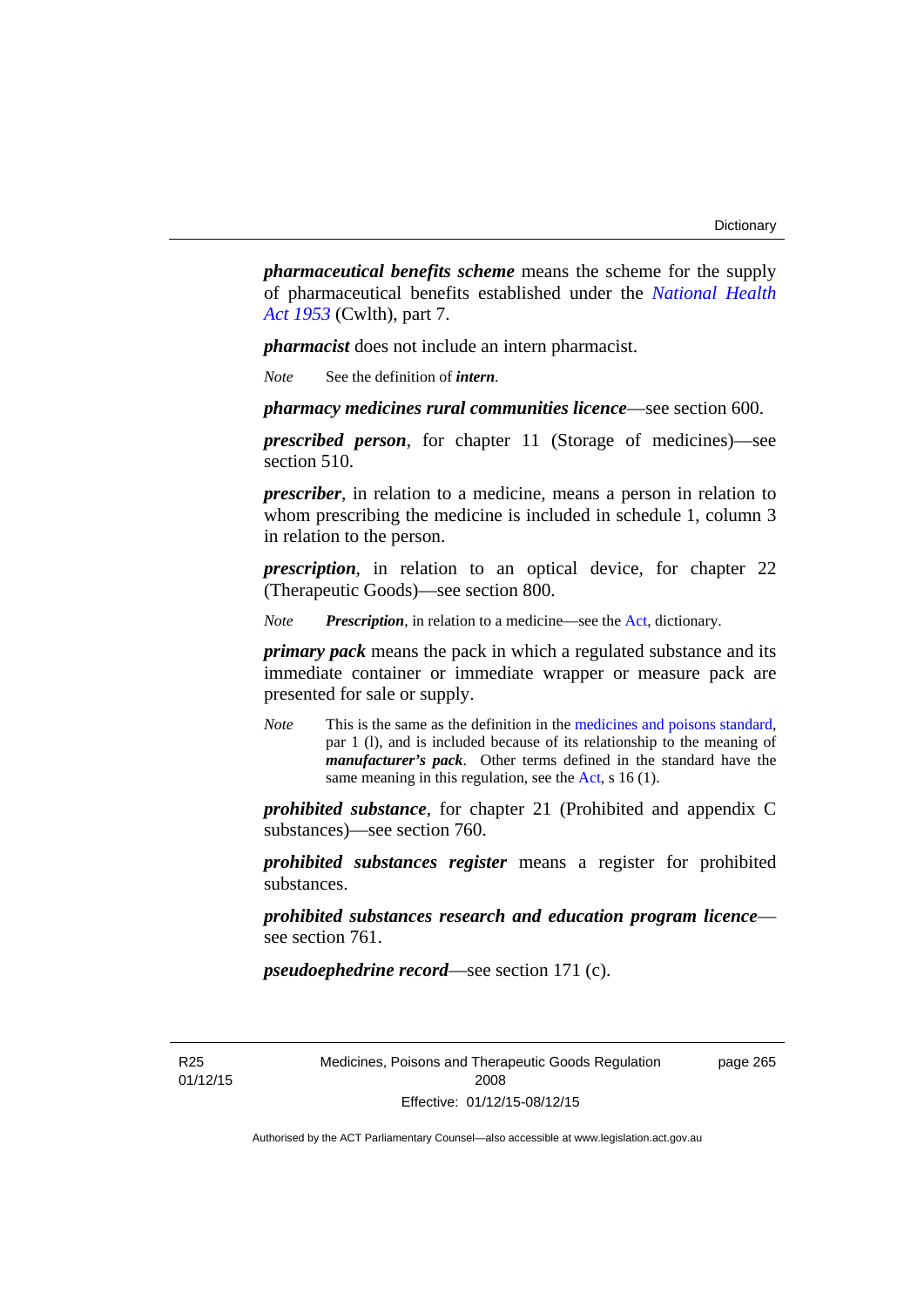***pharmaceutical benefits scheme*** means the scheme for the supply of pharmaceutical benefits established under the *National Health Act 1953* (Cwlth), part 7.

***pharmacist*** does not include an intern pharmacist.

*Note* See the definition of ***intern***.

***pharmacy medicines rural communities licence***—see section 600.

***prescribed person***, for chapter 11 (Storage of medicines)—see section 510.

***prescriber***, in relation to a medicine, means a person in relation to whom prescribing the medicine is included in schedule 1, column 3 in relation to the person.

***prescription***, in relation to an optical device, for chapter 22 (Therapeutic Goods)—see section 800.

*Note* ***Prescription***, in relation to a medicine—see the Act, dictionary.

***primary pack*** means the pack in which a regulated substance and its immediate container or immediate wrapper or measure pack are presented for sale or supply.

*Note* This is the same as the definition in the medicines and poisons standard, par 1 (l), and is included because of its relationship to the meaning of ***manufacturer's pack***. Other terms defined in the standard have the same meaning in this regulation, see the Act, s 16 (1).

***prohibited substance***, for chapter 21 (Prohibited and appendix C substances)—see section 760.

***prohibited substances register*** means a register for prohibited substances.

***prohibited substances research and education program licence***—see section 761.

***pseudoephedrine record***—see section 171 (c).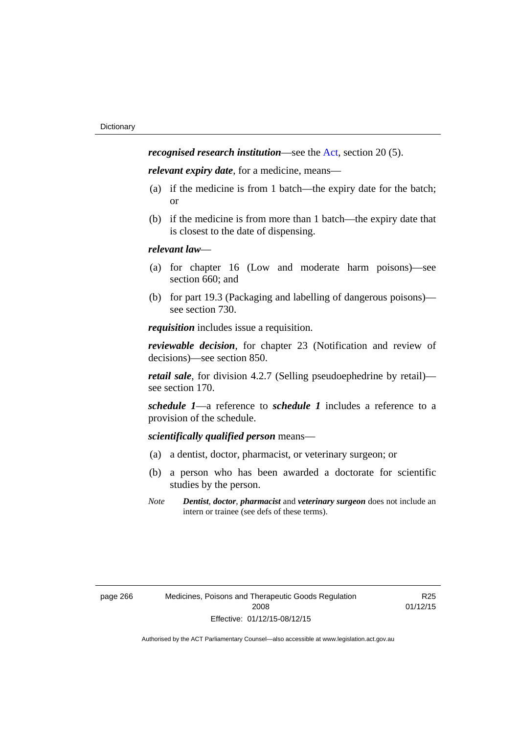***recognised research institution***—see the Act, section 20 (5).

***relevant expiry date***, for a medicine, means—

(a) if the medicine is from 1 batch—the expiry date for the batch; or

(b) if the medicine is from more than 1 batch—the expiry date that is closest to the date of dispensing.

***relevant law***—

(a) for chapter 16 (Low and moderate harm poisons)—see section 660; and

(b) for part 19.3 (Packaging and labelling of dangerous poisons)—see section 730.

***requisition*** includes issue a requisition.

***reviewable decision***, for chapter 23 (Notification and review of decisions)—see section 850.

***retail sale***, for division 4.2.7 (Selling pseudoephedrine by retail)—see section 170.

***schedule 1***—a reference to ***schedule 1*** includes a reference to a provision of the schedule.

***scientifically qualified person*** means—

(a) a dentist, doctor, pharmacist, or veterinary surgeon; or

(b) a person who has been awarded a doctorate for scientific studies by the person.

*Note* ***Dentist***, ***doctor***, ***pharmacist*** and ***veterinary surgeon*** does not include an intern or trainee (see defs of these terms).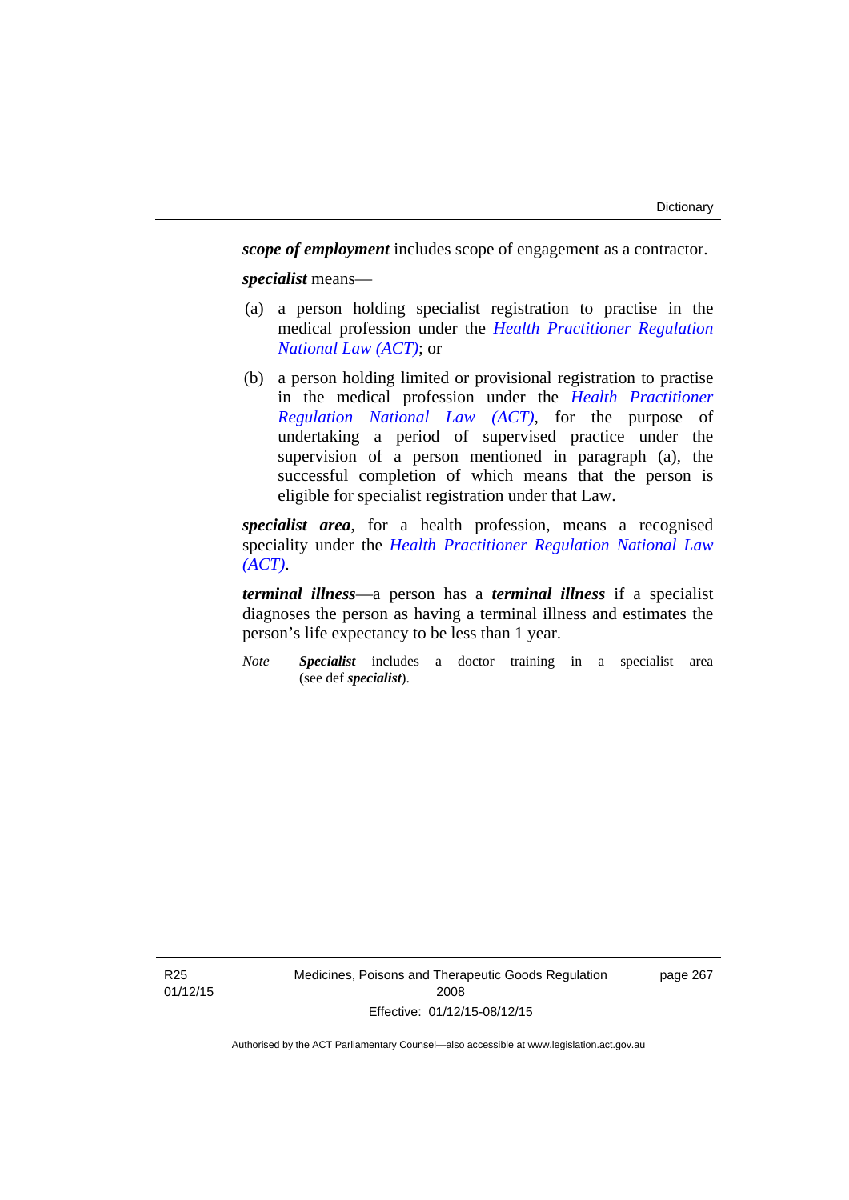***scope of employment*** includes scope of engagement as a contractor.

***specialist*** means—

(a) a person holding specialist registration to practise in the medical profession under the *Health Practitioner Regulation National Law (ACT)*; or

(b) a person holding limited or provisional registration to practise in the medical profession under the *Health Practitioner Regulation National Law (ACT)*, for the purpose of undertaking a period of supervised practice under the supervision of a person mentioned in paragraph (a), the successful completion of which means that the person is eligible for specialist registration under that Law.

***specialist area***, for a health profession, means a recognised speciality under the *Health Practitioner Regulation National Law (ACT)*.

***terminal illness***—a person has a ***terminal illness*** if a specialist diagnoses the person as having a terminal illness and estimates the person's life expectancy to be less than 1 year.

*Note* ***Specialist*** includes a doctor training in a specialist area (see def ***specialist***).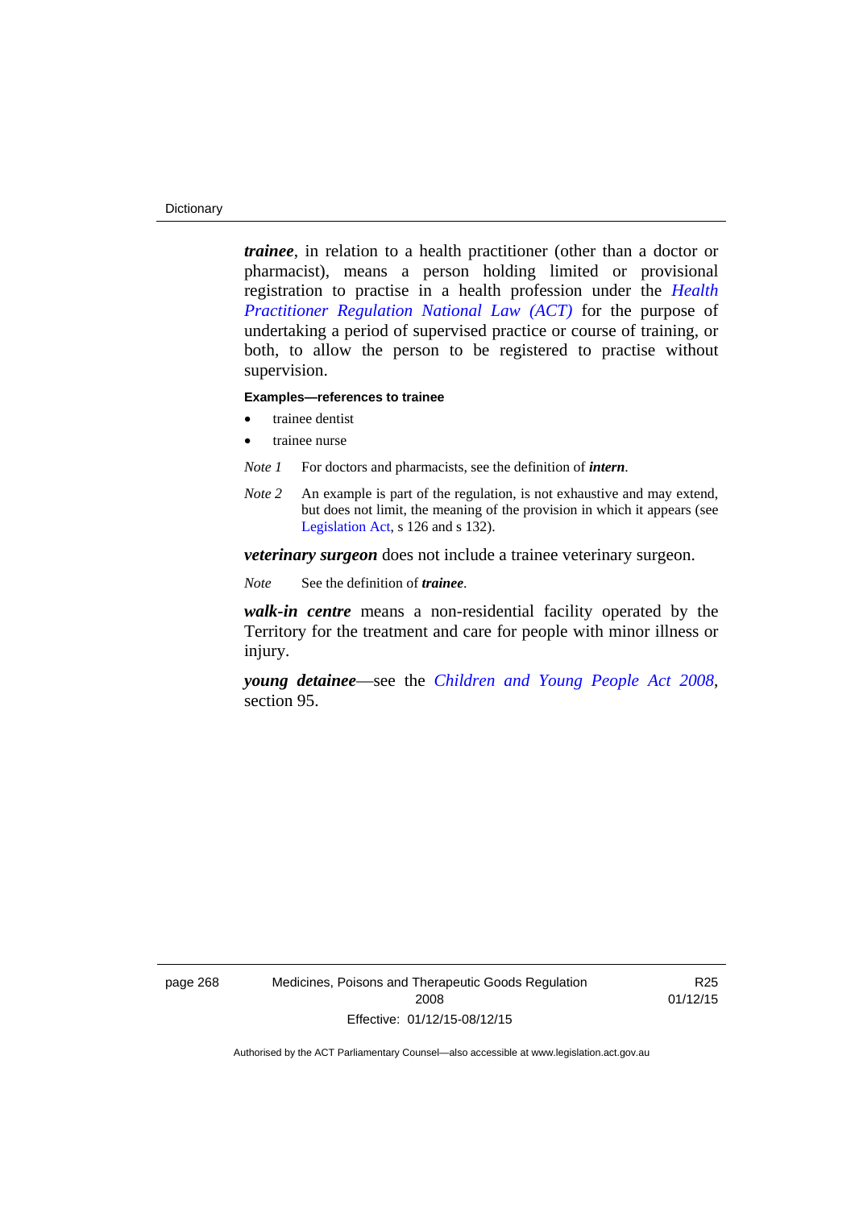***trainee***, in relation to a health practitioner (other than a doctor or pharmacist), means a person holding limited or provisional registration to practise in a health profession under the *Health Practitioner Regulation National Law (ACT)* for the purpose of undertaking a period of supervised practice or course of training, or both, to allow the person to be registered to practise without supervision.

**Examples—references to trainee**

- trainee dentist
- trainee nurse

*Note 1* For doctors and pharmacists, see the definition of ***intern***.

*Note 2* An example is part of the regulation, is not exhaustive and may extend, but does not limit, the meaning of the provision in which it appears (see Legislation Act, s 126 and s 132).

***veterinary surgeon*** does not include a trainee veterinary surgeon.

*Note* See the definition of ***trainee***.

***walk-in centre*** means a non-residential facility operated by the Territory for the treatment and care for people with minor illness or injury.

***young detainee***—see the *Children and Young People Act 2008*, section 95.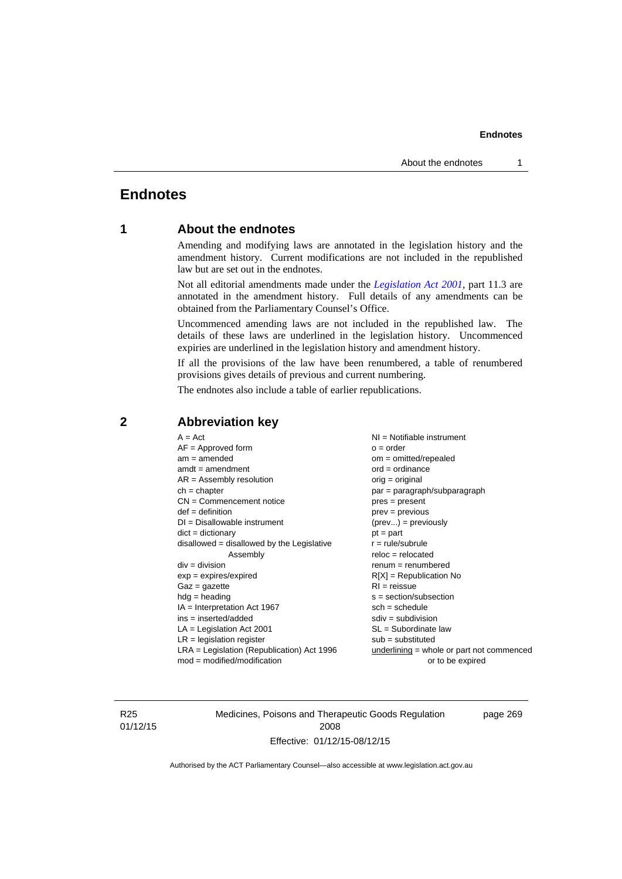# Endnotes

## 1 About the endnotes

Amending and modifying laws are annotated in the legislation history and the amendment history. Current modifications are not included in the republished law but are set out in the endnotes.

Not all editorial amendments made under the *Legislation Act 2001*, part 11.3 are annotated in the amendment history. Full details of any amendments can be obtained from the Parliamentary Counsel's Office.

Uncommenced amending laws are not included in the republished law. The details of these laws are underlined in the legislation history. Uncommenced expiries are underlined in the legislation history and amendment history.

If all the provisions of the law have been renumbered, a table of renumbered provisions gives details of previous and current numbering.

The endnotes also include a table of earlier republications.

## 2 Abbreviation key

A = Act
AF = Approved form
am = amended
amdt = amendment
AR = Assembly resolution
ch = chapter
CN = Commencement notice
def = definition
DI = Disallowable instrument
dict = dictionary
disallowed = disallowed by the Legislative Assembly
div = division
exp = expires/expired
Gaz = gazette
hdg = heading
IA = Interpretation Act 1967
ins = inserted/added
LA = Legislation Act 2001
LR = legislation register
LRA = Legislation (Republication) Act 1996
mod = modified/modification
NI = Notifiable instrument
o = order
om = omitted/repealed
ord = ordinance
orig = original
par = paragraph/subparagraph
pres = present
prev = previous
(prev...) = previously
pt = part
r = rule/subrule
reloc = relocated
renum = renumbered
R[X] = Republication No
RI = reissue
s = section/subsection
sch = schedule
sdiv = subdivision
SL = Subordinate law
sub = substituted
underlining = whole or part not commenced or to be expired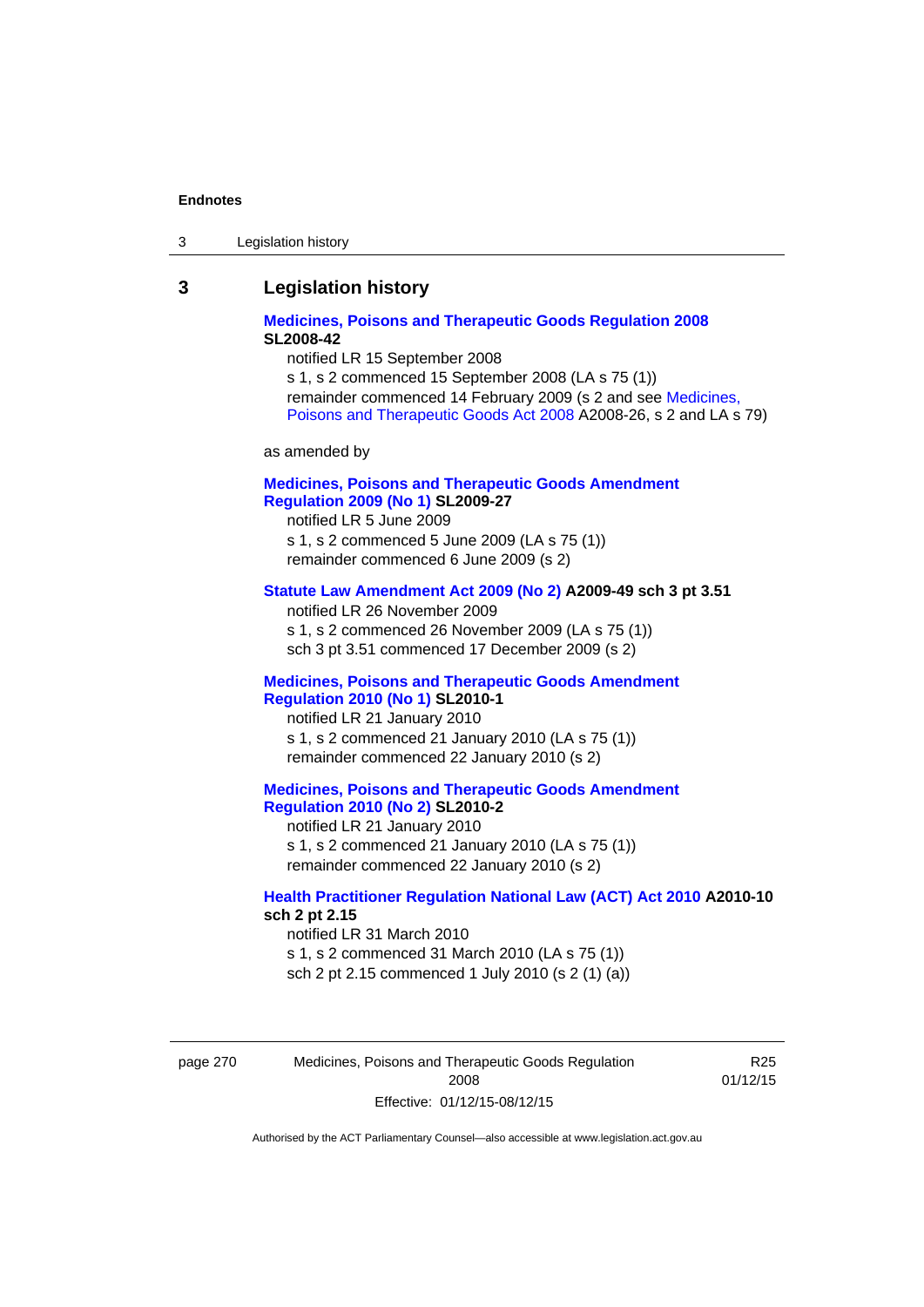## 3 Legislation history

**Medicines, Poisons and Therapeutic Goods Regulation 2008 SL2008-42**

notified LR 15 September 2008

s 1, s 2 commenced 15 September 2008 (LA s 75 (1))

remainder commenced 14 February 2009 (s 2 and see Medicines, Poisons and Therapeutic Goods Act 2008 A2008-26, s 2 and LA s 79)

as amended by

**Medicines, Poisons and Therapeutic Goods Amendment Regulation 2009 (No 1) SL2009-27**

notified LR 5 June 2009

s 1, s 2 commenced 5 June 2009 (LA s 75 (1))

remainder commenced 6 June 2009 (s 2)

**Statute Law Amendment Act 2009 (No 2) A2009-49 sch 3 pt 3.51**

notified LR 26 November 2009

s 1, s 2 commenced 26 November 2009 (LA s 75 (1))

sch 3 pt 3.51 commenced 17 December 2009 (s 2)

**Medicines, Poisons and Therapeutic Goods Amendment Regulation 2010 (No 1) SL2010-1**

notified LR 21 January 2010

s 1, s 2 commenced 21 January 2010 (LA s 75 (1))

remainder commenced 22 January 2010 (s 2)

**Medicines, Poisons and Therapeutic Goods Amendment Regulation 2010 (No 2) SL2010-2**

notified LR 21 January 2010

s 1, s 2 commenced 21 January 2010 (LA s 75 (1))

remainder commenced 22 January 2010 (s 2)

**Health Practitioner Regulation National Law (ACT) Act 2010 A2010-10 sch 2 pt 2.15**

notified LR 31 March 2010

s 1, s 2 commenced 31 March 2010 (LA s 75 (1))

sch 2 pt 2.15 commenced 1 July 2010 (s 2 (1) (a))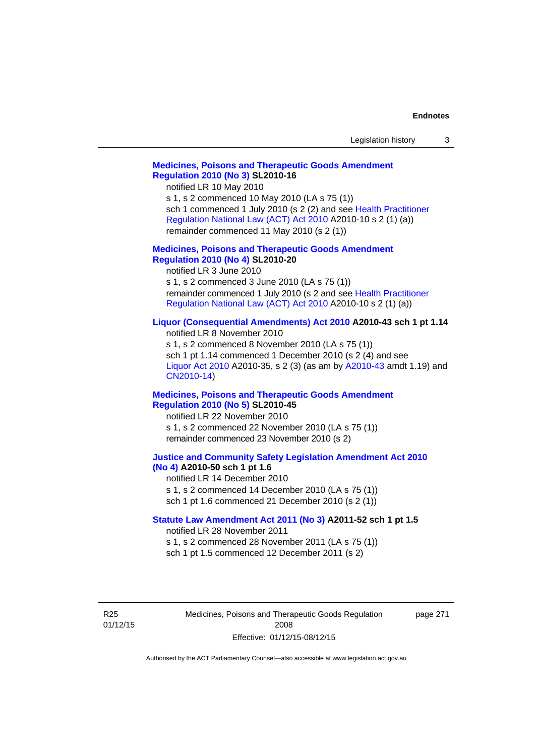**Medicines, Poisons and Therapeutic Goods Amendment Regulation 2010 (No 3) SL2010-16**

notified LR 10 May 2010
s 1, s 2 commenced 10 May 2010 (LA s 75 (1))
sch 1 commenced 1 July 2010 (s 2 (2) and see Health Practitioner Regulation National Law (ACT) Act 2010 A2010-10 s 2 (1) (a))
remainder commenced 11 May 2010 (s 2 (1))

**Medicines, Poisons and Therapeutic Goods Amendment Regulation 2010 (No 4) SL2010-20**

notified LR 3 June 2010
s 1, s 2 commenced 3 June 2010 (LA s 75 (1))
remainder commenced 1 July 2010 (s 2 and see Health Practitioner Regulation National Law (ACT) Act 2010 A2010-10 s 2 (1) (a))

**Liquor (Consequential Amendments) Act 2010 A2010-43 sch 1 pt 1.14**

notified LR 8 November 2010
s 1, s 2 commenced 8 November 2010 (LA s 75 (1))
sch 1 pt 1.14 commenced 1 December 2010 (s 2 (4) and see Liquor Act 2010 A2010-35, s 2 (3) (as am by A2010-43 amdt 1.19) and CN2010-14)

**Medicines, Poisons and Therapeutic Goods Amendment Regulation 2010 (No 5) SL2010-45**

notified LR 22 November 2010
s 1, s 2 commenced 22 November 2010 (LA s 75 (1))
remainder commenced 23 November 2010 (s 2)

**Justice and Community Safety Legislation Amendment Act 2010 (No 4) A2010-50 sch 1 pt 1.6**

notified LR 14 December 2010
s 1, s 2 commenced 14 December 2010 (LA s 75 (1))
sch 1 pt 1.6 commenced 21 December 2010 (s 2 (1))

**Statute Law Amendment Act 2011 (No 3) A2011-52 sch 1 pt 1.5**

notified LR 28 November 2011
s 1, s 2 commenced 28 November 2011 (LA s 75 (1))
sch 1 pt 1.5 commenced 12 December 2011 (s 2)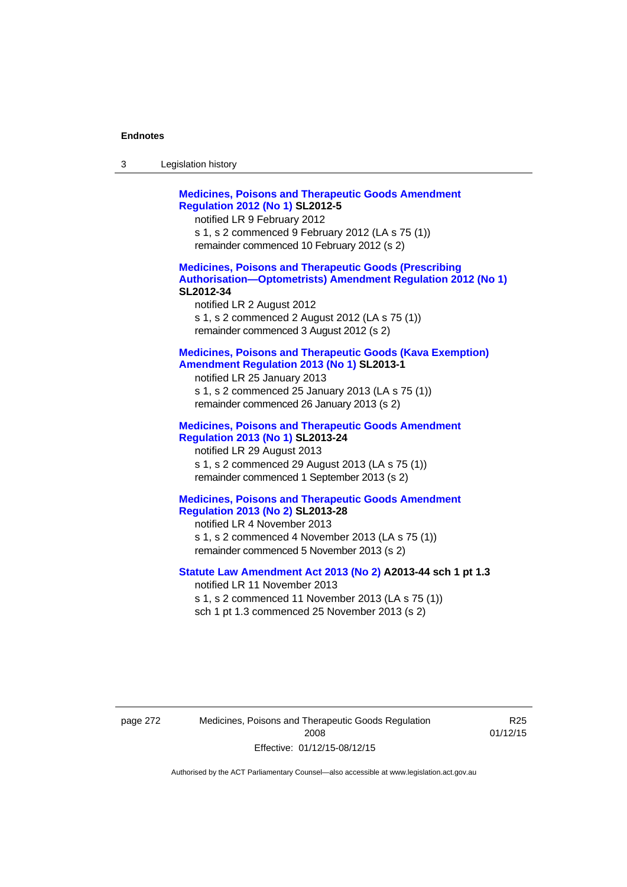**Medicines, Poisons and Therapeutic Goods Amendment Regulation 2012 (No 1) SL2012-5**

notified LR 9 February 2012

s 1, s 2 commenced 9 February 2012 (LA s 75 (1))

remainder commenced 10 February 2012 (s 2)

**Medicines, Poisons and Therapeutic Goods (Prescribing Authorisation—Optometrists) Amendment Regulation 2012 (No 1) SL2012-34**

notified LR 2 August 2012

s 1, s 2 commenced 2 August 2012 (LA s 75 (1))

remainder commenced 3 August 2012 (s 2)

**Medicines, Poisons and Therapeutic Goods (Kava Exemption) Amendment Regulation 2013 (No 1) SL2013-1**

notified LR 25 January 2013

s 1, s 2 commenced 25 January 2013 (LA s 75 (1))

remainder commenced 26 January 2013 (s 2)

**Medicines, Poisons and Therapeutic Goods Amendment Regulation 2013 (No 1) SL2013-24**

notified LR 29 August 2013

s 1, s 2 commenced 29 August 2013 (LA s 75 (1))

remainder commenced 1 September 2013 (s 2)

**Medicines, Poisons and Therapeutic Goods Amendment Regulation 2013 (No 2) SL2013-28**

notified LR 4 November 2013

s 1, s 2 commenced 4 November 2013 (LA s 75 (1))

remainder commenced 5 November 2013 (s 2)

**Statute Law Amendment Act 2013 (No 2) A2013-44 sch 1 pt 1.3**

notified LR 11 November 2013

s 1, s 2 commenced 11 November 2013 (LA s 75 (1))

sch 1 pt 1.3 commenced 25 November 2013 (s 2)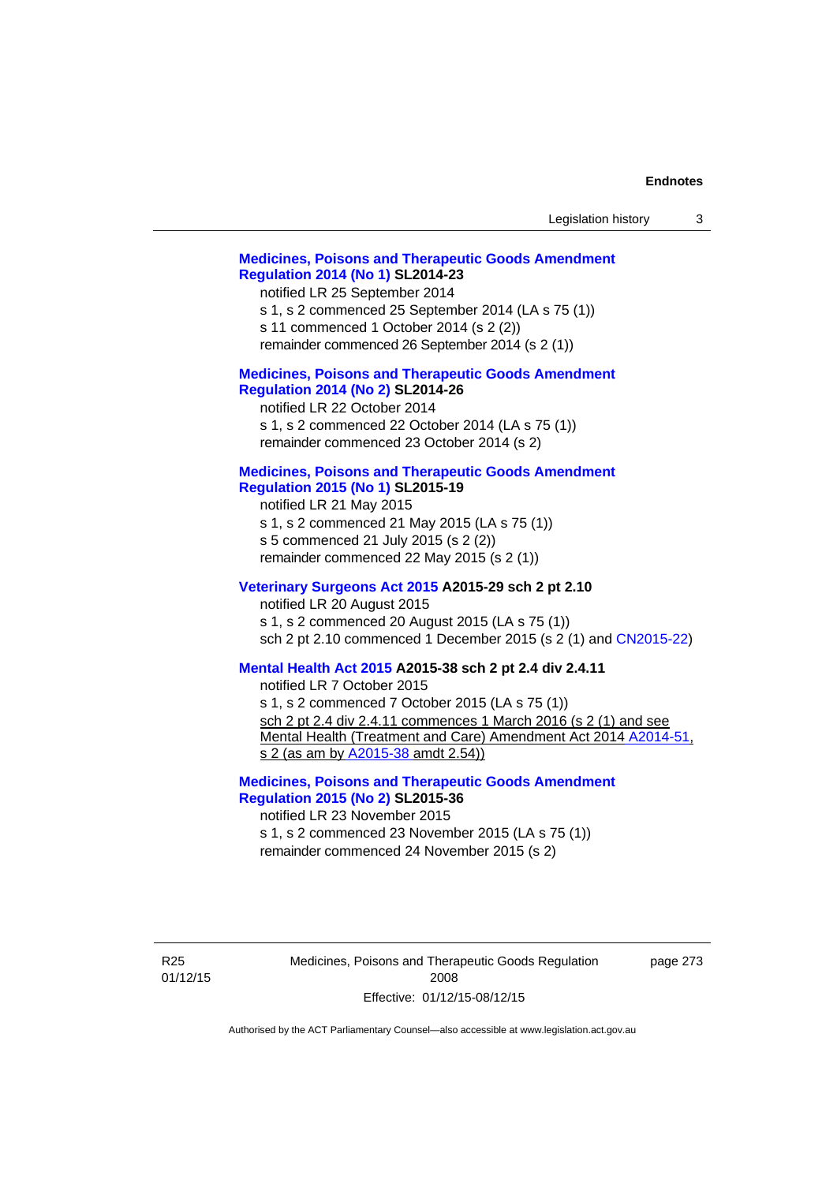**Medicines, Poisons and Therapeutic Goods Amendment Regulation 2014 (No 1) SL2014-23**

notified LR 25 September 2014

s 1, s 2 commenced 25 September 2014 (LA s 75 (1))

s 11 commenced 1 October 2014 (s 2 (2))

remainder commenced 26 September 2014 (s 2 (1))

**Medicines, Poisons and Therapeutic Goods Amendment Regulation 2014 (No 2) SL2014-26**

notified LR 22 October 2014

s 1, s 2 commenced 22 October 2014 (LA s 75 (1))

remainder commenced 23 October 2014 (s 2)

**Medicines, Poisons and Therapeutic Goods Amendment Regulation 2015 (No 1) SL2015-19**

notified LR 21 May 2015

s 1, s 2 commenced 21 May 2015 (LA s 75 (1))

s 5 commenced 21 July 2015 (s 2 (2))

remainder commenced 22 May 2015 (s 2 (1))

**Veterinary Surgeons Act 2015 A2015-29 sch 2 pt 2.10**

notified LR 20 August 2015

s 1, s 2 commenced 20 August 2015 (LA s 75 (1))

sch 2 pt 2.10 commenced 1 December 2015 (s 2 (1) and CN2015-22)

**Mental Health Act 2015 A2015-38 sch 2 pt 2.4 div 2.4.11**

notified LR 7 October 2015

s 1, s 2 commenced 7 October 2015 (LA s 75 (1))

sch 2 pt 2.4 div 2.4.11 commences 1 March 2016 (s 2 (1) and see Mental Health (Treatment and Care) Amendment Act 2014 A2014-51, s 2 (as am by A2015-38 amdt 2.54))

**Medicines, Poisons and Therapeutic Goods Amendment Regulation 2015 (No 2) SL2015-36**

notified LR 23 November 2015

s 1, s 2 commenced 23 November 2015 (LA s 75 (1))

remainder commenced 24 November 2015 (s 2)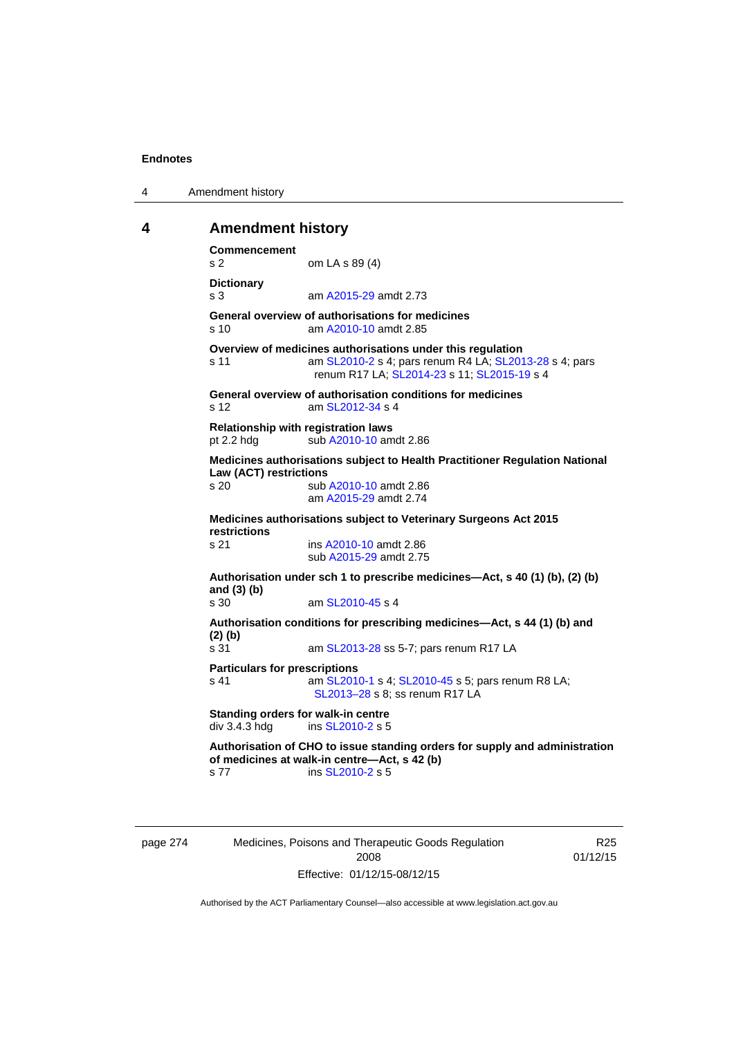## 4 Amendment history

**Commencement**
s 2 om LA s 89 (4)

**Dictionary**
s 3 am A2015-29 amdt 2.73

**General overview of authorisations for medicines**
s 10 am A2010-10 amdt 2.85

**Overview of medicines authorisations under this regulation**
s 11 am SL2010-2 s 4; pars renum R4 LA; SL2013-28 s 4; pars renum R17 LA; SL2014-23 s 11; SL2015-19 s 4

**General overview of authorisation conditions for medicines**
s 12 am SL2012-34 s 4

**Relationship with registration laws**
pt 2.2 hdg sub A2010-10 amdt 2.86

**Medicines authorisations subject to Health Practitioner Regulation National Law (ACT) restrictions**
s 20 sub A2010-10 amdt 2.86
am A2015-29 amdt 2.74

**Medicines authorisations subject to Veterinary Surgeons Act 2015 restrictions**
s 21 ins A2010-10 amdt 2.86
sub A2015-29 amdt 2.75

**Authorisation under sch 1 to prescribe medicines—Act, s 40 (1) (b), (2) (b) and (3) (b)**
s 30 am SL2010-45 s 4

**Authorisation conditions for prescribing medicines—Act, s 44 (1) (b) and (2) (b)**
s 31 am SL2013-28 ss 5-7; pars renum R17 LA

**Particulars for prescriptions**
s 41 am SL2010-1 s 4; SL2010-45 s 5; pars renum R8 LA; SL2013–28 s 8; ss renum R17 LA

**Standing orders for walk-in centre**
div 3.4.3 hdg ins SL2010-2 s 5

**Authorisation of CHO to issue standing orders for supply and administration of medicines at walk-in centre—Act, s 42 (b)**
s 77 ins SL2010-2 s 5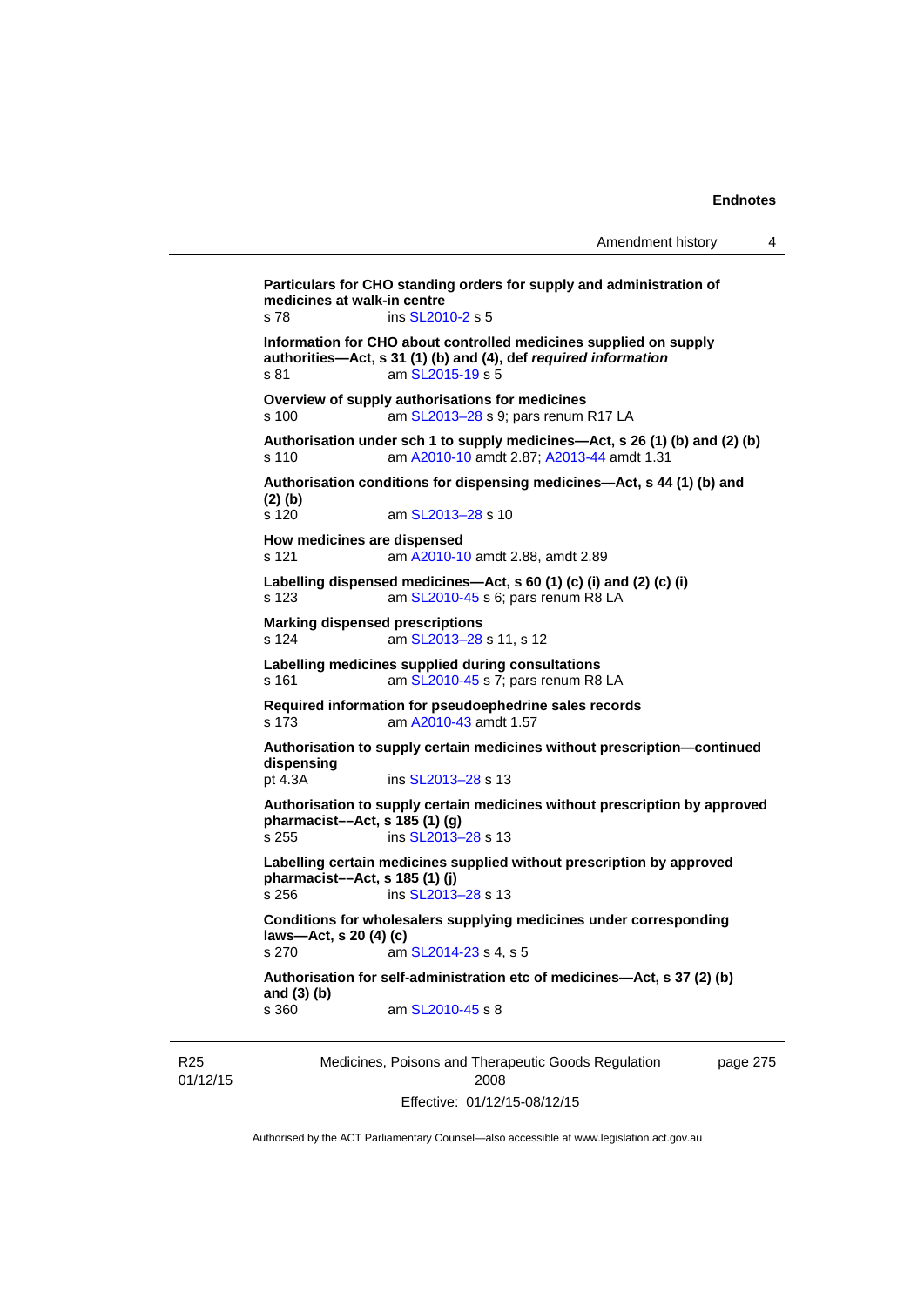**Particulars for CHO standing orders for supply and administration of medicines at walk-in centre**
s 78 ins SL2010-2 s 5

**Information for CHO about controlled medicines supplied on supply authorities—Act, s 31 (1) (b) and (4), def *required information***
s 81 am SL2015-19 s 5

**Overview of supply authorisations for medicines**
s 100 am SL2013–28 s 9; pars renum R17 LA

**Authorisation under sch 1 to supply medicines—Act, s 26 (1) (b) and (2) (b)**
s 110 am A2010-10 amdt 2.87; A2013-44 amdt 1.31

**Authorisation conditions for dispensing medicines—Act, s 44 (1) (b) and (2) (b)**
s 120 am SL2013–28 s 10

**How medicines are dispensed**
s 121 am A2010-10 amdt 2.88, amdt 2.89

**Labelling dispensed medicines—Act, s 60 (1) (c) (i) and (2) (c) (i)**
s 123 am SL2010-45 s 6; pars renum R8 LA

**Marking dispensed prescriptions**
s 124 am SL2013–28 s 11, s 12

**Labelling medicines supplied during consultations**
s 161 am SL2010-45 s 7; pars renum R8 LA

**Required information for pseudoephedrine sales records**
s 173 am A2010-43 amdt 1.57

**Authorisation to supply certain medicines without prescription—continued dispensing**
pt 4.3A ins SL2013–28 s 13

**Authorisation to supply certain medicines without prescription by approved pharmacist––Act, s 185 (1) (g)**
s 255 ins SL2013–28 s 13

**Labelling certain medicines supplied without prescription by approved pharmacist––Act, s 185 (1) (j)**
s 256 ins SL2013–28 s 13

**Conditions for wholesalers supplying medicines under corresponding laws—Act, s 20 (4) (c)**
s 270 am SL2014-23 s 4, s 5

**Authorisation for self-administration etc of medicines—Act, s 37 (2) (b) and (3) (b)**
s 360 am SL2010-45 s 8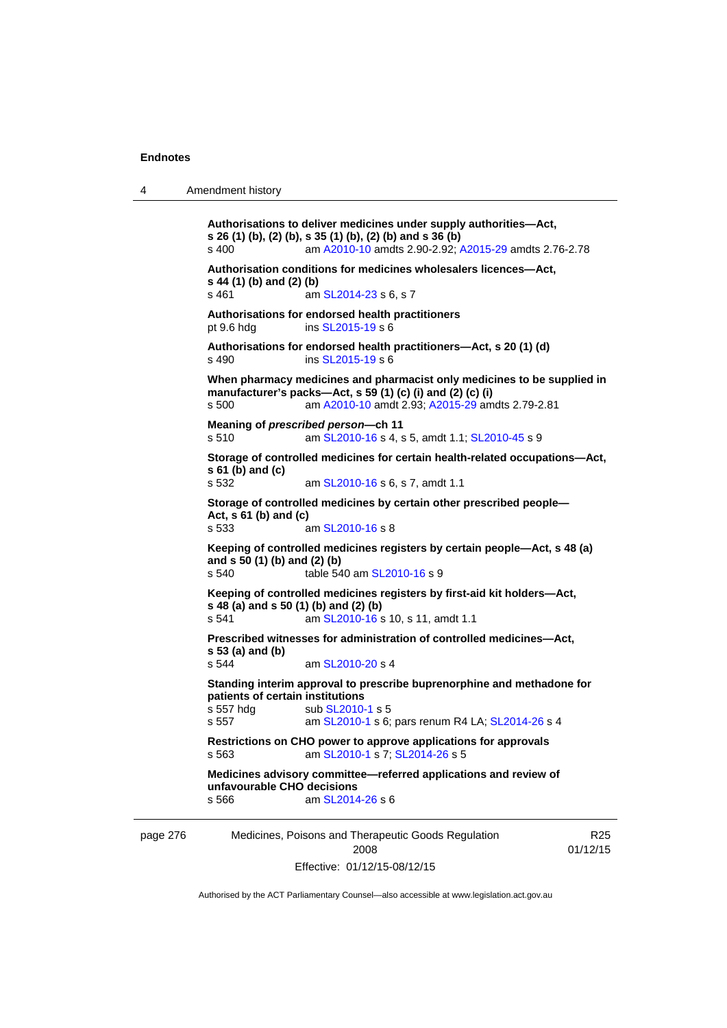**Authorisations to deliver medicines under supply authorities—Act, s 26 (1) (b), (2) (b), s 35 (1) (b), (2) (b) and s 36 (b)**
s 400 am A2010-10 amdts 2.90-2.92; A2015-29 amdts 2.76-2.78

**Authorisation conditions for medicines wholesalers licences—Act, s 44 (1) (b) and (2) (b)**
s 461 am SL2014-23 s 6, s 7

**Authorisations for endorsed health practitioners**
pt 9.6 hdg ins SL2015-19 s 6

**Authorisations for endorsed health practitioners—Act, s 20 (1) (d)**
s 490 ins SL2015-19 s 6

**When pharmacy medicines and pharmacist only medicines to be supplied in manufacturer's packs—Act, s 59 (1) (c) (i) and (2) (c) (i)**
s 500 am A2010-10 amdt 2.93; A2015-29 amdts 2.79-2.81

**Meaning of *prescribed person*—ch 11**
s 510 am SL2010-16 s 4, s 5, amdt 1.1; SL2010-45 s 9

**Storage of controlled medicines for certain health-related occupations—Act, s 61 (b) and (c)**
s 532 am SL2010-16 s 6, s 7, amdt 1.1

**Storage of controlled medicines by certain other prescribed people—Act, s 61 (b) and (c)**
s 533 am SL2010-16 s 8

**Keeping of controlled medicines registers by certain people—Act, s 48 (a) and s 50 (1) (b) and (2) (b)**
s 540 table 540 am SL2010-16 s 9

**Keeping of controlled medicines registers by first-aid kit holders—Act, s 48 (a) and s 50 (1) (b) and (2) (b)**
s 541 am SL2010-16 s 10, s 11, amdt 1.1

**Prescribed witnesses for administration of controlled medicines—Act, s 53 (a) and (b)**
s 544 am SL2010-20 s 4

**Standing interim approval to prescribe buprenorphine and methadone for patients of certain institutions**
s 557 hdg sub SL2010-1 s 5
s 557 am SL2010-1 s 6; pars renum R4 LA; SL2014-26 s 4

**Restrictions on CHO power to approve applications for approvals**
s 563 am SL2010-1 s 7; SL2014-26 s 5

**Medicines advisory committee—referred applications and review of unfavourable CHO decisions**
s 566 am SL2014-26 s 6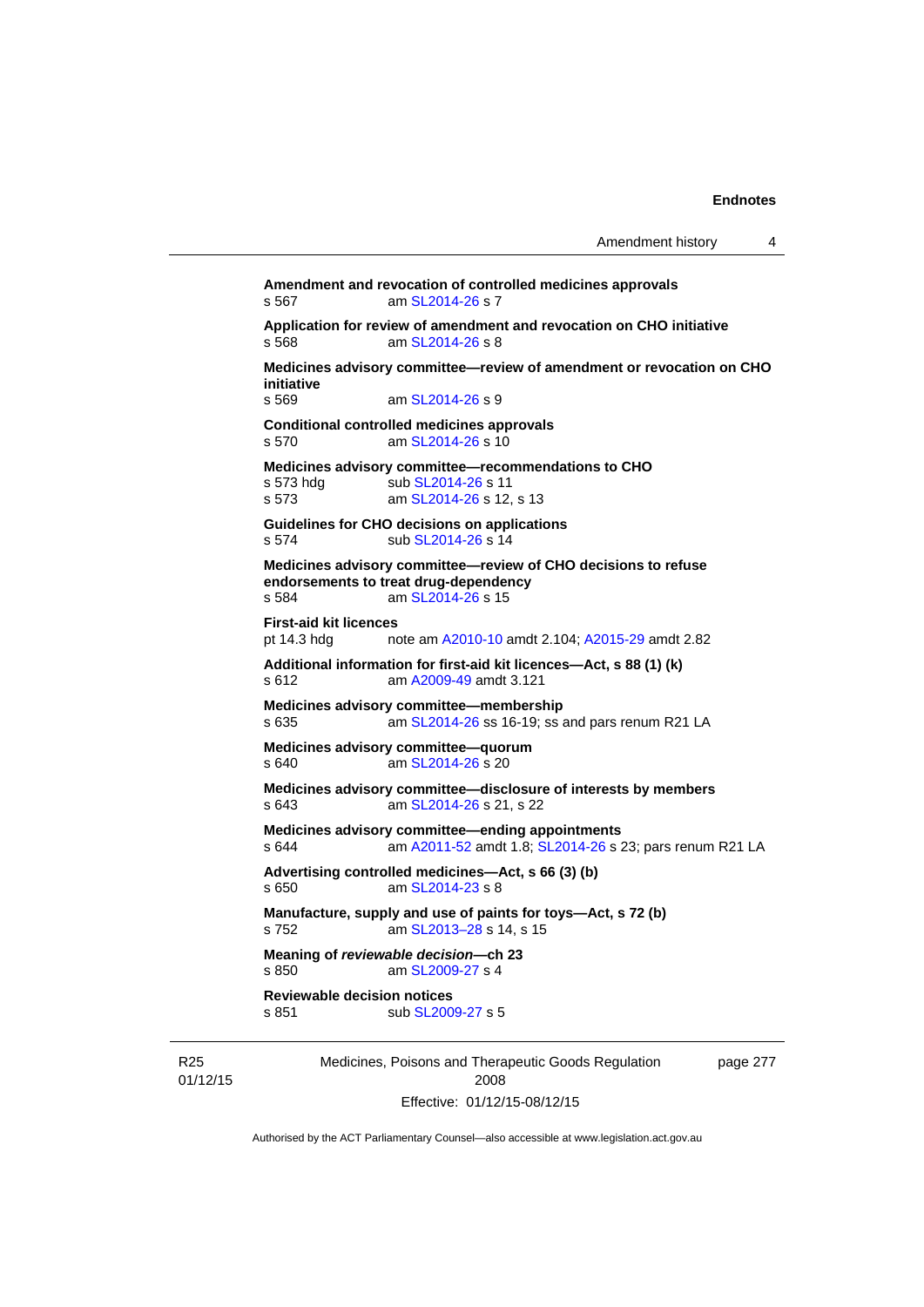**Amendment and revocation of controlled medicines approvals**
s 567 am SL2014-26 s 7

**Application for review of amendment and revocation on CHO initiative**
s 568 am SL2014-26 s 8

**Medicines advisory committee—review of amendment or revocation on CHO initiative**
s 569 am SL2014-26 s 9

**Conditional controlled medicines approvals**
s 570 am SL2014-26 s 10

**Medicines advisory committee—recommendations to CHO**
s 573 hdg sub SL2014-26 s 11
s 573 am SL2014-26 s 12, s 13

**Guidelines for CHO decisions on applications**
s 574 sub SL2014-26 s 14

**Medicines advisory committee—review of CHO decisions to refuse endorsements to treat drug-dependency**
s 584 am SL2014-26 s 15

**First-aid kit licences**
pt 14.3 hdg note am A2010-10 amdt 2.104; A2015-29 amdt 2.82

**Additional information for first-aid kit licences—Act, s 88 (1) (k)**
s 612 am A2009-49 amdt 3.121

**Medicines advisory committee—membership**
s 635 am SL2014-26 ss 16-19; ss and pars renum R21 LA

**Medicines advisory committee—quorum**
s 640 am SL2014-26 s 20

**Medicines advisory committee—disclosure of interests by members**
s 643 am SL2014-26 s 21, s 22

**Medicines advisory committee—ending appointments**
s 644 am A2011-52 amdt 1.8; SL2014-26 s 23; pars renum R21 LA

**Advertising controlled medicines—Act, s 66 (3) (b)**
s 650 am SL2014-23 s 8

**Manufacture, supply and use of paints for toys—Act, s 72 (b)**
s 752 am SL2013–28 s 14, s 15

**Meaning of *reviewable decision*—ch 23**
s 850 am SL2009-27 s 4

**Reviewable decision notices**
s 851 sub SL2009-27 s 5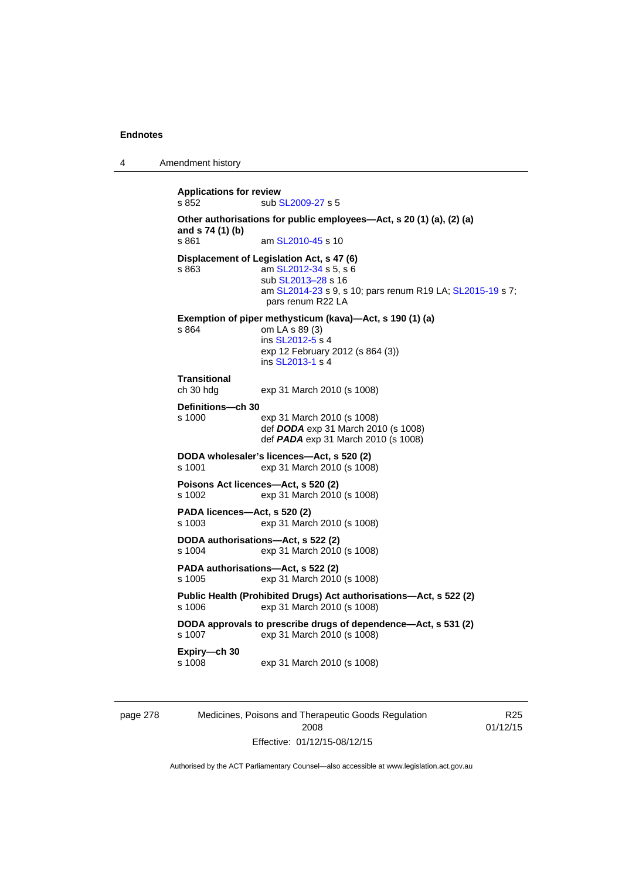**Applications for review**
s 852 sub SL2009-27 s 5

**Other authorisations for public employees—Act, s 20 (1) (a), (2) (a) and s 74 (1) (b)**
s 861 am SL2010-45 s 10

**Displacement of Legislation Act, s 47 (6)**
s 863 am SL2012-34 s 5, s 6
sub SL2013–28 s 16
am SL2014-23 s 9, s 10; pars renum R19 LA; SL2015-19 s 7; pars renum R22 LA

**Exemption of piper methysticum (kava)—Act, s 190 (1) (a)**
s 864 om LA s 89 (3)
ins SL2012-5 s 4
exp 12 February 2012 (s 864 (3))
ins SL2013-1 s 4

**Transitional**
ch 30 hdg exp 31 March 2010 (s 1008)

**Definitions—ch 30**
s 1000 exp 31 March 2010 (s 1008)
def ***DODA*** exp 31 March 2010 (s 1008)
def ***PADA*** exp 31 March 2010 (s 1008)

**DODA wholesaler's licences—Act, s 520 (2)**
s 1001 exp 31 March 2010 (s 1008)

**Poisons Act licences—Act, s 520 (2)**
s 1002 exp 31 March 2010 (s 1008)

**PADA licences—Act, s 520 (2)**
s 1003 exp 31 March 2010 (s 1008)

**DODA authorisations—Act, s 522 (2)**
s 1004 exp 31 March 2010 (s 1008)

**PADA authorisations—Act, s 522 (2)**
s 1005 exp 31 March 2010 (s 1008)

**Public Health (Prohibited Drugs) Act authorisations—Act, s 522 (2)**
s 1006 exp 31 March 2010 (s 1008)

**DODA approvals to prescribe drugs of dependence—Act, s 531 (2)**
s 1007 exp 31 March 2010 (s 1008)

**Expiry—ch 30**
s 1008 exp 31 March 2010 (s 1008)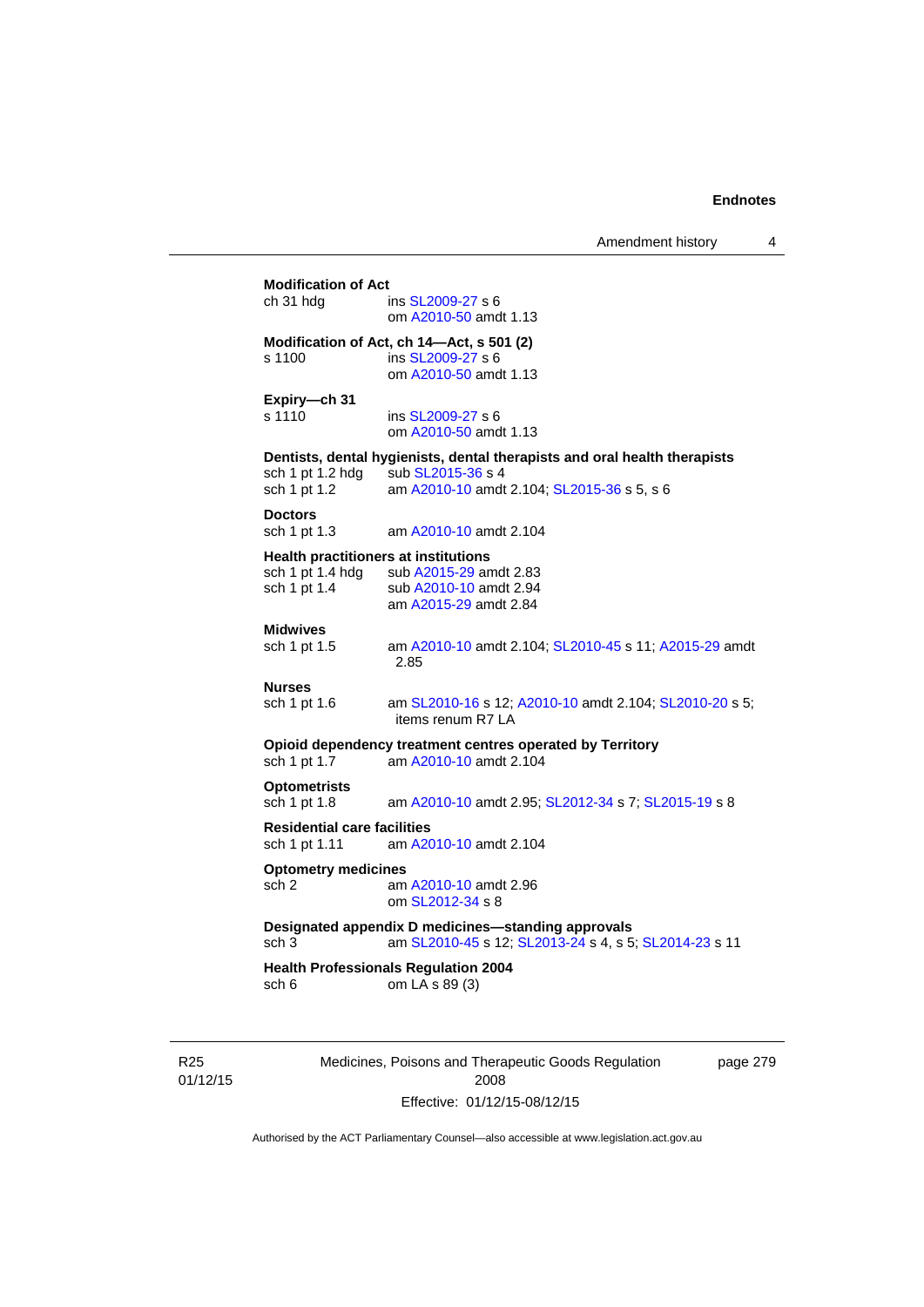**Modification of Act**

ch 31 hdg ins SL2009-27 s 6
om A2010-50 amdt 1.13

**Modification of Act, ch 14—Act, s 501 (2)**

s 1100 ins SL2009-27 s 6
om A2010-50 amdt 1.13

**Expiry—ch 31**

s 1110 ins SL2009-27 s 6
om A2010-50 amdt 1.13

**Dentists, dental hygienists, dental therapists and oral health therapists**

sch 1 pt 1.2 hdg sub SL2015-36 s 4

sch 1 pt 1.2 am A2010-10 amdt 2.104; SL2015-36 s 5, s 6

**Doctors**

sch 1 pt 1.3 am A2010-10 amdt 2.104

**Health practitioners at institutions**

sch 1 pt 1.4 hdg sub A2015-29 amdt 2.83

sch 1 pt 1.4 sub A2010-10 amdt 2.94
am A2015-29 amdt 2.84

**Midwives**

sch 1 pt 1.5 am A2010-10 amdt 2.104; SL2010-45 s 11; A2015-29 amdt 2.85

**Nurses**

sch 1 pt 1.6 am SL2010-16 s 12; A2010-10 amdt 2.104; SL2010-20 s 5; items renum R7 LA

**Opioid dependency treatment centres operated by Territory**

sch 1 pt 1.7 am A2010-10 amdt 2.104

**Optometrists**

sch 1 pt 1.8 am A2010-10 amdt 2.95; SL2012-34 s 7; SL2015-19 s 8

**Residential care facilities**

sch 1 pt 1.11 am A2010-10 amdt 2.104

**Optometry medicines**

sch 2 am A2010-10 amdt 2.96
om SL2012-34 s 8

**Designated appendix D medicines—standing approvals**

sch 3 am SL2010-45 s 12; SL2013-24 s 4, s 5; SL2014-23 s 11

**Health Professionals Regulation 2004**

sch 6 om LA s 89 (3)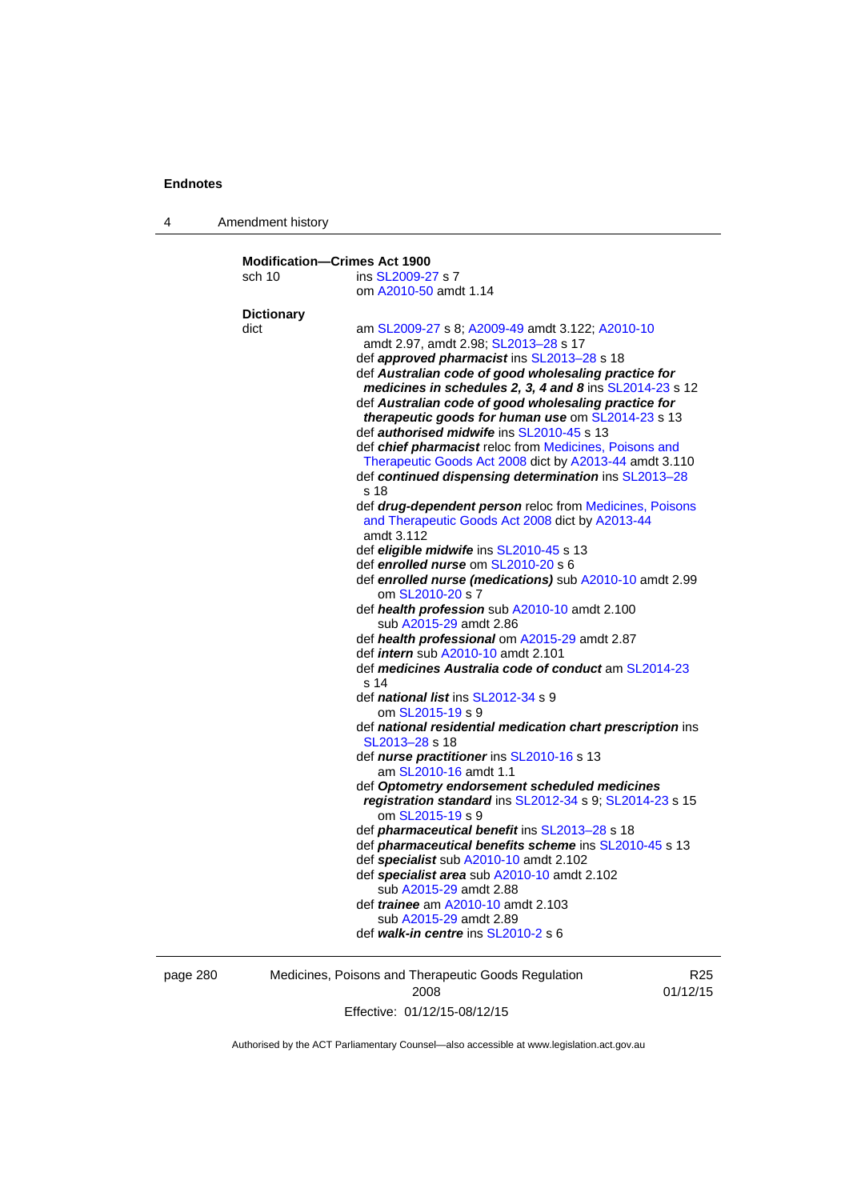**Modification—Crimes Act 1900**

sch 10 ins SL2009-27 s 7
om A2010-50 amdt 1.14

**Dictionary**

dict am SL2009-27 s 8; A2009-49 amdt 3.122; A2010-10 amdt 2.97, amdt 2.98; SL2013–28 s 17

def ***approved pharmacist*** ins SL2013–28 s 18

def ***Australian code of good wholesaling practice for medicines in schedules 2, 3, 4 and 8*** ins SL2014-23 s 12

def ***Australian code of good wholesaling practice for therapeutic goods for human use*** om SL2014-23 s 13

def ***authorised midwife*** ins SL2010-45 s 13

def ***chief pharmacist*** reloc from Medicines, Poisons and Therapeutic Goods Act 2008 dict by A2013-44 amdt 3.110

def ***continued dispensing determination*** ins SL2013–28 s 18

def ***drug-dependent person*** reloc from Medicines, Poisons and Therapeutic Goods Act 2008 dict by A2013-44 amdt 3.112

def ***eligible midwife*** ins SL2010-45 s 13

def ***enrolled nurse*** om SL2010-20 s 6

def ***enrolled nurse (medications)*** sub A2010-10 amdt 2.99
om SL2010-20 s 7

def ***health profession*** sub A2010-10 amdt 2.100
sub A2015-29 amdt 2.86

def ***health professional*** om A2015-29 amdt 2.87

def ***intern*** sub A2010-10 amdt 2.101

def ***medicines Australia code of conduct*** am SL2014-23 s 14

def ***national list*** ins SL2012-34 s 9
om SL2015-19 s 9

def ***national residential medication chart prescription*** ins SL2013–28 s 18

def ***nurse practitioner*** ins SL2010-16 s 13
am SL2010-16 amdt 1.1

def ***Optometry endorsement scheduled medicines registration standard*** ins SL2012-34 s 9; SL2014-23 s 15
om SL2015-19 s 9

def ***pharmaceutical benefit*** ins SL2013–28 s 18

def ***pharmaceutical benefits scheme*** ins SL2010-45 s 13

def ***specialist*** sub A2010-10 amdt 2.102

def ***specialist area*** sub A2010-10 amdt 2.102
sub A2015-29 amdt 2.88

def ***trainee*** am A2010-10 amdt 2.103
sub A2015-29 amdt 2.89

def ***walk-in centre*** ins SL2010-2 s 6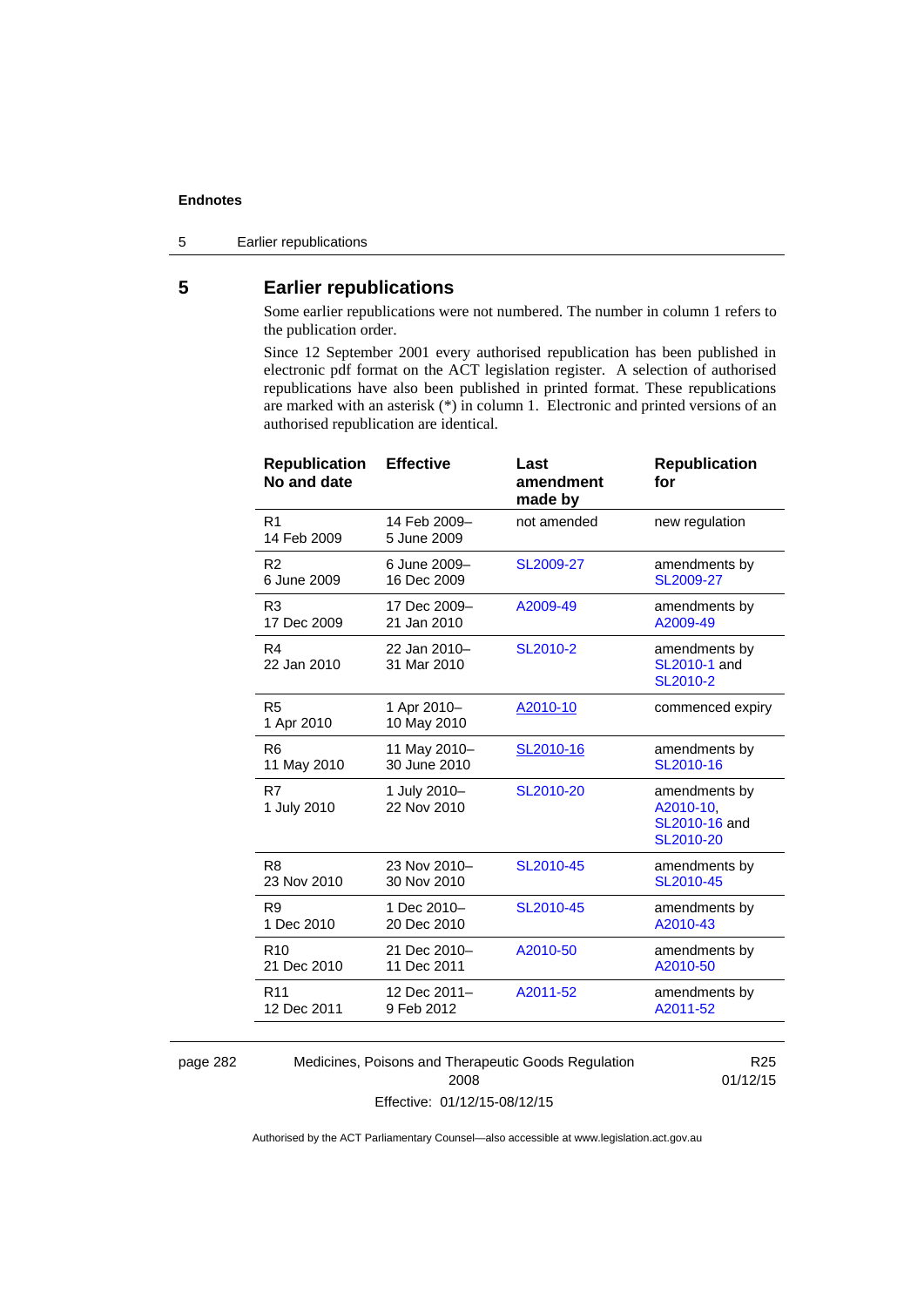## 5 Earlier republications

Some earlier republications were not numbered. The number in column 1 refers to the publication order.

Since 12 September 2001 every authorised republication has been published in electronic pdf format on the ACT legislation register. A selection of authorised republications have also been published in printed format. These republications are marked with an asterisk (*) in column 1. Electronic and printed versions of an authorised republication are identical.

| Republication No and date | Effective | Last amendment made by | Republication for |
|---|---|---|---|
| R1<br>14 Feb 2009 | 14 Feb 2009–<br>5 June 2009 | not amended | new regulation |
| R2<br>6 June 2009 | 6 June 2009–<br>16 Dec 2009 | SL2009-27 | amendments by SL2009-27 |
| R3<br>17 Dec 2009 | 17 Dec 2009–<br>21 Jan 2010 | A2009-49 | amendments by A2009-49 |
| R4<br>22 Jan 2010 | 22 Jan 2010–<br>31 Mar 2010 | SL2010-2 | amendments by SL2010-1 and SL2010-2 |
| R5<br>1 Apr 2010 | 1 Apr 2010–<br>10 May 2010 | A2010-10 | commenced expiry |
| R6<br>11 May 2010 | 11 May 2010–<br>30 June 2010 | SL2010-16 | amendments by SL2010-16 |
| R7<br>1 July 2010 | 1 July 2010–<br>22 Nov 2010 | SL2010-20 | amendments by A2010-10, SL2010-16 and SL2010-20 |
| R8<br>23 Nov 2010 | 23 Nov 2010–<br>30 Nov 2010 | SL2010-45 | amendments by SL2010-45 |
| R9<br>1 Dec 2010 | 1 Dec 2010–<br>20 Dec 2010 | SL2010-45 | amendments by A2010-43 |
| R10<br>21 Dec 2010 | 21 Dec 2010–<br>11 Dec 2011 | A2010-50 | amendments by A2010-50 |
| R11<br>12 Dec 2011 | 12 Dec 2011–<br>9 Feb 2012 | A2011-52 | amendments by A2011-52 |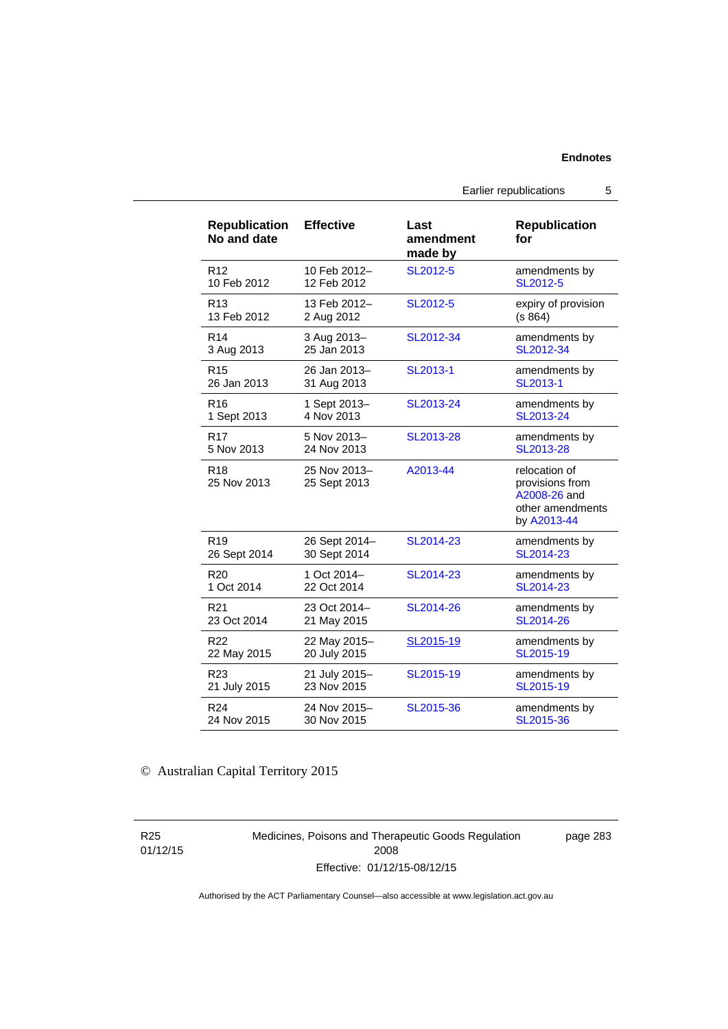| Republication No and date | Effective | Last amendment made by | Republication for |
|---|---|---|---|
| R12 10 Feb 2012 | 10 Feb 2012– 12 Feb 2012 | SL2012-5 | amendments by SL2012-5 |
| R13 13 Feb 2012 | 13 Feb 2012– 2 Aug 2012 | SL2012-5 | expiry of provision (s 864) |
| R14 3 Aug 2013 | 3 Aug 2013– 25 Jan 2013 | SL2012-34 | amendments by SL2012-34 |
| R15 26 Jan 2013 | 26 Jan 2013– 31 Aug 2013 | SL2013-1 | amendments by SL2013-1 |
| R16 1 Sept 2013 | 1 Sept 2013– 4 Nov 2013 | SL2013-24 | amendments by SL2013-24 |
| R17 5 Nov 2013 | 5 Nov 2013– 24 Nov 2013 | SL2013-28 | amendments by SL2013-28 |
| R18 25 Nov 2013 | 25 Nov 2013– 25 Sept 2013 | A2013-44 | relocation of provisions from A2008-26 and other amendments by A2013-44 |
| R19 26 Sept 2014 | 26 Sept 2014– 30 Sept 2014 | SL2014-23 | amendments by SL2014-23 |
| R20 1 Oct 2014 | 1 Oct 2014– 22 Oct 2014 | SL2014-23 | amendments by SL2014-23 |
| R21 23 Oct 2014 | 23 Oct 2014– 21 May 2015 | SL2014-26 | amendments by SL2014-26 |
| R22 22 May 2015 | 22 May 2015– 20 July 2015 | SL2015-19 | amendments by SL2015-19 |
| R23 21 July 2015 | 21 July 2015– 23 Nov 2015 | SL2015-19 | amendments by SL2015-19 |
| R24 24 Nov 2015 | 24 Nov 2015– 30 Nov 2015 | SL2015-36 | amendments by SL2015-36 |

© Australian Capital Territory 2015